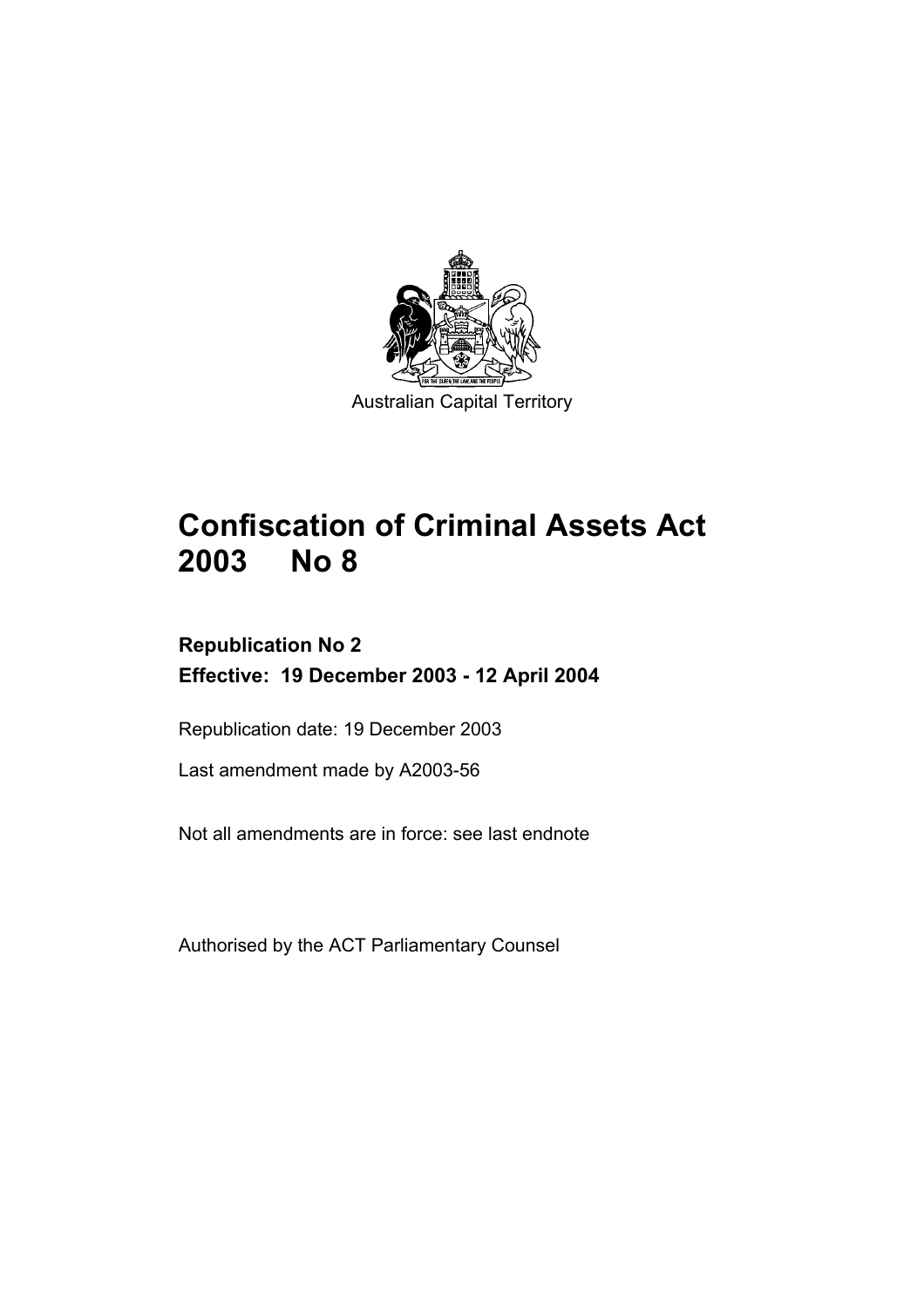Australian Capital Territory

# Confiscation of Criminal Assets Act 2003 No 8

**Republication No 2**

**Effective: 19 December 2003 - 12 April 2004**

Republication date: 19 December 2003

Last amendment made by A2003-56

Not all amendments are in force: see last endnote

Authorised by the ACT Parliamentary Counsel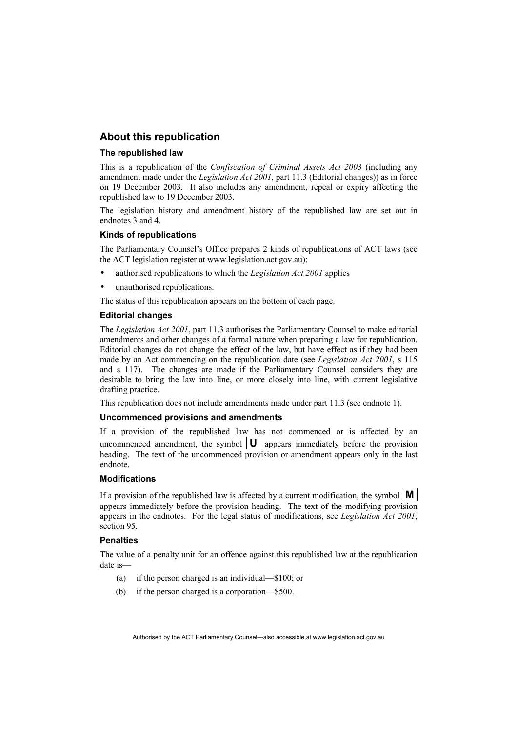## About this republication

### The republished law

This is a republication of the *Confiscation of Criminal Assets Act 2003* (including any amendment made under the *Legislation Act 2001*, part 11.3 (Editorial changes)) as in force on 19 December 2003. It also includes any amendment, repeal or expiry affecting the republished law to 19 December 2003.

The legislation history and amendment history of the republished law are set out in endnotes 3 and 4.

### Kinds of republications

The Parliamentary Counsel's Office prepares 2 kinds of republications of ACT laws (see the ACT legislation register at www.legislation.act.gov.au):

- authorised republications to which the *Legislation Act 2001* applies
- unauthorised republications.

The status of this republication appears on the bottom of each page.

### Editorial changes

The *Legislation Act 2001*, part 11.3 authorises the Parliamentary Counsel to make editorial amendments and other changes of a formal nature when preparing a law for republication. Editorial changes do not change the effect of the law, but have effect as if they had been made by an Act commencing on the republication date (see *Legislation Act 2001*, s 115 and s 117). The changes are made if the Parliamentary Counsel considers they are desirable to bring the law into line, or more closely into line, with current legislative drafting practice.

This republication does not include amendments made under part 11.3 (see endnote 1).

### Uncommenced provisions and amendments

If a provision of the republished law has not commenced or is affected by an uncommenced amendment, the symbol **U** appears immediately before the provision heading. The text of the uncommenced provision or amendment appears only in the last endnote.

### Modifications

If a provision of the republished law is affected by a current modification, the symbol **M** appears immediately before the provision heading. The text of the modifying provision appears in the endnotes. For the legal status of modifications, see *Legislation Act 2001*, section 95.

### Penalties

The value of a penalty unit for an offence against this republished law at the republication date is—

(a) if the person charged is an individual—$100; or

(b) if the person charged is a corporation—$500.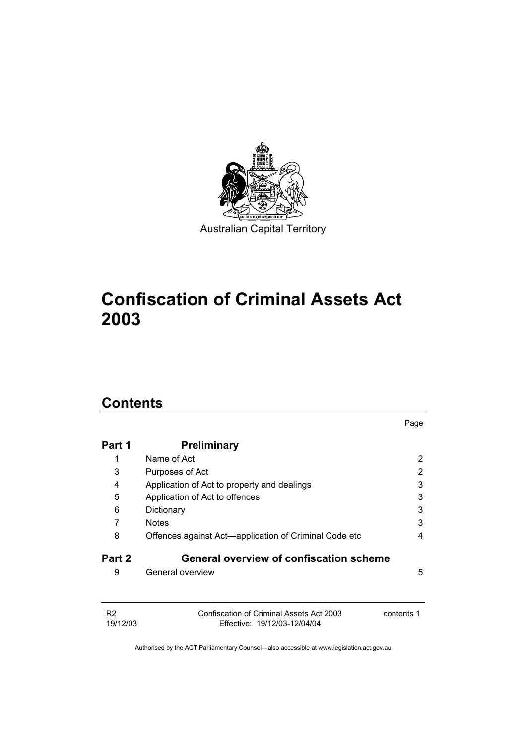Australian Capital Territory

# Confiscation of Criminal Assets Act 2003

## Contents

| | | Page |
|---|---|---|
| **Part 1** | **Preliminary** | |
| 1 | Name of Act | 2 |
| 3 | Purposes of Act | 2 |
| 4 | Application of Act to property and dealings | 3 |
| 5 | Application of Act to offences | 3 |
| 6 | Dictionary | 3 |
| 7 | Notes | 3 |
| 8 | Offences against Act—application of Criminal Code etc | 4 |
| **Part 2** | **General overview of confiscation scheme** | |
| 9 | General overview | 5 |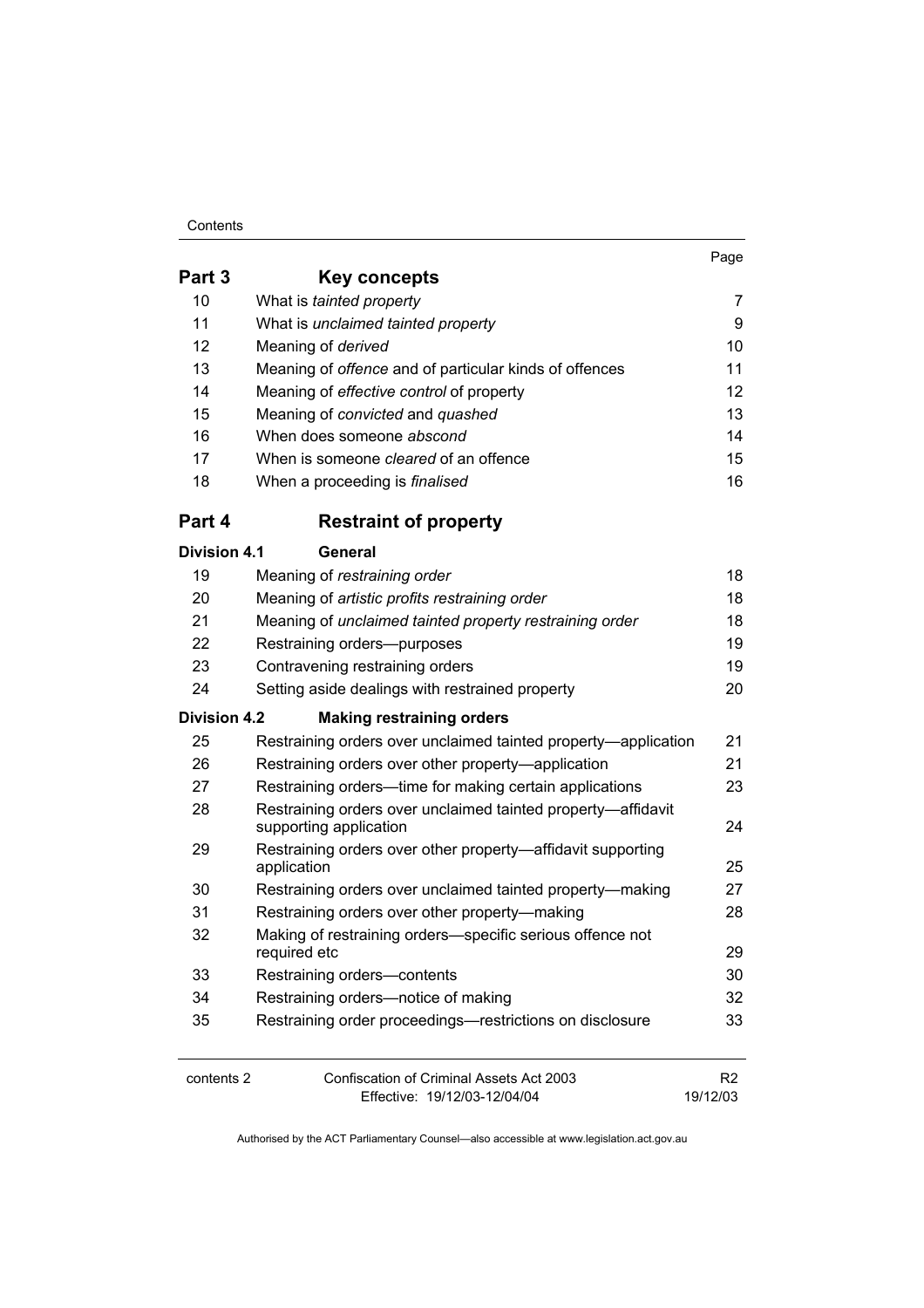| | | Page |
|---|---|---|
| **Part 3** | **Key concepts** | |
| 10 | What is *tainted property* | 7 |
| 11 | What is *unclaimed tainted property* | 9 |
| 12 | Meaning of *derived* | 10 |
| 13 | Meaning of *offence* and of particular kinds of offences | 11 |
| 14 | Meaning of *effective control* of property | 12 |
| 15 | Meaning of *convicted* and *quashed* | 13 |
| 16 | When does someone *abscond* | 14 |
| 17 | When is someone *cleared* of an offence | 15 |
| 18 | When a proceeding is *finalised* | 16 |
| **Part 4** | **Restraint of property** | |
| **Division 4.1** | **General** | |
| 19 | Meaning of *restraining order* | 18 |
| 20 | Meaning of *artistic profits restraining order* | 18 |
| 21 | Meaning of *unclaimed tainted property restraining order* | 18 |
| 22 | Restraining orders—purposes | 19 |
| 23 | Contravening restraining orders | 19 |
| 24 | Setting aside dealings with restrained property | 20 |
| **Division 4.2** | **Making restraining orders** | |
| 25 | Restraining orders over unclaimed tainted property—application | 21 |
| 26 | Restraining orders over other property—application | 21 |
| 27 | Restraining orders—time for making certain applications | 23 |
| 28 | Restraining orders over unclaimed tainted property—affidavit supporting application | 24 |
| 29 | Restraining orders over other property—affidavit supporting application | 25 |
| 30 | Restraining orders over unclaimed tainted property—making | 27 |
| 31 | Restraining orders over other property—making | 28 |
| 32 | Making of restraining orders—specific serious offence not required etc | 29 |
| 33 | Restraining orders—contents | 30 |
| 34 | Restraining orders—notice of making | 32 |
| 35 | Restraining order proceedings—restrictions on disclosure | 33 |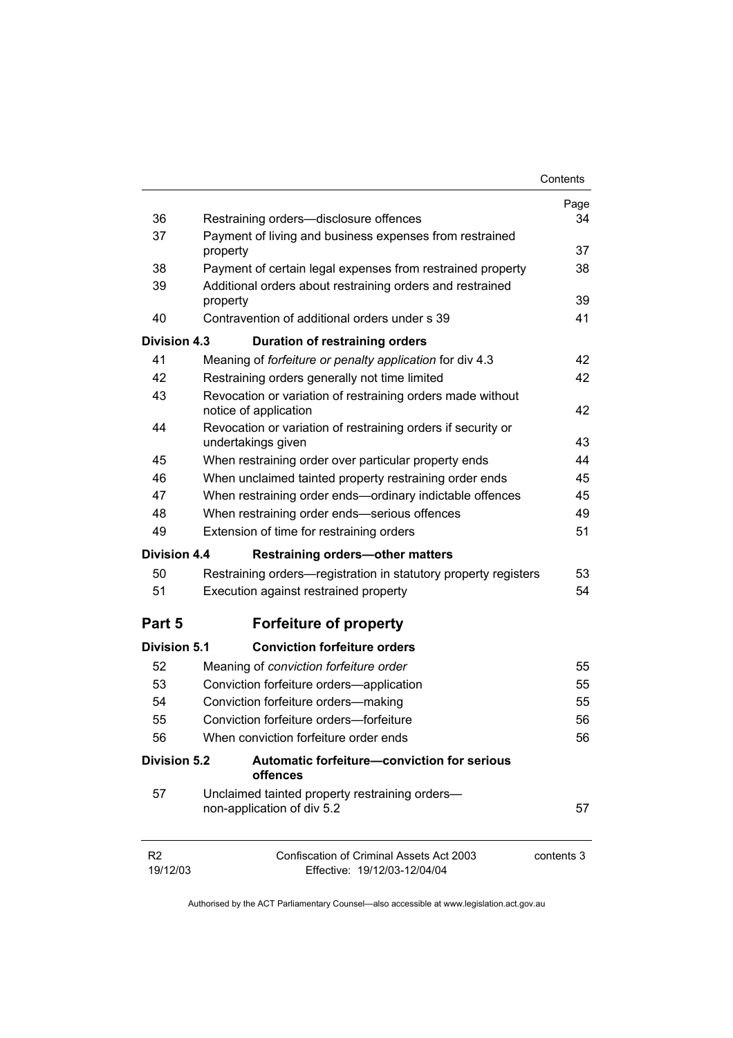| | | Page |
|---|---|---|
| 36 | Restraining orders—disclosure offences | 34 |
| 37 | Payment of living and business expenses from restrained property | 37 |
| 38 | Payment of certain legal expenses from restrained property | 38 |
| 39 | Additional orders about restraining orders and restrained property | 39 |
| 40 | Contravention of additional orders under s 39 | 41 |
| **Division 4.3** | **Duration of restraining orders** | |
| 41 | Meaning of *forfeiture or penalty application* for div 4.3 | 42 |
| 42 | Restraining orders generally not time limited | 42 |
| 43 | Revocation or variation of restraining orders made without notice of application | 42 |
| 44 | Revocation or variation of restraining orders if security or undertakings given | 43 |
| 45 | When restraining order over particular property ends | 44 |
| 46 | When unclaimed tainted property restraining order ends | 45 |
| 47 | When restraining order ends—ordinary indictable offences | 45 |
| 48 | When restraining order ends—serious offences | 49 |
| 49 | Extension of time for restraining orders | 51 |
| **Division 4.4** | **Restraining orders—other matters** | |
| 50 | Restraining orders—registration in statutory property registers | 53 |
| 51 | Execution against restrained property | 54 |
| **Part 5** | **Forfeiture of property** | |
| **Division 5.1** | **Conviction forfeiture orders** | |
| 52 | Meaning of *conviction forfeiture order* | 55 |
| 53 | Conviction forfeiture orders—application | 55 |
| 54 | Conviction forfeiture orders—making | 55 |
| 55 | Conviction forfeiture orders—forfeiture | 56 |
| 56 | When conviction forfeiture order ends | 56 |
| **Division 5.2** | **Automatic forfeiture—conviction for serious offences** | |
| 57 | Unclaimed tainted property restraining orders—non-application of div 5.2 | 57 |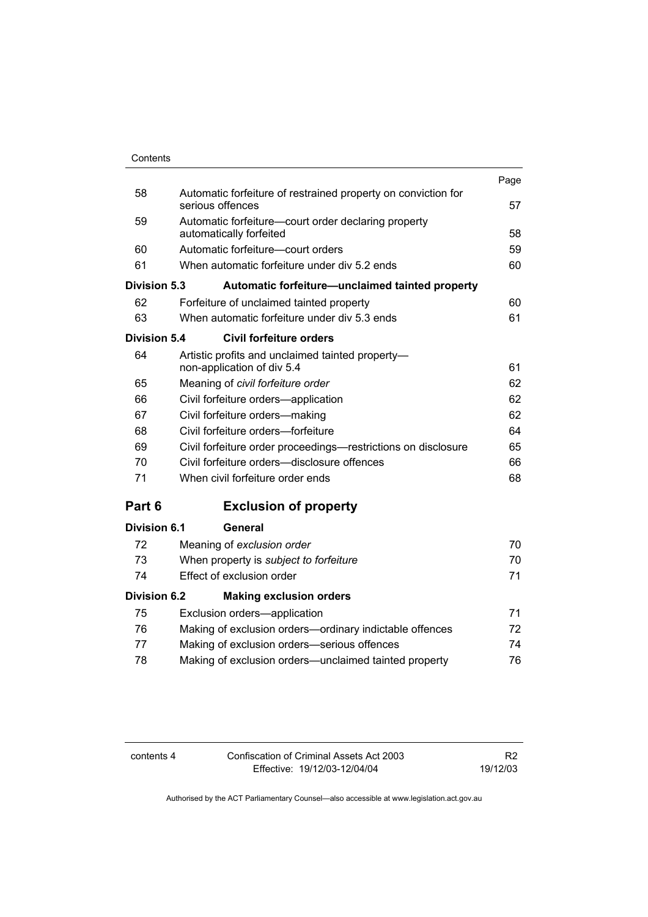| | | Page |
|---|---|---|
| 58 | Automatic forfeiture of restrained property on conviction for serious offences | 57 |
| 59 | Automatic forfeiture—court order declaring property automatically forfeited | 58 |
| 60 | Automatic forfeiture—court orders | 59 |
| 61 | When automatic forfeiture under div 5.2 ends | 60 |
| **Division 5.3** | **Automatic forfeiture—unclaimed tainted property** | |
| 62 | Forfeiture of unclaimed tainted property | 60 |
| 63 | When automatic forfeiture under div 5.3 ends | 61 |
| **Division 5.4** | **Civil forfeiture orders** | |
| 64 | Artistic profits and unclaimed tainted property—non-application of div 5.4 | 61 |
| 65 | Meaning of *civil forfeiture order* | 62 |
| 66 | Civil forfeiture orders—application | 62 |
| 67 | Civil forfeiture orders—making | 62 |
| 68 | Civil forfeiture orders—forfeiture | 64 |
| 69 | Civil forfeiture order proceedings—restrictions on disclosure | 65 |
| 70 | Civil forfeiture orders—disclosure offences | 66 |
| 71 | When civil forfeiture order ends | 68 |

## Part 6 Exclusion of property

| | | |
|---|---|---|
| **Division 6.1** | **General** | |
| 72 | Meaning of *exclusion order* | 70 |
| 73 | When property is *subject to forfeiture* | 70 |
| 74 | Effect of exclusion order | 71 |
| **Division 6.2** | **Making exclusion orders** | |
| 75 | Exclusion orders—application | 71 |
| 76 | Making of exclusion orders—ordinary indictable offences | 72 |
| 77 | Making of exclusion orders—serious offences | 74 |
| 78 | Making of exclusion orders—unclaimed tainted property | 76 |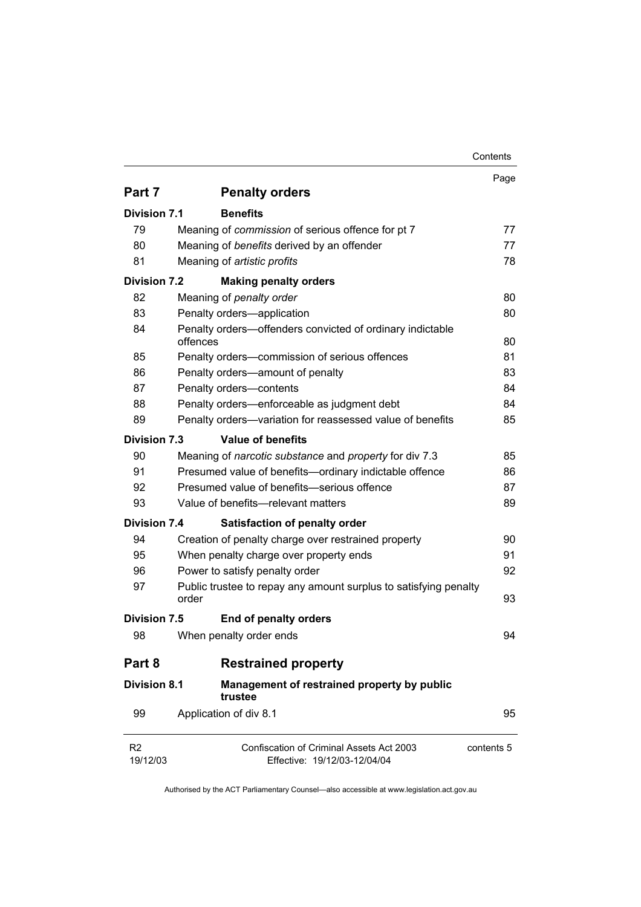| | | Page |
|---|---|---|
| **Part 7** | **Penalty orders** | |
| **Division 7.1** | **Benefits** | |
| 79 | Meaning of *commission* of serious offence for pt 7 | 77 |
| 80 | Meaning of *benefits* derived by an offender | 77 |
| 81 | Meaning of *artistic profits* | 78 |
| **Division 7.2** | **Making penalty orders** | |
| 82 | Meaning of *penalty order* | 80 |
| 83 | Penalty orders—application | 80 |
| 84 | Penalty orders—offenders convicted of ordinary indictable offences | 80 |
| 85 | Penalty orders—commission of serious offences | 81 |
| 86 | Penalty orders—amount of penalty | 83 |
| 87 | Penalty orders—contents | 84 |
| 88 | Penalty orders—enforceable as judgment debt | 84 |
| 89 | Penalty orders—variation for reassessed value of benefits | 85 |
| **Division 7.3** | **Value of benefits** | |
| 90 | Meaning of *narcotic substance* and *property* for div 7.3 | 85 |
| 91 | Presumed value of benefits—ordinary indictable offence | 86 |
| 92 | Presumed value of benefits—serious offence | 87 |
| 93 | Value of benefits—relevant matters | 89 |
| **Division 7.4** | **Satisfaction of penalty order** | |
| 94 | Creation of penalty charge over restrained property | 90 |
| 95 | When penalty charge over property ends | 91 |
| 96 | Power to satisfy penalty order | 92 |
| 97 | Public trustee to repay any amount surplus to satisfying penalty order | 93 |
| **Division 7.5** | **End of penalty orders** | |
| 98 | When penalty order ends | 94 |
| **Part 8** | **Restrained property** | |
| **Division 8.1** | **Management of restrained property by public trustee** | |
| 99 | Application of div 8.1 | 95 |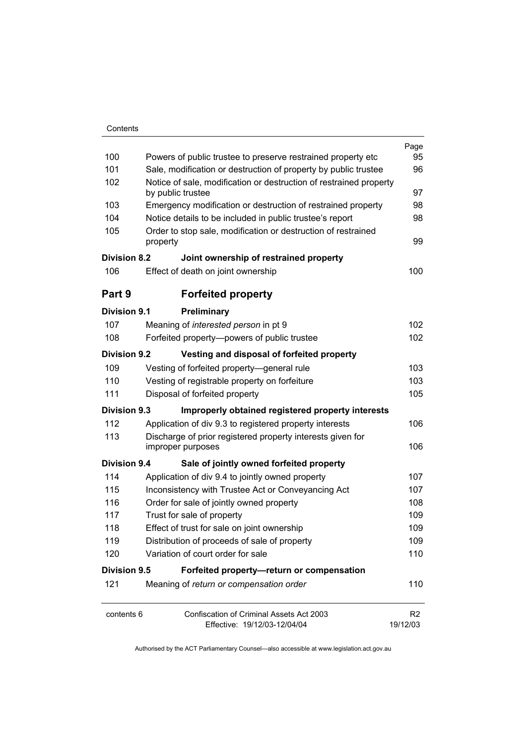| | | Page |
|---|---|---|
| 100 | Powers of public trustee to preserve restrained property etc | 95 |
| 101 | Sale, modification or destruction of property by public trustee | 96 |
| 102 | Notice of sale, modification or destruction of restrained property by public trustee | 97 |
| 103 | Emergency modification or destruction of restrained property | 98 |
| 104 | Notice details to be included in public trustee's report | 98 |
| 105 | Order to stop sale, modification or destruction of restrained property | 99 |
| **Division 8.2** | **Joint ownership of restrained property** | |
| 106 | Effect of death on joint ownership | 100 |
| **Part 9** | **Forfeited property** | |
| **Division 9.1** | **Preliminary** | |
| 107 | Meaning of *interested person* in pt 9 | 102 |
| 108 | Forfeited property—powers of public trustee | 102 |
| **Division 9.2** | **Vesting and disposal of forfeited property** | |
| 109 | Vesting of forfeited property—general rule | 103 |
| 110 | Vesting of registrable property on forfeiture | 103 |
| 111 | Disposal of forfeited property | 105 |
| **Division 9.3** | **Improperly obtained registered property interests** | |
| 112 | Application of div 9.3 to registered property interests | 106 |
| 113 | Discharge of prior registered property interests given for improper purposes | 106 |
| **Division 9.4** | **Sale of jointly owned forfeited property** | |
| 114 | Application of div 9.4 to jointly owned property | 107 |
| 115 | Inconsistency with Trustee Act or Conveyancing Act | 107 |
| 116 | Order for sale of jointly owned property | 108 |
| 117 | Trust for sale of property | 109 |
| 118 | Effect of trust for sale on joint ownership | 109 |
| 119 | Distribution of proceeds of sale of property | 109 |
| 120 | Variation of court order for sale | 110 |
| **Division 9.5** | **Forfeited property—return or compensation** | |
| 121 | Meaning of *return or compensation order* | 110 |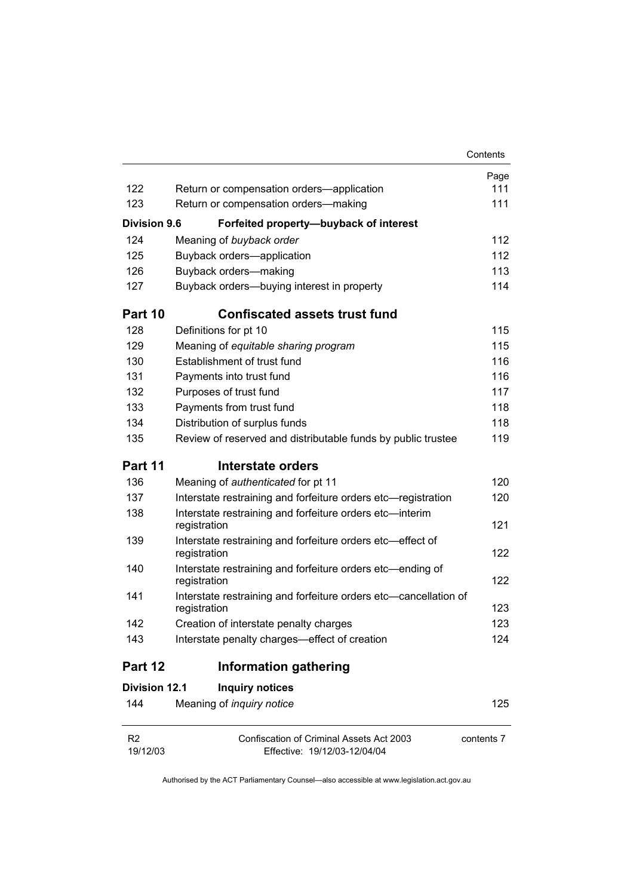| | | Page |
|---|---|---|
| 122 | Return or compensation orders—application | 111 |
| 123 | Return or compensation orders—making | 111 |
| **Division 9.6** | **Forfeited property—buyback of interest** | |
| 124 | Meaning of *buyback order* | 112 |
| 125 | Buyback orders—application | 112 |
| 126 | Buyback orders—making | 113 |
| 127 | Buyback orders—buying interest in property | 114 |
| **Part 10** | **Confiscated assets trust fund** | |
| 128 | Definitions for pt 10 | 115 |
| 129 | Meaning of *equitable sharing program* | 115 |
| 130 | Establishment of trust fund | 116 |
| 131 | Payments into trust fund | 116 |
| 132 | Purposes of trust fund | 117 |
| 133 | Payments from trust fund | 118 |
| 134 | Distribution of surplus funds | 118 |
| 135 | Review of reserved and distributable funds by public trustee | 119 |
| **Part 11** | **Interstate orders** | |
| 136 | Meaning of *authenticated* for pt 11 | 120 |
| 137 | Interstate restraining and forfeiture orders etc—registration | 120 |
| 138 | Interstate restraining and forfeiture orders etc—interim registration | 121 |
| 139 | Interstate restraining and forfeiture orders etc—effect of registration | 122 |
| 140 | Interstate restraining and forfeiture orders etc—ending of registration | 122 |
| 141 | Interstate restraining and forfeiture orders etc—cancellation of registration | 123 |
| 142 | Creation of interstate penalty charges | 123 |
| 143 | Interstate penalty charges—effect of creation | 124 |
| **Part 12** | **Information gathering** | |
| **Division 12.1** | **Inquiry notices** | |
| 144 | Meaning of *inquiry notice* | 125 |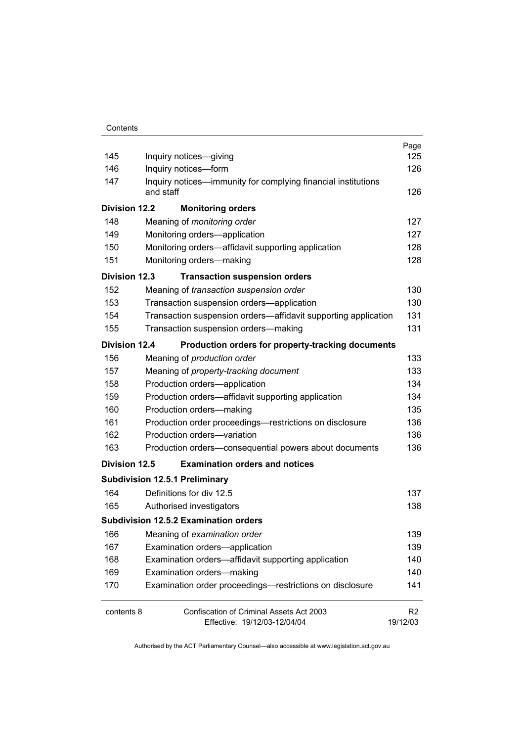| | | Page |
|---|---|---|
| 145 | Inquiry notices—giving | 125 |
| 146 | Inquiry notices—form | 126 |
| 147 | Inquiry notices—immunity for complying financial institutions and staff | 126 |
| **Division 12.2** | **Monitoring orders** | |
| 148 | Meaning of *monitoring order* | 127 |
| 149 | Monitoring orders—application | 127 |
| 150 | Monitoring orders—affidavit supporting application | 128 |
| 151 | Monitoring orders—making | 128 |
| **Division 12.3** | **Transaction suspension orders** | |
| 152 | Meaning of *transaction suspension order* | 130 |
| 153 | Transaction suspension orders—application | 130 |
| 154 | Transaction suspension orders—affidavit supporting application | 131 |
| 155 | Transaction suspension orders—making | 131 |
| **Division 12.4** | **Production orders for property-tracking documents** | |
| 156 | Meaning of *production order* | 133 |
| 157 | Meaning of *property-tracking document* | 133 |
| 158 | Production orders—application | 134 |
| 159 | Production orders—affidavit supporting application | 134 |
| 160 | Production orders—making | 135 |
| 161 | Production order proceedings—restrictions on disclosure | 136 |
| 162 | Production orders—variation | 136 |
| 163 | Production orders—consequential powers about documents | 136 |
| **Division 12.5** | **Examination orders and notices** | |
| **Subdivision 12.5.1 Preliminary** | | |
| 164 | Definitions for div 12.5 | 137 |
| 165 | Authorised investigators | 138 |
| **Subdivision 12.5.2 Examination orders** | | |
| 166 | Meaning of *examination order* | 139 |
| 167 | Examination orders—application | 139 |
| 168 | Examination orders—affidavit supporting application | 140 |
| 169 | Examination orders—making | 140 |
| 170 | Examination order proceedings—restrictions on disclosure | 141 |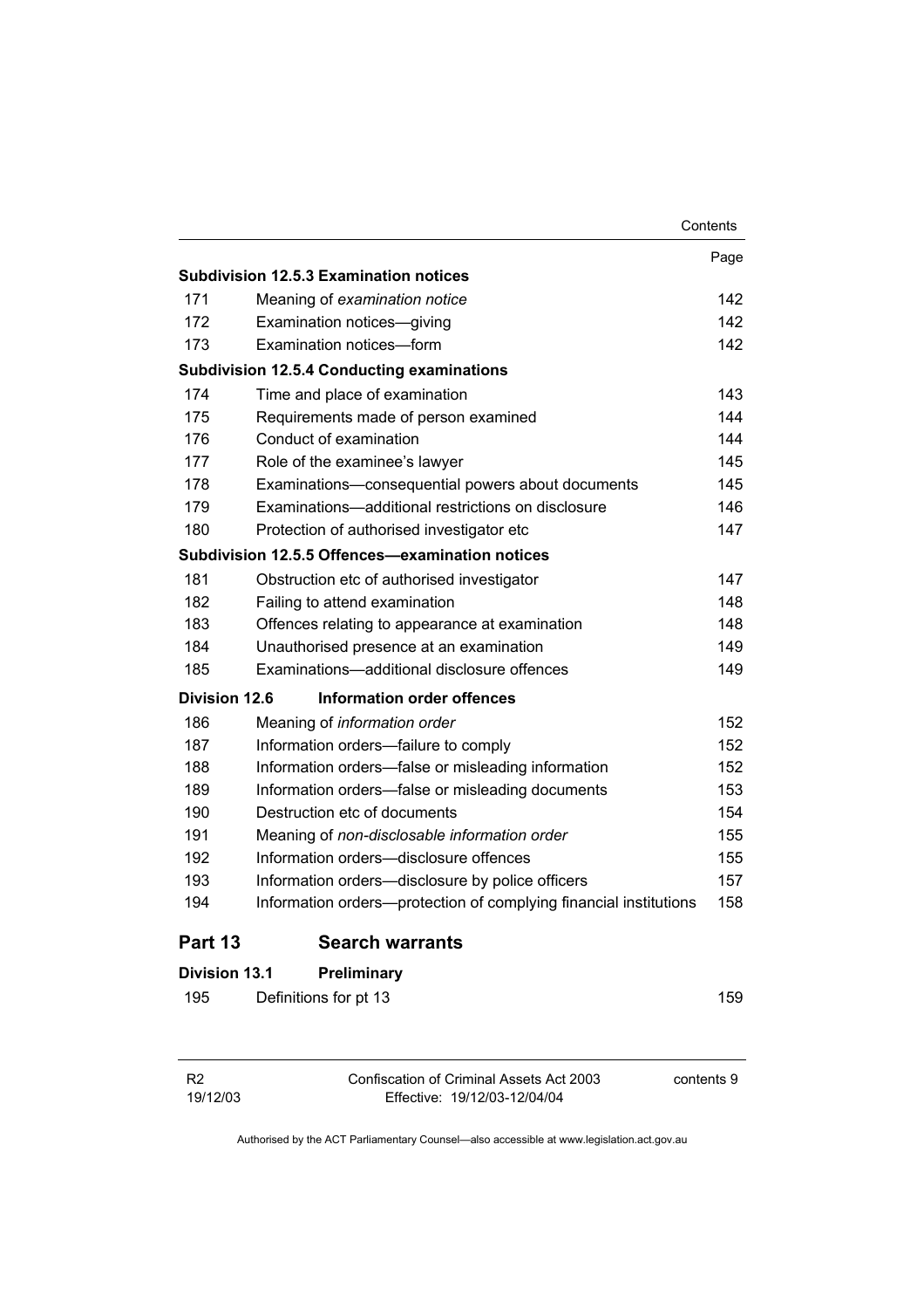| | | Page |
|---|---|---|
| **Subdivision 12.5.3 Examination notices** | | |
| 171 | Meaning of *examination notice* | 142 |
| 172 | Examination notices—giving | 142 |
| 173 | Examination notices—form | 142 |
| **Subdivision 12.5.4 Conducting examinations** | | |
| 174 | Time and place of examination | 143 |
| 175 | Requirements made of person examined | 144 |
| 176 | Conduct of examination | 144 |
| 177 | Role of the examinee's lawyer | 145 |
| 178 | Examinations—consequential powers about documents | 145 |
| 179 | Examinations—additional restrictions on disclosure | 146 |
| 180 | Protection of authorised investigator etc | 147 |
| **Subdivision 12.5.5 Offences—examination notices** | | |
| 181 | Obstruction etc of authorised investigator | 147 |
| 182 | Failing to attend examination | 148 |
| 183 | Offences relating to appearance at examination | 148 |
| 184 | Unauthorised presence at an examination | 149 |
| 185 | Examinations—additional disclosure offences | 149 |
| **Division 12.6** | **Information order offences** | |
| 186 | Meaning of *information order* | 152 |
| 187 | Information orders—failure to comply | 152 |
| 188 | Information orders—false or misleading information | 152 |
| 189 | Information orders—false or misleading documents | 153 |
| 190 | Destruction etc of documents | 154 |
| 191 | Meaning of *non-disclosable information order* | 155 |
| 192 | Information orders—disclosure offences | 155 |
| 193 | Information orders—disclosure by police officers | 157 |
| 194 | Information orders—protection of complying financial institutions | 158 |

## Part 13 Search warrants

| | | |
|---|---|---|
| **Division 13.1** | **Preliminary** | |
| 195 | Definitions for pt 13 | 159 |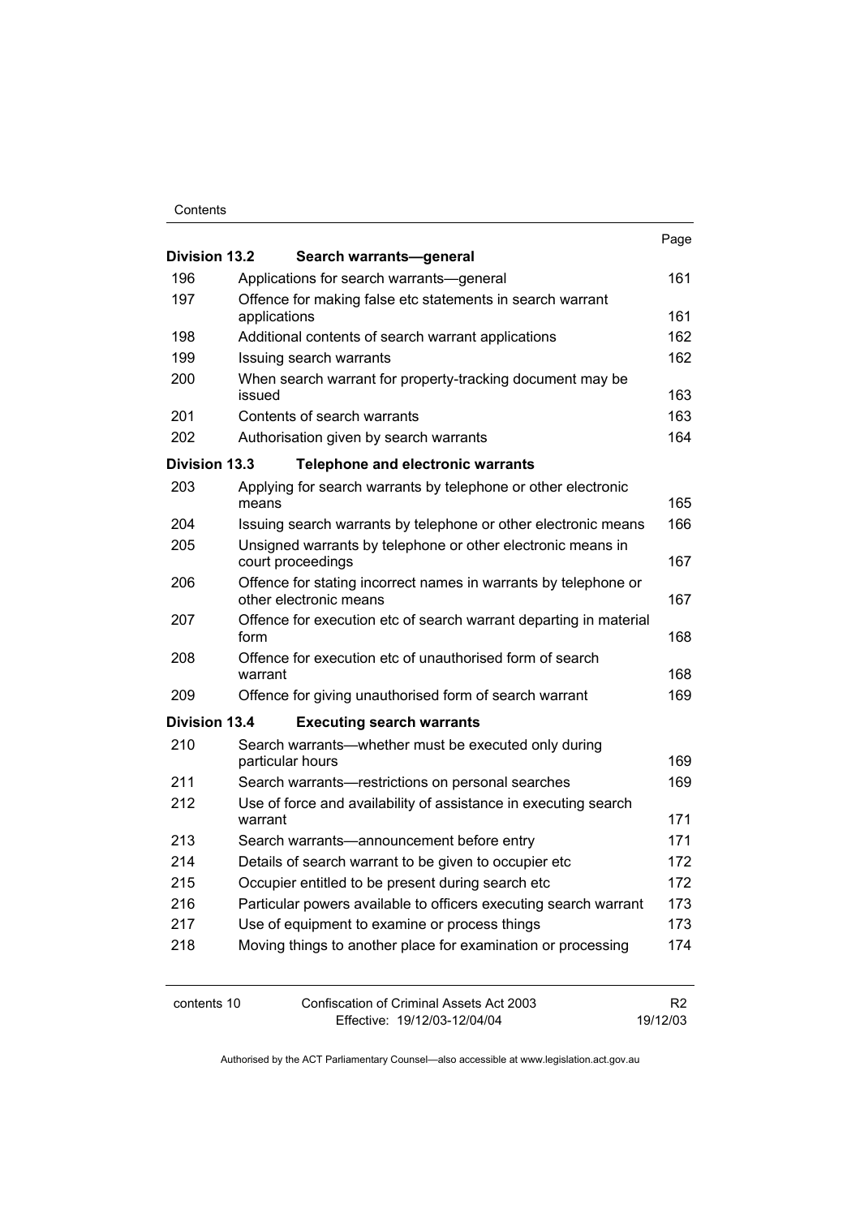| | | Page |
|---|---|---|
| **Division 13.2** | **Search warrants—general** | |
| 196 | Applications for search warrants—general | 161 |
| 197 | Offence for making false etc statements in search warrant applications | 161 |
| 198 | Additional contents of search warrant applications | 162 |
| 199 | Issuing search warrants | 162 |
| 200 | When search warrant for property-tracking document may be issued | 163 |
| 201 | Contents of search warrants | 163 |
| 202 | Authorisation given by search warrants | 164 |
| **Division 13.3** | **Telephone and electronic warrants** | |
| 203 | Applying for search warrants by telephone or other electronic means | 165 |
| 204 | Issuing search warrants by telephone or other electronic means | 166 |
| 205 | Unsigned warrants by telephone or other electronic means in court proceedings | 167 |
| 206 | Offence for stating incorrect names in warrants by telephone or other electronic means | 167 |
| 207 | Offence for execution etc of search warrant departing in material form | 168 |
| 208 | Offence for execution etc of unauthorised form of search warrant | 168 |
| 209 | Offence for giving unauthorised form of search warrant | 169 |
| **Division 13.4** | **Executing search warrants** | |
| 210 | Search warrants—whether must be executed only during particular hours | 169 |
| 211 | Search warrants—restrictions on personal searches | 169 |
| 212 | Use of force and availability of assistance in executing search warrant | 171 |
| 213 | Search warrants—announcement before entry | 171 |
| 214 | Details of search warrant to be given to occupier etc | 172 |
| 215 | Occupier entitled to be present during search etc | 172 |
| 216 | Particular powers available to officers executing search warrant | 173 |
| 217 | Use of equipment to examine or process things | 173 |
| 218 | Moving things to another place for examination or processing | 174 |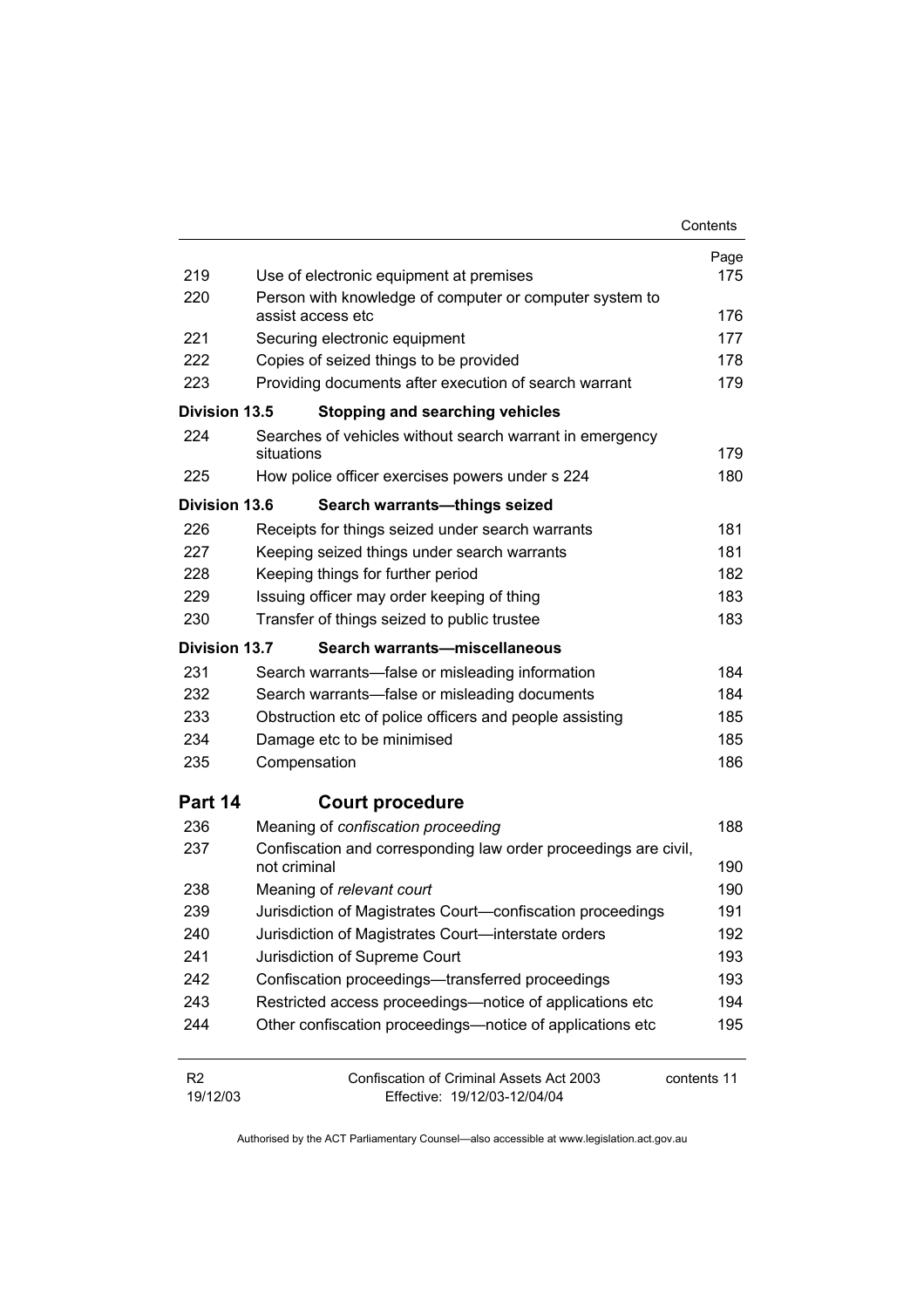| | | Page |
|---|---|---|
| 219 | Use of electronic equipment at premises | 175 |
| 220 | Person with knowledge of computer or computer system to assist access etc | 176 |
| 221 | Securing electronic equipment | 177 |
| 222 | Copies of seized things to be provided | 178 |
| 223 | Providing documents after execution of search warrant | 179 |
| **Division 13.5** | **Stopping and searching vehicles** | |
| 224 | Searches of vehicles without search warrant in emergency situations | 179 |
| 225 | How police officer exercises powers under s 224 | 180 |
| **Division 13.6** | **Search warrants—things seized** | |
| 226 | Receipts for things seized under search warrants | 181 |
| 227 | Keeping seized things under search warrants | 181 |
| 228 | Keeping things for further period | 182 |
| 229 | Issuing officer may order keeping of thing | 183 |
| 230 | Transfer of things seized to public trustee | 183 |
| **Division 13.7** | **Search warrants—miscellaneous** | |
| 231 | Search warrants—false or misleading information | 184 |
| 232 | Search warrants—false or misleading documents | 184 |
| 233 | Obstruction etc of police officers and people assisting | 185 |
| 234 | Damage etc to be minimised | 185 |
| 235 | Compensation | 186 |
| **Part 14** | **Court procedure** | |
| 236 | Meaning of *confiscation proceeding* | 188 |
| 237 | Confiscation and corresponding law order proceedings are civil, not criminal | 190 |
| 238 | Meaning of *relevant court* | 190 |
| 239 | Jurisdiction of Magistrates Court—confiscation proceedings | 191 |
| 240 | Jurisdiction of Magistrates Court—interstate orders | 192 |
| 241 | Jurisdiction of Supreme Court | 193 |
| 242 | Confiscation proceedings—transferred proceedings | 193 |
| 243 | Restricted access proceedings—notice of applications etc | 194 |
| 244 | Other confiscation proceedings—notice of applications etc | 195 |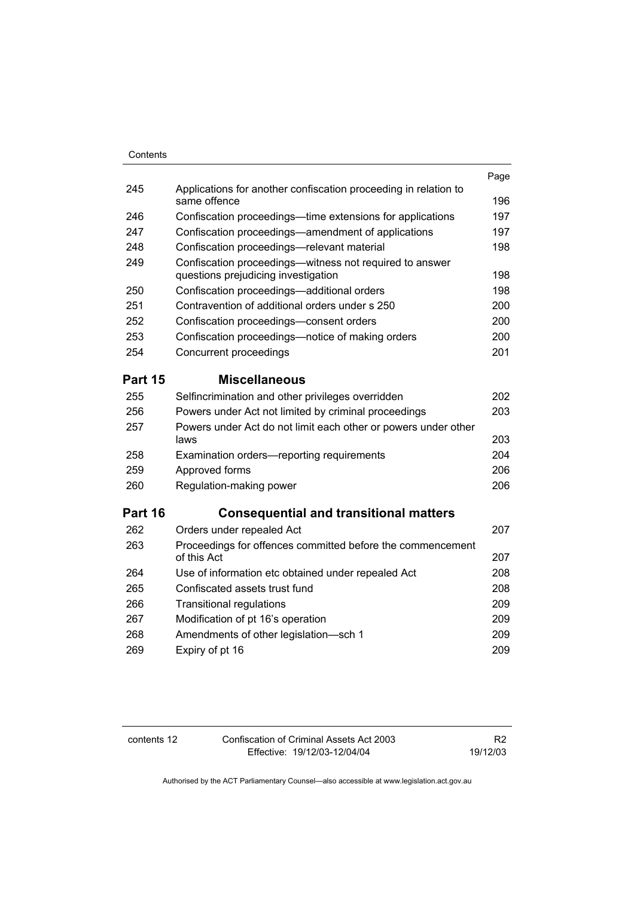| | | Page |
|---|---|---|
| 245 | Applications for another confiscation proceeding in relation to same offence | 196 |
| 246 | Confiscation proceedings—time extensions for applications | 197 |
| 247 | Confiscation proceedings—amendment of applications | 197 |
| 248 | Confiscation proceedings—relevant material | 198 |
| 249 | Confiscation proceedings—witness not required to answer questions prejudicing investigation | 198 |
| 250 | Confiscation proceedings—additional orders | 198 |
| 251 | Contravention of additional orders under s 250 | 200 |
| 252 | Confiscation proceedings—consent orders | 200 |
| 253 | Confiscation proceedings—notice of making orders | 200 |
| 254 | Concurrent proceedings | 201 |

## Part 15 Miscellaneous

| | | |
|---|---|---|
| 255 | Selfincrimination and other privileges overridden | 202 |
| 256 | Powers under Act not limited by criminal proceedings | 203 |
| 257 | Powers under Act do not limit each other or powers under other laws | 203 |
| 258 | Examination orders—reporting requirements | 204 |
| 259 | Approved forms | 206 |
| 260 | Regulation-making power | 206 |

## Part 16 Consequential and transitional matters

| | | |
|---|---|---|
| 262 | Orders under repealed Act | 207 |
| 263 | Proceedings for offences committed before the commencement of this Act | 207 |
| 264 | Use of information etc obtained under repealed Act | 208 |
| 265 | Confiscated assets trust fund | 208 |
| 266 | Transitional regulations | 209 |
| 267 | Modification of pt 16's operation | 209 |
| 268 | Amendments of other legislation—sch 1 | 209 |
| 269 | Expiry of pt 16 | 209 |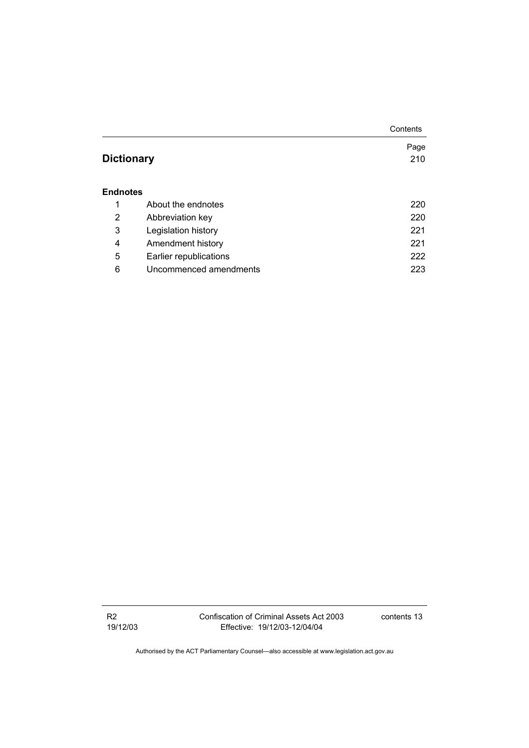| | | Page |
|---|---|---|
| **Dictionary** | | 210 |
| **Endnotes** | | |
| 1 | About the endnotes | 220 |
| 2 | Abbreviation key | 220 |
| 3 | Legislation history | 221 |
| 4 | Amendment history | 221 |
| 5 | Earlier republications | 222 |
| 6 | Uncommenced amendments | 223 |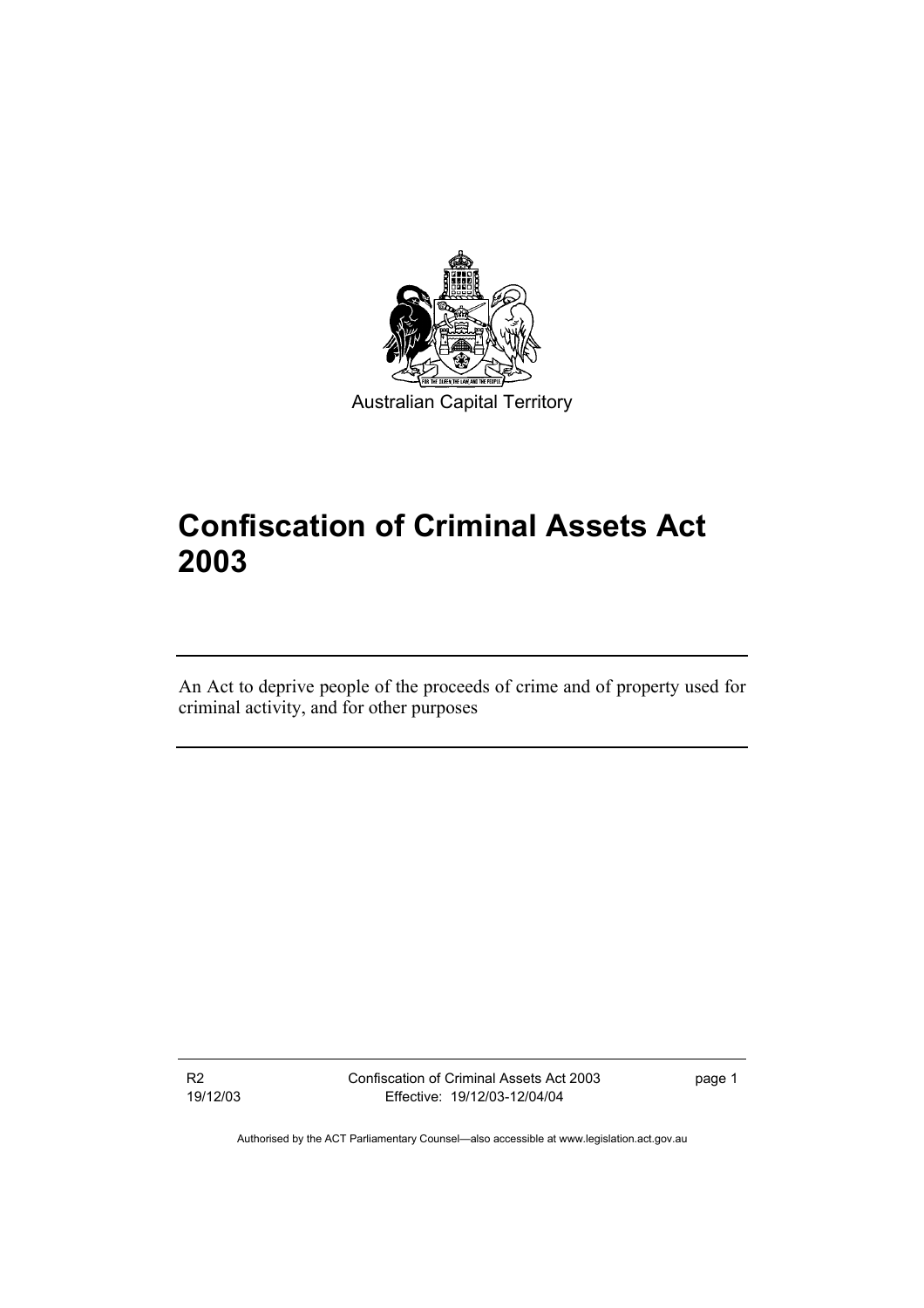Australian Capital Territory

# Confiscation of Criminal Assets Act 2003

An Act to deprive people of the proceeds of crime and of property used for criminal activity, and for other purposes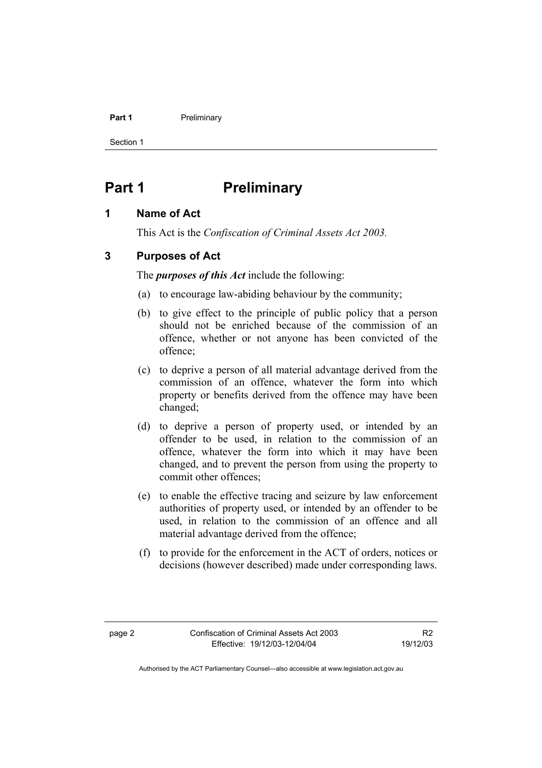# Part 1 Preliminary

## 1 Name of Act

This Act is the *Confiscation of Criminal Assets Act 2003.*

## 3 Purposes of Act

The ***purposes of this Act*** include the following:

(a) to encourage law-abiding behaviour by the community;

(b) to give effect to the principle of public policy that a person should not be enriched because of the commission of an offence, whether or not anyone has been convicted of the offence;

(c) to deprive a person of all material advantage derived from the commission of an offence, whatever the form into which property or benefits derived from the offence may have been changed;

(d) to deprive a person of property used, or intended by an offender to be used, in relation to the commission of an offence, whatever the form into which it may have been changed, and to prevent the person from using the property to commit other offences;

(e) to enable the effective tracing and seizure by law enforcement authorities of property used, or intended by an offender to be used, in relation to the commission of an offence and all material advantage derived from the offence;

(f) to provide for the enforcement in the ACT of orders, notices or decisions (however described) made under corresponding laws.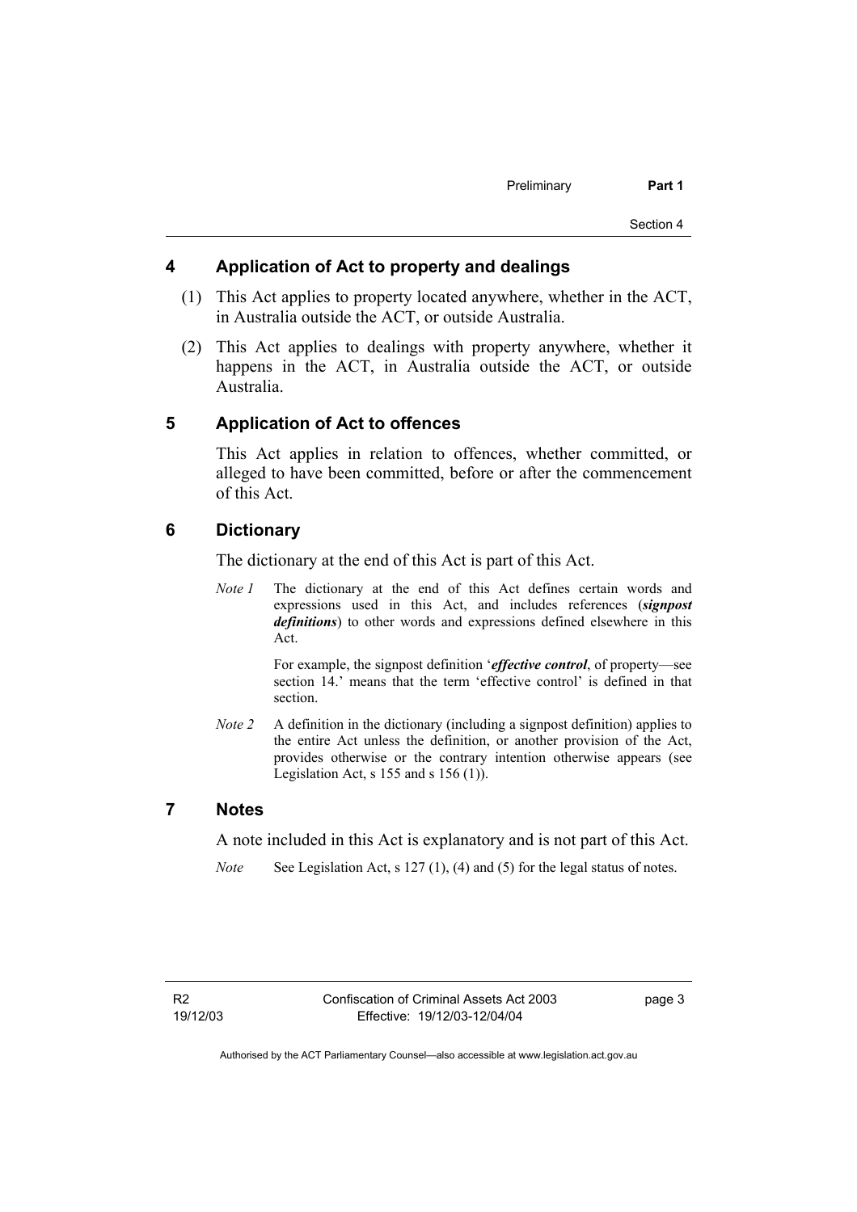## 4 Application of Act to property and dealings

(1) This Act applies to property located anywhere, whether in the ACT, in Australia outside the ACT, or outside Australia.

(2) This Act applies to dealings with property anywhere, whether it happens in the ACT, in Australia outside the ACT, or outside Australia.

## 5 Application of Act to offences

This Act applies in relation to offences, whether committed, or alleged to have been committed, before or after the commencement of this Act.

## 6 Dictionary

The dictionary at the end of this Act is part of this Act.

*Note 1* The dictionary at the end of this Act defines certain words and expressions used in this Act, and includes references (***signpost definitions***) to other words and expressions defined elsewhere in this Act.

For example, the signpost definition '***effective control***, of property—see section 14.' means that the term 'effective control' is defined in that section.

*Note 2* A definition in the dictionary (including a signpost definition) applies to the entire Act unless the definition, or another provision of the Act, provides otherwise or the contrary intention otherwise appears (see Legislation Act, s 155 and s 156 (1)).

## 7 Notes

A note included in this Act is explanatory and is not part of this Act.

*Note* See Legislation Act, s 127 (1), (4) and (5) for the legal status of notes.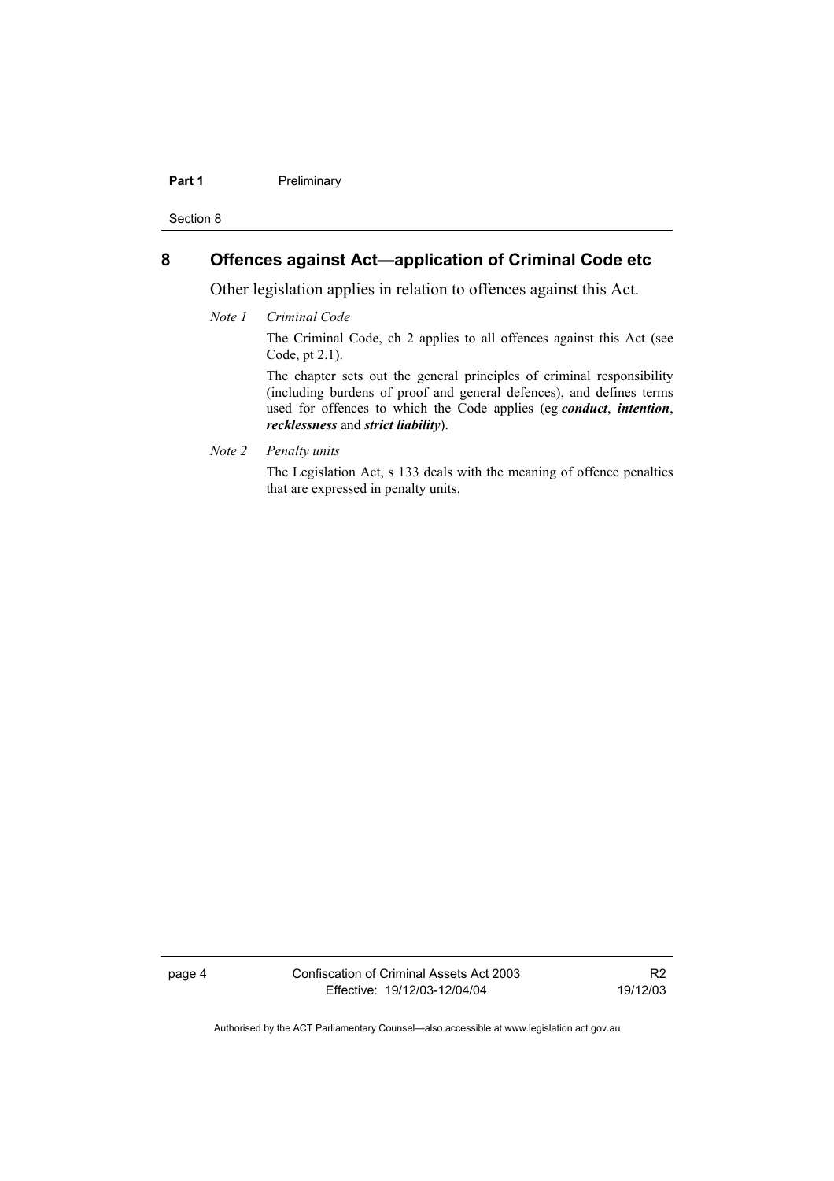## 8 Offences against Act—application of Criminal Code etc

Other legislation applies in relation to offences against this Act.

*Note 1* *Criminal Code*

The Criminal Code, ch 2 applies to all offences against this Act (see Code, pt 2.1).

The chapter sets out the general principles of criminal responsibility (including burdens of proof and general defences), and defines terms used for offences to which the Code applies (eg ***conduct***, ***intention***, ***recklessness*** and ***strict liability***).

*Note 2* *Penalty units*

The Legislation Act, s 133 deals with the meaning of offence penalties that are expressed in penalty units.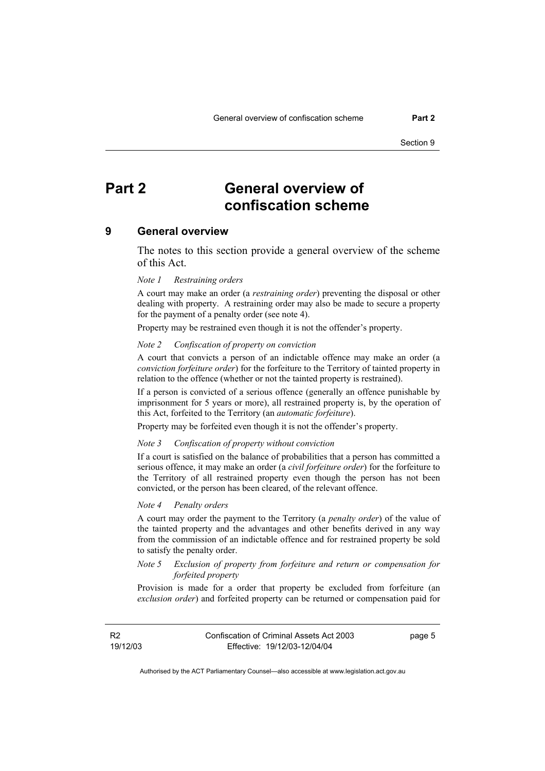# Part 2 General overview of confiscation scheme

## 9 General overview

The notes to this section provide a general overview of the scheme of this Act.

*Note 1 Restraining orders*

A court may make an order (a ***restraining order***) preventing the disposal or other dealing with property. A restraining order may also be made to secure a property for the payment of a penalty order (see note 4).

Property may be restrained even though it is not the offender's property.

*Note 2 Confiscation of property on conviction*

A court that convicts a person of an indictable offence may make an order (a ***conviction forfeiture order***) for the forfeiture to the Territory of tainted property in relation to the offence (whether or not the tainted property is restrained).

If a person is convicted of a serious offence (generally an offence punishable by imprisonment for 5 years or more), all restrained property is, by the operation of this Act, forfeited to the Territory (an ***automatic forfeiture***).

Property may be forfeited even though it is not the offender's property.

*Note 3 Confiscation of property without conviction*

If a court is satisfied on the balance of probabilities that a person has committed a serious offence, it may make an order (a ***civil forfeiture order***) for the forfeiture to the Territory of all restrained property even though the person has not been convicted, or the person has been cleared, of the relevant offence.

*Note 4 Penalty orders*

A court may order the payment to the Territory (a ***penalty order***) of the value of the tainted property and the advantages and other benefits derived in any way from the commission of an indictable offence and for restrained property be sold to satisfy the penalty order.

*Note 5 Exclusion of property from forfeiture and return or compensation for forfeited property*

Provision is made for a order that property be excluded from forfeiture (an ***exclusion order***) and forfeited property can be returned or compensation paid for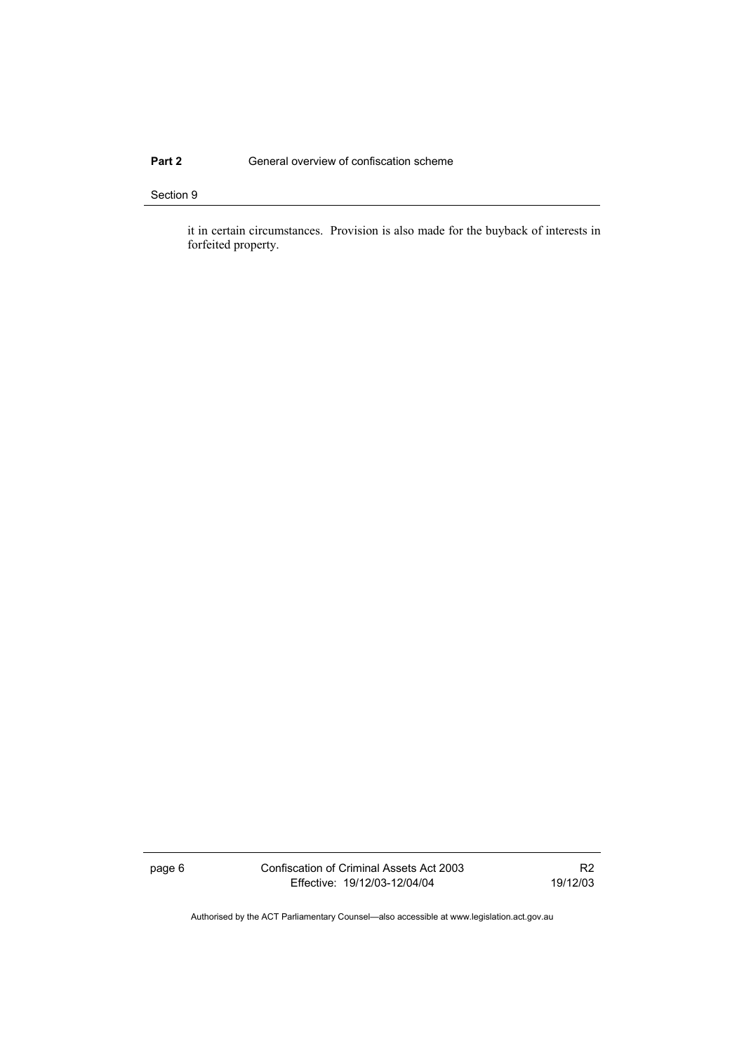it in certain circumstances. Provision is also made for the buyback of interests in forfeited property.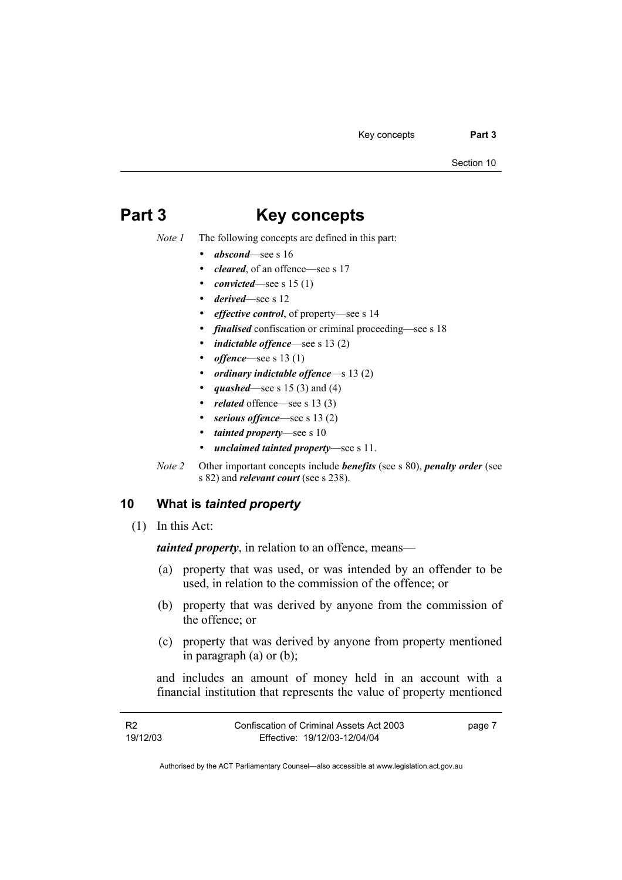# Part 3 Key concepts

*Note 1* The following concepts are defined in this part:

- ***abscond***—see s 16
- ***cleared***, of an offence—see s 17
- ***convicted***—see s 15 (1)
- ***derived***—see s 12
- ***effective control***, of property—see s 14
- ***finalised*** confiscation or criminal proceeding—see s 18
- ***indictable offence***—see s 13 (2)
- ***offence***—see s 13 (1)
- ***ordinary indictable offence***—s 13 (2)
- ***quashed***—see s 15 (3) and (4)
- ***related*** offence—see s 13 (3)
- ***serious offence***—see s 13 (2)
- ***tainted property***—see s 10
- ***unclaimed tainted property***—see s 11.

*Note 2* Other important concepts include ***benefits*** (see s 80), ***penalty order*** (see s 82) and ***relevant court*** (see s 238).

## 10 What is *tainted property*

(1) In this Act:

***tainted property***, in relation to an offence, means—

(a) property that was used, or was intended by an offender to be used, in relation to the commission of the offence; or

(b) property that was derived by anyone from the commission of the offence; or

(c) property that was derived by anyone from property mentioned in paragraph (a) or (b);

and includes an amount of money held in an account with a financial institution that represents the value of property mentioned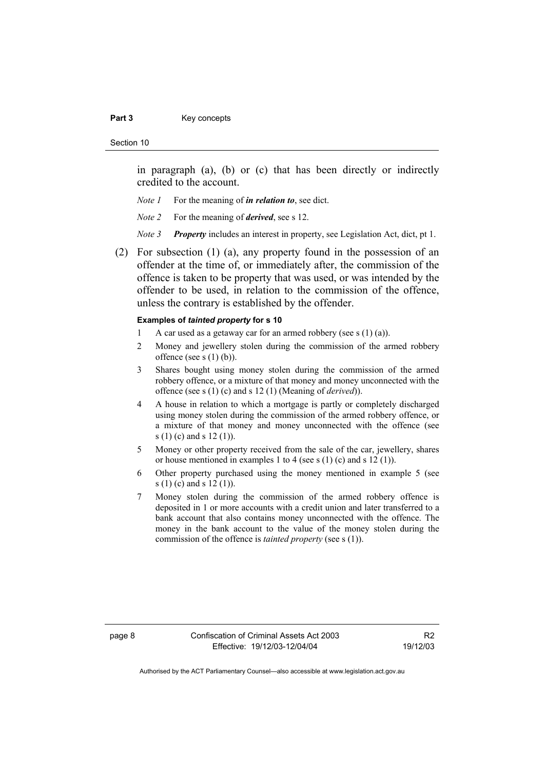in paragraph (a), (b) or (c) that has been directly or indirectly credited to the account.

*Note 1* For the meaning of ***in relation to***, see dict.

*Note 2* For the meaning of ***derived***, see s 12.

*Note 3* ***Property*** includes an interest in property, see Legislation Act, dict, pt 1.

(2) For subsection (1) (a), any property found in the possession of an offender at the time of, or immediately after, the commission of the offence is taken to be property that was used, or was intended by the offender to be used, in relation to the commission of the offence, unless the contrary is established by the offender.

**Examples of *tainted property* for s 10**

1 A car used as a getaway car for an armed robbery (see s (1) (a)).

2 Money and jewellery stolen during the commission of the armed robbery offence (see s (1) (b)).

3 Shares bought using money stolen during the commission of the armed robbery offence, or a mixture of that money and money unconnected with the offence (see s (1) (c) and s 12 (1) (Meaning of *derived*)).

4 A house in relation to which a mortgage is partly or completely discharged using money stolen during the commission of the armed robbery offence, or a mixture of that money and money unconnected with the offence (see s (1) (c) and s 12 (1)).

5 Money or other property received from the sale of the car, jewellery, shares or house mentioned in examples 1 to 4 (see s (1) (c) and s 12 (1)).

6 Other property purchased using the money mentioned in example 5 (see s (1) (c) and s 12 (1)).

7 Money stolen during the commission of the armed robbery offence is deposited in 1 or more accounts with a credit union and later transferred to a bank account that also contains money unconnected with the offence. The money in the bank account to the value of the money stolen during the commission of the offence is *tainted property* (see s (1)).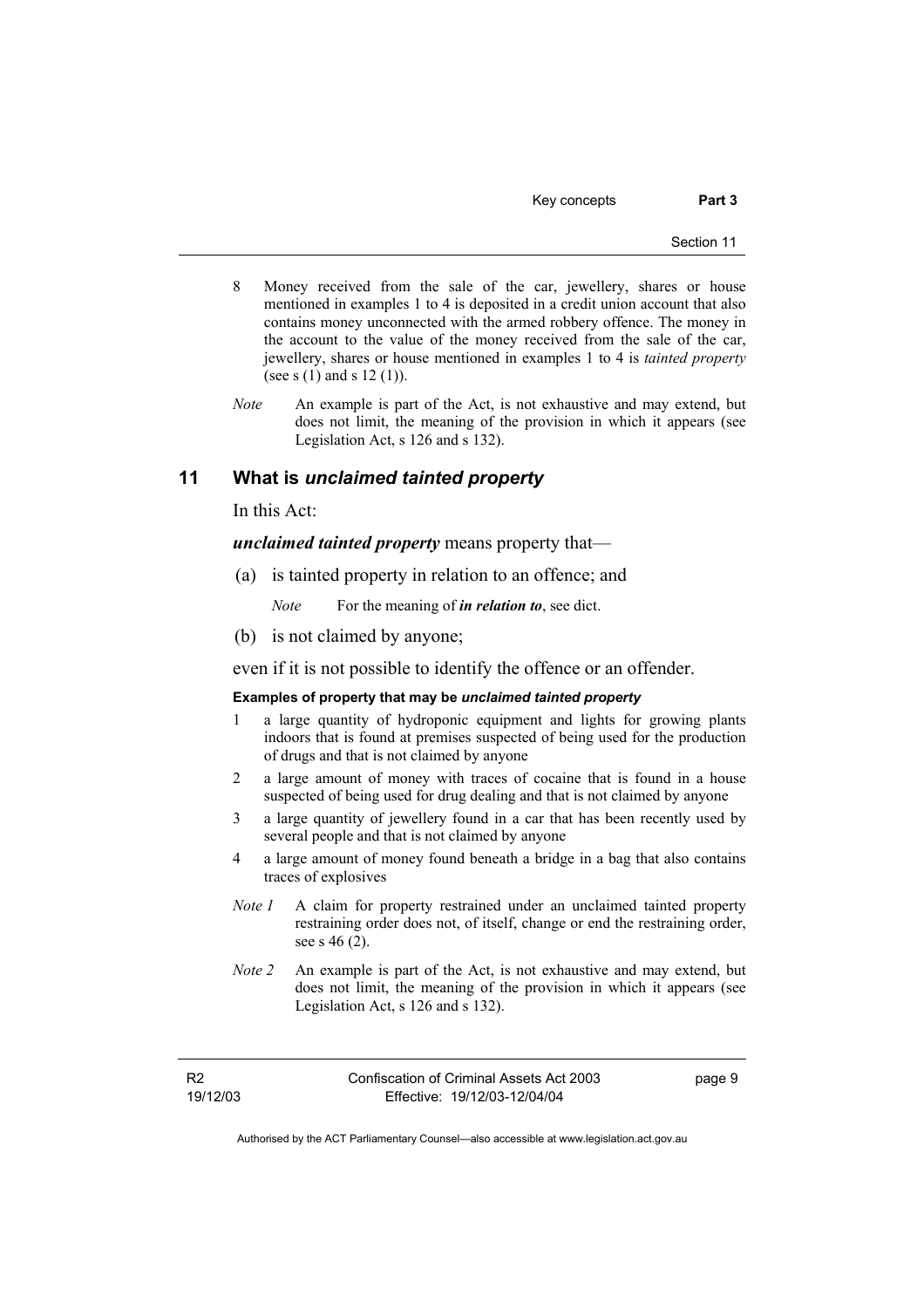8 Money received from the sale of the car, jewellery, shares or house mentioned in examples 1 to 4 is deposited in a credit union account that also contains money unconnected with the armed robbery offence. The money in the account to the value of the money received from the sale of the car, jewellery, shares or house mentioned in examples 1 to 4 is *tainted property* (see s (1) and s 12 (1)).

*Note* An example is part of the Act, is not exhaustive and may extend, but does not limit, the meaning of the provision in which it appears (see Legislation Act, s 126 and s 132).

## 11 What is *unclaimed tainted property*

In this Act:

***unclaimed tainted property*** means property that—

(a) is tainted property in relation to an offence; and

*Note* For the meaning of ***in relation to***, see dict.

(b) is not claimed by anyone;

even if it is not possible to identify the offence or an offender.

**Examples of property that may be *unclaimed tainted property***

1 a large quantity of hydroponic equipment and lights for growing plants indoors that is found at premises suspected of being used for the production of drugs and that is not claimed by anyone

2 a large amount of money with traces of cocaine that is found in a house suspected of being used for drug dealing and that is not claimed by anyone

3 a large quantity of jewellery found in a car that has been recently used by several people and that is not claimed by anyone

4 a large amount of money found beneath a bridge in a bag that also contains traces of explosives

*Note 1* A claim for property restrained under an unclaimed tainted property restraining order does not, of itself, change or end the restraining order, see s 46 (2).

*Note 2* An example is part of the Act, is not exhaustive and may extend, but does not limit, the meaning of the provision in which it appears (see Legislation Act, s 126 and s 132).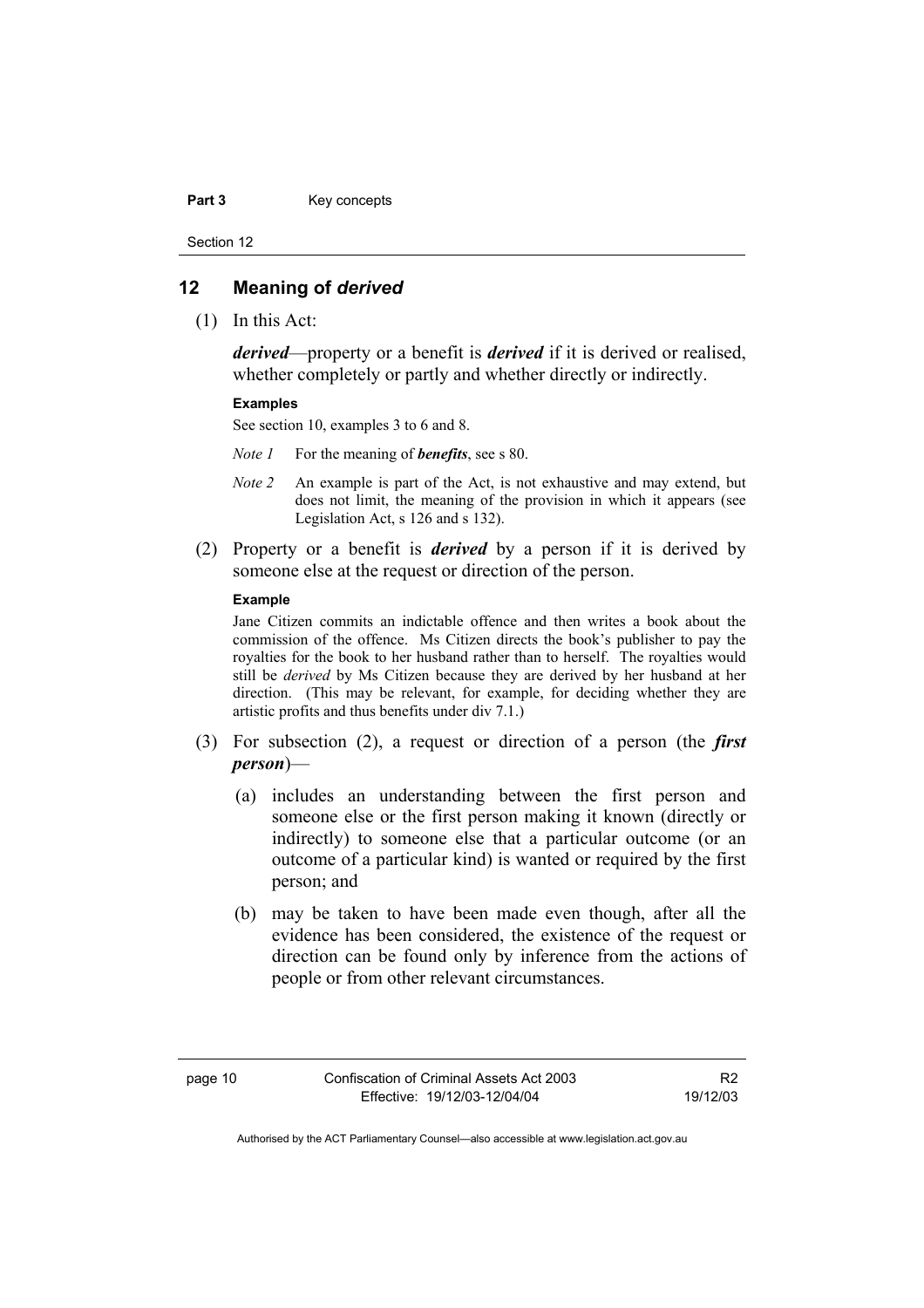## 12 Meaning of *derived*

(1) In this Act:

***derived***—property or a benefit is ***derived*** if it is derived or realised, whether completely or partly and whether directly or indirectly.

**Examples**

See section 10, examples 3 to 6 and 8.

*Note 1* For the meaning of ***benefits***, see s 80.

*Note 2* An example is part of the Act, is not exhaustive and may extend, but does not limit, the meaning of the provision in which it appears (see Legislation Act, s 126 and s 132).

(2) Property or a benefit is ***derived*** by a person if it is derived by someone else at the request or direction of the person.

**Example**

Jane Citizen commits an indictable offence and then writes a book about the commission of the offence. Ms Citizen directs the book's publisher to pay the royalties for the book to her husband rather than to herself. The royalties would still be *derived* by Ms Citizen because they are derived by her husband at her direction. (This may be relevant, for example, for deciding whether they are artistic profits and thus benefits under div 7.1.)

(3) For subsection (2), a request or direction of a person (the ***first person***)—

(a) includes an understanding between the first person and someone else or the first person making it known (directly or indirectly) to someone else that a particular outcome (or an outcome of a particular kind) is wanted or required by the first person; and

(b) may be taken to have been made even though, after all the evidence has been considered, the existence of the request or direction can be found only by inference from the actions of people or from other relevant circumstances.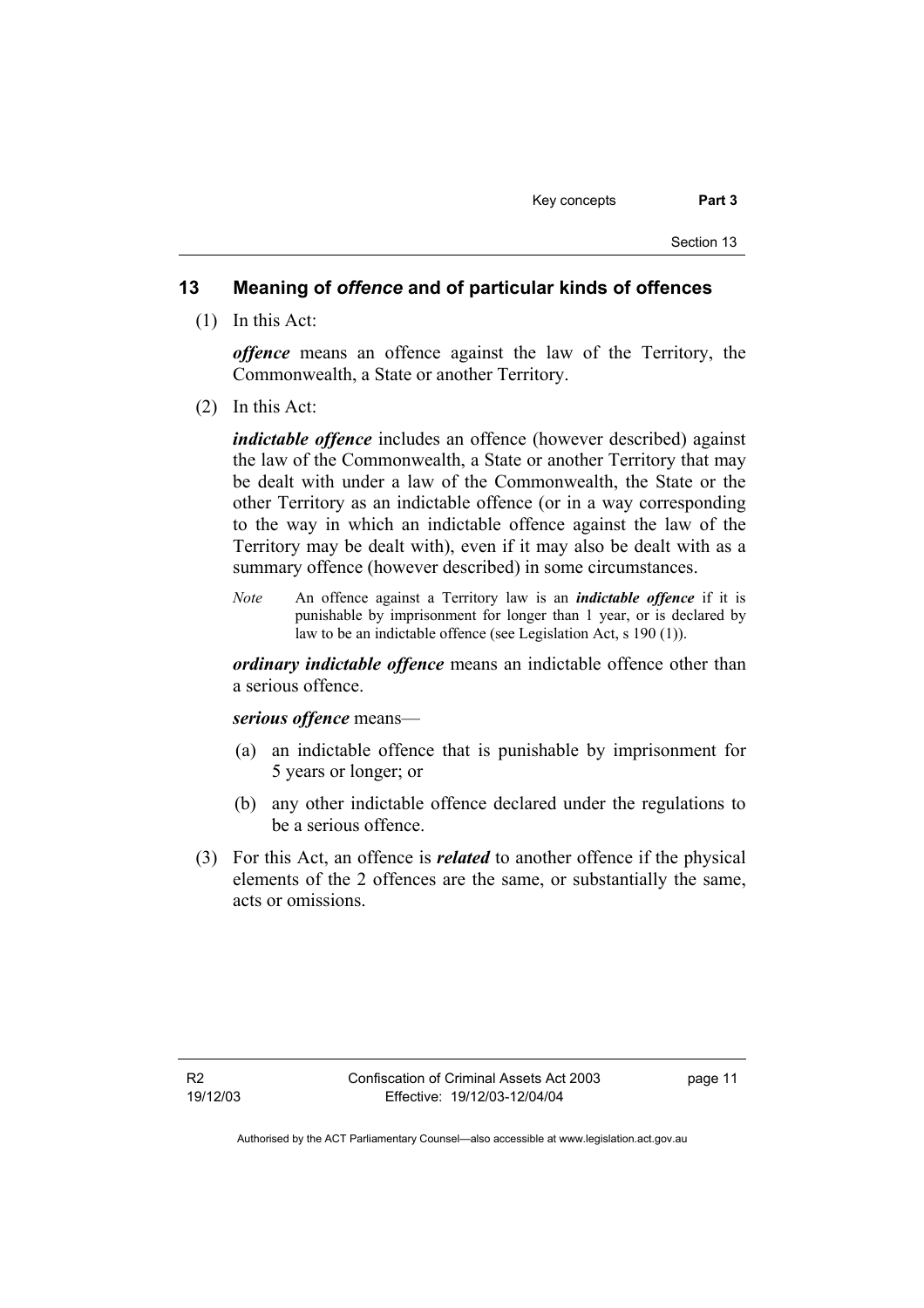## 13 Meaning of *offence* and of particular kinds of offences

(1) In this Act:

***offence*** means an offence against the law of the Territory, the Commonwealth, a State or another Territory.

(2) In this Act:

***indictable offence*** includes an offence (however described) against the law of the Commonwealth, a State or another Territory that may be dealt with under a law of the Commonwealth, the State or the other Territory as an indictable offence (or in a way corresponding to the way in which an indictable offence against the law of the Territory may be dealt with), even if it may also be dealt with as a summary offence (however described) in some circumstances.

*Note* An offence against a Territory law is an ***indictable offence*** if it is punishable by imprisonment for longer than 1 year, or is declared by law to be an indictable offence (see Legislation Act, s 190 (1)).

***ordinary indictable offence*** means an indictable offence other than a serious offence.

***serious offence*** means—

(a) an indictable offence that is punishable by imprisonment for 5 years or longer; or

(b) any other indictable offence declared under the regulations to be a serious offence.

(3) For this Act, an offence is ***related*** to another offence if the physical elements of the 2 offences are the same, or substantially the same, acts or omissions.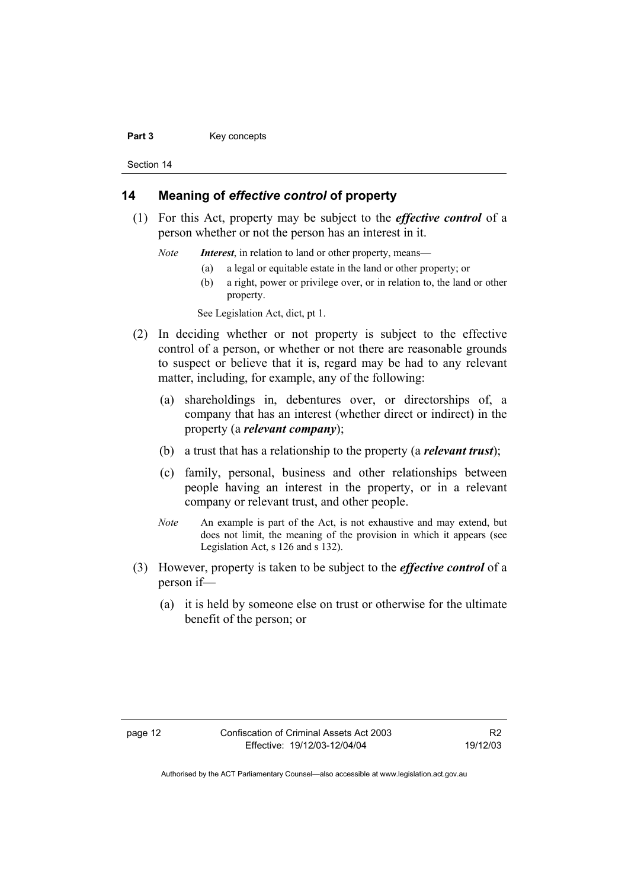## 14 Meaning of *effective control* of property

(1) For this Act, property may be subject to the ***effective control*** of a person whether or not the person has an interest in it.

*Note* ***Interest***, in relation to land or other property, means—

(a) a legal or equitable estate in the land or other property; or

(b) a right, power or privilege over, or in relation to, the land or other property.

See Legislation Act, dict, pt 1.

(2) In deciding whether or not property is subject to the effective control of a person, or whether or not there are reasonable grounds to suspect or believe that it is, regard may be had to any relevant matter, including, for example, any of the following:

(a) shareholdings in, debentures over, or directorships of, a company that has an interest (whether direct or indirect) in the property (a ***relevant company***);

(b) a trust that has a relationship to the property (a ***relevant trust***);

(c) family, personal, business and other relationships between people having an interest in the property, or in a relevant company or relevant trust, and other people.

*Note* An example is part of the Act, is not exhaustive and may extend, but does not limit, the meaning of the provision in which it appears (see Legislation Act, s 126 and s 132).

(3) However, property is taken to be subject to the ***effective control*** of a person if—

(a) it is held by someone else on trust or otherwise for the ultimate benefit of the person; or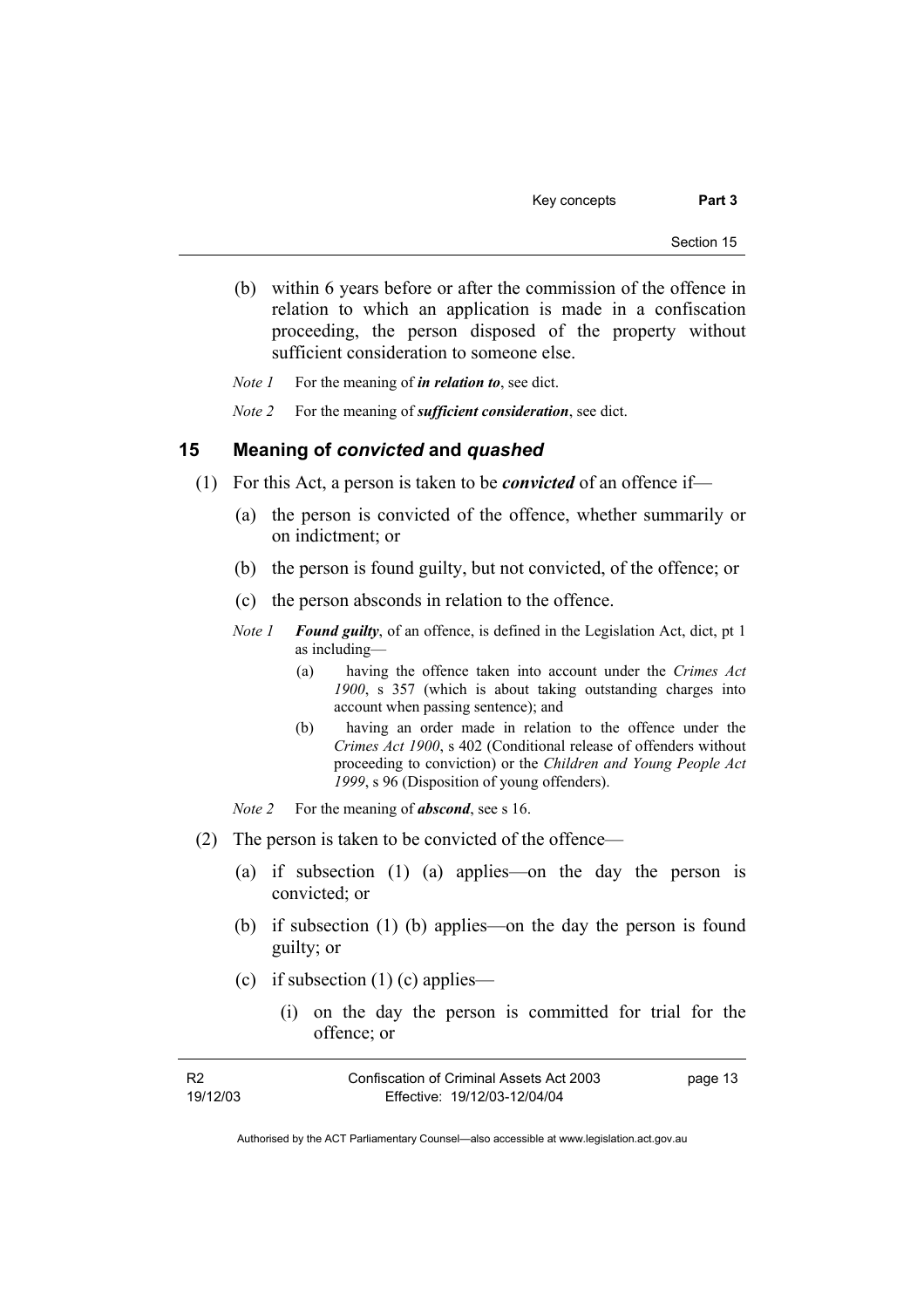(b) within 6 years before or after the commission of the offence in relation to which an application is made in a confiscation proceeding, the person disposed of the property without sufficient consideration to someone else.

*Note 1* For the meaning of ***in relation to***, see dict.

*Note 2* For the meaning of ***sufficient consideration***, see dict.

## 15 Meaning of *convicted* and *quashed*

(1) For this Act, a person is taken to be ***convicted*** of an offence if—

(a) the person is convicted of the offence, whether summarily or on indictment; or

(b) the person is found guilty, but not convicted, of the offence; or

(c) the person absconds in relation to the offence.

*Note 1* ***Found guilty***, of an offence, is defined in the Legislation Act, dict, pt 1 as including—

(a) having the offence taken into account under the *Crimes Act 1900*, s 357 (which is about taking outstanding charges into account when passing sentence); and

(b) having an order made in relation to the offence under the *Crimes Act 1900*, s 402 (Conditional release of offenders without proceeding to conviction) or the *Children and Young People Act 1999*, s 96 (Disposition of young offenders).

*Note 2* For the meaning of ***abscond***, see s 16.

(2) The person is taken to be convicted of the offence—

(a) if subsection (1) (a) applies—on the day the person is convicted; or

(b) if subsection (1) (b) applies—on the day the person is found guilty; or

(c) if subsection (1) (c) applies—

(i) on the day the person is committed for trial for the offence; or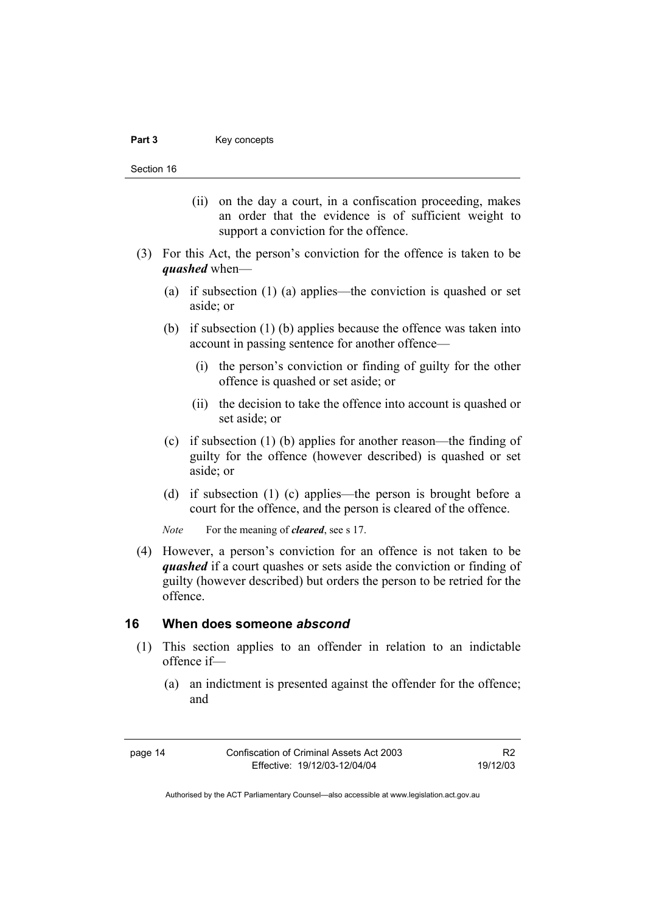(ii) on the day a court, in a confiscation proceeding, makes an order that the evidence is of sufficient weight to support a conviction for the offence.

(3) For this Act, the person's conviction for the offence is taken to be ***quashed*** when—

(a) if subsection (1) (a) applies—the conviction is quashed or set aside; or

(b) if subsection (1) (b) applies because the offence was taken into account in passing sentence for another offence—

(i) the person's conviction or finding of guilty for the other offence is quashed or set aside; or

(ii) the decision to take the offence into account is quashed or set aside; or

(c) if subsection (1) (b) applies for another reason—the finding of guilty for the offence (however described) is quashed or set aside; or

(d) if subsection (1) (c) applies—the person is brought before a court for the offence, and the person is cleared of the offence.

*Note* For the meaning of ***cleared***, see s 17.

(4) However, a person's conviction for an offence is not taken to be ***quashed*** if a court quashes or sets aside the conviction or finding of guilty (however described) but orders the person to be retried for the offence.

## 16 When does someone *abscond*

(1) This section applies to an offender in relation to an indictable offence if—

(a) an indictment is presented against the offender for the offence; and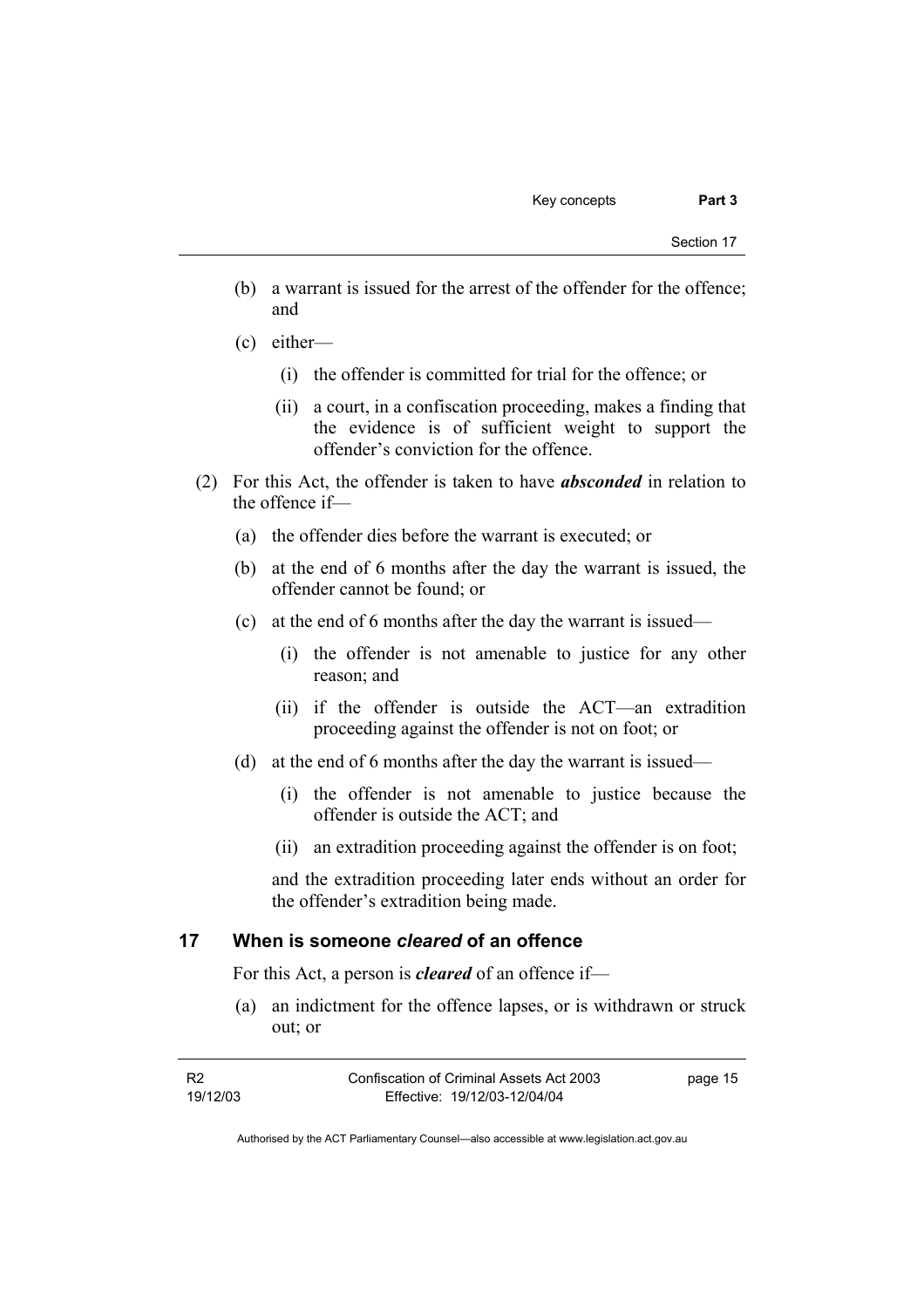(b) a warrant is issued for the arrest of the offender for the offence; and

(c) either—

   (i) the offender is committed for trial for the offence; or

   (ii) a court, in a confiscation proceeding, makes a finding that the evidence is of sufficient weight to support the offender's conviction for the offence.

(2) For this Act, the offender is taken to have ***absconded*** in relation to the offence if—

(a) the offender dies before the warrant is executed; or

(b) at the end of 6 months after the day the warrant is issued, the offender cannot be found; or

(c) at the end of 6 months after the day the warrant is issued—

   (i) the offender is not amenable to justice for any other reason; and

   (ii) if the offender is outside the ACT—an extradition proceeding against the offender is not on foot; or

(d) at the end of 6 months after the day the warrant is issued—

   (i) the offender is not amenable to justice because the offender is outside the ACT; and

   (ii) an extradition proceeding against the offender is on foot;

and the extradition proceeding later ends without an order for the offender's extradition being made.

## 17 When is someone *cleared* of an offence

For this Act, a person is ***cleared*** of an offence if—

(a) an indictment for the offence lapses, or is withdrawn or struck out; or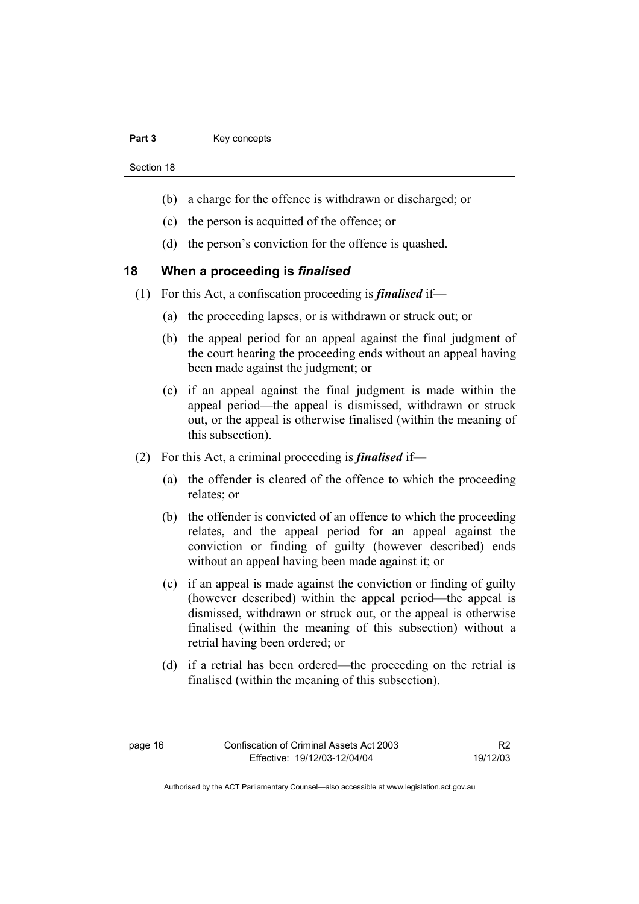(b) a charge for the offence is withdrawn or discharged; or

(c) the person is acquitted of the offence; or

(d) the person's conviction for the offence is quashed.

## 18 When a proceeding is *finalised*

(1) For this Act, a confiscation proceeding is ***finalised*** if—

(a) the proceeding lapses, or is withdrawn or struck out; or

(b) the appeal period for an appeal against the final judgment of the court hearing the proceeding ends without an appeal having been made against the judgment; or

(c) if an appeal against the final judgment is made within the appeal period—the appeal is dismissed, withdrawn or struck out, or the appeal is otherwise finalised (within the meaning of this subsection).

(2) For this Act, a criminal proceeding is ***finalised*** if—

(a) the offender is cleared of the offence to which the proceeding relates; or

(b) the offender is convicted of an offence to which the proceeding relates, and the appeal period for an appeal against the conviction or finding of guilty (however described) ends without an appeal having been made against it; or

(c) if an appeal is made against the conviction or finding of guilty (however described) within the appeal period—the appeal is dismissed, withdrawn or struck out, or the appeal is otherwise finalised (within the meaning of this subsection) without a retrial having been ordered; or

(d) if a retrial has been ordered—the proceeding on the retrial is finalised (within the meaning of this subsection).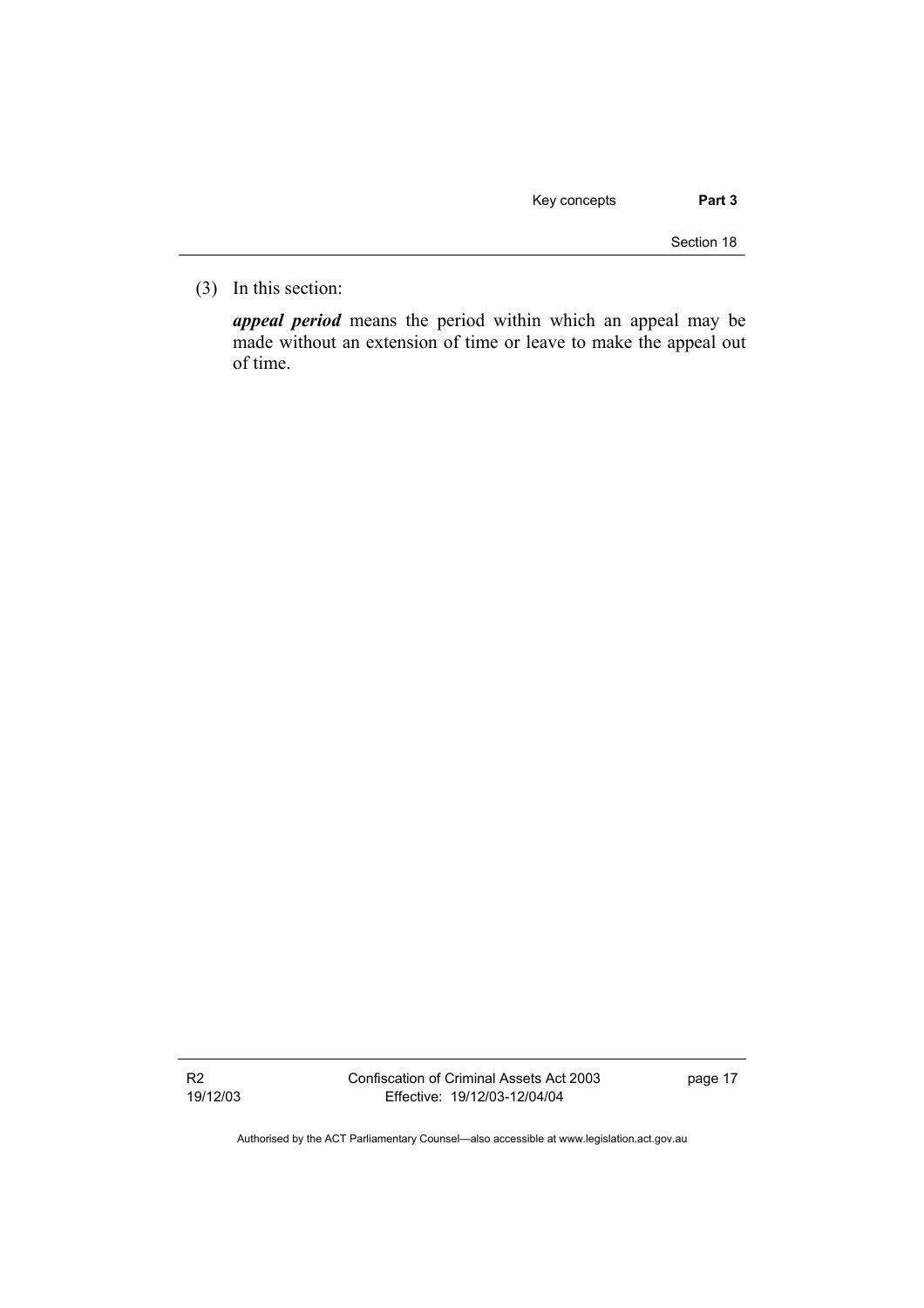(3) In this section:

***appeal period*** means the period within which an appeal may be made without an extension of time or leave to make the appeal out of time.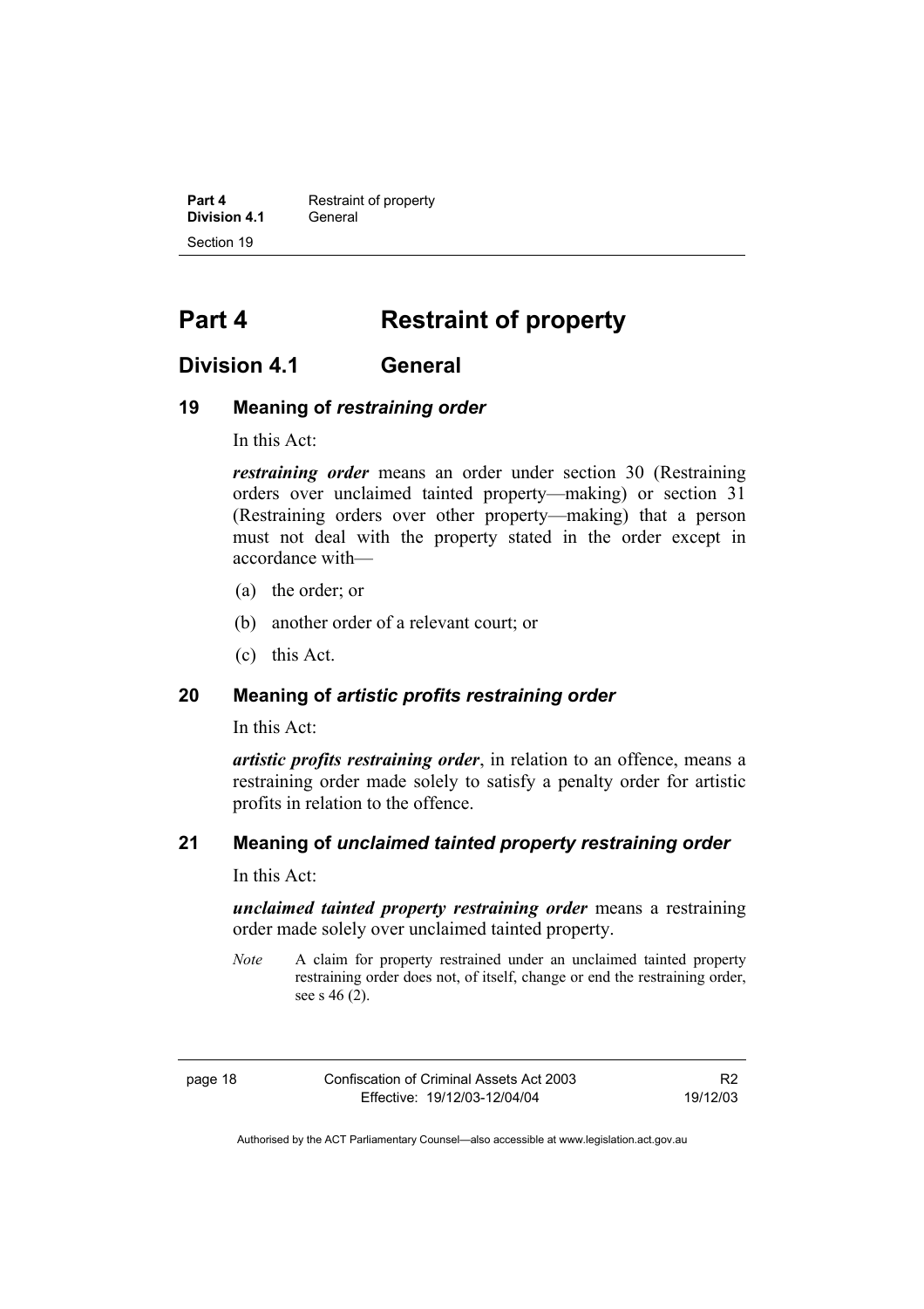# Part 4 Restraint of property

## Division 4.1 General

### 19 Meaning of *restraining order*

In this Act:

***restraining order*** means an order under section 30 (Restraining orders over unclaimed tainted property—making) or section 31 (Restraining orders over other property—making) that a person must not deal with the property stated in the order except in accordance with—

(a) the order; or

(b) another order of a relevant court; or

(c) this Act.

### 20 Meaning of *artistic profits restraining order*

In this Act:

***artistic profits restraining order***, in relation to an offence, means a restraining order made solely to satisfy a penalty order for artistic profits in relation to the offence.

### 21 Meaning of *unclaimed tainted property restraining order*

In this Act:

***unclaimed tainted property restraining order*** means a restraining order made solely over unclaimed tainted property.

*Note* A claim for property restrained under an unclaimed tainted property restraining order does not, of itself, change or end the restraining order, see s 46 (2).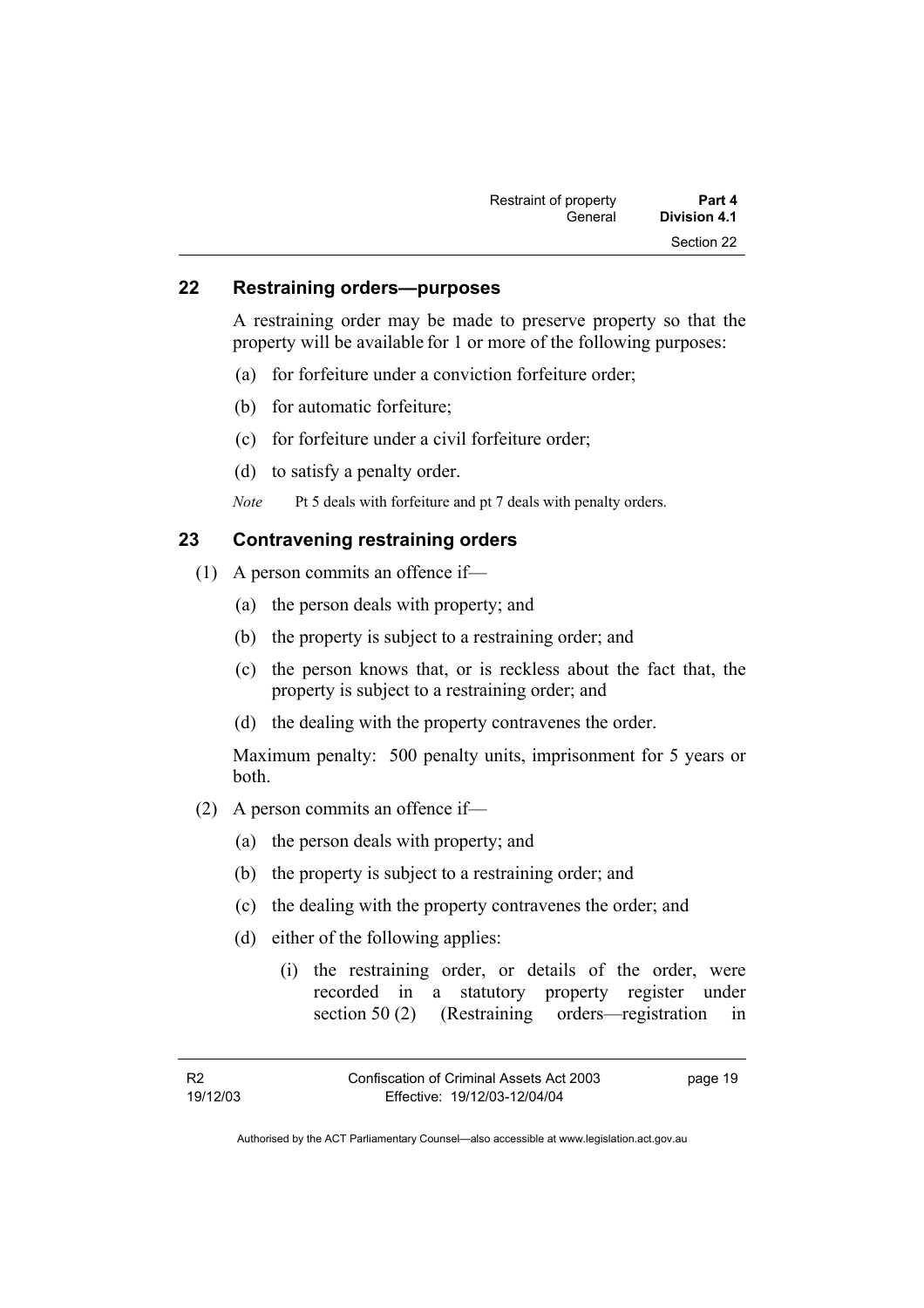## 22 Restraining orders—purposes

A restraining order may be made to preserve property so that the property will be available for 1 or more of the following purposes:

(a) for forfeiture under a conviction forfeiture order;

(b) for automatic forfeiture;

(c) for forfeiture under a civil forfeiture order;

(d) to satisfy a penalty order.

*Note* Pt 5 deals with forfeiture and pt 7 deals with penalty orders.

## 23 Contravening restraining orders

(1) A person commits an offence if—

(a) the person deals with property; and

(b) the property is subject to a restraining order; and

(c) the person knows that, or is reckless about the fact that, the property is subject to a restraining order; and

(d) the dealing with the property contravenes the order.

Maximum penalty: 500 penalty units, imprisonment for 5 years or both.

(2) A person commits an offence if—

(a) the person deals with property; and

(b) the property is subject to a restraining order; and

(c) the dealing with the property contravenes the order; and

(d) either of the following applies:

(i) the restraining order, or details of the order, were recorded in a statutory property register under section 50 (2) (Restraining orders—registration in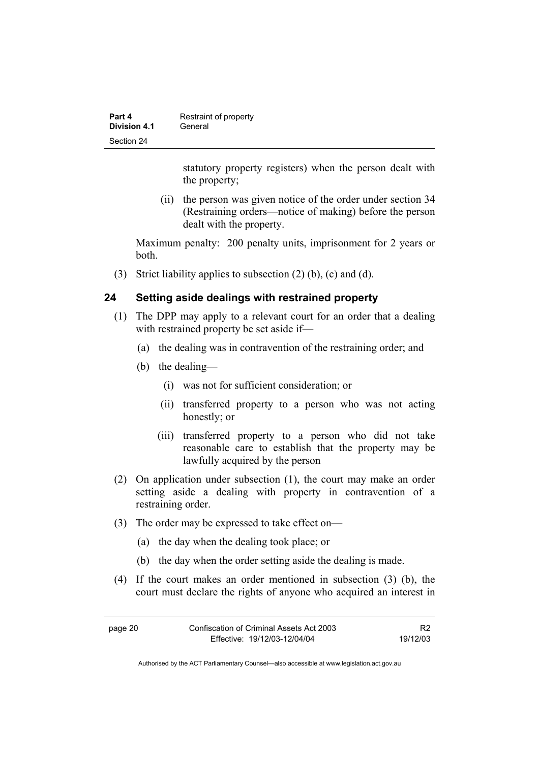statutory property registers) when the person dealt with the property;

(ii) the person was given notice of the order under section 34 (Restraining orders—notice of making) before the person dealt with the property.

Maximum penalty: 200 penalty units, imprisonment for 2 years or both.

(3) Strict liability applies to subsection (2) (b), (c) and (d).

## 24 Setting aside dealings with restrained property

(1) The DPP may apply to a relevant court for an order that a dealing with restrained property be set aside if—

(a) the dealing was in contravention of the restraining order; and

(b) the dealing—

(i) was not for sufficient consideration; or

(ii) transferred property to a person who was not acting honestly; or

(iii) transferred property to a person who did not take reasonable care to establish that the property may be lawfully acquired by the person

(2) On application under subsection (1), the court may make an order setting aside a dealing with property in contravention of a restraining order.

(3) The order may be expressed to take effect on—

(a) the day when the dealing took place; or

(b) the day when the order setting aside the dealing is made.

(4) If the court makes an order mentioned in subsection (3) (b), the court must declare the rights of anyone who acquired an interest in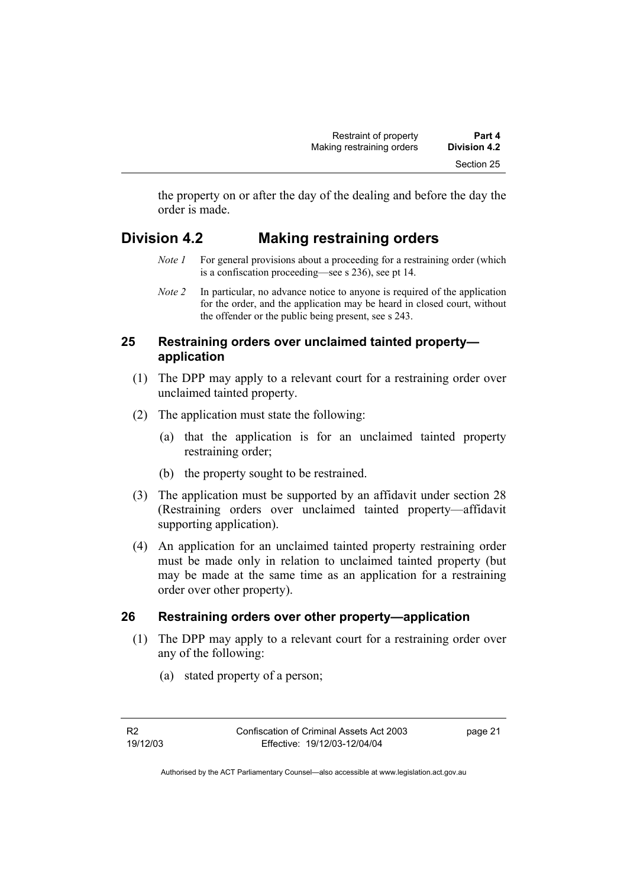the property on or after the day of the dealing and before the day the order is made.

## Division 4.2 Making restraining orders

*Note 1* For general provisions about a proceeding for a restraining order (which is a confiscation proceeding—see s 236), see pt 14.

*Note 2* In particular, no advance notice to anyone is required of the application for the order, and the application may be heard in closed court, without the offender or the public being present, see s 243.

### 25 Restraining orders over unclaimed tainted property—application

(1) The DPP may apply to a relevant court for a restraining order over unclaimed tainted property.

(2) The application must state the following:

(a) that the application is for an unclaimed tainted property restraining order;

(b) the property sought to be restrained.

(3) The application must be supported by an affidavit under section 28 (Restraining orders over unclaimed tainted property—affidavit supporting application).

(4) An application for an unclaimed tainted property restraining order must be made only in relation to unclaimed tainted property (but may be made at the same time as an application for a restraining order over other property).

### 26 Restraining orders over other property—application

(1) The DPP may apply to a relevant court for a restraining order over any of the following:

(a) stated property of a person;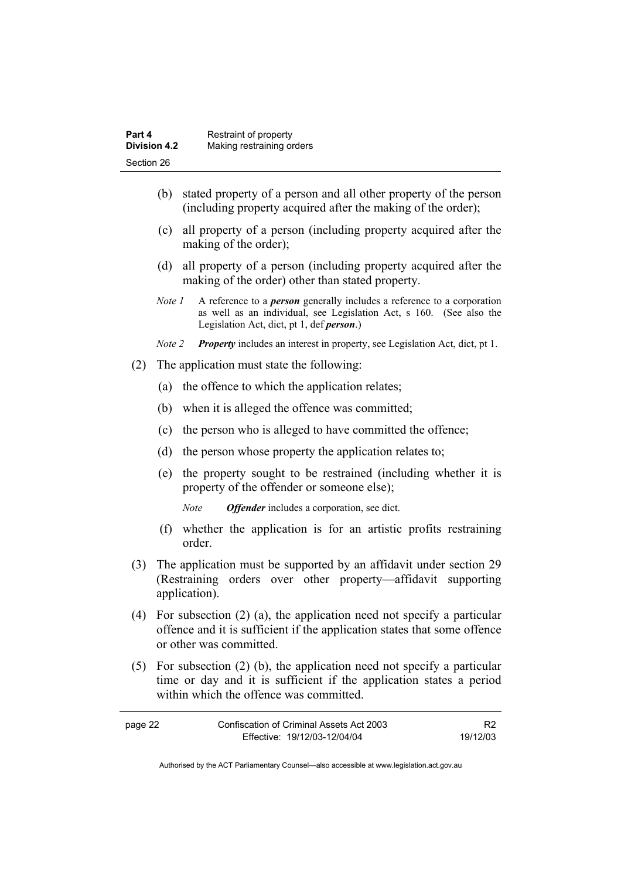(b) stated property of a person and all other property of the person (including property acquired after the making of the order);

(c) all property of a person (including property acquired after the making of the order);

(d) all property of a person (including property acquired after the making of the order) other than stated property.

*Note 1* A reference to a ***person*** generally includes a reference to a corporation as well as an individual, see Legislation Act, s 160. (See also the Legislation Act, dict, pt 1, def ***person***.)

*Note 2* ***Property*** includes an interest in property, see Legislation Act, dict, pt 1.

(2) The application must state the following:

(a) the offence to which the application relates;

(b) when it is alleged the offence was committed;

(c) the person who is alleged to have committed the offence;

(d) the person whose property the application relates to;

(e) the property sought to be restrained (including whether it is property of the offender or someone else);

*Note* ***Offender*** includes a corporation, see dict.

(f) whether the application is for an artistic profits restraining order.

(3) The application must be supported by an affidavit under section 29 (Restraining orders over other property—affidavit supporting application).

(4) For subsection (2) (a), the application need not specify a particular offence and it is sufficient if the application states that some offence or other was committed.

(5) For subsection (2) (b), the application need not specify a particular time or day and it is sufficient if the application states a period within which the offence was committed.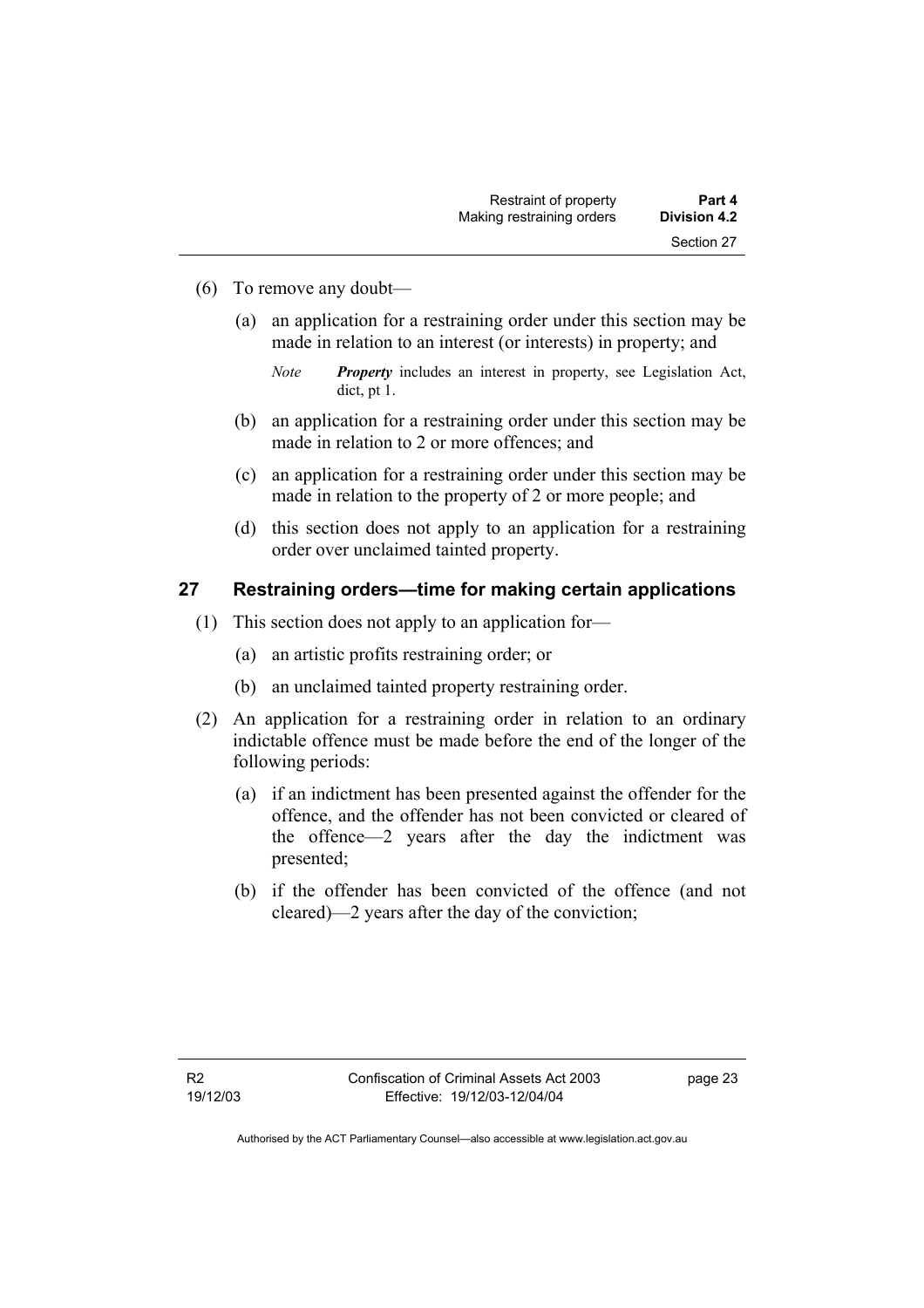(6) To remove any doubt—

(a) an application for a restraining order under this section may be made in relation to an interest (or interests) in property; and

*Note* ***Property*** includes an interest in property, see Legislation Act, dict, pt 1.

(b) an application for a restraining order under this section may be made in relation to 2 or more offences; and

(c) an application for a restraining order under this section may be made in relation to the property of 2 or more people; and

(d) this section does not apply to an application for a restraining order over unclaimed tainted property.

## 27 Restraining orders—time for making certain applications

(1) This section does not apply to an application for—

(a) an artistic profits restraining order; or

(b) an unclaimed tainted property restraining order.

(2) An application for a restraining order in relation to an ordinary indictable offence must be made before the end of the longer of the following periods:

(a) if an indictment has been presented against the offender for the offence, and the offender has not been convicted or cleared of the offence—2 years after the day the indictment was presented;

(b) if the offender has been convicted of the offence (and not cleared)—2 years after the day of the conviction;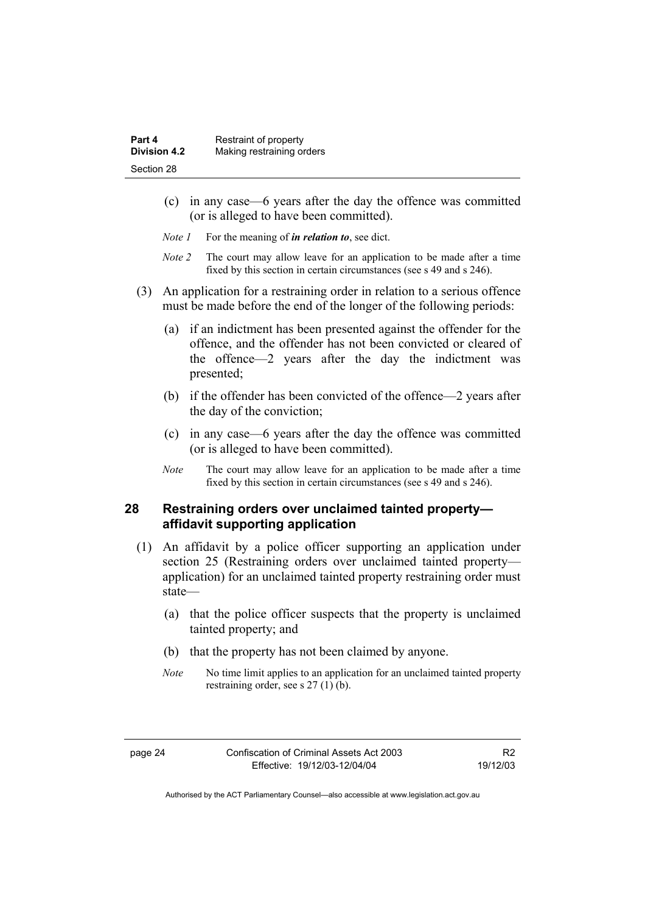(c) in any case—6 years after the day the offence was committed (or is alleged to have been committed).

*Note 1* For the meaning of ***in relation to***, see dict.

*Note 2* The court may allow leave for an application to be made after a time fixed by this section in certain circumstances (see s 49 and s 246).

(3) An application for a restraining order in relation to a serious offence must be made before the end of the longer of the following periods:

(a) if an indictment has been presented against the offender for the offence, and the offender has not been convicted or cleared of the offence—2 years after the day the indictment was presented;

(b) if the offender has been convicted of the offence—2 years after the day of the conviction;

(c) in any case—6 years after the day the offence was committed (or is alleged to have been committed).

*Note* The court may allow leave for an application to be made after a time fixed by this section in certain circumstances (see s 49 and s 246).

## 28 Restraining orders over unclaimed tainted property—affidavit supporting application

(1) An affidavit by a police officer supporting an application under section 25 (Restraining orders over unclaimed tainted property—application) for an unclaimed tainted property restraining order must state—

(a) that the police officer suspects that the property is unclaimed tainted property; and

(b) that the property has not been claimed by anyone.

*Note* No time limit applies to an application for an unclaimed tainted property restraining order, see s 27 (1) (b).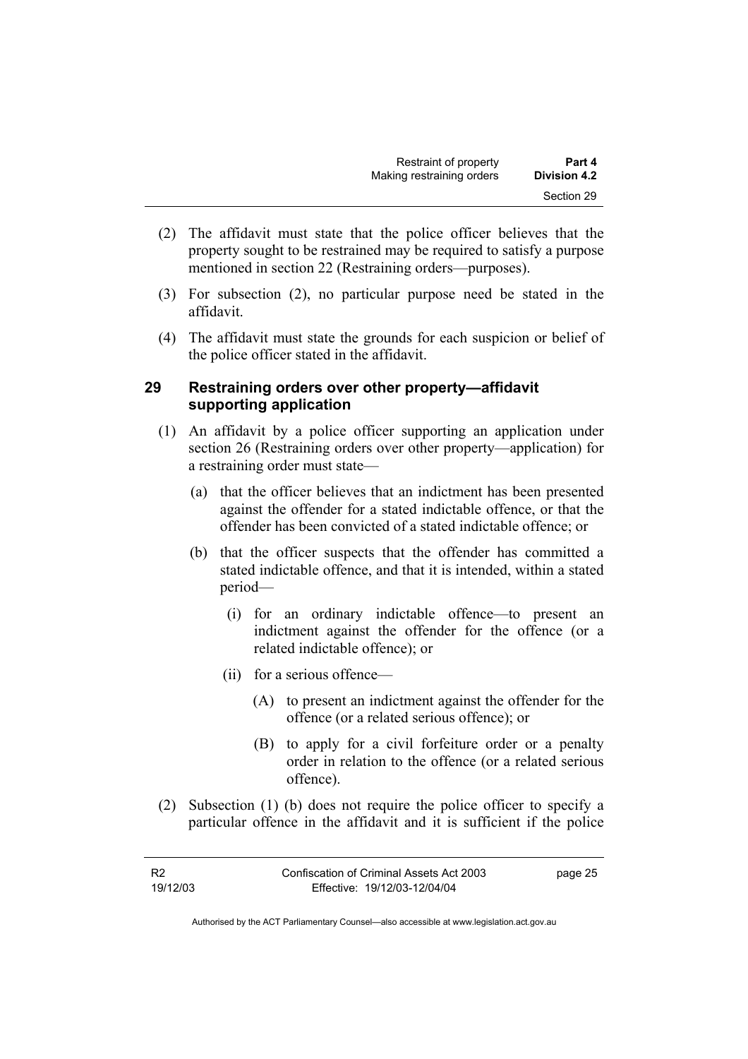(2) The affidavit must state that the police officer believes that the property sought to be restrained may be required to satisfy a purpose mentioned in section 22 (Restraining orders—purposes).

(3) For subsection (2), no particular purpose need be stated in the affidavit.

(4) The affidavit must state the grounds for each suspicion or belief of the police officer stated in the affidavit.

## 29 Restraining orders over other property—affidavit supporting application

(1) An affidavit by a police officer supporting an application under section 26 (Restraining orders over other property—application) for a restraining order must state—

(a) that the officer believes that an indictment has been presented against the offender for a stated indictable offence, or that the offender has been convicted of a stated indictable offence; or

(b) that the officer suspects that the offender has committed a stated indictable offence, and that it is intended, within a stated period—

(i) for an ordinary indictable offence—to present an indictment against the offender for the offence (or a related indictable offence); or

(ii) for a serious offence—

(A) to present an indictment against the offender for the offence (or a related serious offence); or

(B) to apply for a civil forfeiture order or a penalty order in relation to the offence (or a related serious offence).

(2) Subsection (1) (b) does not require the police officer to specify a particular offence in the affidavit and it is sufficient if the police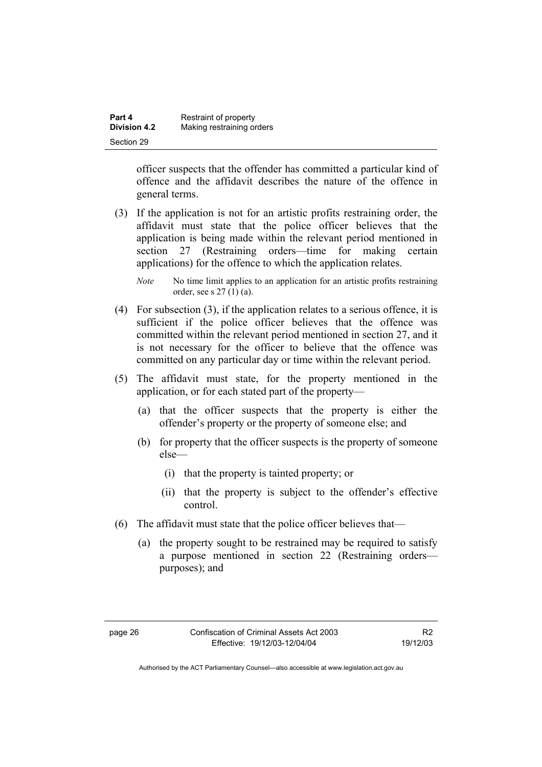officer suspects that the offender has committed a particular kind of offence and the affidavit describes the nature of the offence in general terms.

(3) If the application is not for an artistic profits restraining order, the affidavit must state that the police officer believes that the application is being made within the relevant period mentioned in section 27 (Restraining orders—time for making certain applications) for the offence to which the application relates.

*Note* No time limit applies to an application for an artistic profits restraining order, see s 27 (1) (a).

(4) For subsection (3), if the application relates to a serious offence, it is sufficient if the police officer believes that the offence was committed within the relevant period mentioned in section 27, and it is not necessary for the officer to believe that the offence was committed on any particular day or time within the relevant period.

(5) The affidavit must state, for the property mentioned in the application, or for each stated part of the property—

(a) that the officer suspects that the property is either the offender's property or the property of someone else; and

(b) for property that the officer suspects is the property of someone else—

(i) that the property is tainted property; or

(ii) that the property is subject to the offender's effective control.

(6) The affidavit must state that the police officer believes that—

(a) the property sought to be restrained may be required to satisfy a purpose mentioned in section 22 (Restraining orders—purposes); and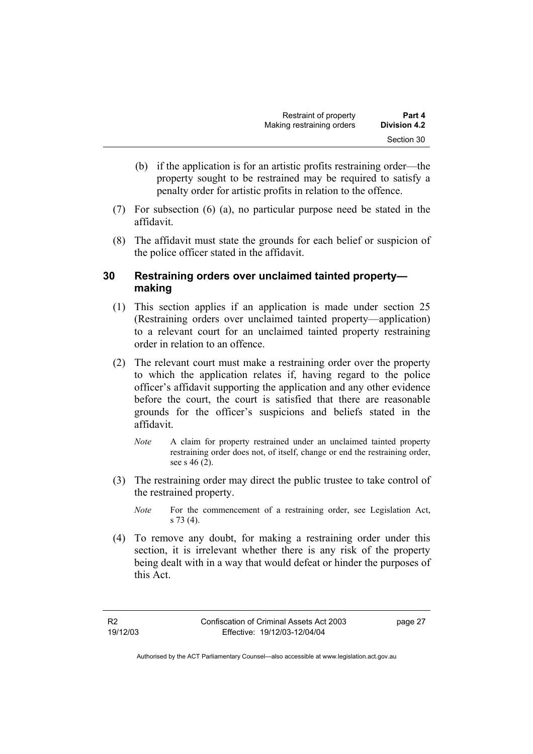(b) if the application is for an artistic profits restraining order—the property sought to be restrained may be required to satisfy a penalty order for artistic profits in relation to the offence.

(7) For subsection (6) (a), no particular purpose need be stated in the affidavit.

(8) The affidavit must state the grounds for each belief or suspicion of the police officer stated in the affidavit.

## 30 Restraining orders over unclaimed tainted property—making

(1) This section applies if an application is made under section 25 (Restraining orders over unclaimed tainted property—application) to a relevant court for an unclaimed tainted property restraining order in relation to an offence.

(2) The relevant court must make a restraining order over the property to which the application relates if, having regard to the police officer's affidavit supporting the application and any other evidence before the court, the court is satisfied that there are reasonable grounds for the officer's suspicions and beliefs stated in the affidavit.

*Note* A claim for property restrained under an unclaimed tainted property restraining order does not, of itself, change or end the restraining order, see s 46 (2).

(3) The restraining order may direct the public trustee to take control of the restrained property.

*Note* For the commencement of a restraining order, see Legislation Act, s 73 (4).

(4) To remove any doubt, for making a restraining order under this section, it is irrelevant whether there is any risk of the property being dealt with in a way that would defeat or hinder the purposes of this Act.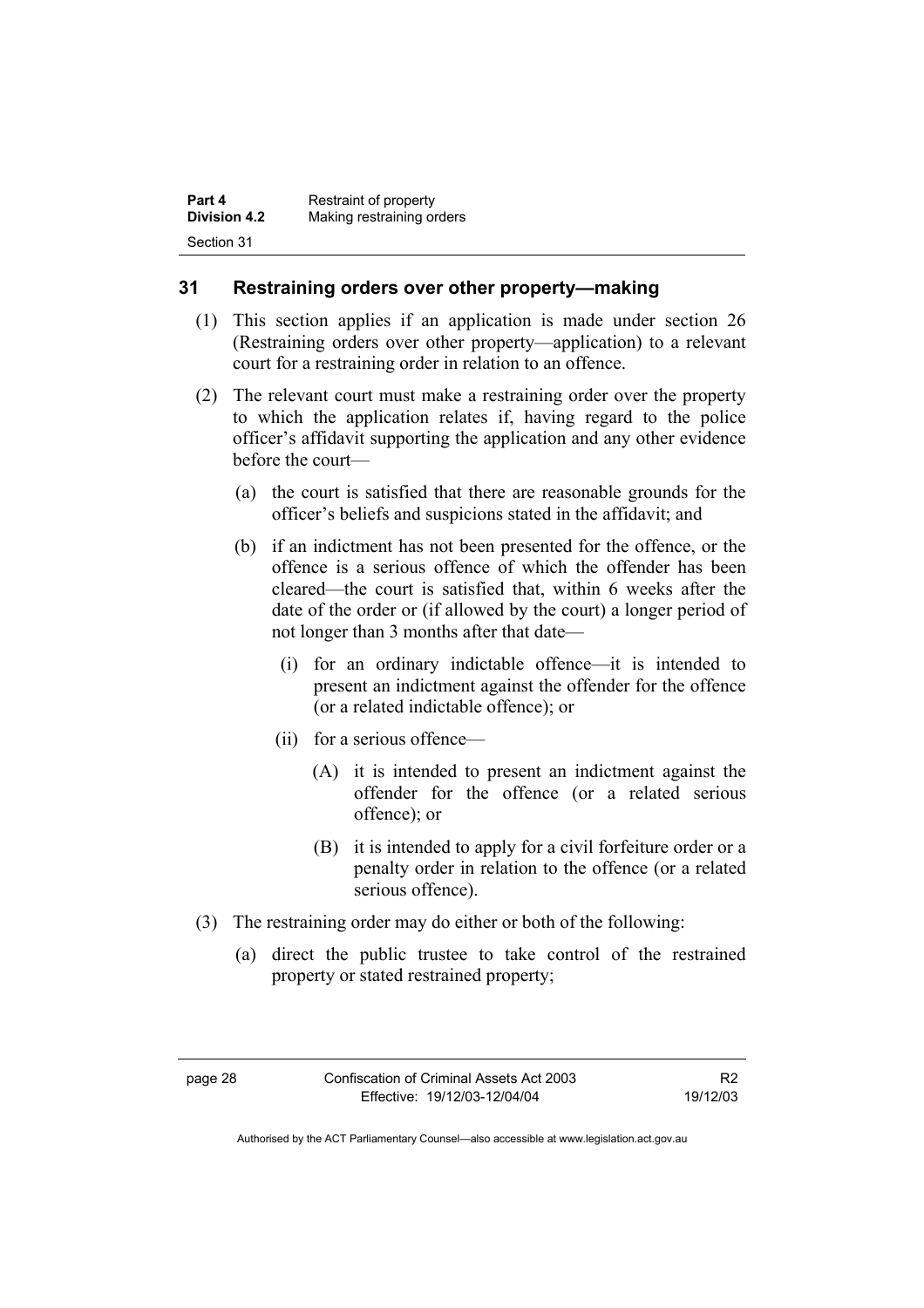## 31 Restraining orders over other property—making

(1) This section applies if an application is made under section 26 (Restraining orders over other property—application) to a relevant court for a restraining order in relation to an offence.

(2) The relevant court must make a restraining order over the property to which the application relates if, having regard to the police officer's affidavit supporting the application and any other evidence before the court—

(a) the court is satisfied that there are reasonable grounds for the officer's beliefs and suspicions stated in the affidavit; and

(b) if an indictment has not been presented for the offence, or the offence is a serious offence of which the offender has been cleared—the court is satisfied that, within 6 weeks after the date of the order or (if allowed by the court) a longer period of not longer than 3 months after that date—

(i) for an ordinary indictable offence—it is intended to present an indictment against the offender for the offence (or a related indictable offence); or

(ii) for a serious offence—

(A) it is intended to present an indictment against the offender for the offence (or a related serious offence); or

(B) it is intended to apply for a civil forfeiture order or a penalty order in relation to the offence (or a related serious offence).

(3) The restraining order may do either or both of the following:

(a) direct the public trustee to take control of the restrained property or stated restrained property;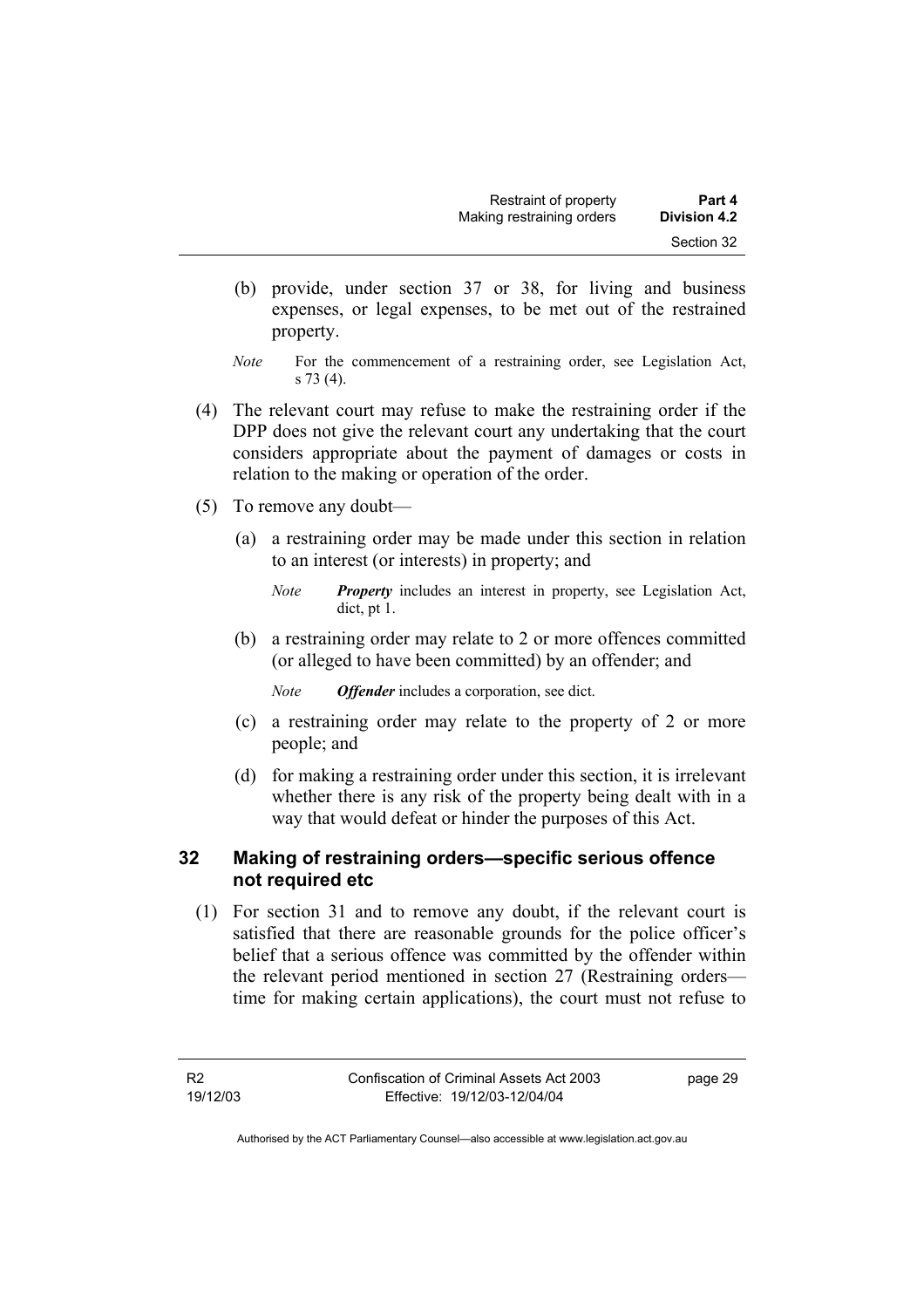(b) provide, under section 37 or 38, for living and business expenses, or legal expenses, to be met out of the restrained property.

*Note* For the commencement of a restraining order, see Legislation Act, s 73 (4).

(4) The relevant court may refuse to make the restraining order if the DPP does not give the relevant court any undertaking that the court considers appropriate about the payment of damages or costs in relation to the making or operation of the order.

(5) To remove any doubt—

(a) a restraining order may be made under this section in relation to an interest (or interests) in property; and

*Note* ***Property*** includes an interest in property, see Legislation Act, dict, pt 1.

(b) a restraining order may relate to 2 or more offences committed (or alleged to have been committed) by an offender; and

*Note* ***Offender*** includes a corporation, see dict.

(c) a restraining order may relate to the property of 2 or more people; and

(d) for making a restraining order under this section, it is irrelevant whether there is any risk of the property being dealt with in a way that would defeat or hinder the purposes of this Act.

## 32 Making of restraining orders—specific serious offence not required etc

(1) For section 31 and to remove any doubt, if the relevant court is satisfied that there are reasonable grounds for the police officer's belief that a serious offence was committed by the offender within the relevant period mentioned in section 27 (Restraining orders—time for making certain applications), the court must not refuse to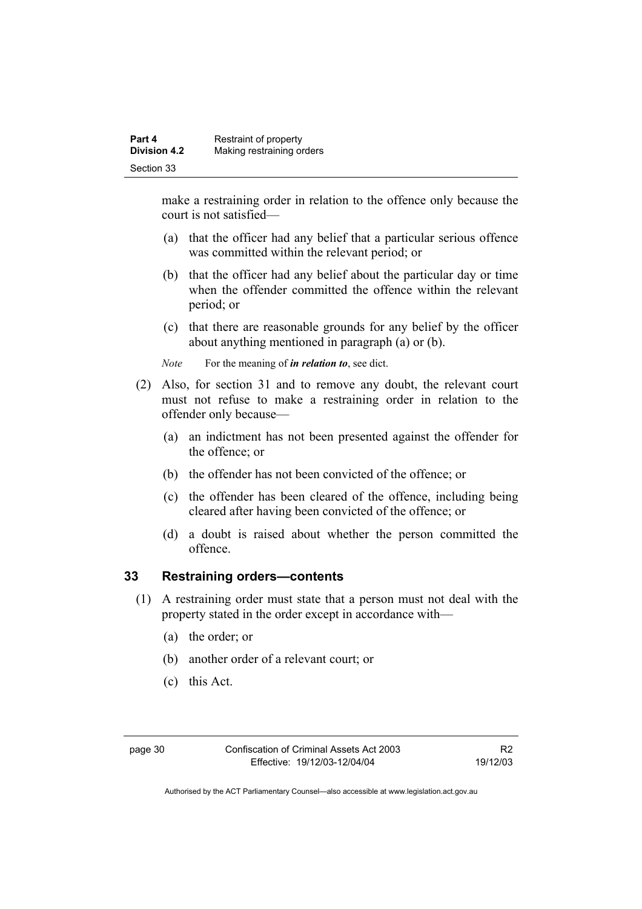make a restraining order in relation to the offence only because the court is not satisfied—

(a) that the officer had any belief that a particular serious offence was committed within the relevant period; or

(b) that the officer had any belief about the particular day or time when the offender committed the offence within the relevant period; or

(c) that there are reasonable grounds for any belief by the officer about anything mentioned in paragraph (a) or (b).

*Note* For the meaning of ***in relation to***, see dict.

(2) Also, for section 31 and to remove any doubt, the relevant court must not refuse to make a restraining order in relation to the offender only because—

(a) an indictment has not been presented against the offender for the offence; or

(b) the offender has not been convicted of the offence; or

(c) the offender has been cleared of the offence, including being cleared after having been convicted of the offence; or

(d) a doubt is raised about whether the person committed the offence.

## 33 Restraining orders—contents

(1) A restraining order must state that a person must not deal with the property stated in the order except in accordance with—

(a) the order; or

(b) another order of a relevant court; or

(c) this Act.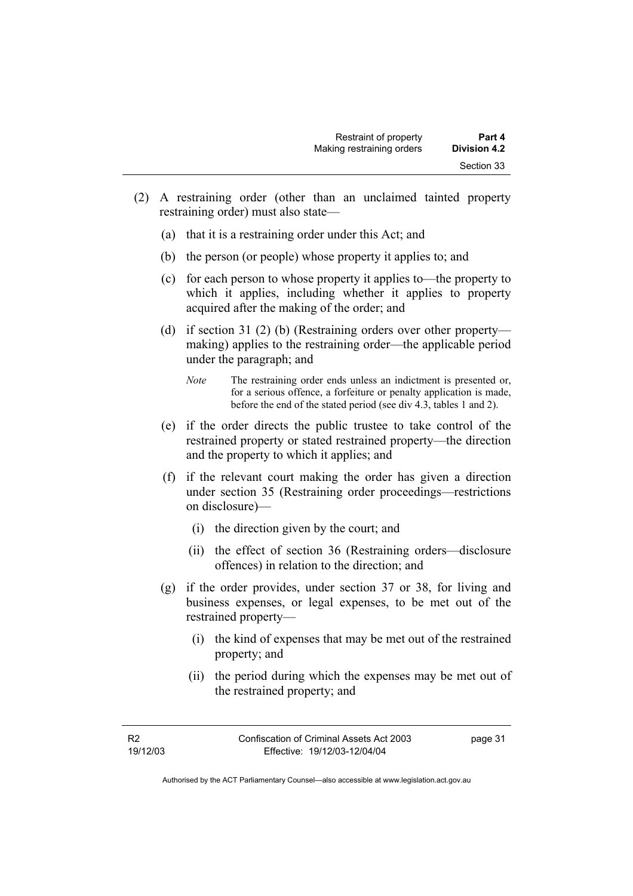(2) A restraining order (other than an unclaimed tainted property restraining order) must also state—

(a) that it is a restraining order under this Act; and

(b) the person (or people) whose property it applies to; and

(c) for each person to whose property it applies to—the property to which it applies, including whether it applies to property acquired after the making of the order; and

(d) if section 31 (2) (b) (Restraining orders over other property—making) applies to the restraining order—the applicable period under the paragraph; and

*Note* The restraining order ends unless an indictment is presented or, for a serious offence, a forfeiture or penalty application is made, before the end of the stated period (see div 4.3, tables 1 and 2).

(e) if the order directs the public trustee to take control of the restrained property or stated restrained property—the direction and the property to which it applies; and

(f) if the relevant court making the order has given a direction under section 35 (Restraining order proceedings—restrictions on disclosure)—

(i) the direction given by the court; and

(ii) the effect of section 36 (Restraining orders—disclosure offences) in relation to the direction; and

(g) if the order provides, under section 37 or 38, for living and business expenses, or legal expenses, to be met out of the restrained property—

(i) the kind of expenses that may be met out of the restrained property; and

(ii) the period during which the expenses may be met out of the restrained property; and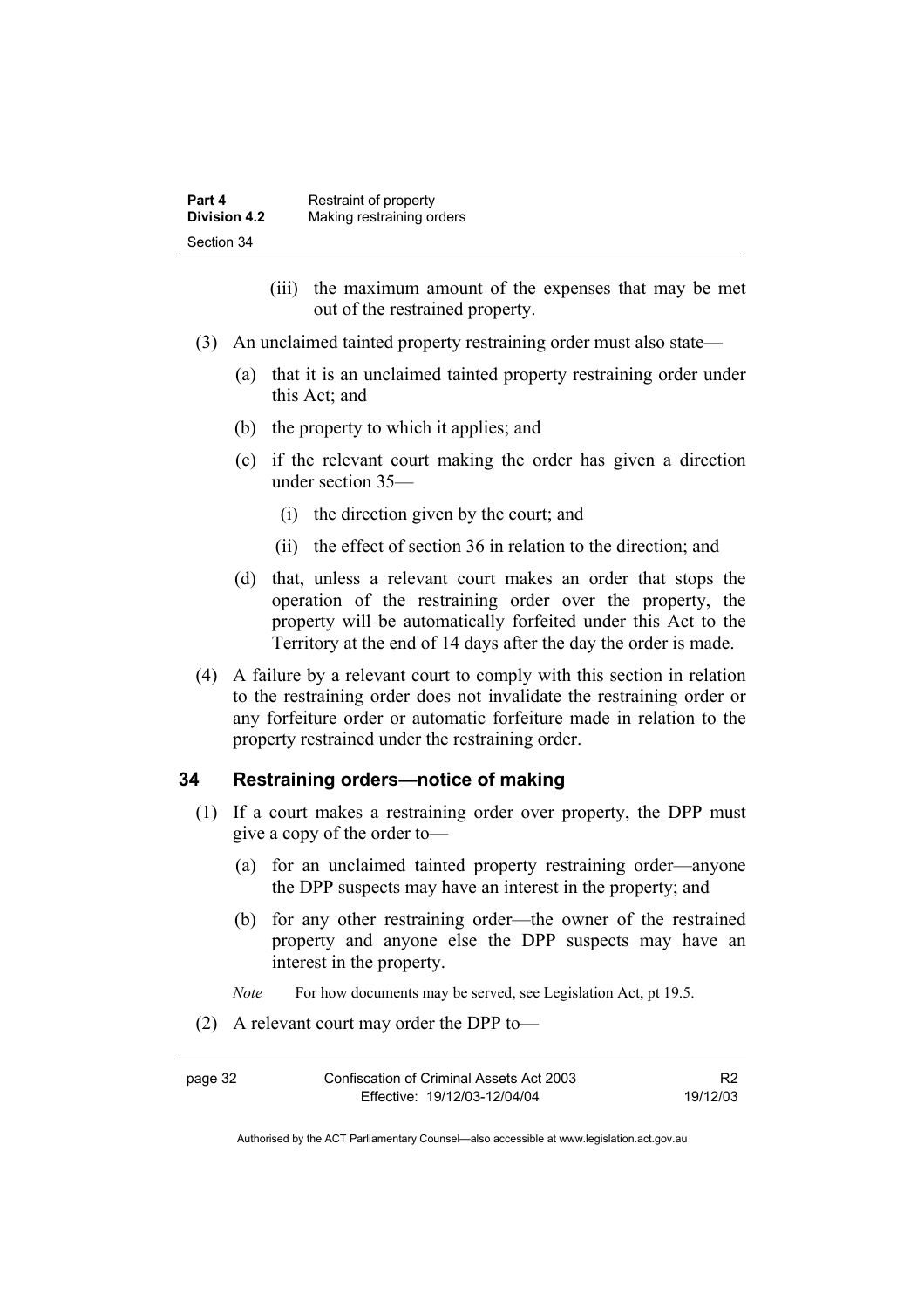(iii) the maximum amount of the expenses that may be met out of the restrained property.

(3) An unclaimed tainted property restraining order must also state—

(a) that it is an unclaimed tainted property restraining order under this Act; and

(b) the property to which it applies; and

(c) if the relevant court making the order has given a direction under section 35—

(i) the direction given by the court; and

(ii) the effect of section 36 in relation to the direction; and

(d) that, unless a relevant court makes an order that stops the operation of the restraining order over the property, the property will be automatically forfeited under this Act to the Territory at the end of 14 days after the day the order is made.

(4) A failure by a relevant court to comply with this section in relation to the restraining order does not invalidate the restraining order or any forfeiture order or automatic forfeiture made in relation to the property restrained under the restraining order.

## 34 Restraining orders—notice of making

(1) If a court makes a restraining order over property, the DPP must give a copy of the order to—

(a) for an unclaimed tainted property restraining order—anyone the DPP suspects may have an interest in the property; and

(b) for any other restraining order—the owner of the restrained property and anyone else the DPP suspects may have an interest in the property.

*Note* For how documents may be served, see Legislation Act, pt 19.5.

(2) A relevant court may order the DPP to—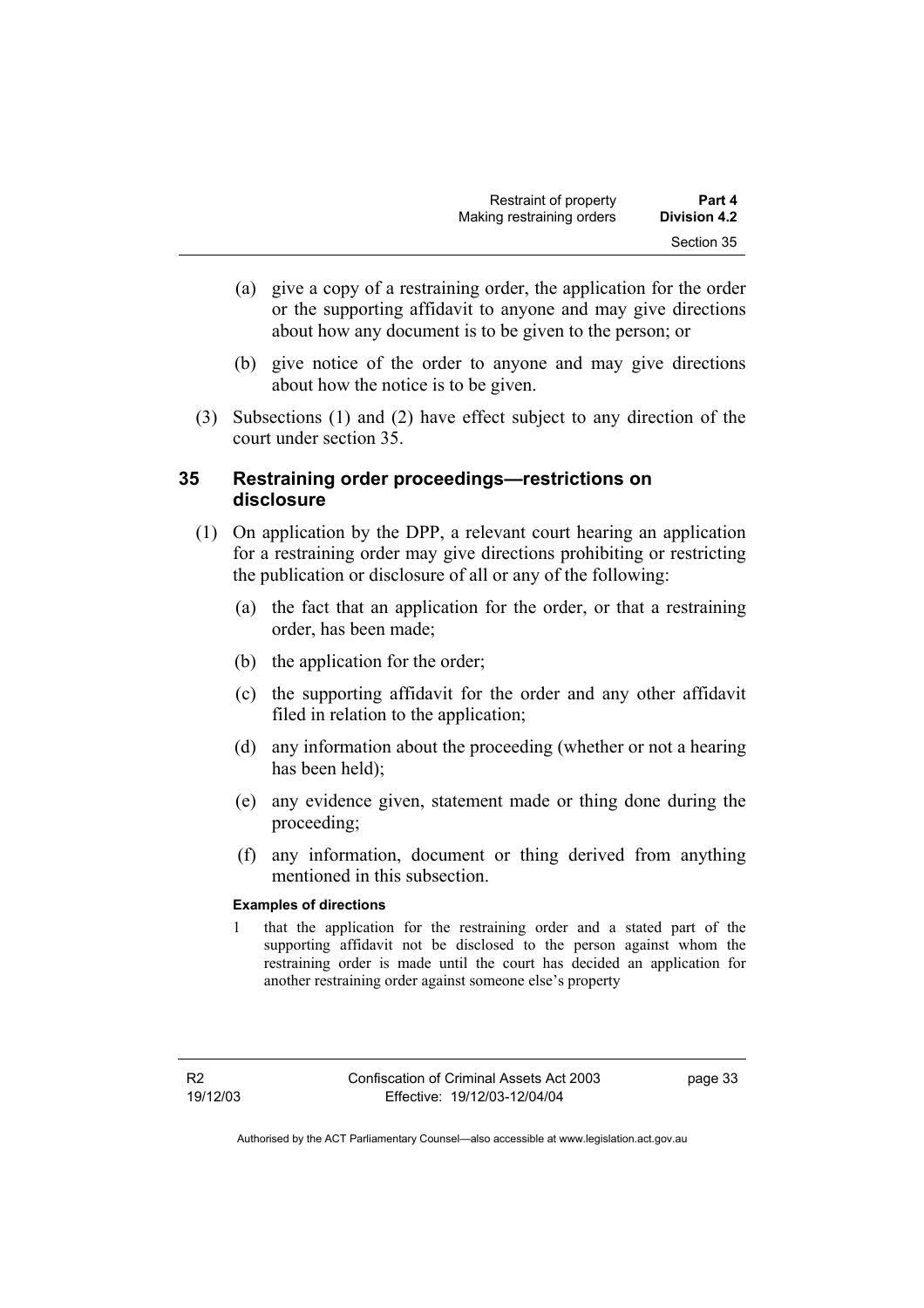(a) give a copy of a restraining order, the application for the order or the supporting affidavit to anyone and may give directions about how any document is to be given to the person; or

(b) give notice of the order to anyone and may give directions about how the notice is to be given.

(3) Subsections (1) and (2) have effect subject to any direction of the court under section 35.

## 35 Restraining order proceedings—restrictions on disclosure

(1) On application by the DPP, a relevant court hearing an application for a restraining order may give directions prohibiting or restricting the publication or disclosure of all or any of the following:

(a) the fact that an application for the order, or that a restraining order, has been made;

(b) the application for the order;

(c) the supporting affidavit for the order and any other affidavit filed in relation to the application;

(d) any information about the proceeding (whether or not a hearing has been held);

(e) any evidence given, statement made or thing done during the proceeding;

(f) any information, document or thing derived from anything mentioned in this subsection.

**Examples of directions**

1 that the application for the restraining order and a stated part of the supporting affidavit not be disclosed to the person against whom the restraining order is made until the court has decided an application for another restraining order against someone else's property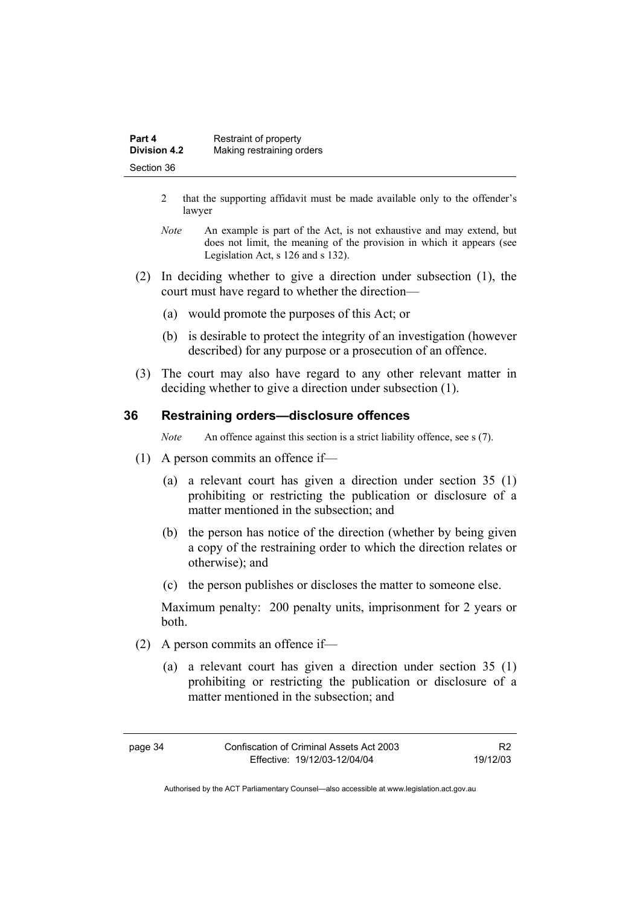2 that the supporting affidavit must be made available only to the offender's lawyer

*Note* An example is part of the Act, is not exhaustive and may extend, but does not limit, the meaning of the provision in which it appears (see Legislation Act, s 126 and s 132).

(2) In deciding whether to give a direction under subsection (1), the court must have regard to whether the direction—

(a) would promote the purposes of this Act; or

(b) is desirable to protect the integrity of an investigation (however described) for any purpose or a prosecution of an offence.

(3) The court may also have regard to any other relevant matter in deciding whether to give a direction under subsection (1).

## 36 Restraining orders—disclosure offences

*Note* An offence against this section is a strict liability offence, see s (7).

(1) A person commits an offence if—

(a) a relevant court has given a direction under section 35 (1) prohibiting or restricting the publication or disclosure of a matter mentioned in the subsection; and

(b) the person has notice of the direction (whether by being given a copy of the restraining order to which the direction relates or otherwise); and

(c) the person publishes or discloses the matter to someone else.

Maximum penalty: 200 penalty units, imprisonment for 2 years or both.

(2) A person commits an offence if—

(a) a relevant court has given a direction under section 35 (1) prohibiting or restricting the publication or disclosure of a matter mentioned in the subsection; and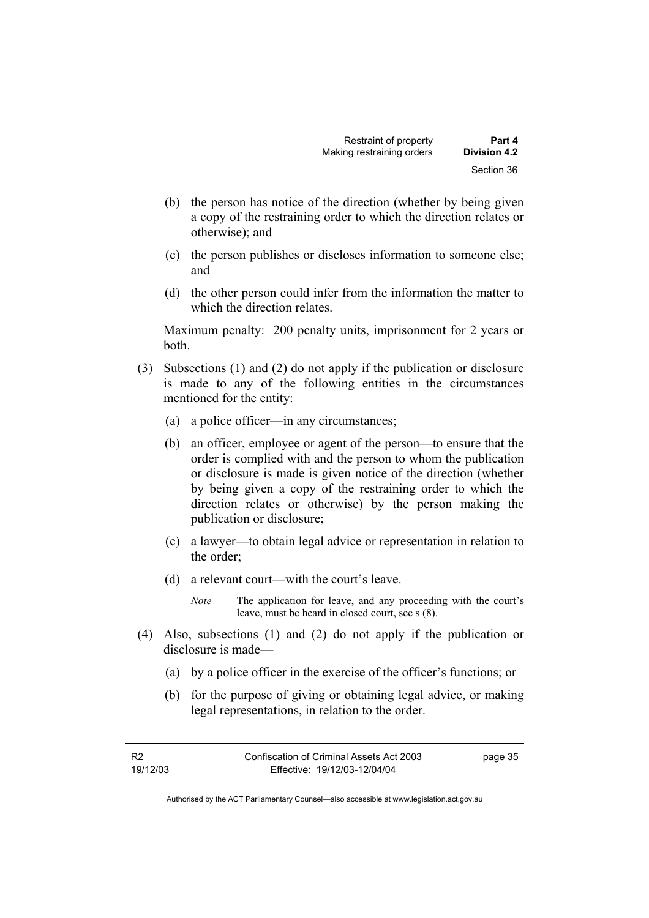(b) the person has notice of the direction (whether by being given a copy of the restraining order to which the direction relates or otherwise); and

(c) the person publishes or discloses information to someone else; and

(d) the other person could infer from the information the matter to which the direction relates.

Maximum penalty: 200 penalty units, imprisonment for 2 years or both.

(3) Subsections (1) and (2) do not apply if the publication or disclosure is made to any of the following entities in the circumstances mentioned for the entity:

(a) a police officer—in any circumstances;

(b) an officer, employee or agent of the person—to ensure that the order is complied with and the person to whom the publication or disclosure is made is given notice of the direction (whether by being given a copy of the restraining order to which the direction relates or otherwise) by the person making the publication or disclosure;

(c) a lawyer—to obtain legal advice or representation in relation to the order;

(d) a relevant court—with the court's leave.

*Note* The application for leave, and any proceeding with the court's leave, must be heard in closed court, see s (8).

(4) Also, subsections (1) and (2) do not apply if the publication or disclosure is made—

(a) by a police officer in the exercise of the officer's functions; or

(b) for the purpose of giving or obtaining legal advice, or making legal representations, in relation to the order.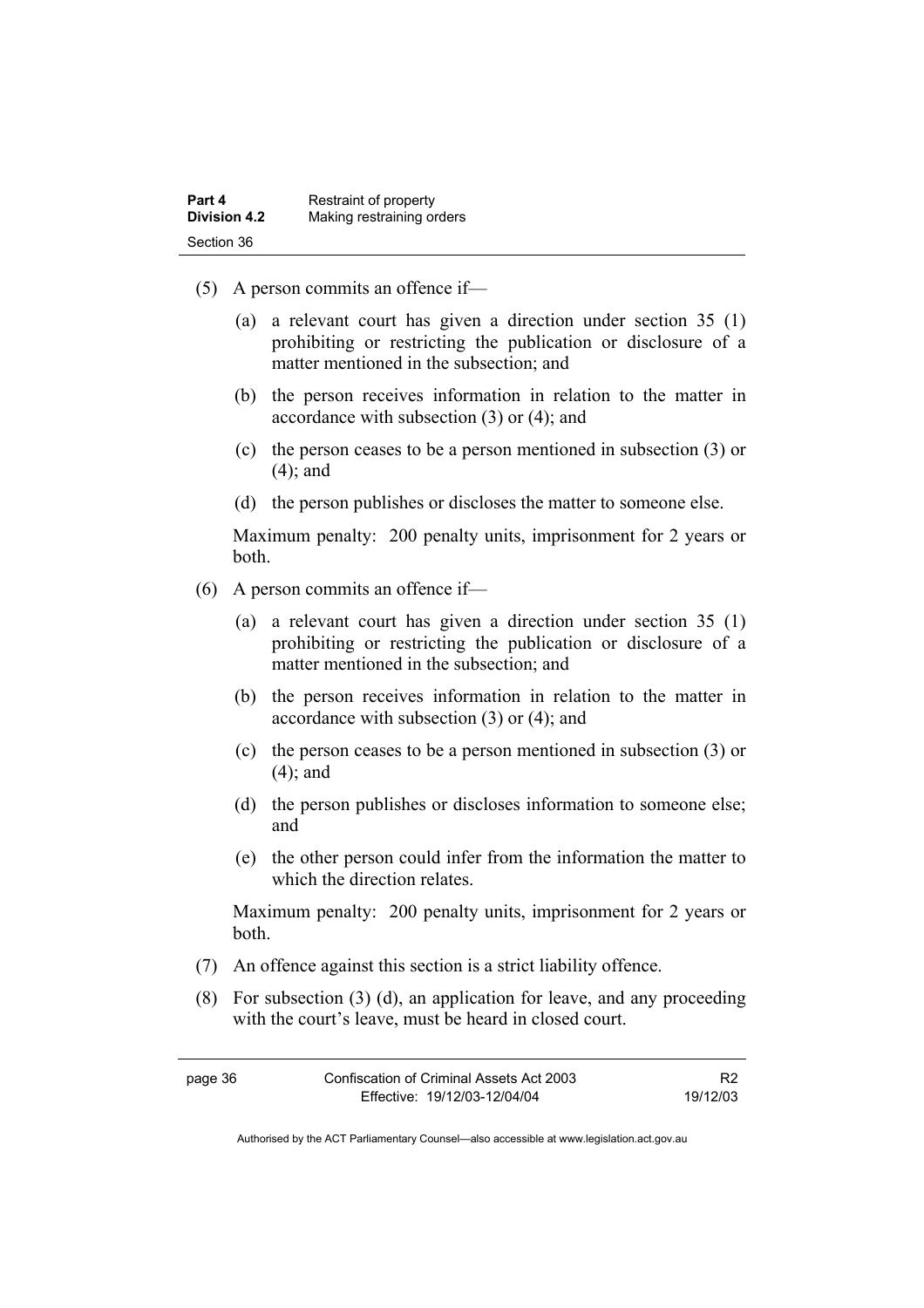(5) A person commits an offence if—

(a) a relevant court has given a direction under section 35 (1) prohibiting or restricting the publication or disclosure of a matter mentioned in the subsection; and

(b) the person receives information in relation to the matter in accordance with subsection (3) or (4); and

(c) the person ceases to be a person mentioned in subsection (3) or (4); and

(d) the person publishes or discloses the matter to someone else.

Maximum penalty: 200 penalty units, imprisonment for 2 years or both.

(6) A person commits an offence if—

(a) a relevant court has given a direction under section 35 (1) prohibiting or restricting the publication or disclosure of a matter mentioned in the subsection; and

(b) the person receives information in relation to the matter in accordance with subsection (3) or (4); and

(c) the person ceases to be a person mentioned in subsection (3) or (4); and

(d) the person publishes or discloses information to someone else; and

(e) the other person could infer from the information the matter to which the direction relates.

Maximum penalty: 200 penalty units, imprisonment for 2 years or both.

(7) An offence against this section is a strict liability offence.

(8) For subsection (3) (d), an application for leave, and any proceeding with the court's leave, must be heard in closed court.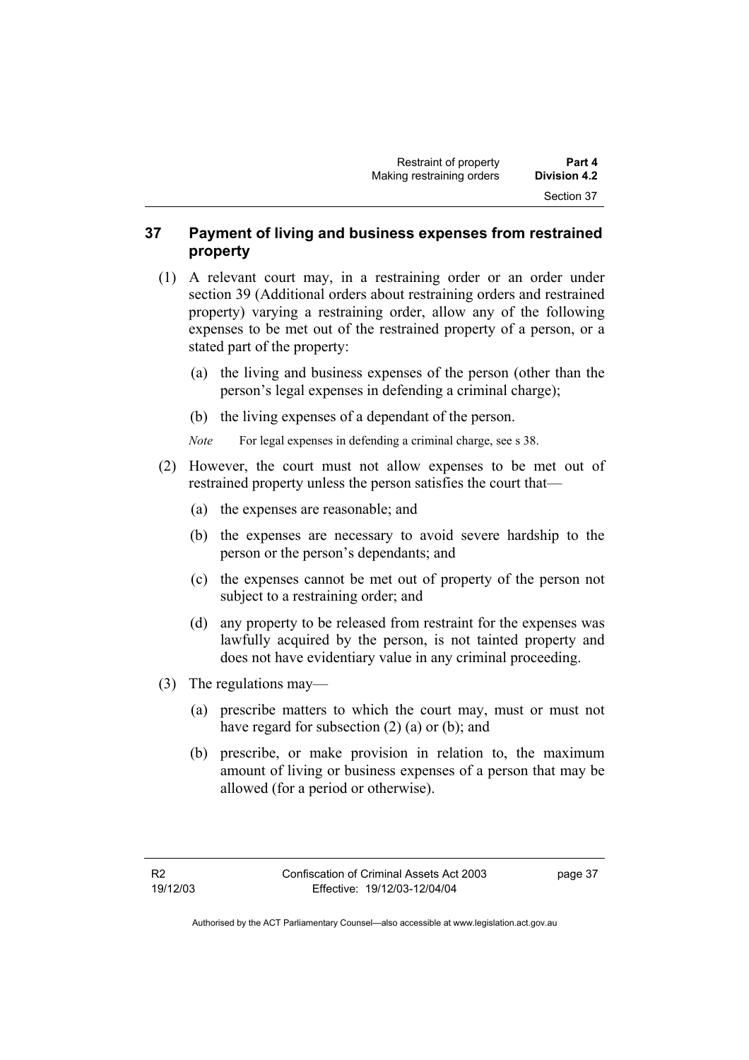## 37 Payment of living and business expenses from restrained property

(1) A relevant court may, in a restraining order or an order under section 39 (Additional orders about restraining orders and restrained property) varying a restraining order, allow any of the following expenses to be met out of the restrained property of a person, or a stated part of the property:

(a) the living and business expenses of the person (other than the person's legal expenses in defending a criminal charge);

(b) the living expenses of a dependant of the person.

*Note* For legal expenses in defending a criminal charge, see s 38.

(2) However, the court must not allow expenses to be met out of restrained property unless the person satisfies the court that—

(a) the expenses are reasonable; and

(b) the expenses are necessary to avoid severe hardship to the person or the person's dependants; and

(c) the expenses cannot be met out of property of the person not subject to a restraining order; and

(d) any property to be released from restraint for the expenses was lawfully acquired by the person, is not tainted property and does not have evidentiary value in any criminal proceeding.

(3) The regulations may—

(a) prescribe matters to which the court may, must or must not have regard for subsection (2) (a) or (b); and

(b) prescribe, or make provision in relation to, the maximum amount of living or business expenses of a person that may be allowed (for a period or otherwise).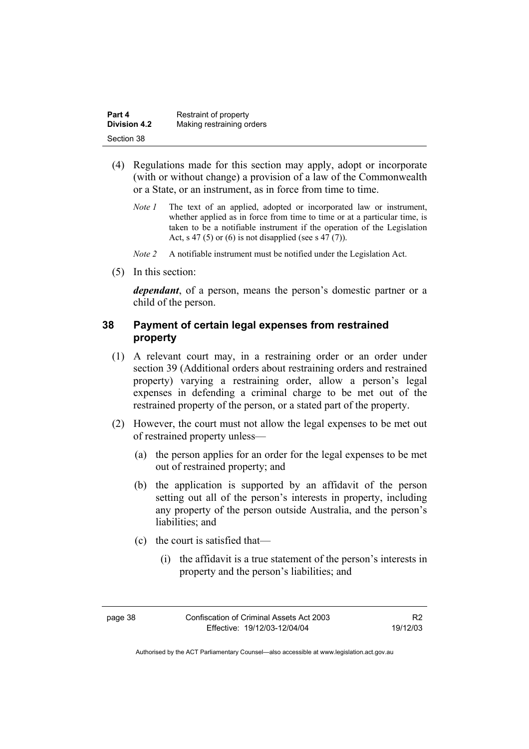(4) Regulations made for this section may apply, adopt or incorporate (with or without change) a provision of a law of the Commonwealth or a State, or an instrument, as in force from time to time.

*Note 1* The text of an applied, adopted or incorporated law or instrument, whether applied as in force from time to time or at a particular time, is taken to be a notifiable instrument if the operation of the Legislation Act, s 47 (5) or (6) is not disapplied (see s 47 (7)).

*Note 2* A notifiable instrument must be notified under the Legislation Act.

(5) In this section:

***dependant***, of a person, means the person's domestic partner or a child of the person.

## 38 Payment of certain legal expenses from restrained property

(1) A relevant court may, in a restraining order or an order under section 39 (Additional orders about restraining orders and restrained property) varying a restraining order, allow a person's legal expenses in defending a criminal charge to be met out of the restrained property of the person, or a stated part of the property.

(2) However, the court must not allow the legal expenses to be met out of restrained property unless—

(a) the person applies for an order for the legal expenses to be met out of restrained property; and

(b) the application is supported by an affidavit of the person setting out all of the person's interests in property, including any property of the person outside Australia, and the person's liabilities; and

(c) the court is satisfied that—

(i) the affidavit is a true statement of the person's interests in property and the person's liabilities; and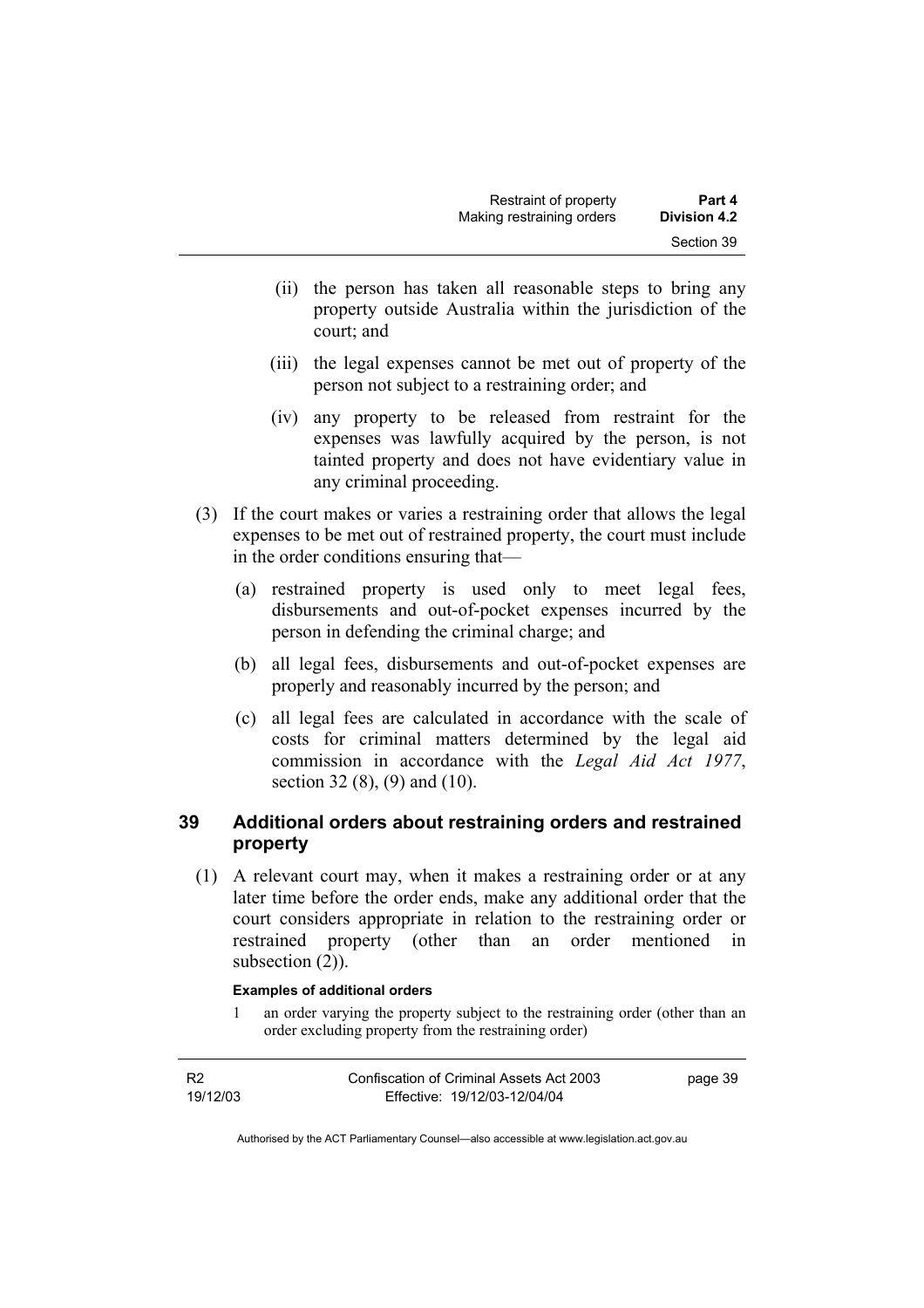(ii) the person has taken all reasonable steps to bring any property outside Australia within the jurisdiction of the court; and

(iii) the legal expenses cannot be met out of property of the person not subject to a restraining order; and

(iv) any property to be released from restraint for the expenses was lawfully acquired by the person, is not tainted property and does not have evidentiary value in any criminal proceeding.

(3) If the court makes or varies a restraining order that allows the legal expenses to be met out of restrained property, the court must include in the order conditions ensuring that—

(a) restrained property is used only to meet legal fees, disbursements and out-of-pocket expenses incurred by the person in defending the criminal charge; and

(b) all legal fees, disbursements and out-of-pocket expenses are properly and reasonably incurred by the person; and

(c) all legal fees are calculated in accordance with the scale of costs for criminal matters determined by the legal aid commission in accordance with the *Legal Aid Act 1977*, section 32 (8), (9) and (10).

## 39 Additional orders about restraining orders and restrained property

(1) A relevant court may, when it makes a restraining order or at any later time before the order ends, make any additional order that the court considers appropriate in relation to the restraining order or restrained property (other than an order mentioned in subsection (2)).

**Examples of additional orders**

1 an order varying the property subject to the restraining order (other than an order excluding property from the restraining order)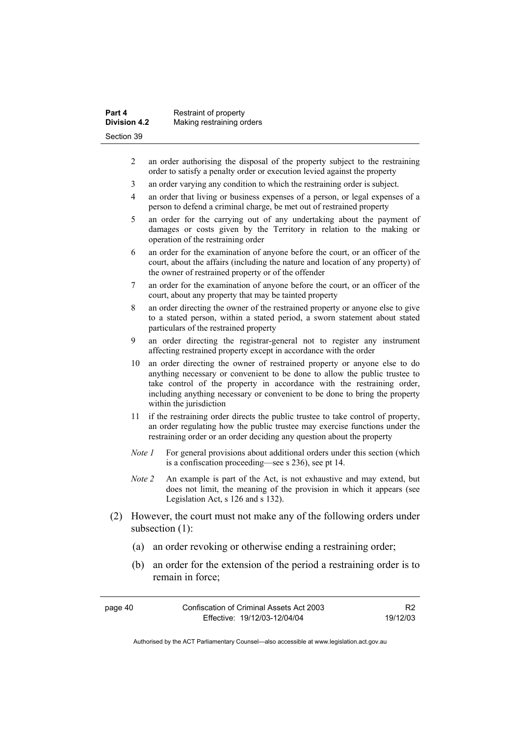2 an order authorising the disposal of the property subject to the restraining order to satisfy a penalty order or execution levied against the property

3 an order varying any condition to which the restraining order is subject.

4 an order that living or business expenses of a person, or legal expenses of a person to defend a criminal charge, be met out of restrained property

5 an order for the carrying out of any undertaking about the payment of damages or costs given by the Territory in relation to the making or operation of the restraining order

6 an order for the examination of anyone before the court, or an officer of the court, about the affairs (including the nature and location of any property) of the owner of restrained property or of the offender

7 an order for the examination of anyone before the court, or an officer of the court, about any property that may be tainted property

8 an order directing the owner of the restrained property or anyone else to give to a stated person, within a stated period, a sworn statement about stated particulars of the restrained property

9 an order directing the registrar-general not to register any instrument affecting restrained property except in accordance with the order

10 an order directing the owner of restrained property or anyone else to do anything necessary or convenient to be done to allow the public trustee to take control of the property in accordance with the restraining order, including anything necessary or convenient to be done to bring the property within the jurisdiction

11 if the restraining order directs the public trustee to take control of property, an order regulating how the public trustee may exercise functions under the restraining order or an order deciding any question about the property

*Note 1* For general provisions about additional orders under this section (which is a confiscation proceeding—see s 236), see pt 14.

*Note 2* An example is part of the Act, is not exhaustive and may extend, but does not limit, the meaning of the provision in which it appears (see Legislation Act, s 126 and s 132).

(2) However, the court must not make any of the following orders under subsection (1):

(a) an order revoking or otherwise ending a restraining order;

(b) an order for the extension of the period a restraining order is to remain in force;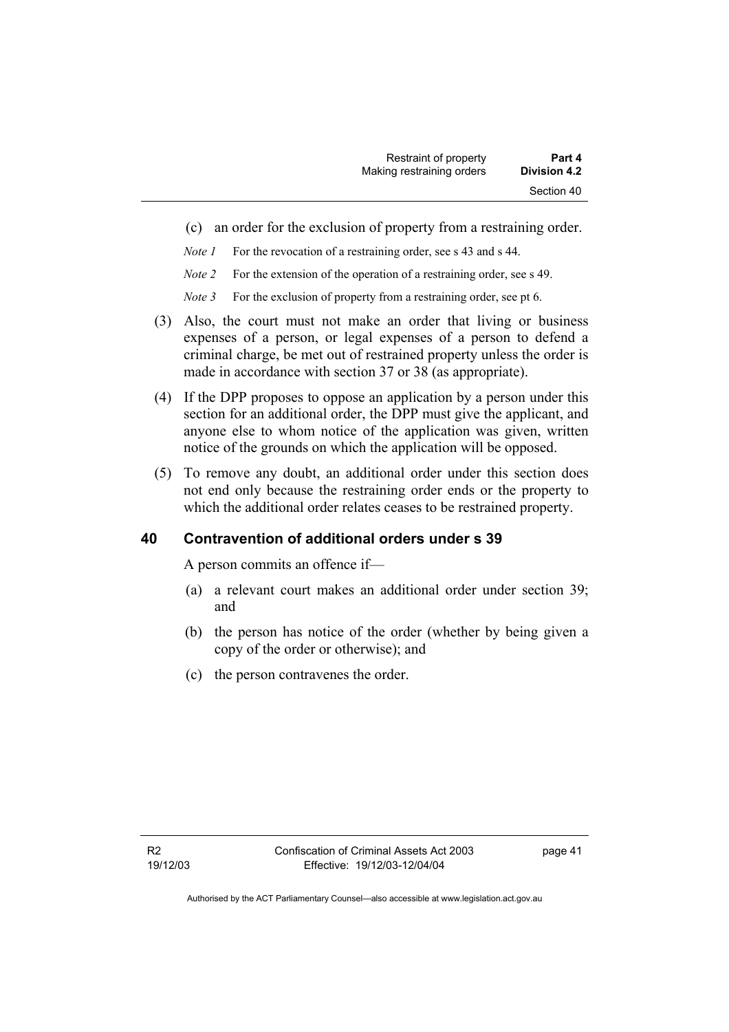(c) an order for the exclusion of property from a restraining order.

*Note 1* For the revocation of a restraining order, see s 43 and s 44.

*Note 2* For the extension of the operation of a restraining order, see s 49.

*Note 3* For the exclusion of property from a restraining order, see pt 6.

(3) Also, the court must not make an order that living or business expenses of a person, or legal expenses of a person to defend a criminal charge, be met out of restrained property unless the order is made in accordance with section 37 or 38 (as appropriate).

(4) If the DPP proposes to oppose an application by a person under this section for an additional order, the DPP must give the applicant, and anyone else to whom notice of the application was given, written notice of the grounds on which the application will be opposed.

(5) To remove any doubt, an additional order under this section does not end only because the restraining order ends or the property to which the additional order relates ceases to be restrained property.

## 40 Contravention of additional orders under s 39

A person commits an offence if—

(a) a relevant court makes an additional order under section 39; and

(b) the person has notice of the order (whether by being given a copy of the order or otherwise); and

(c) the person contravenes the order.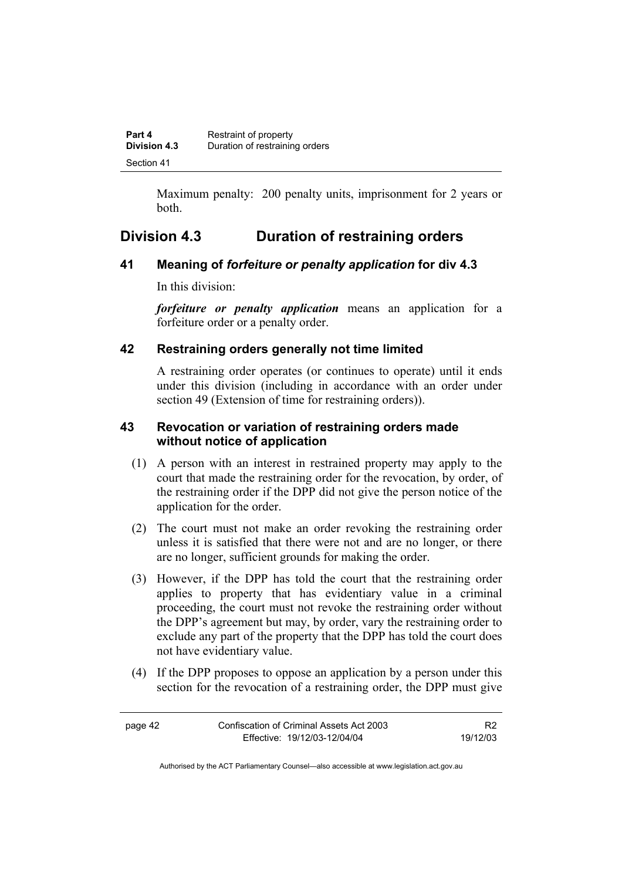Maximum penalty: 200 penalty units, imprisonment for 2 years or both.

## Division 4.3 Duration of restraining orders

### 41 Meaning of *forfeiture or penalty application* for div 4.3

In this division:

***forfeiture or penalty application*** means an application for a forfeiture order or a penalty order.

### 42 Restraining orders generally not time limited

A restraining order operates (or continues to operate) until it ends under this division (including in accordance with an order under section 49 (Extension of time for restraining orders)).

### 43 Revocation or variation of restraining orders made without notice of application

(1) A person with an interest in restrained property may apply to the court that made the restraining order for the revocation, by order, of the restraining order if the DPP did not give the person notice of the application for the order.

(2) The court must not make an order revoking the restraining order unless it is satisfied that there were not and are no longer, or there are no longer, sufficient grounds for making the order.

(3) However, if the DPP has told the court that the restraining order applies to property that has evidentiary value in a criminal proceeding, the court must not revoke the restraining order without the DPP's agreement but may, by order, vary the restraining order to exclude any part of the property that the DPP has told the court does not have evidentiary value.

(4) If the DPP proposes to oppose an application by a person under this section for the revocation of a restraining order, the DPP must give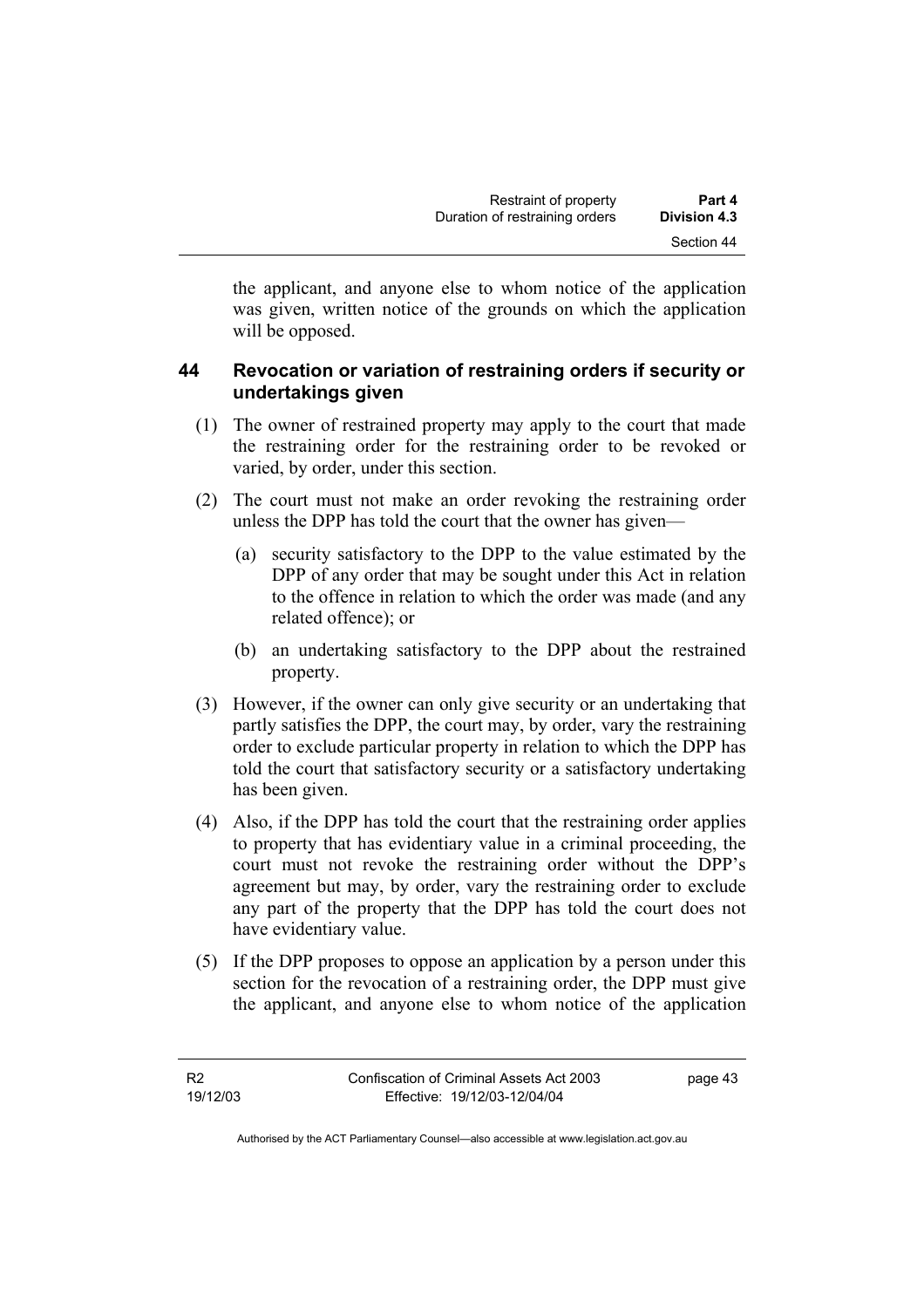the applicant, and anyone else to whom notice of the application was given, written notice of the grounds on which the application will be opposed.

### 44 Revocation or variation of restraining orders if security or undertakings given

(1) The owner of restrained property may apply to the court that made the restraining order for the restraining order to be revoked or varied, by order, under this section.

(2) The court must not make an order revoking the restraining order unless the DPP has told the court that the owner has given—

(a) security satisfactory to the DPP to the value estimated by the DPP of any order that may be sought under this Act in relation to the offence in relation to which the order was made (and any related offence); or

(b) an undertaking satisfactory to the DPP about the restrained property.

(3) However, if the owner can only give security or an undertaking that partly satisfies the DPP, the court may, by order, vary the restraining order to exclude particular property in relation to which the DPP has told the court that satisfactory security or a satisfactory undertaking has been given.

(4) Also, if the DPP has told the court that the restraining order applies to property that has evidentiary value in a criminal proceeding, the court must not revoke the restraining order without the DPP's agreement but may, by order, vary the restraining order to exclude any part of the property that the DPP has told the court does not have evidentiary value.

(5) If the DPP proposes to oppose an application by a person under this section for the revocation of a restraining order, the DPP must give the applicant, and anyone else to whom notice of the application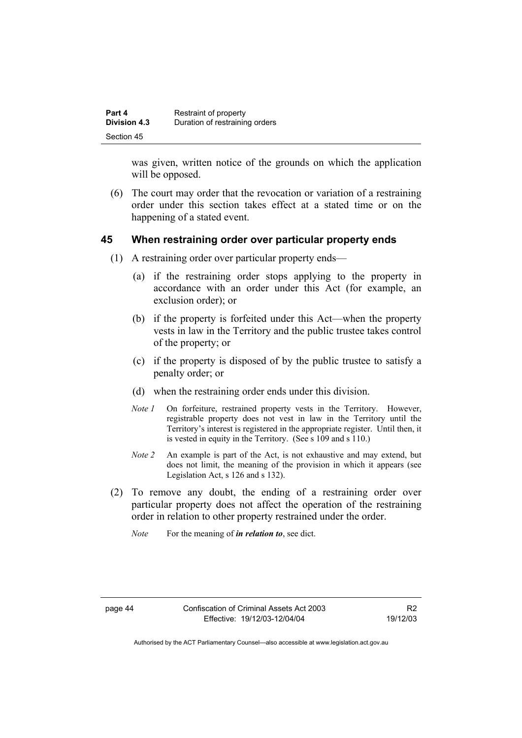was given, written notice of the grounds on which the application will be opposed.

(6) The court may order that the revocation or variation of a restraining order under this section takes effect at a stated time or on the happening of a stated event.

## 45 When restraining order over particular property ends

(1) A restraining order over particular property ends—

(a) if the restraining order stops applying to the property in accordance with an order under this Act (for example, an exclusion order); or

(b) if the property is forfeited under this Act—when the property vests in law in the Territory and the public trustee takes control of the property; or

(c) if the property is disposed of by the public trustee to satisfy a penalty order; or

(d) when the restraining order ends under this division.

*Note 1* On forfeiture, restrained property vests in the Territory. However, registrable property does not vest in law in the Territory until the Territory's interest is registered in the appropriate register. Until then, it is vested in equity in the Territory. (See s 109 and s 110.)

*Note 2* An example is part of the Act, is not exhaustive and may extend, but does not limit, the meaning of the provision in which it appears (see Legislation Act, s 126 and s 132).

(2) To remove any doubt, the ending of a restraining order over particular property does not affect the operation of the restraining order in relation to other property restrained under the order.

*Note* For the meaning of ***in relation to***, see dict.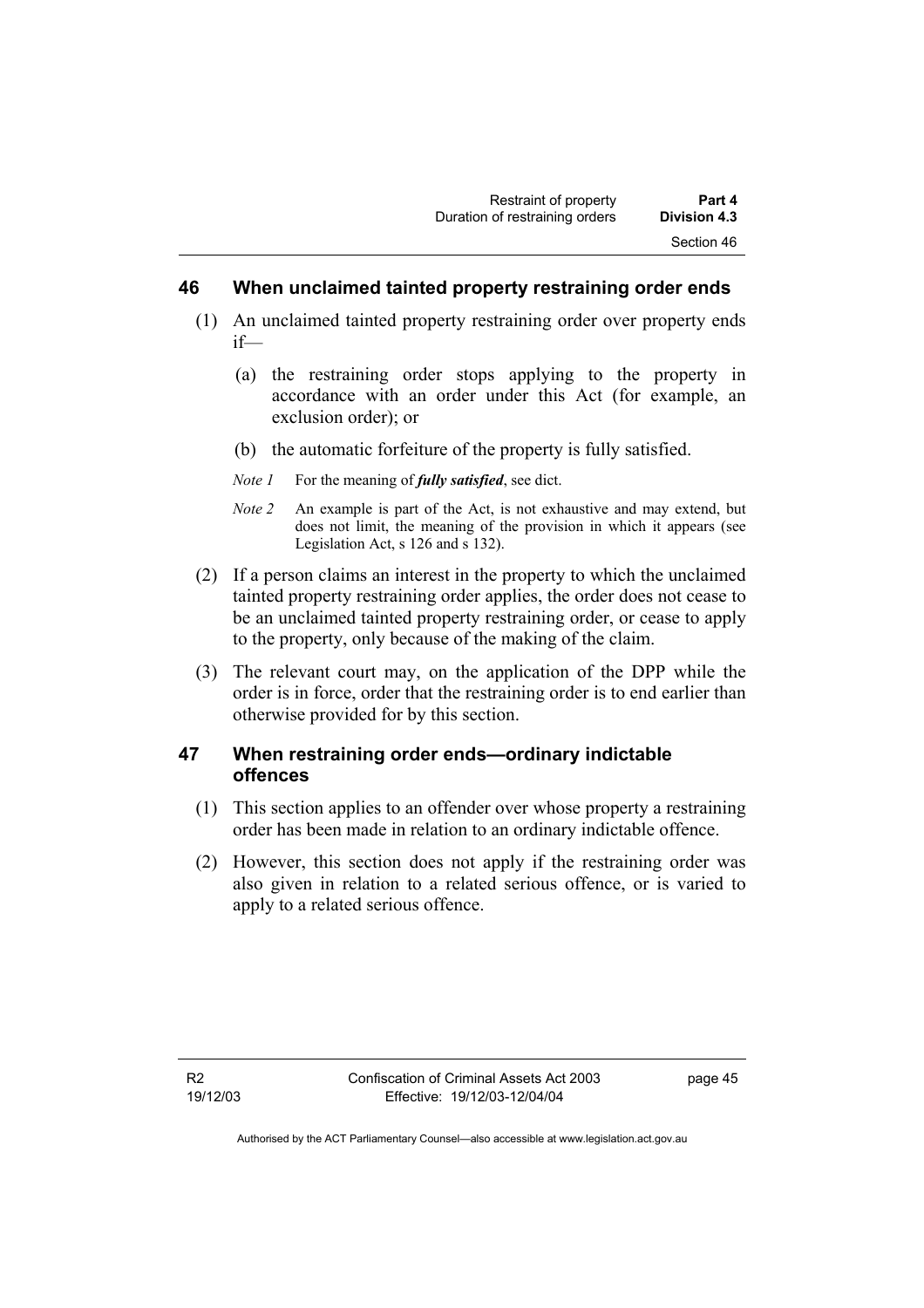## 46 When unclaimed tainted property restraining order ends

(1) An unclaimed tainted property restraining order over property ends if—

(a) the restraining order stops applying to the property in accordance with an order under this Act (for example, an exclusion order); or

(b) the automatic forfeiture of the property is fully satisfied.

*Note 1* For the meaning of ***fully satisfied***, see dict.

*Note 2* An example is part of the Act, is not exhaustive and may extend, but does not limit, the meaning of the provision in which it appears (see Legislation Act, s 126 and s 132).

(2) If a person claims an interest in the property to which the unclaimed tainted property restraining order applies, the order does not cease to be an unclaimed tainted property restraining order, or cease to apply to the property, only because of the making of the claim.

(3) The relevant court may, on the application of the DPP while the order is in force, order that the restraining order is to end earlier than otherwise provided for by this section.

## 47 When restraining order ends—ordinary indictable offences

(1) This section applies to an offender over whose property a restraining order has been made in relation to an ordinary indictable offence.

(2) However, this section does not apply if the restraining order was also given in relation to a related serious offence, or is varied to apply to a related serious offence.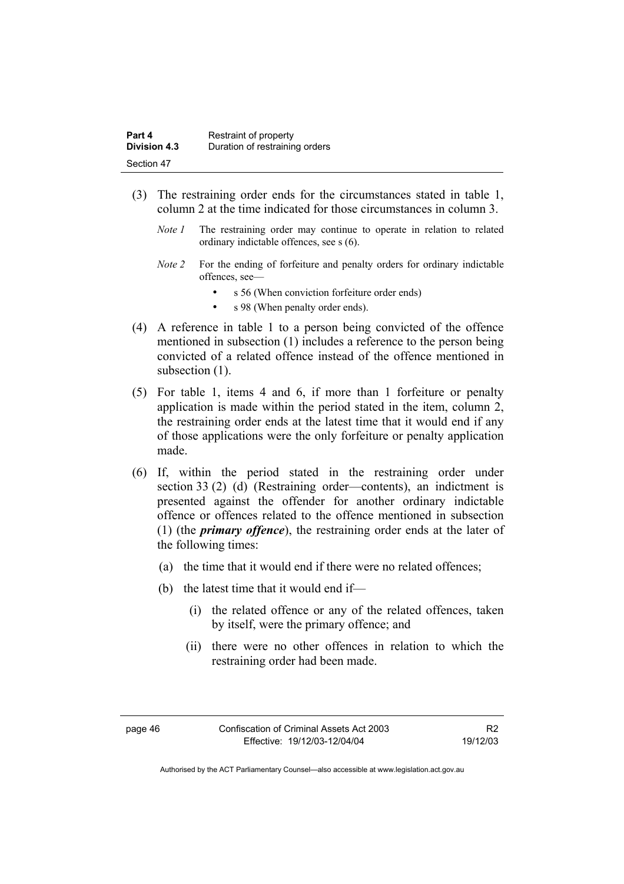(3) The restraining order ends for the circumstances stated in table 1, column 2 at the time indicated for those circumstances in column 3.

*Note 1* The restraining order may continue to operate in relation to related ordinary indictable offences, see s (6).

*Note 2* For the ending of forfeiture and penalty orders for ordinary indictable offences, see—

- s 56 (When conviction forfeiture order ends)
- s 98 (When penalty order ends).

(4) A reference in table 1 to a person being convicted of the offence mentioned in subsection (1) includes a reference to the person being convicted of a related offence instead of the offence mentioned in subsection (1).

(5) For table 1, items 4 and 6, if more than 1 forfeiture or penalty application is made within the period stated in the item, column 2, the restraining order ends at the latest time that it would end if any of those applications were the only forfeiture or penalty application made.

(6) If, within the period stated in the restraining order under section 33 (2) (d) (Restraining order—contents), an indictment is presented against the offender for another ordinary indictable offence or offences related to the offence mentioned in subsection (1) (the ***primary offence***), the restraining order ends at the later of the following times:

(a) the time that it would end if there were no related offences;

(b) the latest time that it would end if—

(i) the related offence or any of the related offences, taken by itself, were the primary offence; and

(ii) there were no other offences in relation to which the restraining order had been made.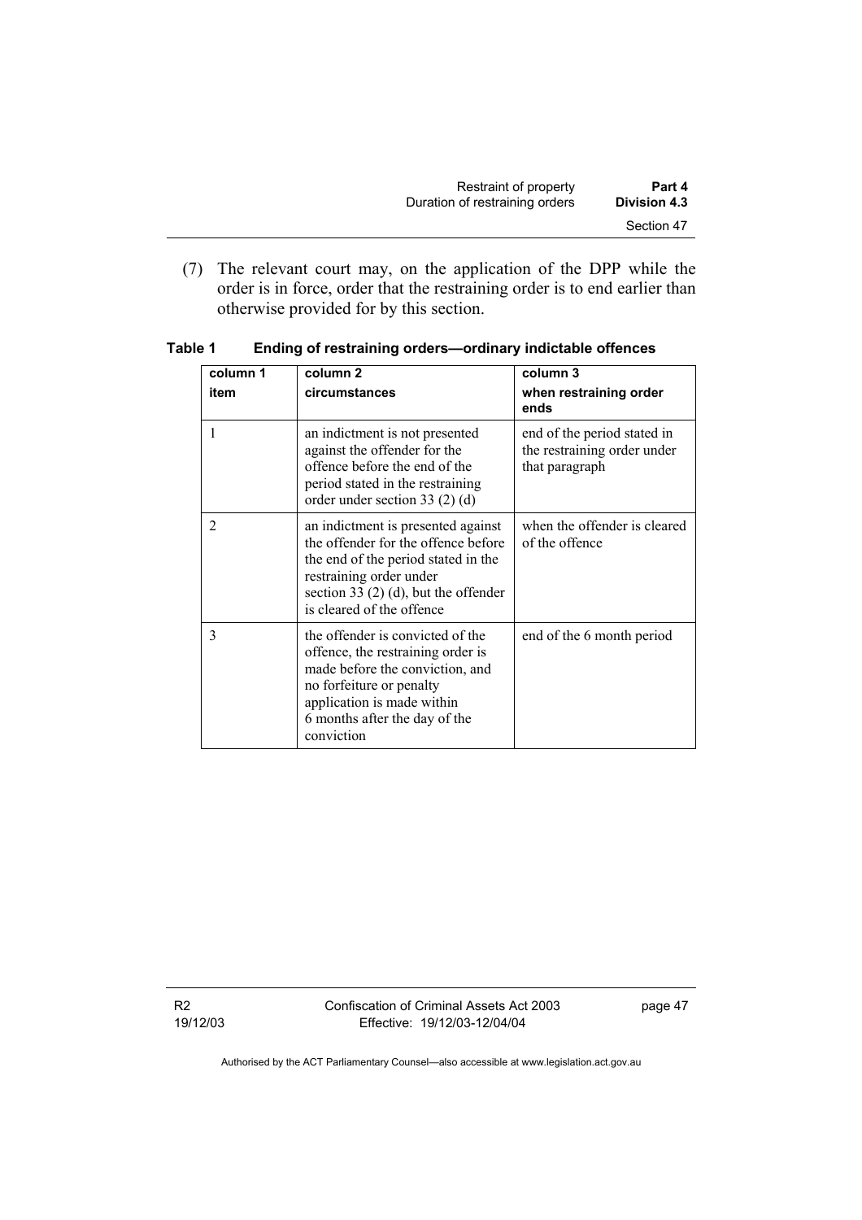(7) The relevant court may, on the application of the DPP while the order is in force, order that the restraining order is to end earlier than otherwise provided for by this section.

**Table 1 Ending of restraining orders—ordinary indictable offences**

| column 1<br>item | column 2<br>circumstances | column 3<br>when restraining order ends |
|---|---|---|
| 1 | an indictment is not presented against the offender for the offence before the end of the period stated in the restraining order under section 33 (2) (d) | end of the period stated in the restraining order under that paragraph |
| 2 | an indictment is presented against the offender for the offence before the end of the period stated in the restraining order under section 33 (2) (d), but the offender is cleared of the offence | when the offender is cleared of the offence |
| 3 | the offender is convicted of the offence, the restraining order is made before the conviction, and no forfeiture or penalty application is made within 6 months after the day of the conviction | end of the 6 month period |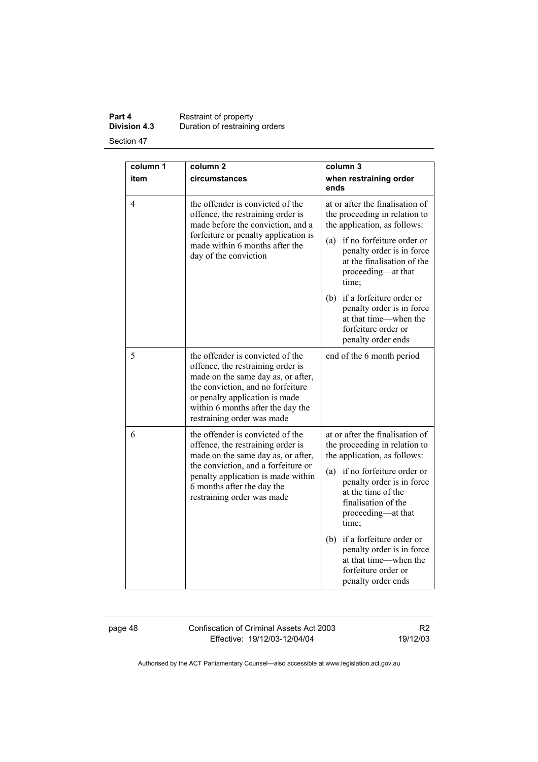| column 1 item | column 2 circumstances | column 3 when restraining order ends |
|---|---|---|
| 4 | the offender is convicted of the offence, the restraining order is made before the conviction, and a forfeiture or penalty application is made within 6 months after the day of the conviction | at or after the finalisation of the proceeding in relation to the application, as follows: (a) if no forfeiture order or penalty order is in force at the finalisation of the proceeding—at that time; (b) if a forfeiture order or penalty order is in force at that time—when the forfeiture order or penalty order ends |
| 5 | the offender is convicted of the offence, the restraining order is made on the same day as, or after, the conviction, and no forfeiture or penalty application is made within 6 months after the day the restraining order was made | end of the 6 month period |
| 6 | the offender is convicted of the offence, the restraining order is made on the same day as, or after, the conviction, and a forfeiture or penalty application is made within 6 months after the day the restraining order was made | at or after the finalisation of the proceeding in relation to the application, as follows: (a) if no forfeiture order or penalty order is in force at the time of the finalisation of the proceeding—at that time; (b) if a forfeiture order or penalty order is in force at that time—when the forfeiture order or penalty order ends |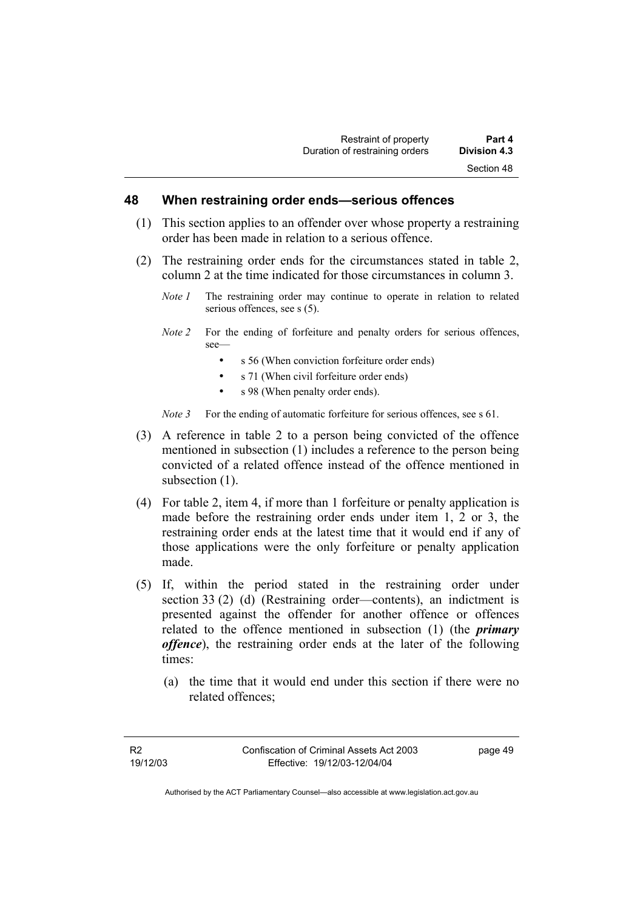## 48 When restraining order ends—serious offences

(1) This section applies to an offender over whose property a restraining order has been made in relation to a serious offence.

(2) The restraining order ends for the circumstances stated in table 2, column 2 at the time indicated for those circumstances in column 3.

*Note 1* The restraining order may continue to operate in relation to related serious offences, see s (5).

*Note 2* For the ending of forfeiture and penalty orders for serious offences, see—

- s 56 (When conviction forfeiture order ends)
- s 71 (When civil forfeiture order ends)
- s 98 (When penalty order ends).

*Note 3* For the ending of automatic forfeiture for serious offences, see s 61.

(3) A reference in table 2 to a person being convicted of the offence mentioned in subsection (1) includes a reference to the person being convicted of a related offence instead of the offence mentioned in subsection (1).

(4) For table 2, item 4, if more than 1 forfeiture or penalty application is made before the restraining order ends under item 1, 2 or 3, the restraining order ends at the latest time that it would end if any of those applications were the only forfeiture or penalty application made.

(5) If, within the period stated in the restraining order under section 33 (2) (d) (Restraining order—contents), an indictment is presented against the offender for another offence or offences related to the offence mentioned in subsection (1) (the ***primary offence***), the restraining order ends at the later of the following times:

(a) the time that it would end under this section if there were no related offences;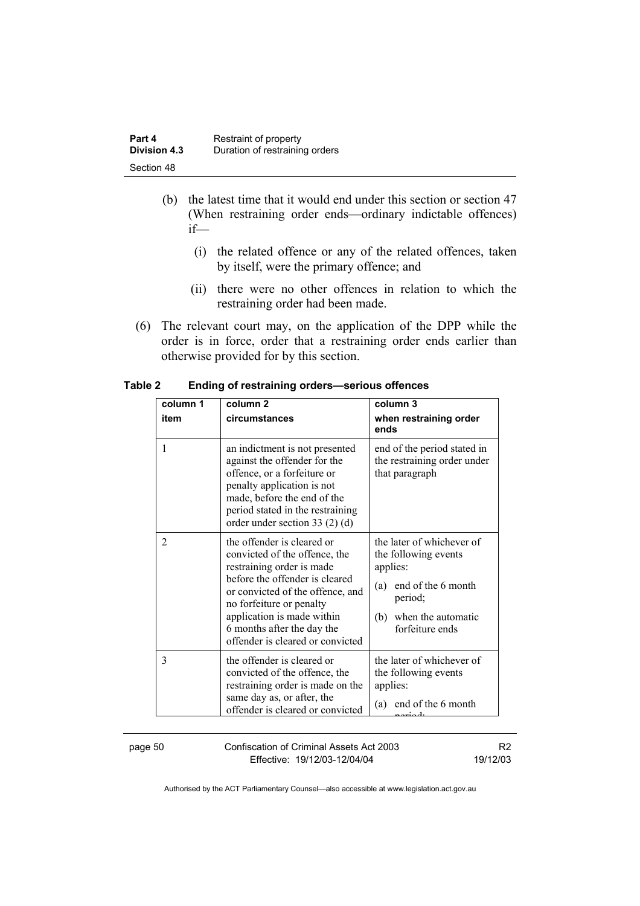(b) the latest time that it would end under this section or section 47 (When restraining order ends—ordinary indictable offences) if—

  (i) the related offence or any of the related offences, taken by itself, were the primary offence; and

  (ii) there were no other offences in relation to which the restraining order had been made.

(6) The relevant court may, on the application of the DPP while the order is in force, order that a restraining order ends earlier than otherwise provided for by this section.

**Table 2 Ending of restraining orders—serious offences**

| column 1<br>item | column 2<br>circumstances | column 3<br>when restraining order ends |
|---|---|---|
| 1 | an indictment is not presented against the offender for the offence, or a forfeiture or penalty application is not made, before the end of the period stated in the restraining order under section 33 (2) (d) | end of the period stated in the restraining order under that paragraph |
| 2 | the offender is cleared or convicted of the offence, the restraining order is made before the offender is cleared or convicted of the offence, and no forfeiture or penalty application is made within 6 months after the day the offender is cleared or convicted | the later of whichever of the following events applies:<br>(a) end of the 6 month period;<br>(b) when the automatic forfeiture ends |
| 3 | the offender is cleared or convicted of the offence, the restraining order is made on the same day as, or after, the offender is cleared or convicted | the later of whichever of the following events applies:<br>(a) end of the 6 month period; |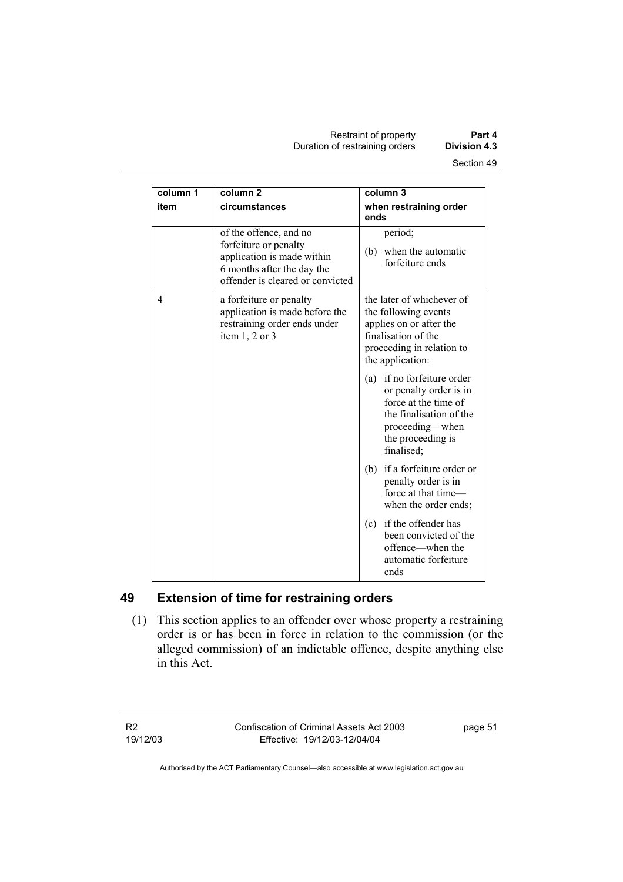| column 1 item | column 2 circumstances | column 3 when restraining order ends |
|---|---|---|
| | of the offence, and no forfeiture or penalty application is made within 6 months after the day the offender is cleared or convicted | period;<br>(b) when the automatic forfeiture ends |
| 4 | a forfeiture or penalty application is made before the restraining order ends under item 1, 2 or 3 | the later of whichever of the following events applies on or after the finalisation of the proceeding in relation to the application:<br>(a) if no forfeiture order or penalty order is in force at the time of the finalisation of the proceeding—when the proceeding is finalised;<br>(b) if a forfeiture order or penalty order is in force at that time—when the order ends;<br>(c) if the offender has been convicted of the offence—when the automatic forfeiture ends |

## 49 Extension of time for restraining orders

(1) This section applies to an offender over whose property a restraining order is or has been in force in relation to the commission (or the alleged commission) of an indictable offence, despite anything else in this Act.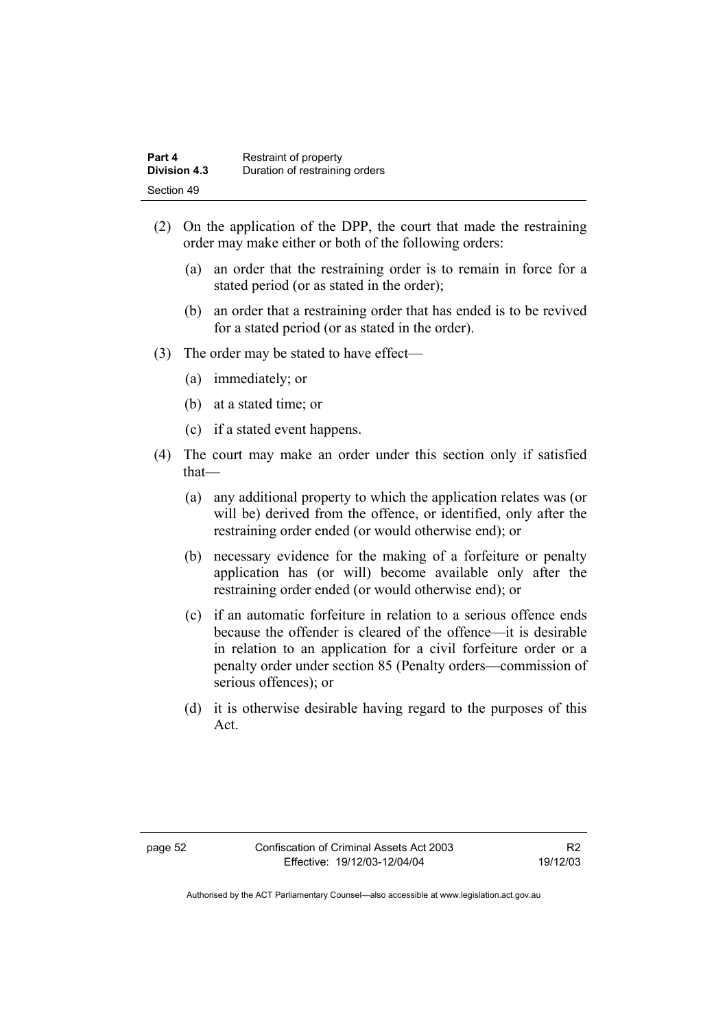(2) On the application of the DPP, the court that made the restraining order may make either or both of the following orders:

(a) an order that the restraining order is to remain in force for a stated period (or as stated in the order);

(b) an order that a restraining order that has ended is to be revived for a stated period (or as stated in the order).

(3) The order may be stated to have effect—

(a) immediately; or

(b) at a stated time; or

(c) if a stated event happens.

(4) The court may make an order under this section only if satisfied that—

(a) any additional property to which the application relates was (or will be) derived from the offence, or identified, only after the restraining order ended (or would otherwise end); or

(b) necessary evidence for the making of a forfeiture or penalty application has (or will) become available only after the restraining order ended (or would otherwise end); or

(c) if an automatic forfeiture in relation to a serious offence ends because the offender is cleared of the offence—it is desirable in relation to an application for a civil forfeiture order or a penalty order under section 85 (Penalty orders—commission of serious offences); or

(d) it is otherwise desirable having regard to the purposes of this Act.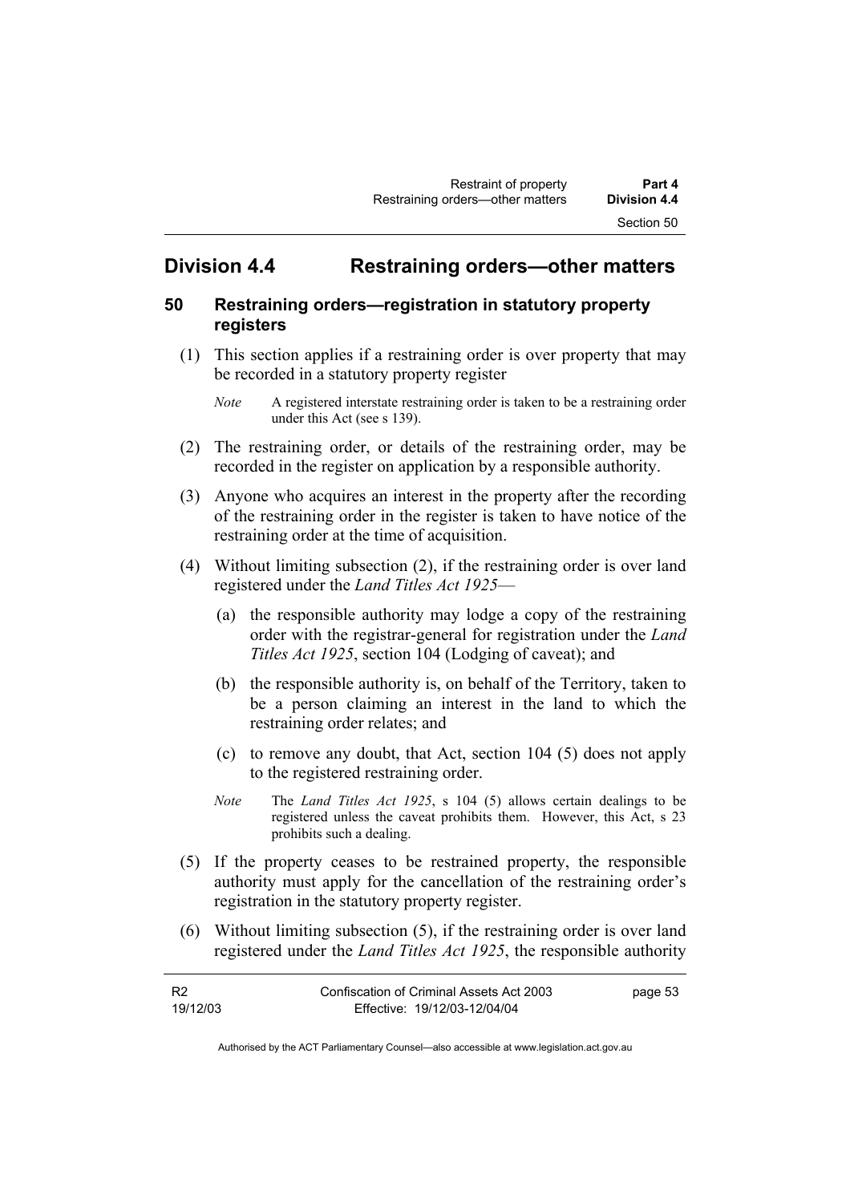## Division 4.4 Restraining orders—other matters

### 50 Restraining orders—registration in statutory property registers

(1) This section applies if a restraining order is over property that may be recorded in a statutory property register

*Note* A registered interstate restraining order is taken to be a restraining order under this Act (see s 139).

(2) The restraining order, or details of the restraining order, may be recorded in the register on application by a responsible authority.

(3) Anyone who acquires an interest in the property after the recording of the restraining order in the register is taken to have notice of the restraining order at the time of acquisition.

(4) Without limiting subsection (2), if the restraining order is over land registered under the *Land Titles Act 1925*—

(a) the responsible authority may lodge a copy of the restraining order with the registrar-general for registration under the *Land Titles Act 1925*, section 104 (Lodging of caveat); and

(b) the responsible authority is, on behalf of the Territory, taken to be a person claiming an interest in the land to which the restraining order relates; and

(c) to remove any doubt, that Act, section 104 (5) does not apply to the registered restraining order.

*Note* The *Land Titles Act 1925*, s 104 (5) allows certain dealings to be registered unless the caveat prohibits them. However, this Act, s 23 prohibits such a dealing.

(5) If the property ceases to be restrained property, the responsible authority must apply for the cancellation of the restraining order's registration in the statutory property register.

(6) Without limiting subsection (5), if the restraining order is over land registered under the *Land Titles Act 1925*, the responsible authority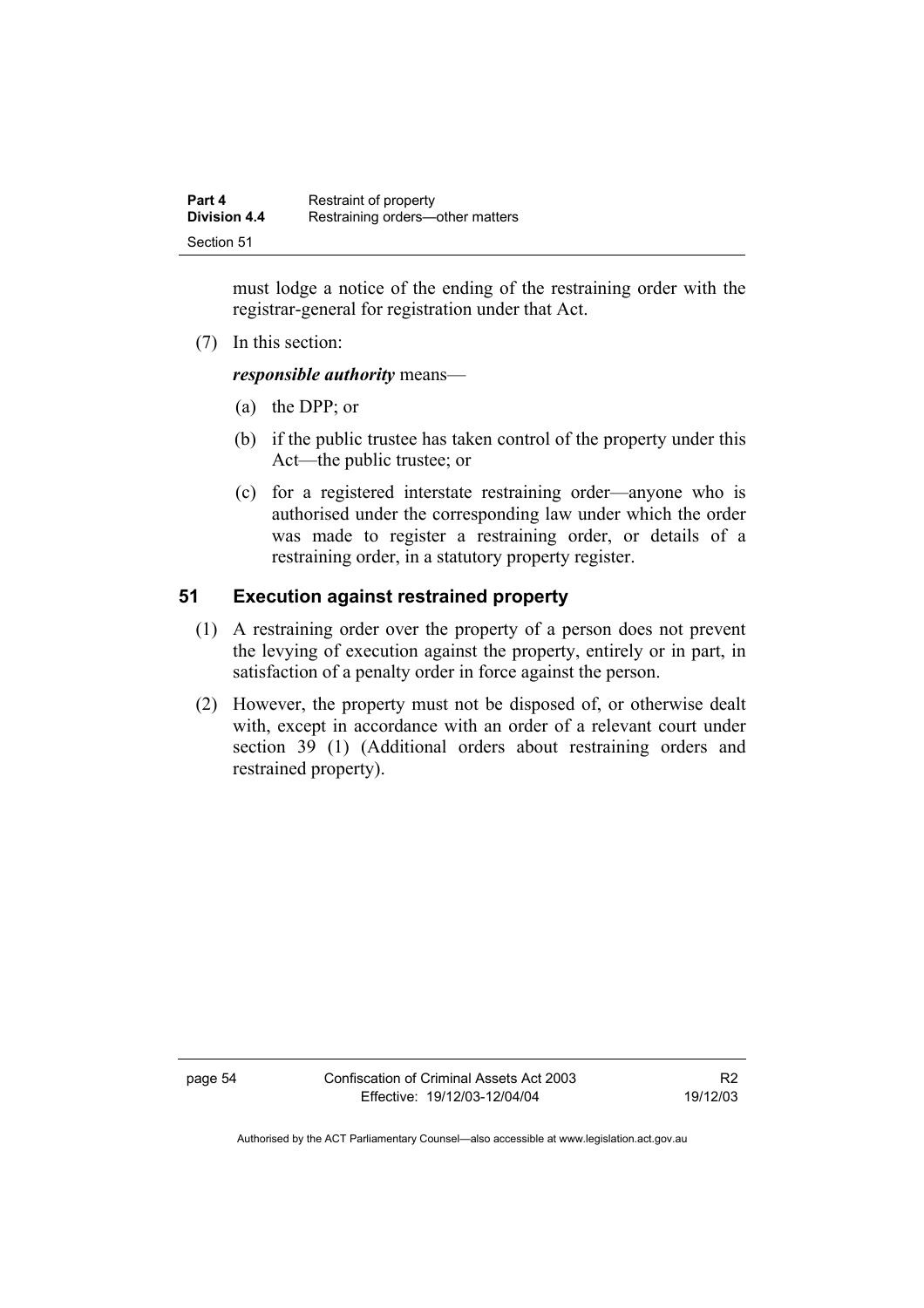must lodge a notice of the ending of the restraining order with the registrar-general for registration under that Act.

(7) In this section:

***responsible authority*** means—

(a) the DPP; or

(b) if the public trustee has taken control of the property under this Act—the public trustee; or

(c) for a registered interstate restraining order—anyone who is authorised under the corresponding law under which the order was made to register a restraining order, or details of a restraining order, in a statutory property register.

## 51 Execution against restrained property

(1) A restraining order over the property of a person does not prevent the levying of execution against the property, entirely or in part, in satisfaction of a penalty order in force against the person.

(2) However, the property must not be disposed of, or otherwise dealt with, except in accordance with an order of a relevant court under section 39 (1) (Additional orders about restraining orders and restrained property).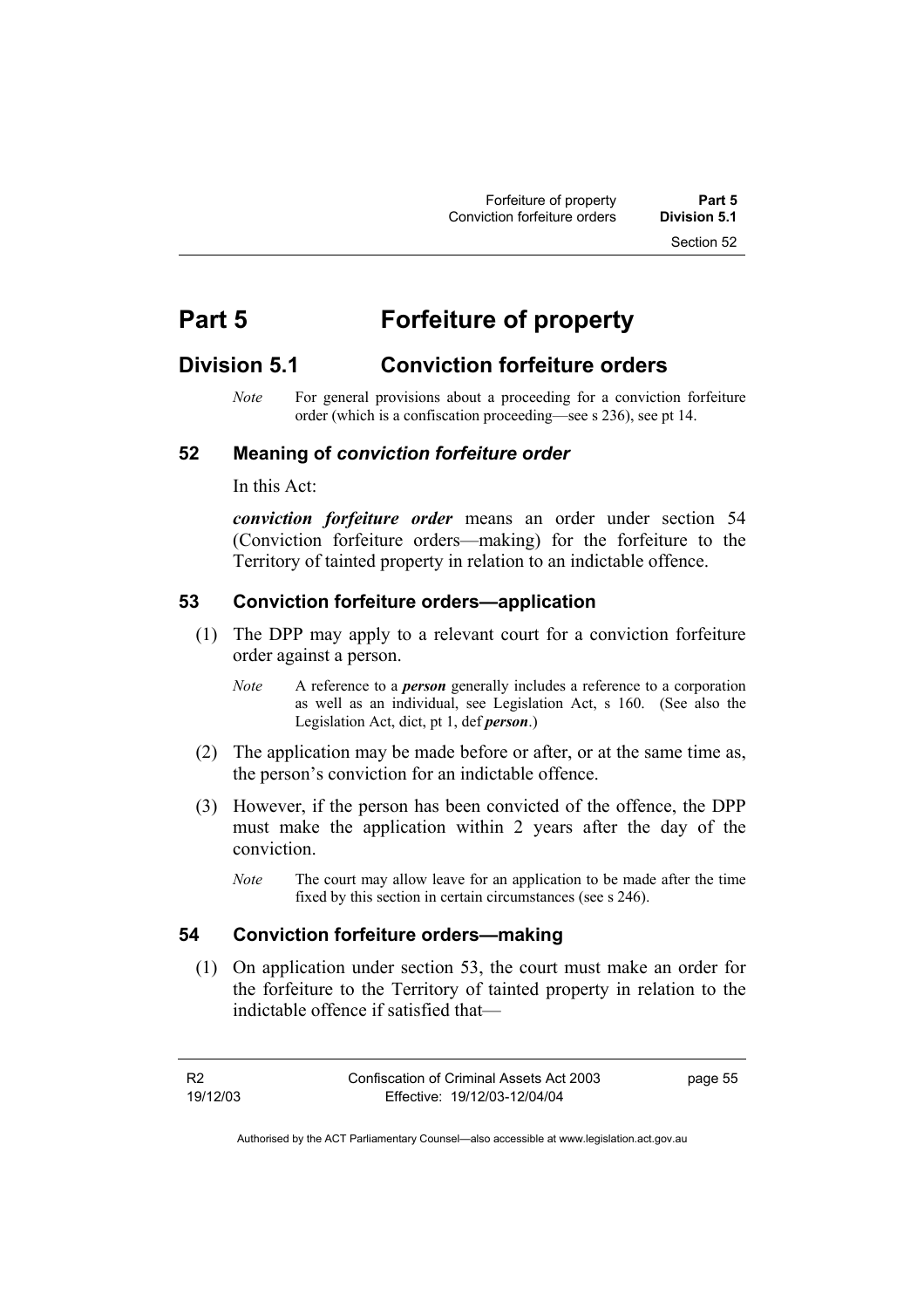# Part 5 Forfeiture of property

## Division 5.1 Conviction forfeiture orders

*Note* For general provisions about a proceeding for a conviction forfeiture order (which is a confiscation proceeding—see s 236), see pt 14.

### 52 Meaning of *conviction forfeiture order*

In this Act:

***conviction forfeiture order*** means an order under section 54 (Conviction forfeiture orders—making) for the forfeiture to the Territory of tainted property in relation to an indictable offence.

### 53 Conviction forfeiture orders—application

(1) The DPP may apply to a relevant court for a conviction forfeiture order against a person.

*Note* A reference to a ***person*** generally includes a reference to a corporation as well as an individual, see Legislation Act, s 160. (See also the Legislation Act, dict, pt 1, def ***person***.)

(2) The application may be made before or after, or at the same time as, the person's conviction for an indictable offence.

(3) However, if the person has been convicted of the offence, the DPP must make the application within 2 years after the day of the conviction.

*Note* The court may allow leave for an application to be made after the time fixed by this section in certain circumstances (see s 246).

### 54 Conviction forfeiture orders—making

(1) On application under section 53, the court must make an order for the forfeiture to the Territory of tainted property in relation to the indictable offence if satisfied that—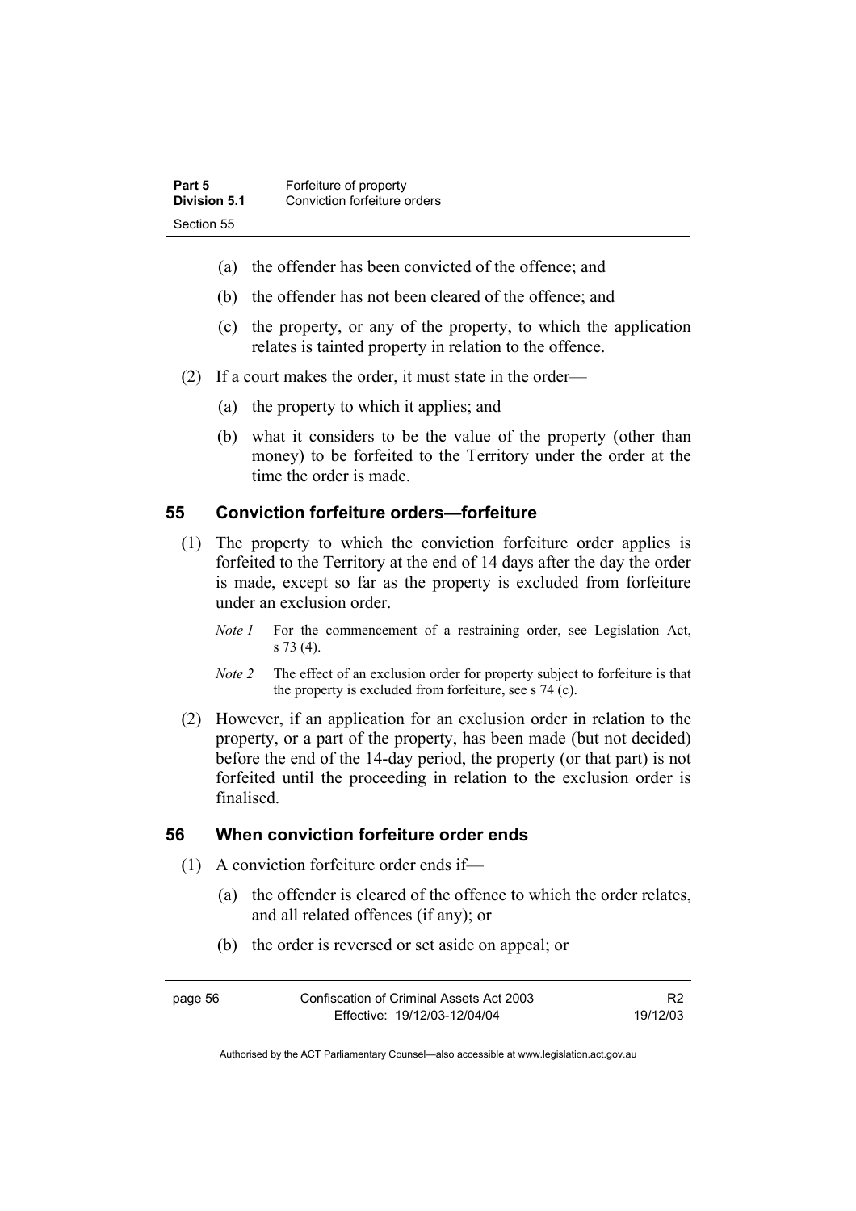- (a) the offender has been convicted of the offence; and
- (b) the offender has not been cleared of the offence; and
- (c) the property, or any of the property, to which the application relates is tainted property in relation to the offence.

(2) If a court makes the order, it must state in the order—

- (a) the property to which it applies; and
- (b) what it considers to be the value of the property (other than money) to be forfeited to the Territory under the order at the time the order is made.

## 55 Conviction forfeiture orders—forfeiture

(1) The property to which the conviction forfeiture order applies is forfeited to the Territory at the end of 14 days after the day the order is made, except so far as the property is excluded from forfeiture under an exclusion order.

*Note 1* For the commencement of a restraining order, see Legislation Act, s 73 (4).

*Note 2* The effect of an exclusion order for property subject to forfeiture is that the property is excluded from forfeiture, see s 74 (c).

(2) However, if an application for an exclusion order in relation to the property, or a part of the property, has been made (but not decided) before the end of the 14-day period, the property (or that part) is not forfeited until the proceeding in relation to the exclusion order is finalised.

## 56 When conviction forfeiture order ends

(1) A conviction forfeiture order ends if—

- (a) the offender is cleared of the offence to which the order relates, and all related offences (if any); or
- (b) the order is reversed or set aside on appeal; or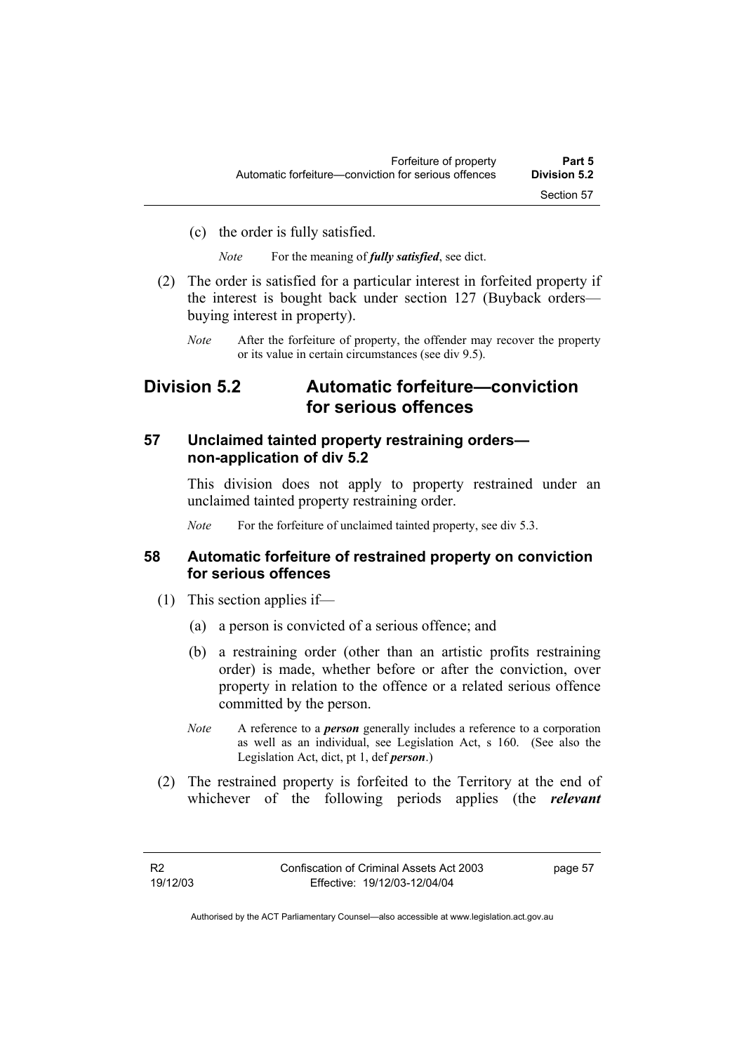(c) the order is fully satisfied.

*Note* For the meaning of ***fully satisfied***, see dict.

(2) The order is satisfied for a particular interest in forfeited property if the interest is bought back under section 127 (Buyback orders—buying interest in property).

*Note* After the forfeiture of property, the offender may recover the property or its value in certain circumstances (see div 9.5).

## Division 5.2 Automatic forfeiture—conviction for serious offences

### 57 Unclaimed tainted property restraining orders—non-application of div 5.2

This division does not apply to property restrained under an unclaimed tainted property restraining order.

*Note* For the forfeiture of unclaimed tainted property, see div 5.3.

### 58 Automatic forfeiture of restrained property on conviction for serious offences

(1) This section applies if—

(a) a person is convicted of a serious offence; and

(b) a restraining order (other than an artistic profits restraining order) is made, whether before or after the conviction, over property in relation to the offence or a related serious offence committed by the person.

*Note* A reference to a ***person*** generally includes a reference to a corporation as well as an individual, see Legislation Act, s 160. (See also the Legislation Act, dict, pt 1, def ***person***.)

(2) The restrained property is forfeited to the Territory at the end of whichever of the following periods applies (the ***relevant***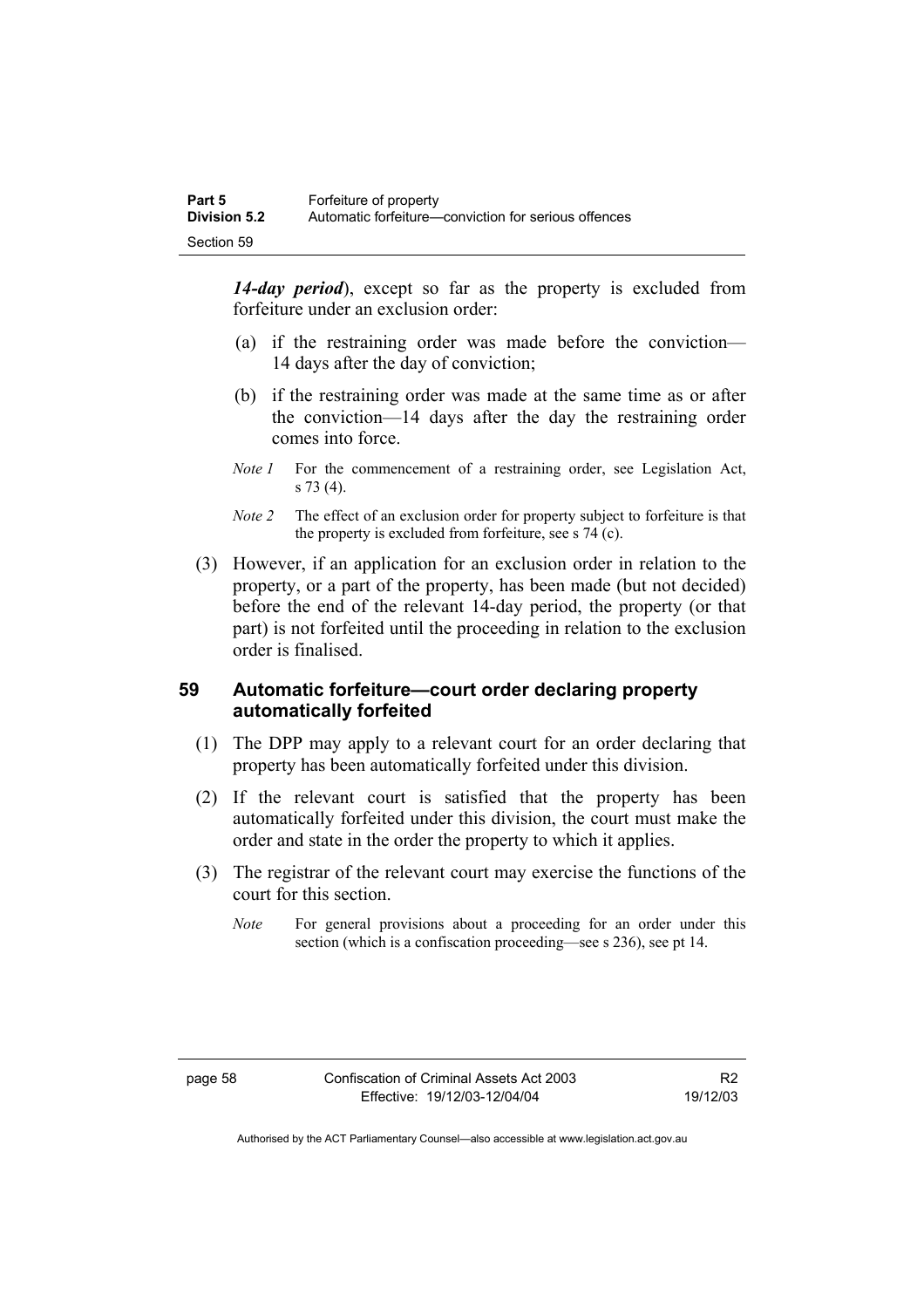***14-day period***), except so far as the property is excluded from forfeiture under an exclusion order:

(a) if the restraining order was made before the conviction—14 days after the day of conviction;

(b) if the restraining order was made at the same time as or after the conviction—14 days after the day the restraining order comes into force.

*Note 1* For the commencement of a restraining order, see Legislation Act, s 73 (4).

*Note 2* The effect of an exclusion order for property subject to forfeiture is that the property is excluded from forfeiture, see s 74 (c).

(3) However, if an application for an exclusion order in relation to the property, or a part of the property, has been made (but not decided) before the end of the relevant 14-day period, the property (or that part) is not forfeited until the proceeding in relation to the exclusion order is finalised.

## 59 Automatic forfeiture—court order declaring property automatically forfeited

(1) The DPP may apply to a relevant court for an order declaring that property has been automatically forfeited under this division.

(2) If the relevant court is satisfied that the property has been automatically forfeited under this division, the court must make the order and state in the order the property to which it applies.

(3) The registrar of the relevant court may exercise the functions of the court for this section.

*Note* For general provisions about a proceeding for an order under this section (which is a confiscation proceeding—see s 236), see pt 14.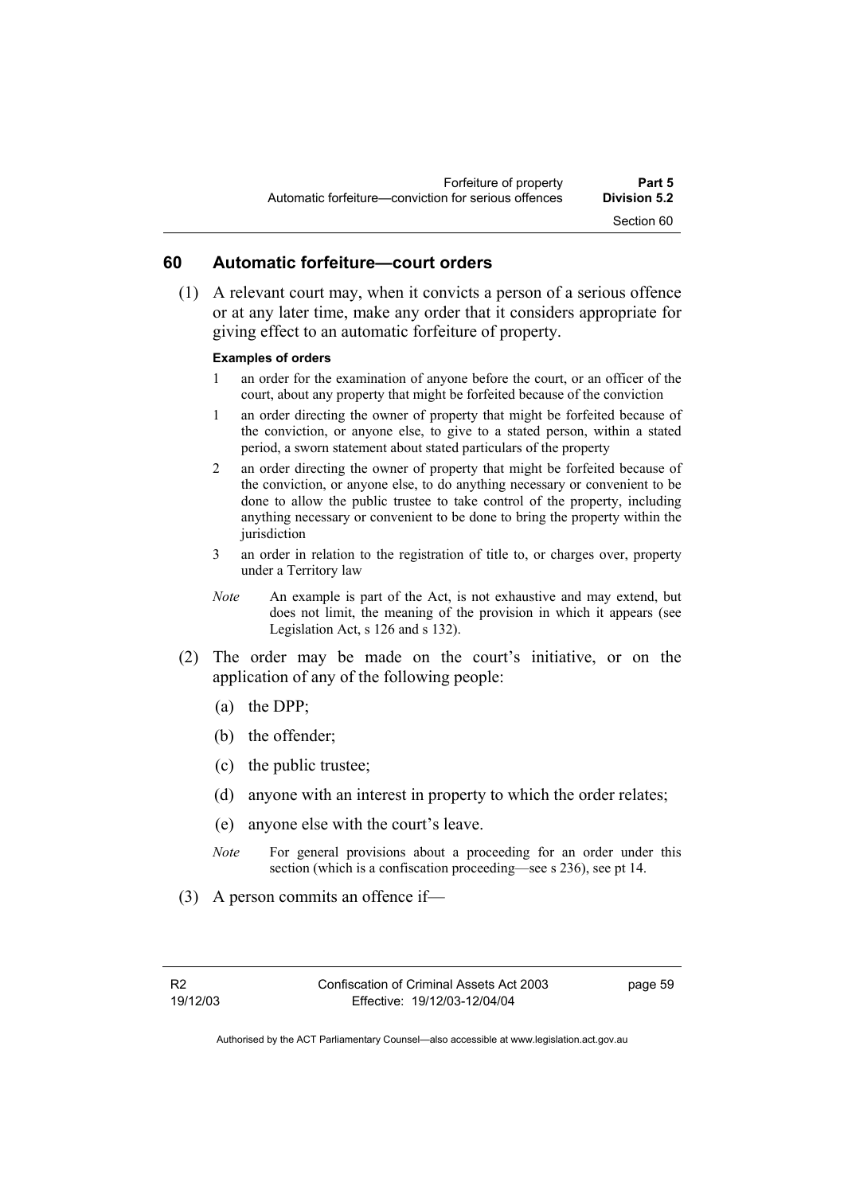## 60 Automatic forfeiture—court orders

(1) A relevant court may, when it convicts a person of a serious offence or at any later time, make any order that it considers appropriate for giving effect to an automatic forfeiture of property.

**Examples of orders**

1 an order for the examination of anyone before the court, or an officer of the court, about any property that might be forfeited because of the conviction

1 an order directing the owner of property that might be forfeited because of the conviction, or anyone else, to give to a stated person, within a stated period, a sworn statement about stated particulars of the property

2 an order directing the owner of property that might be forfeited because of the conviction, or anyone else, to do anything necessary or convenient to be done to allow the public trustee to take control of the property, including anything necessary or convenient to be done to bring the property within the jurisdiction

3 an order in relation to the registration of title to, or charges over, property under a Territory law

*Note* An example is part of the Act, is not exhaustive and may extend, but does not limit, the meaning of the provision in which it appears (see Legislation Act, s 126 and s 132).

(2) The order may be made on the court's initiative, or on the application of any of the following people:

(a) the DPP;

(b) the offender;

(c) the public trustee;

(d) anyone with an interest in property to which the order relates;

(e) anyone else with the court's leave.

*Note* For general provisions about a proceeding for an order under this section (which is a confiscation proceeding—see s 236), see pt 14.

(3) A person commits an offence if—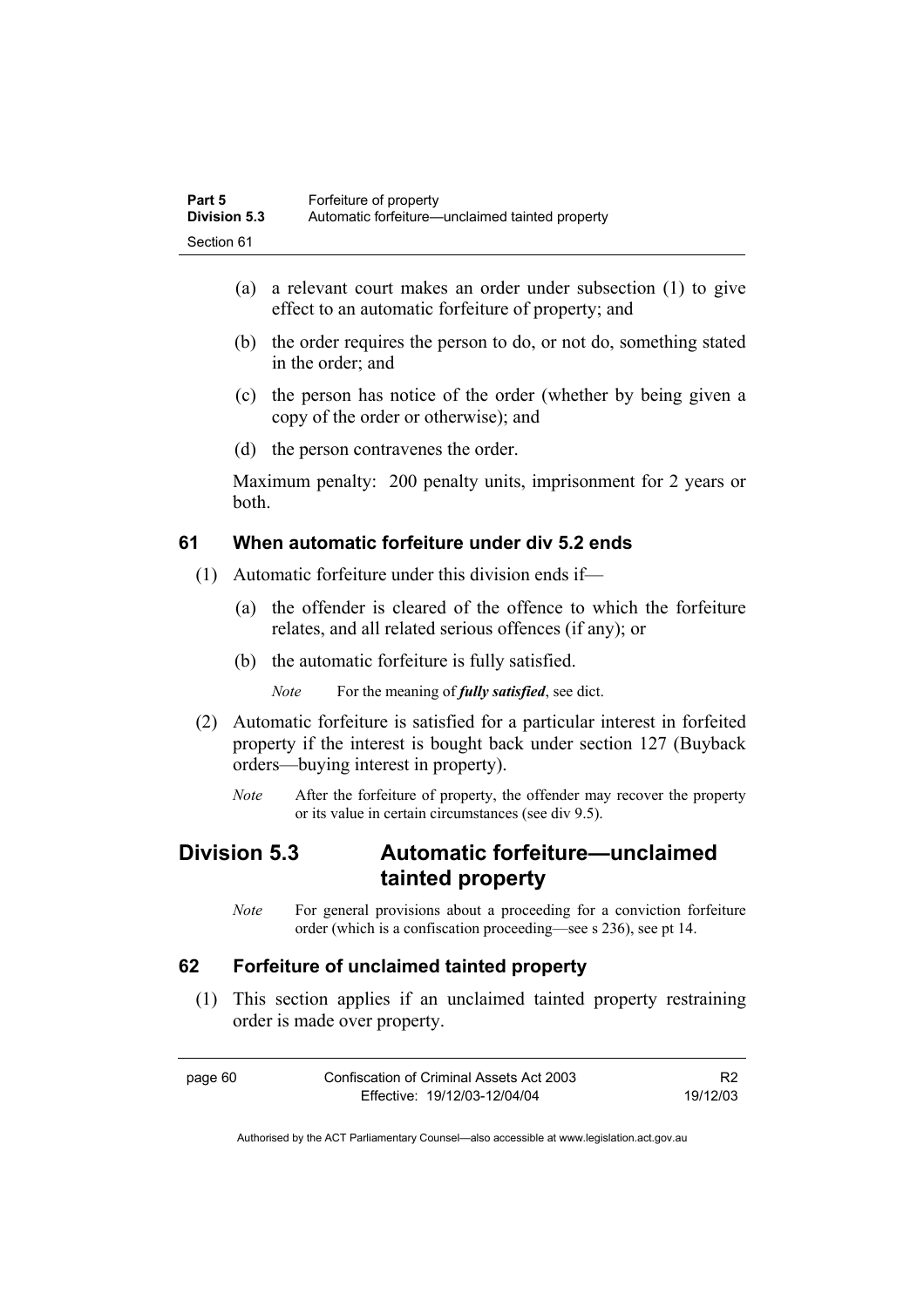(a) a relevant court makes an order under subsection (1) to give effect to an automatic forfeiture of property; and

(b) the order requires the person to do, or not do, something stated in the order; and

(c) the person has notice of the order (whether by being given a copy of the order or otherwise); and

(d) the person contravenes the order.

Maximum penalty: 200 penalty units, imprisonment for 2 years or both.

### 61 When automatic forfeiture under div 5.2 ends

(1) Automatic forfeiture under this division ends if—

(a) the offender is cleared of the offence to which the forfeiture relates, and all related serious offences (if any); or

(b) the automatic forfeiture is fully satisfied.

*Note* For the meaning of ***fully satisfied***, see dict.

(2) Automatic forfeiture is satisfied for a particular interest in forfeited property if the interest is bought back under section 127 (Buyback orders—buying interest in property).

*Note* After the forfeiture of property, the offender may recover the property or its value in certain circumstances (see div 9.5).

## Division 5.3 Automatic forfeiture—unclaimed tainted property

*Note* For general provisions about a proceeding for a conviction forfeiture order (which is a confiscation proceeding—see s 236), see pt 14.

### 62 Forfeiture of unclaimed tainted property

(1) This section applies if an unclaimed tainted property restraining order is made over property.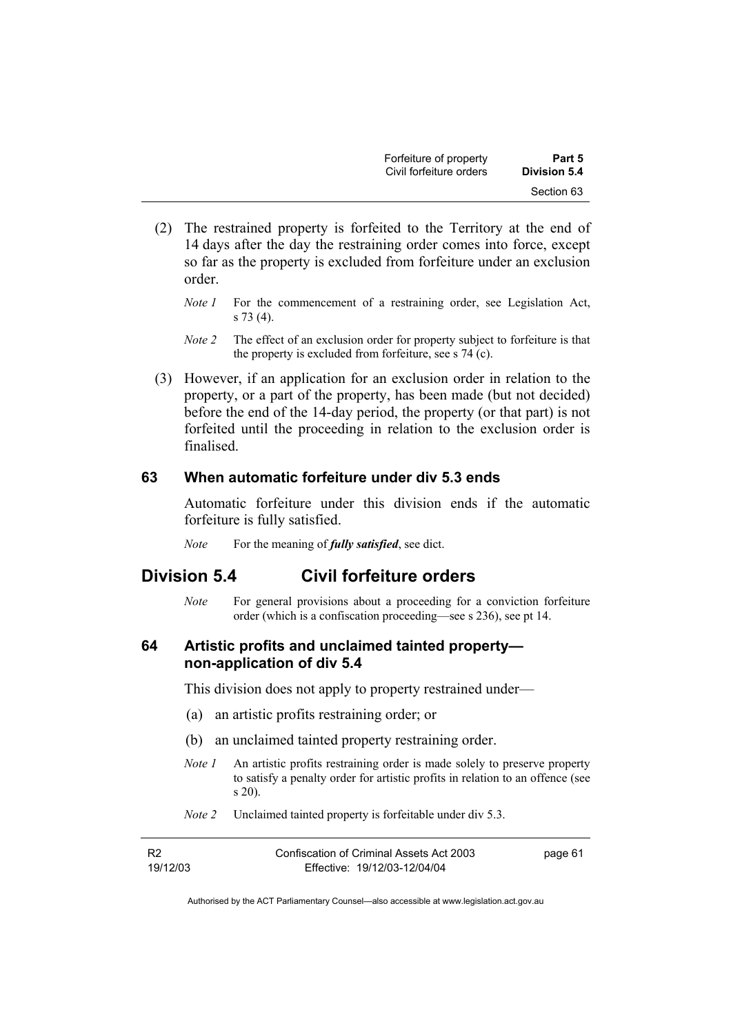(2) The restrained property is forfeited to the Territory at the end of 14 days after the day the restraining order comes into force, except so far as the property is excluded from forfeiture under an exclusion order.

*Note 1* For the commencement of a restraining order, see Legislation Act, s 73 (4).

*Note 2* The effect of an exclusion order for property subject to forfeiture is that the property is excluded from forfeiture, see s 74 (c).

(3) However, if an application for an exclusion order in relation to the property, or a part of the property, has been made (but not decided) before the end of the 14-day period, the property (or that part) is not forfeited until the proceeding in relation to the exclusion order is finalised.

### 63 When automatic forfeiture under div 5.3 ends

Automatic forfeiture under this division ends if the automatic forfeiture is fully satisfied.

*Note* For the meaning of ***fully satisfied***, see dict.

## Division 5.4 Civil forfeiture orders

*Note* For general provisions about a proceeding for a conviction forfeiture order (which is a confiscation proceeding—see s 236), see pt 14.

### 64 Artistic profits and unclaimed tainted property—non-application of div 5.4

This division does not apply to property restrained under—

(a) an artistic profits restraining order; or

(b) an unclaimed tainted property restraining order.

*Note 1* An artistic profits restraining order is made solely to preserve property to satisfy a penalty order for artistic profits in relation to an offence (see s 20).

*Note 2* Unclaimed tainted property is forfeitable under div 5.3.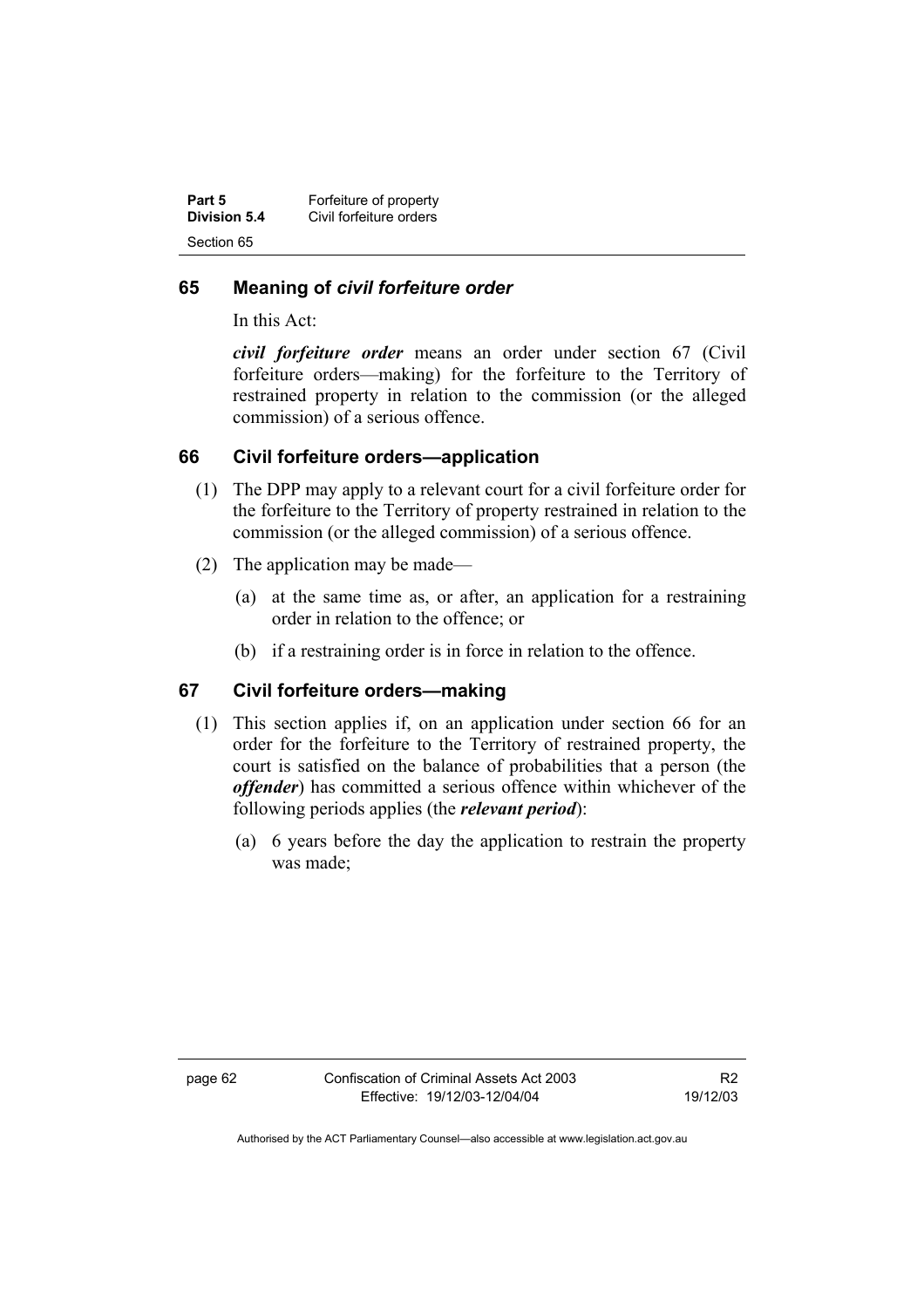## 65 Meaning of *civil forfeiture order*

In this Act:

***civil forfeiture order*** means an order under section 67 (Civil forfeiture orders—making) for the forfeiture to the Territory of restrained property in relation to the commission (or the alleged commission) of a serious offence.

## 66 Civil forfeiture orders—application

(1) The DPP may apply to a relevant court for a civil forfeiture order for the forfeiture to the Territory of property restrained in relation to the commission (or the alleged commission) of a serious offence.

(2) The application may be made—

(a) at the same time as, or after, an application for a restraining order in relation to the offence; or

(b) if a restraining order is in force in relation to the offence.

## 67 Civil forfeiture orders—making

(1) This section applies if, on an application under section 66 for an order for the forfeiture to the Territory of restrained property, the court is satisfied on the balance of probabilities that a person (the ***offender***) has committed a serious offence within whichever of the following periods applies (the ***relevant period***):

(a) 6 years before the day the application to restrain the property was made;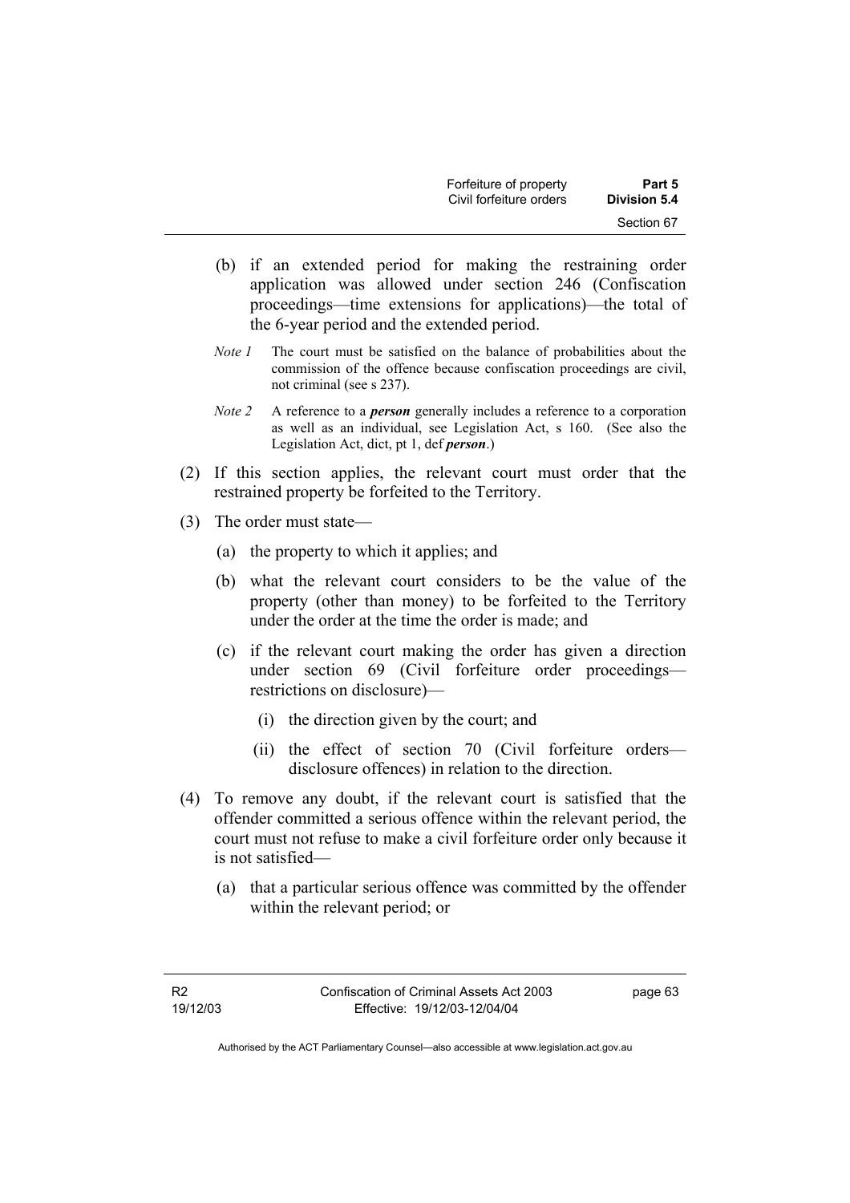(b) if an extended period for making the restraining order application was allowed under section 246 (Confiscation proceedings—time extensions for applications)—the total of the 6-year period and the extended period.

*Note 1* The court must be satisfied on the balance of probabilities about the commission of the offence because confiscation proceedings are civil, not criminal (see s 237).

*Note 2* A reference to a ***person*** generally includes a reference to a corporation as well as an individual, see Legislation Act, s 160. (See also the Legislation Act, dict, pt 1, def ***person***.)

(2) If this section applies, the relevant court must order that the restrained property be forfeited to the Territory.

(3) The order must state—

(a) the property to which it applies; and

(b) what the relevant court considers to be the value of the property (other than money) to be forfeited to the Territory under the order at the time the order is made; and

(c) if the relevant court making the order has given a direction under section 69 (Civil forfeiture order proceedings—restrictions on disclosure)—

(i) the direction given by the court; and

(ii) the effect of section 70 (Civil forfeiture orders—disclosure offences) in relation to the direction.

(4) To remove any doubt, if the relevant court is satisfied that the offender committed a serious offence within the relevant period, the court must not refuse to make a civil forfeiture order only because it is not satisfied—

(a) that a particular serious offence was committed by the offender within the relevant period; or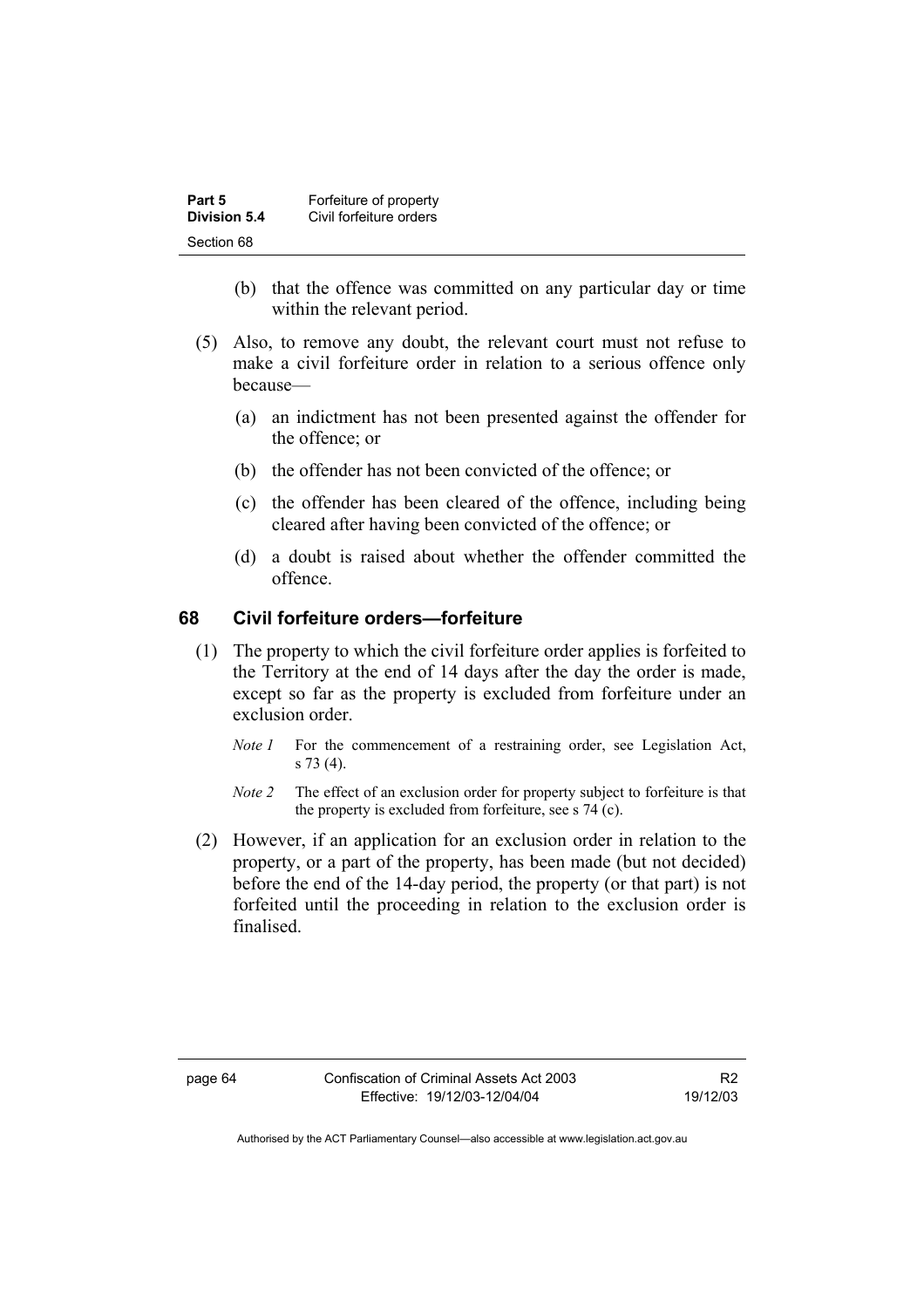(b) that the offence was committed on any particular day or time within the relevant period.

(5) Also, to remove any doubt, the relevant court must not refuse to make a civil forfeiture order in relation to a serious offence only because—

(a) an indictment has not been presented against the offender for the offence; or

(b) the offender has not been convicted of the offence; or

(c) the offender has been cleared of the offence, including being cleared after having been convicted of the offence; or

(d) a doubt is raised about whether the offender committed the offence.

## 68 Civil forfeiture orders—forfeiture

(1) The property to which the civil forfeiture order applies is forfeited to the Territory at the end of 14 days after the day the order is made, except so far as the property is excluded from forfeiture under an exclusion order.

*Note 1* For the commencement of a restraining order, see Legislation Act, s 73 (4).

*Note 2* The effect of an exclusion order for property subject to forfeiture is that the property is excluded from forfeiture, see s 74 (c).

(2) However, if an application for an exclusion order in relation to the property, or a part of the property, has been made (but not decided) before the end of the 14-day period, the property (or that part) is not forfeited until the proceeding in relation to the exclusion order is finalised.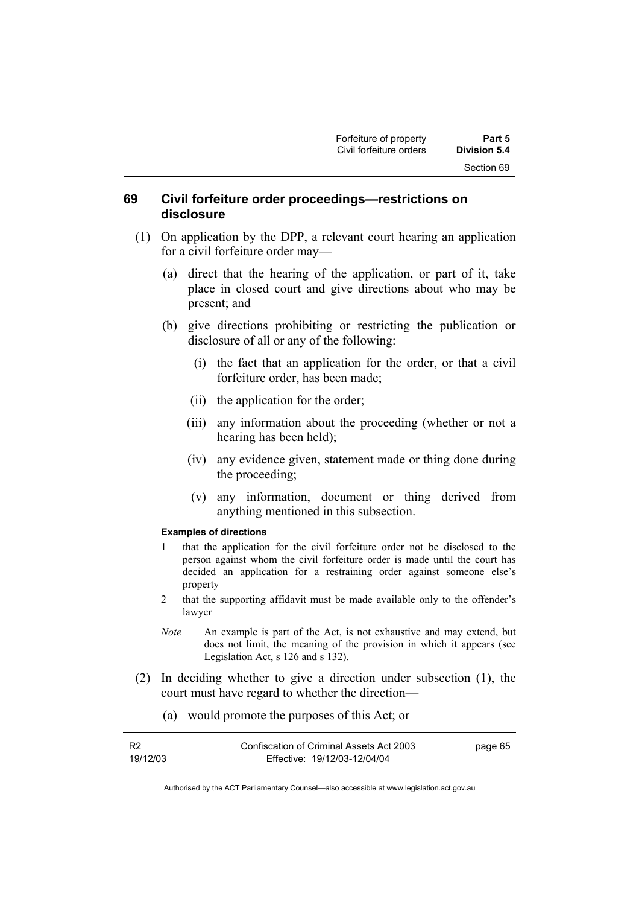## 69 Civil forfeiture order proceedings—restrictions on disclosure

(1) On application by the DPP, a relevant court hearing an application for a civil forfeiture order may—

(a) direct that the hearing of the application, or part of it, take place in closed court and give directions about who may be present; and

(b) give directions prohibiting or restricting the publication or disclosure of all or any of the following:

(i) the fact that an application for the order, or that a civil forfeiture order, has been made;

(ii) the application for the order;

(iii) any information about the proceeding (whether or not a hearing has been held);

(iv) any evidence given, statement made or thing done during the proceeding;

(v) any information, document or thing derived from anything mentioned in this subsection.

**Examples of directions**

1 that the application for the civil forfeiture order not be disclosed to the person against whom the civil forfeiture order is made until the court has decided an application for a restraining order against someone else's property

2 that the supporting affidavit must be made available only to the offender's lawyer

*Note* An example is part of the Act, is not exhaustive and may extend, but does not limit, the meaning of the provision in which it appears (see Legislation Act, s 126 and s 132).

(2) In deciding whether to give a direction under subsection (1), the court must have regard to whether the direction—

(a) would promote the purposes of this Act; or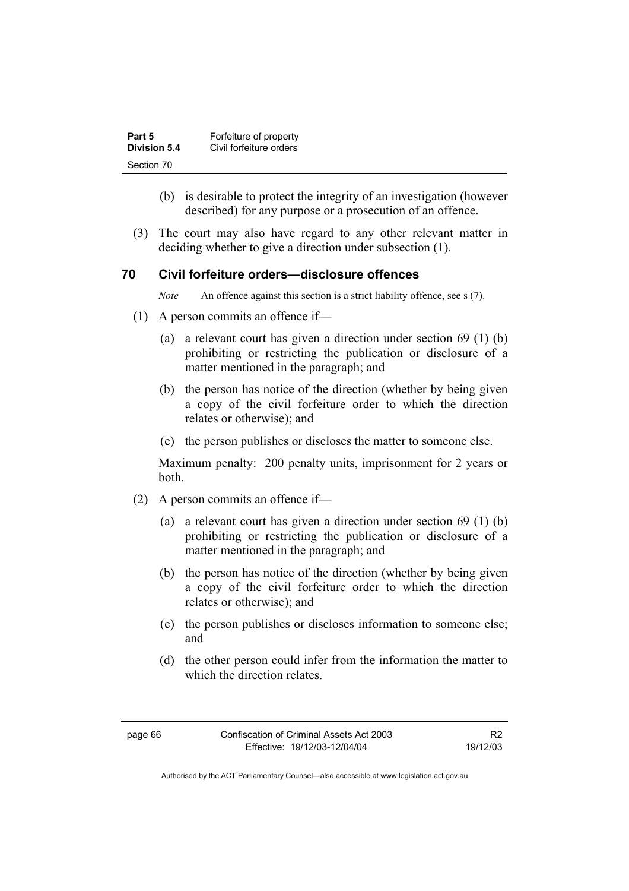(b) is desirable to protect the integrity of an investigation (however described) for any purpose or a prosecution of an offence.

(3) The court may also have regard to any other relevant matter in deciding whether to give a direction under subsection (1).

## 70 Civil forfeiture orders—disclosure offences

*Note* An offence against this section is a strict liability offence, see s (7).

(1) A person commits an offence if—

(a) a relevant court has given a direction under section 69 (1) (b) prohibiting or restricting the publication or disclosure of a matter mentioned in the paragraph; and

(b) the person has notice of the direction (whether by being given a copy of the civil forfeiture order to which the direction relates or otherwise); and

(c) the person publishes or discloses the matter to someone else.

Maximum penalty: 200 penalty units, imprisonment for 2 years or both.

(2) A person commits an offence if—

(a) a relevant court has given a direction under section 69 (1) (b) prohibiting or restricting the publication or disclosure of a matter mentioned in the paragraph; and

(b) the person has notice of the direction (whether by being given a copy of the civil forfeiture order to which the direction relates or otherwise); and

(c) the person publishes or discloses information to someone else; and

(d) the other person could infer from the information the matter to which the direction relates.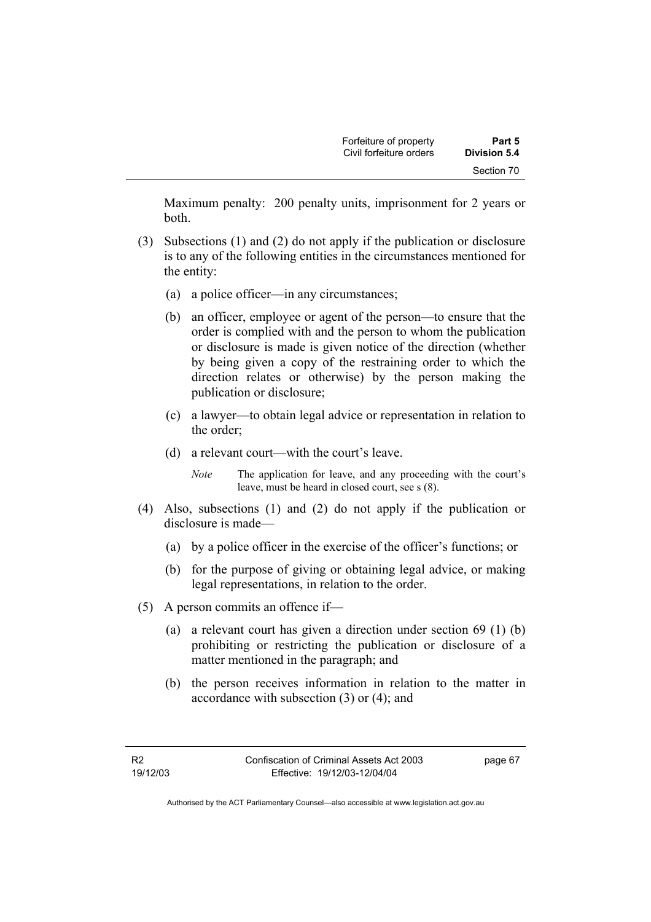Maximum penalty: 200 penalty units, imprisonment for 2 years or both.

(3) Subsections (1) and (2) do not apply if the publication or disclosure is to any of the following entities in the circumstances mentioned for the entity:

(a) a police officer—in any circumstances;

(b) an officer, employee or agent of the person—to ensure that the order is complied with and the person to whom the publication or disclosure is made is given notice of the direction (whether by being given a copy of the restraining order to which the direction relates or otherwise) by the person making the publication or disclosure;

(c) a lawyer—to obtain legal advice or representation in relation to the order;

(d) a relevant court—with the court's leave.

*Note* The application for leave, and any proceeding with the court's leave, must be heard in closed court, see s (8).

(4) Also, subsections (1) and (2) do not apply if the publication or disclosure is made—

(a) by a police officer in the exercise of the officer's functions; or

(b) for the purpose of giving or obtaining legal advice, or making legal representations, in relation to the order.

(5) A person commits an offence if—

(a) a relevant court has given a direction under section 69 (1) (b) prohibiting or restricting the publication or disclosure of a matter mentioned in the paragraph; and

(b) the person receives information in relation to the matter in accordance with subsection (3) or (4); and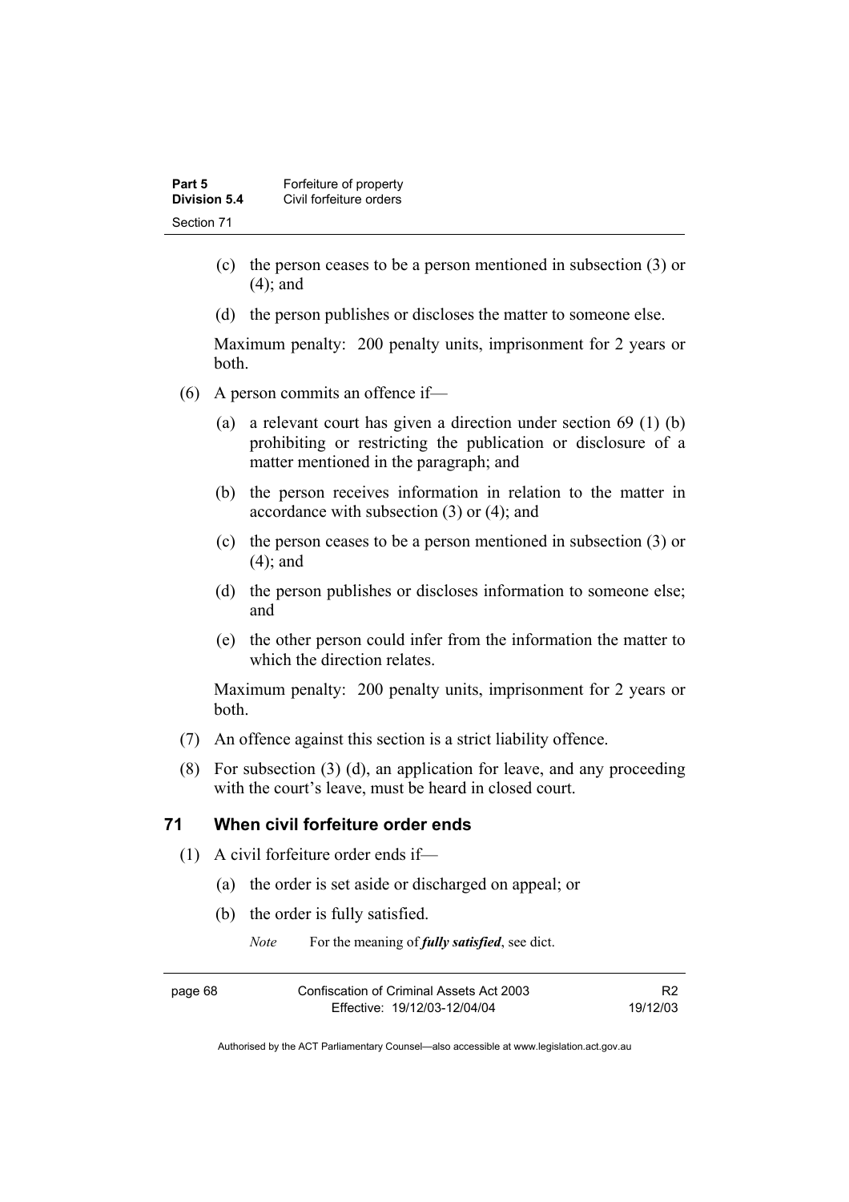(c) the person ceases to be a person mentioned in subsection (3) or (4); and

(d) the person publishes or discloses the matter to someone else.

Maximum penalty: 200 penalty units, imprisonment for 2 years or both.

(6) A person commits an offence if—

(a) a relevant court has given a direction under section 69 (1) (b) prohibiting or restricting the publication or disclosure of a matter mentioned in the paragraph; and

(b) the person receives information in relation to the matter in accordance with subsection (3) or (4); and

(c) the person ceases to be a person mentioned in subsection (3) or (4); and

(d) the person publishes or discloses information to someone else; and

(e) the other person could infer from the information the matter to which the direction relates.

Maximum penalty: 200 penalty units, imprisonment for 2 years or both.

(7) An offence against this section is a strict liability offence.

(8) For subsection (3) (d), an application for leave, and any proceeding with the court's leave, must be heard in closed court.

## 71 When civil forfeiture order ends

(1) A civil forfeiture order ends if—

(a) the order is set aside or discharged on appeal; or

(b) the order is fully satisfied.

*Note* For the meaning of ***fully satisfied***, see dict.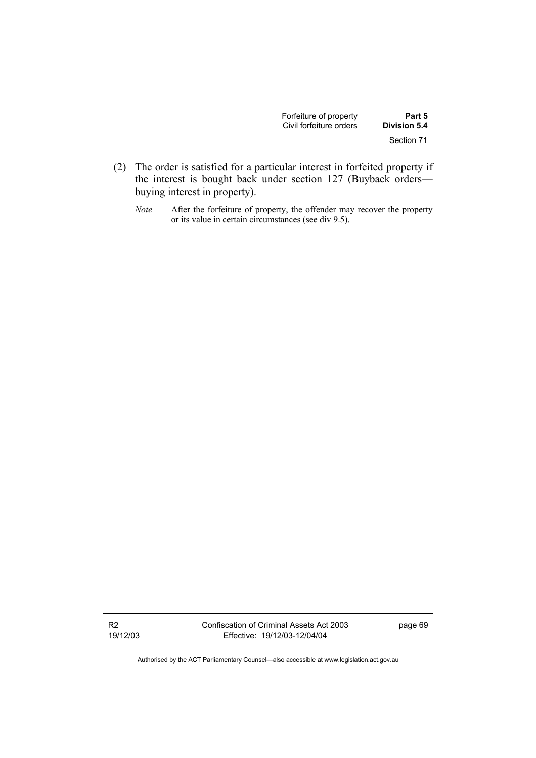(2) The order is satisfied for a particular interest in forfeited property if the interest is bought back under section 127 (Buyback orders—buying interest in property).

*Note* After the forfeiture of property, the offender may recover the property or its value in certain circumstances (see div 9.5).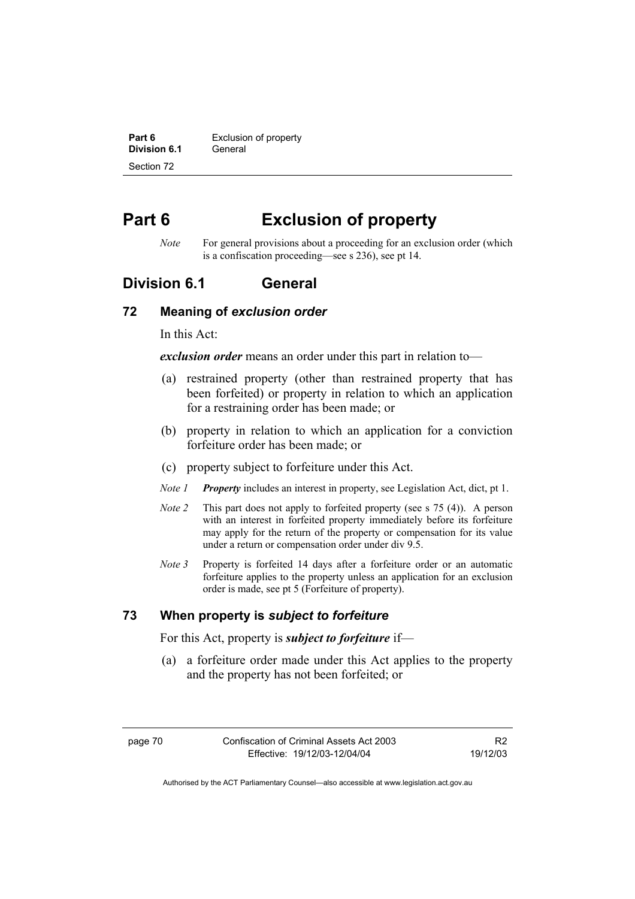# Part 6 Exclusion of property

*Note* For general provisions about a proceeding for an exclusion order (which is a confiscation proceeding—see s 236), see pt 14.

## Division 6.1 General

### 72 Meaning of *exclusion order*

In this Act:

***exclusion order*** means an order under this part in relation to—

(a) restrained property (other than restrained property that has been forfeited) or property in relation to which an application for a restraining order has been made; or

(b) property in relation to which an application for a conviction forfeiture order has been made; or

(c) property subject to forfeiture under this Act.

*Note 1* ***Property*** includes an interest in property, see Legislation Act, dict, pt 1.

*Note 2* This part does not apply to forfeited property (see s 75 (4)). A person with an interest in forfeited property immediately before its forfeiture may apply for the return of the property or compensation for its value under a return or compensation order under div 9.5.

*Note 3* Property is forfeited 14 days after a forfeiture order or an automatic forfeiture applies to the property unless an application for an exclusion order is made, see pt 5 (Forfeiture of property).

### 73 When property is *subject to forfeiture*

For this Act, property is ***subject to forfeiture*** if—

(a) a forfeiture order made under this Act applies to the property and the property has not been forfeited; or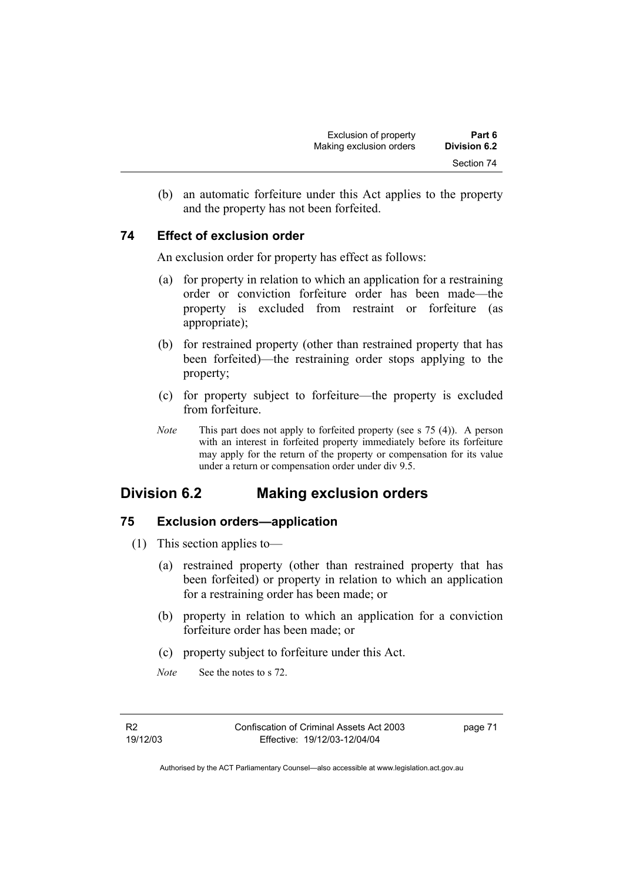(b) an automatic forfeiture under this Act applies to the property and the property has not been forfeited.

### 74 Effect of exclusion order

An exclusion order for property has effect as follows:

(a) for property in relation to which an application for a restraining order or conviction forfeiture order has been made—the property is excluded from restraint or forfeiture (as appropriate);

(b) for restrained property (other than restrained property that has been forfeited)—the restraining order stops applying to the property;

(c) for property subject to forfeiture—the property is excluded from forfeiture.

*Note* This part does not apply to forfeited property (see s 75 (4)). A person with an interest in forfeited property immediately before its forfeiture may apply for the return of the property or compensation for its value under a return or compensation order under div 9.5.

## Division 6.2 Making exclusion orders

### 75 Exclusion orders—application

(1) This section applies to—

(a) restrained property (other than restrained property that has been forfeited) or property in relation to which an application for a restraining order has been made; or

(b) property in relation to which an application for a conviction forfeiture order has been made; or

(c) property subject to forfeiture under this Act.

*Note* See the notes to s 72.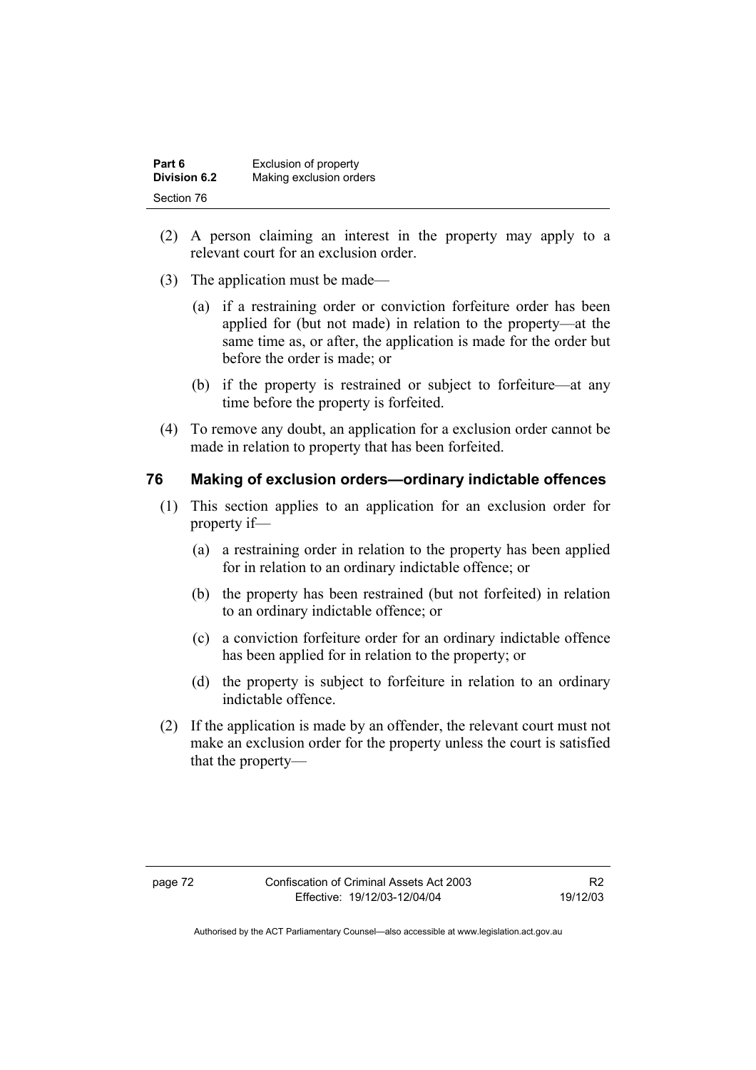(2) A person claiming an interest in the property may apply to a relevant court for an exclusion order.

(3) The application must be made—

  (a) if a restraining order or conviction forfeiture order has been applied for (but not made) in relation to the property—at the same time as, or after, the application is made for the order but before the order is made; or

  (b) if the property is restrained or subject to forfeiture—at any time before the property is forfeited.

(4) To remove any doubt, an application for a exclusion order cannot be made in relation to property that has been forfeited.

## 76 Making of exclusion orders—ordinary indictable offences

(1) This section applies to an application for an exclusion order for property if—

  (a) a restraining order in relation to the property has been applied for in relation to an ordinary indictable offence; or

  (b) the property has been restrained (but not forfeited) in relation to an ordinary indictable offence; or

  (c) a conviction forfeiture order for an ordinary indictable offence has been applied for in relation to the property; or

  (d) the property is subject to forfeiture in relation to an ordinary indictable offence.

(2) If the application is made by an offender, the relevant court must not make an exclusion order for the property unless the court is satisfied that the property—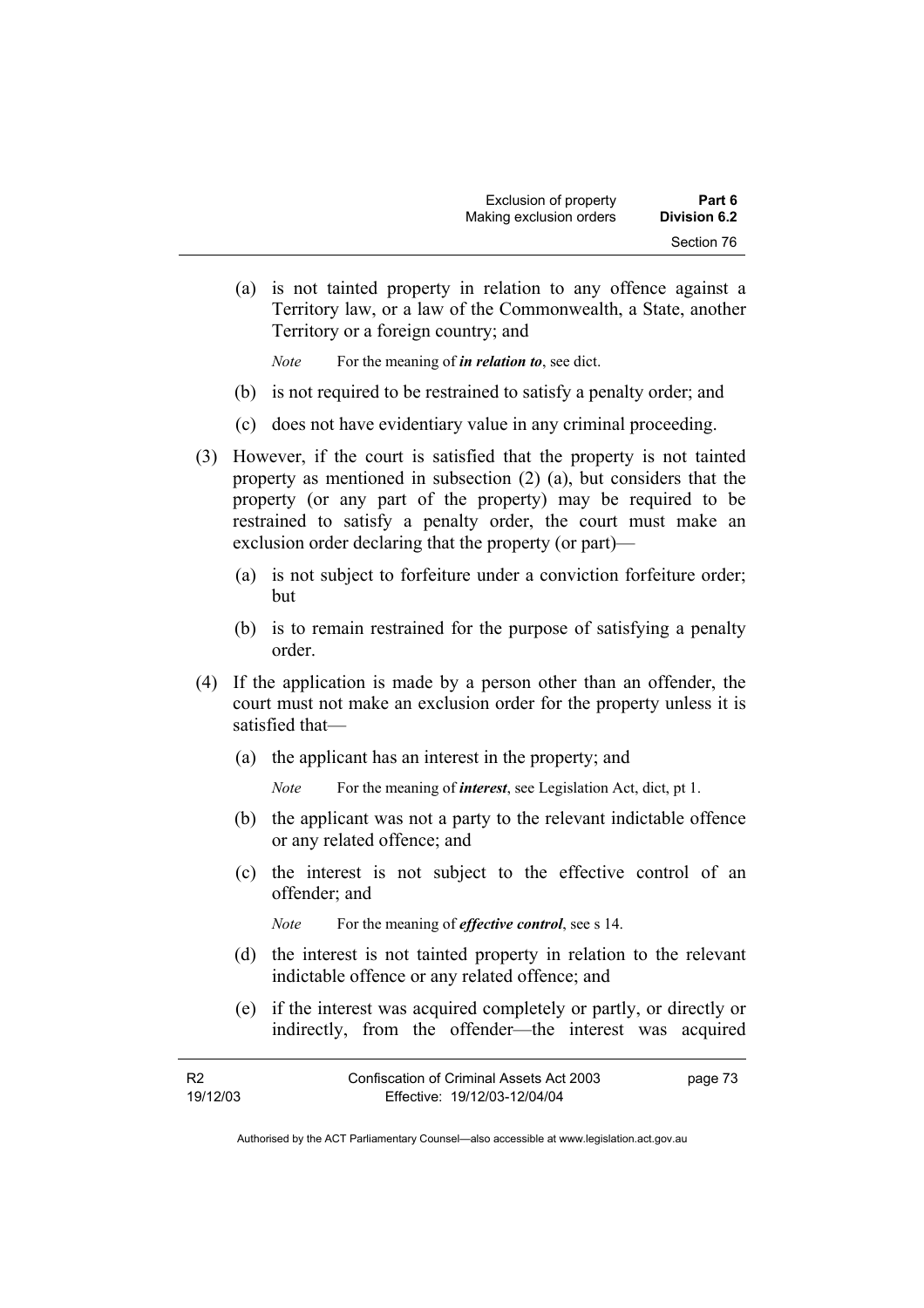(a) is not tainted property in relation to any offence against a Territory law, or a law of the Commonwealth, a State, another Territory or a foreign country; and

*Note* For the meaning of ***in relation to***, see dict.

(b) is not required to be restrained to satisfy a penalty order; and

(c) does not have evidentiary value in any criminal proceeding.

(3) However, if the court is satisfied that the property is not tainted property as mentioned in subsection (2) (a), but considers that the property (or any part of the property) may be required to be restrained to satisfy a penalty order, the court must make an exclusion order declaring that the property (or part)—

(a) is not subject to forfeiture under a conviction forfeiture order; but

(b) is to remain restrained for the purpose of satisfying a penalty order.

(4) If the application is made by a person other than an offender, the court must not make an exclusion order for the property unless it is satisfied that—

(a) the applicant has an interest in the property; and

*Note* For the meaning of ***interest***, see Legislation Act, dict, pt 1.

(b) the applicant was not a party to the relevant indictable offence or any related offence; and

(c) the interest is not subject to the effective control of an offender; and

*Note* For the meaning of ***effective control***, see s 14.

(d) the interest is not tainted property in relation to the relevant indictable offence or any related offence; and

(e) if the interest was acquired completely or partly, or directly or indirectly, from the offender—the interest was acquired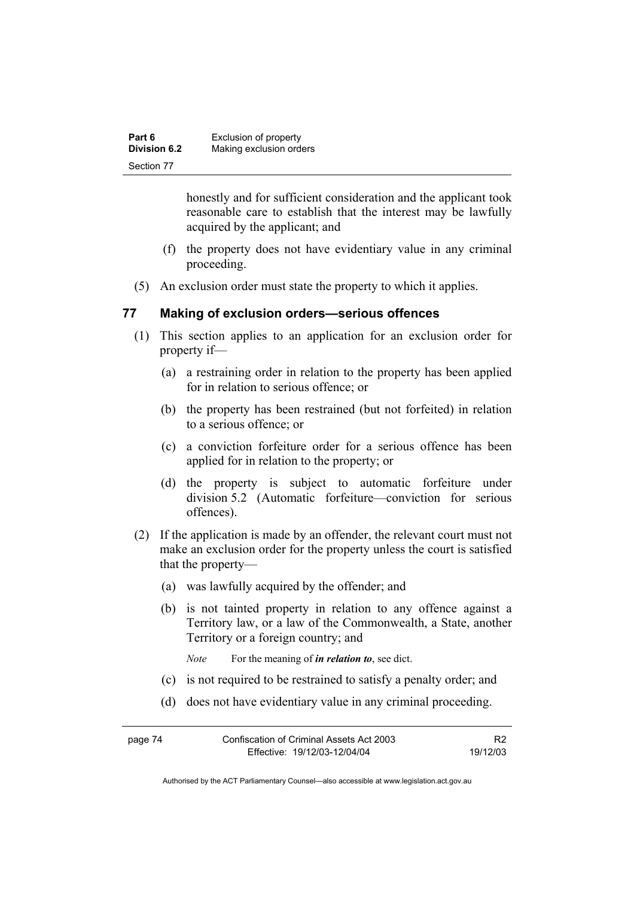honestly and for sufficient consideration and the applicant took reasonable care to establish that the interest may be lawfully acquired by the applicant; and

(f) the property does not have evidentiary value in any criminal proceeding.

(5) An exclusion order must state the property to which it applies.

## 77 Making of exclusion orders—serious offences

(1) This section applies to an application for an exclusion order for property if—

(a) a restraining order in relation to the property has been applied for in relation to serious offence; or

(b) the property has been restrained (but not forfeited) in relation to a serious offence; or

(c) a conviction forfeiture order for a serious offence has been applied for in relation to the property; or

(d) the property is subject to automatic forfeiture under division 5.2 (Automatic forfeiture—conviction for serious offences).

(2) If the application is made by an offender, the relevant court must not make an exclusion order for the property unless the court is satisfied that the property—

(a) was lawfully acquired by the offender; and

(b) is not tainted property in relation to any offence against a Territory law, or a law of the Commonwealth, a State, another Territory or a foreign country; and

*Note* For the meaning of ***in relation to***, see dict.

(c) is not required to be restrained to satisfy a penalty order; and

(d) does not have evidentiary value in any criminal proceeding.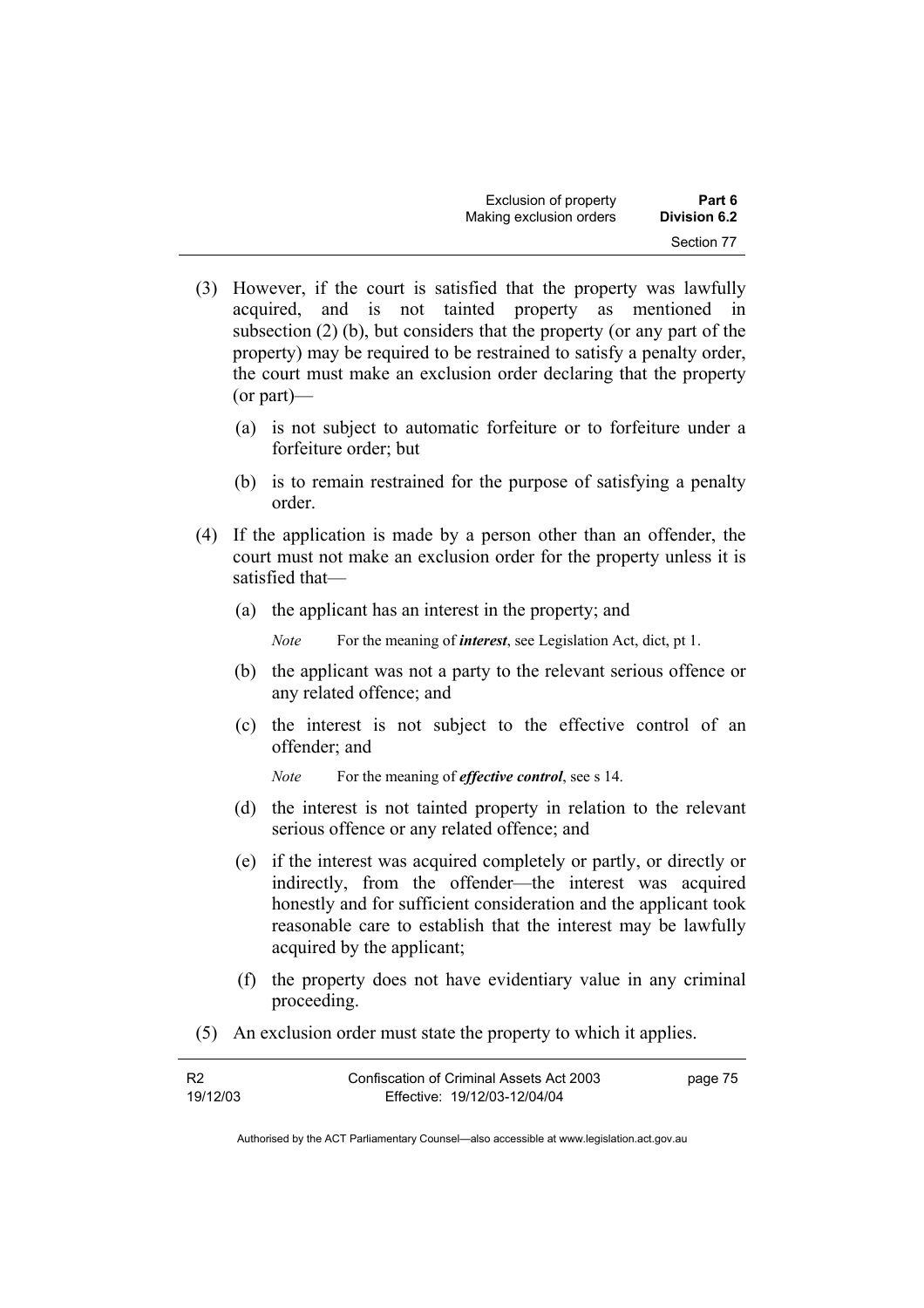(3) However, if the court is satisfied that the property was lawfully acquired, and is not tainted property as mentioned in subsection (2) (b), but considers that the property (or any part of the property) may be required to be restrained to satisfy a penalty order, the court must make an exclusion order declaring that the property (or part)—

(a) is not subject to automatic forfeiture or to forfeiture under a forfeiture order; but

(b) is to remain restrained for the purpose of satisfying a penalty order.

(4) If the application is made by a person other than an offender, the court must not make an exclusion order for the property unless it is satisfied that—

(a) the applicant has an interest in the property; and

*Note* For the meaning of ***interest***, see Legislation Act, dict, pt 1.

(b) the applicant was not a party to the relevant serious offence or any related offence; and

(c) the interest is not subject to the effective control of an offender; and

*Note* For the meaning of ***effective control***, see s 14.

(d) the interest is not tainted property in relation to the relevant serious offence or any related offence; and

(e) if the interest was acquired completely or partly, or directly or indirectly, from the offender—the interest was acquired honestly and for sufficient consideration and the applicant took reasonable care to establish that the interest may be lawfully acquired by the applicant;

(f) the property does not have evidentiary value in any criminal proceeding.

(5) An exclusion order must state the property to which it applies.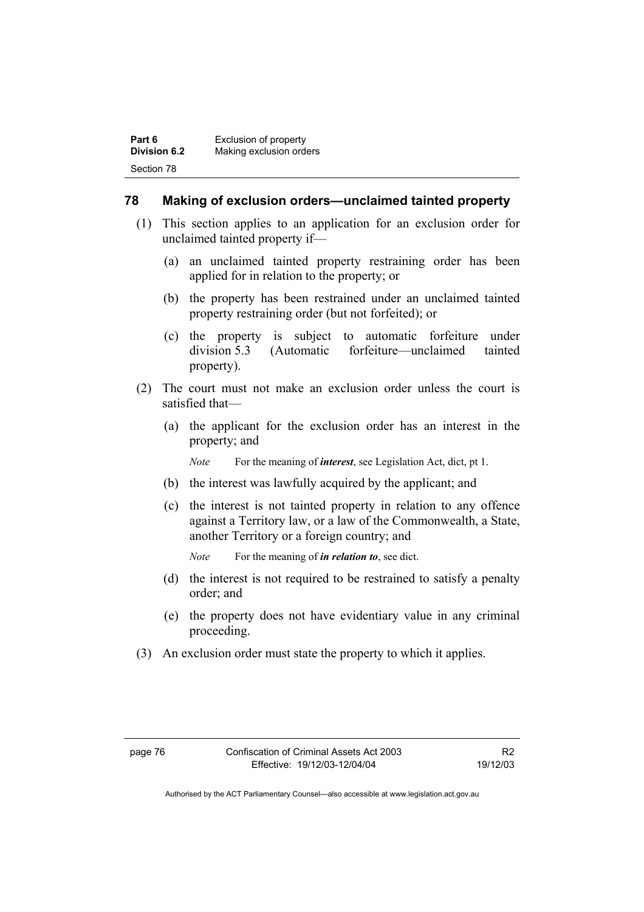## 78 Making of exclusion orders—unclaimed tainted property

(1) This section applies to an application for an exclusion order for unclaimed tainted property if—

(a) an unclaimed tainted property restraining order has been applied for in relation to the property; or

(b) the property has been restrained under an unclaimed tainted property restraining order (but not forfeited); or

(c) the property is subject to automatic forfeiture under division 5.3 (Automatic forfeiture—unclaimed tainted property).

(2) The court must not make an exclusion order unless the court is satisfied that—

(a) the applicant for the exclusion order has an interest in the property; and

*Note* For the meaning of ***interest***, see Legislation Act, dict, pt 1.

(b) the interest was lawfully acquired by the applicant; and

(c) the interest is not tainted property in relation to any offence against a Territory law, or a law of the Commonwealth, a State, another Territory or a foreign country; and

*Note* For the meaning of ***in relation to***, see dict.

(d) the interest is not required to be restrained to satisfy a penalty order; and

(e) the property does not have evidentiary value in any criminal proceeding.

(3) An exclusion order must state the property to which it applies.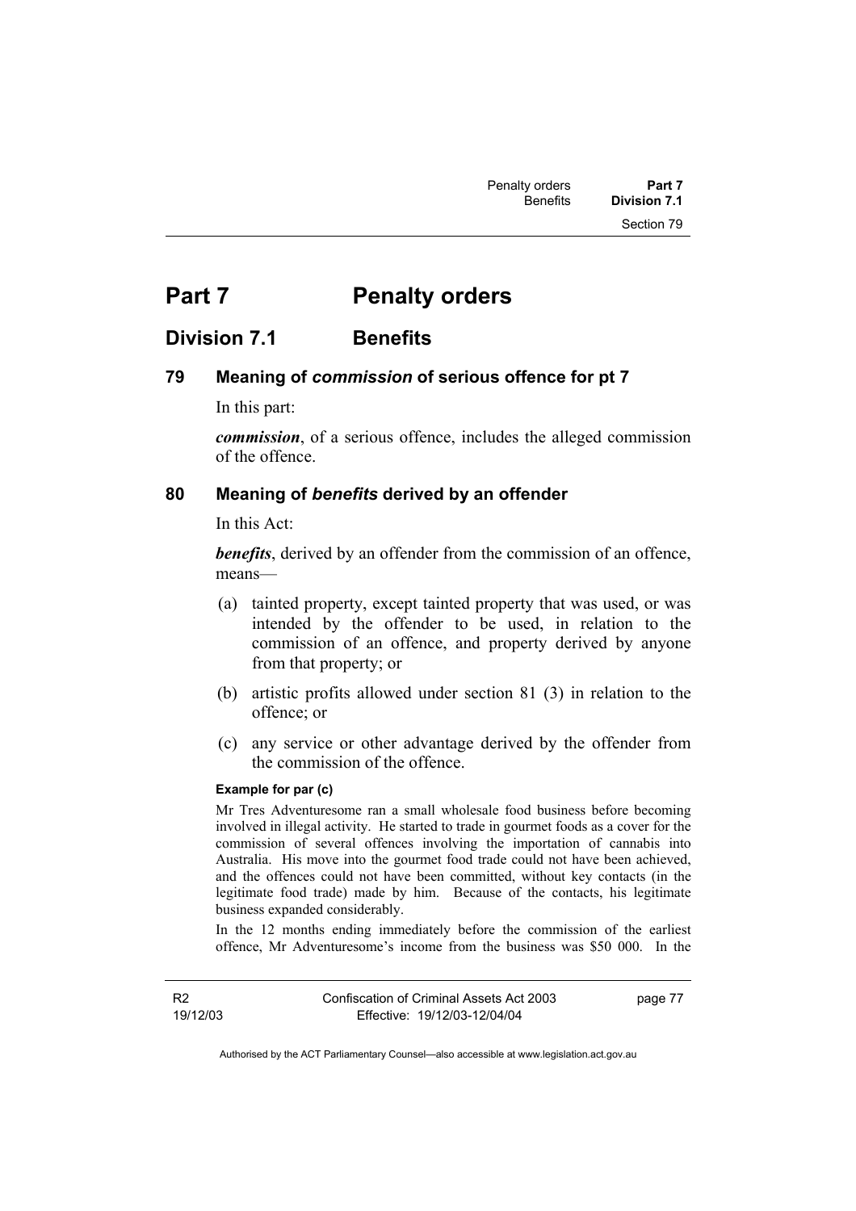# Part 7 Penalty orders

## Division 7.1 Benefits

### 79 Meaning of *commission* of serious offence for pt 7

In this part:

***commission***, of a serious offence, includes the alleged commission of the offence.

### 80 Meaning of *benefits* derived by an offender

In this Act:

***benefits***, derived by an offender from the commission of an offence, means—

(a) tainted property, except tainted property that was used, or was intended by the offender to be used, in relation to the commission of an offence, and property derived by anyone from that property; or

(b) artistic profits allowed under section 81 (3) in relation to the offence; or

(c) any service or other advantage derived by the offender from the commission of the offence.

**Example for par (c)**

Mr Tres Adventuresome ran a small wholesale food business before becoming involved in illegal activity. He started to trade in gourmet foods as a cover for the commission of several offences involving the importation of cannabis into Australia. His move into the gourmet food trade could not have been achieved, and the offences could not have been committed, without key contacts (in the legitimate food trade) made by him. Because of the contacts, his legitimate business expanded considerably.

In the 12 months ending immediately before the commission of the earliest offence, Mr Adventuresome's income from the business was $50 000. In the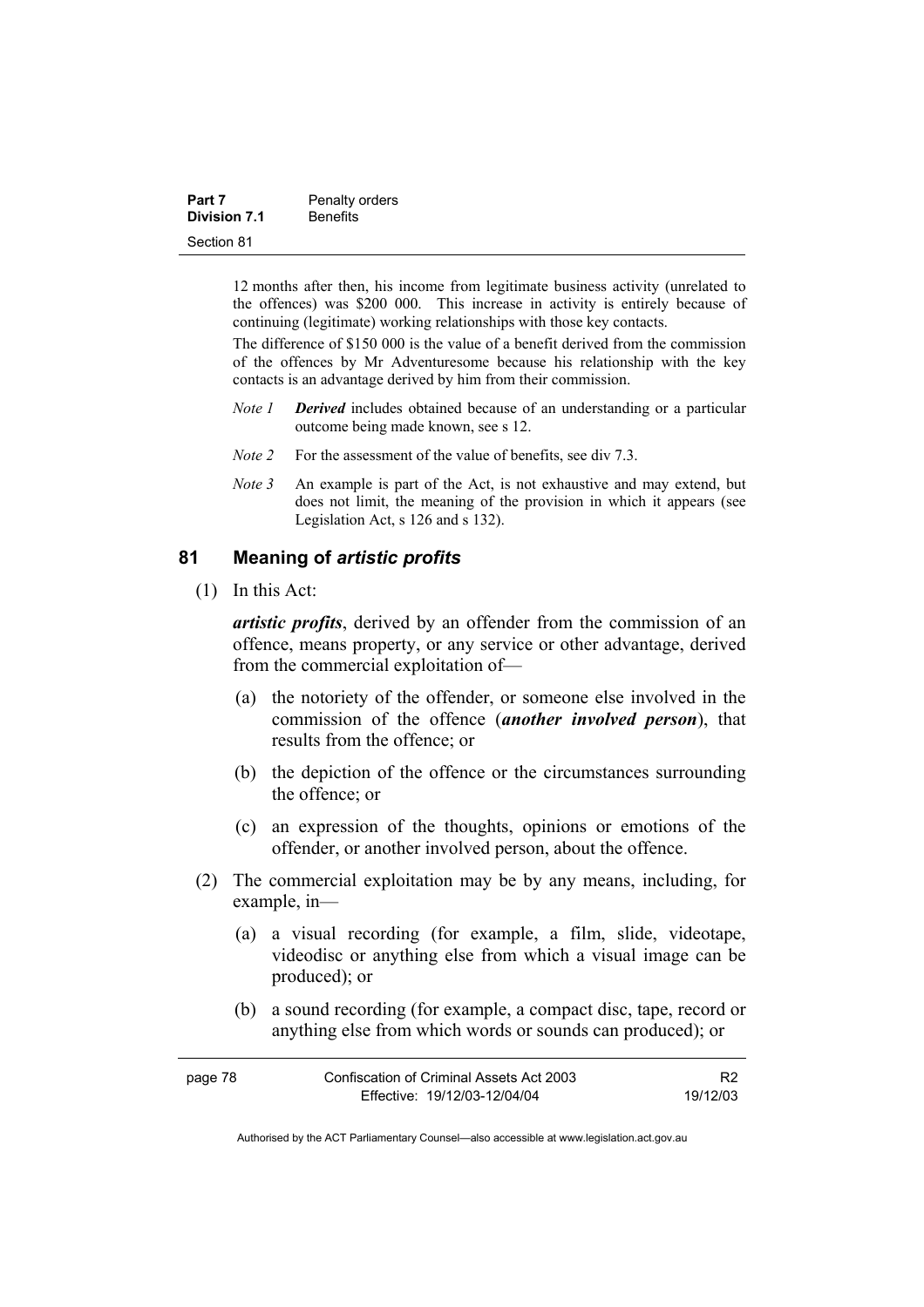12 months after then, his income from legitimate business activity (unrelated to the offences) was $200 000. This increase in activity is entirely because of continuing (legitimate) working relationships with those key contacts.

The difference of $150 000 is the value of a benefit derived from the commission of the offences by Mr Adventuresome because his relationship with the key contacts is an advantage derived by him from their commission.

*Note 1* ***Derived*** includes obtained because of an understanding or a particular outcome being made known, see s 12.

*Note 2* For the assessment of the value of benefits, see div 7.3.

*Note 3* An example is part of the Act, is not exhaustive and may extend, but does not limit, the meaning of the provision in which it appears (see Legislation Act, s 126 and s 132).

## 81 Meaning of *artistic profits*

(1) In this Act:

***artistic profits***, derived by an offender from the commission of an offence, means property, or any service or other advantage, derived from the commercial exploitation of—

(a) the notoriety of the offender, or someone else involved in the commission of the offence (***another involved person***), that results from the offence; or

(b) the depiction of the offence or the circumstances surrounding the offence; or

(c) an expression of the thoughts, opinions or emotions of the offender, or another involved person, about the offence.

(2) The commercial exploitation may be by any means, including, for example, in—

(a) a visual recording (for example, a film, slide, videotape, videodisc or anything else from which a visual image can be produced); or

(b) a sound recording (for example, a compact disc, tape, record or anything else from which words or sounds can produced); or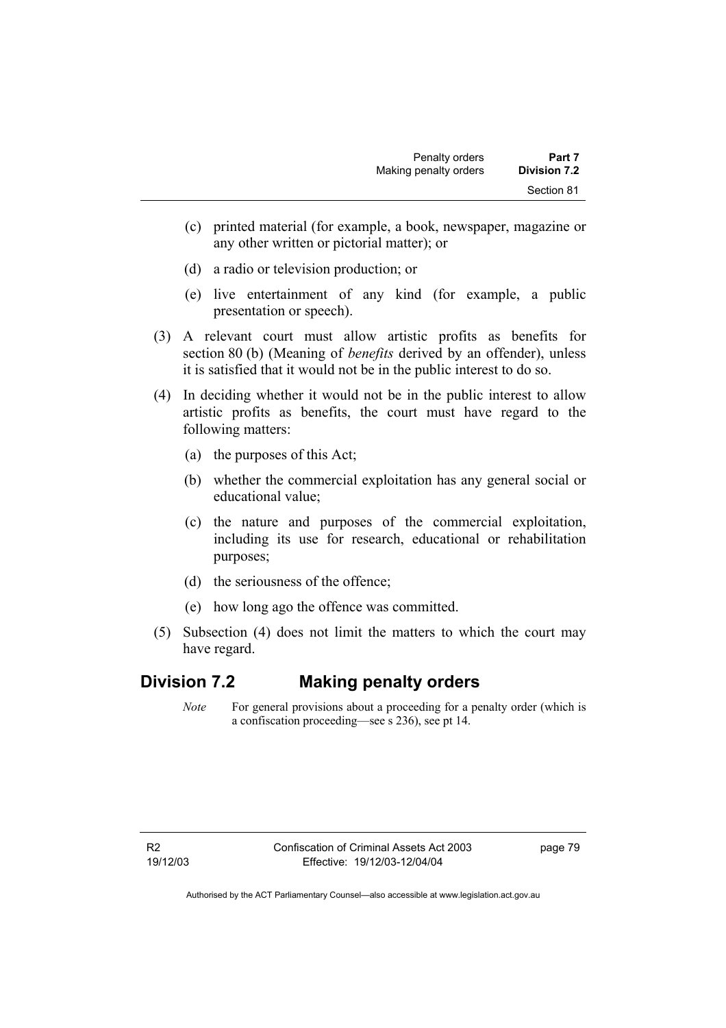(c) printed material (for example, a book, newspaper, magazine or any other written or pictorial matter); or

(d) a radio or television production; or

(e) live entertainment of any kind (for example, a public presentation or speech).

(3) A relevant court must allow artistic profits as benefits for section 80 (b) (Meaning of *benefits* derived by an offender), unless it is satisfied that it would not be in the public interest to do so.

(4) In deciding whether it would not be in the public interest to allow artistic profits as benefits, the court must have regard to the following matters:

(a) the purposes of this Act;

(b) whether the commercial exploitation has any general social or educational value;

(c) the nature and purposes of the commercial exploitation, including its use for research, educational or rehabilitation purposes;

(d) the seriousness of the offence;

(e) how long ago the offence was committed.

(5) Subsection (4) does not limit the matters to which the court may have regard.

## Division 7.2 Making penalty orders

*Note* For general provisions about a proceeding for a penalty order (which is a confiscation proceeding—see s 236), see pt 14.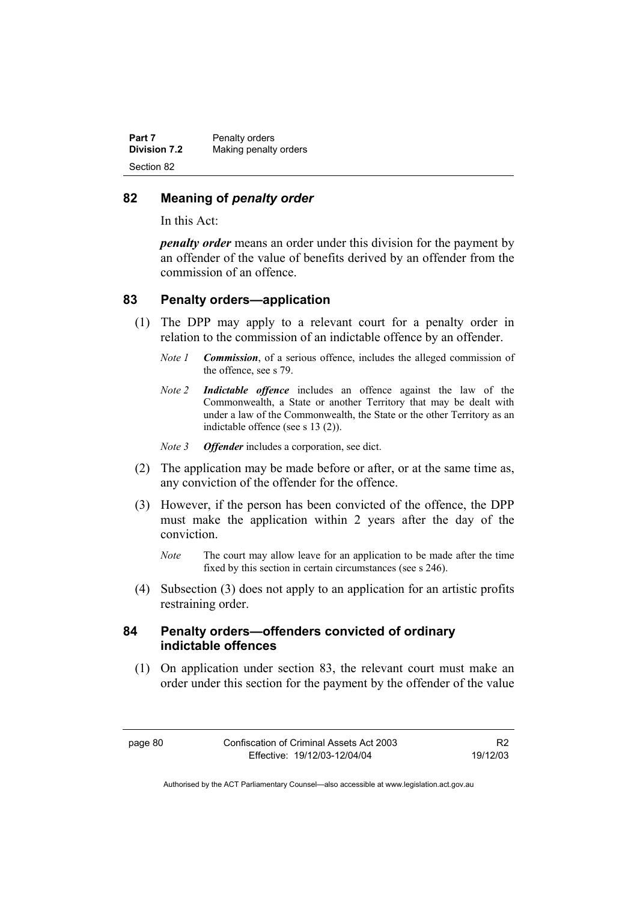## 82 Meaning of *penalty order*

In this Act:

***penalty order*** means an order under this division for the payment by an offender of the value of benefits derived by an offender from the commission of an offence.

## 83 Penalty orders—application

(1) The DPP may apply to a relevant court for a penalty order in relation to the commission of an indictable offence by an offender.

*Note 1* ***Commission***, of a serious offence, includes the alleged commission of the offence, see s 79.

*Note 2* ***Indictable offence*** includes an offence against the law of the Commonwealth, a State or another Territory that may be dealt with under a law of the Commonwealth, the State or the other Territory as an indictable offence (see s 13 (2)).

*Note 3* ***Offender*** includes a corporation, see dict.

(2) The application may be made before or after, or at the same time as, any conviction of the offender for the offence.

(3) However, if the person has been convicted of the offence, the DPP must make the application within 2 years after the day of the conviction.

*Note* The court may allow leave for an application to be made after the time fixed by this section in certain circumstances (see s 246).

(4) Subsection (3) does not apply to an application for an artistic profits restraining order.

## 84 Penalty orders—offenders convicted of ordinary indictable offences

(1) On application under section 83, the relevant court must make an order under this section for the payment by the offender of the value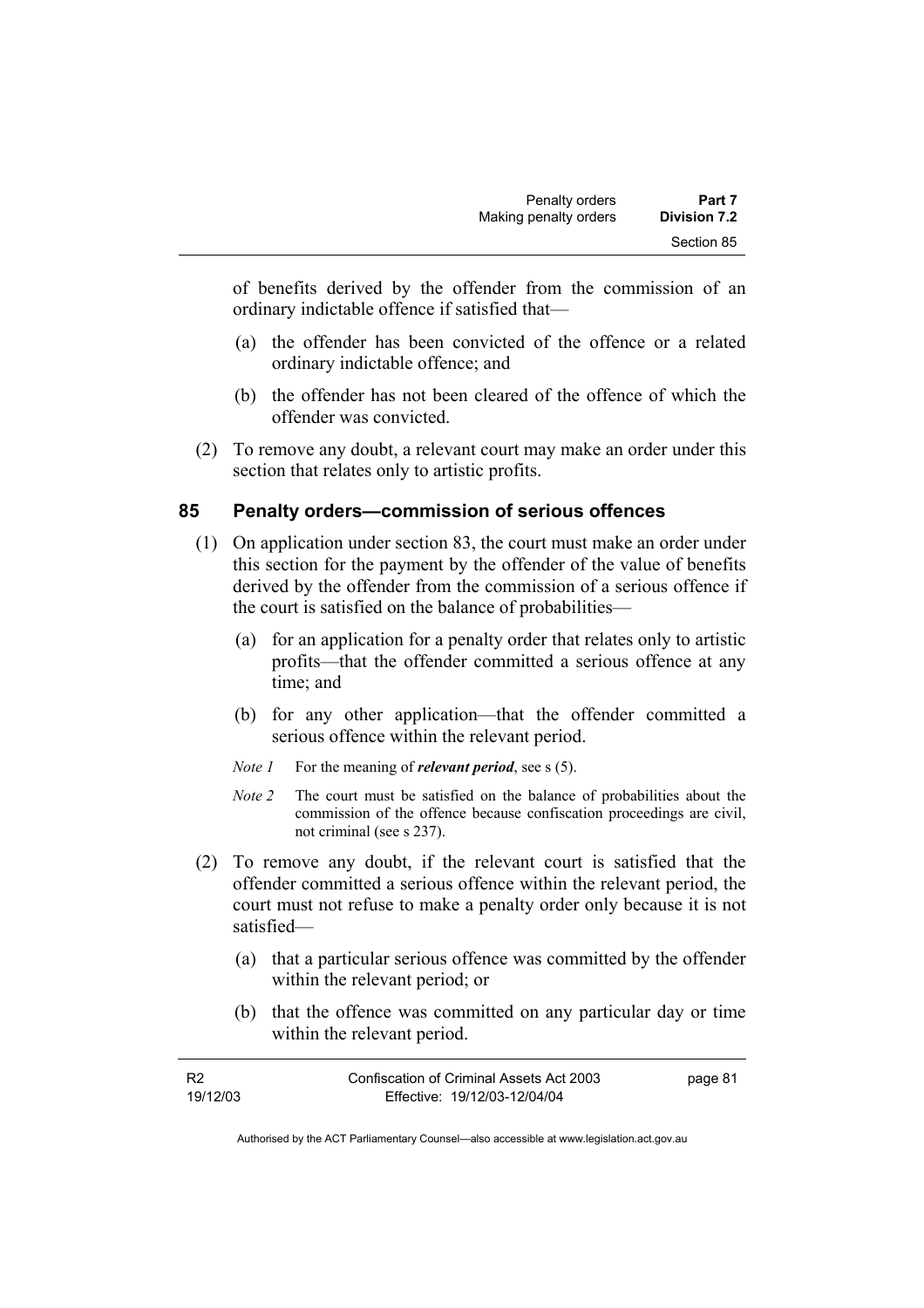of benefits derived by the offender from the commission of an ordinary indictable offence if satisfied that—

(a) the offender has been convicted of the offence or a related ordinary indictable offence; and

(b) the offender has not been cleared of the offence of which the offender was convicted.

(2) To remove any doubt, a relevant court may make an order under this section that relates only to artistic profits.

## 85 Penalty orders—commission of serious offences

(1) On application under section 83, the court must make an order under this section for the payment by the offender of the value of benefits derived by the offender from the commission of a serious offence if the court is satisfied on the balance of probabilities—

(a) for an application for a penalty order that relates only to artistic profits—that the offender committed a serious offence at any time; and

(b) for any other application—that the offender committed a serious offence within the relevant period.

*Note 1* For the meaning of ***relevant period***, see s (5).

*Note 2* The court must be satisfied on the balance of probabilities about the commission of the offence because confiscation proceedings are civil, not criminal (see s 237).

(2) To remove any doubt, if the relevant court is satisfied that the offender committed a serious offence within the relevant period, the court must not refuse to make a penalty order only because it is not satisfied—

(a) that a particular serious offence was committed by the offender within the relevant period; or

(b) that the offence was committed on any particular day or time within the relevant period.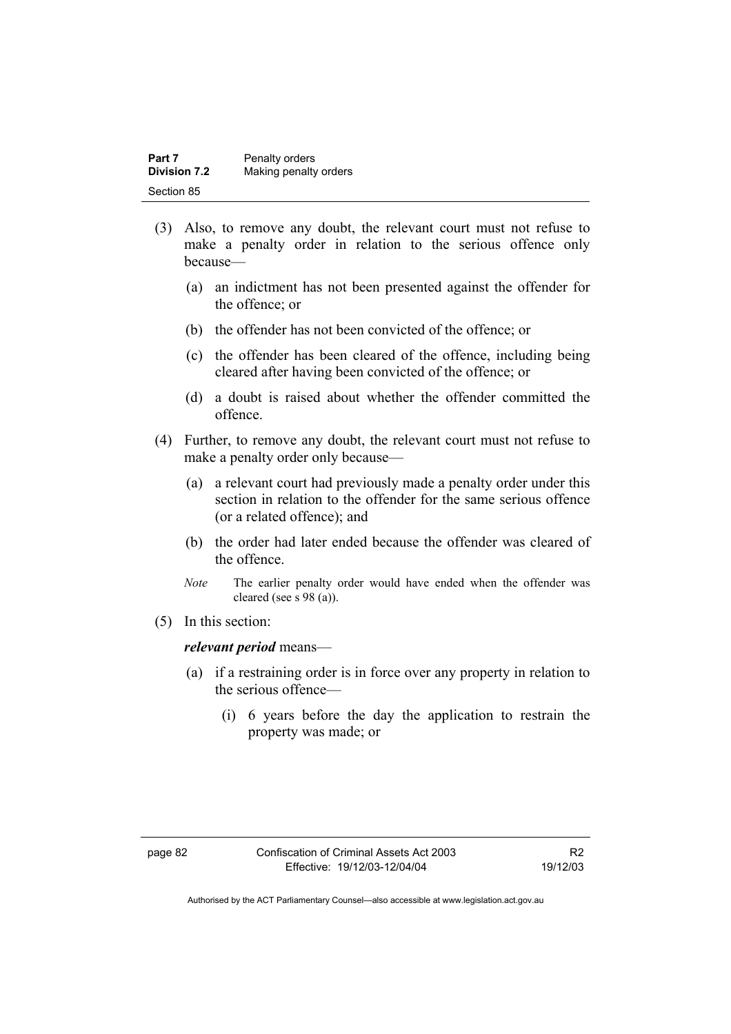(3) Also, to remove any doubt, the relevant court must not refuse to make a penalty order in relation to the serious offence only because—

   (a) an indictment has not been presented against the offender for the offence; or

   (b) the offender has not been convicted of the offence; or

   (c) the offender has been cleared of the offence, including being cleared after having been convicted of the offence; or

   (d) a doubt is raised about whether the offender committed the offence.

(4) Further, to remove any doubt, the relevant court must not refuse to make a penalty order only because—

   (a) a relevant court had previously made a penalty order under this section in relation to the offender for the same serious offence (or a related offence); and

   (b) the order had later ended because the offender was cleared of the offence.

   *Note* The earlier penalty order would have ended when the offender was cleared (see s 98 (a)).

(5) In this section:

***relevant period*** means—

   (a) if a restraining order is in force over any property in relation to the serious offence—

      (i) 6 years before the day the application to restrain the property was made; or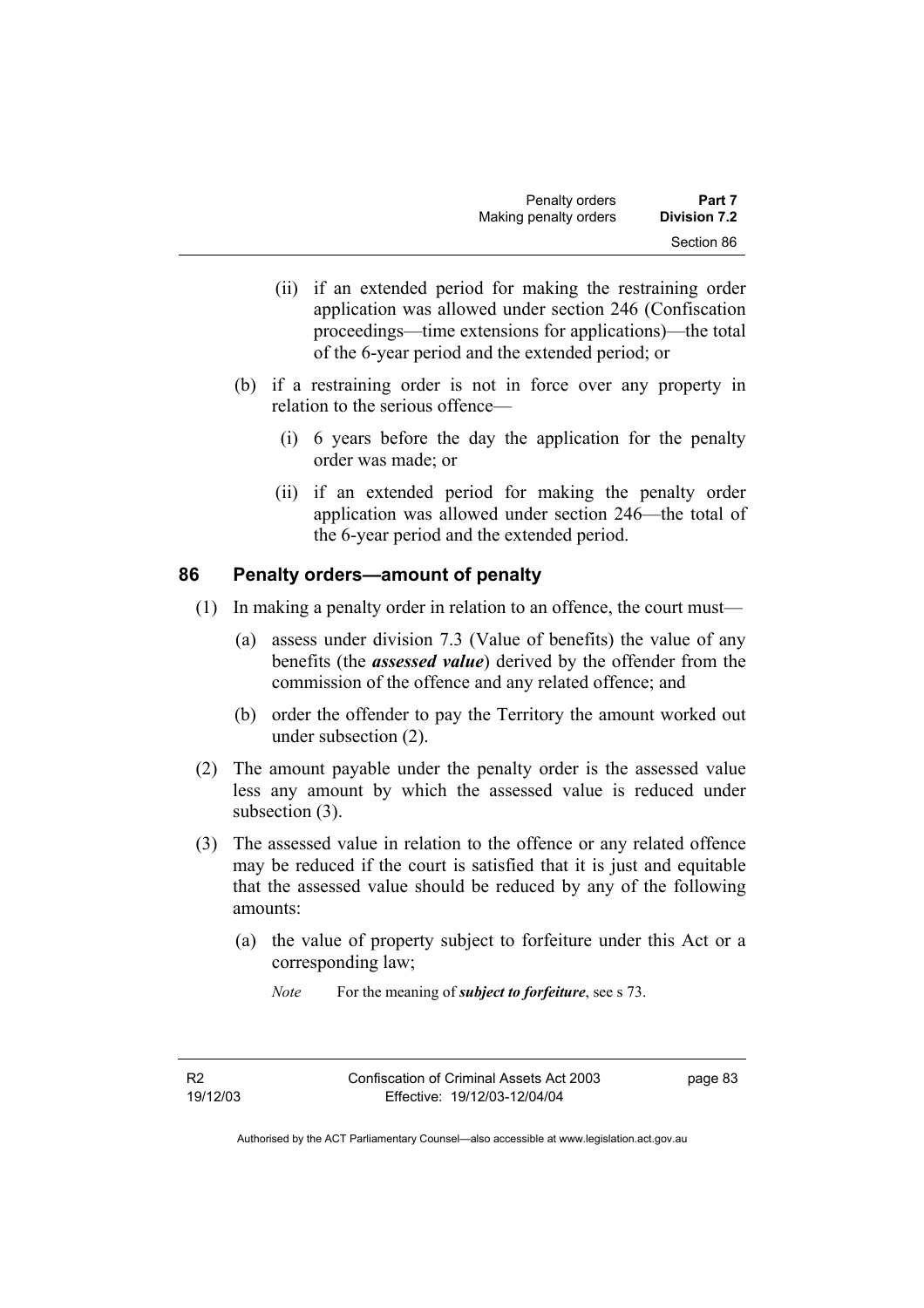(ii) if an extended period for making the restraining order application was allowed under section 246 (Confiscation proceedings—time extensions for applications)—the total of the 6-year period and the extended period; or

(b) if a restraining order is not in force over any property in relation to the serious offence—

(i) 6 years before the day the application for the penalty order was made; or

(ii) if an extended period for making the penalty order application was allowed under section 246—the total of the 6-year period and the extended period.

## 86 Penalty orders—amount of penalty

(1) In making a penalty order in relation to an offence, the court must—

(a) assess under division 7.3 (Value of benefits) the value of any benefits (the ***assessed value***) derived by the offender from the commission of the offence and any related offence; and

(b) order the offender to pay the Territory the amount worked out under subsection (2).

(2) The amount payable under the penalty order is the assessed value less any amount by which the assessed value is reduced under subsection (3).

(3) The assessed value in relation to the offence or any related offence may be reduced if the court is satisfied that it is just and equitable that the assessed value should be reduced by any of the following amounts:

(a) the value of property subject to forfeiture under this Act or a corresponding law;

*Note* For the meaning of ***subject to forfeiture***, see s 73.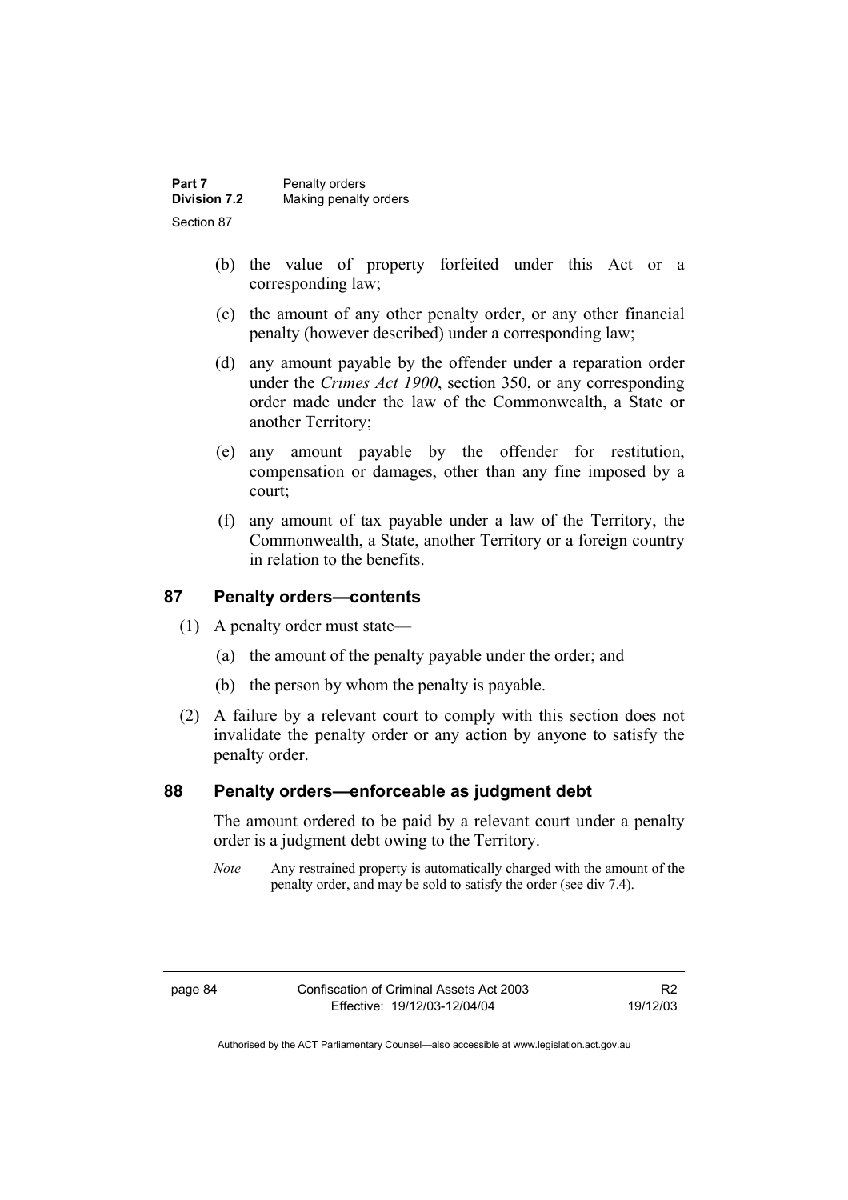(b) the value of property forfeited under this Act or a corresponding law;

(c) the amount of any other penalty order, or any other financial penalty (however described) under a corresponding law;

(d) any amount payable by the offender under a reparation order under the *Crimes Act 1900*, section 350, or any corresponding order made under the law of the Commonwealth, a State or another Territory;

(e) any amount payable by the offender for restitution, compensation or damages, other than any fine imposed by a court;

(f) any amount of tax payable under a law of the Territory, the Commonwealth, a State, another Territory or a foreign country in relation to the benefits.

## 87 Penalty orders—contents

(1) A penalty order must state—

(a) the amount of the penalty payable under the order; and

(b) the person by whom the penalty is payable.

(2) A failure by a relevant court to comply with this section does not invalidate the penalty order or any action by anyone to satisfy the penalty order.

## 88 Penalty orders—enforceable as judgment debt

The amount ordered to be paid by a relevant court under a penalty order is a judgment debt owing to the Territory.

*Note* Any restrained property is automatically charged with the amount of the penalty order, and may be sold to satisfy the order (see div 7.4).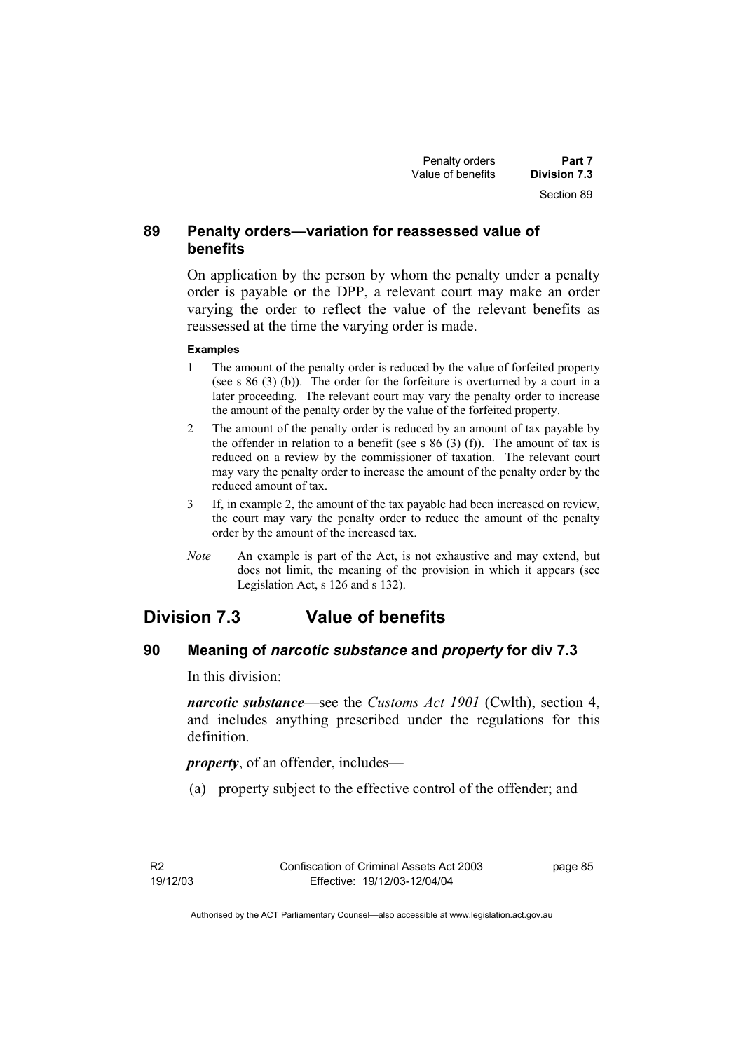### 89 Penalty orders—variation for reassessed value of benefits

On application by the person by whom the penalty under a penalty order is payable or the DPP, a relevant court may make an order varying the order to reflect the value of the relevant benefits as reassessed at the time the varying order is made.

**Examples**

1 The amount of the penalty order is reduced by the value of forfeited property (see s 86 (3) (b)). The order for the forfeiture is overturned by a court in a later proceeding. The relevant court may vary the penalty order to increase the amount of the penalty order by the value of the forfeited property.

2 The amount of the penalty order is reduced by an amount of tax payable by the offender in relation to a benefit (see s 86 (3) (f)). The amount of tax is reduced on a review by the commissioner of taxation. The relevant court may vary the penalty order to increase the amount of the penalty order by the reduced amount of tax.

3 If, in example 2, the amount of the tax payable had been increased on review, the court may vary the penalty order to reduce the amount of the penalty order by the amount of the increased tax.

*Note* An example is part of the Act, is not exhaustive and may extend, but does not limit, the meaning of the provision in which it appears (see Legislation Act, s 126 and s 132).

## Division 7.3 Value of benefits

### 90 Meaning of *narcotic substance* and *property* for div 7.3

In this division:

***narcotic substance***—see the *Customs Act 1901* (Cwlth), section 4, and includes anything prescribed under the regulations for this definition.

***property***, of an offender, includes—

(a) property subject to the effective control of the offender; and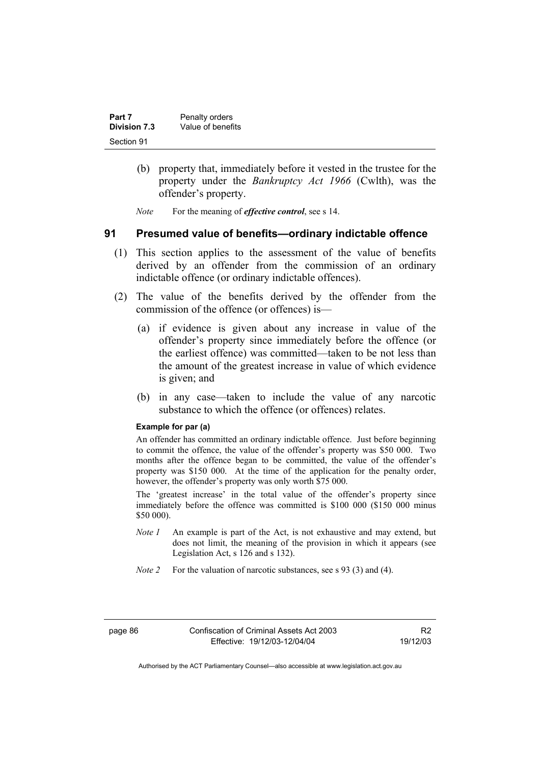(b) property that, immediately before it vested in the trustee for the property under the *Bankruptcy Act 1966* (Cwlth), was the offender's property.

*Note* For the meaning of ***effective control***, see s 14.

## 91 Presumed value of benefits—ordinary indictable offence

(1) This section applies to the assessment of the value of benefits derived by an offender from the commission of an ordinary indictable offence (or ordinary indictable offences).

(2) The value of the benefits derived by the offender from the commission of the offence (or offences) is—

(a) if evidence is given about any increase in value of the offender's property since immediately before the offence (or the earliest offence) was committed—taken to be not less than the amount of the greatest increase in value of which evidence is given; and

(b) in any case—taken to include the value of any narcotic substance to which the offence (or offences) relates.

**Example for par (a)**

An offender has committed an ordinary indictable offence. Just before beginning to commit the offence, the value of the offender's property was $50 000. Two months after the offence began to be committed, the value of the offender's property was $150 000. At the time of the application for the penalty order, however, the offender's property was only worth $75 000.

The 'greatest increase' in the total value of the offender's property since immediately before the offence was committed is $100 000 ($150 000 minus $50 000).

*Note 1* An example is part of the Act, is not exhaustive and may extend, but does not limit, the meaning of the provision in which it appears (see Legislation Act, s 126 and s 132).

*Note 2* For the valuation of narcotic substances, see s 93 (3) and (4).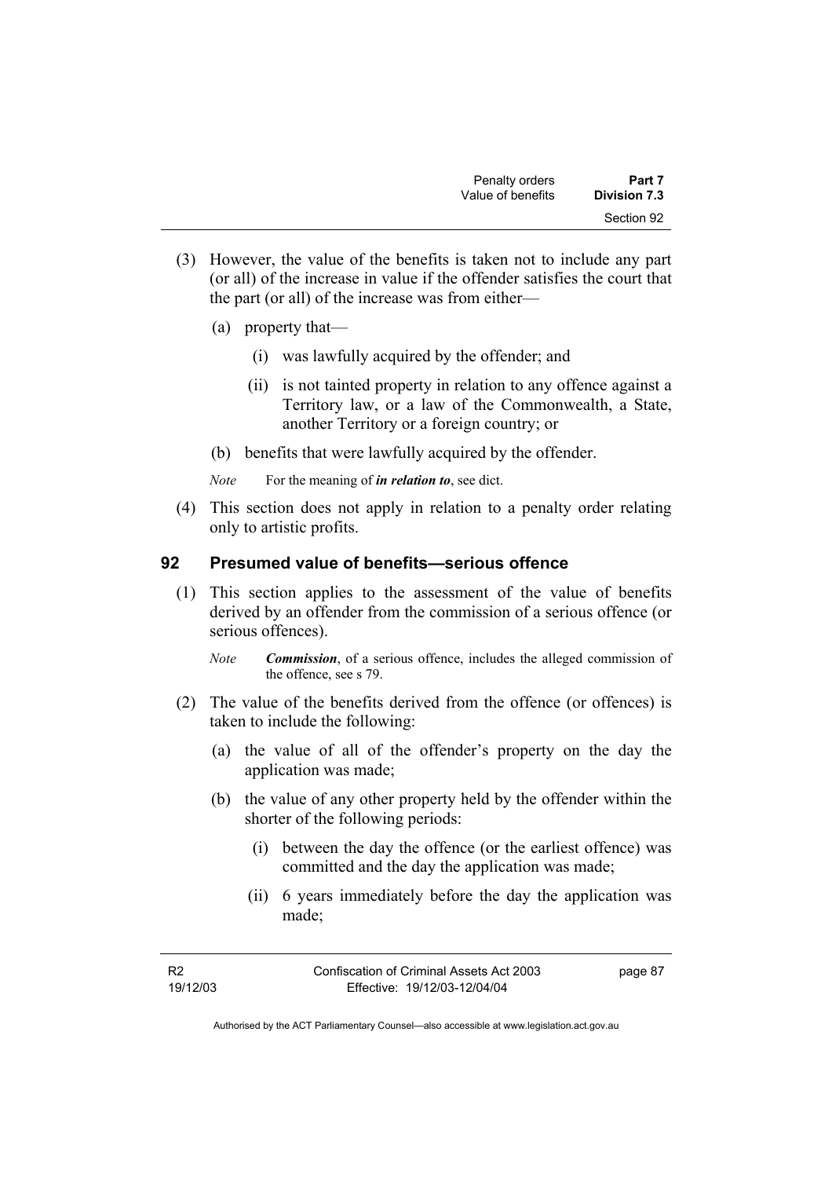(3) However, the value of the benefits is taken not to include any part (or all) of the increase in value if the offender satisfies the court that the part (or all) of the increase was from either—

   (a) property that—

      (i) was lawfully acquired by the offender; and

      (ii) is not tainted property in relation to any offence against a Territory law, or a law of the Commonwealth, a State, another Territory or a foreign country; or

   (b) benefits that were lawfully acquired by the offender.

   *Note* For the meaning of ***in relation to***, see dict.

(4) This section does not apply in relation to a penalty order relating only to artistic profits.

## 92 Presumed value of benefits—serious offence

(1) This section applies to the assessment of the value of benefits derived by an offender from the commission of a serious offence (or serious offences).

   *Note* ***Commission***, of a serious offence, includes the alleged commission of the offence, see s 79.

(2) The value of the benefits derived from the offence (or offences) is taken to include the following:

   (a) the value of all of the offender's property on the day the application was made;

   (b) the value of any other property held by the offender within the shorter of the following periods:

      (i) between the day the offence (or the earliest offence) was committed and the day the application was made;

      (ii) 6 years immediately before the day the application was made;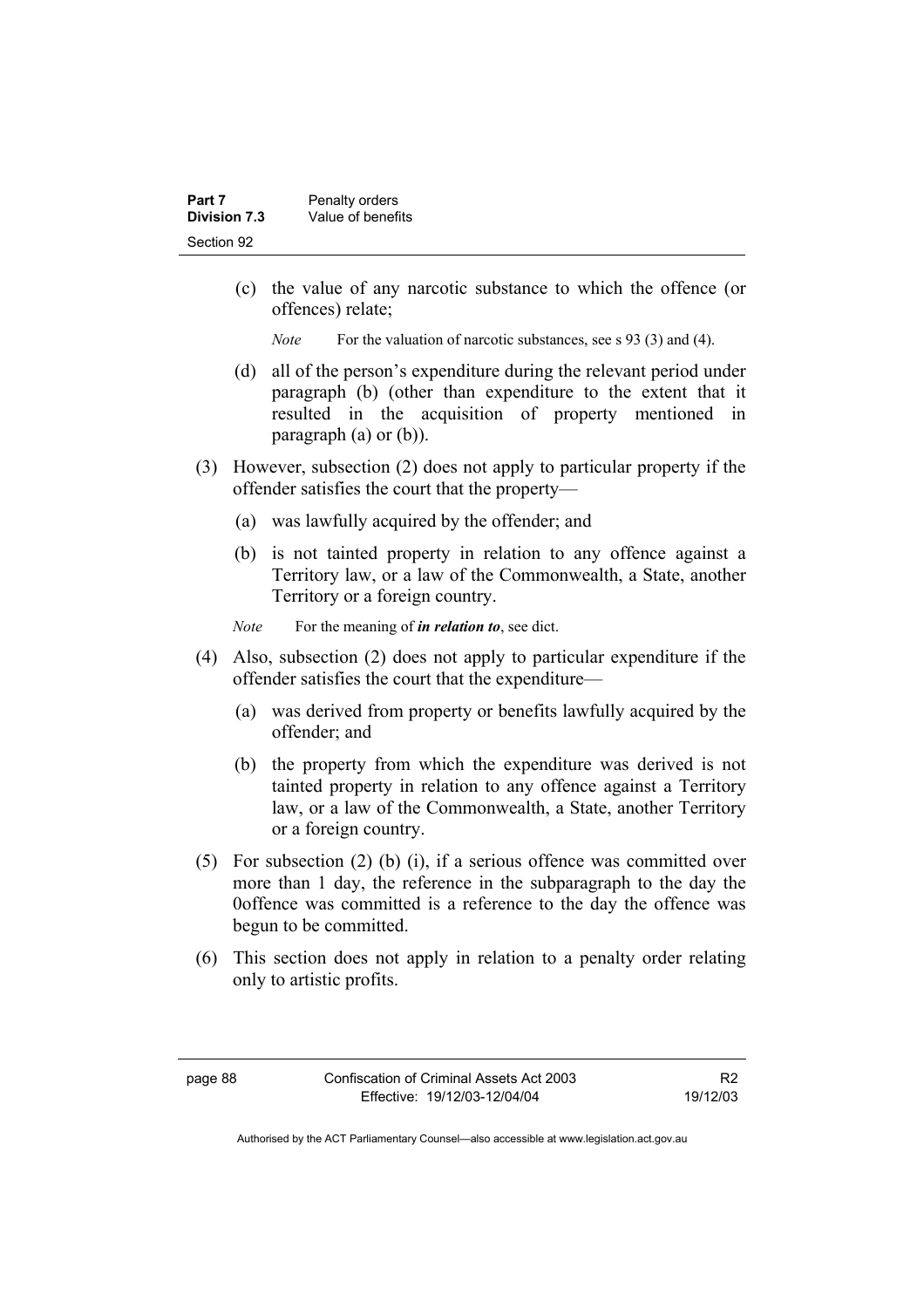(c) the value of any narcotic substance to which the offence (or offences) relate;

*Note* For the valuation of narcotic substances, see s 93 (3) and (4).

(d) all of the person's expenditure during the relevant period under paragraph (b) (other than expenditure to the extent that it resulted in the acquisition of property mentioned in paragraph (a) or (b)).

(3) However, subsection (2) does not apply to particular property if the offender satisfies the court that the property—

(a) was lawfully acquired by the offender; and

(b) is not tainted property in relation to any offence against a Territory law, or a law of the Commonwealth, a State, another Territory or a foreign country.

*Note* For the meaning of ***in relation to***, see dict.

(4) Also, subsection (2) does not apply to particular expenditure if the offender satisfies the court that the expenditure—

(a) was derived from property or benefits lawfully acquired by the offender; and

(b) the property from which the expenditure was derived is not tainted property in relation to any offence against a Territory law, or a law of the Commonwealth, a State, another Territory or a foreign country.

(5) For subsection (2) (b) (i), if a serious offence was committed over more than 1 day, the reference in the subparagraph to the day the 0offence was committed is a reference to the day the offence was begun to be committed.

(6) This section does not apply in relation to a penalty order relating only to artistic profits.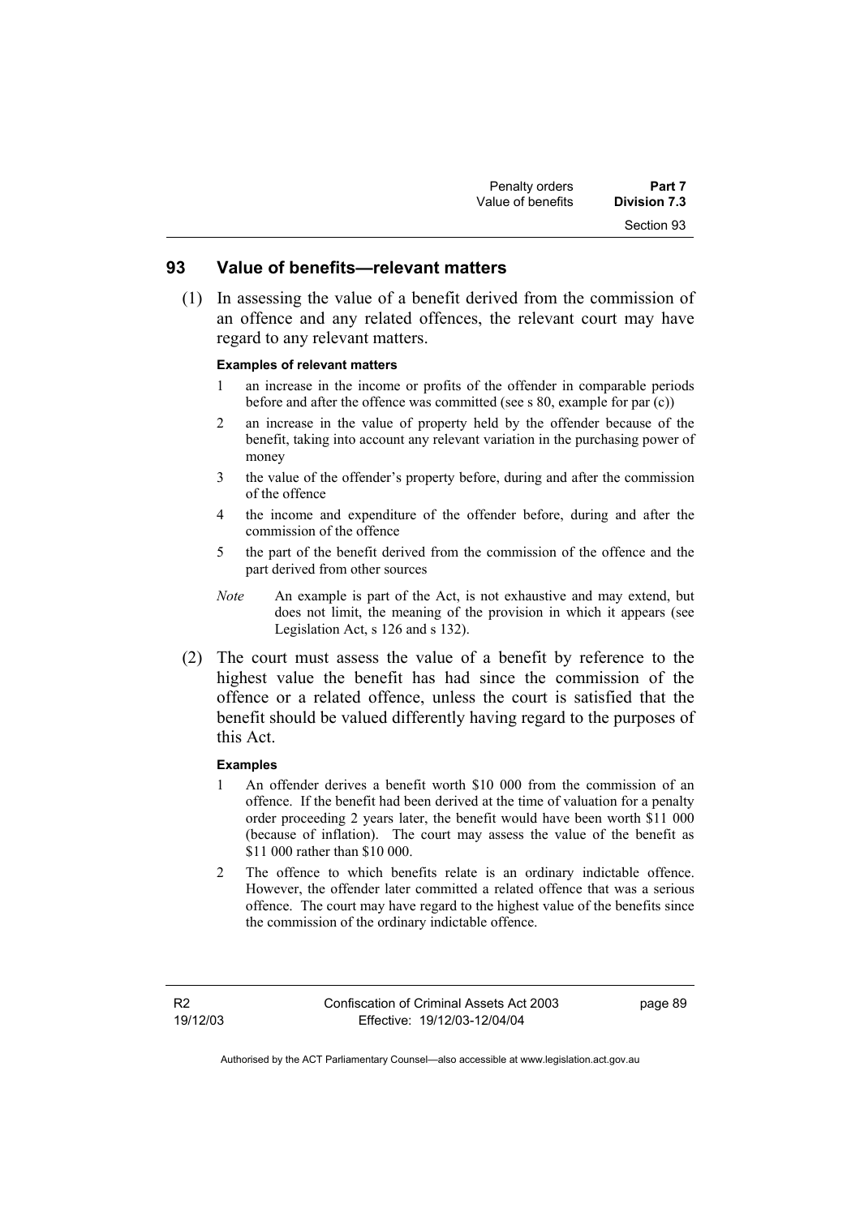## 93 Value of benefits—relevant matters

(1) In assessing the value of a benefit derived from the commission of an offence and any related offences, the relevant court may have regard to any relevant matters.

**Examples of relevant matters**

1 an increase in the income or profits of the offender in comparable periods before and after the offence was committed (see s 80, example for par (c))

2 an increase in the value of property held by the offender because of the benefit, taking into account any relevant variation in the purchasing power of money

3 the value of the offender's property before, during and after the commission of the offence

4 the income and expenditure of the offender before, during and after the commission of the offence

5 the part of the benefit derived from the commission of the offence and the part derived from other sources

*Note* An example is part of the Act, is not exhaustive and may extend, but does not limit, the meaning of the provision in which it appears (see Legislation Act, s 126 and s 132).

(2) The court must assess the value of a benefit by reference to the highest value the benefit has had since the commission of the offence or a related offence, unless the court is satisfied that the benefit should be valued differently having regard to the purposes of this Act.

**Examples**

1 An offender derives a benefit worth $10 000 from the commission of an offence. If the benefit had been derived at the time of valuation for a penalty order proceeding 2 years later, the benefit would have been worth $11 000 (because of inflation). The court may assess the value of the benefit as $11 000 rather than $10 000.

2 The offence to which benefits relate is an ordinary indictable offence. However, the offender later committed a related offence that was a serious offence. The court may have regard to the highest value of the benefits since the commission of the ordinary indictable offence.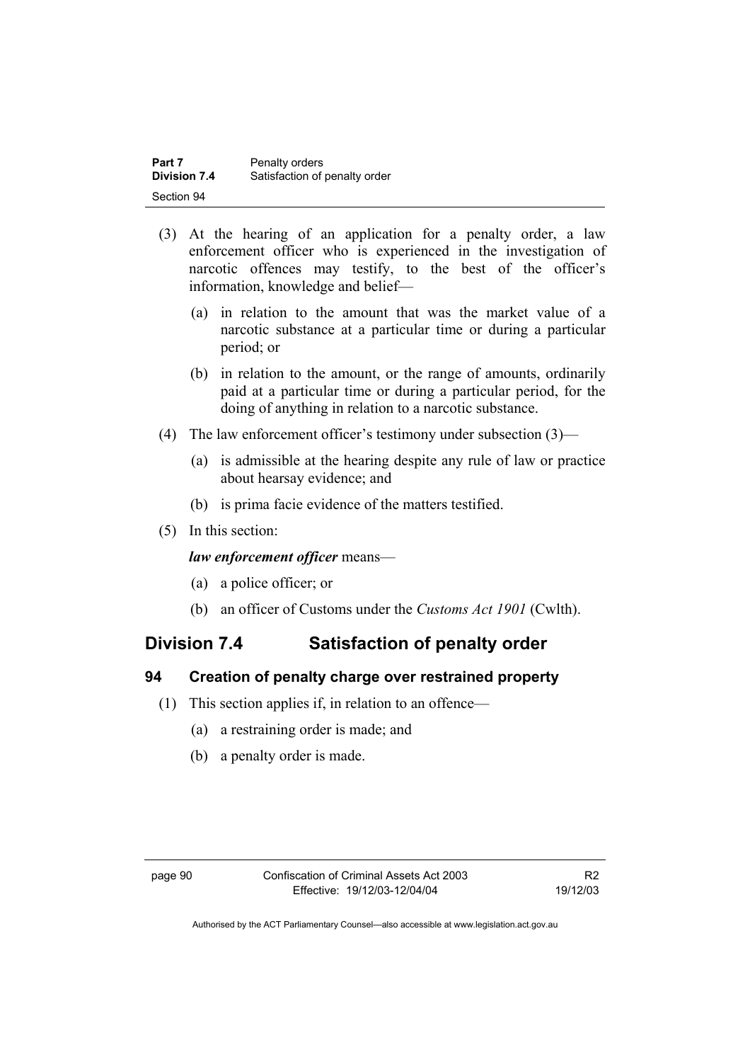(3) At the hearing of an application for a penalty order, a law enforcement officer who is experienced in the investigation of narcotic offences may testify, to the best of the officer's information, knowledge and belief—

(a) in relation to the amount that was the market value of a narcotic substance at a particular time or during a particular period; or

(b) in relation to the amount, or the range of amounts, ordinarily paid at a particular time or during a particular period, for the doing of anything in relation to a narcotic substance.

(4) The law enforcement officer's testimony under subsection (3)—

(a) is admissible at the hearing despite any rule of law or practice about hearsay evidence; and

(b) is prima facie evidence of the matters testified.

(5) In this section:

***law enforcement officer*** means—

(a) a police officer; or

(b) an officer of Customs under the *Customs Act 1901* (Cwlth).

## Division 7.4 Satisfaction of penalty order

### 94 Creation of penalty charge over restrained property

(1) This section applies if, in relation to an offence—

(a) a restraining order is made; and

(b) a penalty order is made.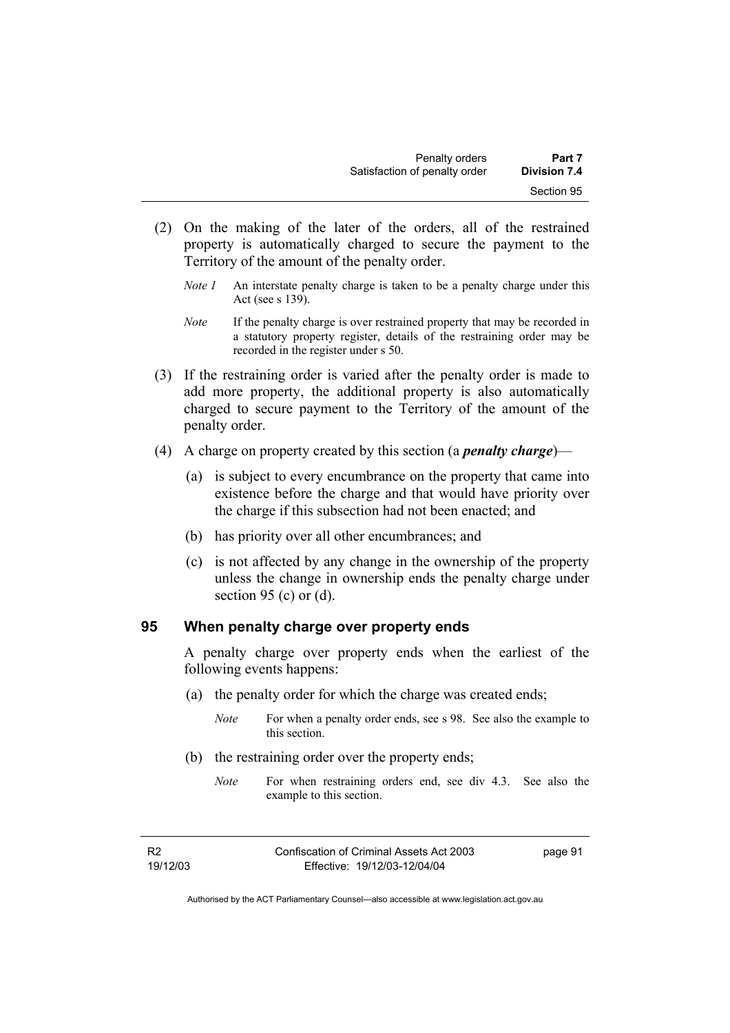(2) On the making of the later of the orders, all of the restrained property is automatically charged to secure the payment to the Territory of the amount of the penalty order.

*Note 1* An interstate penalty charge is taken to be a penalty charge under this Act (see s 139).

*Note* If the penalty charge is over restrained property that may be recorded in a statutory property register, details of the restraining order may be recorded in the register under s 50.

(3) If the restraining order is varied after the penalty order is made to add more property, the additional property is also automatically charged to secure payment to the Territory of the amount of the penalty order.

(4) A charge on property created by this section (a ***penalty charge***)—

(a) is subject to every encumbrance on the property that came into existence before the charge and that would have priority over the charge if this subsection had not been enacted; and

(b) has priority over all other encumbrances; and

(c) is not affected by any change in the ownership of the property unless the change in ownership ends the penalty charge under section 95 (c) or (d).

## 95 When penalty charge over property ends

A penalty charge over property ends when the earliest of the following events happens:

(a) the penalty order for which the charge was created ends;

*Note* For when a penalty order ends, see s 98. See also the example to this section.

(b) the restraining order over the property ends;

*Note* For when restraining orders end, see div 4.3. See also the example to this section.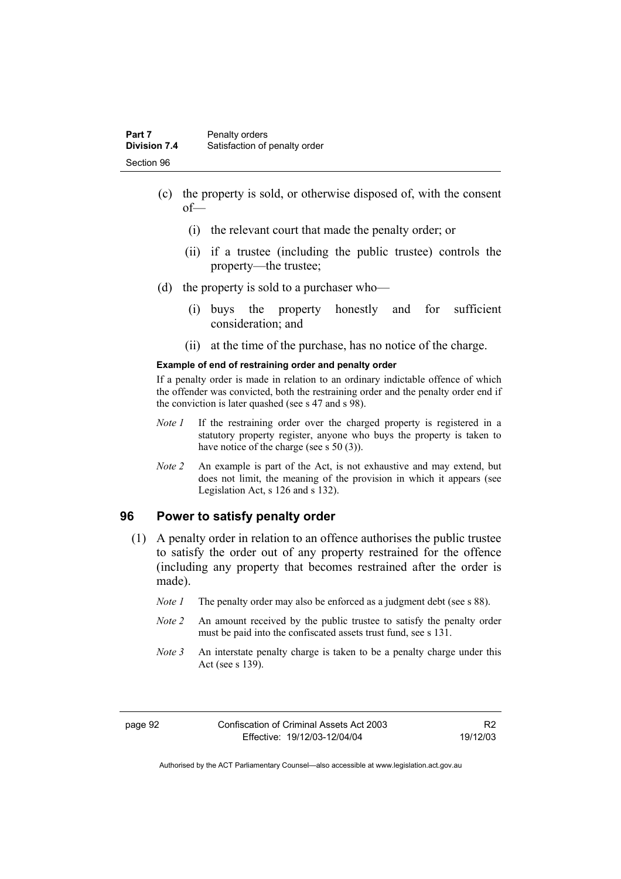(c) the property is sold, or otherwise disposed of, with the consent of—

  (i) the relevant court that made the penalty order; or

  (ii) if a trustee (including the public trustee) controls the property—the trustee;

(d) the property is sold to a purchaser who—

  (i) buys the property honestly and for sufficient consideration; and

  (ii) at the time of the purchase, has no notice of the charge.

**Example of end of restraining order and penalty order**

If a penalty order is made in relation to an ordinary indictable offence of which the offender was convicted, both the restraining order and the penalty order end if the conviction is later quashed (see s 47 and s 98).

*Note 1* If the restraining order over the charged property is registered in a statutory property register, anyone who buys the property is taken to have notice of the charge (see s 50 (3)).

*Note 2* An example is part of the Act, is not exhaustive and may extend, but does not limit, the meaning of the provision in which it appears (see Legislation Act, s 126 and s 132).

## 96 Power to satisfy penalty order

(1) A penalty order in relation to an offence authorises the public trustee to satisfy the order out of any property restrained for the offence (including any property that becomes restrained after the order is made).

*Note 1* The penalty order may also be enforced as a judgment debt (see s 88).

*Note 2* An amount received by the public trustee to satisfy the penalty order must be paid into the confiscated assets trust fund, see s 131.

*Note 3* An interstate penalty charge is taken to be a penalty charge under this Act (see s 139).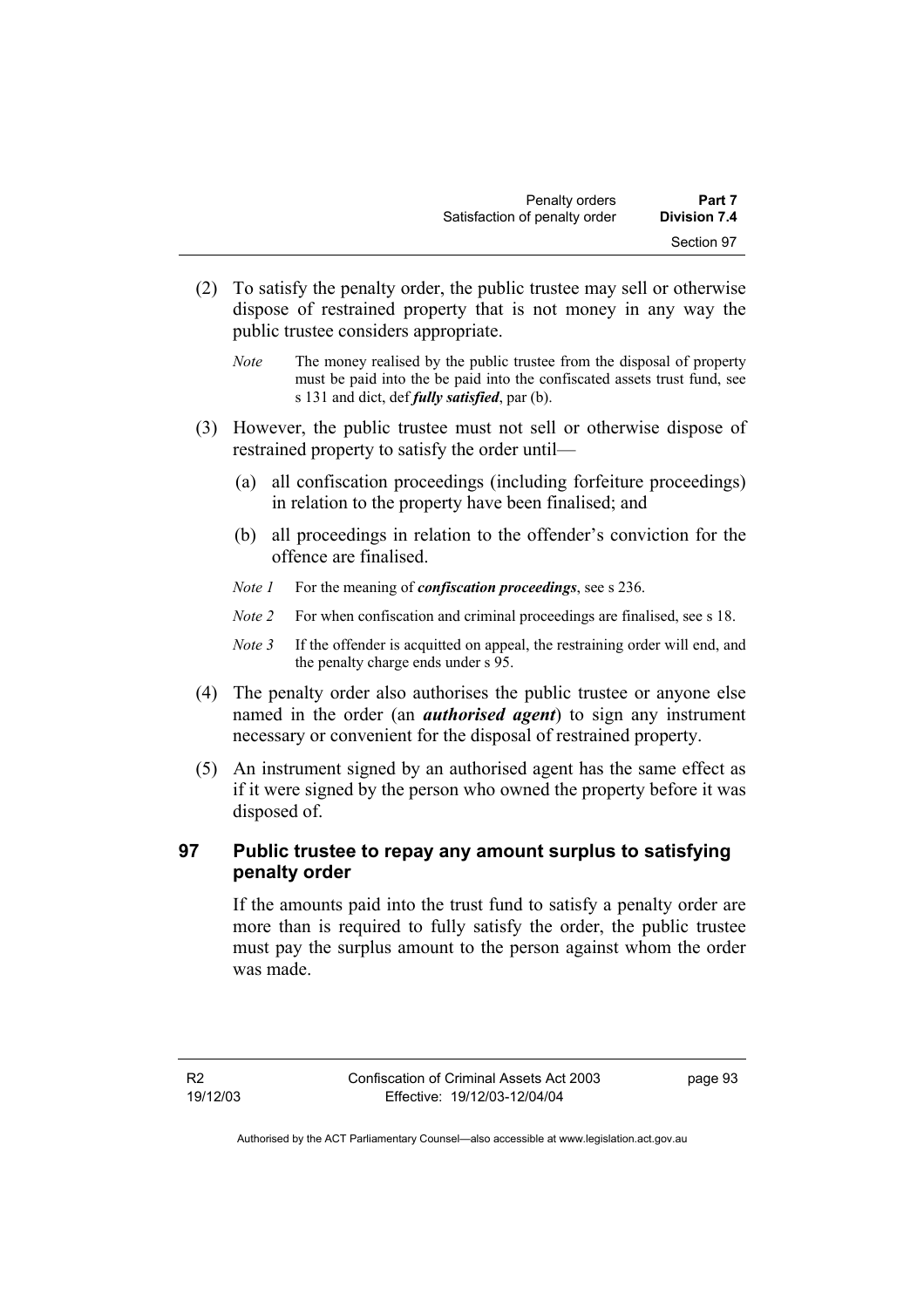(2) To satisfy the penalty order, the public trustee may sell or otherwise dispose of restrained property that is not money in any way the public trustee considers appropriate.

*Note* The money realised by the public trustee from the disposal of property must be paid into the be paid into the confiscated assets trust fund, see s 131 and dict, def ***fully satisfied***, par (b).

(3) However, the public trustee must not sell or otherwise dispose of restrained property to satisfy the order until—

(a) all confiscation proceedings (including forfeiture proceedings) in relation to the property have been finalised; and

(b) all proceedings in relation to the offender's conviction for the offence are finalised.

*Note 1* For the meaning of ***confiscation proceedings***, see s 236.

*Note 2* For when confiscation and criminal proceedings are finalised, see s 18.

*Note 3* If the offender is acquitted on appeal, the restraining order will end, and the penalty charge ends under s 95.

(4) The penalty order also authorises the public trustee or anyone else named in the order (an ***authorised agent***) to sign any instrument necessary or convenient for the disposal of restrained property.

(5) An instrument signed by an authorised agent has the same effect as if it were signed by the person who owned the property before it was disposed of.

### 97 Public trustee to repay any amount surplus to satisfying penalty order

If the amounts paid into the trust fund to satisfy a penalty order are more than is required to fully satisfy the order, the public trustee must pay the surplus amount to the person against whom the order was made.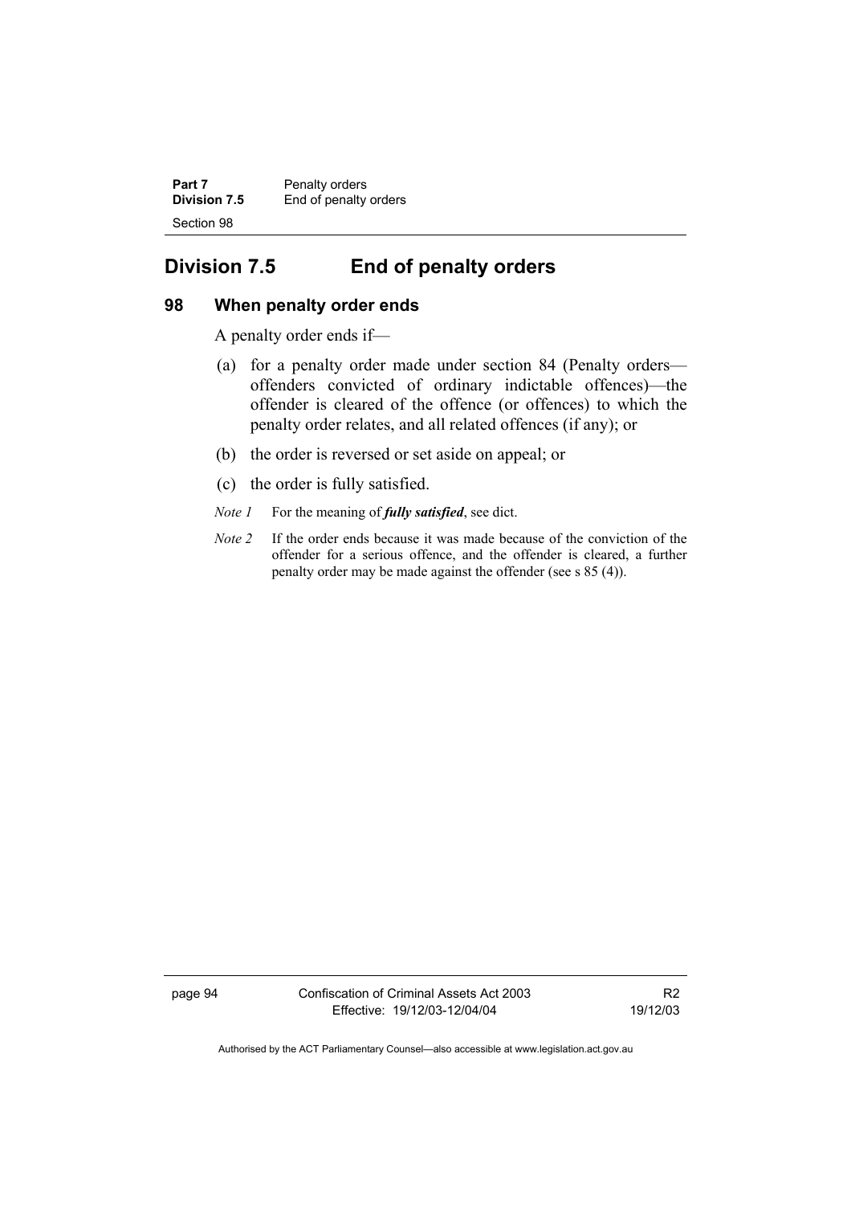# Division 7.5 End of penalty orders

## 98 When penalty order ends

A penalty order ends if—

(a) for a penalty order made under section 84 (Penalty orders—offenders convicted of ordinary indictable offences)—the offender is cleared of the offence (or offences) to which the penalty order relates, and all related offences (if any); or

(b) the order is reversed or set aside on appeal; or

(c) the order is fully satisfied.

*Note 1* For the meaning of ***fully satisfied***, see dict.

*Note 2* If the order ends because it was made because of the conviction of the offender for a serious offence, and the offender is cleared, a further penalty order may be made against the offender (see s 85 (4)).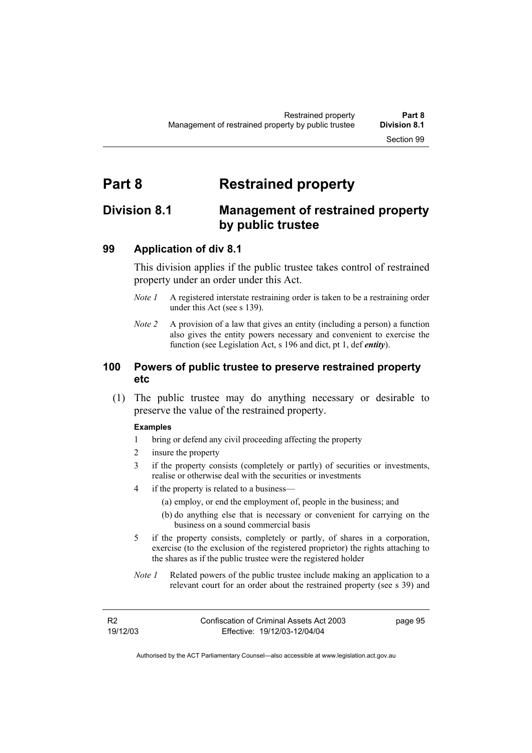# Part 8 Restrained property

## Division 8.1 Management of restrained property by public trustee

### 99 Application of div 8.1

This division applies if the public trustee takes control of restrained property under an order under this Act.

*Note 1* A registered interstate restraining order is taken to be a restraining order under this Act (see s 139).

*Note 2* A provision of a law that gives an entity (including a person) a function also gives the entity powers necessary and convenient to exercise the function (see Legislation Act, s 196 and dict, pt 1, def ***entity***).

### 100 Powers of public trustee to preserve restrained property etc

(1) The public trustee may do anything necessary or desirable to preserve the value of the restrained property.

**Examples**

1 bring or defend any civil proceeding affecting the property

2 insure the property

3 if the property consists (completely or partly) of securities or investments, realise or otherwise deal with the securities or investments

4 if the property is related to a business—

(a) employ, or end the employment of, people in the business; and

(b) do anything else that is necessary or convenient for carrying on the business on a sound commercial basis

5 if the property consists, completely or partly, of shares in a corporation, exercise (to the exclusion of the registered proprietor) the rights attaching to the shares as if the public trustee were the registered holder

*Note 1* Related powers of the public trustee include making an application to a relevant court for an order about the restrained property (see s 39) and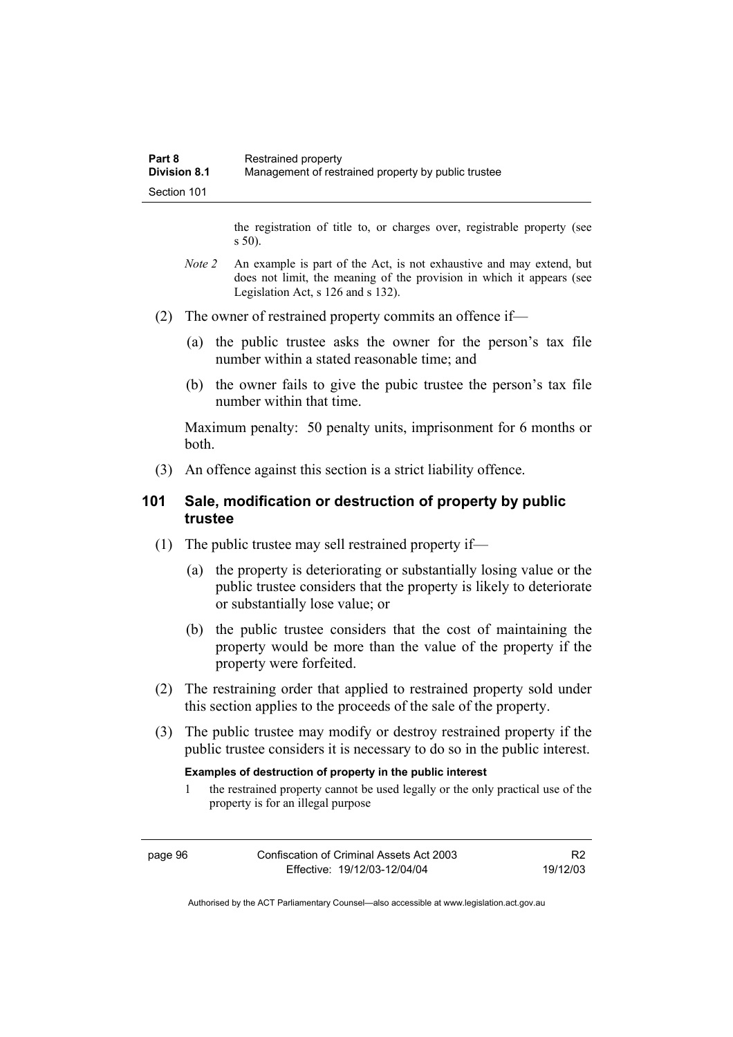the registration of title to, or charges over, registrable property (see s 50).

*Note 2* An example is part of the Act, is not exhaustive and may extend, but does not limit, the meaning of the provision in which it appears (see Legislation Act, s 126 and s 132).

(2) The owner of restrained property commits an offence if—

(a) the public trustee asks the owner for the person's tax file number within a stated reasonable time; and

(b) the owner fails to give the pubic trustee the person's tax file number within that time.

Maximum penalty: 50 penalty units, imprisonment for 6 months or both.

(3) An offence against this section is a strict liability offence.

## 101 Sale, modification or destruction of property by public trustee

(1) The public trustee may sell restrained property if—

(a) the property is deteriorating or substantially losing value or the public trustee considers that the property is likely to deteriorate or substantially lose value; or

(b) the public trustee considers that the cost of maintaining the property would be more than the value of the property if the property were forfeited.

(2) The restraining order that applied to restrained property sold under this section applies to the proceeds of the sale of the property.

(3) The public trustee may modify or destroy restrained property if the public trustee considers it is necessary to do so in the public interest.

**Examples of destruction of property in the public interest**

1 the restrained property cannot be used legally or the only practical use of the property is for an illegal purpose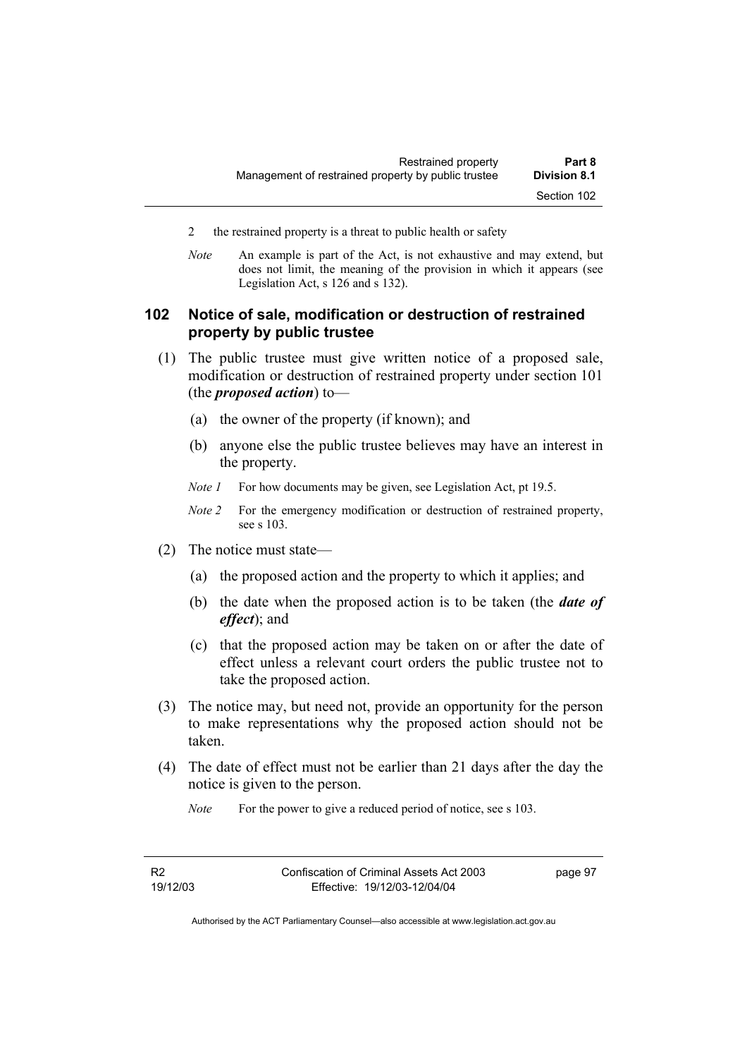2 the restrained property is a threat to public health or safety

*Note* An example is part of the Act, is not exhaustive and may extend, but does not limit, the meaning of the provision in which it appears (see Legislation Act, s 126 and s 132).

## 102 Notice of sale, modification or destruction of restrained property by public trustee

(1) The public trustee must give written notice of a proposed sale, modification or destruction of restrained property under section 101 (the ***proposed action***) to—

(a) the owner of the property (if known); and

(b) anyone else the public trustee believes may have an interest in the property.

*Note 1* For how documents may be given, see Legislation Act, pt 19.5.

*Note 2* For the emergency modification or destruction of restrained property, see s 103.

(2) The notice must state—

(a) the proposed action and the property to which it applies; and

(b) the date when the proposed action is to be taken (the ***date of effect***); and

(c) that the proposed action may be taken on or after the date of effect unless a relevant court orders the public trustee not to take the proposed action.

(3) The notice may, but need not, provide an opportunity for the person to make representations why the proposed action should not be taken.

(4) The date of effect must not be earlier than 21 days after the day the notice is given to the person.

*Note* For the power to give a reduced period of notice, see s 103.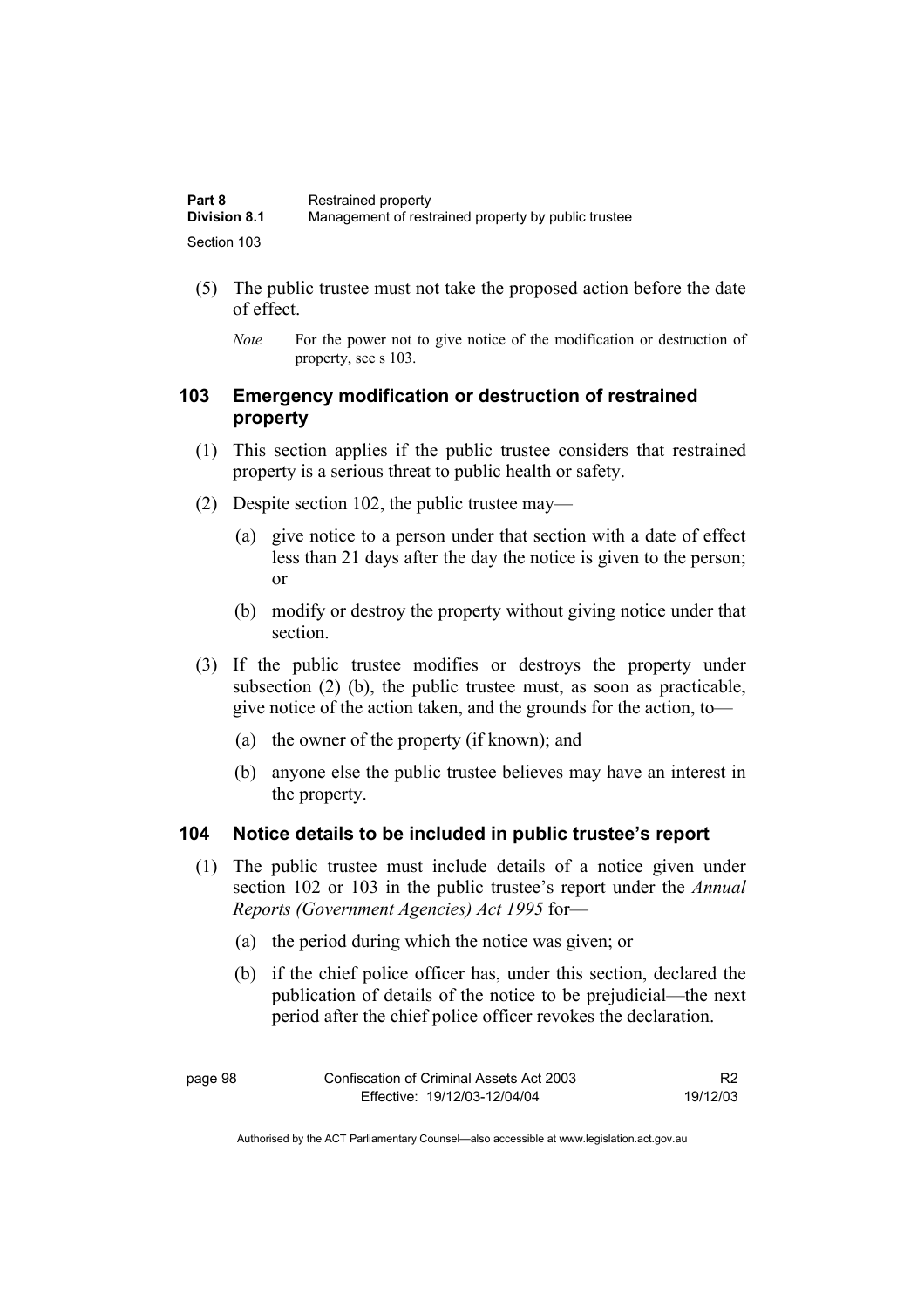(5) The public trustee must not take the proposed action before the date of effect.

*Note* For the power not to give notice of the modification or destruction of property, see s 103.

### 103 Emergency modification or destruction of restrained property

(1) This section applies if the public trustee considers that restrained property is a serious threat to public health or safety.

(2) Despite section 102, the public trustee may—

(a) give notice to a person under that section with a date of effect less than 21 days after the day the notice is given to the person; or

(b) modify or destroy the property without giving notice under that section.

(3) If the public trustee modifies or destroys the property under subsection (2) (b), the public trustee must, as soon as practicable, give notice of the action taken, and the grounds for the action, to—

(a) the owner of the property (if known); and

(b) anyone else the public trustee believes may have an interest in the property.

### 104 Notice details to be included in public trustee's report

(1) The public trustee must include details of a notice given under section 102 or 103 in the public trustee's report under the *Annual Reports (Government Agencies) Act 1995* for—

(a) the period during which the notice was given; or

(b) if the chief police officer has, under this section, declared the publication of details of the notice to be prejudicial—the next period after the chief police officer revokes the declaration.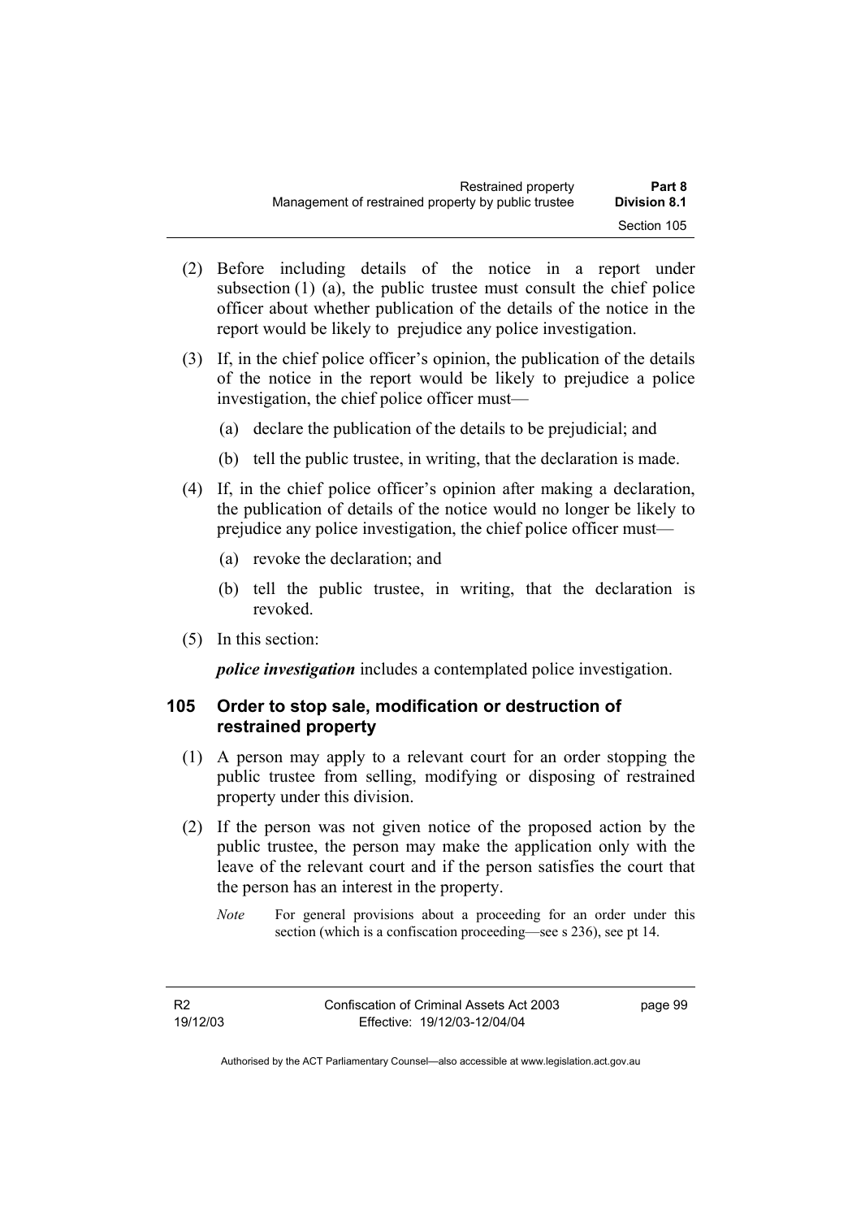(2) Before including details of the notice in a report under subsection (1) (a), the public trustee must consult the chief police officer about whether publication of the details of the notice in the report would be likely to prejudice any police investigation.

(3) If, in the chief police officer's opinion, the publication of the details of the notice in the report would be likely to prejudice a police investigation, the chief police officer must—

(a) declare the publication of the details to be prejudicial; and

(b) tell the public trustee, in writing, that the declaration is made.

(4) If, in the chief police officer's opinion after making a declaration, the publication of details of the notice would no longer be likely to prejudice any police investigation, the chief police officer must—

(a) revoke the declaration; and

(b) tell the public trustee, in writing, that the declaration is revoked.

(5) In this section:

***police investigation*** includes a contemplated police investigation.

### 105 Order to stop sale, modification or destruction of restrained property

(1) A person may apply to a relevant court for an order stopping the public trustee from selling, modifying or disposing of restrained property under this division.

(2) If the person was not given notice of the proposed action by the public trustee, the person may make the application only with the leave of the relevant court and if the person satisfies the court that the person has an interest in the property.

*Note* For general provisions about a proceeding for an order under this section (which is a confiscation proceeding—see s 236), see pt 14.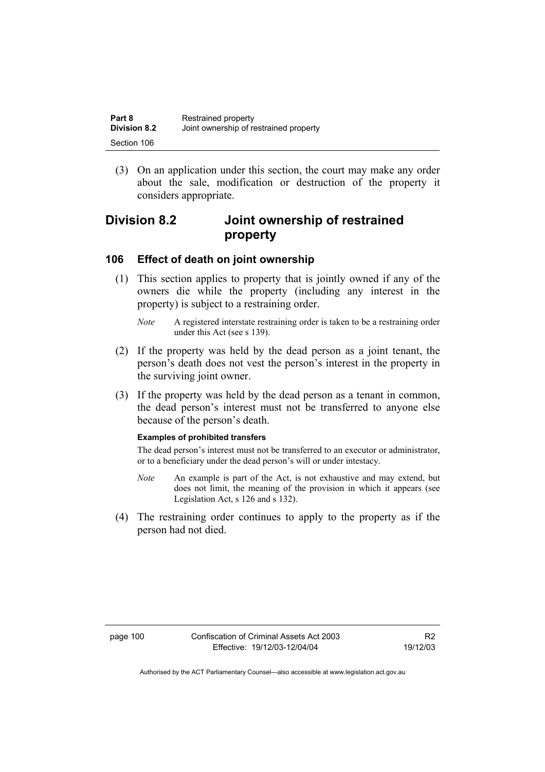(3) On an application under this section, the court may make any order about the sale, modification or destruction of the property it considers appropriate.

## Division 8.2 Joint ownership of restrained property

### 106 Effect of death on joint ownership

(1) This section applies to property that is jointly owned if any of the owners die while the property (including any interest in the property) is subject to a restraining order.

*Note* A registered interstate restraining order is taken to be a restraining order under this Act (see s 139).

(2) If the property was held by the dead person as a joint tenant, the person's death does not vest the person's interest in the property in the surviving joint owner.

(3) If the property was held by the dead person as a tenant in common, the dead person's interest must not be transferred to anyone else because of the person's death.

**Examples of prohibited transfers**

The dead person's interest must not be transferred to an executor or administrator, or to a beneficiary under the dead person's will or under intestacy.

*Note* An example is part of the Act, is not exhaustive and may extend, but does not limit, the meaning of the provision in which it appears (see Legislation Act, s 126 and s 132).

(4) The restraining order continues to apply to the property as if the person had not died.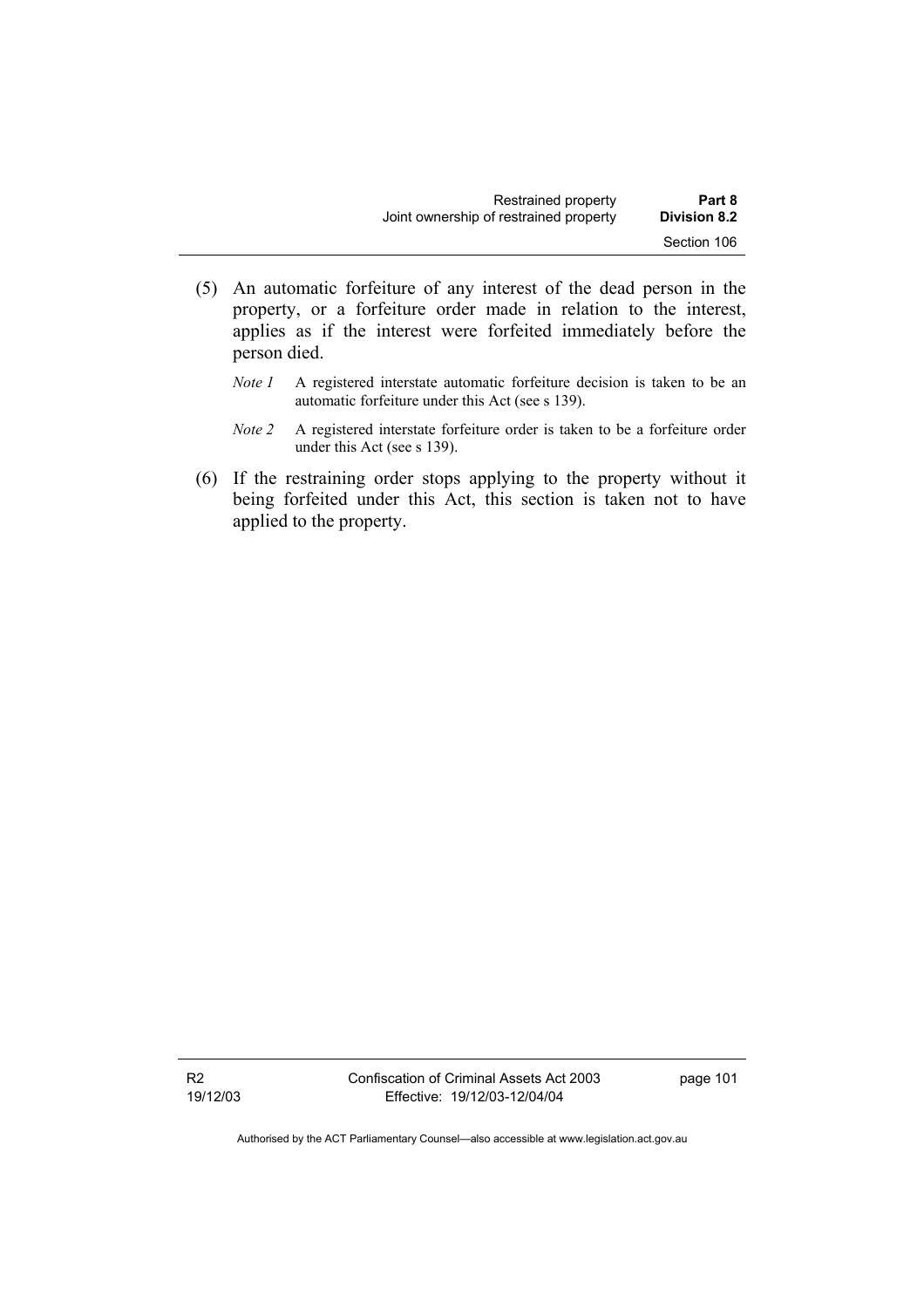(5) An automatic forfeiture of any interest of the dead person in the property, or a forfeiture order made in relation to the interest, applies as if the interest were forfeited immediately before the person died.

*Note 1* A registered interstate automatic forfeiture decision is taken to be an automatic forfeiture under this Act (see s 139).

*Note 2* A registered interstate forfeiture order is taken to be a forfeiture order under this Act (see s 139).

(6) If the restraining order stops applying to the property without it being forfeited under this Act, this section is taken not to have applied to the property.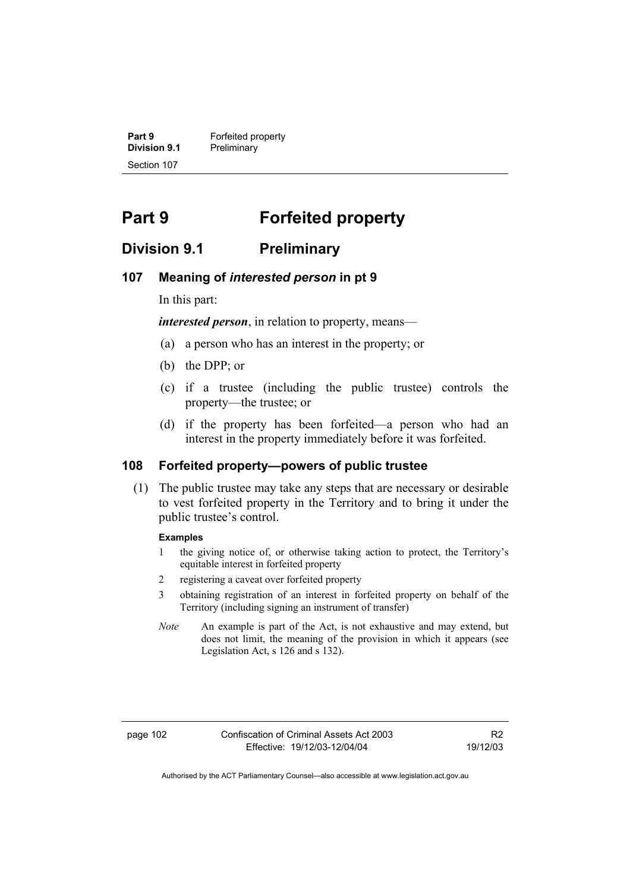# Part 9 Forfeited property

## Division 9.1 Preliminary

### 107 Meaning of *interested person* in pt 9

In this part:

***interested person***, in relation to property, means—

(a) a person who has an interest in the property; or

(b) the DPP; or

(c) if a trustee (including the public trustee) controls the property—the trustee; or

(d) if the property has been forfeited—a person who had an interest in the property immediately before it was forfeited.

### 108 Forfeited property—powers of public trustee

(1) The public trustee may take any steps that are necessary or desirable to vest forfeited property in the Territory and to bring it under the public trustee's control.

**Examples**

1 the giving notice of, or otherwise taking action to protect, the Territory's equitable interest in forfeited property

2 registering a caveat over forfeited property

3 obtaining registration of an interest in forfeited property on behalf of the Territory (including signing an instrument of transfer)

*Note* An example is part of the Act, is not exhaustive and may extend, but does not limit, the meaning of the provision in which it appears (see Legislation Act, s 126 and s 132).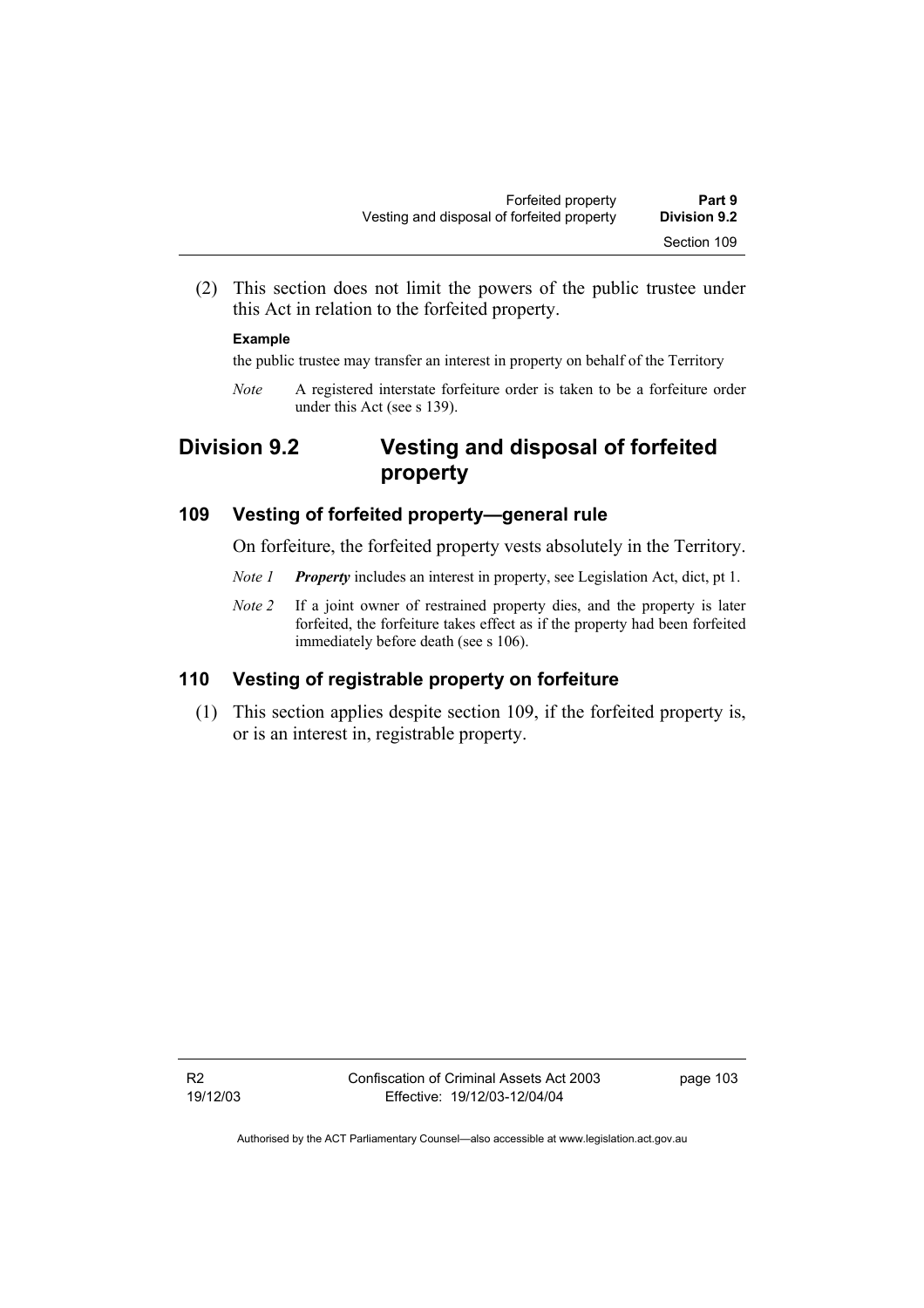(2) This section does not limit the powers of the public trustee under this Act in relation to the forfeited property.

**Example**

the public trustee may transfer an interest in property on behalf of the Territory

*Note* A registered interstate forfeiture order is taken to be a forfeiture order under this Act (see s 139).

## Division 9.2 Vesting and disposal of forfeited property

### 109 Vesting of forfeited property—general rule

On forfeiture, the forfeited property vests absolutely in the Territory.

*Note 1* ***Property*** includes an interest in property, see Legislation Act, dict, pt 1.

*Note 2* If a joint owner of restrained property dies, and the property is later forfeited, the forfeiture takes effect as if the property had been forfeited immediately before death (see s 106).

### 110 Vesting of registrable property on forfeiture

(1) This section applies despite section 109, if the forfeited property is, or is an interest in, registrable property.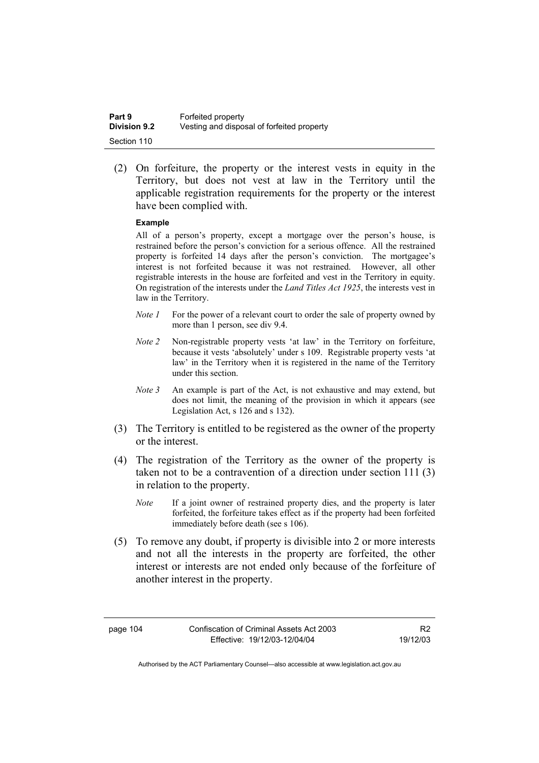(2) On forfeiture, the property or the interest vests in equity in the Territory, but does not vest at law in the Territory until the applicable registration requirements for the property or the interest have been complied with.

**Example**

All of a person's property, except a mortgage over the person's house, is restrained before the person's conviction for a serious offence. All the restrained property is forfeited 14 days after the person's conviction. The mortgagee's interest is not forfeited because it was not restrained. However, all other registrable interests in the house are forfeited and vest in the Territory in equity. On registration of the interests under the *Land Titles Act 1925*, the interests vest in law in the Territory.

*Note 1* For the power of a relevant court to order the sale of property owned by more than 1 person, see div 9.4.

*Note 2* Non-registrable property vests 'at law' in the Territory on forfeiture, because it vests 'absolutely' under s 109. Registrable property vests 'at law' in the Territory when it is registered in the name of the Territory under this section.

*Note 3* An example is part of the Act, is not exhaustive and may extend, but does not limit, the meaning of the provision in which it appears (see Legislation Act, s 126 and s 132).

(3) The Territory is entitled to be registered as the owner of the property or the interest.

(4) The registration of the Territory as the owner of the property is taken not to be a contravention of a direction under section 111 (3) in relation to the property.

*Note* If a joint owner of restrained property dies, and the property is later forfeited, the forfeiture takes effect as if the property had been forfeited immediately before death (see s 106).

(5) To remove any doubt, if property is divisible into 2 or more interests and not all the interests in the property are forfeited, the other interest or interests are not ended only because of the forfeiture of another interest in the property.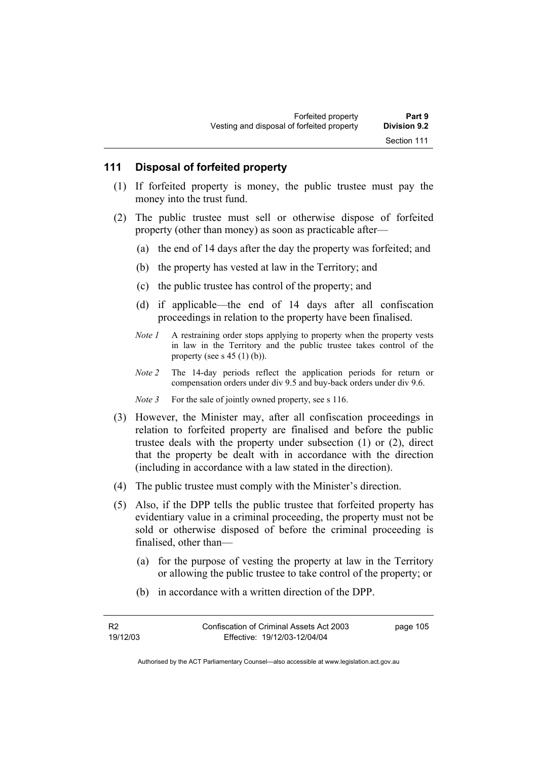## 111 Disposal of forfeited property

(1) If forfeited property is money, the public trustee must pay the money into the trust fund.

(2) The public trustee must sell or otherwise dispose of forfeited property (other than money) as soon as practicable after—

(a) the end of 14 days after the day the property was forfeited; and

(b) the property has vested at law in the Territory; and

(c) the public trustee has control of the property; and

(d) if applicable—the end of 14 days after all confiscation proceedings in relation to the property have been finalised.

*Note 1* A restraining order stops applying to property when the property vests in law in the Territory and the public trustee takes control of the property (see s 45 (1) (b)).

*Note 2* The 14-day periods reflect the application periods for return or compensation orders under div 9.5 and buy-back orders under div 9.6.

*Note 3* For the sale of jointly owned property, see s 116.

(3) However, the Minister may, after all confiscation proceedings in relation to forfeited property are finalised and before the public trustee deals with the property under subsection (1) or (2), direct that the property be dealt with in accordance with the direction (including in accordance with a law stated in the direction).

(4) The public trustee must comply with the Minister's direction.

(5) Also, if the DPP tells the public trustee that forfeited property has evidentiary value in a criminal proceeding, the property must not be sold or otherwise disposed of before the criminal proceeding is finalised, other than—

(a) for the purpose of vesting the property at law in the Territory or allowing the public trustee to take control of the property; or

(b) in accordance with a written direction of the DPP.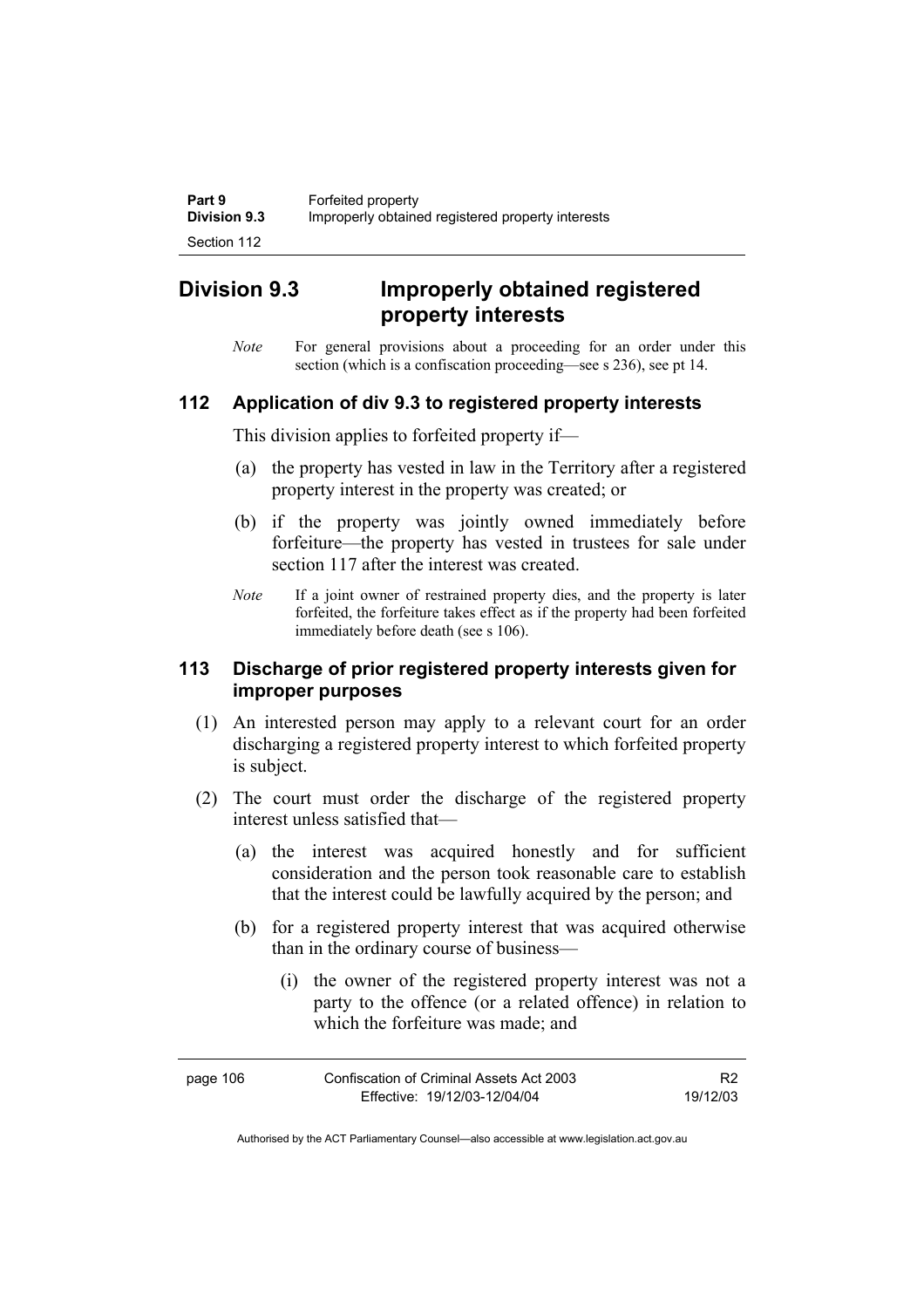## Division 9.3 Improperly obtained registered property interests

*Note* For general provisions about a proceeding for an order under this section (which is a confiscation proceeding—see s 236), see pt 14.

### 112 Application of div 9.3 to registered property interests

This division applies to forfeited property if—

(a) the property has vested in law in the Territory after a registered property interest in the property was created; or

(b) if the property was jointly owned immediately before forfeiture—the property has vested in trustees for sale under section 117 after the interest was created.

*Note* If a joint owner of restrained property dies, and the property is later forfeited, the forfeiture takes effect as if the property had been forfeited immediately before death (see s 106).

### 113 Discharge of prior registered property interests given for improper purposes

(1) An interested person may apply to a relevant court for an order discharging a registered property interest to which forfeited property is subject.

(2) The court must order the discharge of the registered property interest unless satisfied that—

(a) the interest was acquired honestly and for sufficient consideration and the person took reasonable care to establish that the interest could be lawfully acquired by the person; and

(b) for a registered property interest that was acquired otherwise than in the ordinary course of business—

(i) the owner of the registered property interest was not a party to the offence (or a related offence) in relation to which the forfeiture was made; and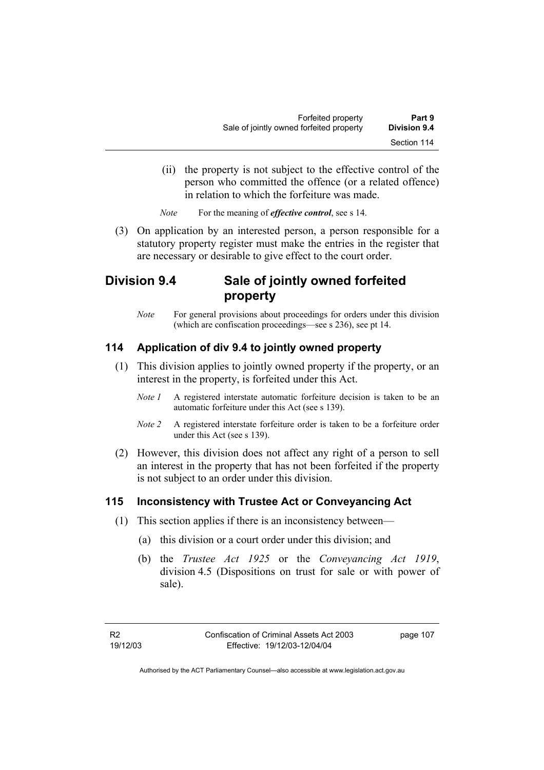(ii) the property is not subject to the effective control of the person who committed the offence (or a related offence) in relation to which the forfeiture was made.

*Note* For the meaning of ***effective control***, see s 14.

(3) On application by an interested person, a person responsible for a statutory property register must make the entries in the register that are necessary or desirable to give effect to the court order.

## Division 9.4 Sale of jointly owned forfeited property

*Note* For general provisions about proceedings for orders under this division (which are confiscation proceedings—see s 236), see pt 14.

### 114 Application of div 9.4 to jointly owned property

(1) This division applies to jointly owned property if the property, or an interest in the property, is forfeited under this Act.

*Note 1* A registered interstate automatic forfeiture decision is taken to be an automatic forfeiture under this Act (see s 139).

*Note 2* A registered interstate forfeiture order is taken to be a forfeiture order under this Act (see s 139).

(2) However, this division does not affect any right of a person to sell an interest in the property that has not been forfeited if the property is not subject to an order under this division.

### 115 Inconsistency with Trustee Act or Conveyancing Act

(1) This section applies if there is an inconsistency between—

(a) this division or a court order under this division; and

(b) the *Trustee Act 1925* or the *Conveyancing Act 1919*, division 4.5 (Dispositions on trust for sale or with power of sale).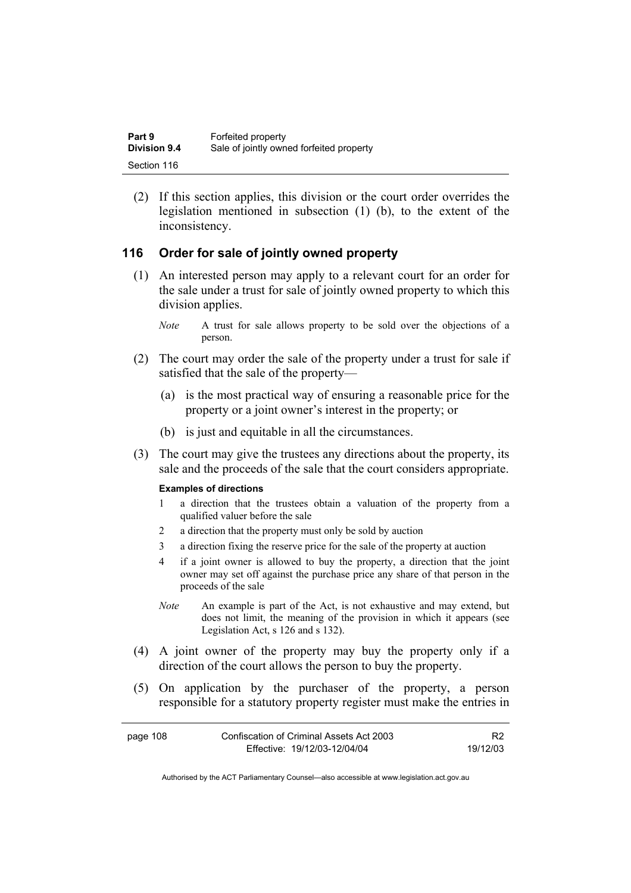(2) If this section applies, this division or the court order overrides the legislation mentioned in subsection (1) (b), to the extent of the inconsistency.

## 116 Order for sale of jointly owned property

(1) An interested person may apply to a relevant court for an order for the sale under a trust for sale of jointly owned property to which this division applies.

*Note* A trust for sale allows property to be sold over the objections of a person.

(2) The court may order the sale of the property under a trust for sale if satisfied that the sale of the property—

(a) is the most practical way of ensuring a reasonable price for the property or a joint owner's interest in the property; or

(b) is just and equitable in all the circumstances.

(3) The court may give the trustees any directions about the property, its sale and the proceeds of the sale that the court considers appropriate.

**Examples of directions**

1 a direction that the trustees obtain a valuation of the property from a qualified valuer before the sale

2 a direction that the property must only be sold by auction

3 a direction fixing the reserve price for the sale of the property at auction

4 if a joint owner is allowed to buy the property, a direction that the joint owner may set off against the purchase price any share of that person in the proceeds of the sale

*Note* An example is part of the Act, is not exhaustive and may extend, but does not limit, the meaning of the provision in which it appears (see Legislation Act, s 126 and s 132).

(4) A joint owner of the property may buy the property only if a direction of the court allows the person to buy the property.

(5) On application by the purchaser of the property, a person responsible for a statutory property register must make the entries in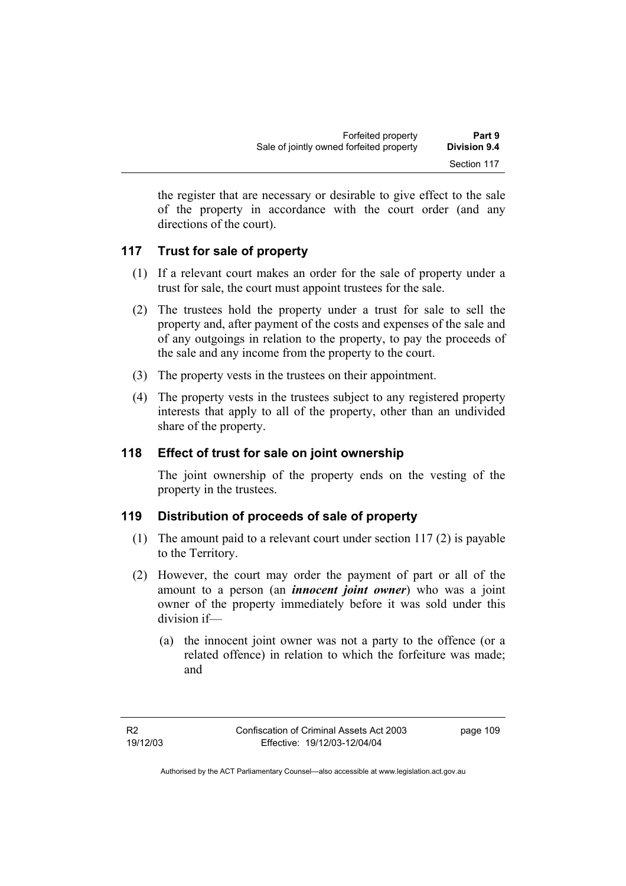the register that are necessary or desirable to give effect to the sale of the property in accordance with the court order (and any directions of the court).

## 117 Trust for sale of property

(1) If a relevant court makes an order for the sale of property under a trust for sale, the court must appoint trustees for the sale.

(2) The trustees hold the property under a trust for sale to sell the property and, after payment of the costs and expenses of the sale and of any outgoings in relation to the property, to pay the proceeds of the sale and any income from the property to the court.

(3) The property vests in the trustees on their appointment.

(4) The property vests in the trustees subject to any registered property interests that apply to all of the property, other than an undivided share of the property.

## 118 Effect of trust for sale on joint ownership

The joint ownership of the property ends on the vesting of the property in the trustees.

## 119 Distribution of proceeds of sale of property

(1) The amount paid to a relevant court under section 117 (2) is payable to the Territory.

(2) However, the court may order the payment of part or all of the amount to a person (an ***innocent joint owner***) who was a joint owner of the property immediately before it was sold under this division if—

(a) the innocent joint owner was not a party to the offence (or a related offence) in relation to which the forfeiture was made; and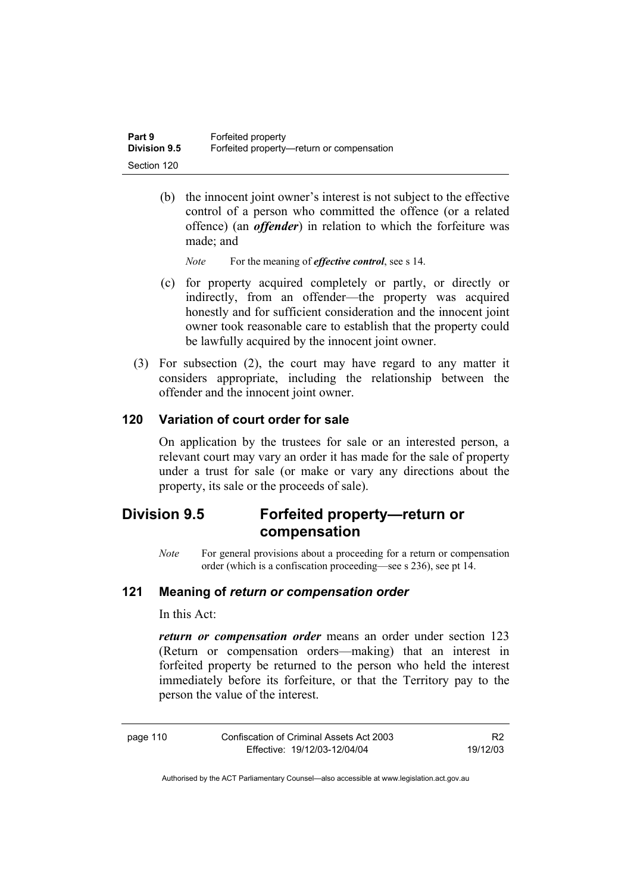(b) the innocent joint owner's interest is not subject to the effective control of a person who committed the offence (or a related offence) (an ***offender***) in relation to which the forfeiture was made; and

*Note* For the meaning of ***effective control***, see s 14.

(c) for property acquired completely or partly, or directly or indirectly, from an offender—the property was acquired honestly and for sufficient consideration and the innocent joint owner took reasonable care to establish that the property could be lawfully acquired by the innocent joint owner.

(3) For subsection (2), the court may have regard to any matter it considers appropriate, including the relationship between the offender and the innocent joint owner.

### 120 Variation of court order for sale

On application by the trustees for sale or an interested person, a relevant court may vary an order it has made for the sale of property under a trust for sale (or make or vary any directions about the property, its sale or the proceeds of sale).

## Division 9.5 Forfeited property—return or compensation

*Note* For general provisions about a proceeding for a return or compensation order (which is a confiscation proceeding—see s 236), see pt 14.

### 121 Meaning of *return or compensation order*

In this Act:

***return or compensation order*** means an order under section 123 (Return or compensation orders—making) that an interest in forfeited property be returned to the person who held the interest immediately before its forfeiture, or that the Territory pay to the person the value of the interest.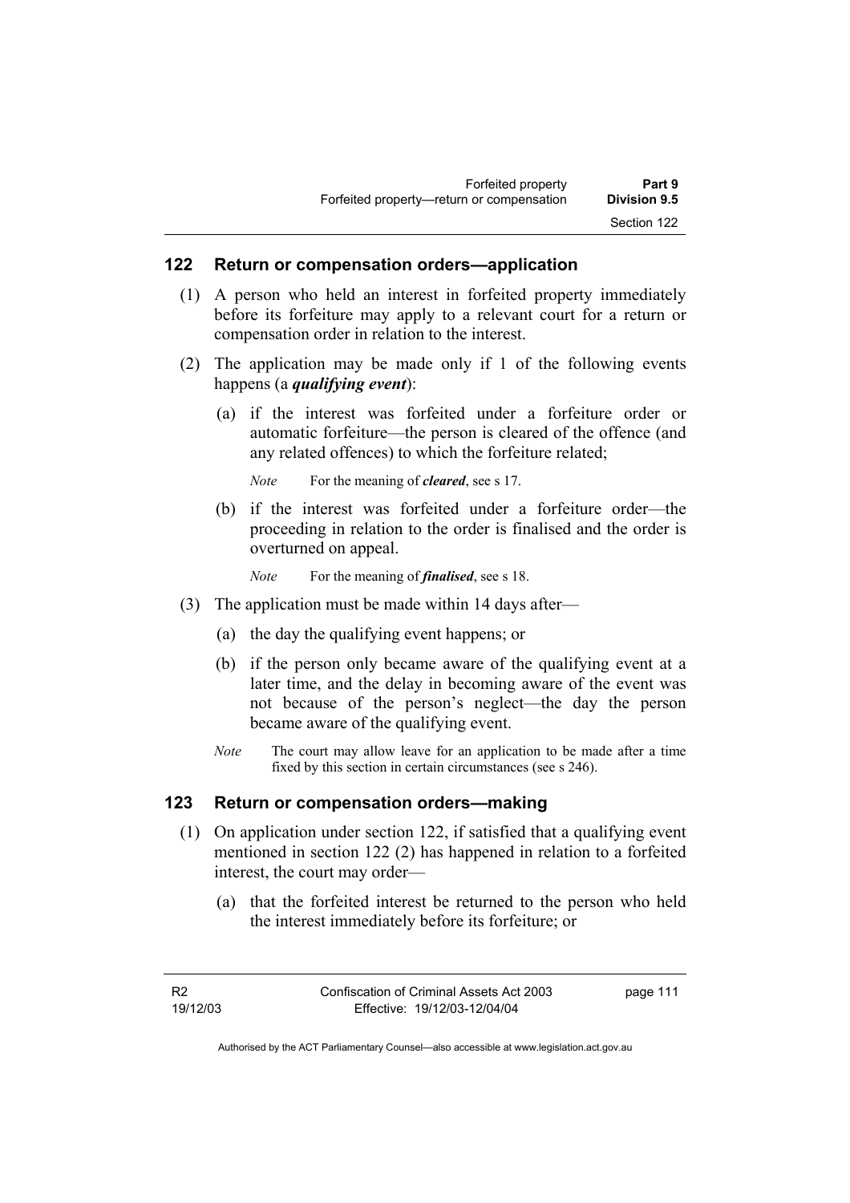## 122 Return or compensation orders—application

(1) A person who held an interest in forfeited property immediately before its forfeiture may apply to a relevant court for a return or compensation order in relation to the interest.

(2) The application may be made only if 1 of the following events happens (a ***qualifying event***):

(a) if the interest was forfeited under a forfeiture order or automatic forfeiture—the person is cleared of the offence (and any related offences) to which the forfeiture related;

*Note* For the meaning of ***cleared***, see s 17.

(b) if the interest was forfeited under a forfeiture order—the proceeding in relation to the order is finalised and the order is overturned on appeal.

*Note* For the meaning of ***finalised***, see s 18.

(3) The application must be made within 14 days after—

(a) the day the qualifying event happens; or

(b) if the person only became aware of the qualifying event at a later time, and the delay in becoming aware of the event was not because of the person's neglect—the day the person became aware of the qualifying event.

*Note* The court may allow leave for an application to be made after a time fixed by this section in certain circumstances (see s 246).

## 123 Return or compensation orders—making

(1) On application under section 122, if satisfied that a qualifying event mentioned in section 122 (2) has happened in relation to a forfeited interest, the court may order—

(a) that the forfeited interest be returned to the person who held the interest immediately before its forfeiture; or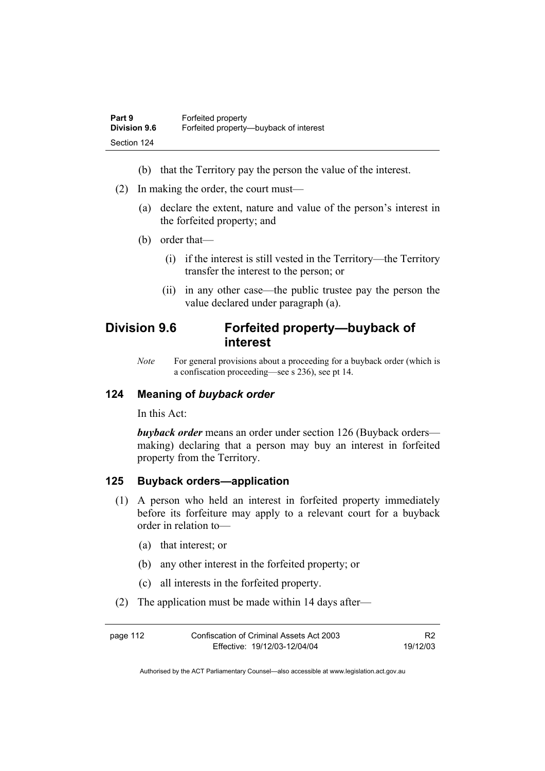(b) that the Territory pay the person the value of the interest.

(2) In making the order, the court must—

(a) declare the extent, nature and value of the person's interest in the forfeited property; and

(b) order that—

(i) if the interest is still vested in the Territory—the Territory transfer the interest to the person; or

(ii) in any other case—the public trustee pay the person the value declared under paragraph (a).

## Division 9.6 Forfeited property—buyback of interest

*Note* For general provisions about a proceeding for a buyback order (which is a confiscation proceeding—see s 236), see pt 14.

### 124 Meaning of *buyback order*

In this Act:

***buyback order*** means an order under section 126 (Buyback orders—making) declaring that a person may buy an interest in forfeited property from the Territory.

### 125 Buyback orders—application

(1) A person who held an interest in forfeited property immediately before its forfeiture may apply to a relevant court for a buyback order in relation to—

(a) that interest; or

(b) any other interest in the forfeited property; or

(c) all interests in the forfeited property.

(2) The application must be made within 14 days after—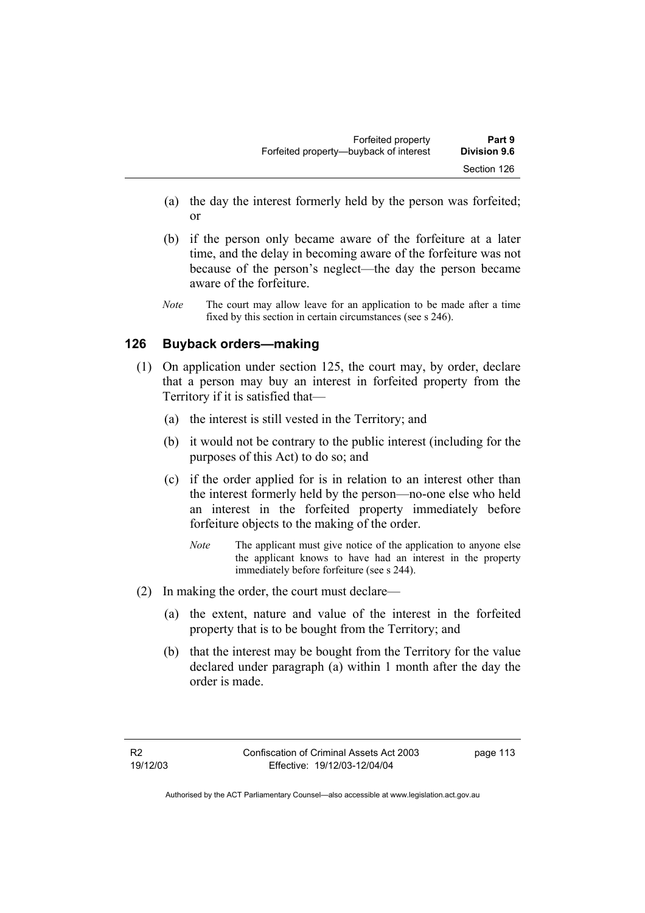(a) the day the interest formerly held by the person was forfeited; or

(b) if the person only became aware of the forfeiture at a later time, and the delay in becoming aware of the forfeiture was not because of the person's neglect—the day the person became aware of the forfeiture.

*Note* The court may allow leave for an application to be made after a time fixed by this section in certain circumstances (see s 246).

### 126 Buyback orders—making

(1) On application under section 125, the court may, by order, declare that a person may buy an interest in forfeited property from the Territory if it is satisfied that—

(a) the interest is still vested in the Territory; and

(b) it would not be contrary to the public interest (including for the purposes of this Act) to do so; and

(c) if the order applied for is in relation to an interest other than the interest formerly held by the person—no-one else who held an interest in the forfeited property immediately before forfeiture objects to the making of the order.

*Note* The applicant must give notice of the application to anyone else the applicant knows to have had an interest in the property immediately before forfeiture (see s 244).

(2) In making the order, the court must declare—

(a) the extent, nature and value of the interest in the forfeited property that is to be bought from the Territory; and

(b) that the interest may be bought from the Territory for the value declared under paragraph (a) within 1 month after the day the order is made.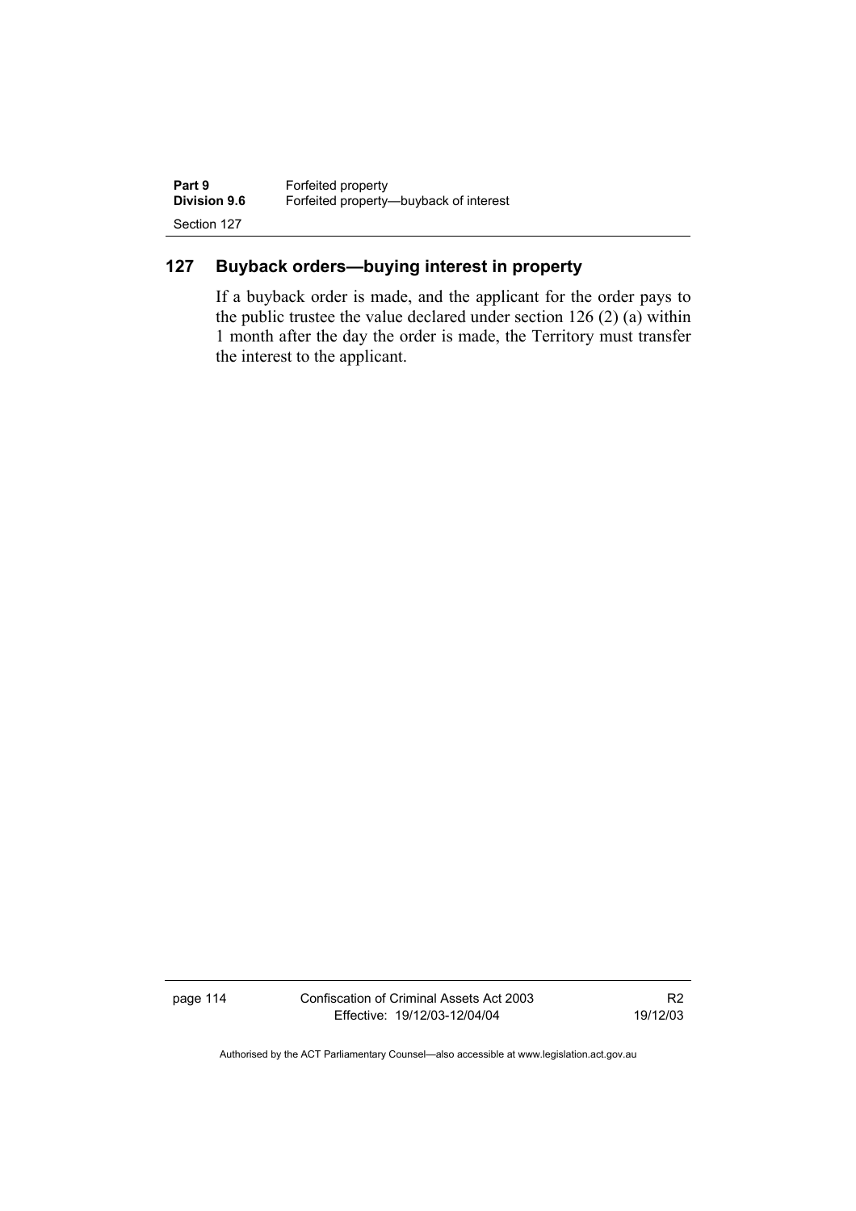## 127 Buyback orders—buying interest in property

If a buyback order is made, and the applicant for the order pays to the public trustee the value declared under section 126 (2) (a) within 1 month after the day the order is made, the Territory must transfer the interest to the applicant.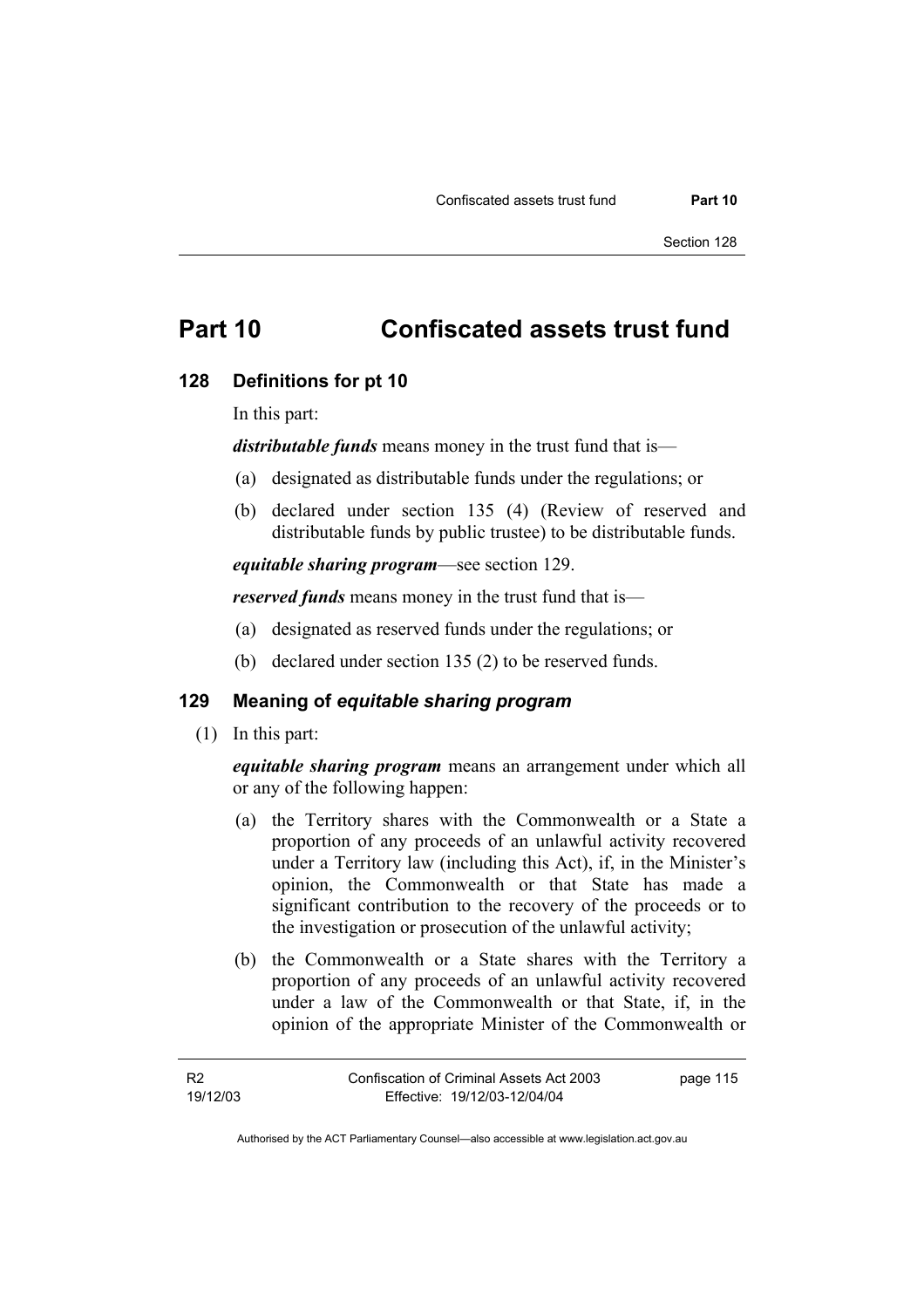# Part 10 Confiscated assets trust fund

## 128 Definitions for pt 10

In this part:

***distributable funds*** means money in the trust fund that is—

(a) designated as distributable funds under the regulations; or

(b) declared under section 135 (4) (Review of reserved and distributable funds by public trustee) to be distributable funds.

***equitable sharing program***—see section 129.

***reserved funds*** means money in the trust fund that is—

(a) designated as reserved funds under the regulations; or

(b) declared under section 135 (2) to be reserved funds.

## 129 Meaning of *equitable sharing program*

(1) In this part:

***equitable sharing program*** means an arrangement under which all or any of the following happen:

(a) the Territory shares with the Commonwealth or a State a proportion of any proceeds of an unlawful activity recovered under a Territory law (including this Act), if, in the Minister's opinion, the Commonwealth or that State has made a significant contribution to the recovery of the proceeds or to the investigation or prosecution of the unlawful activity;

(b) the Commonwealth or a State shares with the Territory a proportion of any proceeds of an unlawful activity recovered under a law of the Commonwealth or that State, if, in the opinion of the appropriate Minister of the Commonwealth or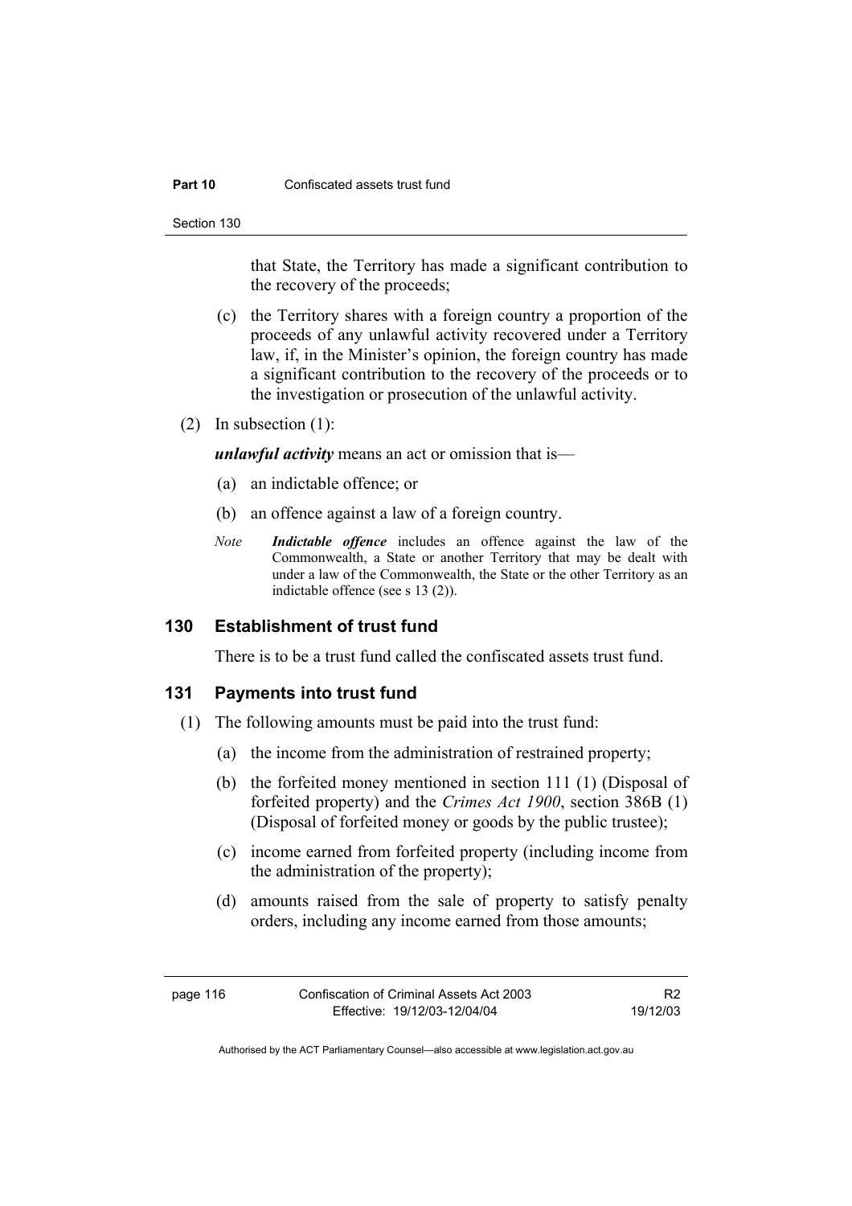that State, the Territory has made a significant contribution to the recovery of the proceeds;

(c) the Territory shares with a foreign country a proportion of the proceeds of any unlawful activity recovered under a Territory law, if, in the Minister's opinion, the foreign country has made a significant contribution to the recovery of the proceeds or to the investigation or prosecution of the unlawful activity.

(2) In subsection (1):

***unlawful activity*** means an act or omission that is—

(a) an indictable offence; or

(b) an offence against a law of a foreign country.

*Note* ***Indictable offence*** includes an offence against the law of the Commonwealth, a State or another Territory that may be dealt with under a law of the Commonwealth, the State or the other Territory as an indictable offence (see s 13 (2)).

## 130 Establishment of trust fund

There is to be a trust fund called the confiscated assets trust fund.

## 131 Payments into trust fund

(1) The following amounts must be paid into the trust fund:

(a) the income from the administration of restrained property;

(b) the forfeited money mentioned in section 111 (1) (Disposal of forfeited property) and the *Crimes Act 1900*, section 386B (1) (Disposal of forfeited money or goods by the public trustee);

(c) income earned from forfeited property (including income from the administration of the property);

(d) amounts raised from the sale of property to satisfy penalty orders, including any income earned from those amounts;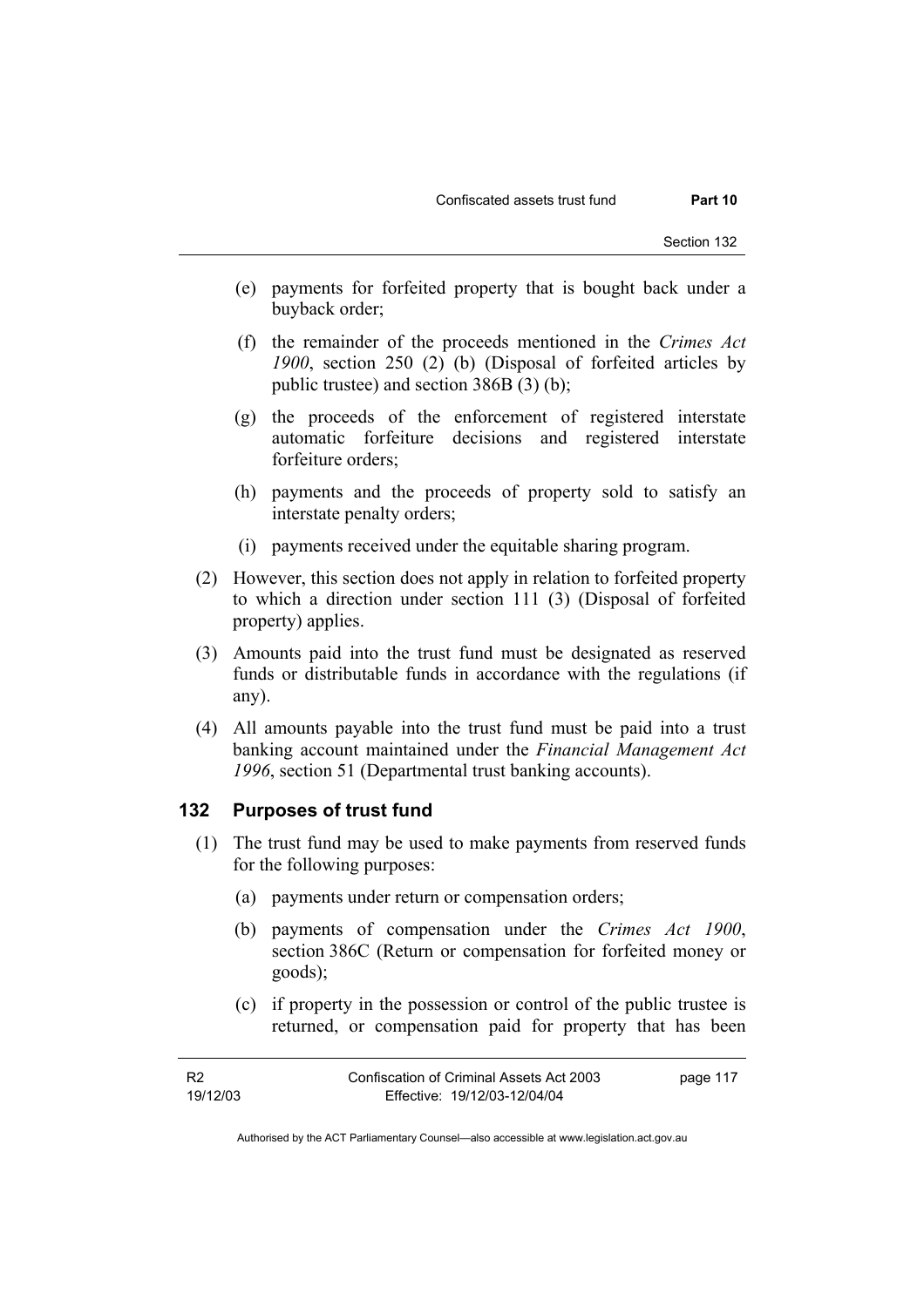(e) payments for forfeited property that is bought back under a buyback order;

(f) the remainder of the proceeds mentioned in the *Crimes Act 1900*, section 250 (2) (b) (Disposal of forfeited articles by public trustee) and section 386B (3) (b);

(g) the proceeds of the enforcement of registered interstate automatic forfeiture decisions and registered interstate forfeiture orders;

(h) payments and the proceeds of property sold to satisfy an interstate penalty orders;

(i) payments received under the equitable sharing program.

(2) However, this section does not apply in relation to forfeited property to which a direction under section 111 (3) (Disposal of forfeited property) applies.

(3) Amounts paid into the trust fund must be designated as reserved funds or distributable funds in accordance with the regulations (if any).

(4) All amounts payable into the trust fund must be paid into a trust banking account maintained under the *Financial Management Act 1996*, section 51 (Departmental trust banking accounts).

## 132 Purposes of trust fund

(1) The trust fund may be used to make payments from reserved funds for the following purposes:

(a) payments under return or compensation orders;

(b) payments of compensation under the *Crimes Act 1900*, section 386C (Return or compensation for forfeited money or goods);

(c) if property in the possession or control of the public trustee is returned, or compensation paid for property that has been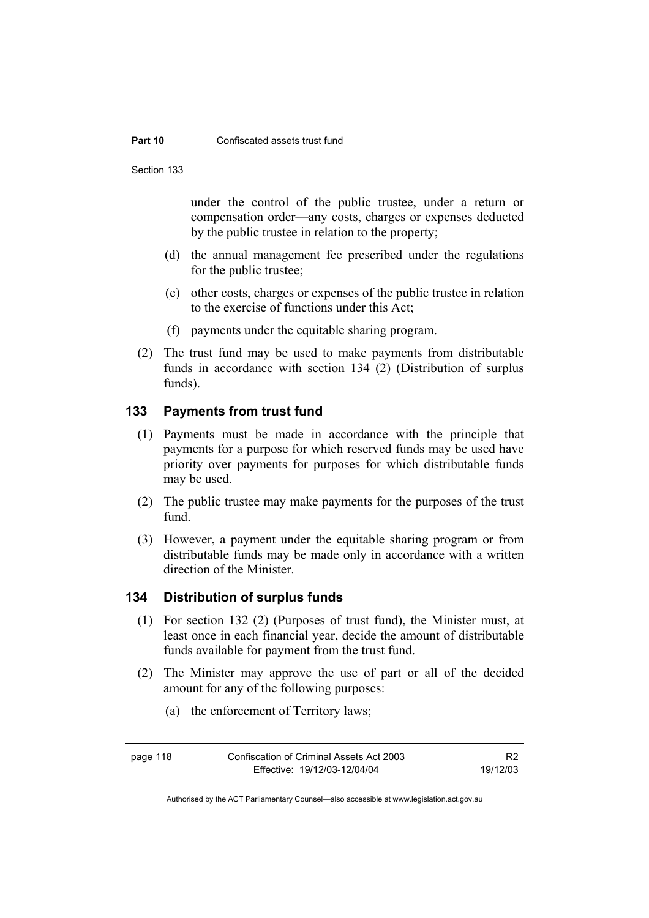under the control of the public trustee, under a return or compensation order—any costs, charges or expenses deducted by the public trustee in relation to the property;

(d) the annual management fee prescribed under the regulations for the public trustee;

(e) other costs, charges or expenses of the public trustee in relation to the exercise of functions under this Act;

(f) payments under the equitable sharing program.

(2) The trust fund may be used to make payments from distributable funds in accordance with section 134 (2) (Distribution of surplus funds).

### 133 Payments from trust fund

(1) Payments must be made in accordance with the principle that payments for a purpose for which reserved funds may be used have priority over payments for purposes for which distributable funds may be used.

(2) The public trustee may make payments for the purposes of the trust fund.

(3) However, a payment under the equitable sharing program or from distributable funds may be made only in accordance with a written direction of the Minister.

### 134 Distribution of surplus funds

(1) For section 132 (2) (Purposes of trust fund), the Minister must, at least once in each financial year, decide the amount of distributable funds available for payment from the trust fund.

(2) The Minister may approve the use of part or all of the decided amount for any of the following purposes:

(a) the enforcement of Territory laws;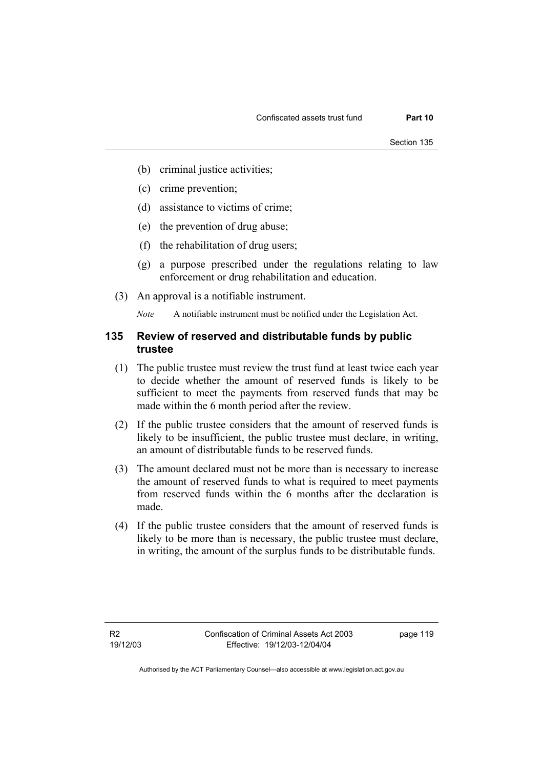(b) criminal justice activities;

(c) crime prevention;

(d) assistance to victims of crime;

(e) the prevention of drug abuse;

(f) the rehabilitation of drug users;

(g) a purpose prescribed under the regulations relating to law enforcement or drug rehabilitation and education.

(3) An approval is a notifiable instrument.

*Note* A notifiable instrument must be notified under the Legislation Act.

### 135 Review of reserved and distributable funds by public trustee

(1) The public trustee must review the trust fund at least twice each year to decide whether the amount of reserved funds is likely to be sufficient to meet the payments from reserved funds that may be made within the 6 month period after the review.

(2) If the public trustee considers that the amount of reserved funds is likely to be insufficient, the public trustee must declare, in writing, an amount of distributable funds to be reserved funds.

(3) The amount declared must not be more than is necessary to increase the amount of reserved funds to what is required to meet payments from reserved funds within the 6 months after the declaration is made.

(4) If the public trustee considers that the amount of reserved funds is likely to be more than is necessary, the public trustee must declare, in writing, the amount of the surplus funds to be distributable funds.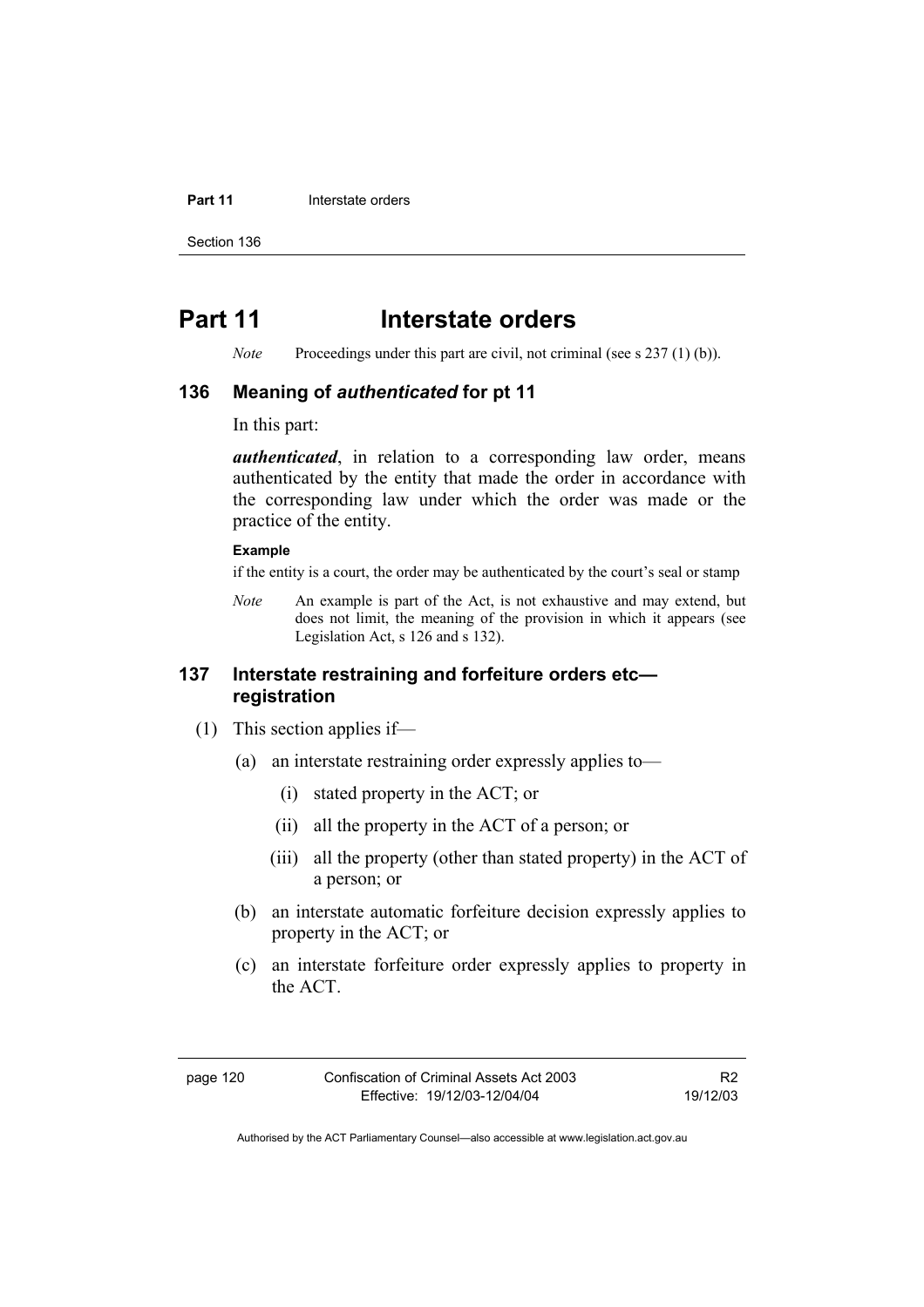# Part 11 Interstate orders

*Note* Proceedings under this part are civil, not criminal (see s 237 (1) (b)).

## 136 Meaning of *authenticated* for pt 11

In this part:

***authenticated***, in relation to a corresponding law order, means authenticated by the entity that made the order in accordance with the corresponding law under which the order was made or the practice of the entity.

**Example**

if the entity is a court, the order may be authenticated by the court's seal or stamp

*Note* An example is part of the Act, is not exhaustive and may extend, but does not limit, the meaning of the provision in which it appears (see Legislation Act, s 126 and s 132).

## 137 Interstate restraining and forfeiture orders etc—registration

(1) This section applies if—

(a) an interstate restraining order expressly applies to—

(i) stated property in the ACT; or

(ii) all the property in the ACT of a person; or

(iii) all the property (other than stated property) in the ACT of a person; or

(b) an interstate automatic forfeiture decision expressly applies to property in the ACT; or

(c) an interstate forfeiture order expressly applies to property in the ACT.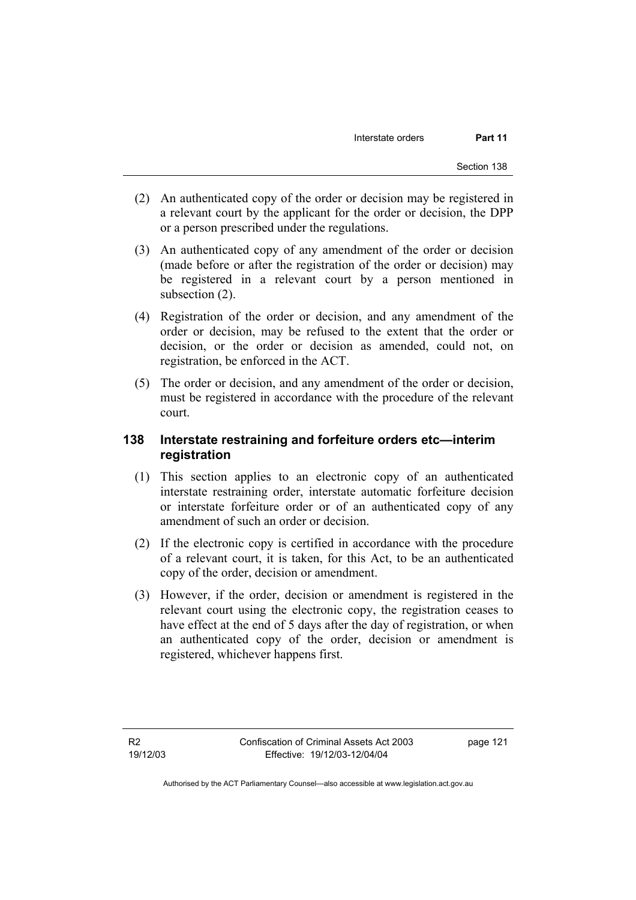(2) An authenticated copy of the order or decision may be registered in a relevant court by the applicant for the order or decision, the DPP or a person prescribed under the regulations.

(3) An authenticated copy of any amendment of the order or decision (made before or after the registration of the order or decision) may be registered in a relevant court by a person mentioned in subsection (2).

(4) Registration of the order or decision, and any amendment of the order or decision, may be refused to the extent that the order or decision, or the order or decision as amended, could not, on registration, be enforced in the ACT.

(5) The order or decision, and any amendment of the order or decision, must be registered in accordance with the procedure of the relevant court.

### 138 Interstate restraining and forfeiture orders etc—interim registration

(1) This section applies to an electronic copy of an authenticated interstate restraining order, interstate automatic forfeiture decision or interstate forfeiture order or of an authenticated copy of any amendment of such an order or decision.

(2) If the electronic copy is certified in accordance with the procedure of a relevant court, it is taken, for this Act, to be an authenticated copy of the order, decision or amendment.

(3) However, if the order, decision or amendment is registered in the relevant court using the electronic copy, the registration ceases to have effect at the end of 5 days after the day of registration, or when an authenticated copy of the order, decision or amendment is registered, whichever happens first.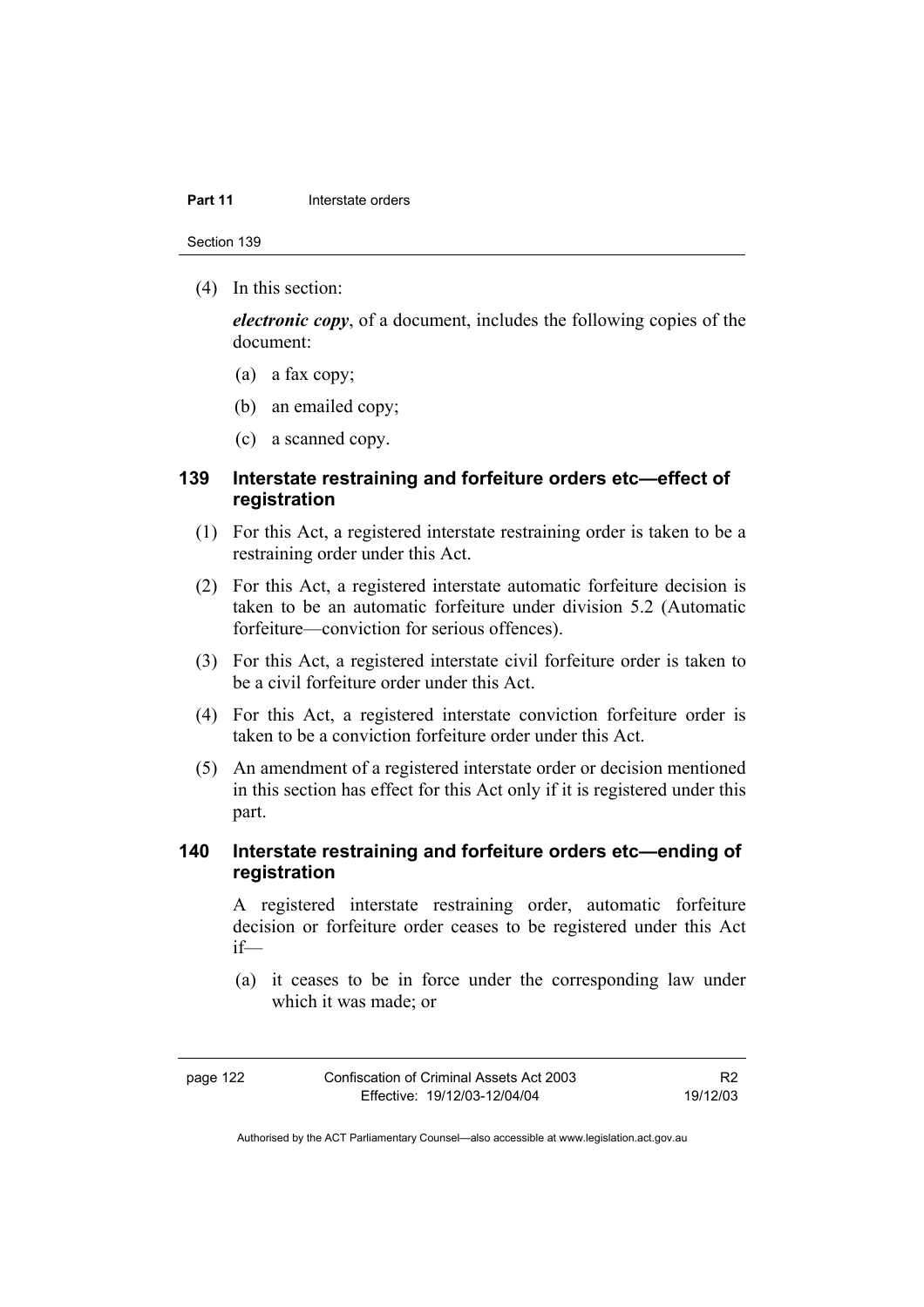(4) In this section:

***electronic copy***, of a document, includes the following copies of the document:

(a) a fax copy;

(b) an emailed copy;

(c) a scanned copy.

### 139 Interstate restraining and forfeiture orders etc—effect of registration

(1) For this Act, a registered interstate restraining order is taken to be a restraining order under this Act.

(2) For this Act, a registered interstate automatic forfeiture decision is taken to be an automatic forfeiture under division 5.2 (Automatic forfeiture—conviction for serious offences).

(3) For this Act, a registered interstate civil forfeiture order is taken to be a civil forfeiture order under this Act.

(4) For this Act, a registered interstate conviction forfeiture order is taken to be a conviction forfeiture order under this Act.

(5) An amendment of a registered interstate order or decision mentioned in this section has effect for this Act only if it is registered under this part.

### 140 Interstate restraining and forfeiture orders etc—ending of registration

A registered interstate restraining order, automatic forfeiture decision or forfeiture order ceases to be registered under this Act if—

(a) it ceases to be in force under the corresponding law under which it was made; or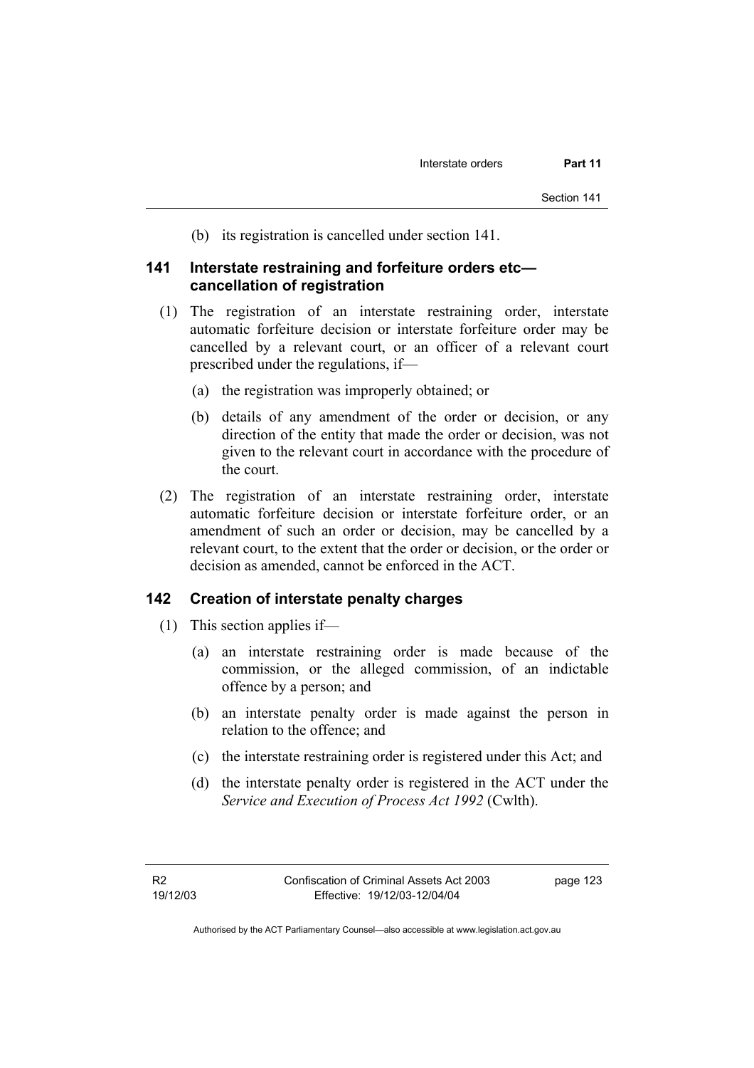(b) its registration is cancelled under section 141.

### 141 Interstate restraining and forfeiture orders etc—cancellation of registration

(1) The registration of an interstate restraining order, interstate automatic forfeiture decision or interstate forfeiture order may be cancelled by a relevant court, or an officer of a relevant court prescribed under the regulations, if—

(a) the registration was improperly obtained; or

(b) details of any amendment of the order or decision, or any direction of the entity that made the order or decision, was not given to the relevant court in accordance with the procedure of the court.

(2) The registration of an interstate restraining order, interstate automatic forfeiture decision or interstate forfeiture order, or an amendment of such an order or decision, may be cancelled by a relevant court, to the extent that the order or decision, or the order or decision as amended, cannot be enforced in the ACT.

### 142 Creation of interstate penalty charges

(1) This section applies if—

(a) an interstate restraining order is made because of the commission, or the alleged commission, of an indictable offence by a person; and

(b) an interstate penalty order is made against the person in relation to the offence; and

(c) the interstate restraining order is registered under this Act; and

(d) the interstate penalty order is registered in the ACT under the *Service and Execution of Process Act 1992* (Cwlth).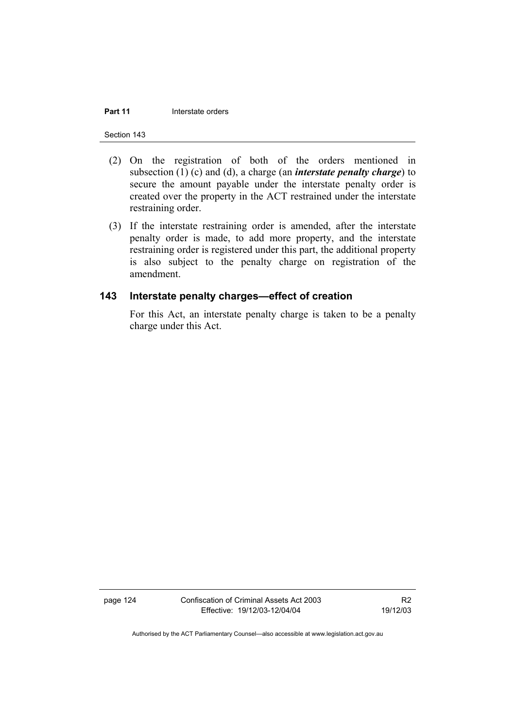(2) On the registration of both of the orders mentioned in subsection (1) (c) and (d), a charge (an ***interstate penalty charge***) to secure the amount payable under the interstate penalty order is created over the property in the ACT restrained under the interstate restraining order.

(3) If the interstate restraining order is amended, after the interstate penalty order is made, to add more property, and the interstate restraining order is registered under this part, the additional property is also subject to the penalty charge on registration of the amendment.

## 143 Interstate penalty charges—effect of creation

For this Act, an interstate penalty charge is taken to be a penalty charge under this Act.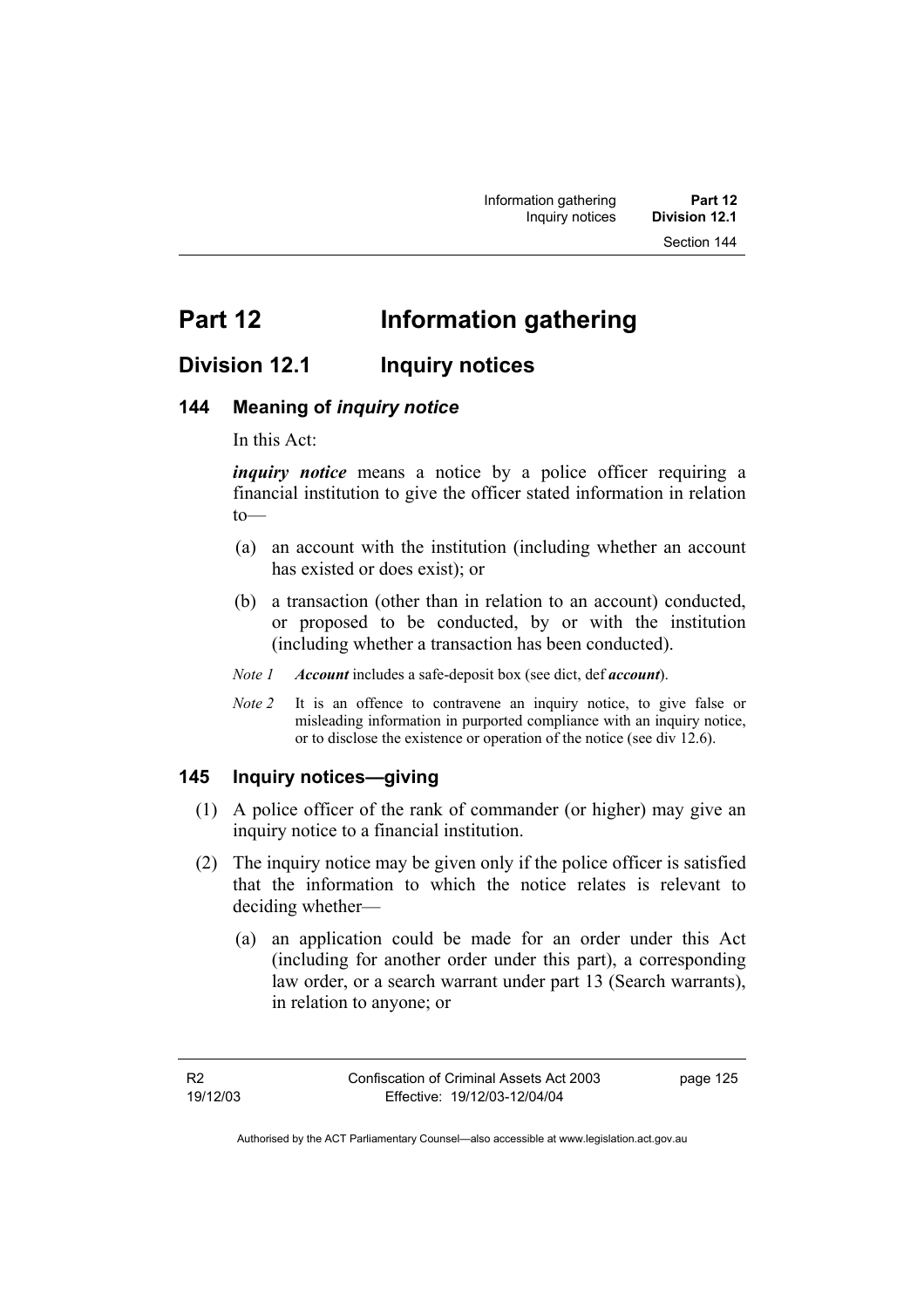# Part 12 Information gathering

## Division 12.1 Inquiry notices

### 144 Meaning of *inquiry notice*

In this Act:

***inquiry notice*** means a notice by a police officer requiring a financial institution to give the officer stated information in relation to—

(a) an account with the institution (including whether an account has existed or does exist); or

(b) a transaction (other than in relation to an account) conducted, or proposed to be conducted, by or with the institution (including whether a transaction has been conducted).

*Note 1* ***Account*** includes a safe-deposit box (see dict, def ***account***).

*Note 2* It is an offence to contravene an inquiry notice, to give false or misleading information in purported compliance with an inquiry notice, or to disclose the existence or operation of the notice (see div 12.6).

### 145 Inquiry notices—giving

(1) A police officer of the rank of commander (or higher) may give an inquiry notice to a financial institution.

(2) The inquiry notice may be given only if the police officer is satisfied that the information to which the notice relates is relevant to deciding whether—

(a) an application could be made for an order under this Act (including for another order under this part), a corresponding law order, or a search warrant under part 13 (Search warrants), in relation to anyone; or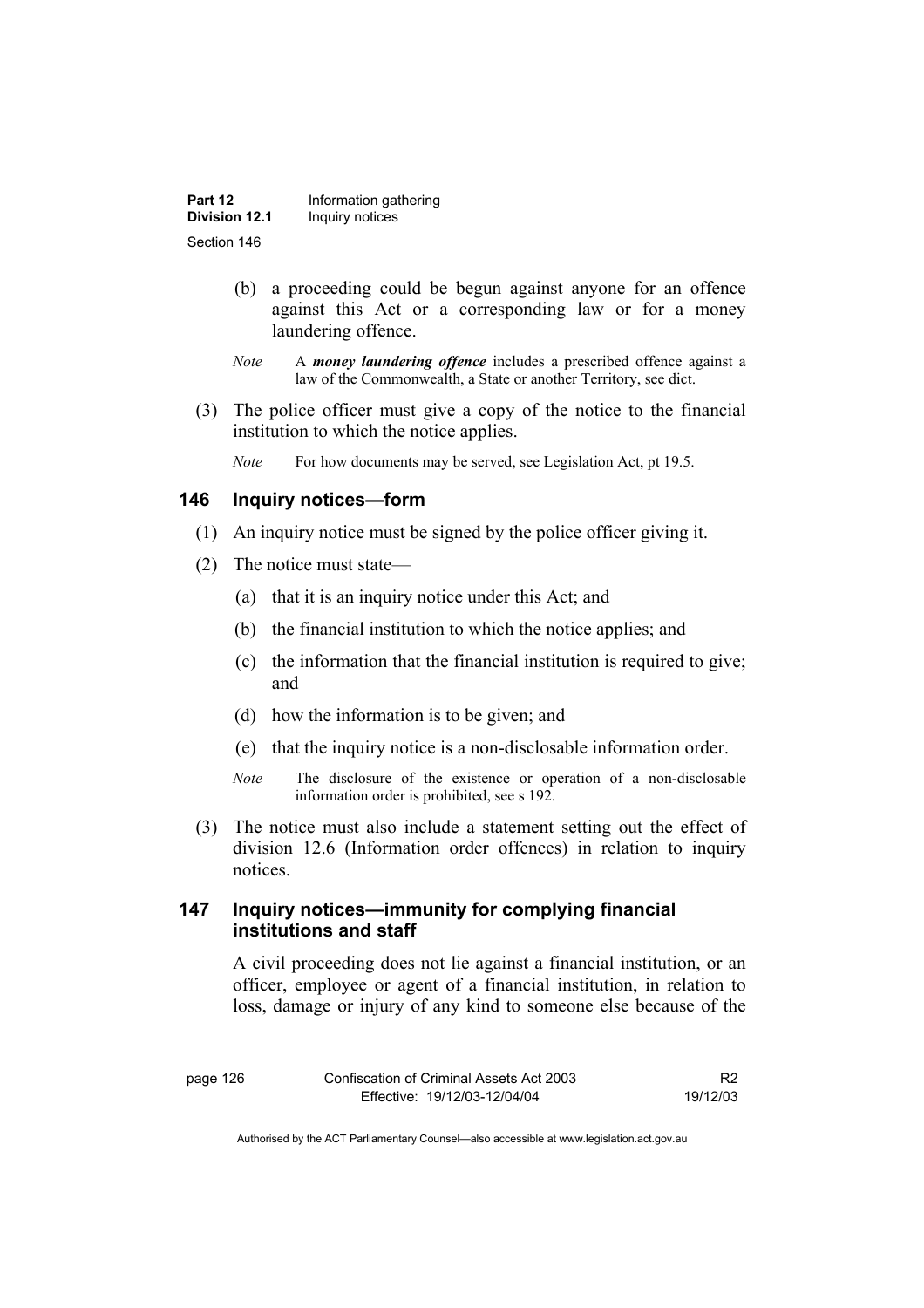(b) a proceeding could be begun against anyone for an offence against this Act or a corresponding law or for a money laundering offence.

*Note* A ***money laundering offence*** includes a prescribed offence against a law of the Commonwealth, a State or another Territory, see dict.

(3) The police officer must give a copy of the notice to the financial institution to which the notice applies.

*Note* For how documents may be served, see Legislation Act, pt 19.5.

## 146 Inquiry notices—form

(1) An inquiry notice must be signed by the police officer giving it.

(2) The notice must state—

(a) that it is an inquiry notice under this Act; and

(b) the financial institution to which the notice applies; and

(c) the information that the financial institution is required to give; and

(d) how the information is to be given; and

(e) that the inquiry notice is a non-disclosable information order.

*Note* The disclosure of the existence or operation of a non-disclosable information order is prohibited, see s 192.

(3) The notice must also include a statement setting out the effect of division 12.6 (Information order offences) in relation to inquiry notices.

## 147 Inquiry notices—immunity for complying financial institutions and staff

A civil proceeding does not lie against a financial institution, or an officer, employee or agent of a financial institution, in relation to loss, damage or injury of any kind to someone else because of the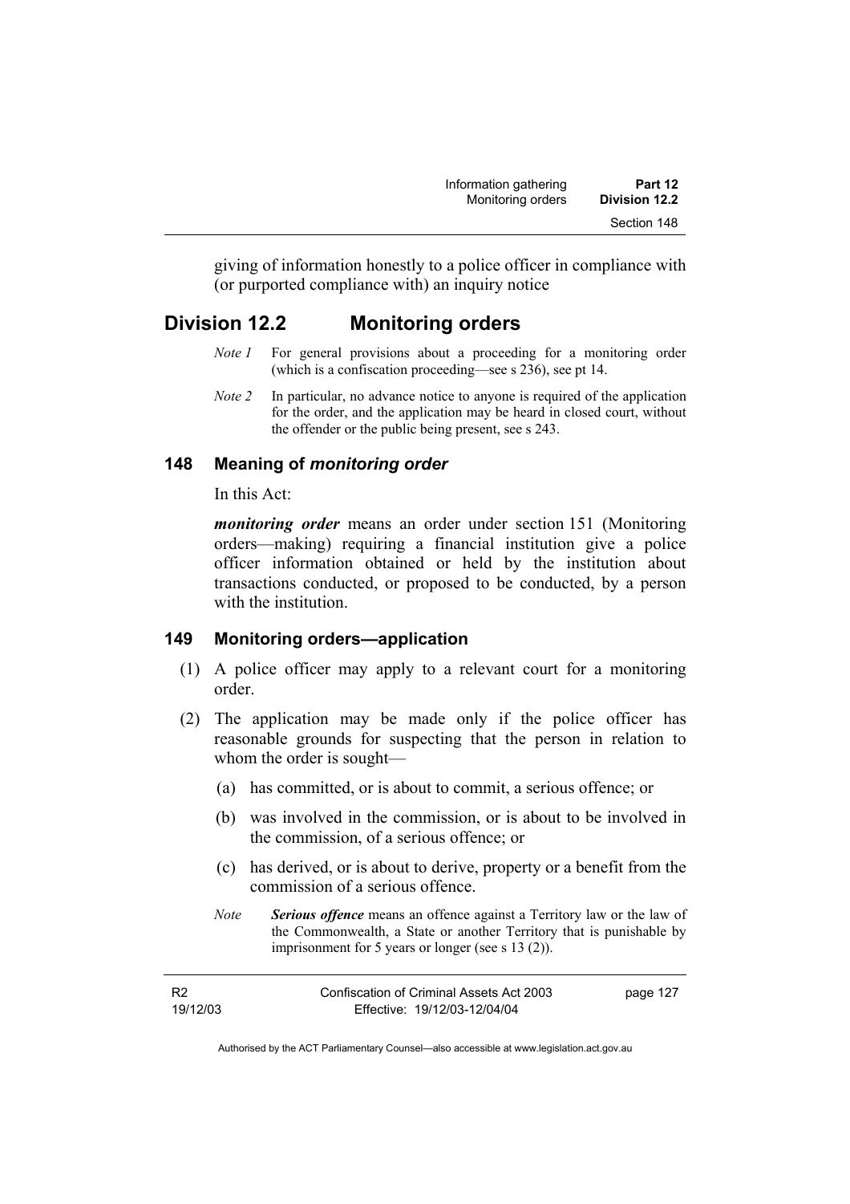giving of information honestly to a police officer in compliance with (or purported compliance with) an inquiry notice

## Division 12.2 Monitoring orders

*Note 1* For general provisions about a proceeding for a monitoring order (which is a confiscation proceeding—see s 236), see pt 14.

*Note 2* In particular, no advance notice to anyone is required of the application for the order, and the application may be heard in closed court, without the offender or the public being present, see s 243.

### 148 Meaning of *monitoring order*

In this Act:

***monitoring order*** means an order under section 151 (Monitoring orders—making) requiring a financial institution give a police officer information obtained or held by the institution about transactions conducted, or proposed to be conducted, by a person with the institution.

### 149 Monitoring orders—application

(1) A police officer may apply to a relevant court for a monitoring order.

(2) The application may be made only if the police officer has reasonable grounds for suspecting that the person in relation to whom the order is sought—

(a) has committed, or is about to commit, a serious offence; or

(b) was involved in the commission, or is about to be involved in the commission, of a serious offence; or

(c) has derived, or is about to derive, property or a benefit from the commission of a serious offence.

*Note* ***Serious offence*** means an offence against a Territory law or the law of the Commonwealth, a State or another Territory that is punishable by imprisonment for 5 years or longer (see s 13 (2)).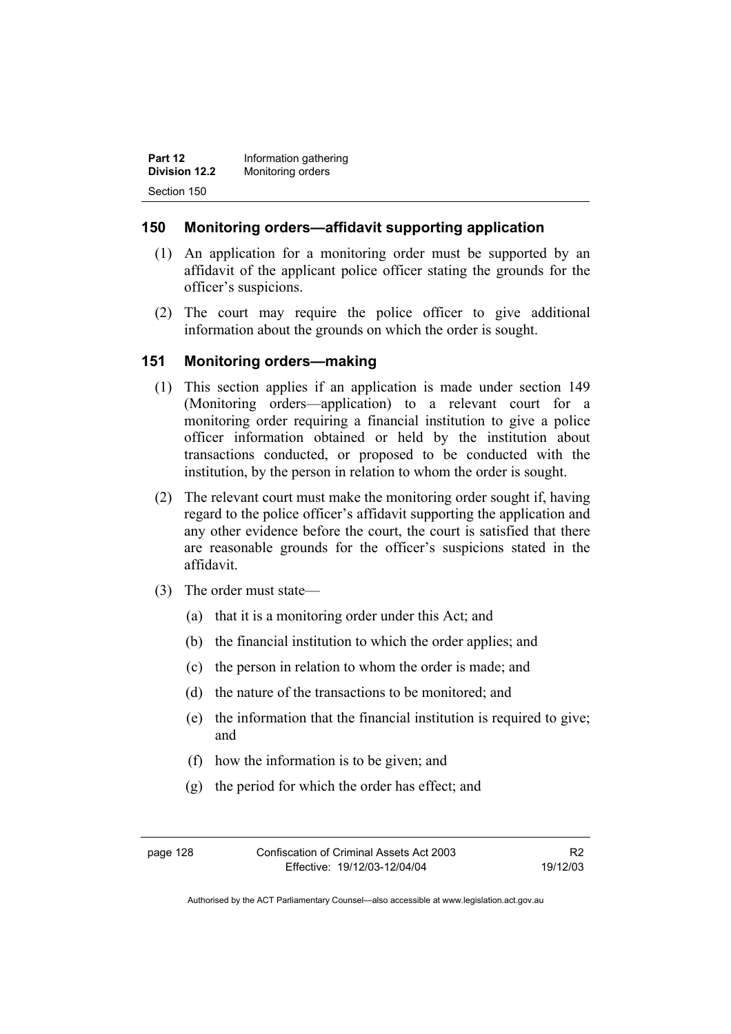## 150 Monitoring orders—affidavit supporting application

(1) An application for a monitoring order must be supported by an affidavit of the applicant police officer stating the grounds for the officer's suspicions.

(2) The court may require the police officer to give additional information about the grounds on which the order is sought.

## 151 Monitoring orders—making

(1) This section applies if an application is made under section 149 (Monitoring orders—application) to a relevant court for a monitoring order requiring a financial institution to give a police officer information obtained or held by the institution about transactions conducted, or proposed to be conducted with the institution, by the person in relation to whom the order is sought.

(2) The relevant court must make the monitoring order sought if, having regard to the police officer's affidavit supporting the application and any other evidence before the court, the court is satisfied that there are reasonable grounds for the officer's suspicions stated in the affidavit.

(3) The order must state—

(a) that it is a monitoring order under this Act; and

(b) the financial institution to which the order applies; and

(c) the person in relation to whom the order is made; and

(d) the nature of the transactions to be monitored; and

(e) the information that the financial institution is required to give; and

(f) how the information is to be given; and

(g) the period for which the order has effect; and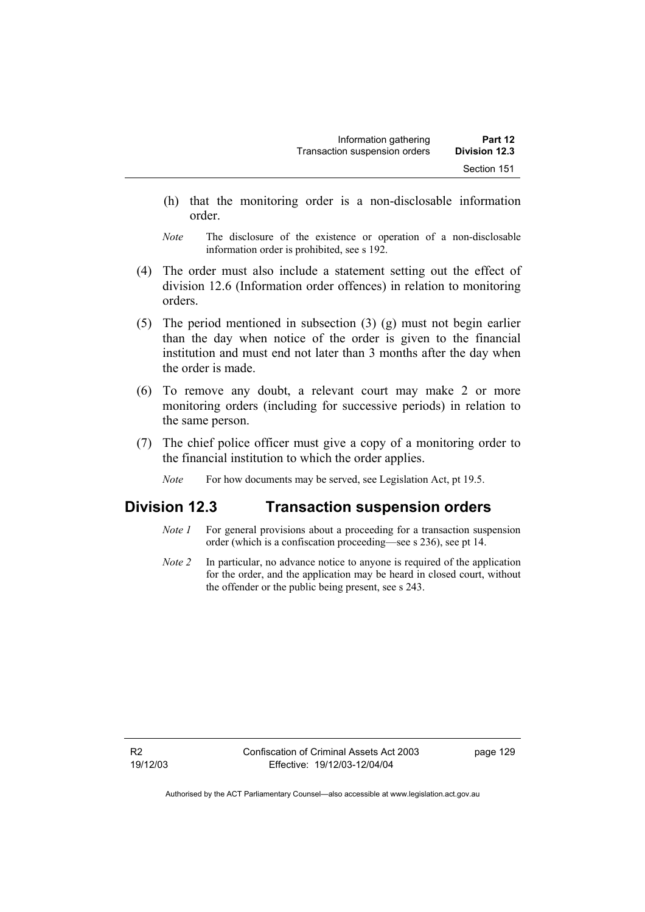(h) that the monitoring order is a non-disclosable information order.

*Note* The disclosure of the existence or operation of a non-disclosable information order is prohibited, see s 192.

(4) The order must also include a statement setting out the effect of division 12.6 (Information order offences) in relation to monitoring orders.

(5) The period mentioned in subsection (3) (g) must not begin earlier than the day when notice of the order is given to the financial institution and must end not later than 3 months after the day when the order is made.

(6) To remove any doubt, a relevant court may make 2 or more monitoring orders (including for successive periods) in relation to the same person.

(7) The chief police officer must give a copy of a monitoring order to the financial institution to which the order applies.

*Note* For how documents may be served, see Legislation Act, pt 19.5.

## Division 12.3 Transaction suspension orders

*Note 1* For general provisions about a proceeding for a transaction suspension order (which is a confiscation proceeding—see s 236), see pt 14.

*Note 2* In particular, no advance notice to anyone is required of the application for the order, and the application may be heard in closed court, without the offender or the public being present, see s 243.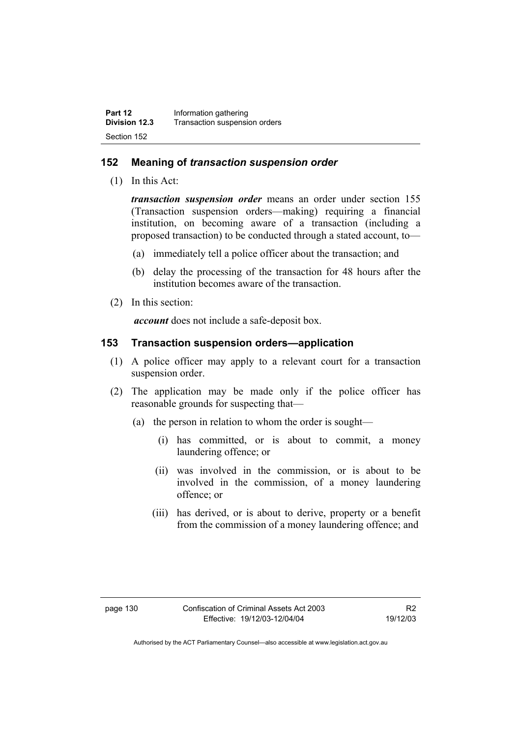## 152 Meaning of *transaction suspension order*

(1) In this Act:

***transaction suspension order*** means an order under section 155 (Transaction suspension orders—making) requiring a financial institution, on becoming aware of a transaction (including a proposed transaction) to be conducted through a stated account, to—

(a) immediately tell a police officer about the transaction; and

(b) delay the processing of the transaction for 48 hours after the institution becomes aware of the transaction.

(2) In this section:

***account*** does not include a safe-deposit box.

## 153 Transaction suspension orders—application

(1) A police officer may apply to a relevant court for a transaction suspension order.

(2) The application may be made only if the police officer has reasonable grounds for suspecting that—

(a) the person in relation to whom the order is sought—

(i) has committed, or is about to commit, a money laundering offence; or

(ii) was involved in the commission, or is about to be involved in the commission, of a money laundering offence; or

(iii) has derived, or is about to derive, property or a benefit from the commission of a money laundering offence; and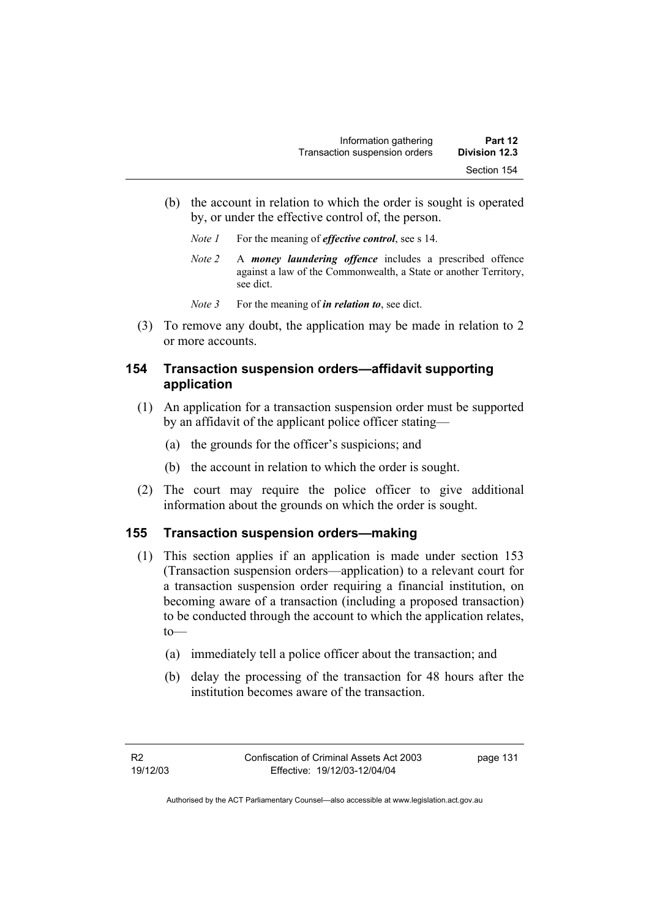(b) the account in relation to which the order is sought is operated by, or under the effective control of, the person.

*Note 1* For the meaning of ***effective control***, see s 14.

*Note 2* A ***money laundering offence*** includes a prescribed offence against a law of the Commonwealth, a State or another Territory, see dict.

*Note 3* For the meaning of ***in relation to***, see dict.

(3) To remove any doubt, the application may be made in relation to 2 or more accounts.

## 154 Transaction suspension orders—affidavit supporting application

(1) An application for a transaction suspension order must be supported by an affidavit of the applicant police officer stating—

(a) the grounds for the officer's suspicions; and

(b) the account in relation to which the order is sought.

(2) The court may require the police officer to give additional information about the grounds on which the order is sought.

## 155 Transaction suspension orders—making

(1) This section applies if an application is made under section 153 (Transaction suspension orders—application) to a relevant court for a transaction suspension order requiring a financial institution, on becoming aware of a transaction (including a proposed transaction) to be conducted through the account to which the application relates, to—

(a) immediately tell a police officer about the transaction; and

(b) delay the processing of the transaction for 48 hours after the institution becomes aware of the transaction.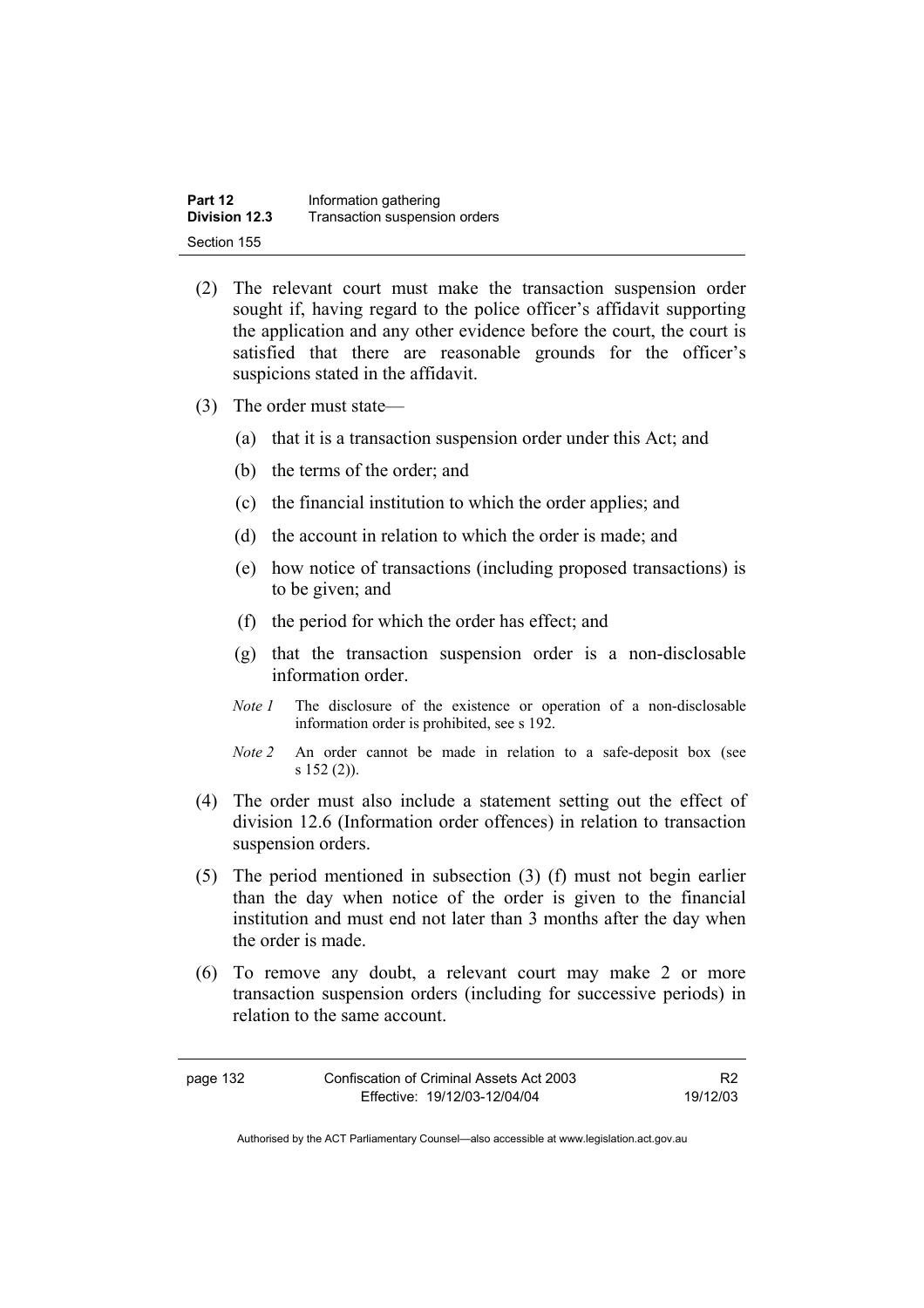(2) The relevant court must make the transaction suspension order sought if, having regard to the police officer's affidavit supporting the application and any other evidence before the court, the court is satisfied that there are reasonable grounds for the officer's suspicions stated in the affidavit.

(3) The order must state—

(a) that it is a transaction suspension order under this Act; and

(b) the terms of the order; and

(c) the financial institution to which the order applies; and

(d) the account in relation to which the order is made; and

(e) how notice of transactions (including proposed transactions) is to be given; and

(f) the period for which the order has effect; and

(g) that the transaction suspension order is a non-disclosable information order.

*Note 1* The disclosure of the existence or operation of a non-disclosable information order is prohibited, see s 192.

*Note 2* An order cannot be made in relation to a safe-deposit box (see s 152 (2)).

(4) The order must also include a statement setting out the effect of division 12.6 (Information order offences) in relation to transaction suspension orders.

(5) The period mentioned in subsection (3) (f) must not begin earlier than the day when notice of the order is given to the financial institution and must end not later than 3 months after the day when the order is made.

(6) To remove any doubt, a relevant court may make 2 or more transaction suspension orders (including for successive periods) in relation to the same account.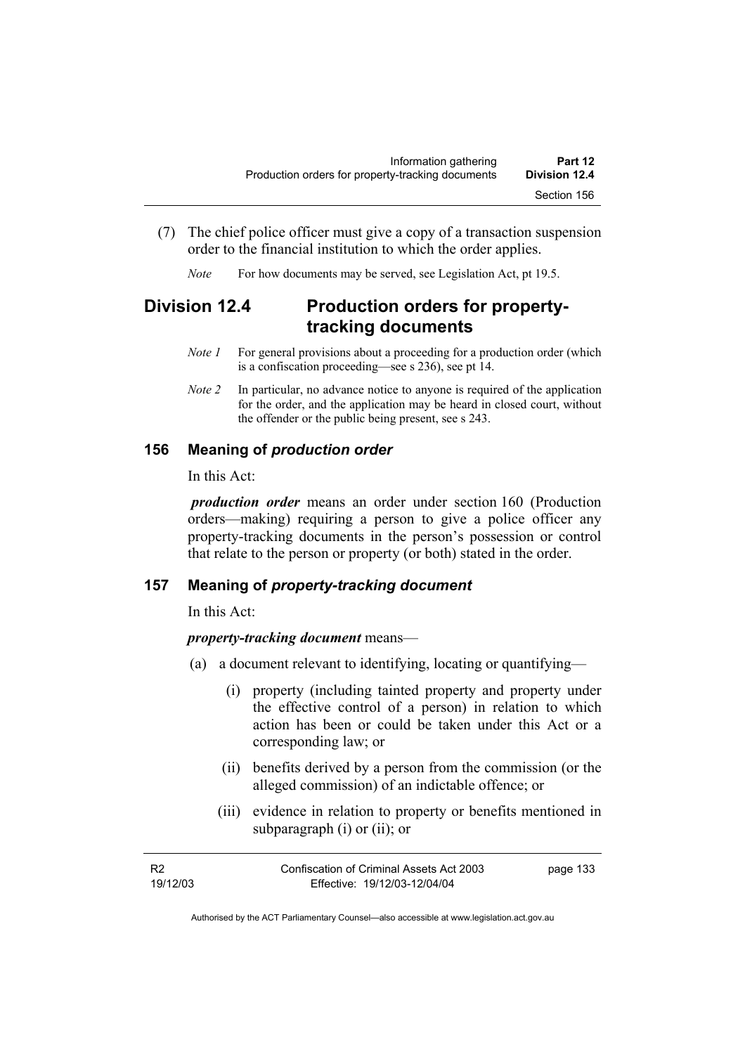(7) The chief police officer must give a copy of a transaction suspension order to the financial institution to which the order applies.

*Note* For how documents may be served, see Legislation Act, pt 19.5.

## Division 12.4 Production orders for property-tracking documents

*Note 1* For general provisions about a proceeding for a production order (which is a confiscation proceeding—see s 236), see pt 14.

*Note 2* In particular, no advance notice to anyone is required of the application for the order, and the application may be heard in closed court, without the offender or the public being present, see s 243.

### 156 Meaning of *production order*

In this Act:

***production order*** means an order under section 160 (Production orders—making) requiring a person to give a police officer any property-tracking documents in the person's possession or control that relate to the person or property (or both) stated in the order.

### 157 Meaning of *property-tracking document*

In this Act:

***property-tracking document*** means—

(a) a document relevant to identifying, locating or quantifying—

(i) property (including tainted property and property under the effective control of a person) in relation to which action has been or could be taken under this Act or a corresponding law; or

(ii) benefits derived by a person from the commission (or the alleged commission) of an indictable offence; or

(iii) evidence in relation to property or benefits mentioned in subparagraph (i) or (ii); or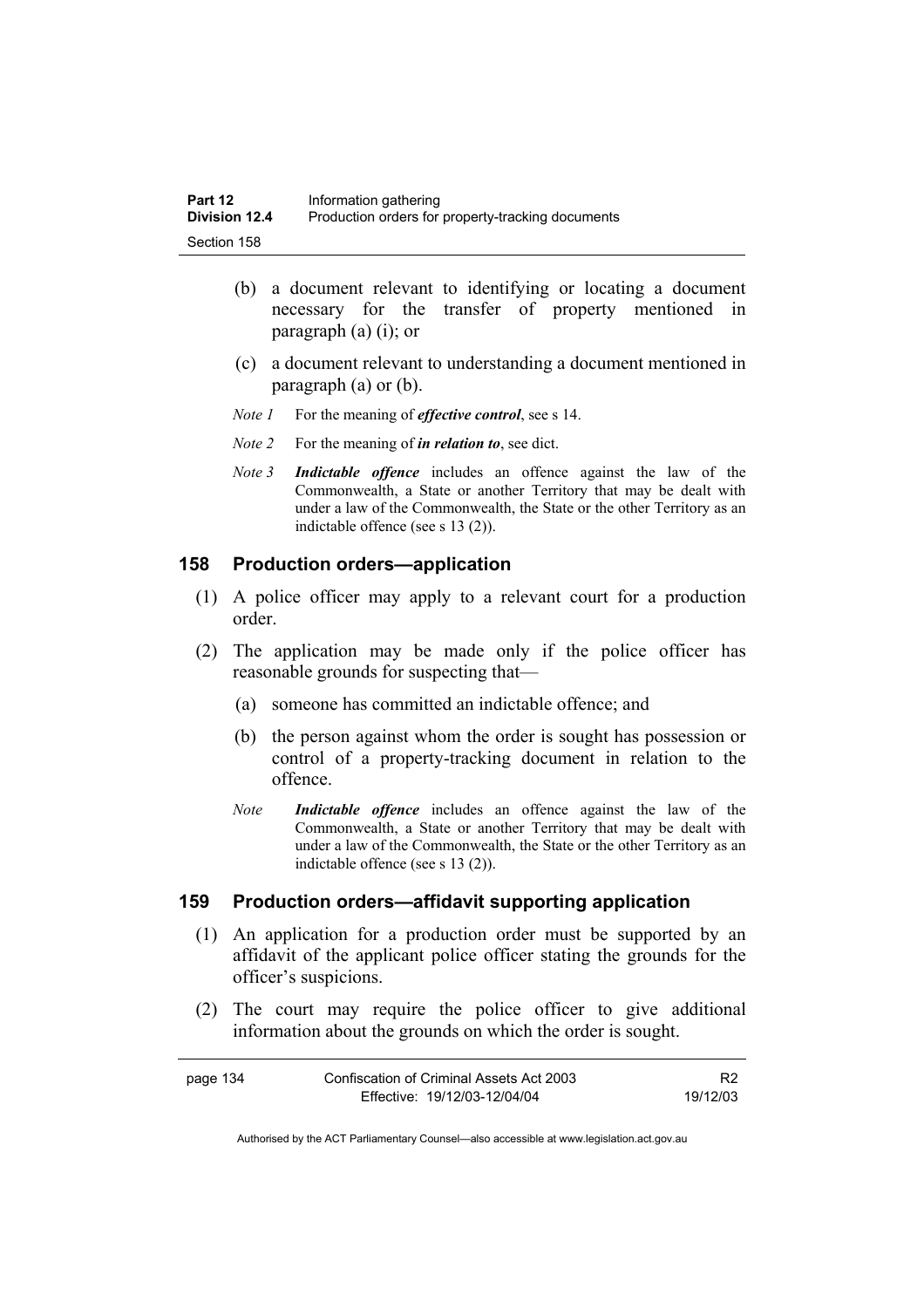(b) a document relevant to identifying or locating a document necessary for the transfer of property mentioned in paragraph (a) (i); or

(c) a document relevant to understanding a document mentioned in paragraph (a) or (b).

*Note 1* For the meaning of ***effective control***, see s 14.

*Note 2* For the meaning of ***in relation to***, see dict.

*Note 3* ***Indictable offence*** includes an offence against the law of the Commonwealth, a State or another Territory that may be dealt with under a law of the Commonwealth, the State or the other Territory as an indictable offence (see s 13 (2)).

## 158 Production orders—application

(1) A police officer may apply to a relevant court for a production order.

(2) The application may be made only if the police officer has reasonable grounds for suspecting that—

(a) someone has committed an indictable offence; and

(b) the person against whom the order is sought has possession or control of a property-tracking document in relation to the offence.

*Note* ***Indictable offence*** includes an offence against the law of the Commonwealth, a State or another Territory that may be dealt with under a law of the Commonwealth, the State or the other Territory as an indictable offence (see s 13 (2)).

## 159 Production orders—affidavit supporting application

(1) An application for a production order must be supported by an affidavit of the applicant police officer stating the grounds for the officer's suspicions.

(2) The court may require the police officer to give additional information about the grounds on which the order is sought.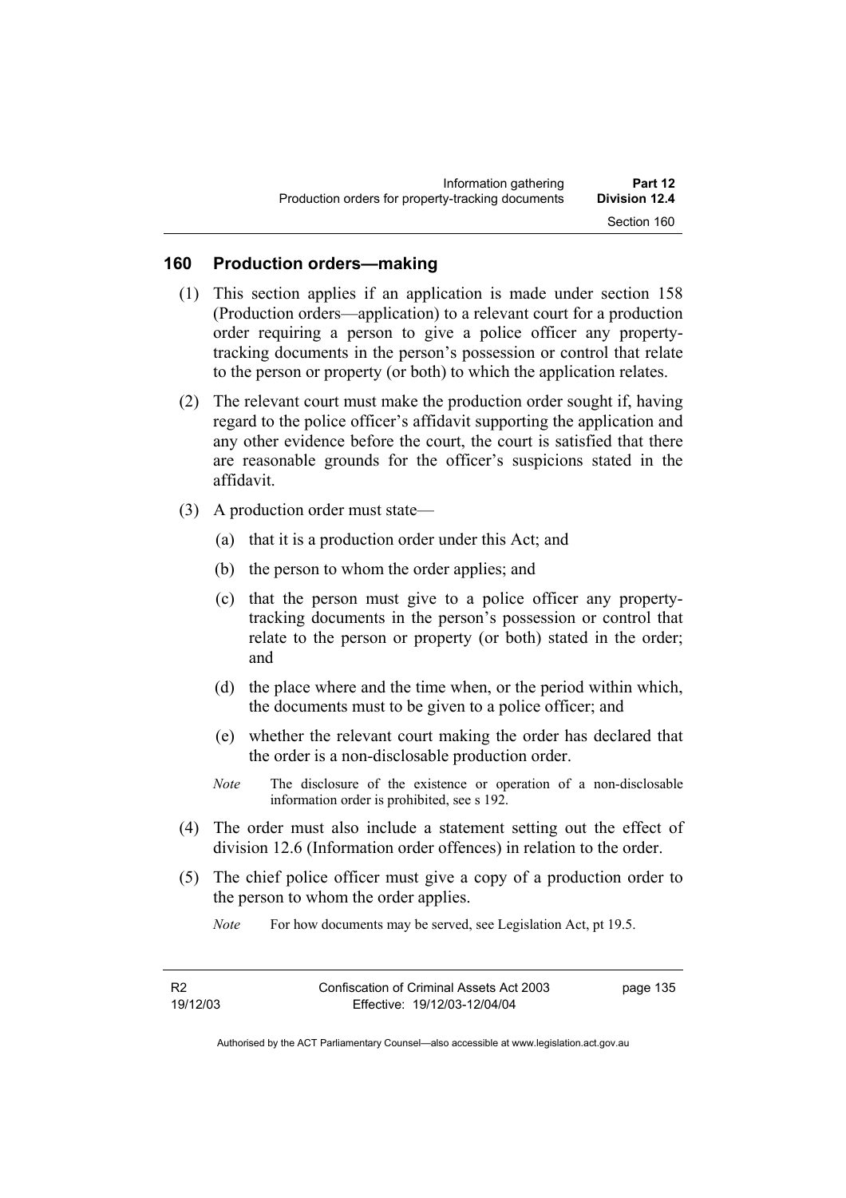## 160 Production orders—making

(1) This section applies if an application is made under section 158 (Production orders—application) to a relevant court for a production order requiring a person to give a police officer any property-tracking documents in the person's possession or control that relate to the person or property (or both) to which the application relates.

(2) The relevant court must make the production order sought if, having regard to the police officer's affidavit supporting the application and any other evidence before the court, the court is satisfied that there are reasonable grounds for the officer's suspicions stated in the affidavit.

(3) A production order must state—

(a) that it is a production order under this Act; and

(b) the person to whom the order applies; and

(c) that the person must give to a police officer any property-tracking documents in the person's possession or control that relate to the person or property (or both) stated in the order; and

(d) the place where and the time when, or the period within which, the documents must to be given to a police officer; and

(e) whether the relevant court making the order has declared that the order is a non-disclosable production order.

*Note* The disclosure of the existence or operation of a non-disclosable information order is prohibited, see s 192.

(4) The order must also include a statement setting out the effect of division 12.6 (Information order offences) in relation to the order.

(5) The chief police officer must give a copy of a production order to the person to whom the order applies.

*Note* For how documents may be served, see Legislation Act, pt 19.5.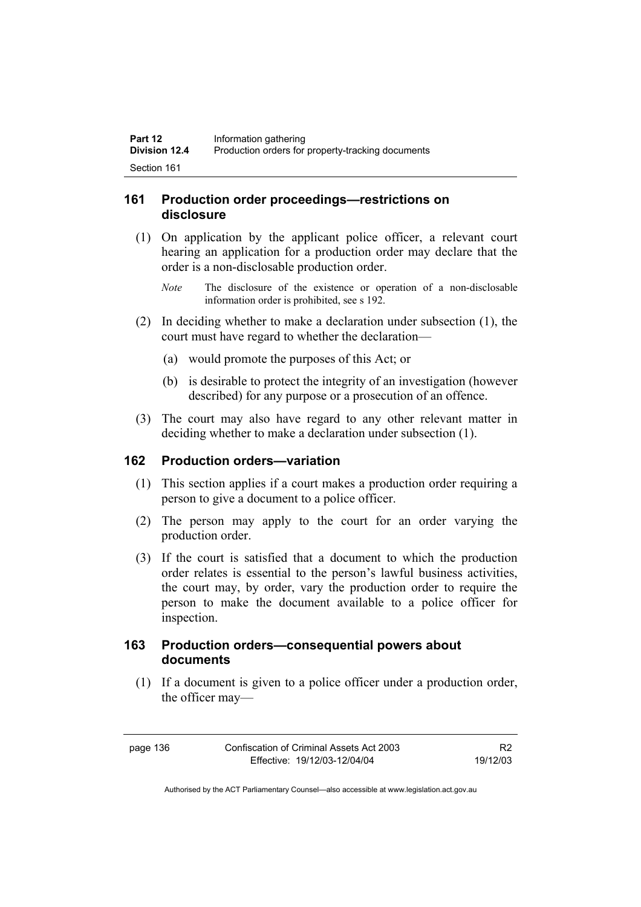## 161 Production order proceedings—restrictions on disclosure

(1) On application by the applicant police officer, a relevant court hearing an application for a production order may declare that the order is a non-disclosable production order.

*Note* The disclosure of the existence or operation of a non-disclosable information order is prohibited, see s 192.

(2) In deciding whether to make a declaration under subsection (1), the court must have regard to whether the declaration—

(a) would promote the purposes of this Act; or

(b) is desirable to protect the integrity of an investigation (however described) for any purpose or a prosecution of an offence.

(3) The court may also have regard to any other relevant matter in deciding whether to make a declaration under subsection (1).

## 162 Production orders—variation

(1) This section applies if a court makes a production order requiring a person to give a document to a police officer.

(2) The person may apply to the court for an order varying the production order.

(3) If the court is satisfied that a document to which the production order relates is essential to the person's lawful business activities, the court may, by order, vary the production order to require the person to make the document available to a police officer for inspection.

## 163 Production orders—consequential powers about documents

(1) If a document is given to a police officer under a production order, the officer may—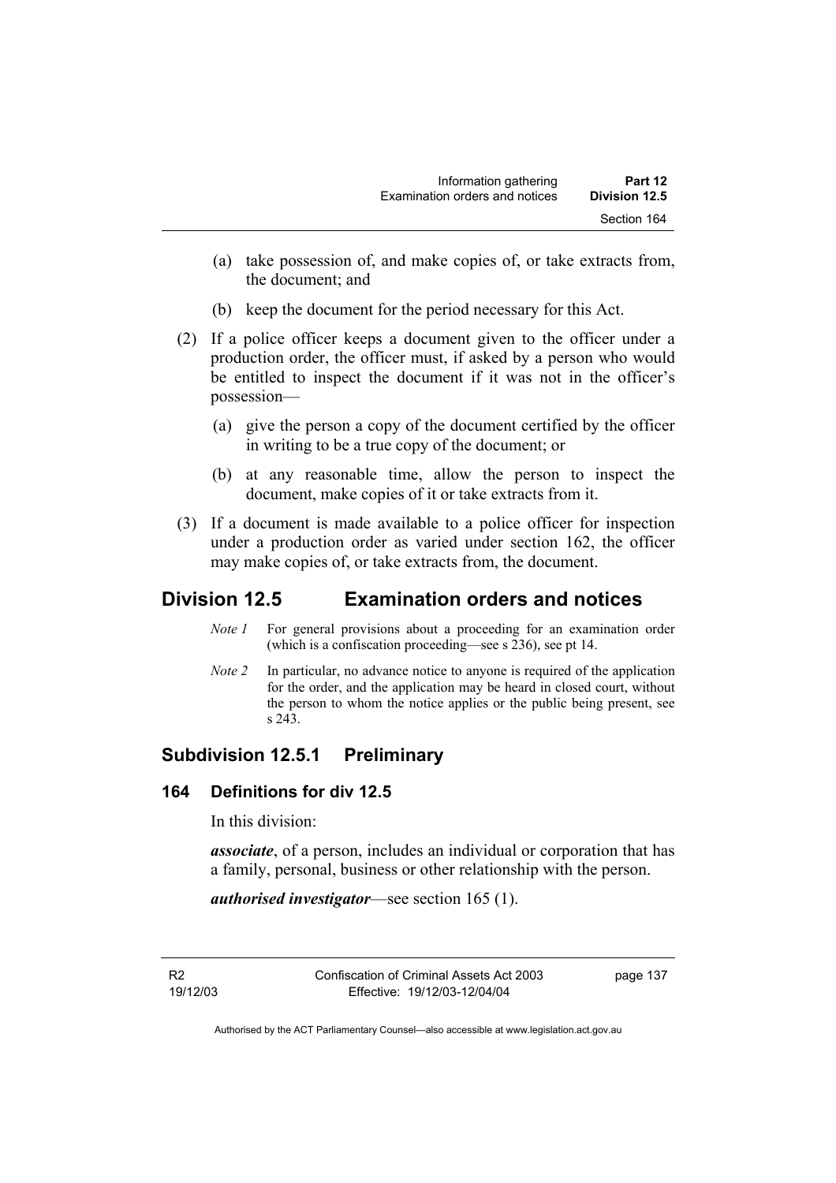(a) take possession of, and make copies of, or take extracts from, the document; and

(b) keep the document for the period necessary for this Act.

(2) If a police officer keeps a document given to the officer under a production order, the officer must, if asked by a person who would be entitled to inspect the document if it was not in the officer's possession—

(a) give the person a copy of the document certified by the officer in writing to be a true copy of the document; or

(b) at any reasonable time, allow the person to inspect the document, make copies of it or take extracts from it.

(3) If a document is made available to a police officer for inspection under a production order as varied under section 162, the officer may make copies of, or take extracts from, the document.

# Division 12.5 Examination orders and notices

*Note 1* For general provisions about a proceeding for an examination order (which is a confiscation proceeding—see s 236), see pt 14.

*Note 2* In particular, no advance notice to anyone is required of the application for the order, and the application may be heard in closed court, without the person to whom the notice applies or the public being present, see s 243.

## Subdivision 12.5.1 Preliminary

### 164 Definitions for div 12.5

In this division:

***associate***, of a person, includes an individual or corporation that has a family, personal, business or other relationship with the person.

***authorised investigator***—see section 165 (1).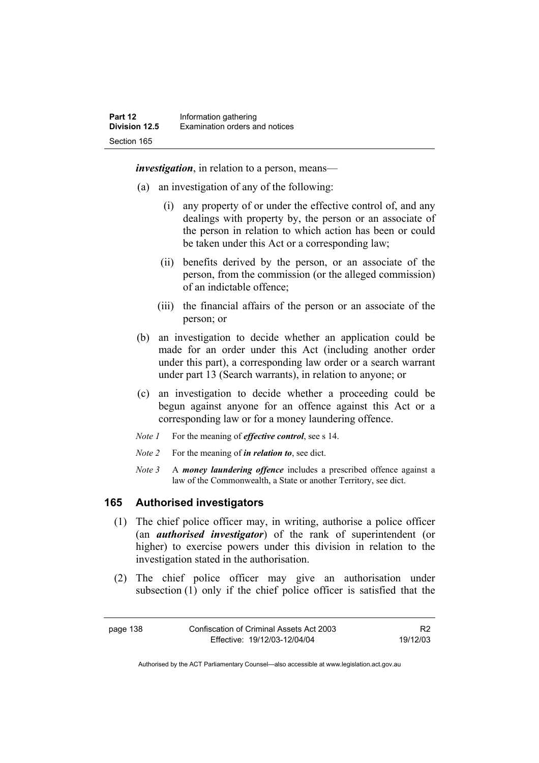***investigation***, in relation to a person, means—

(a) an investigation of any of the following:

   (i) any property of or under the effective control of, and any dealings with property by, the person or an associate of the person in relation to which action has been or could be taken under this Act or a corresponding law;

   (ii) benefits derived by the person, or an associate of the person, from the commission (or the alleged commission) of an indictable offence;

   (iii) the financial affairs of the person or an associate of the person; or

(b) an investigation to decide whether an application could be made for an order under this Act (including another order under this part), a corresponding law order or a search warrant under part 13 (Search warrants), in relation to anyone; or

(c) an investigation to decide whether a proceeding could be begun against anyone for an offence against this Act or a corresponding law or for a money laundering offence.

*Note 1* For the meaning of ***effective control***, see s 14.

*Note 2* For the meaning of ***in relation to***, see dict.

*Note 3* A ***money laundering offence*** includes a prescribed offence against a law of the Commonwealth, a State or another Territory, see dict.

## 165 Authorised investigators

(1) The chief police officer may, in writing, authorise a police officer (an ***authorised investigator***) of the rank of superintendent (or higher) to exercise powers under this division in relation to the investigation stated in the authorisation.

(2) The chief police officer may give an authorisation under subsection (1) only if the chief police officer is satisfied that the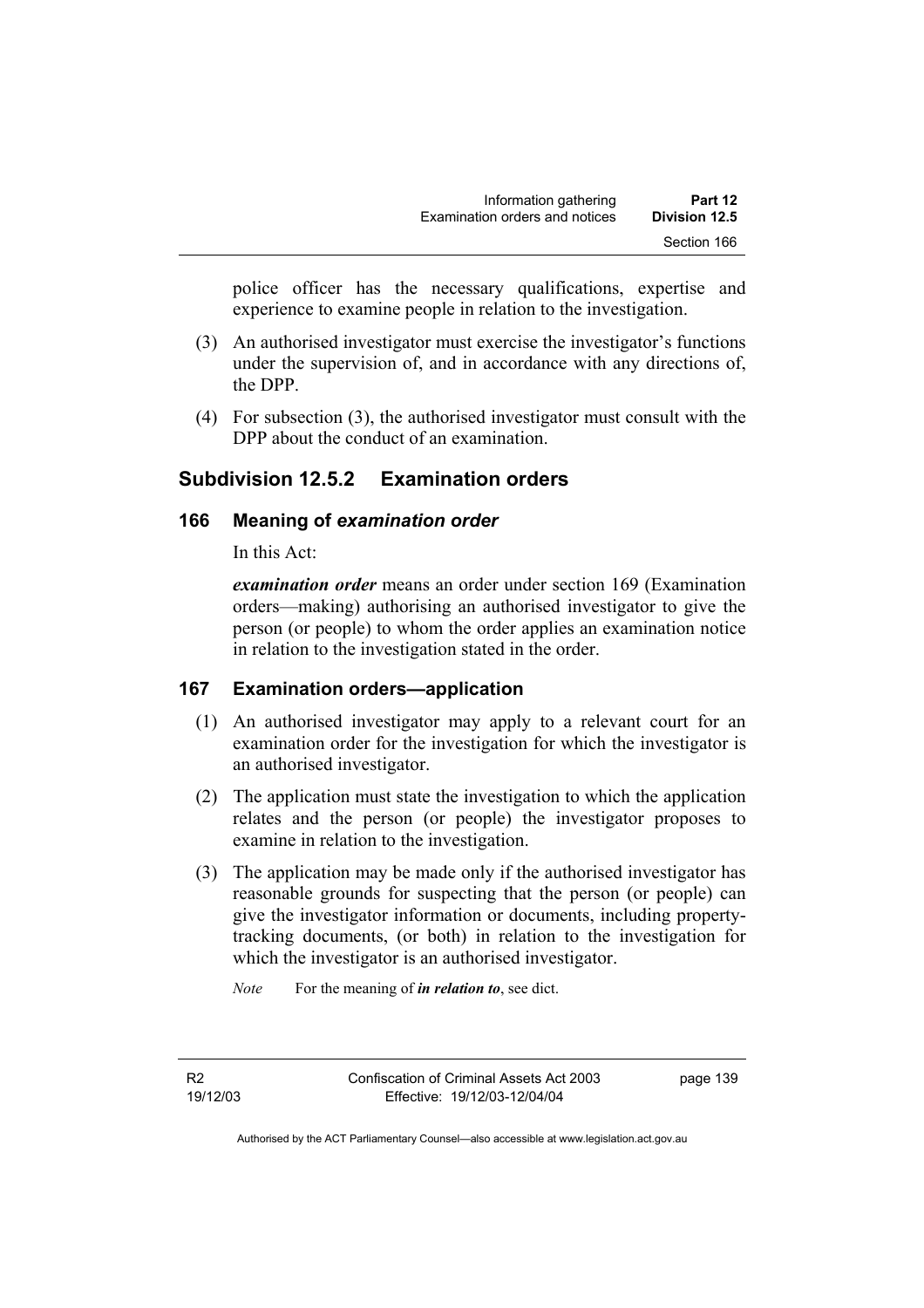police officer has the necessary qualifications, expertise and experience to examine people in relation to the investigation.

(3) An authorised investigator must exercise the investigator's functions under the supervision of, and in accordance with any directions of, the DPP.

(4) For subsection (3), the authorised investigator must consult with the DPP about the conduct of an examination.

## Subdivision 12.5.2 Examination orders

### 166 Meaning of *examination order*

In this Act:

***examination order*** means an order under section 169 (Examination orders—making) authorising an authorised investigator to give the person (or people) to whom the order applies an examination notice in relation to the investigation stated in the order.

### 167 Examination orders—application

(1) An authorised investigator may apply to a relevant court for an examination order for the investigation for which the investigator is an authorised investigator.

(2) The application must state the investigation to which the application relates and the person (or people) the investigator proposes to examine in relation to the investigation.

(3) The application may be made only if the authorised investigator has reasonable grounds for suspecting that the person (or people) can give the investigator information or documents, including property-tracking documents, (or both) in relation to the investigation for which the investigator is an authorised investigator.

*Note* For the meaning of ***in relation to***, see dict.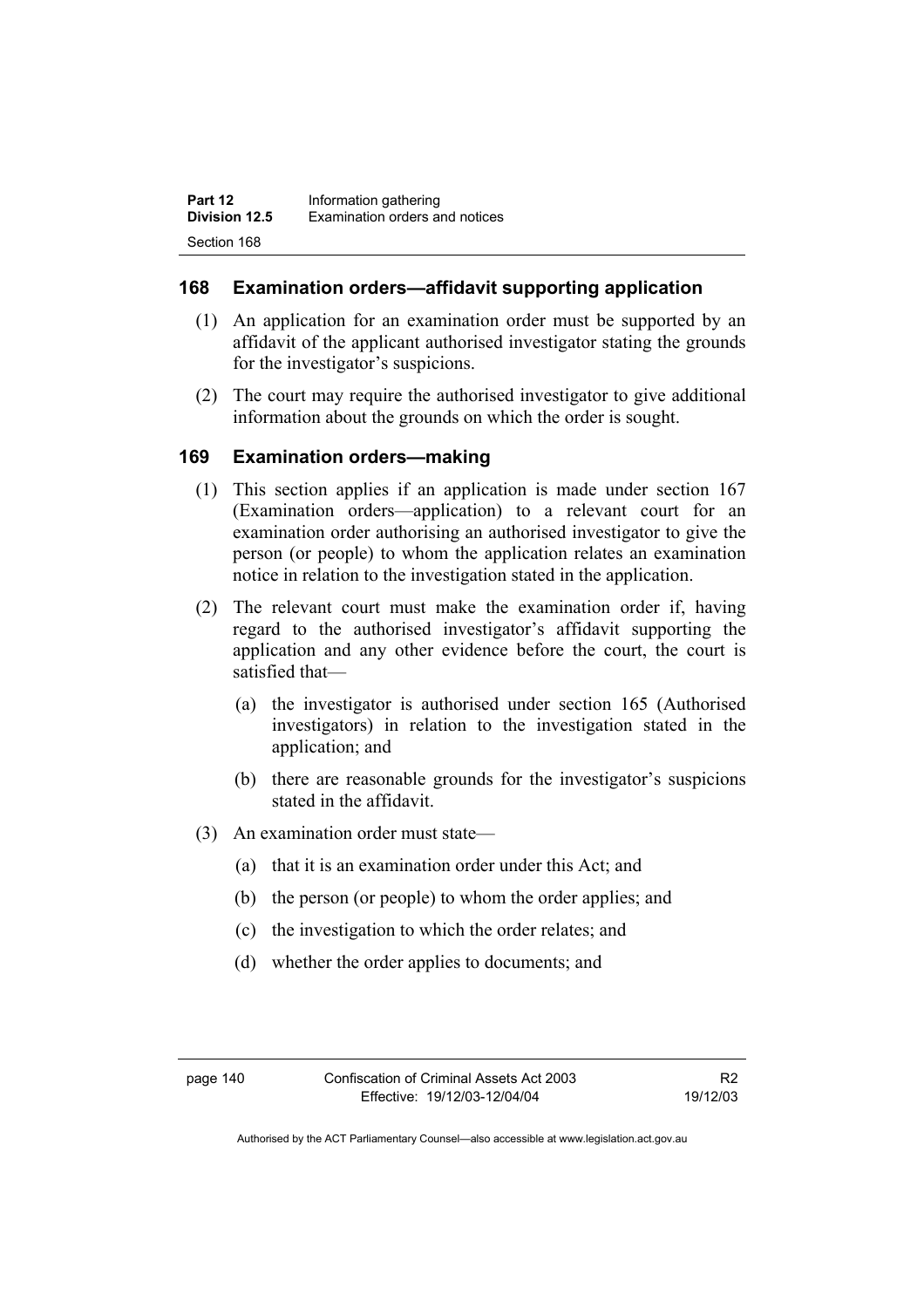## 168 Examination orders—affidavit supporting application

(1) An application for an examination order must be supported by an affidavit of the applicant authorised investigator stating the grounds for the investigator's suspicions.

(2) The court may require the authorised investigator to give additional information about the grounds on which the order is sought.

## 169 Examination orders—making

(1) This section applies if an application is made under section 167 (Examination orders—application) to a relevant court for an examination order authorising an authorised investigator to give the person (or people) to whom the application relates an examination notice in relation to the investigation stated in the application.

(2) The relevant court must make the examination order if, having regard to the authorised investigator's affidavit supporting the application and any other evidence before the court, the court is satisfied that—

- (a) the investigator is authorised under section 165 (Authorised investigators) in relation to the investigation stated in the application; and
- (b) there are reasonable grounds for the investigator's suspicions stated in the affidavit.

(3) An examination order must state—

- (a) that it is an examination order under this Act; and
- (b) the person (or people) to whom the order applies; and
- (c) the investigation to which the order relates; and
- (d) whether the order applies to documents; and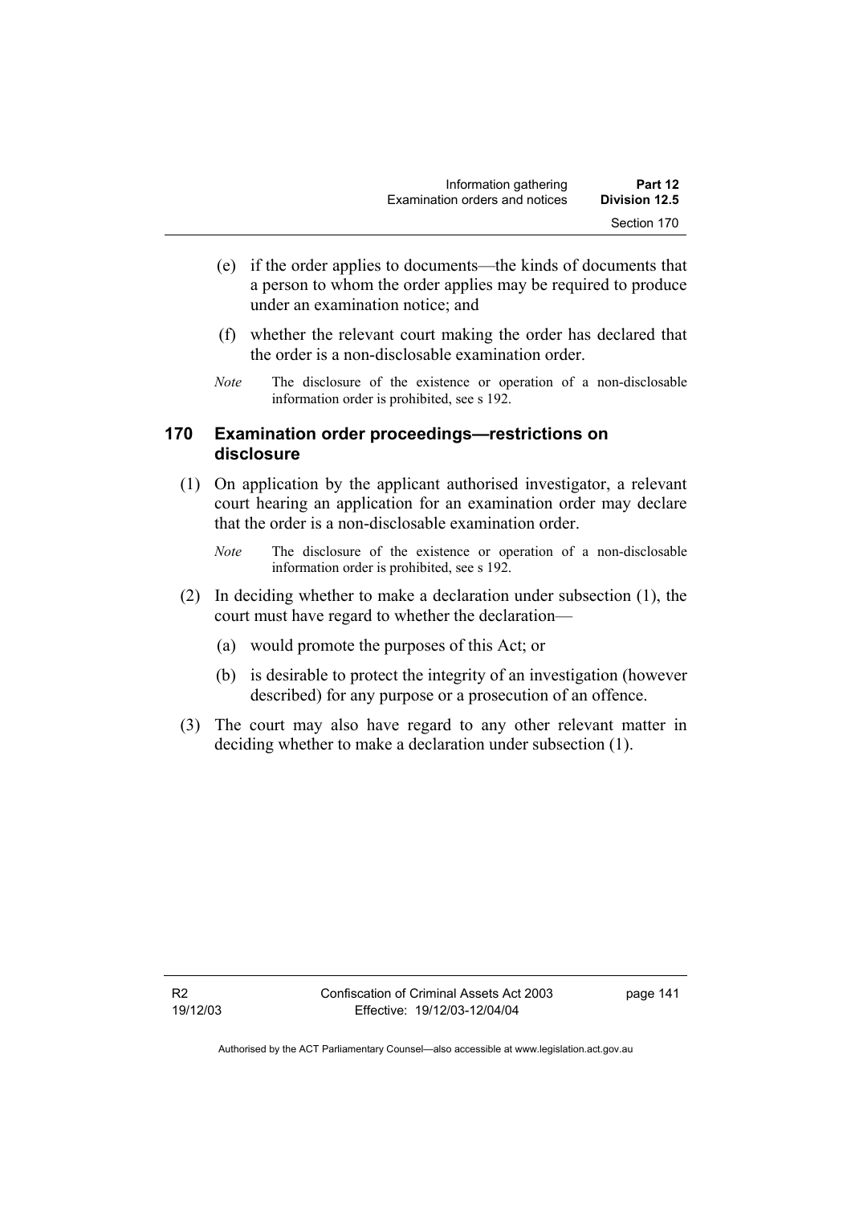(e) if the order applies to documents—the kinds of documents that a person to whom the order applies may be required to produce under an examination notice; and

(f) whether the relevant court making the order has declared that the order is a non-disclosable examination order.

*Note* The disclosure of the existence or operation of a non-disclosable information order is prohibited, see s 192.

### 170 Examination order proceedings—restrictions on disclosure

(1) On application by the applicant authorised investigator, a relevant court hearing an application for an examination order may declare that the order is a non-disclosable examination order.

*Note* The disclosure of the existence or operation of a non-disclosable information order is prohibited, see s 192.

(2) In deciding whether to make a declaration under subsection (1), the court must have regard to whether the declaration—

(a) would promote the purposes of this Act; or

(b) is desirable to protect the integrity of an investigation (however described) for any purpose or a prosecution of an offence.

(3) The court may also have regard to any other relevant matter in deciding whether to make a declaration under subsection (1).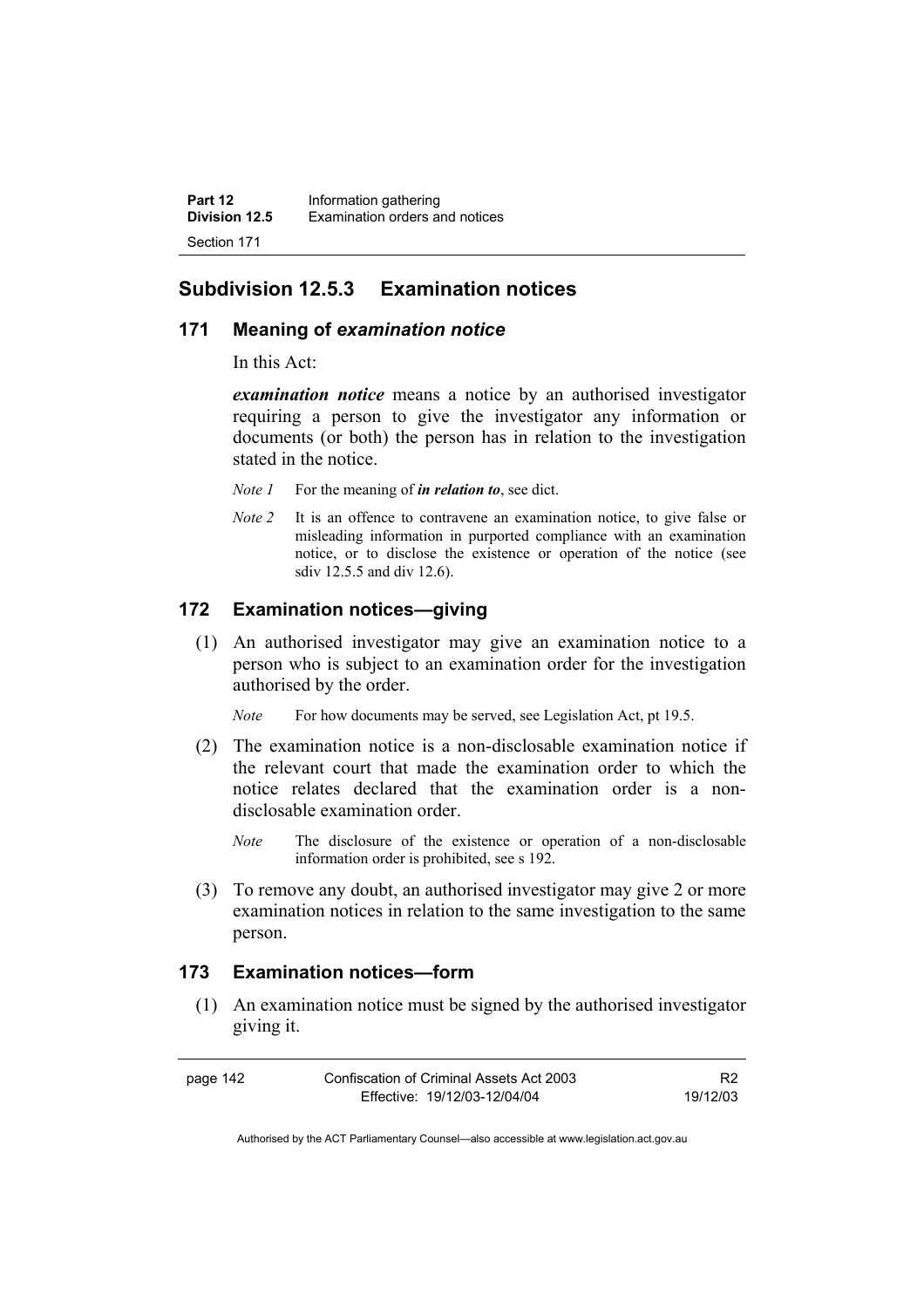## Subdivision 12.5.3 Examination notices

### 171 Meaning of *examination notice*

In this Act:

***examination notice*** means a notice by an authorised investigator requiring a person to give the investigator any information or documents (or both) the person has in relation to the investigation stated in the notice.

*Note 1* For the meaning of ***in relation to***, see dict.

*Note 2* It is an offence to contravene an examination notice, to give false or misleading information in purported compliance with an examination notice, or to disclose the existence or operation of the notice (see sdiv 12.5.5 and div 12.6).

### 172 Examination notices—giving

(1) An authorised investigator may give an examination notice to a person who is subject to an examination order for the investigation authorised by the order.

*Note* For how documents may be served, see Legislation Act, pt 19.5.

(2) The examination notice is a non-disclosable examination notice if the relevant court that made the examination order to which the notice relates declared that the examination order is a non-disclosable examination order.

*Note* The disclosure of the existence or operation of a non-disclosable information order is prohibited, see s 192.

(3) To remove any doubt, an authorised investigator may give 2 or more examination notices in relation to the same investigation to the same person.

### 173 Examination notices—form

(1) An examination notice must be signed by the authorised investigator giving it.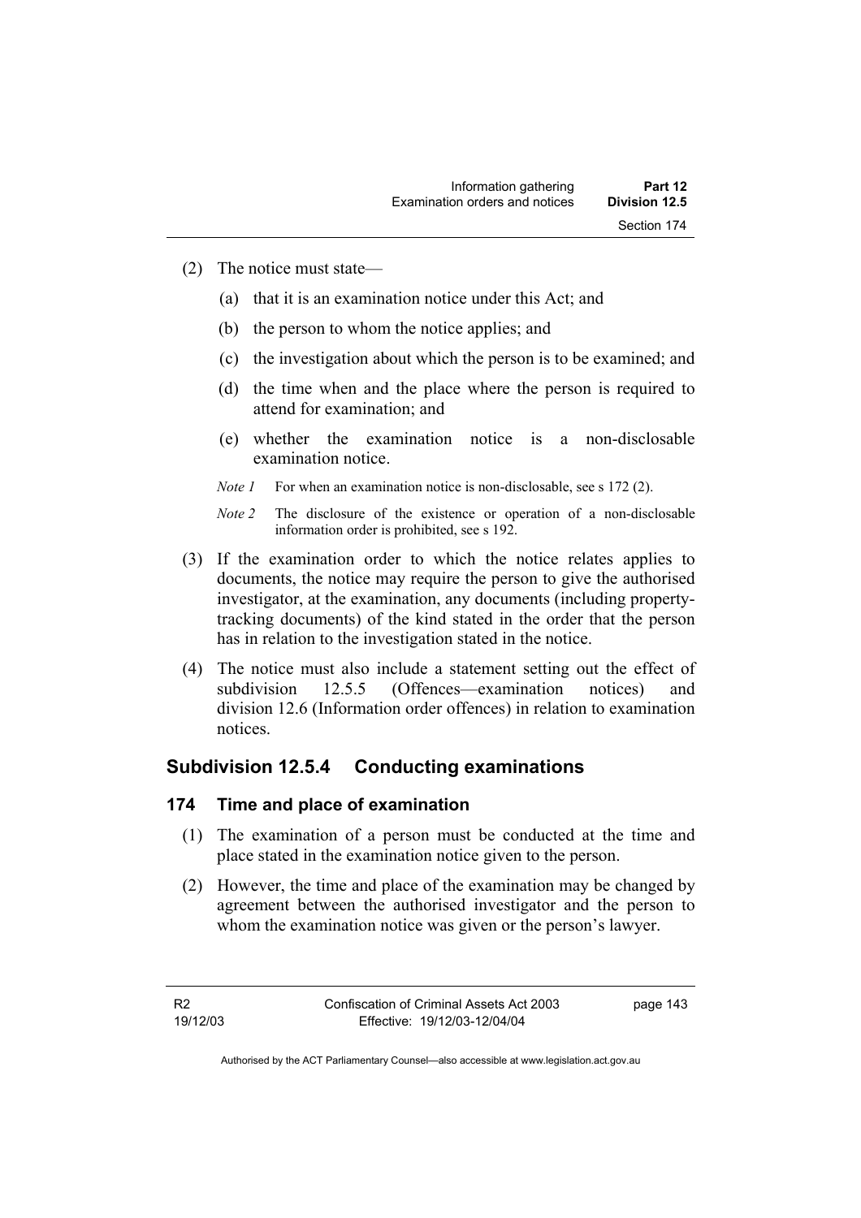(2) The notice must state—

(a) that it is an examination notice under this Act; and

(b) the person to whom the notice applies; and

(c) the investigation about which the person is to be examined; and

(d) the time when and the place where the person is required to attend for examination; and

(e) whether the examination notice is a non-disclosable examination notice.

*Note 1* For when an examination notice is non-disclosable, see s 172 (2).

*Note 2* The disclosure of the existence or operation of a non-disclosable information order is prohibited, see s 192.

(3) If the examination order to which the notice relates applies to documents, the notice may require the person to give the authorised investigator, at the examination, any documents (including property-tracking documents) of the kind stated in the order that the person has in relation to the investigation stated in the notice.

(4) The notice must also include a statement setting out the effect of subdivision 12.5.5 (Offences—examination notices) and division 12.6 (Information order offences) in relation to examination notices.

## Subdivision 12.5.4 Conducting examinations

### 174 Time and place of examination

(1) The examination of a person must be conducted at the time and place stated in the examination notice given to the person.

(2) However, the time and place of the examination may be changed by agreement between the authorised investigator and the person to whom the examination notice was given or the person's lawyer.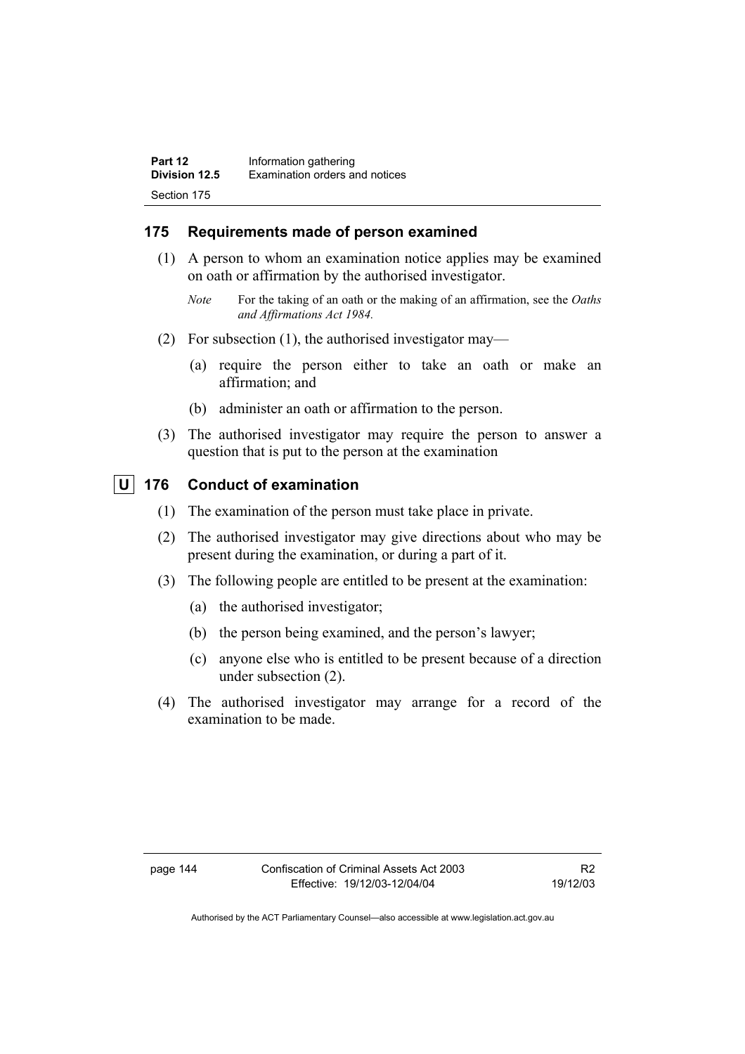### 175 Requirements made of person examined

(1) A person to whom an examination notice applies may be examined on oath or affirmation by the authorised investigator.

*Note* For the taking of an oath or the making of an affirmation, see the *Oaths and Affirmations Act 1984.*

(2) For subsection (1), the authorised investigator may—

(a) require the person either to take an oath or make an affirmation; and

(b) administer an oath or affirmation to the person.

(3) The authorised investigator may require the person to answer a question that is put to the person at the examination

### U 176 Conduct of examination

(1) The examination of the person must take place in private.

(2) The authorised investigator may give directions about who may be present during the examination, or during a part of it.

(3) The following people are entitled to be present at the examination:

(a) the authorised investigator;

(b) the person being examined, and the person's lawyer;

(c) anyone else who is entitled to be present because of a direction under subsection (2).

(4) The authorised investigator may arrange for a record of the examination to be made.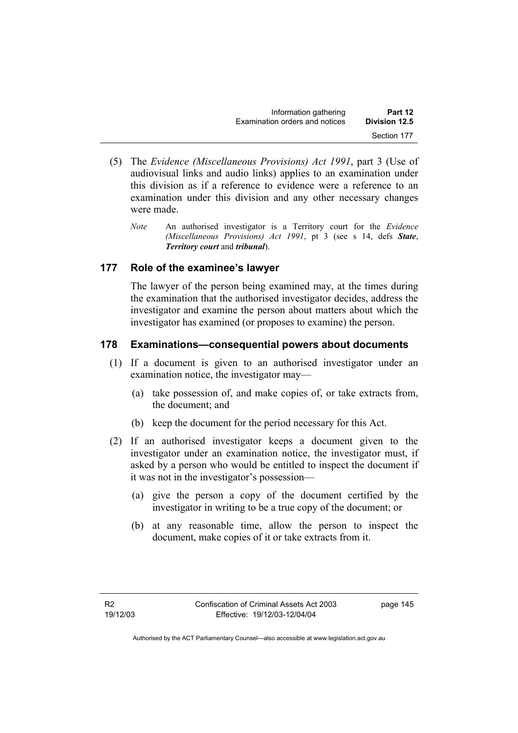(5) The *Evidence (Miscellaneous Provisions) Act 1991*, part 3 (Use of audiovisual links and audio links) applies to an examination under this division as if a reference to evidence were a reference to an examination under this division and any other necessary changes were made.

*Note* An authorised investigator is a Territory court for the *Evidence (Miscellaneous Provisions) Act 1991*, pt 3 (see s 14, defs ***State***, ***Territory court*** and ***tribunal***).

## 177 Role of the examinee's lawyer

The lawyer of the person being examined may, at the times during the examination that the authorised investigator decides, address the investigator and examine the person about matters about which the investigator has examined (or proposes to examine) the person.

## 178 Examinations—consequential powers about documents

(1) If a document is given to an authorised investigator under an examination notice, the investigator may—

(a) take possession of, and make copies of, or take extracts from, the document; and

(b) keep the document for the period necessary for this Act.

(2) If an authorised investigator keeps a document given to the investigator under an examination notice, the investigator must, if asked by a person who would be entitled to inspect the document if it was not in the investigator's possession—

(a) give the person a copy of the document certified by the investigator in writing to be a true copy of the document; or

(b) at any reasonable time, allow the person to inspect the document, make copies of it or take extracts from it.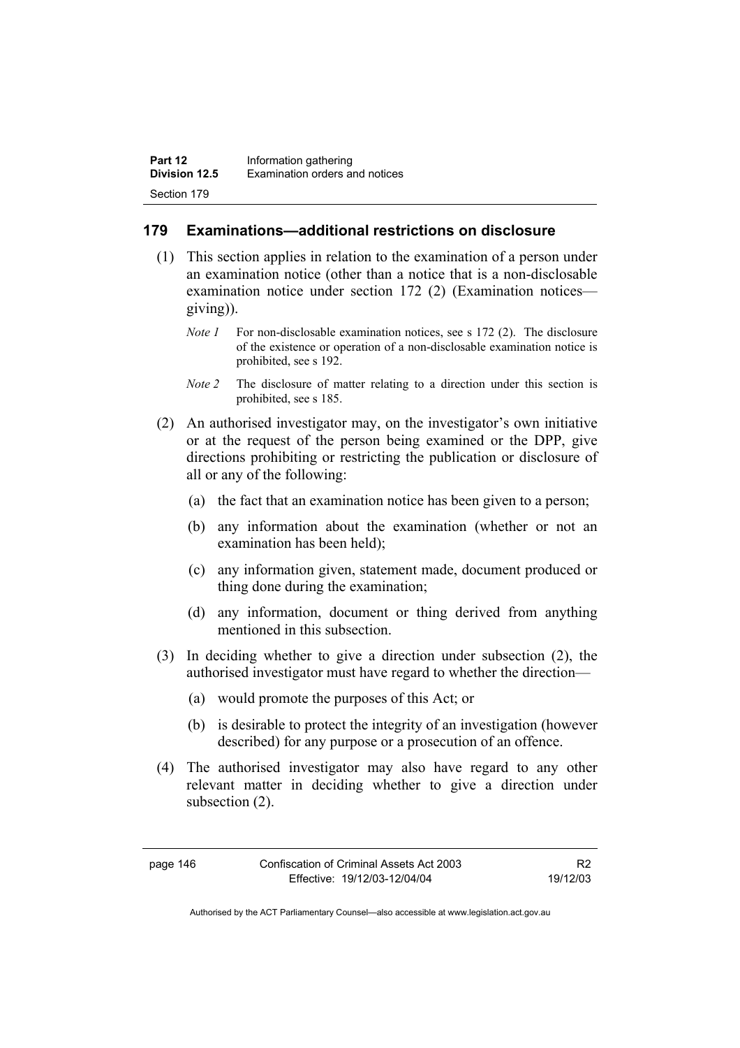## 179 Examinations—additional restrictions on disclosure

(1) This section applies in relation to the examination of a person under an examination notice (other than a notice that is a non-disclosable examination notice under section 172 (2) (Examination notices—giving)).

*Note 1* For non-disclosable examination notices, see s 172 (2). The disclosure of the existence or operation of a non-disclosable examination notice is prohibited, see s 192.

*Note 2* The disclosure of matter relating to a direction under this section is prohibited, see s 185.

(2) An authorised investigator may, on the investigator's own initiative or at the request of the person being examined or the DPP, give directions prohibiting or restricting the publication or disclosure of all or any of the following:

(a) the fact that an examination notice has been given to a person;

(b) any information about the examination (whether or not an examination has been held);

(c) any information given, statement made, document produced or thing done during the examination;

(d) any information, document or thing derived from anything mentioned in this subsection.

(3) In deciding whether to give a direction under subsection (2), the authorised investigator must have regard to whether the direction—

(a) would promote the purposes of this Act; or

(b) is desirable to protect the integrity of an investigation (however described) for any purpose or a prosecution of an offence.

(4) The authorised investigator may also have regard to any other relevant matter in deciding whether to give a direction under subsection (2).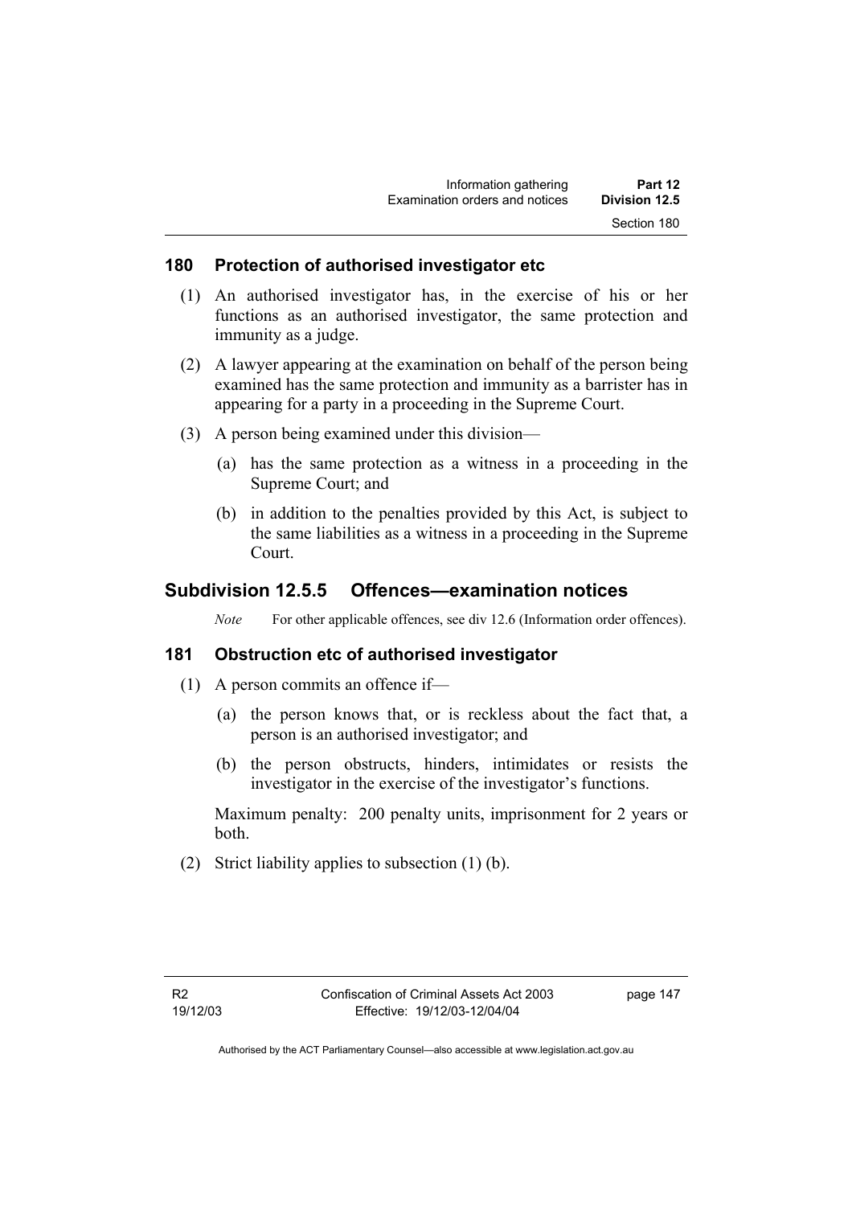### 180 Protection of authorised investigator etc

(1) An authorised investigator has, in the exercise of his or her functions as an authorised investigator, the same protection and immunity as a judge.

(2) A lawyer appearing at the examination on behalf of the person being examined has the same protection and immunity as a barrister has in appearing for a party in a proceeding in the Supreme Court.

(3) A person being examined under this division—

   (a) has the same protection as a witness in a proceeding in the Supreme Court; and

   (b) in addition to the penalties provided by this Act, is subject to the same liabilities as a witness in a proceeding in the Supreme Court.

## Subdivision 12.5.5 Offences—examination notices

*Note* For other applicable offences, see div 12.6 (Information order offences).

### 181 Obstruction etc of authorised investigator

(1) A person commits an offence if—

   (a) the person knows that, or is reckless about the fact that, a person is an authorised investigator; and

   (b) the person obstructs, hinders, intimidates or resists the investigator in the exercise of the investigator's functions.

Maximum penalty: 200 penalty units, imprisonment for 2 years or both.

(2) Strict liability applies to subsection (1) (b).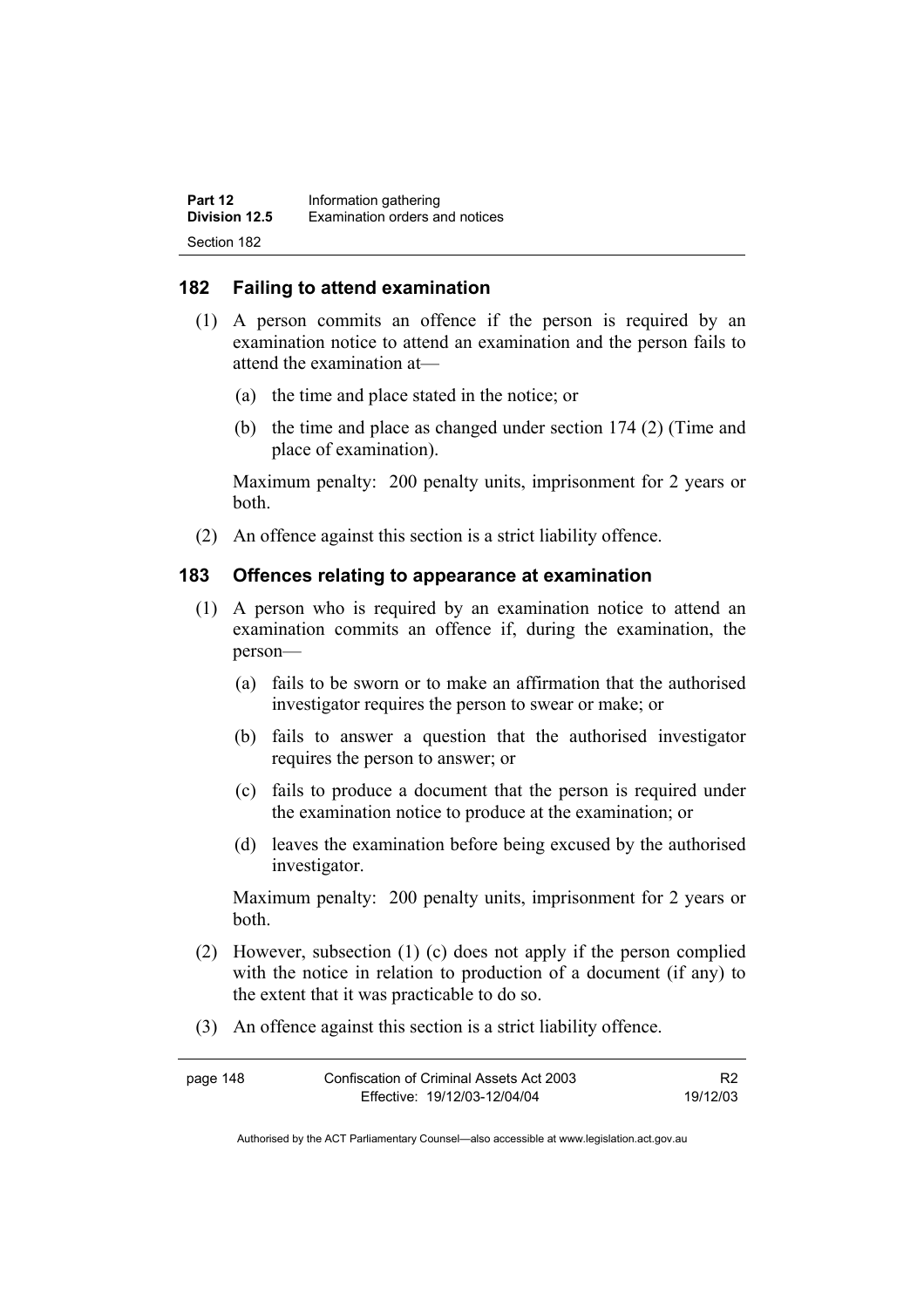## 182 Failing to attend examination

(1) A person commits an offence if the person is required by an examination notice to attend an examination and the person fails to attend the examination at—

(a) the time and place stated in the notice; or

(b) the time and place as changed under section 174 (2) (Time and place of examination).

Maximum penalty: 200 penalty units, imprisonment for 2 years or both.

(2) An offence against this section is a strict liability offence.

## 183 Offences relating to appearance at examination

(1) A person who is required by an examination notice to attend an examination commits an offence if, during the examination, the person—

(a) fails to be sworn or to make an affirmation that the authorised investigator requires the person to swear or make; or

(b) fails to answer a question that the authorised investigator requires the person to answer; or

(c) fails to produce a document that the person is required under the examination notice to produce at the examination; or

(d) leaves the examination before being excused by the authorised investigator.

Maximum penalty: 200 penalty units, imprisonment for 2 years or both.

(2) However, subsection (1) (c) does not apply if the person complied with the notice in relation to production of a document (if any) to the extent that it was practicable to do so.

(3) An offence against this section is a strict liability offence.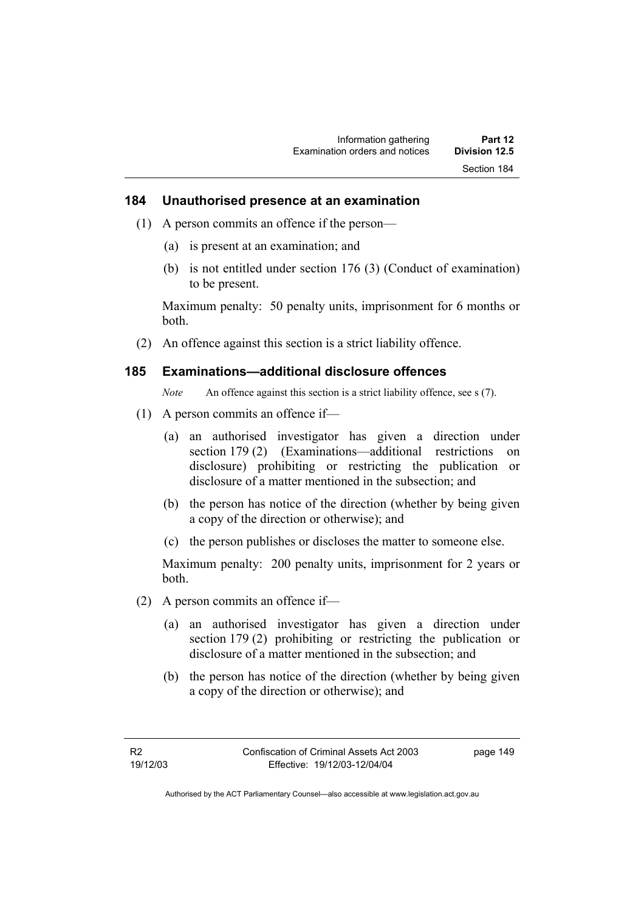### 184 Unauthorised presence at an examination

(1) A person commits an offence if the person—

(a) is present at an examination; and

(b) is not entitled under section 176 (3) (Conduct of examination) to be present.

Maximum penalty: 50 penalty units, imprisonment for 6 months or both.

(2) An offence against this section is a strict liability offence.

### 185 Examinations—additional disclosure offences

*Note* An offence against this section is a strict liability offence, see s (7).

(1) A person commits an offence if—

(a) an authorised investigator has given a direction under section 179 (2) (Examinations—additional restrictions on disclosure) prohibiting or restricting the publication or disclosure of a matter mentioned in the subsection; and

(b) the person has notice of the direction (whether by being given a copy of the direction or otherwise); and

(c) the person publishes or discloses the matter to someone else.

Maximum penalty: 200 penalty units, imprisonment for 2 years or both.

(2) A person commits an offence if—

(a) an authorised investigator has given a direction under section 179 (2) prohibiting or restricting the publication or disclosure of a matter mentioned in the subsection; and

(b) the person has notice of the direction (whether by being given a copy of the direction or otherwise); and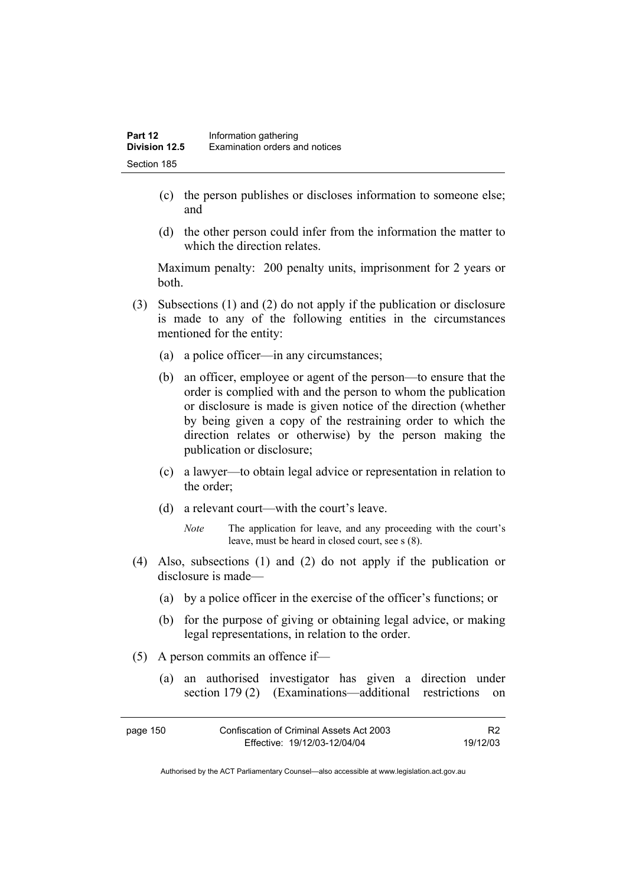(c) the person publishes or discloses information to someone else; and

(d) the other person could infer from the information the matter to which the direction relates.

Maximum penalty: 200 penalty units, imprisonment for 2 years or both.

(3) Subsections (1) and (2) do not apply if the publication or disclosure is made to any of the following entities in the circumstances mentioned for the entity:

(a) a police officer—in any circumstances;

(b) an officer, employee or agent of the person—to ensure that the order is complied with and the person to whom the publication or disclosure is made is given notice of the direction (whether by being given a copy of the restraining order to which the direction relates or otherwise) by the person making the publication or disclosure;

(c) a lawyer—to obtain legal advice or representation in relation to the order;

(d) a relevant court—with the court's leave.

*Note* The application for leave, and any proceeding with the court's leave, must be heard in closed court, see s (8).

(4) Also, subsections (1) and (2) do not apply if the publication or disclosure is made—

(a) by a police officer in the exercise of the officer's functions; or

(b) for the purpose of giving or obtaining legal advice, or making legal representations, in relation to the order.

(5) A person commits an offence if—

(a) an authorised investigator has given a direction under section 179 (2) (Examinations—additional restrictions on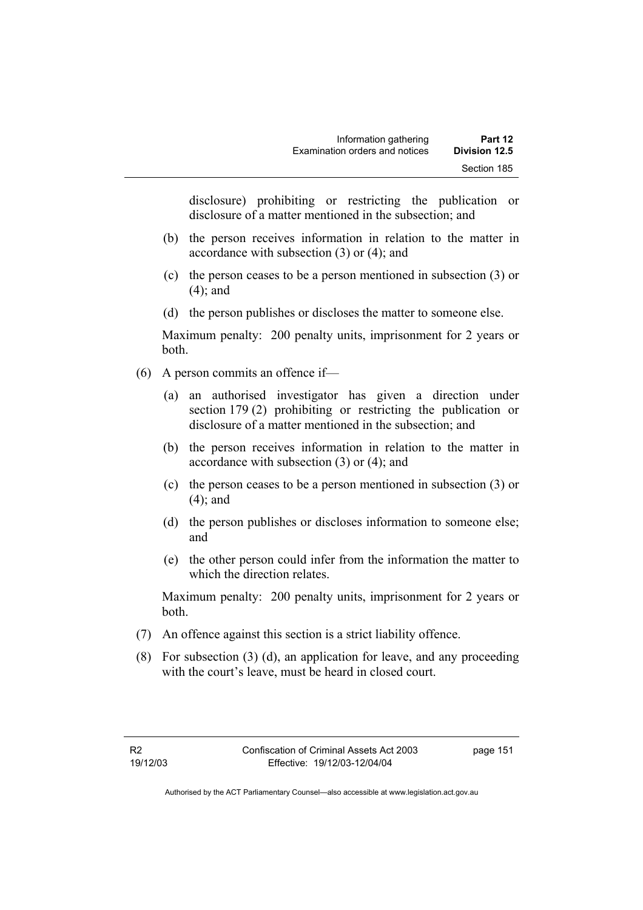disclosure) prohibiting or restricting the publication or disclosure of a matter mentioned in the subsection; and

(b) the person receives information in relation to the matter in accordance with subsection (3) or (4); and

(c) the person ceases to be a person mentioned in subsection (3) or (4); and

(d) the person publishes or discloses the matter to someone else.

Maximum penalty: 200 penalty units, imprisonment for 2 years or both.

(6) A person commits an offence if—

(a) an authorised investigator has given a direction under section 179 (2) prohibiting or restricting the publication or disclosure of a matter mentioned in the subsection; and

(b) the person receives information in relation to the matter in accordance with subsection (3) or (4); and

(c) the person ceases to be a person mentioned in subsection (3) or (4); and

(d) the person publishes or discloses information to someone else; and

(e) the other person could infer from the information the matter to which the direction relates.

Maximum penalty: 200 penalty units, imprisonment for 2 years or both.

(7) An offence against this section is a strict liability offence.

(8) For subsection (3) (d), an application for leave, and any proceeding with the court's leave, must be heard in closed court.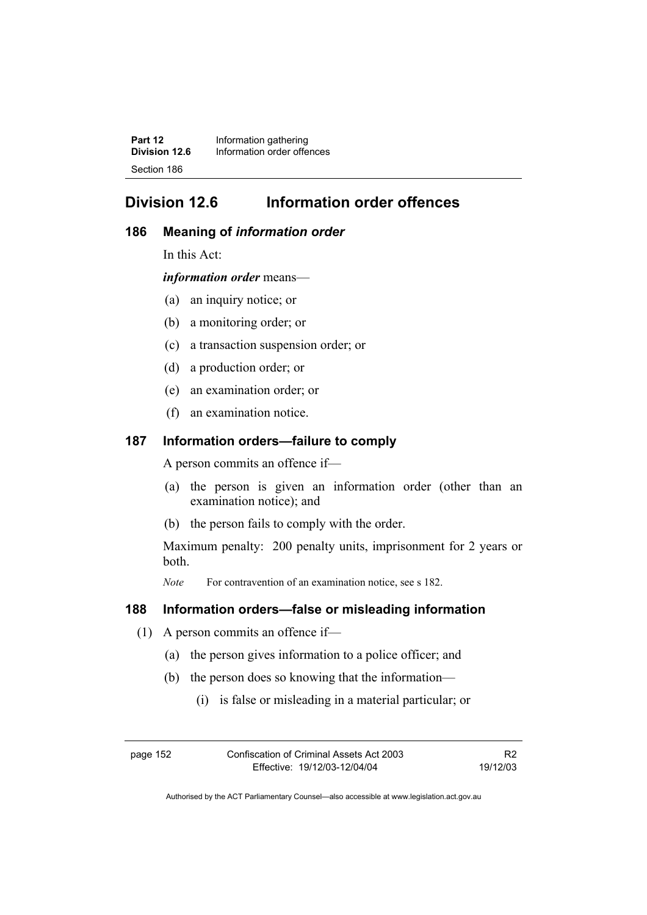## Division 12.6 Information order offences

### 186 Meaning of *information order*

In this Act:

***information order*** means—

(a) an inquiry notice; or

(b) a monitoring order; or

(c) a transaction suspension order; or

(d) a production order; or

(e) an examination order; or

(f) an examination notice.

### 187 Information orders—failure to comply

A person commits an offence if—

(a) the person is given an information order (other than an examination notice); and

(b) the person fails to comply with the order.

Maximum penalty: 200 penalty units, imprisonment for 2 years or both.

*Note* For contravention of an examination notice, see s 182.

### 188 Information orders—false or misleading information

(1) A person commits an offence if—

(a) the person gives information to a police officer; and

(b) the person does so knowing that the information—

(i) is false or misleading in a material particular; or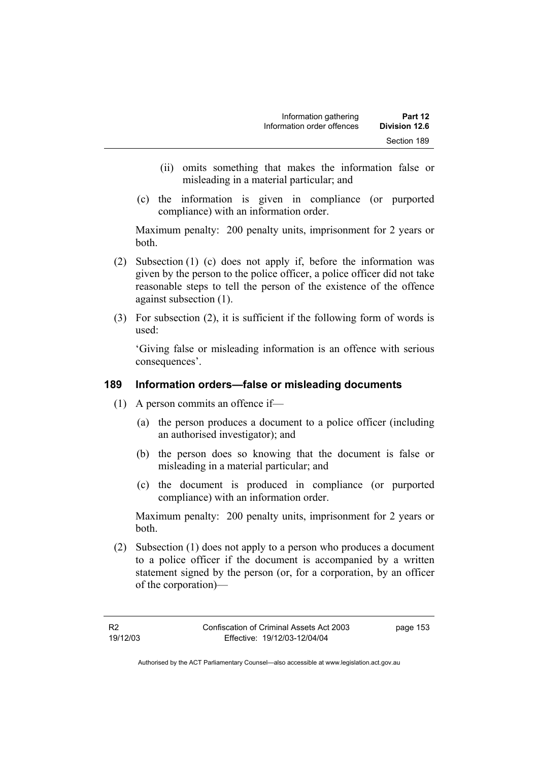(ii) omits something that makes the information false or misleading in a material particular; and

(c) the information is given in compliance (or purported compliance) with an information order.

Maximum penalty: 200 penalty units, imprisonment for 2 years or both.

(2) Subsection (1) (c) does not apply if, before the information was given by the person to the police officer, a police officer did not take reasonable steps to tell the person of the existence of the offence against subsection (1).

(3) For subsection (2), it is sufficient if the following form of words is used:

'Giving false or misleading information is an offence with serious consequences'.

### 189 Information orders—false or misleading documents

(1) A person commits an offence if—

(a) the person produces a document to a police officer (including an authorised investigator); and

(b) the person does so knowing that the document is false or misleading in a material particular; and

(c) the document is produced in compliance (or purported compliance) with an information order.

Maximum penalty: 200 penalty units, imprisonment for 2 years or both.

(2) Subsection (1) does not apply to a person who produces a document to a police officer if the document is accompanied by a written statement signed by the person (or, for a corporation, by an officer of the corporation)—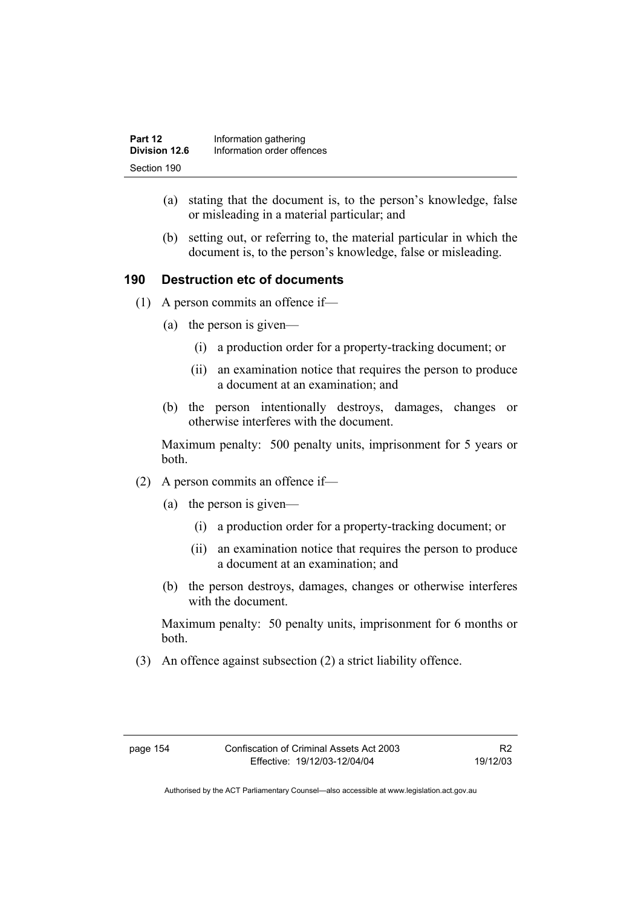(a) stating that the document is, to the person's knowledge, false or misleading in a material particular; and

(b) setting out, or referring to, the material particular in which the document is, to the person's knowledge, false or misleading.

## 190 Destruction etc of documents

(1) A person commits an offence if—

(a) the person is given—

(i) a production order for a property-tracking document; or

(ii) an examination notice that requires the person to produce a document at an examination; and

(b) the person intentionally destroys, damages, changes or otherwise interferes with the document.

Maximum penalty: 500 penalty units, imprisonment for 5 years or both.

(2) A person commits an offence if—

(a) the person is given—

(i) a production order for a property-tracking document; or

(ii) an examination notice that requires the person to produce a document at an examination; and

(b) the person destroys, damages, changes or otherwise interferes with the document.

Maximum penalty: 50 penalty units, imprisonment for 6 months or both.

(3) An offence against subsection (2) a strict liability offence.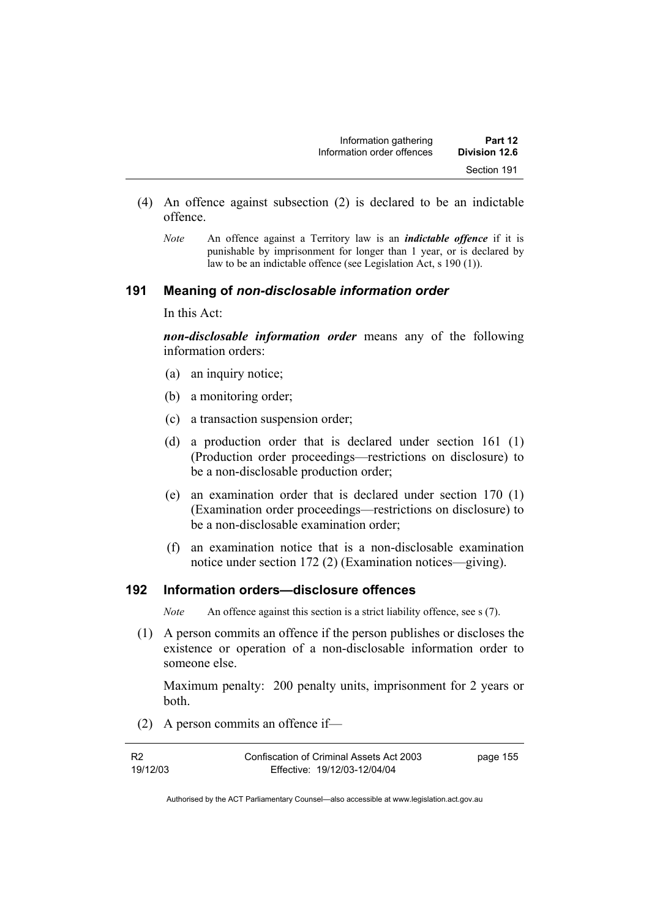(4) An offence against subsection (2) is declared to be an indictable offence.

*Note* An offence against a Territory law is an ***indictable offence*** if it is punishable by imprisonment for longer than 1 year, or is declared by law to be an indictable offence (see Legislation Act, s 190 (1)).

## 191 Meaning of *non-disclosable information order*

In this Act:

***non-disclosable information order*** means any of the following information orders:

(a) an inquiry notice;

(b) a monitoring order;

(c) a transaction suspension order;

(d) a production order that is declared under section 161 (1) (Production order proceedings—restrictions on disclosure) to be a non-disclosable production order;

(e) an examination order that is declared under section 170 (1) (Examination order proceedings—restrictions on disclosure) to be a non-disclosable examination order;

(f) an examination notice that is a non-disclosable examination notice under section 172 (2) (Examination notices—giving).

## 192 Information orders—disclosure offences

*Note* An offence against this section is a strict liability offence, see s (7).

(1) A person commits an offence if the person publishes or discloses the existence or operation of a non-disclosable information order to someone else.

Maximum penalty: 200 penalty units, imprisonment for 2 years or both.

(2) A person commits an offence if—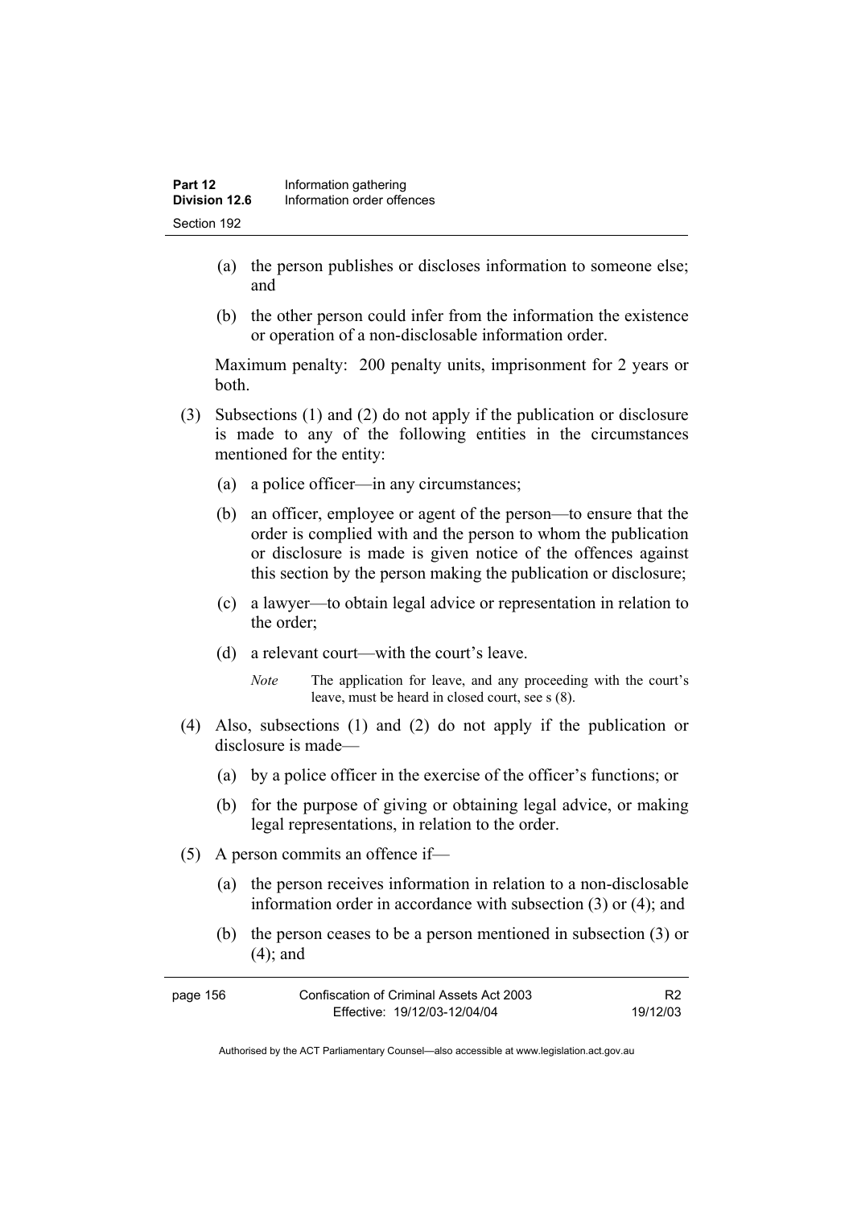- (a) the person publishes or discloses information to someone else; and
- (b) the other person could infer from the information the existence or operation of a non-disclosable information order.

Maximum penalty: 200 penalty units, imprisonment for 2 years or both.

(3) Subsections (1) and (2) do not apply if the publication or disclosure is made to any of the following entities in the circumstances mentioned for the entity:

- (a) a police officer—in any circumstances;
- (b) an officer, employee or agent of the person—to ensure that the order is complied with and the person to whom the publication or disclosure is made is given notice of the offences against this section by the person making the publication or disclosure;
- (c) a lawyer—to obtain legal advice or representation in relation to the order;
- (d) a relevant court—with the court's leave.

*Note* The application for leave, and any proceeding with the court's leave, must be heard in closed court, see s (8).

(4) Also, subsections (1) and (2) do not apply if the publication or disclosure is made—

- (a) by a police officer in the exercise of the officer's functions; or
- (b) for the purpose of giving or obtaining legal advice, or making legal representations, in relation to the order.

(5) A person commits an offence if—

- (a) the person receives information in relation to a non-disclosable information order in accordance with subsection (3) or (4); and
- (b) the person ceases to be a person mentioned in subsection (3) or (4); and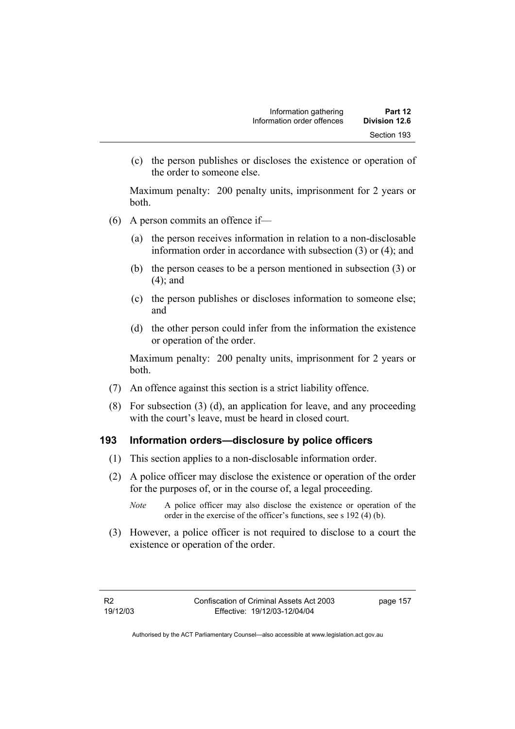(c) the person publishes or discloses the existence or operation of the order to someone else.

Maximum penalty: 200 penalty units, imprisonment for 2 years or both.

(6) A person commits an offence if—

(a) the person receives information in relation to a non-disclosable information order in accordance with subsection (3) or (4); and

(b) the person ceases to be a person mentioned in subsection (3) or (4); and

(c) the person publishes or discloses information to someone else; and

(d) the other person could infer from the information the existence or operation of the order.

Maximum penalty: 200 penalty units, imprisonment for 2 years or both.

(7) An offence against this section is a strict liability offence.

(8) For subsection (3) (d), an application for leave, and any proceeding with the court's leave, must be heard in closed court.

### 193 Information orders—disclosure by police officers

(1) This section applies to a non-disclosable information order.

(2) A police officer may disclose the existence or operation of the order for the purposes of, or in the course of, a legal proceeding.

*Note* A police officer may also disclose the existence or operation of the order in the exercise of the officer's functions, see s 192 (4) (b).

(3) However, a police officer is not required to disclose to a court the existence or operation of the order.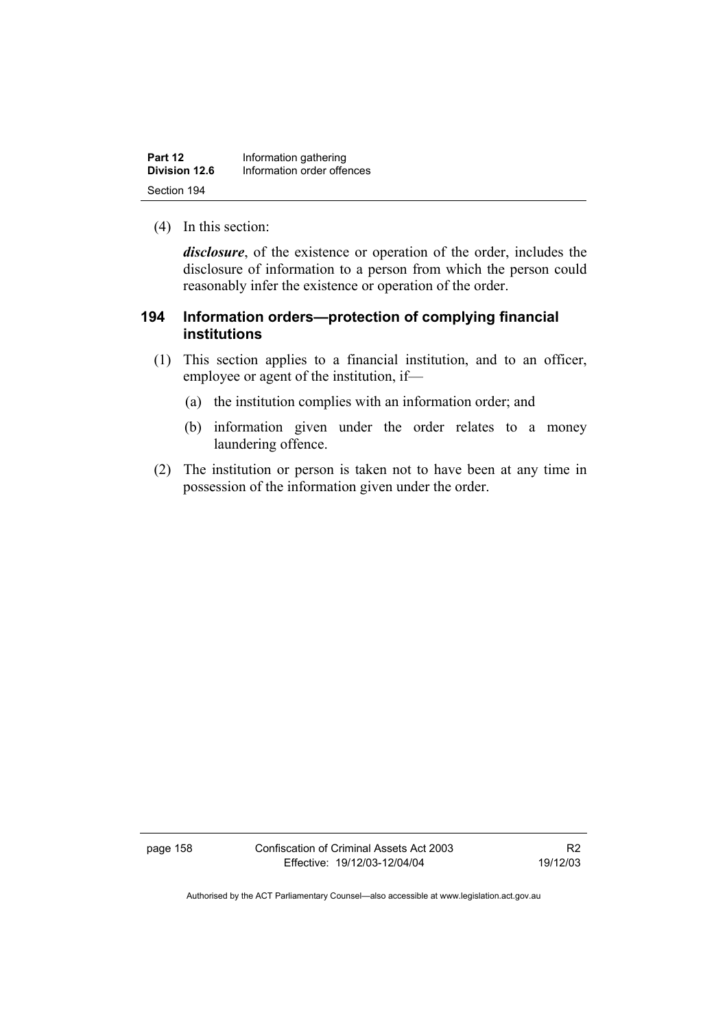(4) In this section:

***disclosure***, of the existence or operation of the order, includes the disclosure of information to a person from which the person could reasonably infer the existence or operation of the order.

## 194 Information orders—protection of complying financial institutions

(1) This section applies to a financial institution, and to an officer, employee or agent of the institution, if—

(a) the institution complies with an information order; and

(b) information given under the order relates to a money laundering offence.

(2) The institution or person is taken not to have been at any time in possession of the information given under the order.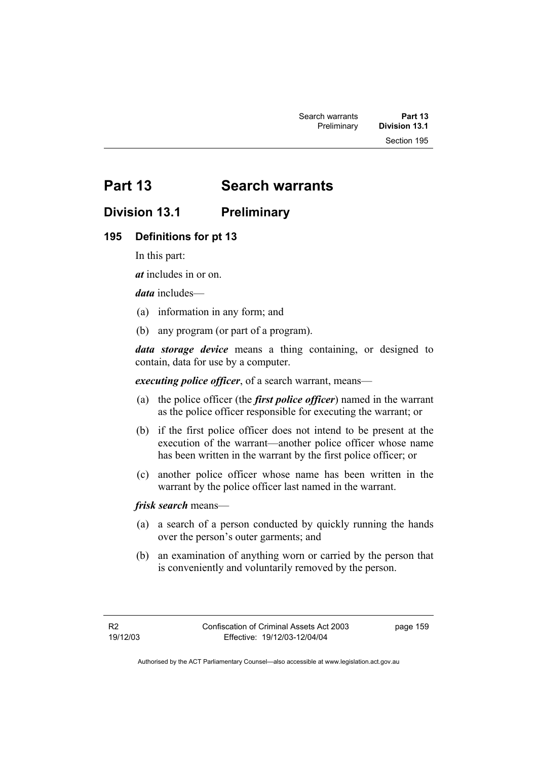# Part 13 Search warrants

## Division 13.1 Preliminary

### 195 Definitions for pt 13

In this part:

***at*** includes in or on.

***data*** includes—

(a) information in any form; and

(b) any program (or part of a program).

***data storage device*** means a thing containing, or designed to contain, data for use by a computer.

***executing police officer***, of a search warrant, means—

(a) the police officer (the ***first police officer***) named in the warrant as the police officer responsible for executing the warrant; or

(b) if the first police officer does not intend to be present at the execution of the warrant—another police officer whose name has been written in the warrant by the first police officer; or

(c) another police officer whose name has been written in the warrant by the police officer last named in the warrant.

***frisk search*** means—

(a) a search of a person conducted by quickly running the hands over the person's outer garments; and

(b) an examination of anything worn or carried by the person that is conveniently and voluntarily removed by the person.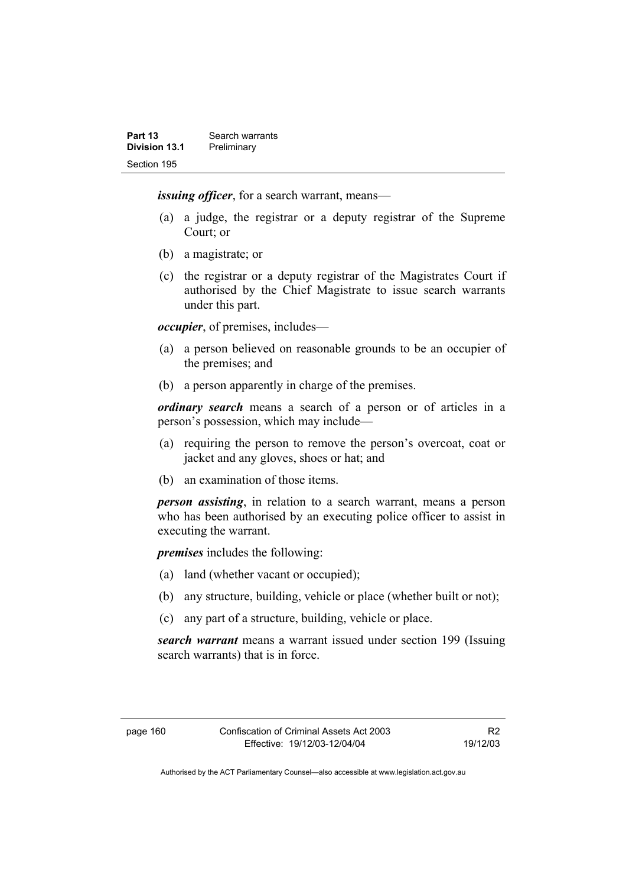***issuing officer***, for a search warrant, means—

(a) a judge, the registrar or a deputy registrar of the Supreme Court; or

(b) a magistrate; or

(c) the registrar or a deputy registrar of the Magistrates Court if authorised by the Chief Magistrate to issue search warrants under this part.

***occupier***, of premises, includes—

(a) a person believed on reasonable grounds to be an occupier of the premises; and

(b) a person apparently in charge of the premises.

***ordinary search*** means a search of a person or of articles in a person's possession, which may include—

(a) requiring the person to remove the person's overcoat, coat or jacket and any gloves, shoes or hat; and

(b) an examination of those items.

***person assisting***, in relation to a search warrant, means a person who has been authorised by an executing police officer to assist in executing the warrant.

***premises*** includes the following:

(a) land (whether vacant or occupied);

(b) any structure, building, vehicle or place (whether built or not);

(c) any part of a structure, building, vehicle or place.

***search warrant*** means a warrant issued under section 199 (Issuing search warrants) that is in force.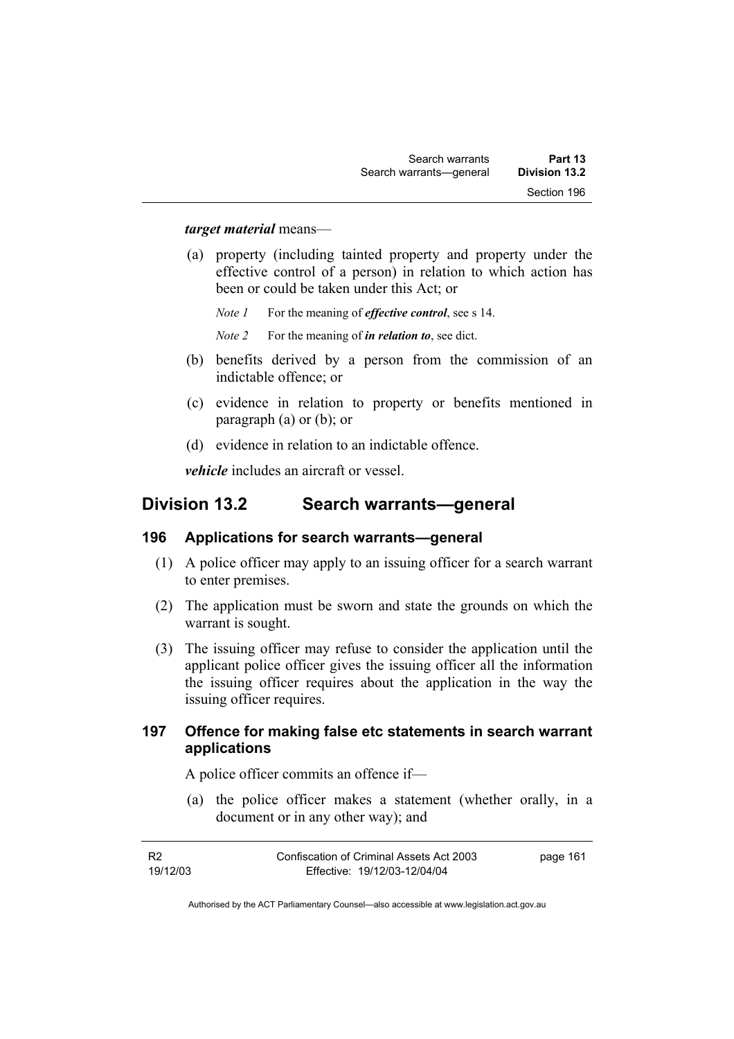***target material*** means—

(a) property (including tainted property and property under the effective control of a person) in relation to which action has been or could be taken under this Act; or

*Note 1* For the meaning of ***effective control***, see s 14.

*Note 2* For the meaning of ***in relation to***, see dict.

(b) benefits derived by a person from the commission of an indictable offence; or

(c) evidence in relation to property or benefits mentioned in paragraph (a) or (b); or

(d) evidence in relation to an indictable offence.

***vehicle*** includes an aircraft or vessel.

## Division 13.2 Search warrants—general

### 196 Applications for search warrants—general

(1) A police officer may apply to an issuing officer for a search warrant to enter premises.

(2) The application must be sworn and state the grounds on which the warrant is sought.

(3) The issuing officer may refuse to consider the application until the applicant police officer gives the issuing officer all the information the issuing officer requires about the application in the way the issuing officer requires.

### 197 Offence for making false etc statements in search warrant applications

A police officer commits an offence if—

(a) the police officer makes a statement (whether orally, in a document or in any other way); and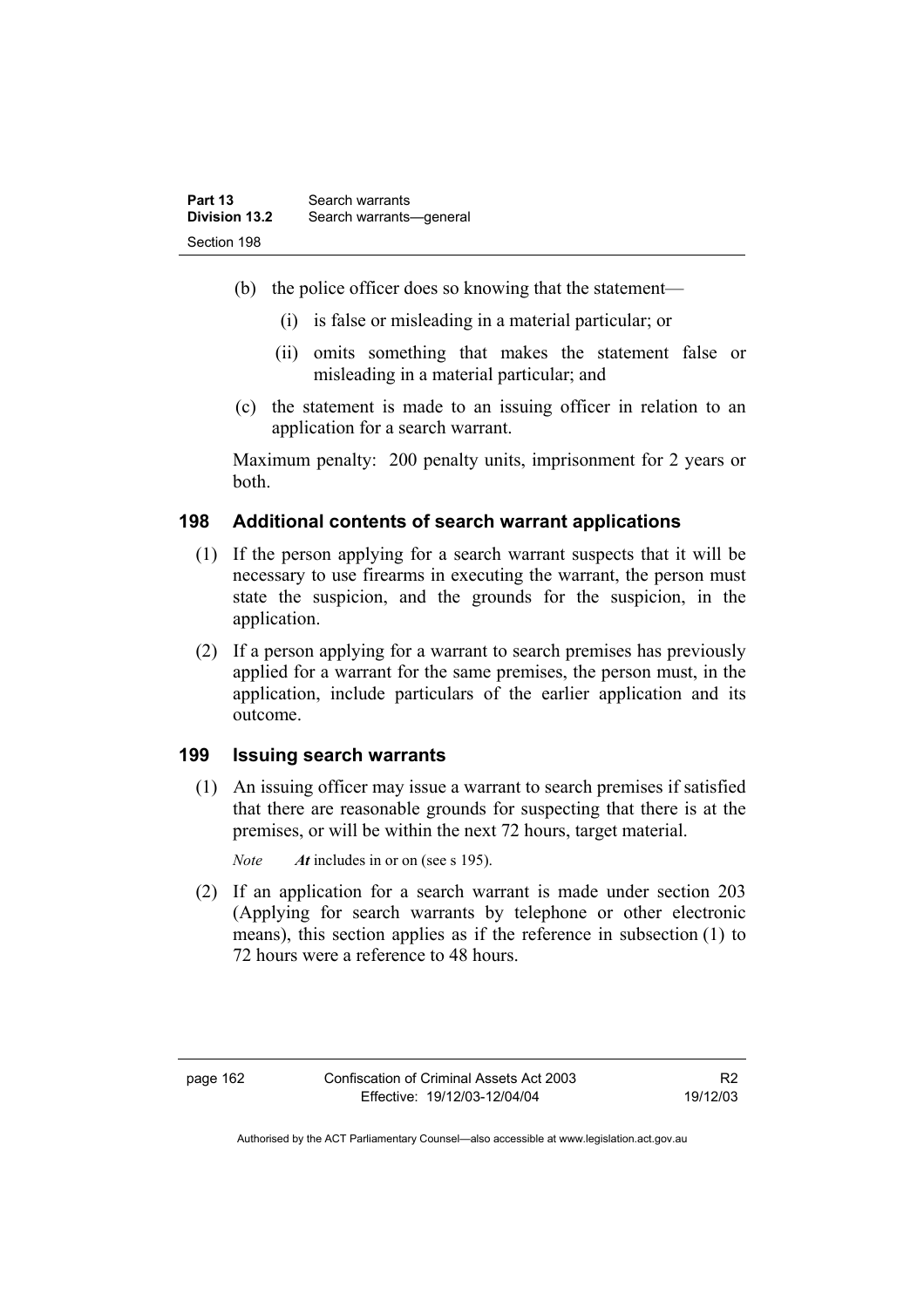(b) the police officer does so knowing that the statement—

   (i) is false or misleading in a material particular; or

   (ii) omits something that makes the statement false or misleading in a material particular; and

(c) the statement is made to an issuing officer in relation to an application for a search warrant.

Maximum penalty: 200 penalty units, imprisonment for 2 years or both.

### 198 Additional contents of search warrant applications

(1) If the person applying for a search warrant suspects that it will be necessary to use firearms in executing the warrant, the person must state the suspicion, and the grounds for the suspicion, in the application.

(2) If a person applying for a warrant to search premises has previously applied for a warrant for the same premises, the person must, in the application, include particulars of the earlier application and its outcome.

### 199 Issuing search warrants

(1) An issuing officer may issue a warrant to search premises if satisfied that there are reasonable grounds for suspecting that there is at the premises, or will be within the next 72 hours, target material.

*Note* ***At*** includes in or on (see s 195).

(2) If an application for a search warrant is made under section 203 (Applying for search warrants by telephone or other electronic means), this section applies as if the reference in subsection (1) to 72 hours were a reference to 48 hours.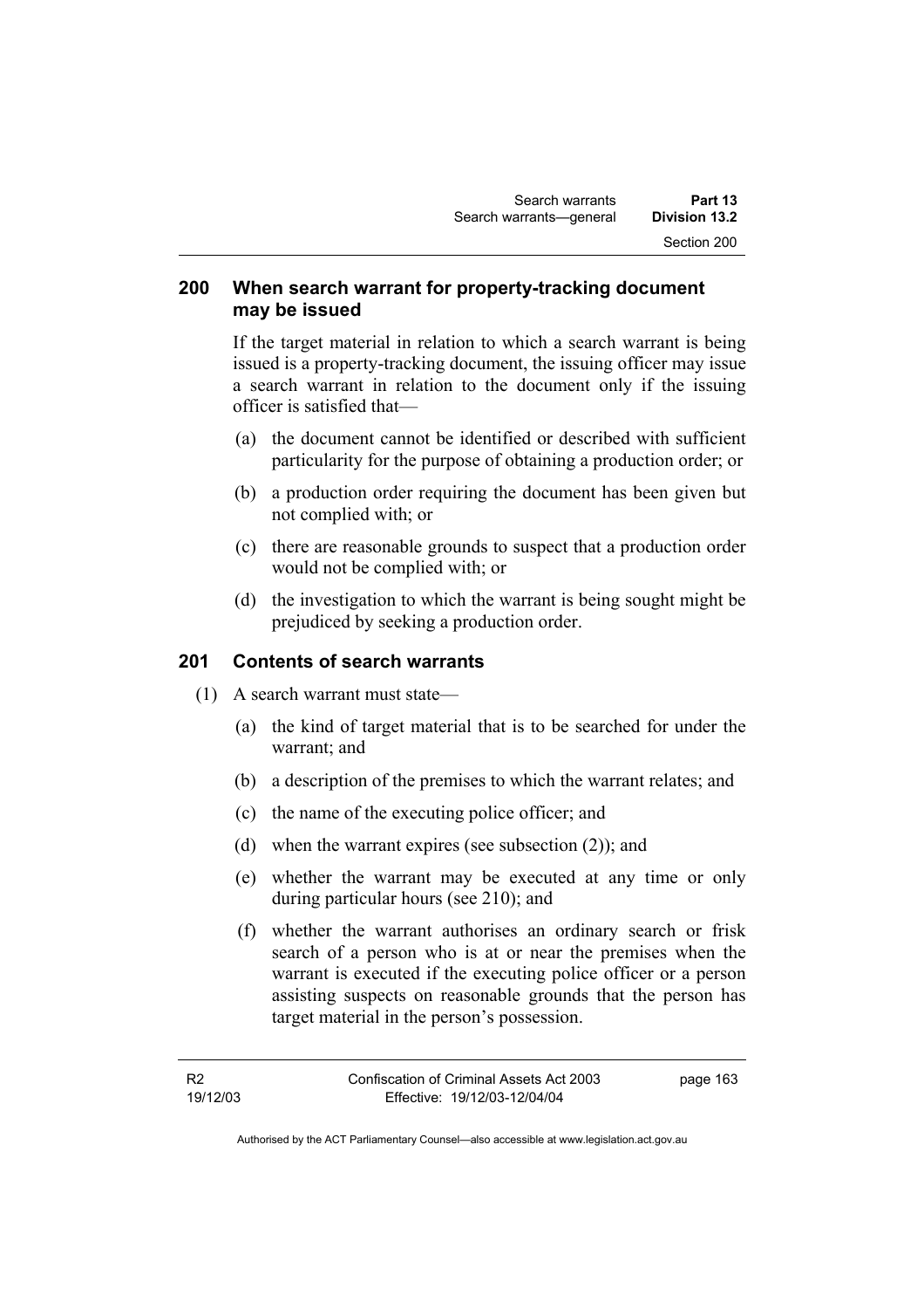## 200 When search warrant for property-tracking document may be issued

If the target material in relation to which a search warrant is being issued is a property-tracking document, the issuing officer may issue a search warrant in relation to the document only if the issuing officer is satisfied that—

(a) the document cannot be identified or described with sufficient particularity for the purpose of obtaining a production order; or

(b) a production order requiring the document has been given but not complied with; or

(c) there are reasonable grounds to suspect that a production order would not be complied with; or

(d) the investigation to which the warrant is being sought might be prejudiced by seeking a production order.

## 201 Contents of search warrants

(1) A search warrant must state—

(a) the kind of target material that is to be searched for under the warrant; and

(b) a description of the premises to which the warrant relates; and

(c) the name of the executing police officer; and

(d) when the warrant expires (see subsection (2)); and

(e) whether the warrant may be executed at any time or only during particular hours (see 210); and

(f) whether the warrant authorises an ordinary search or frisk search of a person who is at or near the premises when the warrant is executed if the executing police officer or a person assisting suspects on reasonable grounds that the person has target material in the person's possession.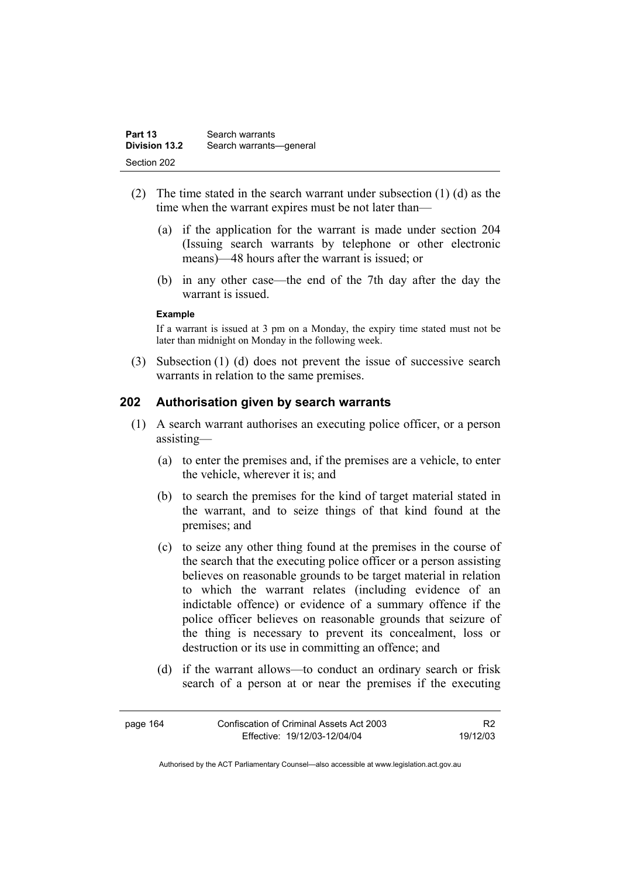(2) The time stated in the search warrant under subsection (1) (d) as the time when the warrant expires must be not later than—

(a) if the application for the warrant is made under section 204 (Issuing search warrants by telephone or other electronic means)—48 hours after the warrant is issued; or

(b) in any other case—the end of the 7th day after the day the warrant is issued.

**Example**

If a warrant is issued at 3 pm on a Monday, the expiry time stated must not be later than midnight on Monday in the following week.

(3) Subsection (1) (d) does not prevent the issue of successive search warrants in relation to the same premises.

## 202 Authorisation given by search warrants

(1) A search warrant authorises an executing police officer, or a person assisting—

(a) to enter the premises and, if the premises are a vehicle, to enter the vehicle, wherever it is; and

(b) to search the premises for the kind of target material stated in the warrant, and to seize things of that kind found at the premises; and

(c) to seize any other thing found at the premises in the course of the search that the executing police officer or a person assisting believes on reasonable grounds to be target material in relation to which the warrant relates (including evidence of an indictable offence) or evidence of a summary offence if the police officer believes on reasonable grounds that seizure of the thing is necessary to prevent its concealment, loss or destruction or its use in committing an offence; and

(d) if the warrant allows—to conduct an ordinary search or frisk search of a person at or near the premises if the executing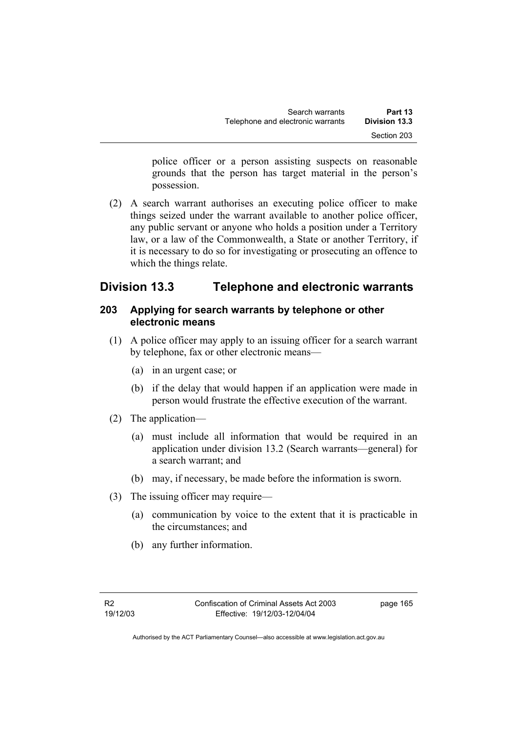police officer or a person assisting suspects on reasonable grounds that the person has target material in the person's possession.

(2) A search warrant authorises an executing police officer to make things seized under the warrant available to another police officer, any public servant or anyone who holds a position under a Territory law, or a law of the Commonwealth, a State or another Territory, if it is necessary to do so for investigating or prosecuting an offence to which the things relate.

## Division 13.3 Telephone and electronic warrants

### 203 Applying for search warrants by telephone or other electronic means

(1) A police officer may apply to an issuing officer for a search warrant by telephone, fax or other electronic means—

(a) in an urgent case; or

(b) if the delay that would happen if an application were made in person would frustrate the effective execution of the warrant.

(2) The application—

(a) must include all information that would be required in an application under division 13.2 (Search warrants—general) for a search warrant; and

(b) may, if necessary, be made before the information is sworn.

(3) The issuing officer may require—

(a) communication by voice to the extent that it is practicable in the circumstances; and

(b) any further information.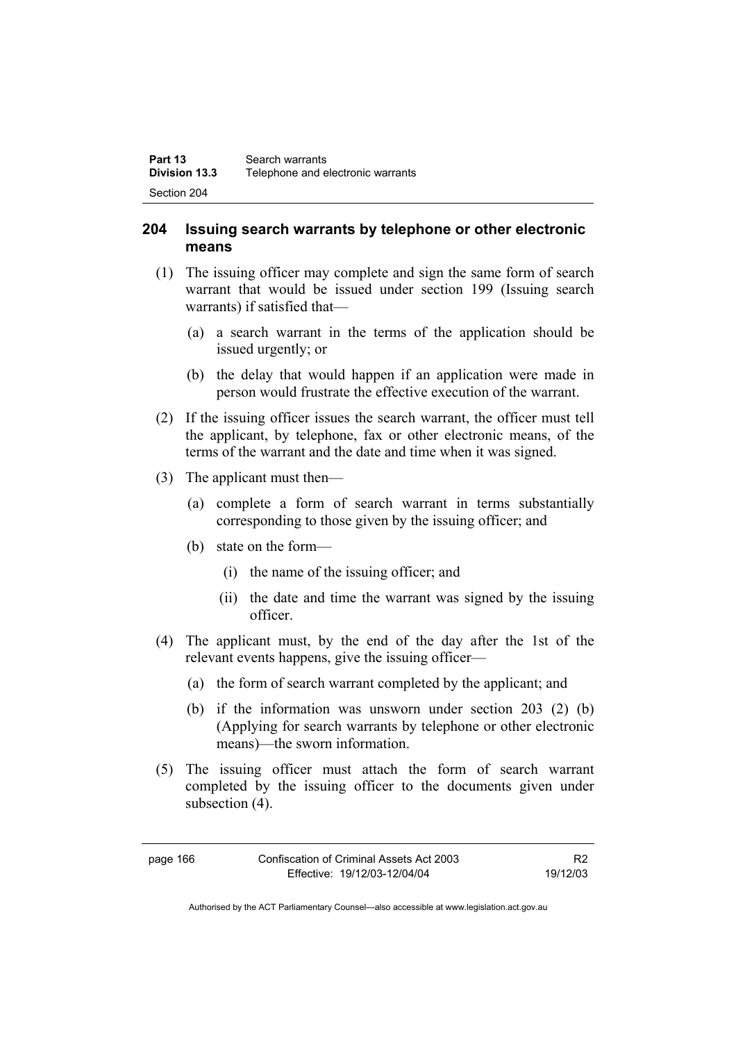## 204 Issuing search warrants by telephone or other electronic means

(1) The issuing officer may complete and sign the same form of search warrant that would be issued under section 199 (Issuing search warrants) if satisfied that—

(a) a search warrant in the terms of the application should be issued urgently; or

(b) the delay that would happen if an application were made in person would frustrate the effective execution of the warrant.

(2) If the issuing officer issues the search warrant, the officer must tell the applicant, by telephone, fax or other electronic means, of the terms of the warrant and the date and time when it was signed.

(3) The applicant must then—

(a) complete a form of search warrant in terms substantially corresponding to those given by the issuing officer; and

(b) state on the form—

(i) the name of the issuing officer; and

(ii) the date and time the warrant was signed by the issuing officer.

(4) The applicant must, by the end of the day after the 1st of the relevant events happens, give the issuing officer—

(a) the form of search warrant completed by the applicant; and

(b) if the information was unsworn under section 203 (2) (b) (Applying for search warrants by telephone or other electronic means)—the sworn information.

(5) The issuing officer must attach the form of search warrant completed by the issuing officer to the documents given under subsection (4).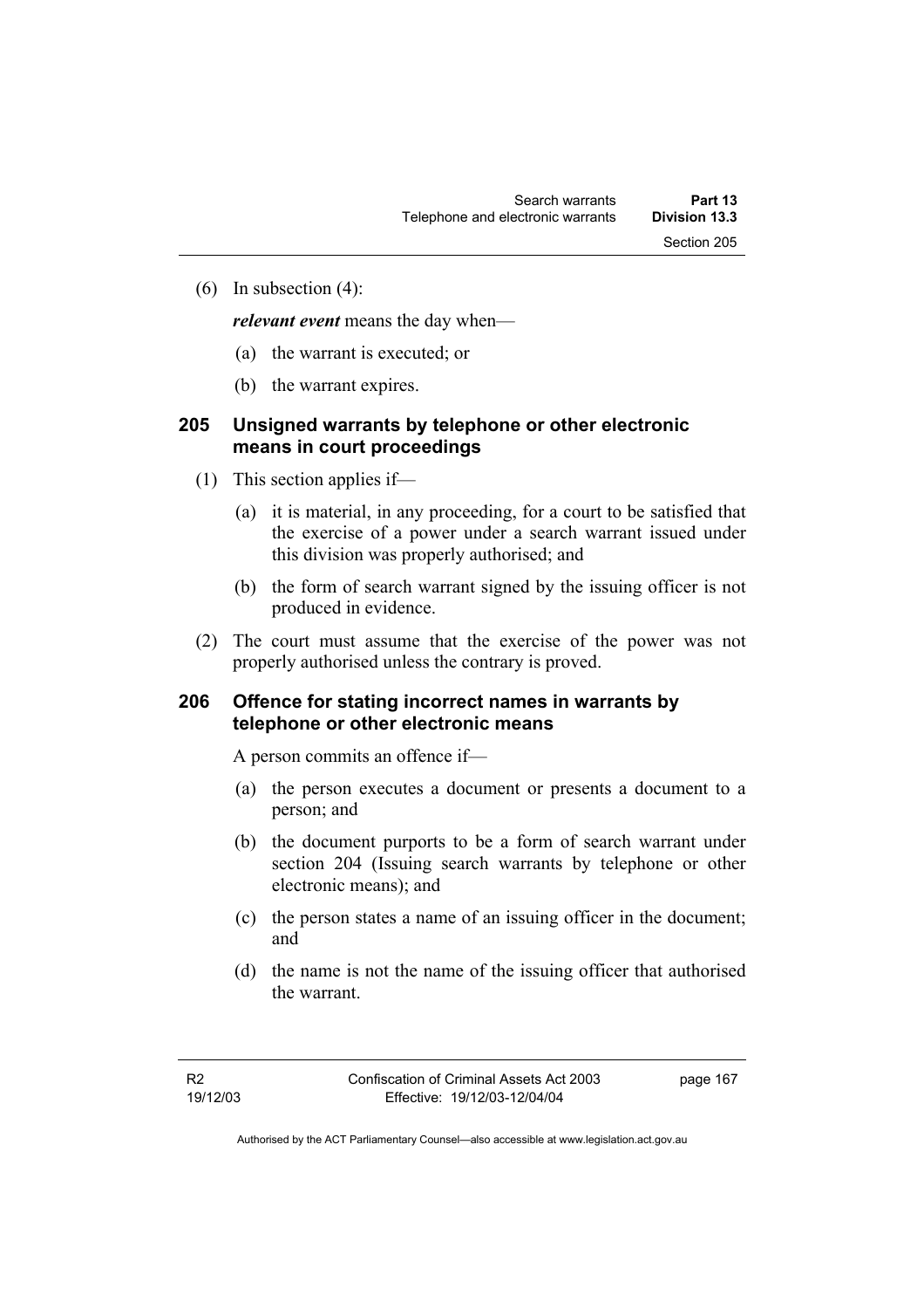(6) In subsection (4):

***relevant event*** means the day when—

(a) the warrant is executed; or

(b) the warrant expires.

## 205 Unsigned warrants by telephone or other electronic means in court proceedings

(1) This section applies if—

(a) it is material, in any proceeding, for a court to be satisfied that the exercise of a power under a search warrant issued under this division was properly authorised; and

(b) the form of search warrant signed by the issuing officer is not produced in evidence.

(2) The court must assume that the exercise of the power was not properly authorised unless the contrary is proved.

## 206 Offence for stating incorrect names in warrants by telephone or other electronic means

A person commits an offence if—

(a) the person executes a document or presents a document to a person; and

(b) the document purports to be a form of search warrant under section 204 (Issuing search warrants by telephone or other electronic means); and

(c) the person states a name of an issuing officer in the document; and

(d) the name is not the name of the issuing officer that authorised the warrant.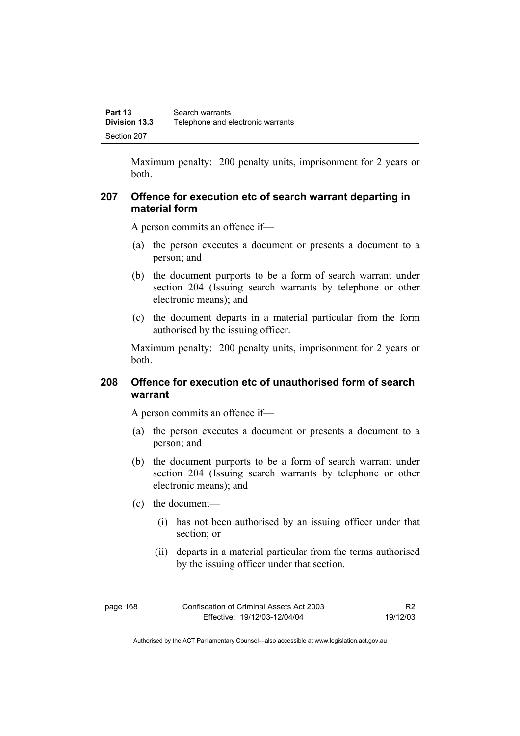Maximum penalty: 200 penalty units, imprisonment for 2 years or both.

## 207 Offence for execution etc of search warrant departing in material form

A person commits an offence if—

(a) the person executes a document or presents a document to a person; and

(b) the document purports to be a form of search warrant under section 204 (Issuing search warrants by telephone or other electronic means); and

(c) the document departs in a material particular from the form authorised by the issuing officer.

Maximum penalty: 200 penalty units, imprisonment for 2 years or both.

## 208 Offence for execution etc of unauthorised form of search warrant

A person commits an offence if—

(a) the person executes a document or presents a document to a person; and

(b) the document purports to be a form of search warrant under section 204 (Issuing search warrants by telephone or other electronic means); and

(c) the document—

(i) has not been authorised by an issuing officer under that section; or

(ii) departs in a material particular from the terms authorised by the issuing officer under that section.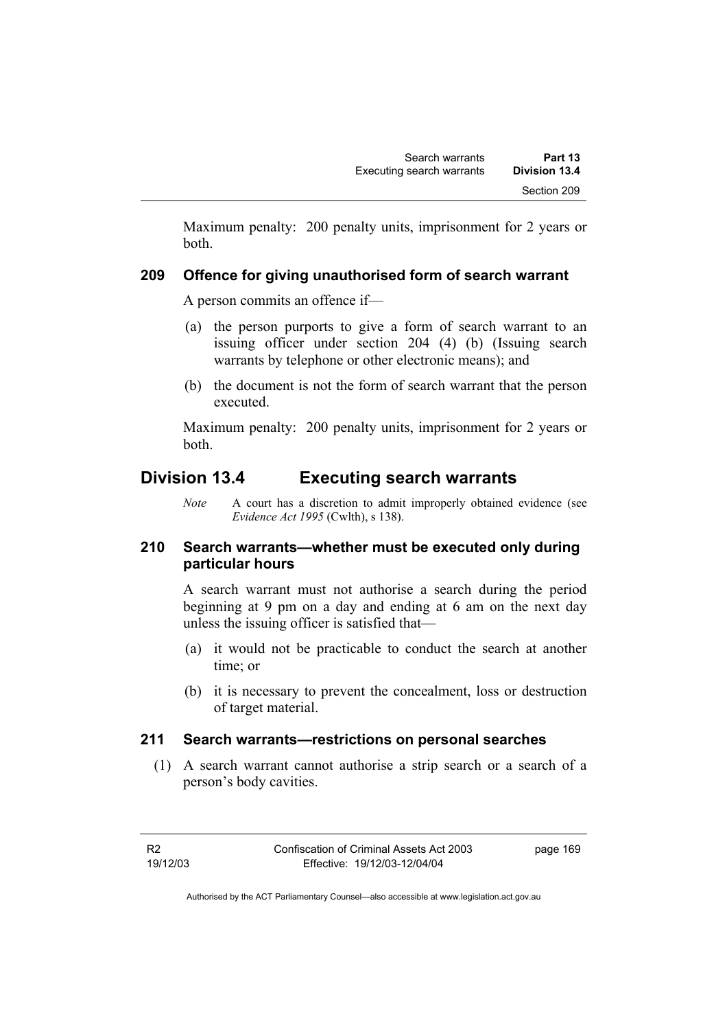Maximum penalty: 200 penalty units, imprisonment for 2 years or both.

### 209 Offence for giving unauthorised form of search warrant

A person commits an offence if—

(a) the person purports to give a form of search warrant to an issuing officer under section 204 (4) (b) (Issuing search warrants by telephone or other electronic means); and

(b) the document is not the form of search warrant that the person executed.

Maximum penalty: 200 penalty units, imprisonment for 2 years or both.

## Division 13.4 Executing search warrants

*Note* A court has a discretion to admit improperly obtained evidence (see *Evidence Act 1995* (Cwlth), s 138).

### 210 Search warrants—whether must be executed only during particular hours

A search warrant must not authorise a search during the period beginning at 9 pm on a day and ending at 6 am on the next day unless the issuing officer is satisfied that—

(a) it would not be practicable to conduct the search at another time; or

(b) it is necessary to prevent the concealment, loss or destruction of target material.

### 211 Search warrants—restrictions on personal searches

(1) A search warrant cannot authorise a strip search or a search of a person's body cavities.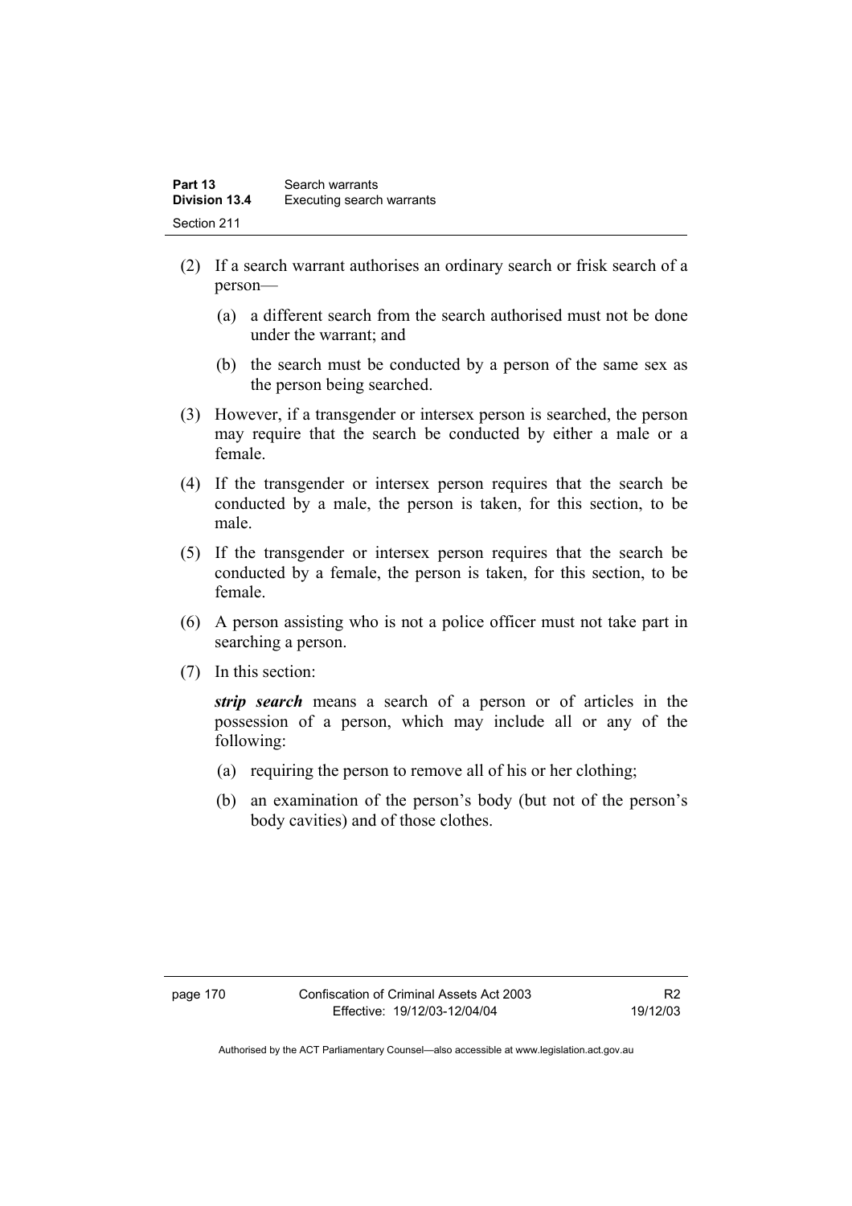(2) If a search warrant authorises an ordinary search or frisk search of a person—

(a) a different search from the search authorised must not be done under the warrant; and

(b) the search must be conducted by a person of the same sex as the person being searched.

(3) However, if a transgender or intersex person is searched, the person may require that the search be conducted by either a male or a female.

(4) If the transgender or intersex person requires that the search be conducted by a male, the person is taken, for this section, to be male.

(5) If the transgender or intersex person requires that the search be conducted by a female, the person is taken, for this section, to be female.

(6) A person assisting who is not a police officer must not take part in searching a person.

(7) In this section:

***strip search*** means a search of a person or of articles in the possession of a person, which may include all or any of the following:

(a) requiring the person to remove all of his or her clothing;

(b) an examination of the person's body (but not of the person's body cavities) and of those clothes.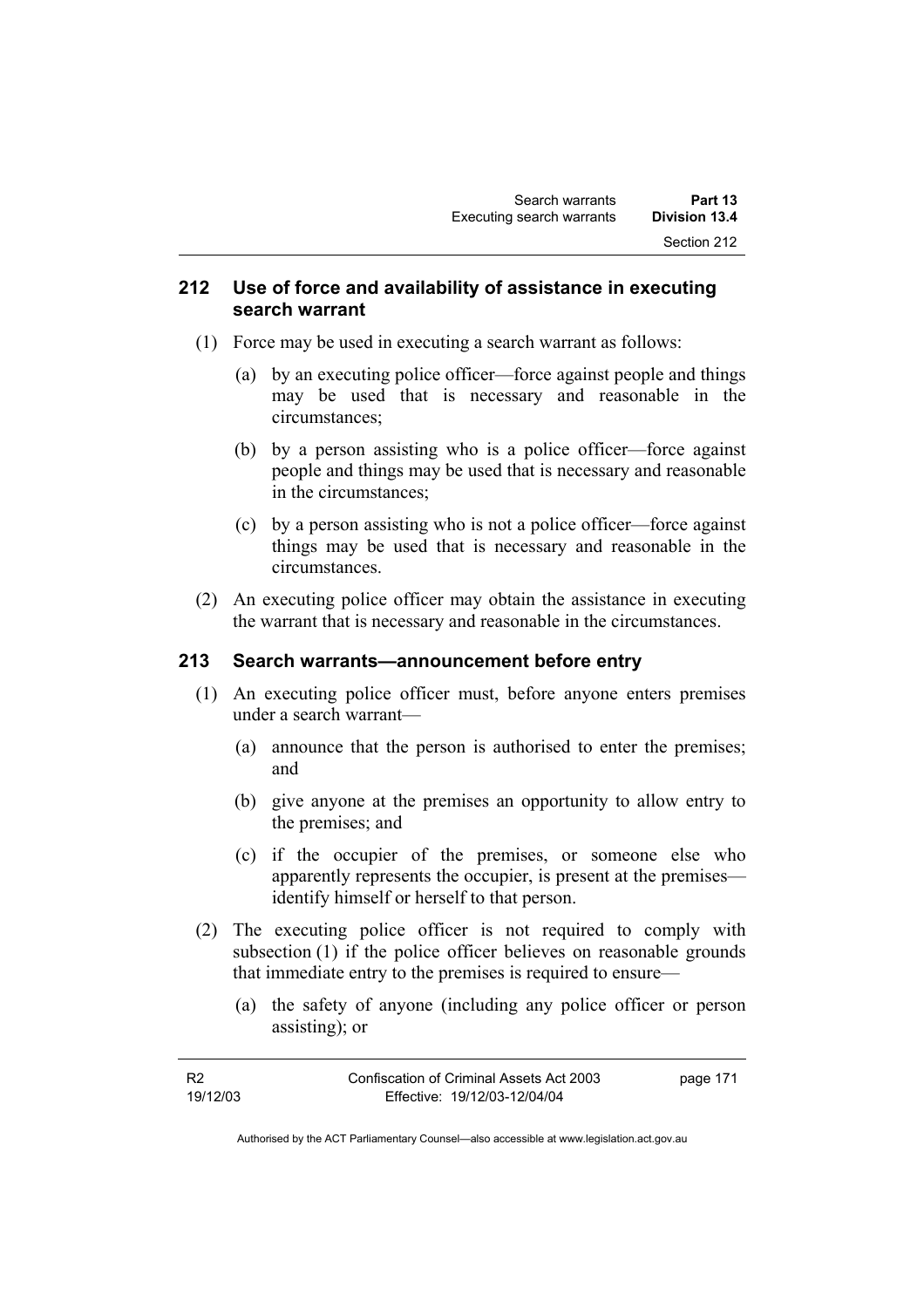### 212 Use of force and availability of assistance in executing search warrant

(1) Force may be used in executing a search warrant as follows:

(a) by an executing police officer—force against people and things may be used that is necessary and reasonable in the circumstances;

(b) by a person assisting who is a police officer—force against people and things may be used that is necessary and reasonable in the circumstances;

(c) by a person assisting who is not a police officer—force against things may be used that is necessary and reasonable in the circumstances.

(2) An executing police officer may obtain the assistance in executing the warrant that is necessary and reasonable in the circumstances.

### 213 Search warrants—announcement before entry

(1) An executing police officer must, before anyone enters premises under a search warrant—

(a) announce that the person is authorised to enter the premises; and

(b) give anyone at the premises an opportunity to allow entry to the premises; and

(c) if the occupier of the premises, or someone else who apparently represents the occupier, is present at the premises—identify himself or herself to that person.

(2) The executing police officer is not required to comply with subsection (1) if the police officer believes on reasonable grounds that immediate entry to the premises is required to ensure—

(a) the safety of anyone (including any police officer or person assisting); or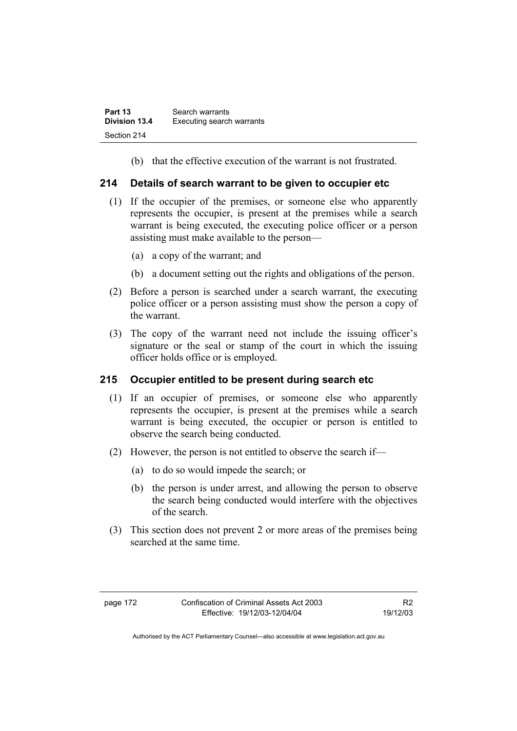(b) that the effective execution of the warrant is not frustrated.

## 214 Details of search warrant to be given to occupier etc

(1) If the occupier of the premises, or someone else who apparently represents the occupier, is present at the premises while a search warrant is being executed, the executing police officer or a person assisting must make available to the person—

(a) a copy of the warrant; and

(b) a document setting out the rights and obligations of the person.

(2) Before a person is searched under a search warrant, the executing police officer or a person assisting must show the person a copy of the warrant.

(3) The copy of the warrant need not include the issuing officer's signature or the seal or stamp of the court in which the issuing officer holds office or is employed.

## 215 Occupier entitled to be present during search etc

(1) If an occupier of premises, or someone else who apparently represents the occupier, is present at the premises while a search warrant is being executed, the occupier or person is entitled to observe the search being conducted.

(2) However, the person is not entitled to observe the search if—

(a) to do so would impede the search; or

(b) the person is under arrest, and allowing the person to observe the search being conducted would interfere with the objectives of the search.

(3) This section does not prevent 2 or more areas of the premises being searched at the same time.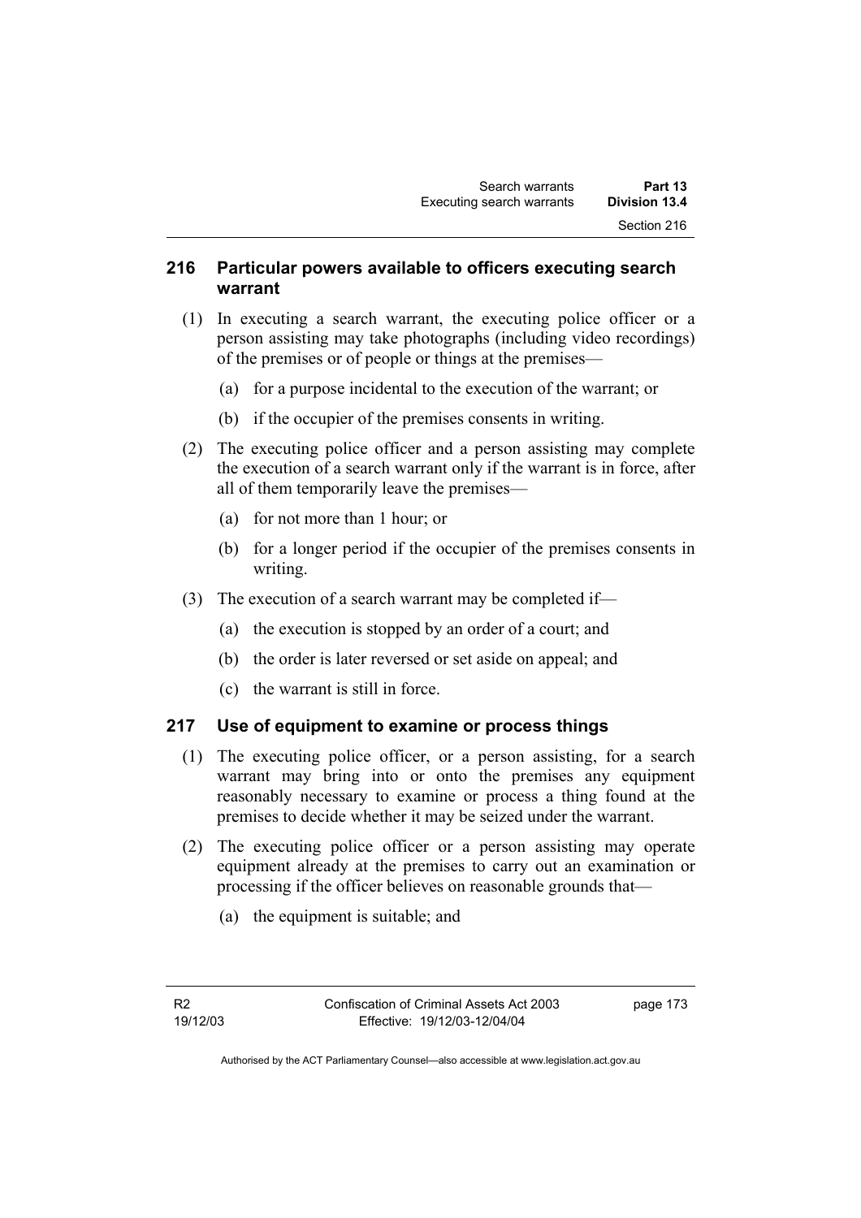## 216 Particular powers available to officers executing search warrant

(1) In executing a search warrant, the executing police officer or a person assisting may take photographs (including video recordings) of the premises or of people or things at the premises—

(a) for a purpose incidental to the execution of the warrant; or

(b) if the occupier of the premises consents in writing.

(2) The executing police officer and a person assisting may complete the execution of a search warrant only if the warrant is in force, after all of them temporarily leave the premises—

(a) for not more than 1 hour; or

(b) for a longer period if the occupier of the premises consents in writing.

(3) The execution of a search warrant may be completed if—

(a) the execution is stopped by an order of a court; and

(b) the order is later reversed or set aside on appeal; and

(c) the warrant is still in force.

## 217 Use of equipment to examine or process things

(1) The executing police officer, or a person assisting, for a search warrant may bring into or onto the premises any equipment reasonably necessary to examine or process a thing found at the premises to decide whether it may be seized under the warrant.

(2) The executing police officer or a person assisting may operate equipment already at the premises to carry out an examination or processing if the officer believes on reasonable grounds that—

(a) the equipment is suitable; and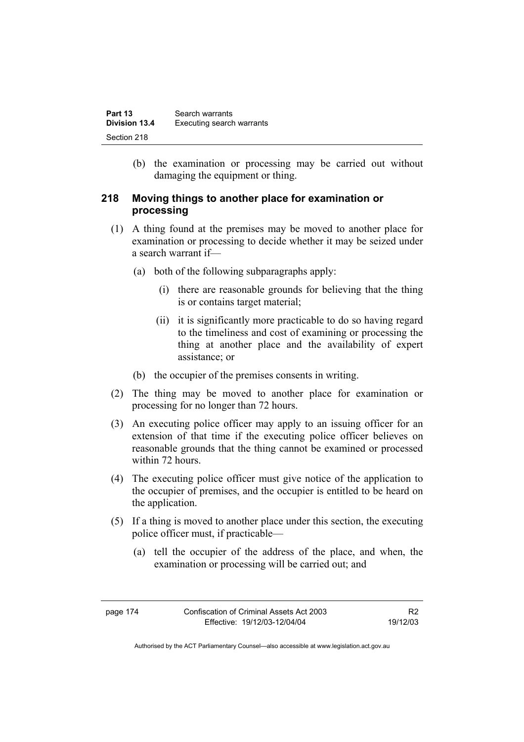(b) the examination or processing may be carried out without damaging the equipment or thing.

### 218 Moving things to another place for examination or processing

(1) A thing found at the premises may be moved to another place for examination or processing to decide whether it may be seized under a search warrant if—

(a) both of the following subparagraphs apply:

(i) there are reasonable grounds for believing that the thing is or contains target material;

(ii) it is significantly more practicable to do so having regard to the timeliness and cost of examining or processing the thing at another place and the availability of expert assistance; or

(b) the occupier of the premises consents in writing.

(2) The thing may be moved to another place for examination or processing for no longer than 72 hours.

(3) An executing police officer may apply to an issuing officer for an extension of that time if the executing police officer believes on reasonable grounds that the thing cannot be examined or processed within 72 hours.

(4) The executing police officer must give notice of the application to the occupier of premises, and the occupier is entitled to be heard on the application.

(5) If a thing is moved to another place under this section, the executing police officer must, if practicable—

(a) tell the occupier of the address of the place, and when, the examination or processing will be carried out; and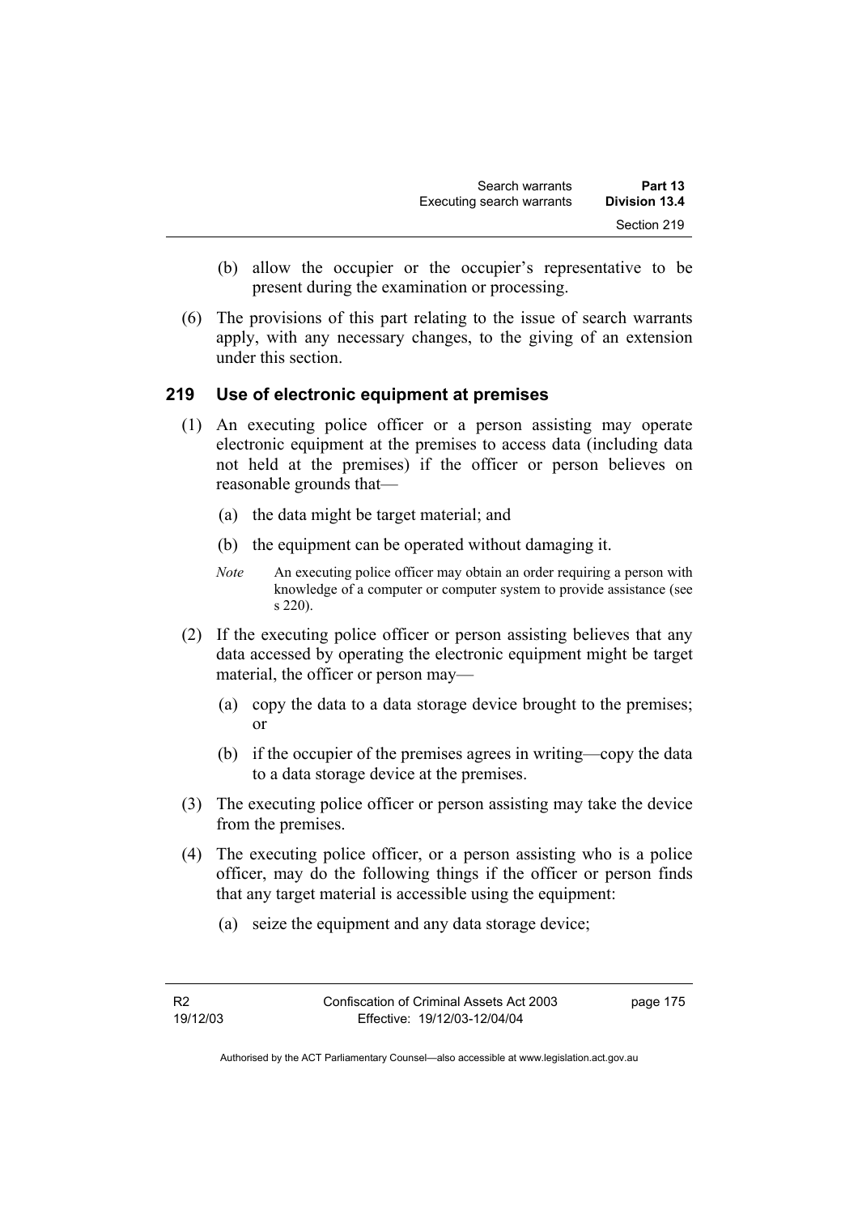(b) allow the occupier or the occupier's representative to be present during the examination or processing.

(6) The provisions of this part relating to the issue of search warrants apply, with any necessary changes, to the giving of an extension under this section.

### 219 Use of electronic equipment at premises

(1) An executing police officer or a person assisting may operate electronic equipment at the premises to access data (including data not held at the premises) if the officer or person believes on reasonable grounds that—

(a) the data might be target material; and

(b) the equipment can be operated without damaging it.

*Note* An executing police officer may obtain an order requiring a person with knowledge of a computer or computer system to provide assistance (see s 220).

(2) If the executing police officer or person assisting believes that any data accessed by operating the electronic equipment might be target material, the officer or person may—

(a) copy the data to a data storage device brought to the premises; or

(b) if the occupier of the premises agrees in writing—copy the data to a data storage device at the premises.

(3) The executing police officer or person assisting may take the device from the premises.

(4) The executing police officer, or a person assisting who is a police officer, may do the following things if the officer or person finds that any target material is accessible using the equipment:

(a) seize the equipment and any data storage device;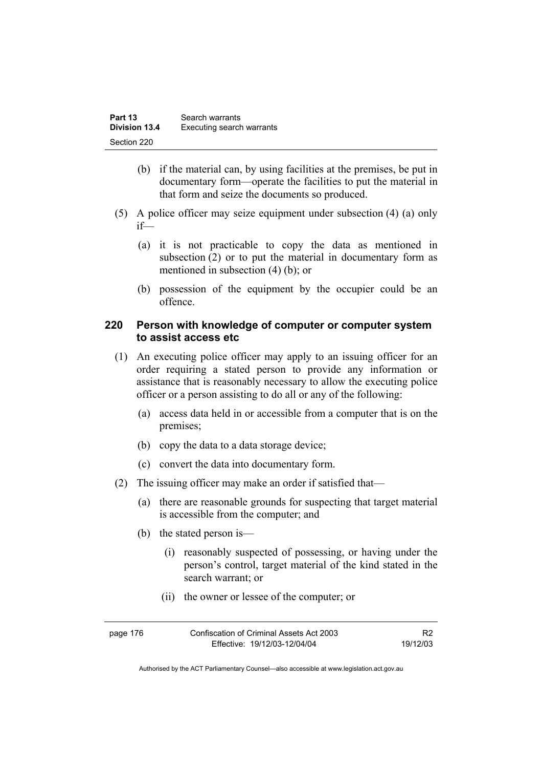(b) if the material can, by using facilities at the premises, be put in documentary form—operate the facilities to put the material in that form and seize the documents so produced.

(5) A police officer may seize equipment under subsection (4) (a) only if—

(a) it is not practicable to copy the data as mentioned in subsection (2) or to put the material in documentary form as mentioned in subsection (4) (b); or

(b) possession of the equipment by the occupier could be an offence.

## 220 Person with knowledge of computer or computer system to assist access etc

(1) An executing police officer may apply to an issuing officer for an order requiring a stated person to provide any information or assistance that is reasonably necessary to allow the executing police officer or a person assisting to do all or any of the following:

(a) access data held in or accessible from a computer that is on the premises;

(b) copy the data to a data storage device;

(c) convert the data into documentary form.

(2) The issuing officer may make an order if satisfied that—

(a) there are reasonable grounds for suspecting that target material is accessible from the computer; and

(b) the stated person is—

(i) reasonably suspected of possessing, or having under the person's control, target material of the kind stated in the search warrant; or

(ii) the owner or lessee of the computer; or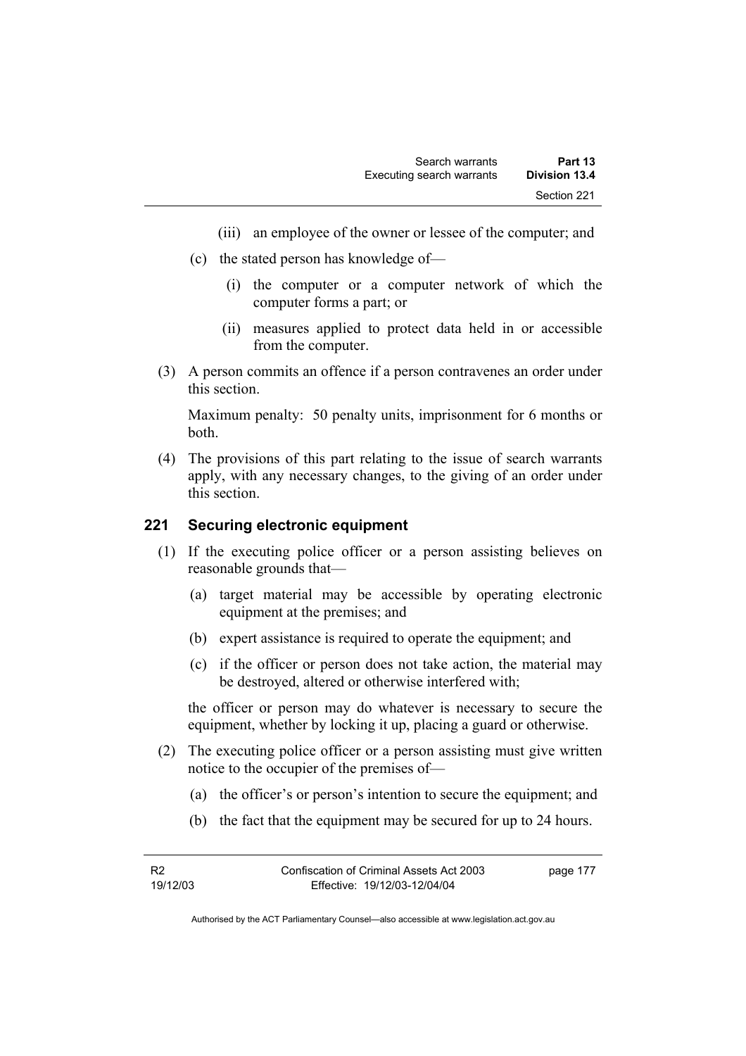(iii) an employee of the owner or lessee of the computer; and

(c) the stated person has knowledge of—

(i) the computer or a computer network of which the computer forms a part; or

(ii) measures applied to protect data held in or accessible from the computer.

(3) A person commits an offence if a person contravenes an order under this section.

Maximum penalty: 50 penalty units, imprisonment for 6 months or both.

(4) The provisions of this part relating to the issue of search warrants apply, with any necessary changes, to the giving of an order under this section.

## 221 Securing electronic equipment

(1) If the executing police officer or a person assisting believes on reasonable grounds that—

(a) target material may be accessible by operating electronic equipment at the premises; and

(b) expert assistance is required to operate the equipment; and

(c) if the officer or person does not take action, the material may be destroyed, altered or otherwise interfered with;

the officer or person may do whatever is necessary to secure the equipment, whether by locking it up, placing a guard or otherwise.

(2) The executing police officer or a person assisting must give written notice to the occupier of the premises of—

(a) the officer's or person's intention to secure the equipment; and

(b) the fact that the equipment may be secured for up to 24 hours.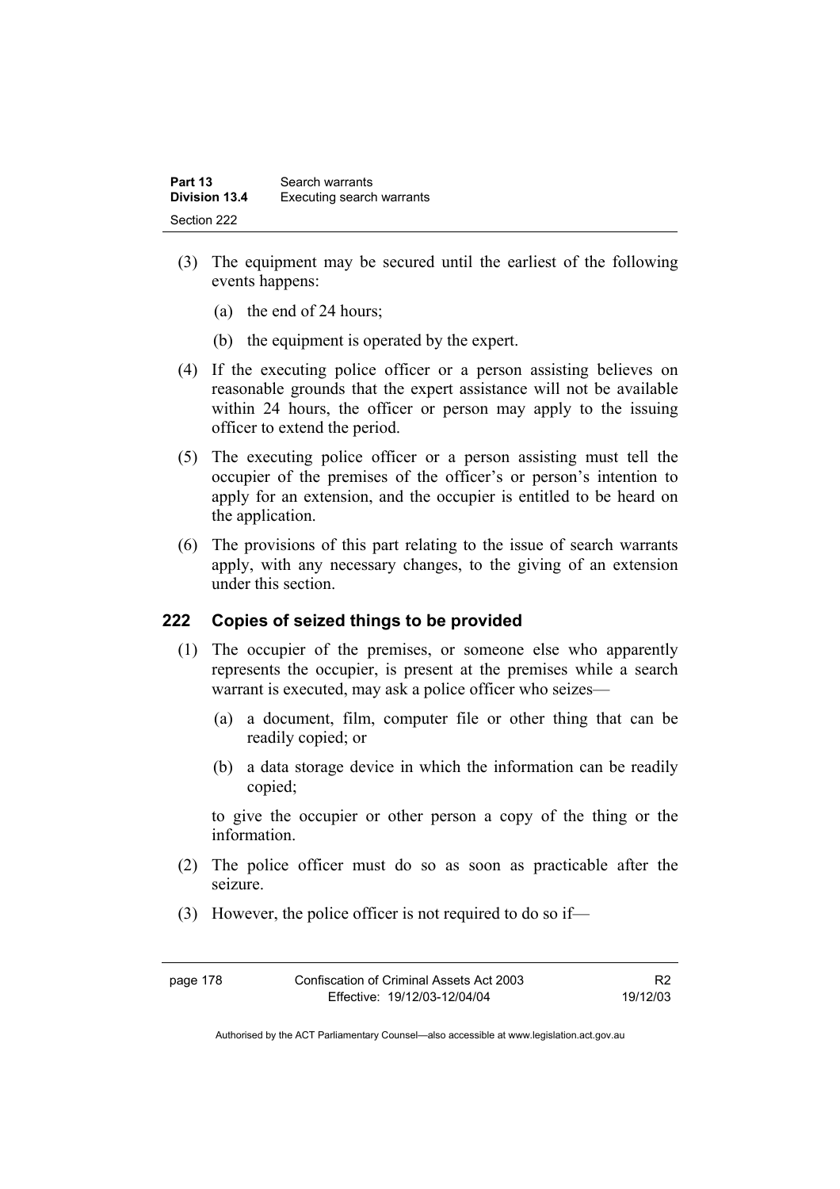(3) The equipment may be secured until the earliest of the following events happens:

(a) the end of 24 hours;

(b) the equipment is operated by the expert.

(4) If the executing police officer or a person assisting believes on reasonable grounds that the expert assistance will not be available within 24 hours, the officer or person may apply to the issuing officer to extend the period.

(5) The executing police officer or a person assisting must tell the occupier of the premises of the officer's or person's intention to apply for an extension, and the occupier is entitled to be heard on the application.

(6) The provisions of this part relating to the issue of search warrants apply, with any necessary changes, to the giving of an extension under this section.

## 222 Copies of seized things to be provided

(1) The occupier of the premises, or someone else who apparently represents the occupier, is present at the premises while a search warrant is executed, may ask a police officer who seizes—

(a) a document, film, computer file or other thing that can be readily copied; or

(b) a data storage device in which the information can be readily copied;

to give the occupier or other person a copy of the thing or the information.

(2) The police officer must do so as soon as practicable after the seizure.

(3) However, the police officer is not required to do so if—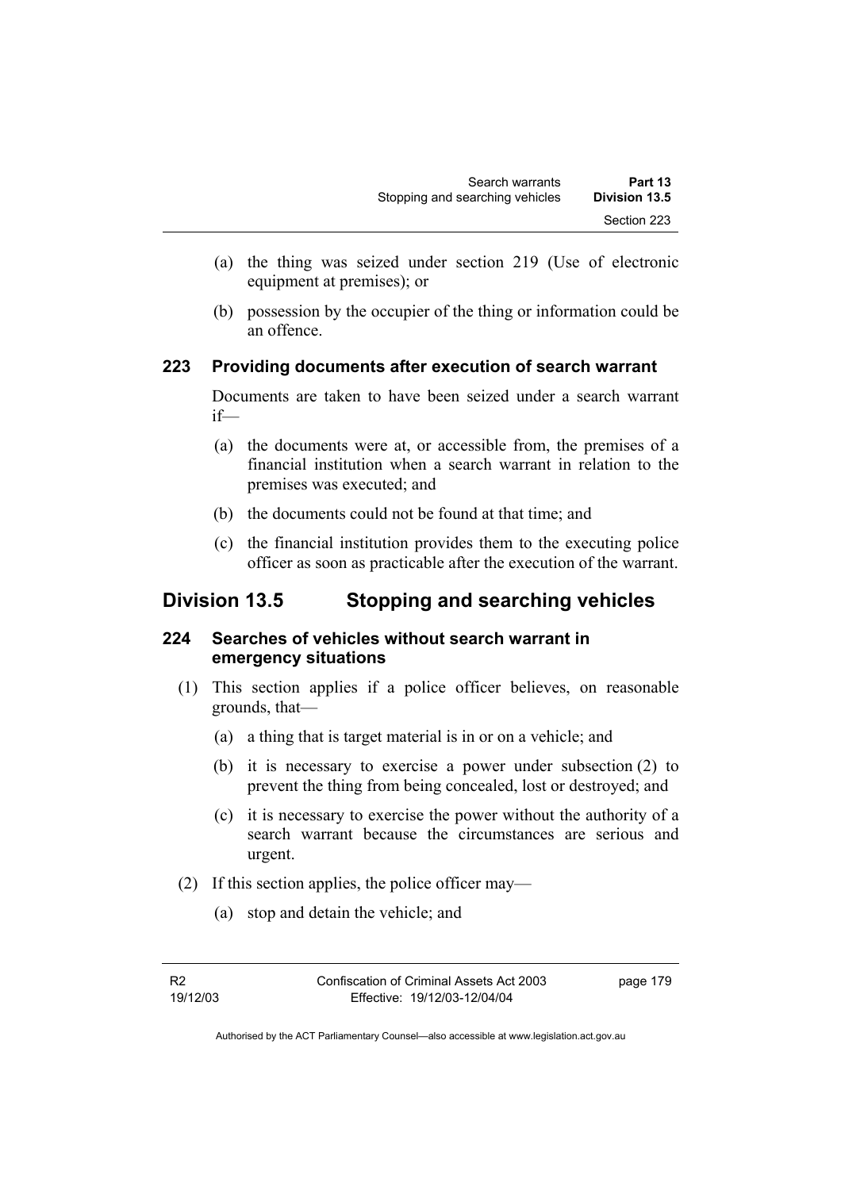(a) the thing was seized under section 219 (Use of electronic equipment at premises); or

(b) possession by the occupier of the thing or information could be an offence.

### 223 Providing documents after execution of search warrant

Documents are taken to have been seized under a search warrant if—

(a) the documents were at, or accessible from, the premises of a financial institution when a search warrant in relation to the premises was executed; and

(b) the documents could not be found at that time; and

(c) the financial institution provides them to the executing police officer as soon as practicable after the execution of the warrant.

## Division 13.5 Stopping and searching vehicles

### 224 Searches of vehicles without search warrant in emergency situations

(1) This section applies if a police officer believes, on reasonable grounds, that—

(a) a thing that is target material is in or on a vehicle; and

(b) it is necessary to exercise a power under subsection (2) to prevent the thing from being concealed, lost or destroyed; and

(c) it is necessary to exercise the power without the authority of a search warrant because the circumstances are serious and urgent.

(2) If this section applies, the police officer may—

(a) stop and detain the vehicle; and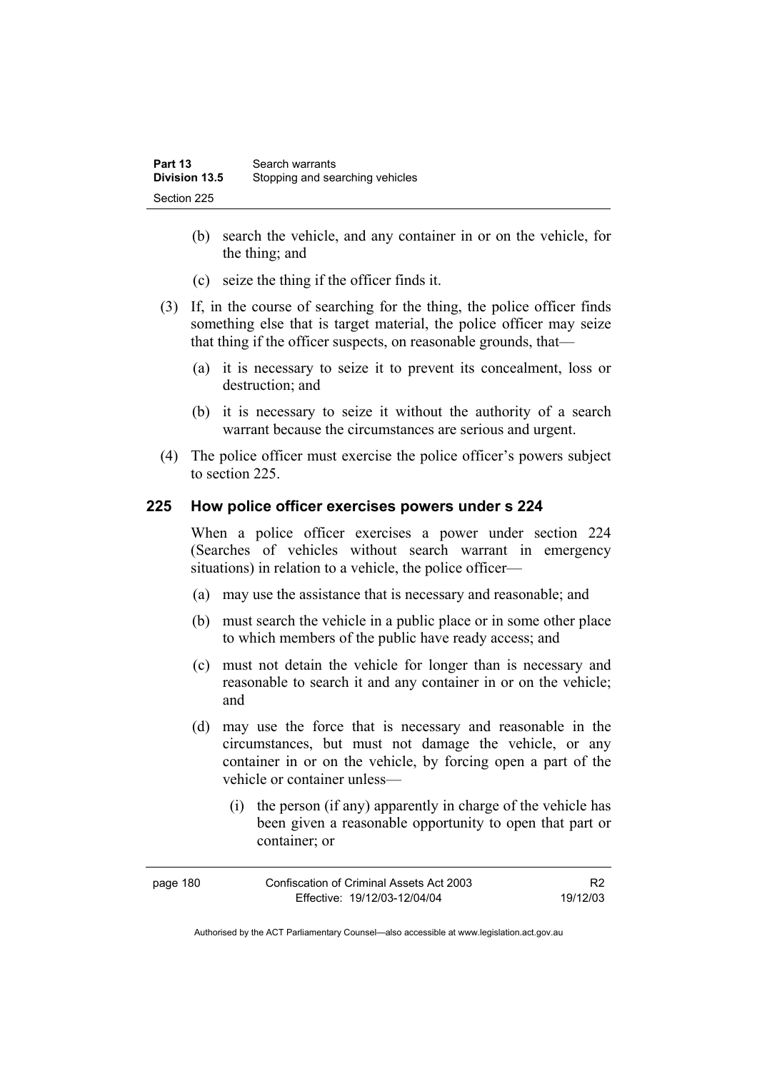(b) search the vehicle, and any container in or on the vehicle, for the thing; and

(c) seize the thing if the officer finds it.

(3) If, in the course of searching for the thing, the police officer finds something else that is target material, the police officer may seize that thing if the officer suspects, on reasonable grounds, that—

(a) it is necessary to seize it to prevent its concealment, loss or destruction; and

(b) it is necessary to seize it without the authority of a search warrant because the circumstances are serious and urgent.

(4) The police officer must exercise the police officer's powers subject to section 225.

## 225 How police officer exercises powers under s 224

When a police officer exercises a power under section 224 (Searches of vehicles without search warrant in emergency situations) in relation to a vehicle, the police officer—

(a) may use the assistance that is necessary and reasonable; and

(b) must search the vehicle in a public place or in some other place to which members of the public have ready access; and

(c) must not detain the vehicle for longer than is necessary and reasonable to search it and any container in or on the vehicle; and

(d) may use the force that is necessary and reasonable in the circumstances, but must not damage the vehicle, or any container in or on the vehicle, by forcing open a part of the vehicle or container unless—

(i) the person (if any) apparently in charge of the vehicle has been given a reasonable opportunity to open that part or container; or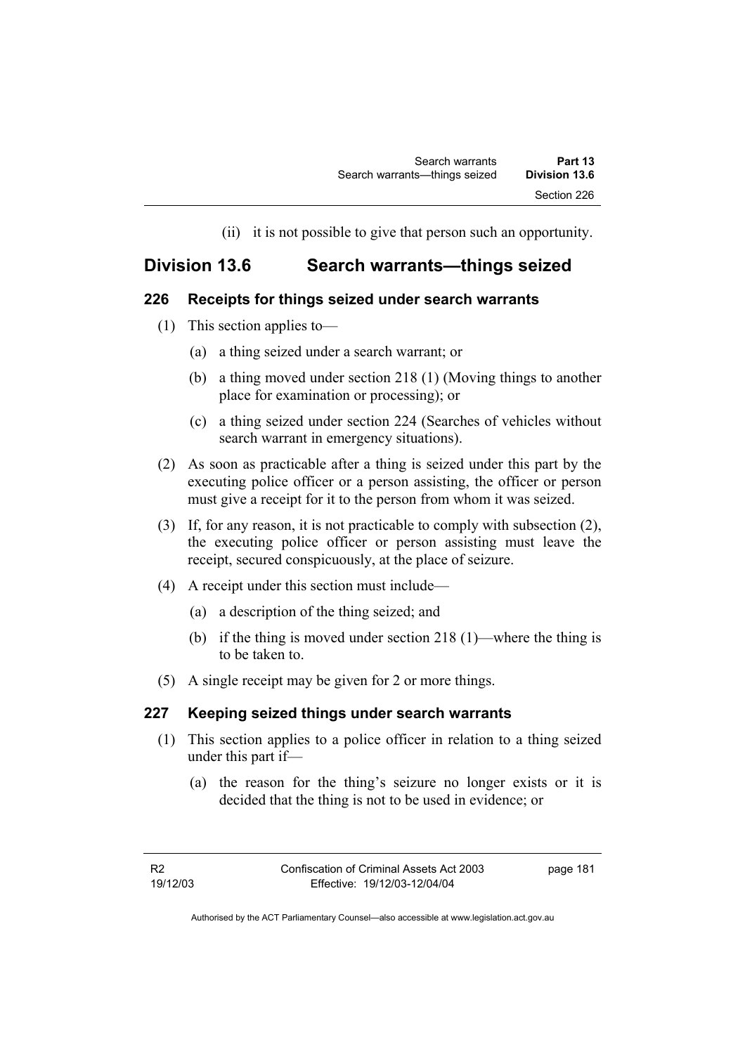(ii) it is not possible to give that person such an opportunity.

## Division 13.6 Search warrants—things seized

### 226 Receipts for things seized under search warrants

(1) This section applies to—

(a) a thing seized under a search warrant; or

(b) a thing moved under section 218 (1) (Moving things to another place for examination or processing); or

(c) a thing seized under section 224 (Searches of vehicles without search warrant in emergency situations).

(2) As soon as practicable after a thing is seized under this part by the executing police officer or a person assisting, the officer or person must give a receipt for it to the person from whom it was seized.

(3) If, for any reason, it is not practicable to comply with subsection (2), the executing police officer or person assisting must leave the receipt, secured conspicuously, at the place of seizure.

(4) A receipt under this section must include—

(a) a description of the thing seized; and

(b) if the thing is moved under section 218 (1)—where the thing is to be taken to.

(5) A single receipt may be given for 2 or more things.

### 227 Keeping seized things under search warrants

(1) This section applies to a police officer in relation to a thing seized under this part if—

(a) the reason for the thing's seizure no longer exists or it is decided that the thing is not to be used in evidence; or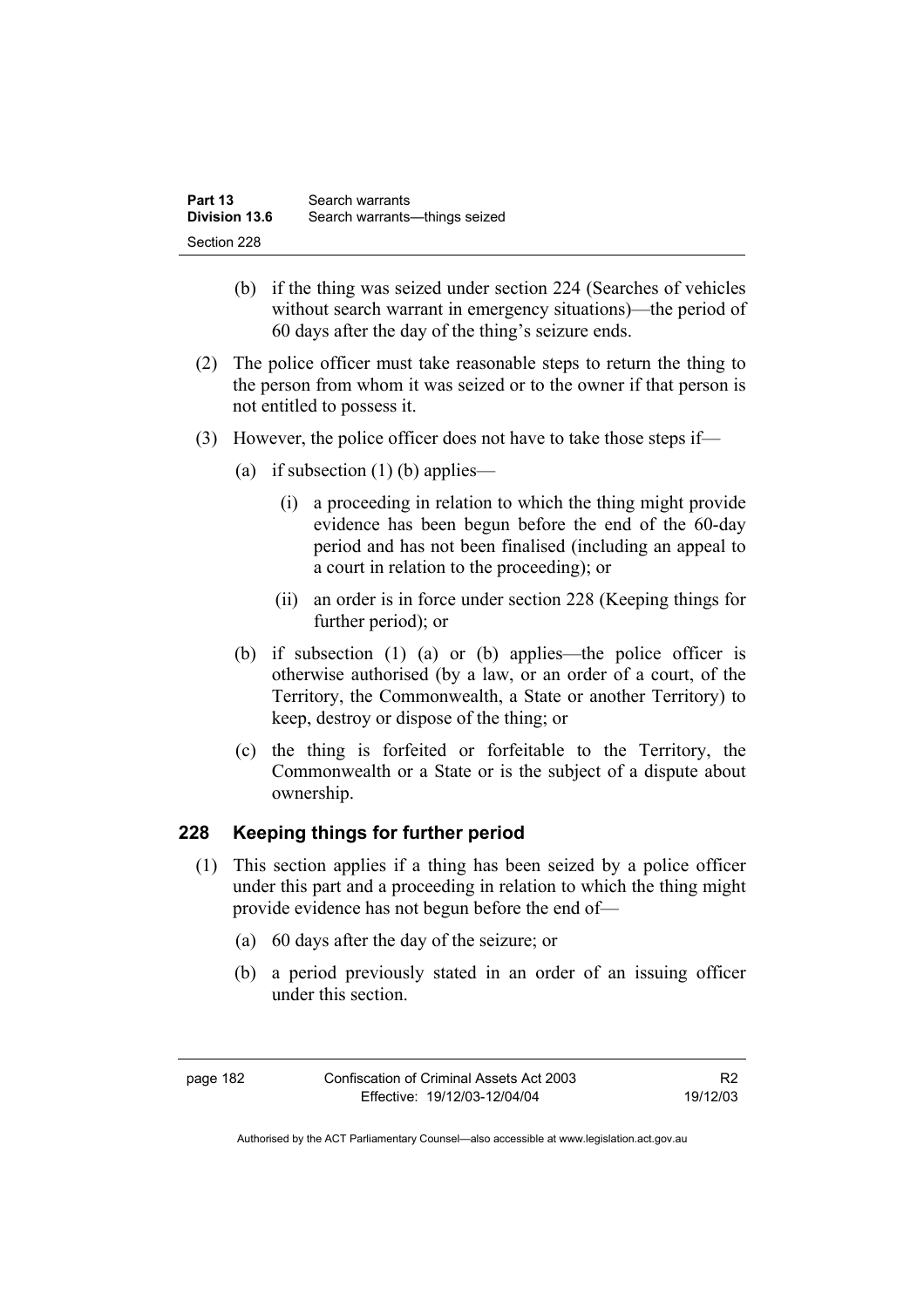(b) if the thing was seized under section 224 (Searches of vehicles without search warrant in emergency situations)—the period of 60 days after the day of the thing's seizure ends.

(2) The police officer must take reasonable steps to return the thing to the person from whom it was seized or to the owner if that person is not entitled to possess it.

(3) However, the police officer does not have to take those steps if—

(a) if subsection (1) (b) applies—

(i) a proceeding in relation to which the thing might provide evidence has been begun before the end of the 60-day period and has not been finalised (including an appeal to a court in relation to the proceeding); or

(ii) an order is in force under section 228 (Keeping things for further period); or

(b) if subsection (1) (a) or (b) applies—the police officer is otherwise authorised (by a law, or an order of a court, of the Territory, the Commonwealth, a State or another Territory) to keep, destroy or dispose of the thing; or

(c) the thing is forfeited or forfeitable to the Territory, the Commonwealth or a State or is the subject of a dispute about ownership.

## 228 Keeping things for further period

(1) This section applies if a thing has been seized by a police officer under this part and a proceeding in relation to which the thing might provide evidence has not begun before the end of—

(a) 60 days after the day of the seizure; or

(b) a period previously stated in an order of an issuing officer under this section.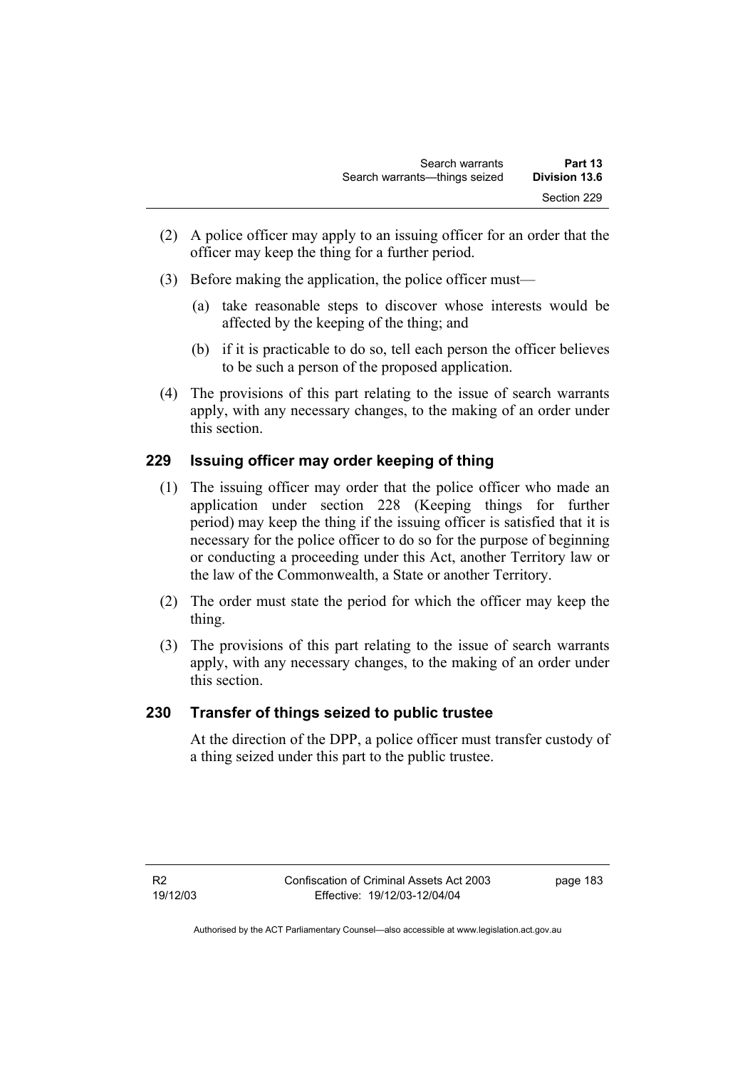(2) A police officer may apply to an issuing officer for an order that the officer may keep the thing for a further period.

(3) Before making the application, the police officer must—

(a) take reasonable steps to discover whose interests would be affected by the keeping of the thing; and

(b) if it is practicable to do so, tell each person the officer believes to be such a person of the proposed application.

(4) The provisions of this part relating to the issue of search warrants apply, with any necessary changes, to the making of an order under this section.

## 229 Issuing officer may order keeping of thing

(1) The issuing officer may order that the police officer who made an application under section 228 (Keeping things for further period) may keep the thing if the issuing officer is satisfied that it is necessary for the police officer to do so for the purpose of beginning or conducting a proceeding under this Act, another Territory law or the law of the Commonwealth, a State or another Territory.

(2) The order must state the period for which the officer may keep the thing.

(3) The provisions of this part relating to the issue of search warrants apply, with any necessary changes, to the making of an order under this section.

## 230 Transfer of things seized to public trustee

At the direction of the DPP, a police officer must transfer custody of a thing seized under this part to the public trustee.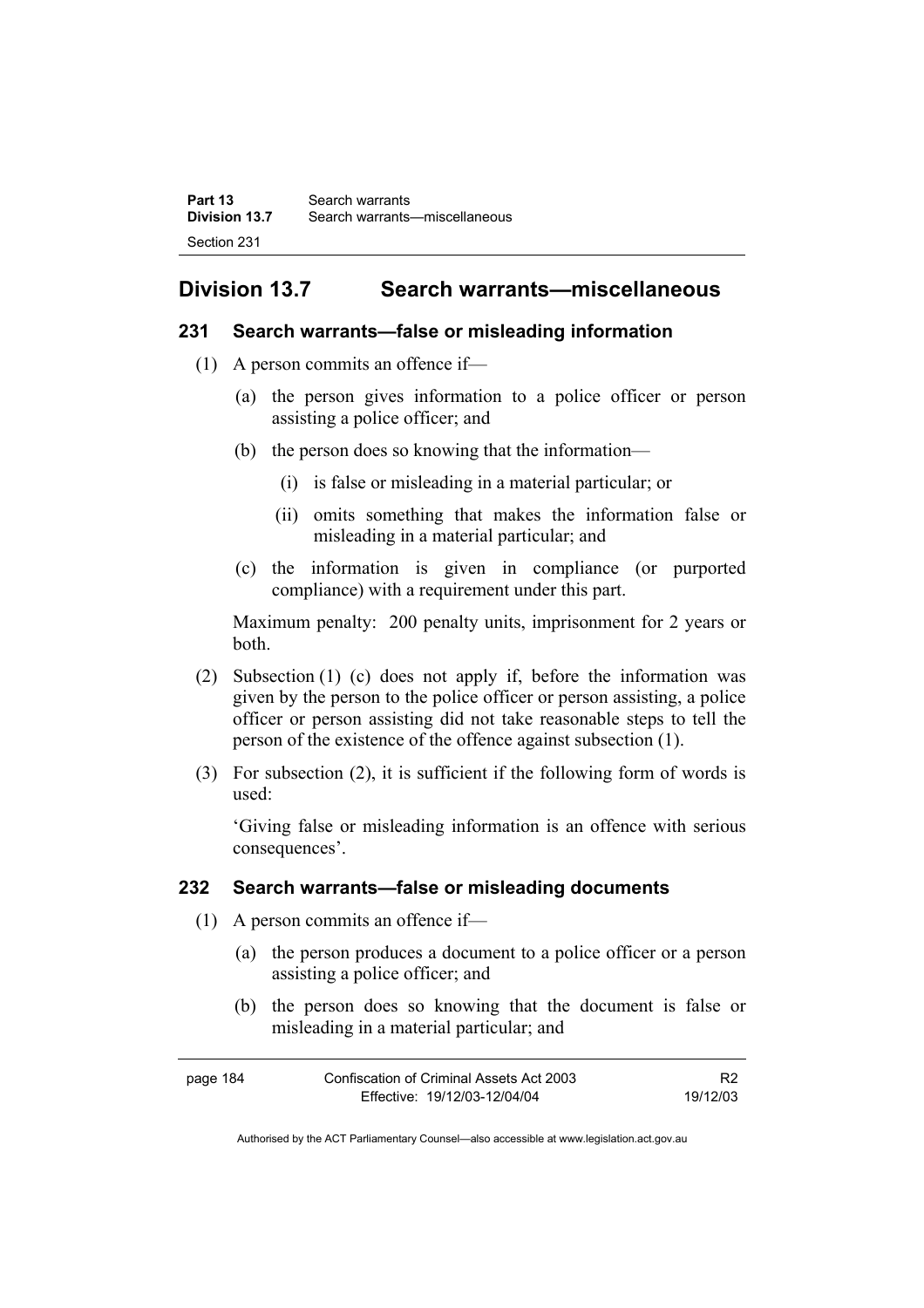## Division 13.7 Search warrants—miscellaneous

### 231 Search warrants—false or misleading information

(1) A person commits an offence if—

(a) the person gives information to a police officer or person assisting a police officer; and

(b) the person does so knowing that the information—

(i) is false or misleading in a material particular; or

(ii) omits something that makes the information false or misleading in a material particular; and

(c) the information is given in compliance (or purported compliance) with a requirement under this part.

Maximum penalty: 200 penalty units, imprisonment for 2 years or both.

(2) Subsection (1) (c) does not apply if, before the information was given by the person to the police officer or person assisting, a police officer or person assisting did not take reasonable steps to tell the person of the existence of the offence against subsection (1).

(3) For subsection (2), it is sufficient if the following form of words is used:

'Giving false or misleading information is an offence with serious consequences'.

### 232 Search warrants—false or misleading documents

(1) A person commits an offence if—

(a) the person produces a document to a police officer or a person assisting a police officer; and

(b) the person does so knowing that the document is false or misleading in a material particular; and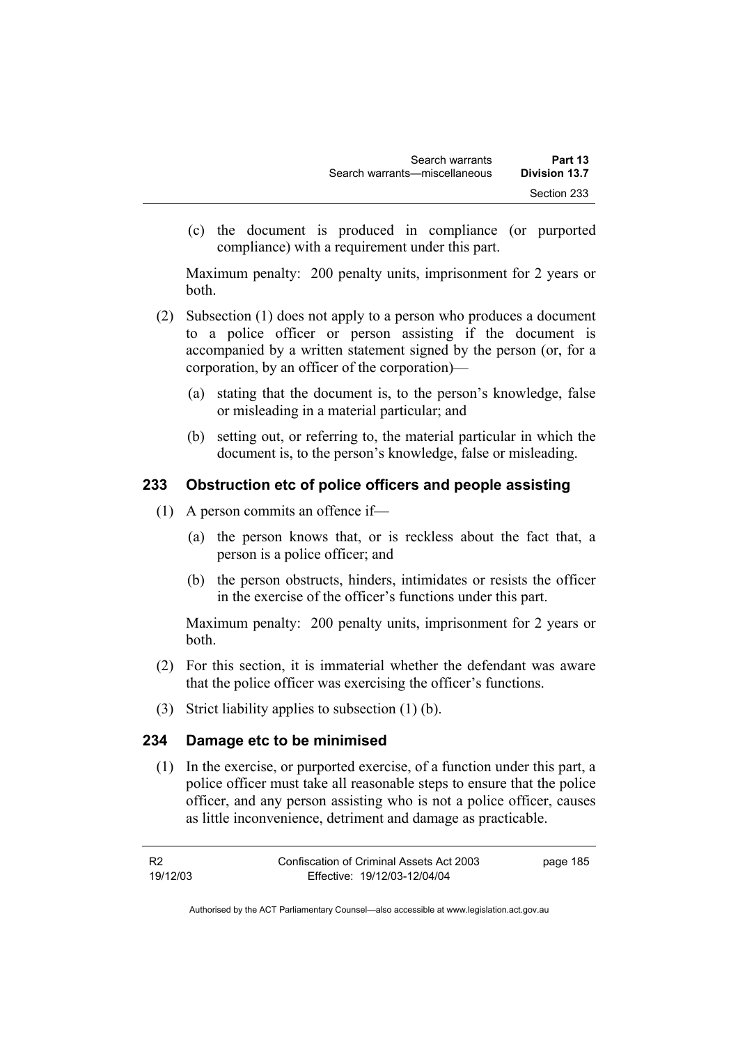(c) the document is produced in compliance (or purported compliance) with a requirement under this part.

Maximum penalty: 200 penalty units, imprisonment for 2 years or both.

(2) Subsection (1) does not apply to a person who produces a document to a police officer or person assisting if the document is accompanied by a written statement signed by the person (or, for a corporation, by an officer of the corporation)—

(a) stating that the document is, to the person's knowledge, false or misleading in a material particular; and

(b) setting out, or referring to, the material particular in which the document is, to the person's knowledge, false or misleading.

## 233 Obstruction etc of police officers and people assisting

(1) A person commits an offence if—

(a) the person knows that, or is reckless about the fact that, a person is a police officer; and

(b) the person obstructs, hinders, intimidates or resists the officer in the exercise of the officer's functions under this part.

Maximum penalty: 200 penalty units, imprisonment for 2 years or both.

(2) For this section, it is immaterial whether the defendant was aware that the police officer was exercising the officer's functions.

(3) Strict liability applies to subsection (1) (b).

## 234 Damage etc to be minimised

(1) In the exercise, or purported exercise, of a function under this part, a police officer must take all reasonable steps to ensure that the police officer, and any person assisting who is not a police officer, causes as little inconvenience, detriment and damage as practicable.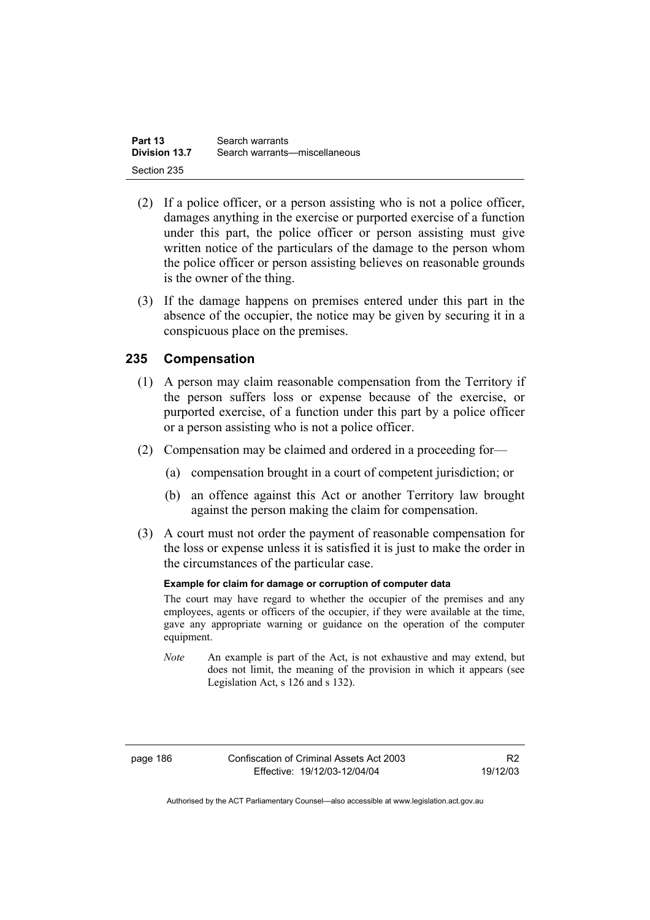(2) If a police officer, or a person assisting who is not a police officer, damages anything in the exercise or purported exercise of a function under this part, the police officer or person assisting must give written notice of the particulars of the damage to the person whom the police officer or person assisting believes on reasonable grounds is the owner of the thing.

(3) If the damage happens on premises entered under this part in the absence of the occupier, the notice may be given by securing it in a conspicuous place on the premises.

## 235 Compensation

(1) A person may claim reasonable compensation from the Territory if the person suffers loss or expense because of the exercise, or purported exercise, of a function under this part by a police officer or a person assisting who is not a police officer.

(2) Compensation may be claimed and ordered in a proceeding for—

(a) compensation brought in a court of competent jurisdiction; or

(b) an offence against this Act or another Territory law brought against the person making the claim for compensation.

(3) A court must not order the payment of reasonable compensation for the loss or expense unless it is satisfied it is just to make the order in the circumstances of the particular case.

**Example for claim for damage or corruption of computer data**

The court may have regard to whether the occupier of the premises and any employees, agents or officers of the occupier, if they were available at the time, gave any appropriate warning or guidance on the operation of the computer equipment.

*Note* An example is part of the Act, is not exhaustive and may extend, but does not limit, the meaning of the provision in which it appears (see Legislation Act, s 126 and s 132).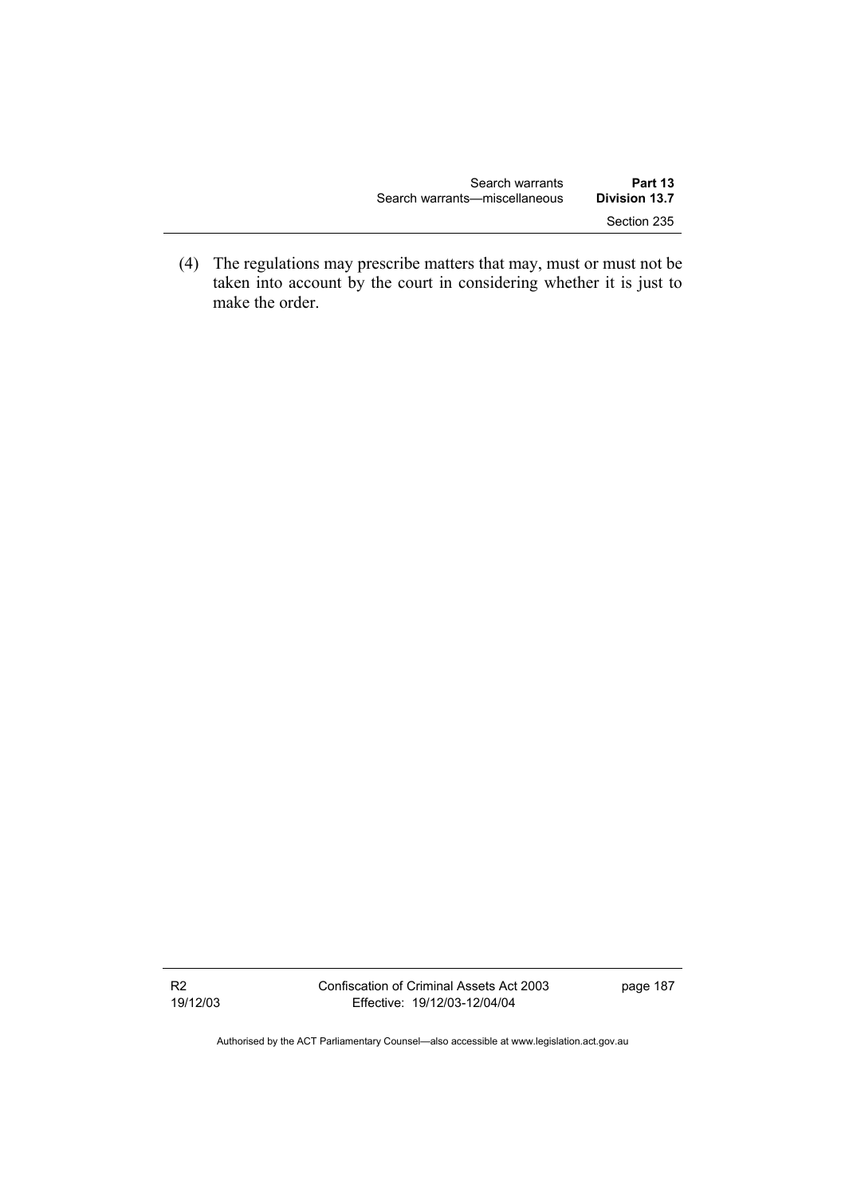(4) The regulations may prescribe matters that may, must or must not be taken into account by the court in considering whether it is just to make the order.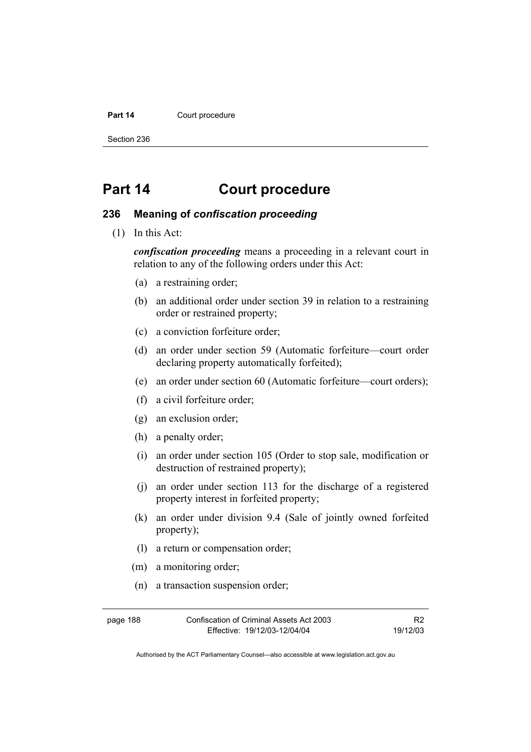# Part 14 Court procedure

## 236 Meaning of *confiscation proceeding*

(1) In this Act:

***confiscation proceeding*** means a proceeding in a relevant court in relation to any of the following orders under this Act:

(a) a restraining order;

(b) an additional order under section 39 in relation to a restraining order or restrained property;

(c) a conviction forfeiture order;

(d) an order under section 59 (Automatic forfeiture—court order declaring property automatically forfeited);

(e) an order under section 60 (Automatic forfeiture—court orders);

(f) a civil forfeiture order;

(g) an exclusion order;

(h) a penalty order;

(i) an order under section 105 (Order to stop sale, modification or destruction of restrained property);

(j) an order under section 113 for the discharge of a registered property interest in forfeited property;

(k) an order under division 9.4 (Sale of jointly owned forfeited property);

(l) a return or compensation order;

(m) a monitoring order;

(n) a transaction suspension order;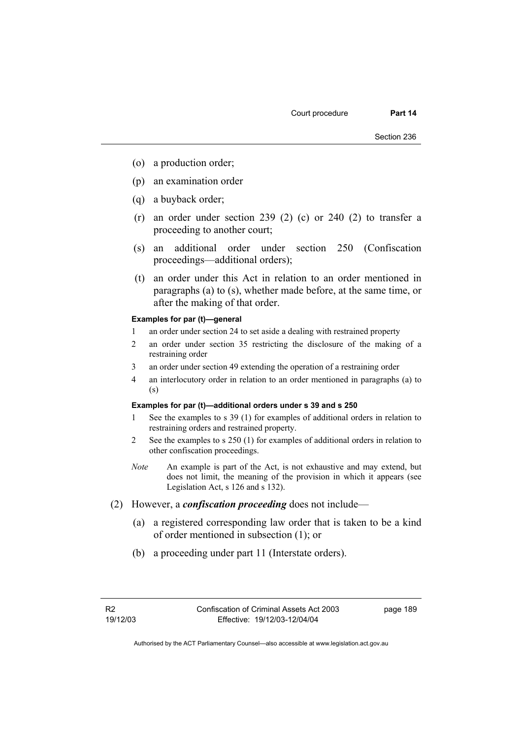(o) a production order;

(p) an examination order

(q) a buyback order;

(r) an order under section 239 (2) (c) or 240 (2) to transfer a proceeding to another court;

(s) an additional order under section 250 (Confiscation proceedings—additional orders);

(t) an order under this Act in relation to an order mentioned in paragraphs (a) to (s), whether made before, at the same time, or after the making of that order.

**Examples for par (t)—general**

1 an order under section 24 to set aside a dealing with restrained property

2 an order under section 35 restricting the disclosure of the making of a restraining order

3 an order under section 49 extending the operation of a restraining order

4 an interlocutory order in relation to an order mentioned in paragraphs (a) to (s)

**Examples for par (t)—additional orders under s 39 and s 250**

1 See the examples to s 39 (1) for examples of additional orders in relation to restraining orders and restrained property.

2 See the examples to s 250 (1) for examples of additional orders in relation to other confiscation proceedings.

*Note* An example is part of the Act, is not exhaustive and may extend, but does not limit, the meaning of the provision in which it appears (see Legislation Act, s 126 and s 132).

(2) However, a ***confiscation proceeding*** does not include—

(a) a registered corresponding law order that is taken to be a kind of order mentioned in subsection (1); or

(b) a proceeding under part 11 (Interstate orders).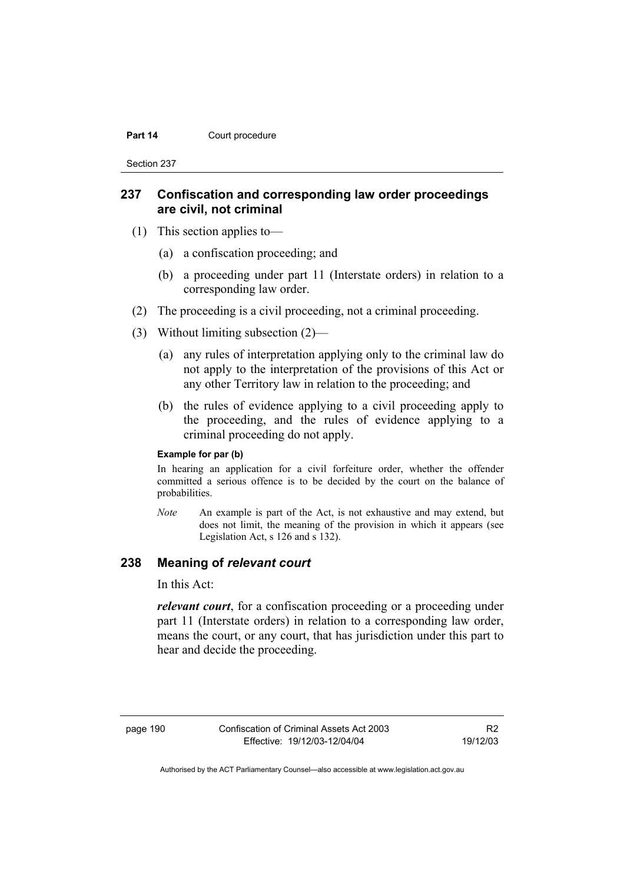## 237 Confiscation and corresponding law order proceedings are civil, not criminal

(1) This section applies to—

(a) a confiscation proceeding; and

(b) a proceeding under part 11 (Interstate orders) in relation to a corresponding law order.

(2) The proceeding is a civil proceeding, not a criminal proceeding.

(3) Without limiting subsection (2)—

(a) any rules of interpretation applying only to the criminal law do not apply to the interpretation of the provisions of this Act or any other Territory law in relation to the proceeding; and

(b) the rules of evidence applying to a civil proceeding apply to the proceeding, and the rules of evidence applying to a criminal proceeding do not apply.

**Example for par (b)**

In hearing an application for a civil forfeiture order, whether the offender committed a serious offence is to be decided by the court on the balance of probabilities.

*Note* An example is part of the Act, is not exhaustive and may extend, but does not limit, the meaning of the provision in which it appears (see Legislation Act, s 126 and s 132).

## 238 Meaning of *relevant court*

In this Act:

***relevant court***, for a confiscation proceeding or a proceeding under part 11 (Interstate orders) in relation to a corresponding law order, means the court, or any court, that has jurisdiction under this part to hear and decide the proceeding.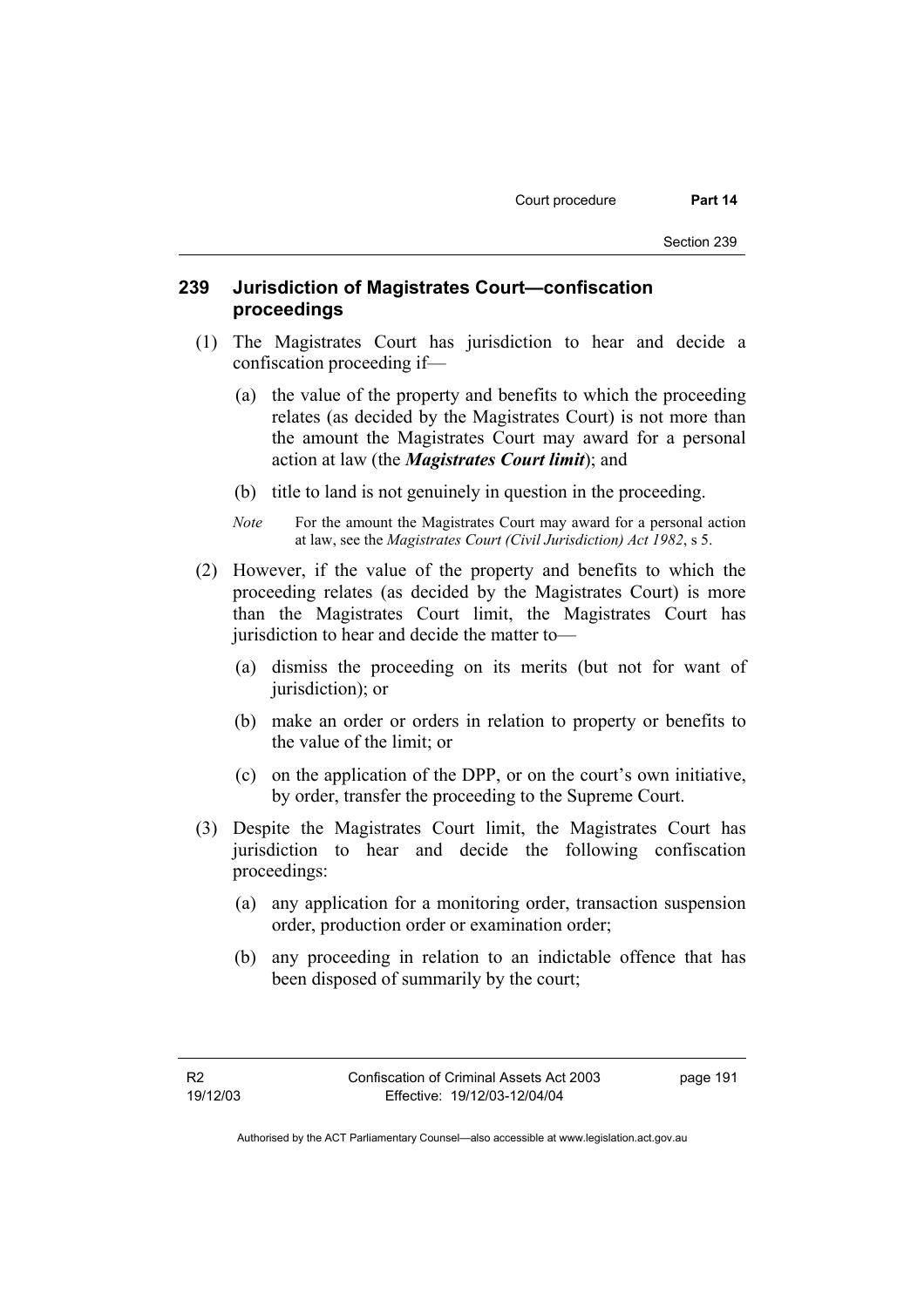## 239 Jurisdiction of Magistrates Court—confiscation proceedings

(1) The Magistrates Court has jurisdiction to hear and decide a confiscation proceeding if—

(a) the value of the property and benefits to which the proceeding relates (as decided by the Magistrates Court) is not more than the amount the Magistrates Court may award for a personal action at law (the ***Magistrates Court limit***); and

(b) title to land is not genuinely in question in the proceeding.

*Note* For the amount the Magistrates Court may award for a personal action at law, see the *Magistrates Court (Civil Jurisdiction) Act 1982*, s 5.

(2) However, if the value of the property and benefits to which the proceeding relates (as decided by the Magistrates Court) is more than the Magistrates Court limit, the Magistrates Court has jurisdiction to hear and decide the matter to—

(a) dismiss the proceeding on its merits (but not for want of jurisdiction); or

(b) make an order or orders in relation to property or benefits to the value of the limit; or

(c) on the application of the DPP, or on the court's own initiative, by order, transfer the proceeding to the Supreme Court.

(3) Despite the Magistrates Court limit, the Magistrates Court has jurisdiction to hear and decide the following confiscation proceedings:

(a) any application for a monitoring order, transaction suspension order, production order or examination order;

(b) any proceeding in relation to an indictable offence that has been disposed of summarily by the court;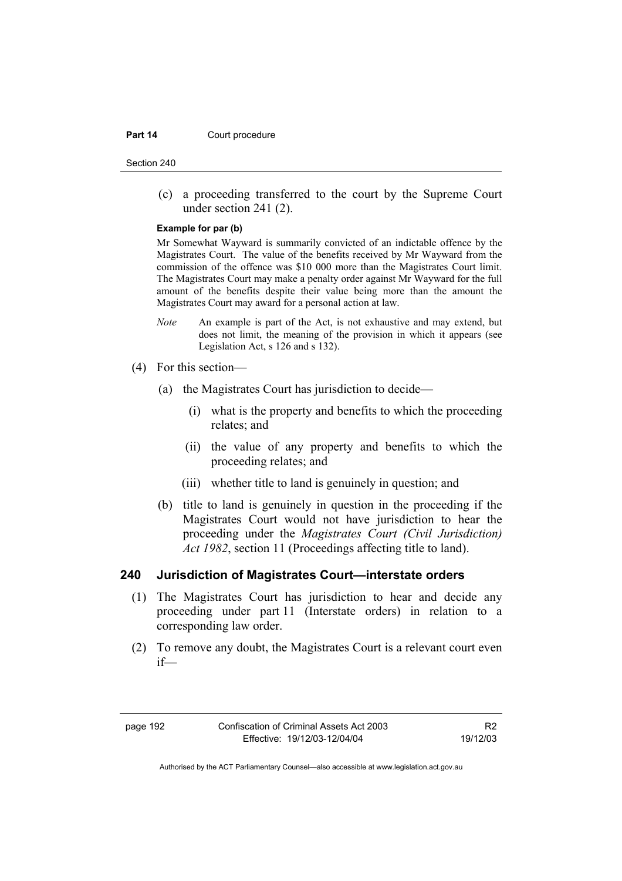(c) a proceeding transferred to the court by the Supreme Court under section 241 (2).

**Example for par (b)**

Mr Somewhat Wayward is summarily convicted of an indictable offence by the Magistrates Court. The value of the benefits received by Mr Wayward from the commission of the offence was $10 000 more than the Magistrates Court limit. The Magistrates Court may make a penalty order against Mr Wayward for the full amount of the benefits despite their value being more than the amount the Magistrates Court may award for a personal action at law.

*Note* An example is part of the Act, is not exhaustive and may extend, but does not limit, the meaning of the provision in which it appears (see Legislation Act, s 126 and s 132).

(4) For this section—

(a) the Magistrates Court has jurisdiction to decide—

(i) what is the property and benefits to which the proceeding relates; and

(ii) the value of any property and benefits to which the proceeding relates; and

(iii) whether title to land is genuinely in question; and

(b) title to land is genuinely in question in the proceeding if the Magistrates Court would not have jurisdiction to hear the proceeding under the *Magistrates Court (Civil Jurisdiction) Act 1982*, section 11 (Proceedings affecting title to land).

### 240 Jurisdiction of Magistrates Court—interstate orders

(1) The Magistrates Court has jurisdiction to hear and decide any proceeding under part 11 (Interstate orders) in relation to a corresponding law order.

(2) To remove any doubt, the Magistrates Court is a relevant court even if—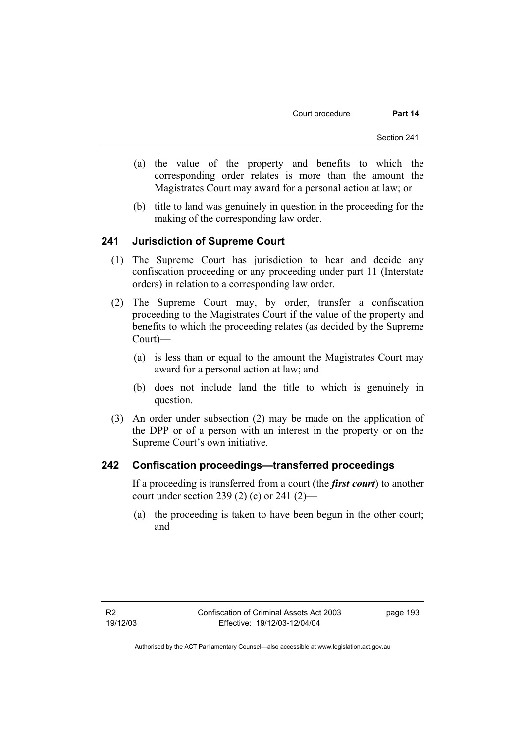(a) the value of the property and benefits to which the corresponding order relates is more than the amount the Magistrates Court may award for a personal action at law; or

(b) title to land was genuinely in question in the proceeding for the making of the corresponding law order.

## 241 Jurisdiction of Supreme Court

(1) The Supreme Court has jurisdiction to hear and decide any confiscation proceeding or any proceeding under part 11 (Interstate orders) in relation to a corresponding law order.

(2) The Supreme Court may, by order, transfer a confiscation proceeding to the Magistrates Court if the value of the property and benefits to which the proceeding relates (as decided by the Supreme Court)—

(a) is less than or equal to the amount the Magistrates Court may award for a personal action at law; and

(b) does not include land the title to which is genuinely in question.

(3) An order under subsection (2) may be made on the application of the DPP or of a person with an interest in the property or on the Supreme Court's own initiative.

## 242 Confiscation proceedings—transferred proceedings

If a proceeding is transferred from a court (the ***first court***) to another court under section 239 (2) (c) or 241 (2)—

(a) the proceeding is taken to have been begun in the other court; and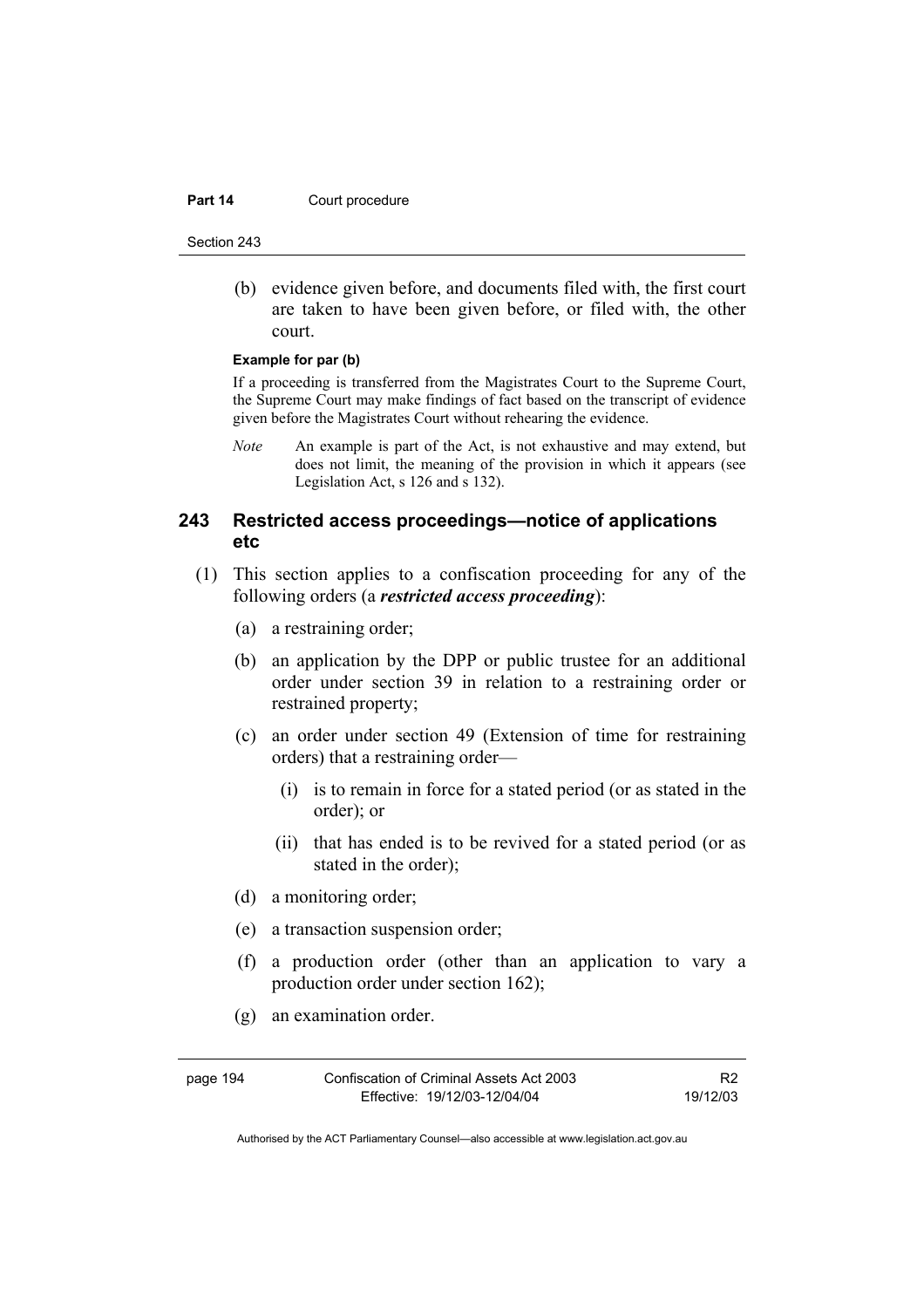(b) evidence given before, and documents filed with, the first court are taken to have been given before, or filed with, the other court.

**Example for par (b)**

If a proceeding is transferred from the Magistrates Court to the Supreme Court, the Supreme Court may make findings of fact based on the transcript of evidence given before the Magistrates Court without rehearing the evidence.

*Note* An example is part of the Act, is not exhaustive and may extend, but does not limit, the meaning of the provision in which it appears (see Legislation Act, s 126 and s 132).

### 243 Restricted access proceedings—notice of applications etc

(1) This section applies to a confiscation proceeding for any of the following orders (a ***restricted access proceeding***):

(a) a restraining order;

(b) an application by the DPP or public trustee for an additional order under section 39 in relation to a restraining order or restrained property;

(c) an order under section 49 (Extension of time for restraining orders) that a restraining order—

(i) is to remain in force for a stated period (or as stated in the order); or

(ii) that has ended is to be revived for a stated period (or as stated in the order);

(d) a monitoring order;

(e) a transaction suspension order;

(f) a production order (other than an application to vary a production order under section 162);

(g) an examination order.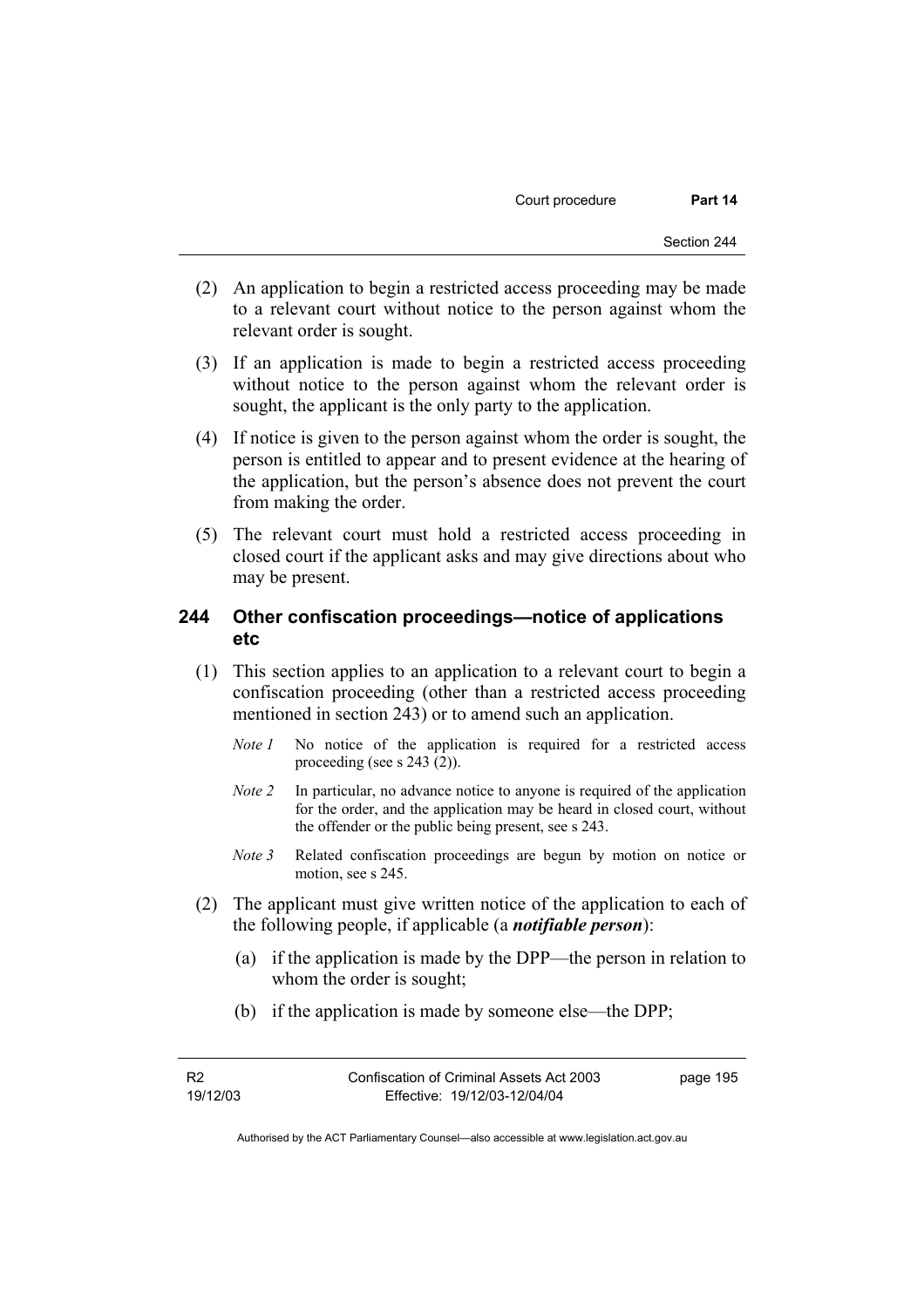(2) An application to begin a restricted access proceeding may be made to a relevant court without notice to the person against whom the relevant order is sought.

(3) If an application is made to begin a restricted access proceeding without notice to the person against whom the relevant order is sought, the applicant is the only party to the application.

(4) If notice is given to the person against whom the order is sought, the person is entitled to appear and to present evidence at the hearing of the application, but the person's absence does not prevent the court from making the order.

(5) The relevant court must hold a restricted access proceeding in closed court if the applicant asks and may give directions about who may be present.

### 244 Other confiscation proceedings—notice of applications etc

(1) This section applies to an application to a relevant court to begin a confiscation proceeding (other than a restricted access proceeding mentioned in section 243) or to amend such an application.

*Note 1* No notice of the application is required for a restricted access proceeding (see s 243 (2)).

*Note 2* In particular, no advance notice to anyone is required of the application for the order, and the application may be heard in closed court, without the offender or the public being present, see s 243.

*Note 3* Related confiscation proceedings are begun by motion on notice or motion, see s 245.

(2) The applicant must give written notice of the application to each of the following people, if applicable (a ***notifiable person***):

(a) if the application is made by the DPP—the person in relation to whom the order is sought;

(b) if the application is made by someone else—the DPP;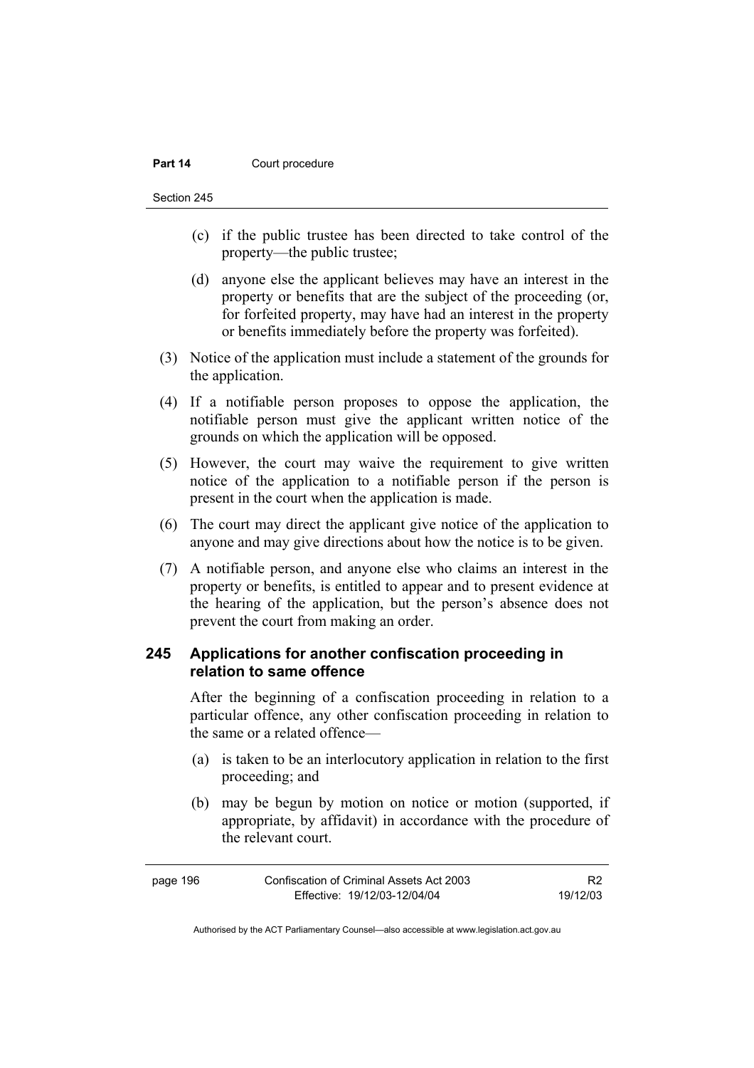(c) if the public trustee has been directed to take control of the property—the public trustee;

(d) anyone else the applicant believes may have an interest in the property or benefits that are the subject of the proceeding (or, for forfeited property, may have had an interest in the property or benefits immediately before the property was forfeited).

(3) Notice of the application must include a statement of the grounds for the application.

(4) If a notifiable person proposes to oppose the application, the notifiable person must give the applicant written notice of the grounds on which the application will be opposed.

(5) However, the court may waive the requirement to give written notice of the application to a notifiable person if the person is present in the court when the application is made.

(6) The court may direct the applicant give notice of the application to anyone and may give directions about how the notice is to be given.

(7) A notifiable person, and anyone else who claims an interest in the property or benefits, is entitled to appear and to present evidence at the hearing of the application, but the person's absence does not prevent the court from making an order.

## 245 Applications for another confiscation proceeding in relation to same offence

After the beginning of a confiscation proceeding in relation to a particular offence, any other confiscation proceeding in relation to the same or a related offence—

(a) is taken to be an interlocutory application in relation to the first proceeding; and

(b) may be begun by motion on notice or motion (supported, if appropriate, by affidavit) in accordance with the procedure of the relevant court.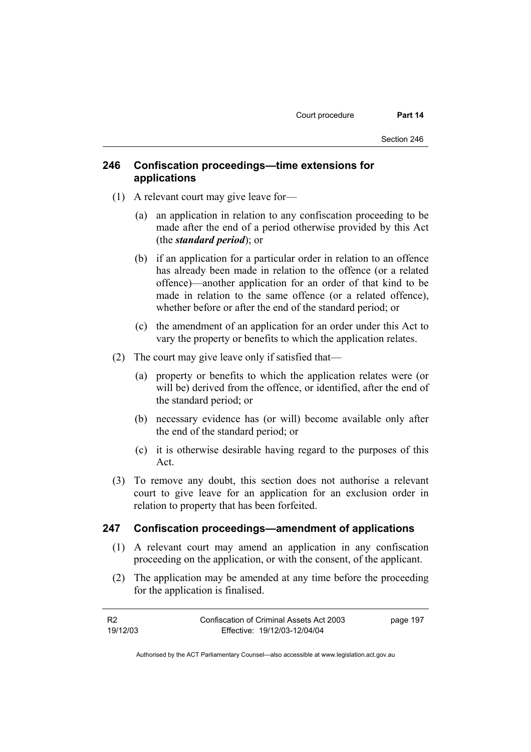## 246 Confiscation proceedings—time extensions for applications

(1) A relevant court may give leave for—

(a) an application in relation to any confiscation proceeding to be made after the end of a period otherwise provided by this Act (the ***standard period***); or

(b) if an application for a particular order in relation to an offence has already been made in relation to the offence (or a related offence)—another application for an order of that kind to be made in relation to the same offence (or a related offence), whether before or after the end of the standard period; or

(c) the amendment of an application for an order under this Act to vary the property or benefits to which the application relates.

(2) The court may give leave only if satisfied that—

(a) property or benefits to which the application relates were (or will be) derived from the offence, or identified, after the end of the standard period; or

(b) necessary evidence has (or will) become available only after the end of the standard period; or

(c) it is otherwise desirable having regard to the purposes of this Act.

(3) To remove any doubt, this section does not authorise a relevant court to give leave for an application for an exclusion order in relation to property that has been forfeited.

## 247 Confiscation proceedings—amendment of applications

(1) A relevant court may amend an application in any confiscation proceeding on the application, or with the consent, of the applicant.

(2) The application may be amended at any time before the proceeding for the application is finalised.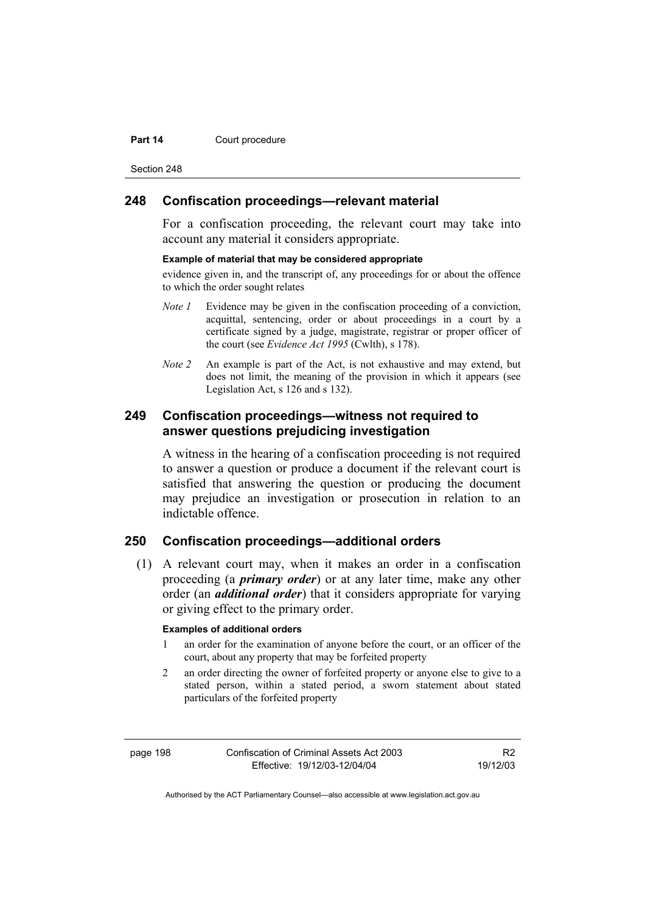## 248 Confiscation proceedings—relevant material

For a confiscation proceeding, the relevant court may take into account any material it considers appropriate.

**Example of material that may be considered appropriate**

evidence given in, and the transcript of, any proceedings for or about the offence to which the order sought relates

*Note 1* Evidence may be given in the confiscation proceeding of a conviction, acquittal, sentencing, order or about proceedings in a court by a certificate signed by a judge, magistrate, registrar or proper officer of the court (see *Evidence Act 1995* (Cwlth), s 178).

*Note 2* An example is part of the Act, is not exhaustive and may extend, but does not limit, the meaning of the provision in which it appears (see Legislation Act, s 126 and s 132).

## 249 Confiscation proceedings—witness not required to answer questions prejudicing investigation

A witness in the hearing of a confiscation proceeding is not required to answer a question or produce a document if the relevant court is satisfied that answering the question or producing the document may prejudice an investigation or prosecution in relation to an indictable offence.

## 250 Confiscation proceedings—additional orders

(1) A relevant court may, when it makes an order in a confiscation proceeding (a ***primary order***) or at any later time, make any other order (an ***additional order***) that it considers appropriate for varying or giving effect to the primary order.

**Examples of additional orders**

1 an order for the examination of anyone before the court, or an officer of the court, about any property that may be forfeited property

2 an order directing the owner of forfeited property or anyone else to give to a stated person, within a stated period, a sworn statement about stated particulars of the forfeited property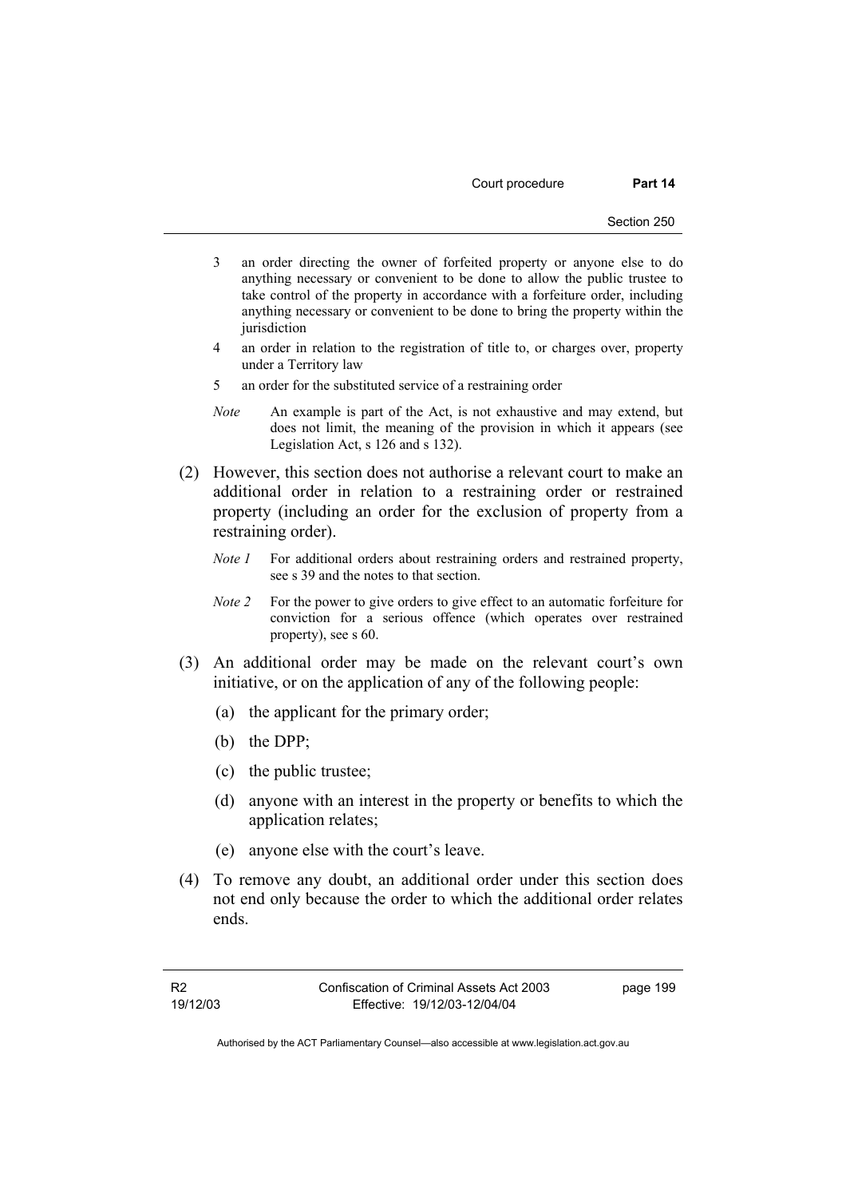3 an order directing the owner of forfeited property or anyone else to do anything necessary or convenient to be done to allow the public trustee to take control of the property in accordance with a forfeiture order, including anything necessary or convenient to be done to bring the property within the jurisdiction

4 an order in relation to the registration of title to, or charges over, property under a Territory law

5 an order for the substituted service of a restraining order

*Note* An example is part of the Act, is not exhaustive and may extend, but does not limit, the meaning of the provision in which it appears (see Legislation Act, s 126 and s 132).

(2) However, this section does not authorise a relevant court to make an additional order in relation to a restraining order or restrained property (including an order for the exclusion of property from a restraining order).

*Note 1* For additional orders about restraining orders and restrained property, see s 39 and the notes to that section.

*Note 2* For the power to give orders to give effect to an automatic forfeiture for conviction for a serious offence (which operates over restrained property), see s 60.

(3) An additional order may be made on the relevant court's own initiative, or on the application of any of the following people:

(a) the applicant for the primary order;

(b) the DPP;

(c) the public trustee;

(d) anyone with an interest in the property or benefits to which the application relates;

(e) anyone else with the court's leave.

(4) To remove any doubt, an additional order under this section does not end only because the order to which the additional order relates ends.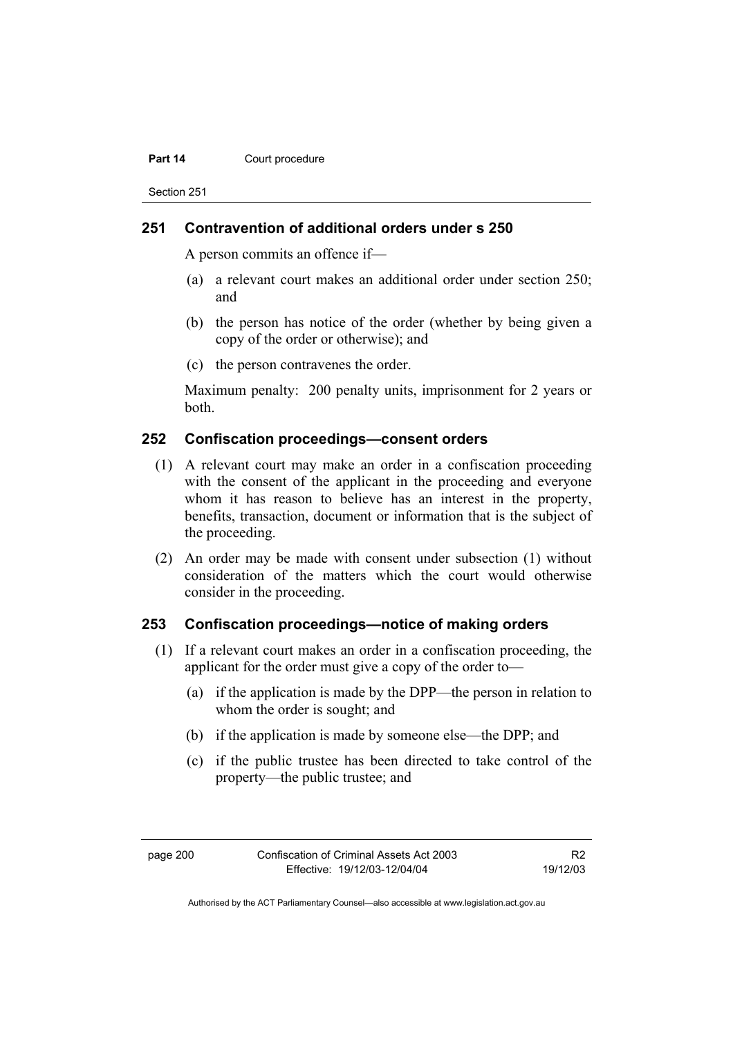### 251 Contravention of additional orders under s 250

A person commits an offence if—

(a) a relevant court makes an additional order under section 250; and

(b) the person has notice of the order (whether by being given a copy of the order or otherwise); and

(c) the person contravenes the order.

Maximum penalty: 200 penalty units, imprisonment for 2 years or both.

### 252 Confiscation proceedings—consent orders

(1) A relevant court may make an order in a confiscation proceeding with the consent of the applicant in the proceeding and everyone whom it has reason to believe has an interest in the property, benefits, transaction, document or information that is the subject of the proceeding.

(2) An order may be made with consent under subsection (1) without consideration of the matters which the court would otherwise consider in the proceeding.

### 253 Confiscation proceedings—notice of making orders

(1) If a relevant court makes an order in a confiscation proceeding, the applicant for the order must give a copy of the order to—

(a) if the application is made by the DPP—the person in relation to whom the order is sought; and

(b) if the application is made by someone else—the DPP; and

(c) if the public trustee has been directed to take control of the property—the public trustee; and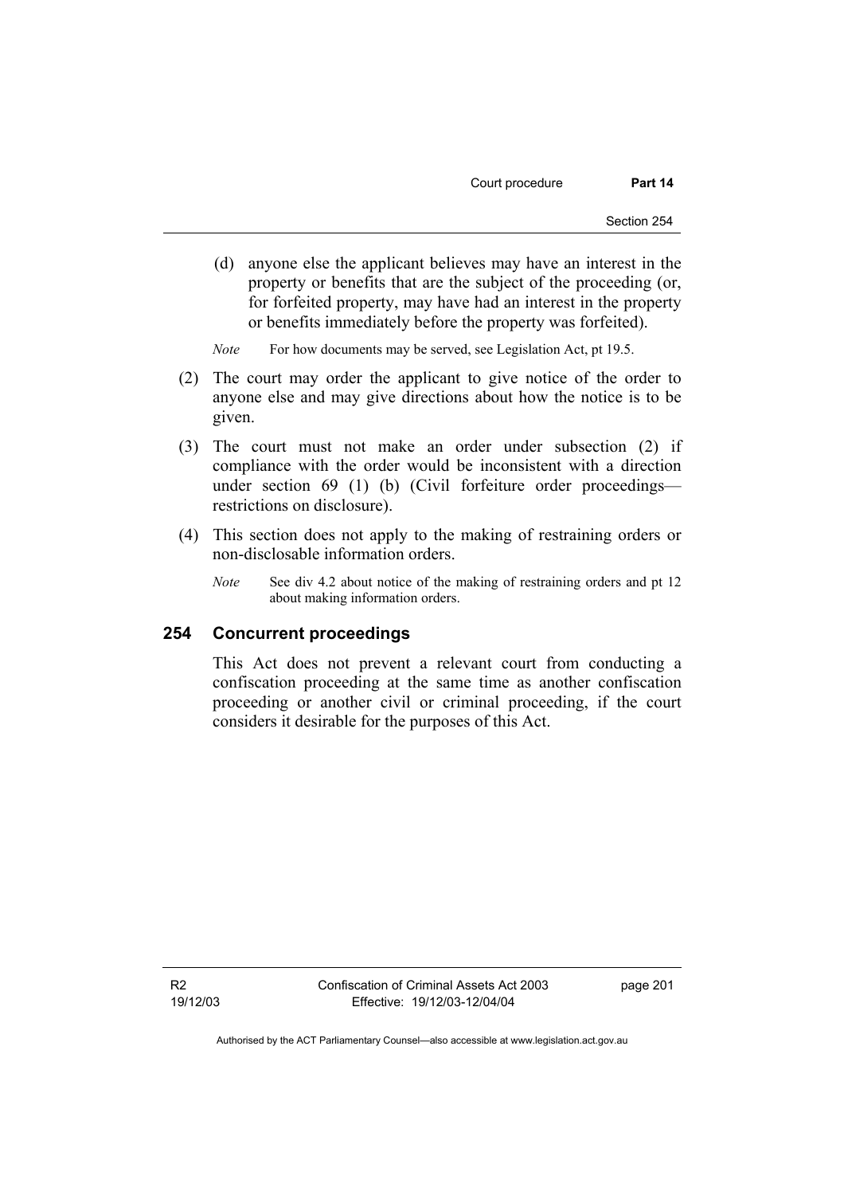(d) anyone else the applicant believes may have an interest in the property or benefits that are the subject of the proceeding (or, for forfeited property, may have had an interest in the property or benefits immediately before the property was forfeited).

*Note* For how documents may be served, see Legislation Act, pt 19.5.

(2) The court may order the applicant to give notice of the order to anyone else and may give directions about how the notice is to be given.

(3) The court must not make an order under subsection (2) if compliance with the order would be inconsistent with a direction under section 69 (1) (b) (Civil forfeiture order proceedings—restrictions on disclosure).

(4) This section does not apply to the making of restraining orders or non-disclosable information orders.

*Note* See div 4.2 about notice of the making of restraining orders and pt 12 about making information orders.

## 254 Concurrent proceedings

This Act does not prevent a relevant court from conducting a confiscation proceeding at the same time as another confiscation proceeding or another civil or criminal proceeding, if the court considers it desirable for the purposes of this Act.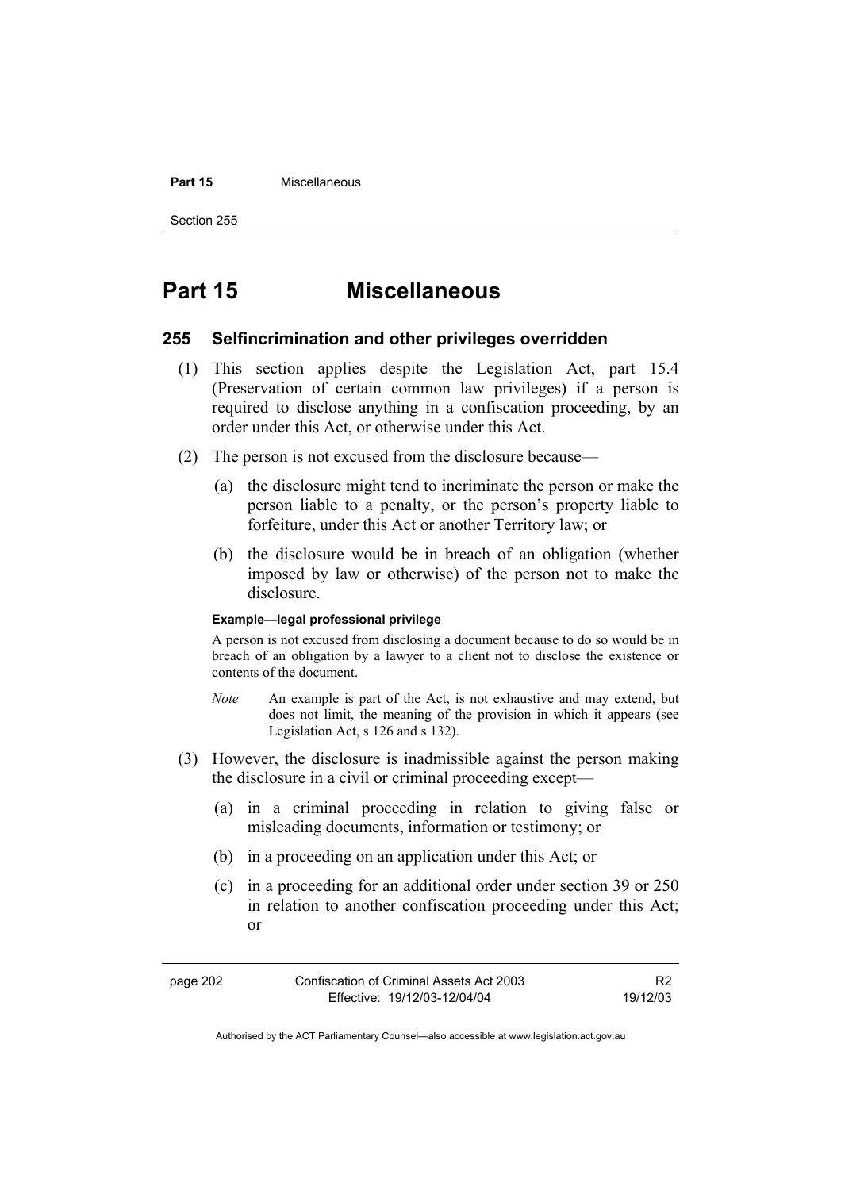# Part 15 Miscellaneous

## 255 Selfincrimination and other privileges overridden

(1) This section applies despite the Legislation Act, part 15.4 (Preservation of certain common law privileges) if a person is required to disclose anything in a confiscation proceeding, by an order under this Act, or otherwise under this Act.

(2) The person is not excused from the disclosure because—

(a) the disclosure might tend to incriminate the person or make the person liable to a penalty, or the person's property liable to forfeiture, under this Act or another Territory law; or

(b) the disclosure would be in breach of an obligation (whether imposed by law or otherwise) of the person not to make the disclosure.

**Example—legal professional privilege**

A person is not excused from disclosing a document because to do so would be in breach of an obligation by a lawyer to a client not to disclose the existence or contents of the document.

*Note* An example is part of the Act, is not exhaustive and may extend, but does not limit, the meaning of the provision in which it appears (see Legislation Act, s 126 and s 132).

(3) However, the disclosure is inadmissible against the person making the disclosure in a civil or criminal proceeding except—

(a) in a criminal proceeding in relation to giving false or misleading documents, information or testimony; or

(b) in a proceeding on an application under this Act; or

(c) in a proceeding for an additional order under section 39 or 250 in relation to another confiscation proceeding under this Act; or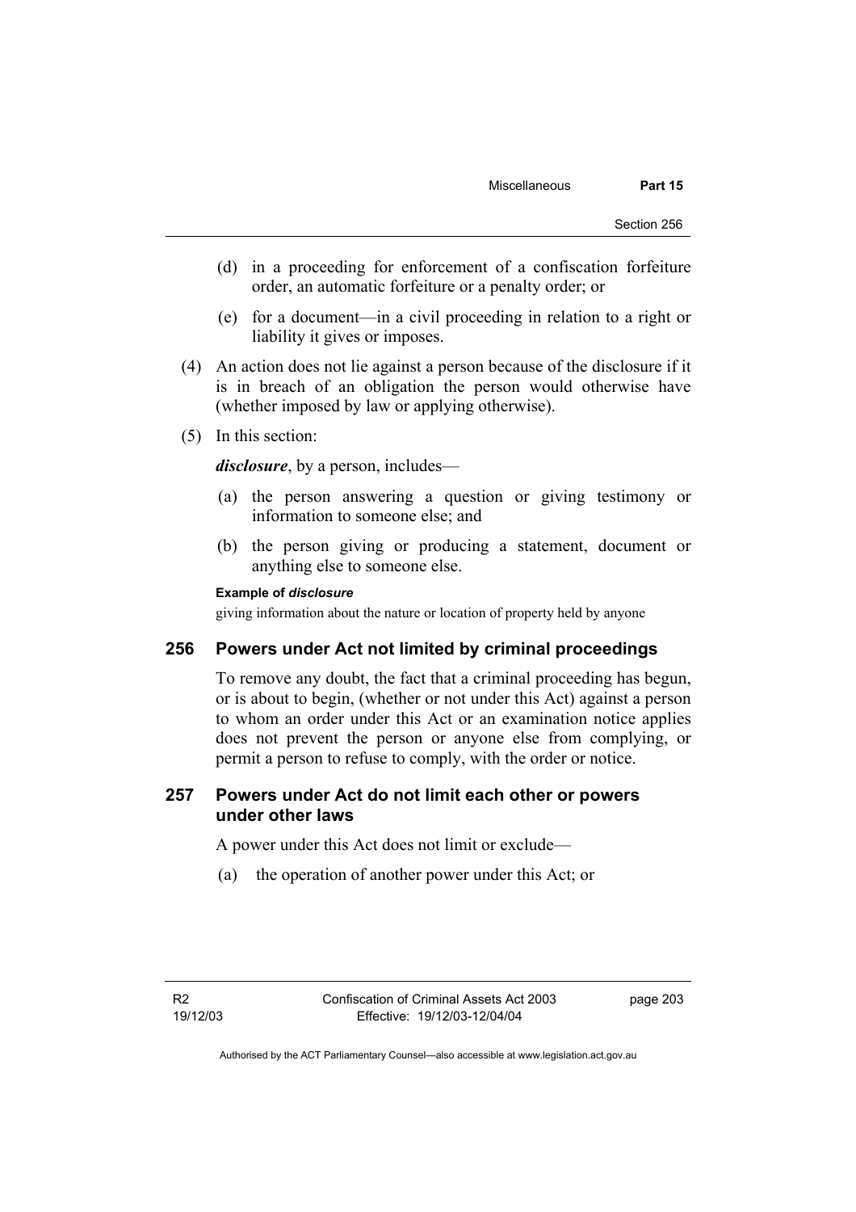(d) in a proceeding for enforcement of a confiscation forfeiture order, an automatic forfeiture or a penalty order; or

(e) for a document—in a civil proceeding in relation to a right or liability it gives or imposes.

(4) An action does not lie against a person because of the disclosure if it is in breach of an obligation the person would otherwise have (whether imposed by law or applying otherwise).

(5) In this section:

***disclosure***, by a person, includes—

(a) the person answering a question or giving testimony or information to someone else; and

(b) the person giving or producing a statement, document or anything else to someone else.

**Example of *disclosure***

giving information about the nature or location of property held by anyone

## 256 Powers under Act not limited by criminal proceedings

To remove any doubt, the fact that a criminal proceeding has begun, or is about to begin, (whether or not under this Act) against a person to whom an order under this Act or an examination notice applies does not prevent the person or anyone else from complying, or permit a person to refuse to comply, with the order or notice.

## 257 Powers under Act do not limit each other or powers under other laws

A power under this Act does not limit or exclude—

(a) the operation of another power under this Act; or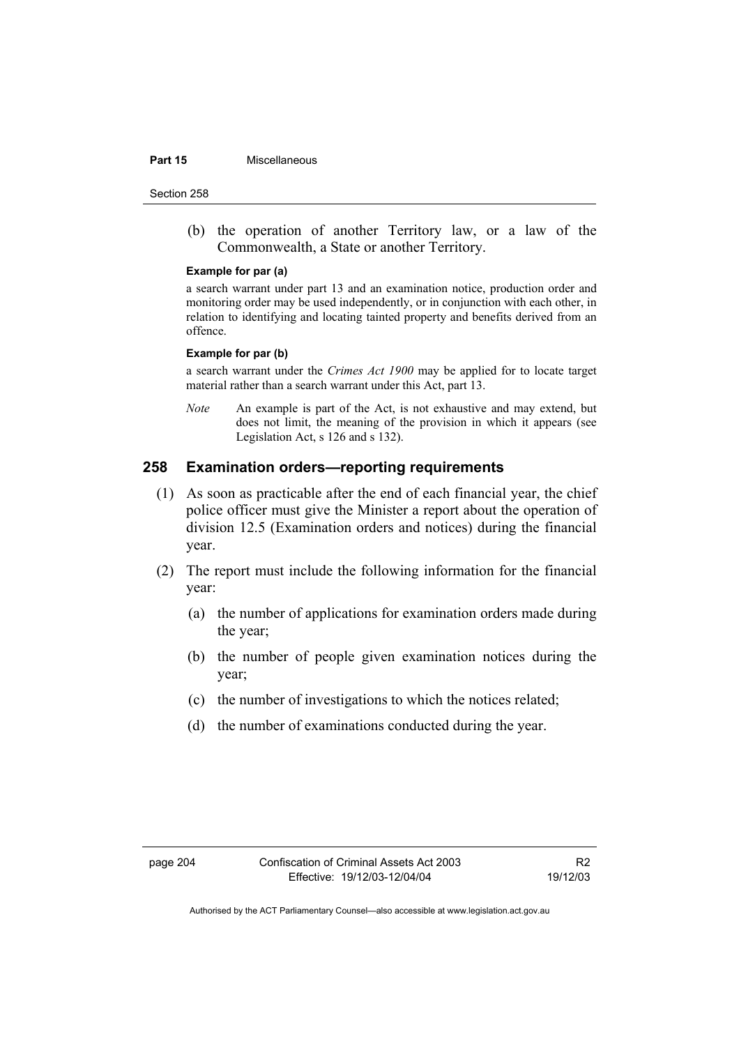(b) the operation of another Territory law, or a law of the Commonwealth, a State or another Territory.

**Example for par (a)**

a search warrant under part 13 and an examination notice, production order and monitoring order may be used independently, or in conjunction with each other, in relation to identifying and locating tainted property and benefits derived from an offence.

**Example for par (b)**

a search warrant under the *Crimes Act 1900* may be applied for to locate target material rather than a search warrant under this Act, part 13.

*Note* An example is part of the Act, is not exhaustive and may extend, but does not limit, the meaning of the provision in which it appears (see Legislation Act, s 126 and s 132).

## 258 Examination orders—reporting requirements

(1) As soon as practicable after the end of each financial year, the chief police officer must give the Minister a report about the operation of division 12.5 (Examination orders and notices) during the financial year.

(2) The report must include the following information for the financial year:

(a) the number of applications for examination orders made during the year;

(b) the number of people given examination notices during the year;

(c) the number of investigations to which the notices related;

(d) the number of examinations conducted during the year.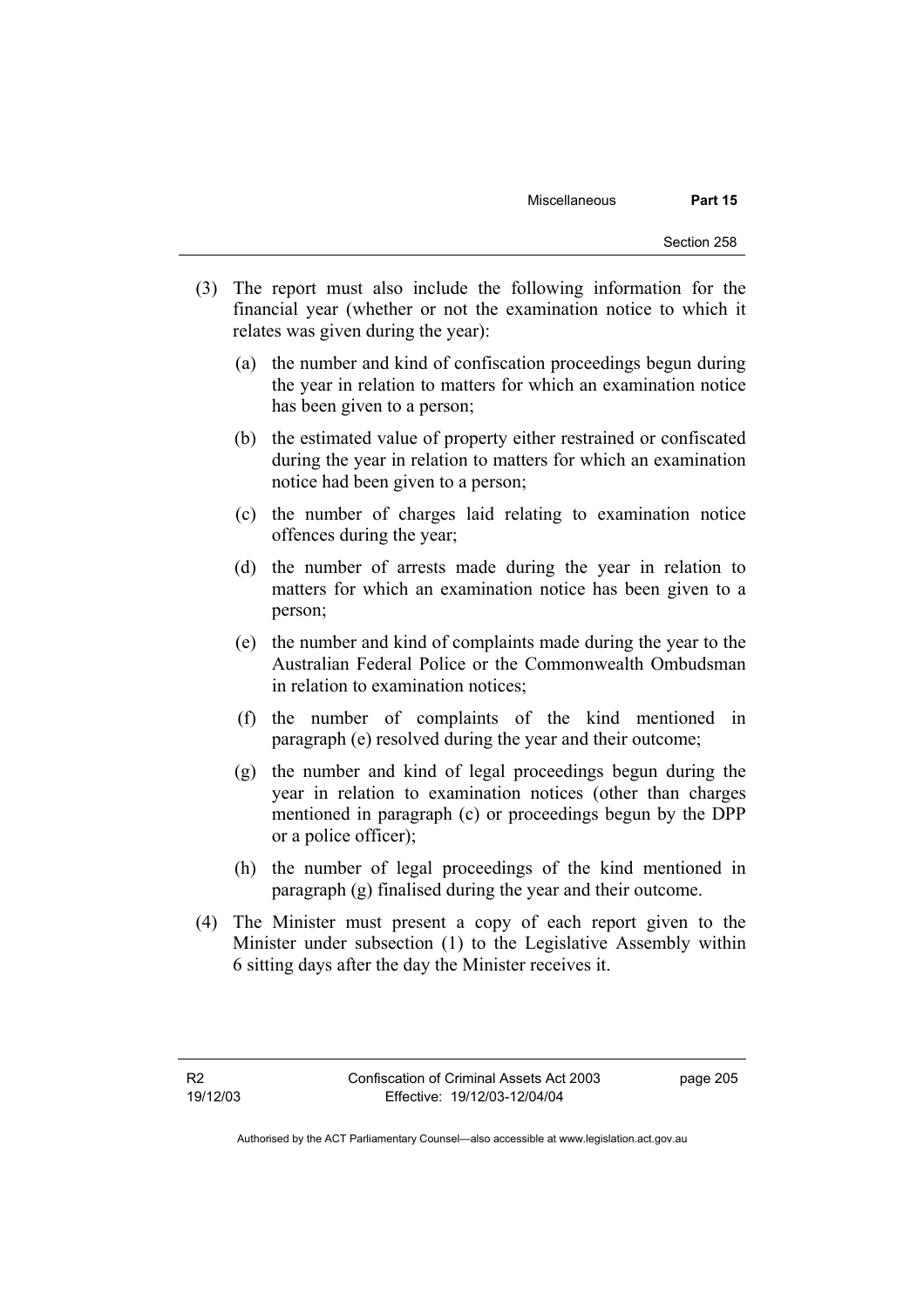(3) The report must also include the following information for the financial year (whether or not the examination notice to which it relates was given during the year):

(a) the number and kind of confiscation proceedings begun during the year in relation to matters for which an examination notice has been given to a person;

(b) the estimated value of property either restrained or confiscated during the year in relation to matters for which an examination notice had been given to a person;

(c) the number of charges laid relating to examination notice offences during the year;

(d) the number of arrests made during the year in relation to matters for which an examination notice has been given to a person;

(e) the number and kind of complaints made during the year to the Australian Federal Police or the Commonwealth Ombudsman in relation to examination notices;

(f) the number of complaints of the kind mentioned in paragraph (e) resolved during the year and their outcome;

(g) the number and kind of legal proceedings begun during the year in relation to examination notices (other than charges mentioned in paragraph (c) or proceedings begun by the DPP or a police officer);

(h) the number of legal proceedings of the kind mentioned in paragraph (g) finalised during the year and their outcome.

(4) The Minister must present a copy of each report given to the Minister under subsection (1) to the Legislative Assembly within 6 sitting days after the day the Minister receives it.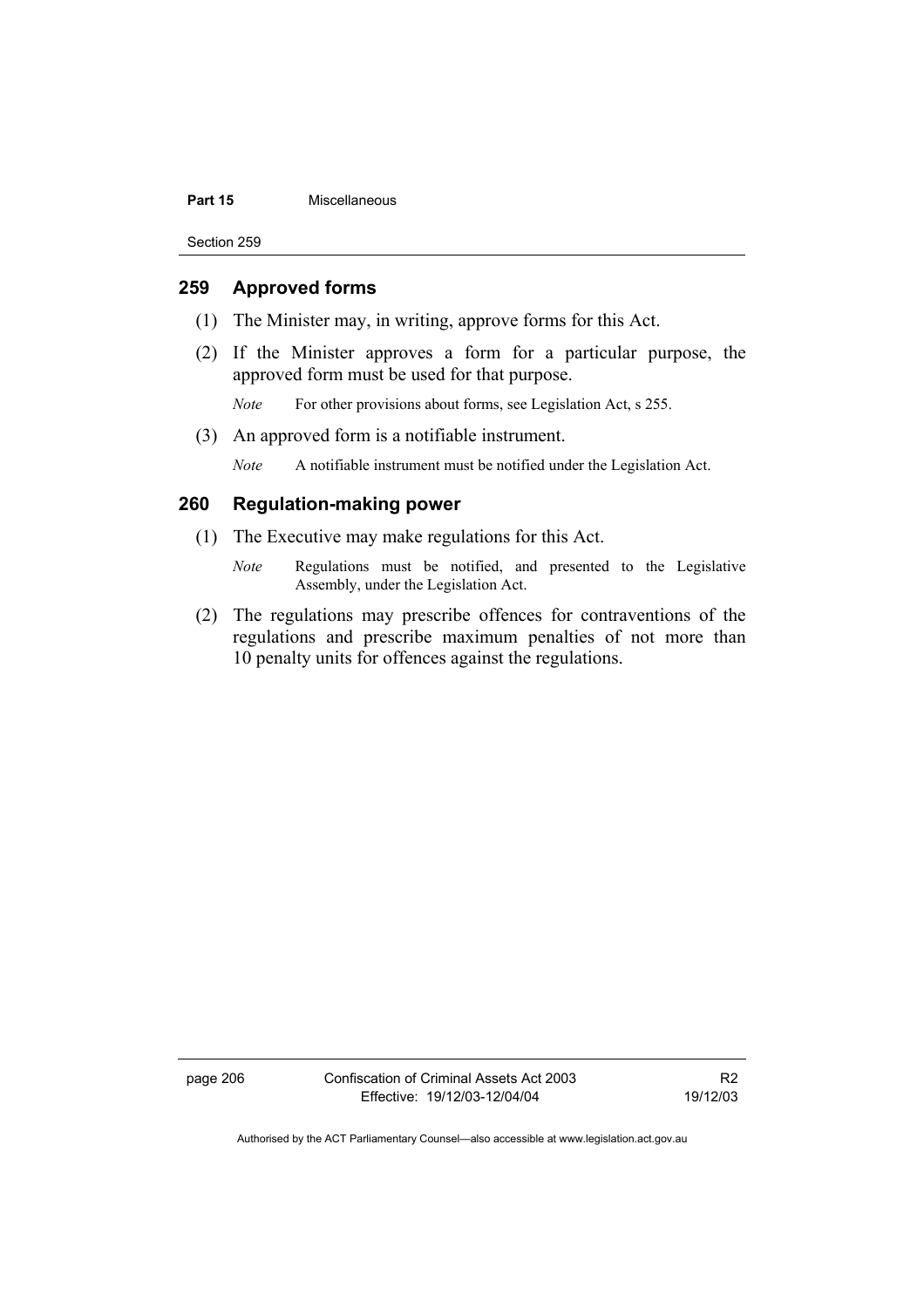## 259 Approved forms

(1) The Minister may, in writing, approve forms for this Act.

(2) If the Minister approves a form for a particular purpose, the approved form must be used for that purpose.

*Note* For other provisions about forms, see Legislation Act, s 255.

(3) An approved form is a notifiable instrument.

*Note* A notifiable instrument must be notified under the Legislation Act.

## 260 Regulation-making power

(1) The Executive may make regulations for this Act.

*Note* Regulations must be notified, and presented to the Legislative Assembly, under the Legislation Act.

(2) The regulations may prescribe offences for contraventions of the regulations and prescribe maximum penalties of not more than 10 penalty units for offences against the regulations.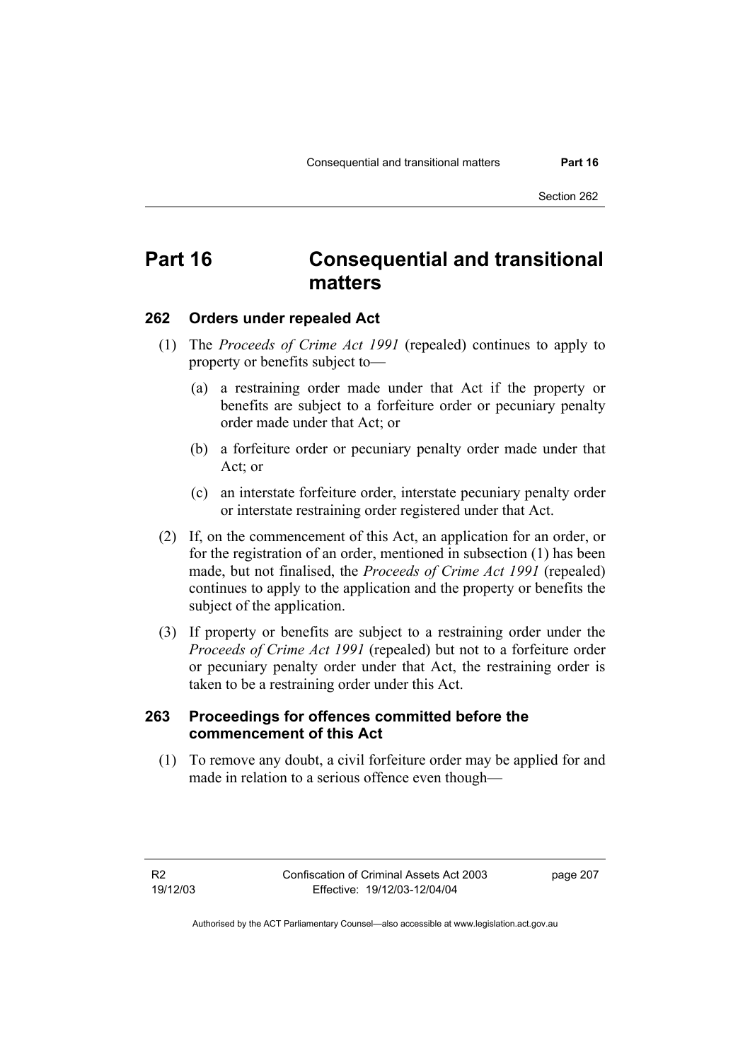# Part 16 Consequential and transitional matters

## 262 Orders under repealed Act

(1) The *Proceeds of Crime Act 1991* (repealed) continues to apply to property or benefits subject to—

(a) a restraining order made under that Act if the property or benefits are subject to a forfeiture order or pecuniary penalty order made under that Act; or

(b) a forfeiture order or pecuniary penalty order made under that Act; or

(c) an interstate forfeiture order, interstate pecuniary penalty order or interstate restraining order registered under that Act.

(2) If, on the commencement of this Act, an application for an order, or for the registration of an order, mentioned in subsection (1) has been made, but not finalised, the *Proceeds of Crime Act 1991* (repealed) continues to apply to the application and the property or benefits the subject of the application.

(3) If property or benefits are subject to a restraining order under the *Proceeds of Crime Act 1991* (repealed) but not to a forfeiture order or pecuniary penalty order under that Act, the restraining order is taken to be a restraining order under this Act.

## 263 Proceedings for offences committed before the commencement of this Act

(1) To remove any doubt, a civil forfeiture order may be applied for and made in relation to a serious offence even though—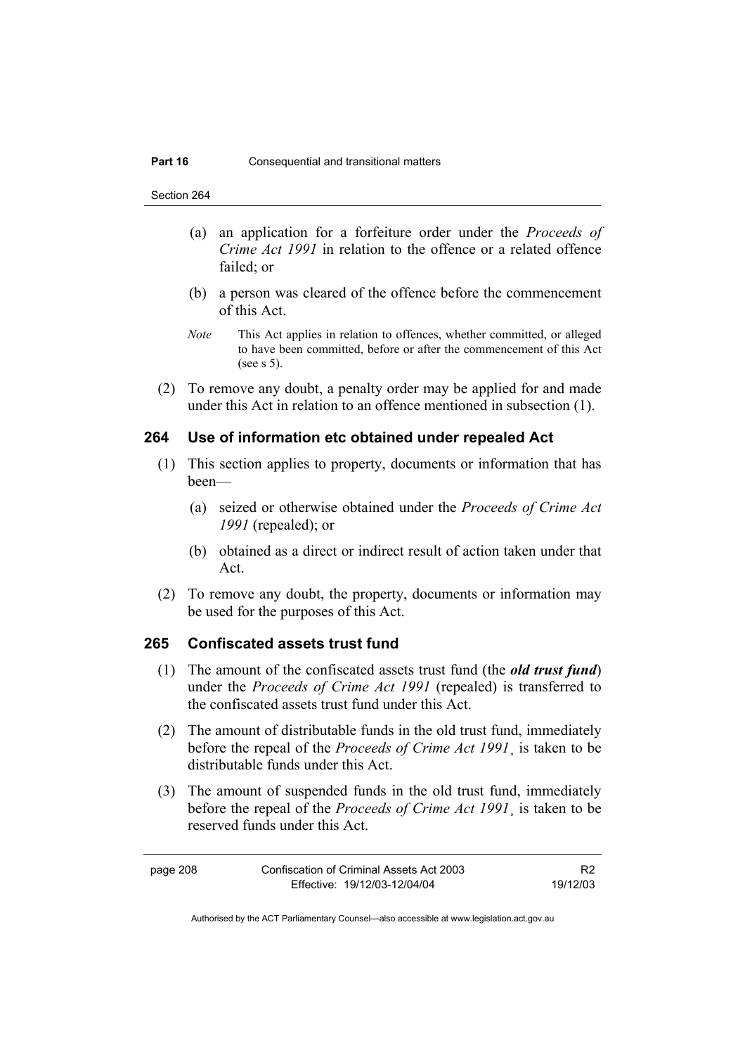(a) an application for a forfeiture order under the *Proceeds of Crime Act 1991* in relation to the offence or a related offence failed; or

(b) a person was cleared of the offence before the commencement of this Act.

*Note* This Act applies in relation to offences, whether committed, or alleged to have been committed, before or after the commencement of this Act (see s 5).

(2) To remove any doubt, a penalty order may be applied for and made under this Act in relation to an offence mentioned in subsection (1).

### 264 Use of information etc obtained under repealed Act

(1) This section applies to property, documents or information that has been—

(a) seized or otherwise obtained under the *Proceeds of Crime Act 1991* (repealed); or

(b) obtained as a direct or indirect result of action taken under that Act.

(2) To remove any doubt, the property, documents or information may be used for the purposes of this Act.

### 265 Confiscated assets trust fund

(1) The amount of the confiscated assets trust fund (the ***old trust fund***) under the *Proceeds of Crime Act 1991* (repealed) is transferred to the confiscated assets trust fund under this Act.

(2) The amount of distributable funds in the old trust fund, immediately before the repeal of the *Proceeds of Crime Act 1991*, is taken to be distributable funds under this Act.

(3) The amount of suspended funds in the old trust fund, immediately before the repeal of the *Proceeds of Crime Act 1991*, is taken to be reserved funds under this Act.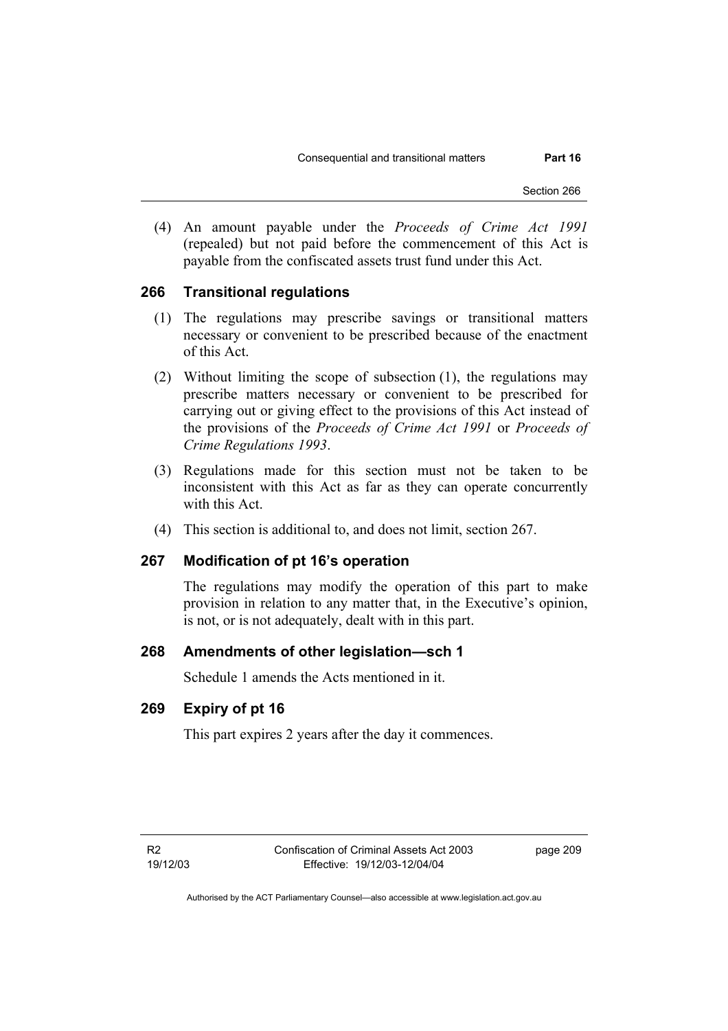(4) An amount payable under the *Proceeds of Crime Act 1991* (repealed) but not paid before the commencement of this Act is payable from the confiscated assets trust fund under this Act.

## 266 Transitional regulations

(1) The regulations may prescribe savings or transitional matters necessary or convenient to be prescribed because of the enactment of this Act.

(2) Without limiting the scope of subsection (1), the regulations may prescribe matters necessary or convenient to be prescribed for carrying out or giving effect to the provisions of this Act instead of the provisions of the *Proceeds of Crime Act 1991* or *Proceeds of Crime Regulations 1993*.

(3) Regulations made for this section must not be taken to be inconsistent with this Act as far as they can operate concurrently with this Act.

(4) This section is additional to, and does not limit, section 267.

## 267 Modification of pt 16's operation

The regulations may modify the operation of this part to make provision in relation to any matter that, in the Executive's opinion, is not, or is not adequately, dealt with in this part.

## 268 Amendments of other legislation—sch 1

Schedule 1 amends the Acts mentioned in it.

## 269 Expiry of pt 16

This part expires 2 years after the day it commences.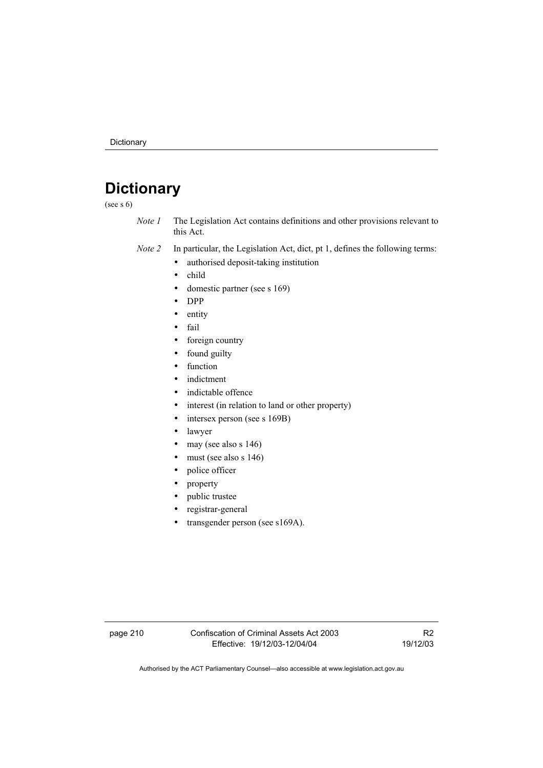# Dictionary

(see s 6)

*Note 1* The Legislation Act contains definitions and other provisions relevant to this Act.

*Note 2* In particular, the Legislation Act, dict, pt 1, defines the following terms:

- authorised deposit-taking institution
- child
- domestic partner (see s 169)
- DPP
- entity
- fail
- foreign country
- found guilty
- function
- indictment
- indictable offence
- interest (in relation to land or other property)
- intersex person (see s 169B)
- lawyer
- may (see also s 146)
- must (see also s 146)
- police officer
- property
- public trustee
- registrar-general
- transgender person (see s169A).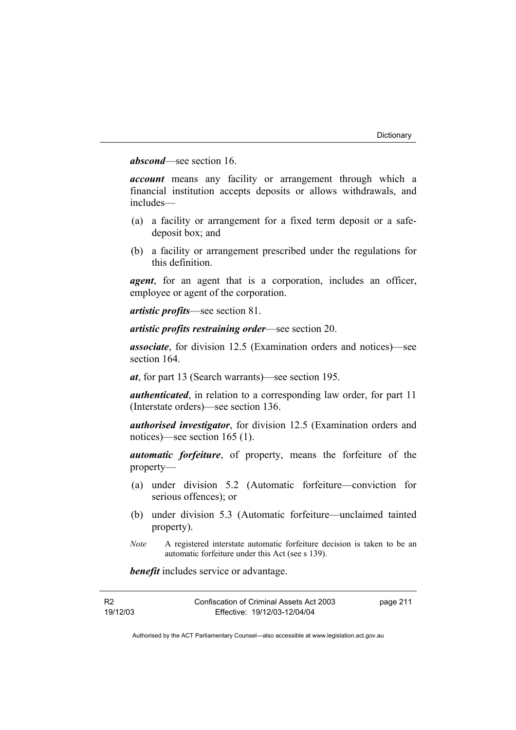***abscond***—see section 16.

***account*** means any facility or arrangement through which a financial institution accepts deposits or allows withdrawals, and includes—

(a) a facility or arrangement for a fixed term deposit or a safe-deposit box; and

(b) a facility or arrangement prescribed under the regulations for this definition.

***agent***, for an agent that is a corporation, includes an officer, employee or agent of the corporation.

***artistic profits***—see section 81.

***artistic profits restraining order***—see section 20.

***associate***, for division 12.5 (Examination orders and notices)—see section 164.

***at***, for part 13 (Search warrants)—see section 195.

***authenticated***, in relation to a corresponding law order, for part 11 (Interstate orders)—see section 136.

***authorised investigator***, for division 12.5 (Examination orders and notices)—see section 165 (1).

***automatic forfeiture***, of property, means the forfeiture of the property—

(a) under division 5.2 (Automatic forfeiture—conviction for serious offences); or

(b) under division 5.3 (Automatic forfeiture—unclaimed tainted property).

*Note* A registered interstate automatic forfeiture decision is taken to be an automatic forfeiture under this Act (see s 139).

***benefit*** includes service or advantage.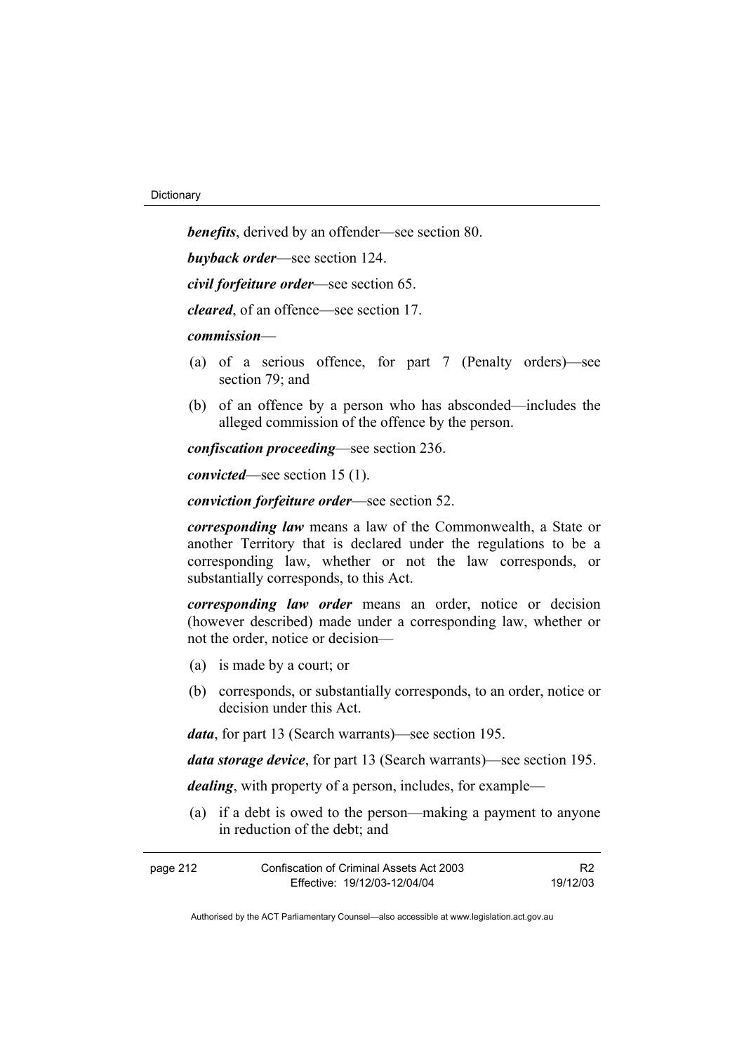***benefits***, derived by an offender—see section 80.

***buyback order***—see section 124.

***civil forfeiture order***—see section 65.

***cleared***, of an offence—see section 17.

***commission***—

(a) of a serious offence, for part 7 (Penalty orders)—see section 79; and

(b) of an offence by a person who has absconded—includes the alleged commission of the offence by the person.

***confiscation proceeding***—see section 236.

***convicted***—see section 15 (1).

***conviction forfeiture order***—see section 52.

***corresponding law*** means a law of the Commonwealth, a State or another Territory that is declared under the regulations to be a corresponding law, whether or not the law corresponds, or substantially corresponds, to this Act.

***corresponding law order*** means an order, notice or decision (however described) made under a corresponding law, whether or not the order, notice or decision—

(a) is made by a court; or

(b) corresponds, or substantially corresponds, to an order, notice or decision under this Act.

***data***, for part 13 (Search warrants)—see section 195.

***data storage device***, for part 13 (Search warrants)—see section 195.

***dealing***, with property of a person, includes, for example—

(a) if a debt is owed to the person—making a payment to anyone in reduction of the debt; and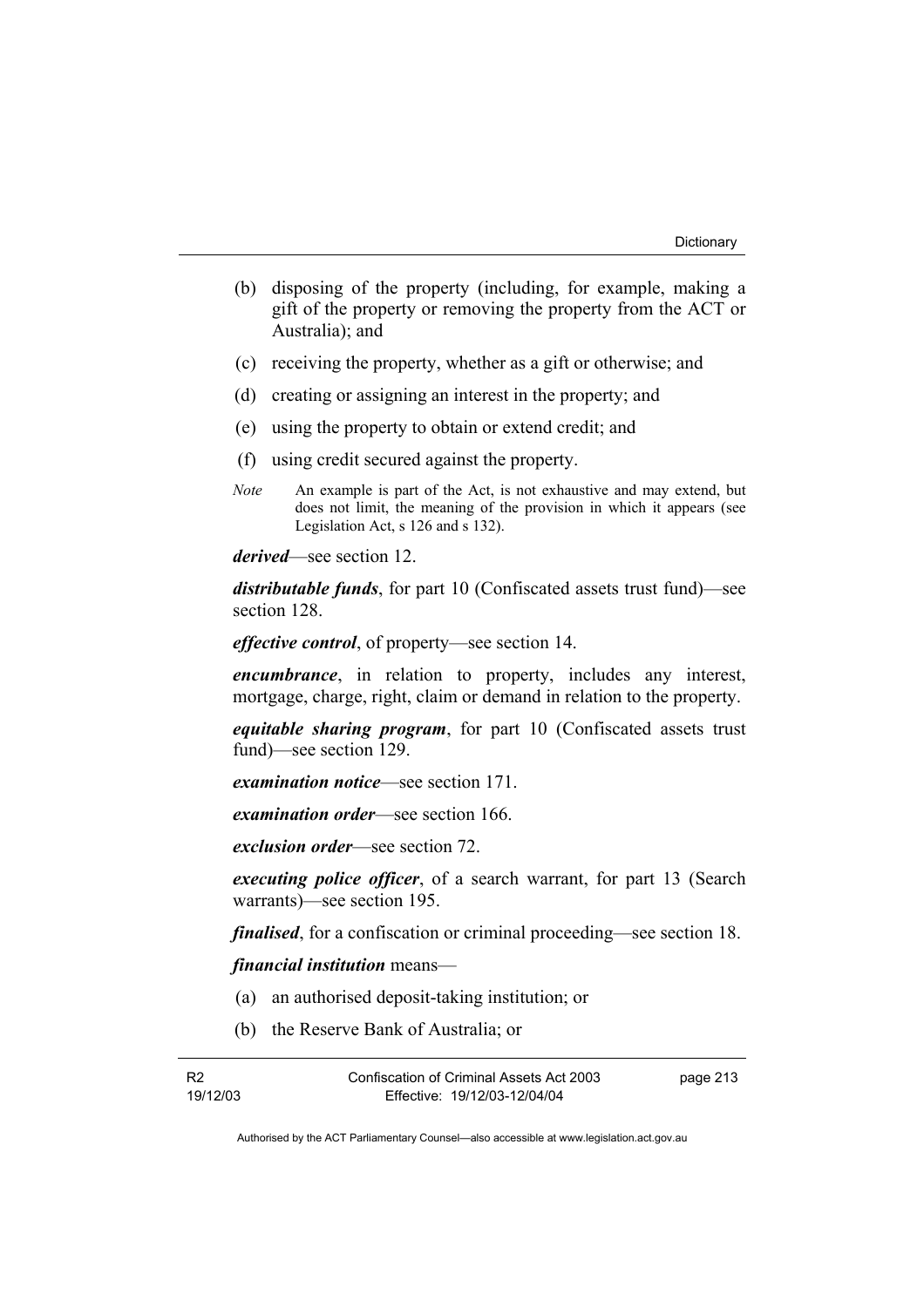(b) disposing of the property (including, for example, making a gift of the property or removing the property from the ACT or Australia); and

(c) receiving the property, whether as a gift or otherwise; and

(d) creating or assigning an interest in the property; and

(e) using the property to obtain or extend credit; and

(f) using credit secured against the property.

*Note* An example is part of the Act, is not exhaustive and may extend, but does not limit, the meaning of the provision in which it appears (see Legislation Act, s 126 and s 132).

***derived***—see section 12.

***distributable funds***, for part 10 (Confiscated assets trust fund)—see section 128.

***effective control***, of property—see section 14.

***encumbrance***, in relation to property, includes any interest, mortgage, charge, right, claim or demand in relation to the property.

***equitable sharing program***, for part 10 (Confiscated assets trust fund)—see section 129.

***examination notice***—see section 171.

***examination order***—see section 166.

***exclusion order***—see section 72.

***executing police officer***, of a search warrant, for part 13 (Search warrants)—see section 195.

***finalised***, for a confiscation or criminal proceeding—see section 18.

***financial institution*** means—

(a) an authorised deposit-taking institution; or

(b) the Reserve Bank of Australia; or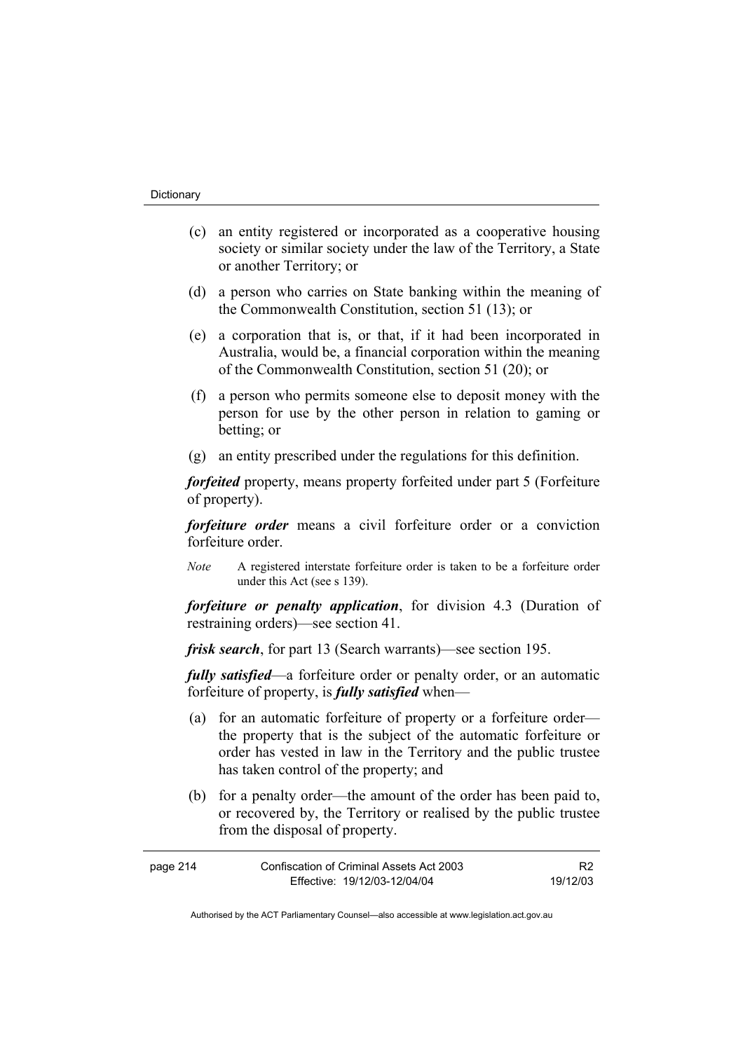(c) an entity registered or incorporated as a cooperative housing society or similar society under the law of the Territory, a State or another Territory; or

(d) a person who carries on State banking within the meaning of the Commonwealth Constitution, section 51 (13); or

(e) a corporation that is, or that, if it had been incorporated in Australia, would be, a financial corporation within the meaning of the Commonwealth Constitution, section 51 (20); or

(f) a person who permits someone else to deposit money with the person for use by the other person in relation to gaming or betting; or

(g) an entity prescribed under the regulations for this definition.

***forfeited*** property, means property forfeited under part 5 (Forfeiture of property).

***forfeiture order*** means a civil forfeiture order or a conviction forfeiture order.

*Note* A registered interstate forfeiture order is taken to be a forfeiture order under this Act (see s 139).

***forfeiture or penalty application***, for division 4.3 (Duration of restraining orders)—see section 41.

***frisk search***, for part 13 (Search warrants)—see section 195.

***fully satisfied***—a forfeiture order or penalty order, or an automatic forfeiture of property, is ***fully satisfied*** when—

(a) for an automatic forfeiture of property or a forfeiture order—the property that is the subject of the automatic forfeiture or order has vested in law in the Territory and the public trustee has taken control of the property; and

(b) for a penalty order—the amount of the order has been paid to, or recovered by, the Territory or realised by the public trustee from the disposal of property.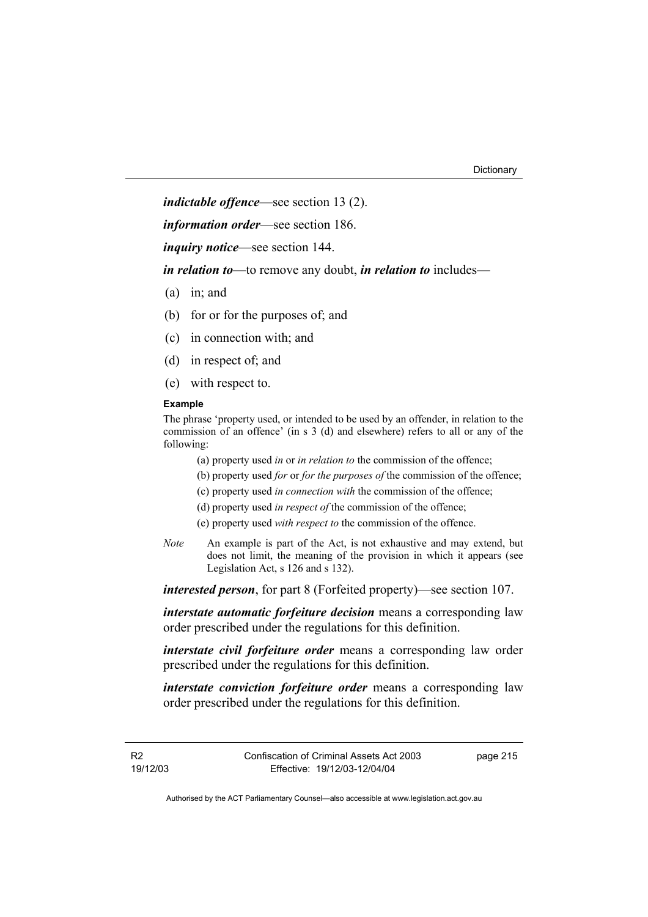***indictable offence***—see section 13 (2).

***information order***—see section 186.

***inquiry notice***—see section 144.

***in relation to***—to remove any doubt, ***in relation to*** includes—

(a) in; and

(b) for or for the purposes of; and

(c) in connection with; and

(d) in respect of; and

(e) with respect to.

**Example**

The phrase 'property used, or intended to be used by an offender, in relation to the commission of an offence' (in s 3 (d) and elsewhere) refers to all or any of the following:

(a) property used *in* or *in relation to* the commission of the offence;

(b) property used *for* or *for the purposes of* the commission of the offence;

(c) property used *in connection with* the commission of the offence;

(d) property used *in respect of* the commission of the offence;

(e) property used *with respect to* the commission of the offence.

*Note* An example is part of the Act, is not exhaustive and may extend, but does not limit, the meaning of the provision in which it appears (see Legislation Act, s 126 and s 132).

***interested person***, for part 8 (Forfeited property)—see section 107.

***interstate automatic forfeiture decision*** means a corresponding law order prescribed under the regulations for this definition.

***interstate civil forfeiture order*** means a corresponding law order prescribed under the regulations for this definition.

***interstate conviction forfeiture order*** means a corresponding law order prescribed under the regulations for this definition.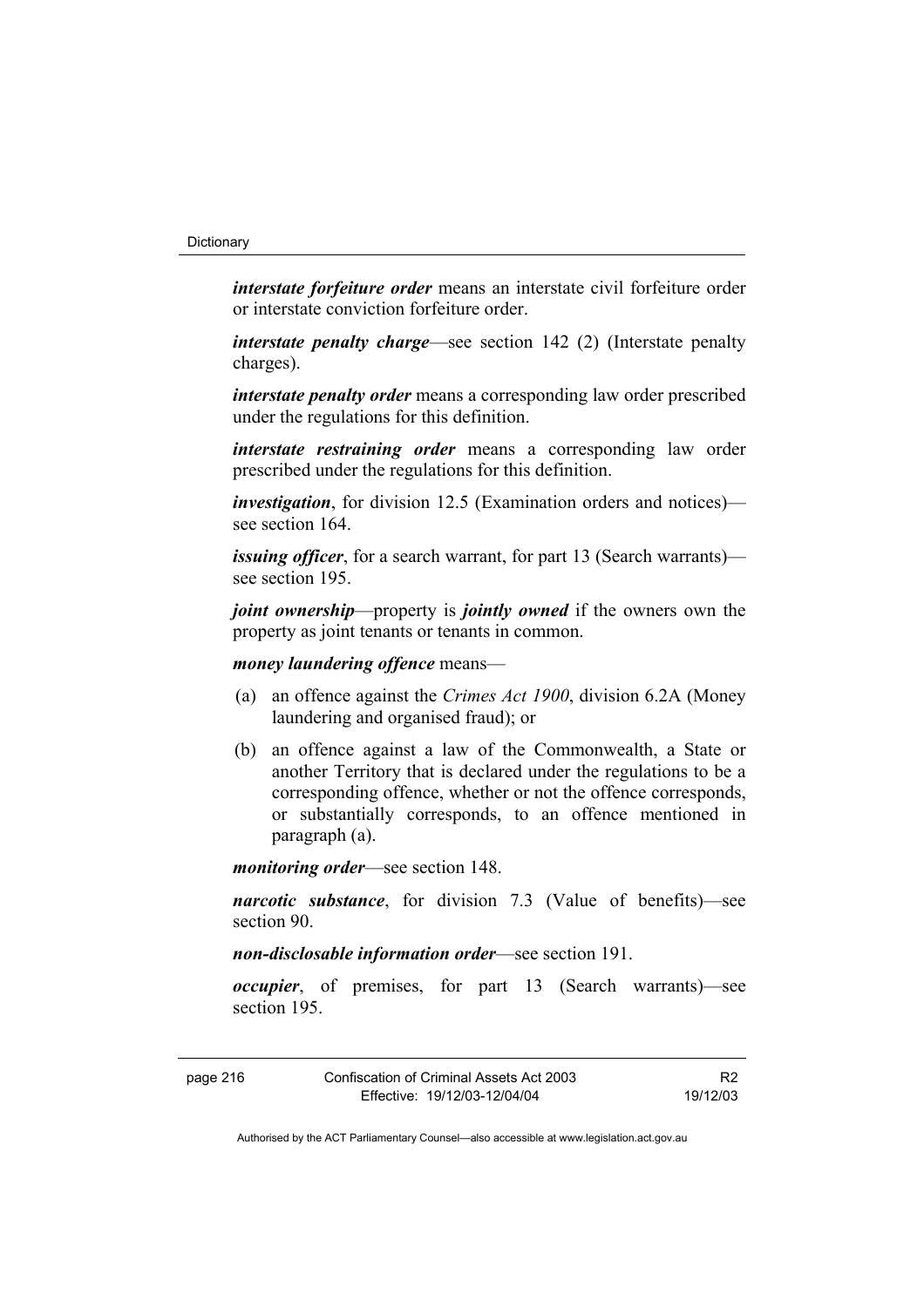***interstate forfeiture order*** means an interstate civil forfeiture order or interstate conviction forfeiture order.

***interstate penalty charge***—see section 142 (2) (Interstate penalty charges).

***interstate penalty order*** means a corresponding law order prescribed under the regulations for this definition.

***interstate restraining order*** means a corresponding law order prescribed under the regulations for this definition.

***investigation***, for division 12.5 (Examination orders and notices)—see section 164.

***issuing officer***, for a search warrant, for part 13 (Search warrants)—see section 195.

***joint ownership***—property is ***jointly owned*** if the owners own the property as joint tenants or tenants in common.

***money laundering offence*** means—

(a) an offence against the *Crimes Act 1900*, division 6.2A (Money laundering and organised fraud); or

(b) an offence against a law of the Commonwealth, a State or another Territory that is declared under the regulations to be a corresponding offence, whether or not the offence corresponds, or substantially corresponds, to an offence mentioned in paragraph (a).

***monitoring order***—see section 148.

***narcotic substance***, for division 7.3 (Value of benefits)—see section 90.

***non-disclosable information order***—see section 191.

***occupier***, of premises, for part 13 (Search warrants)—see section 195.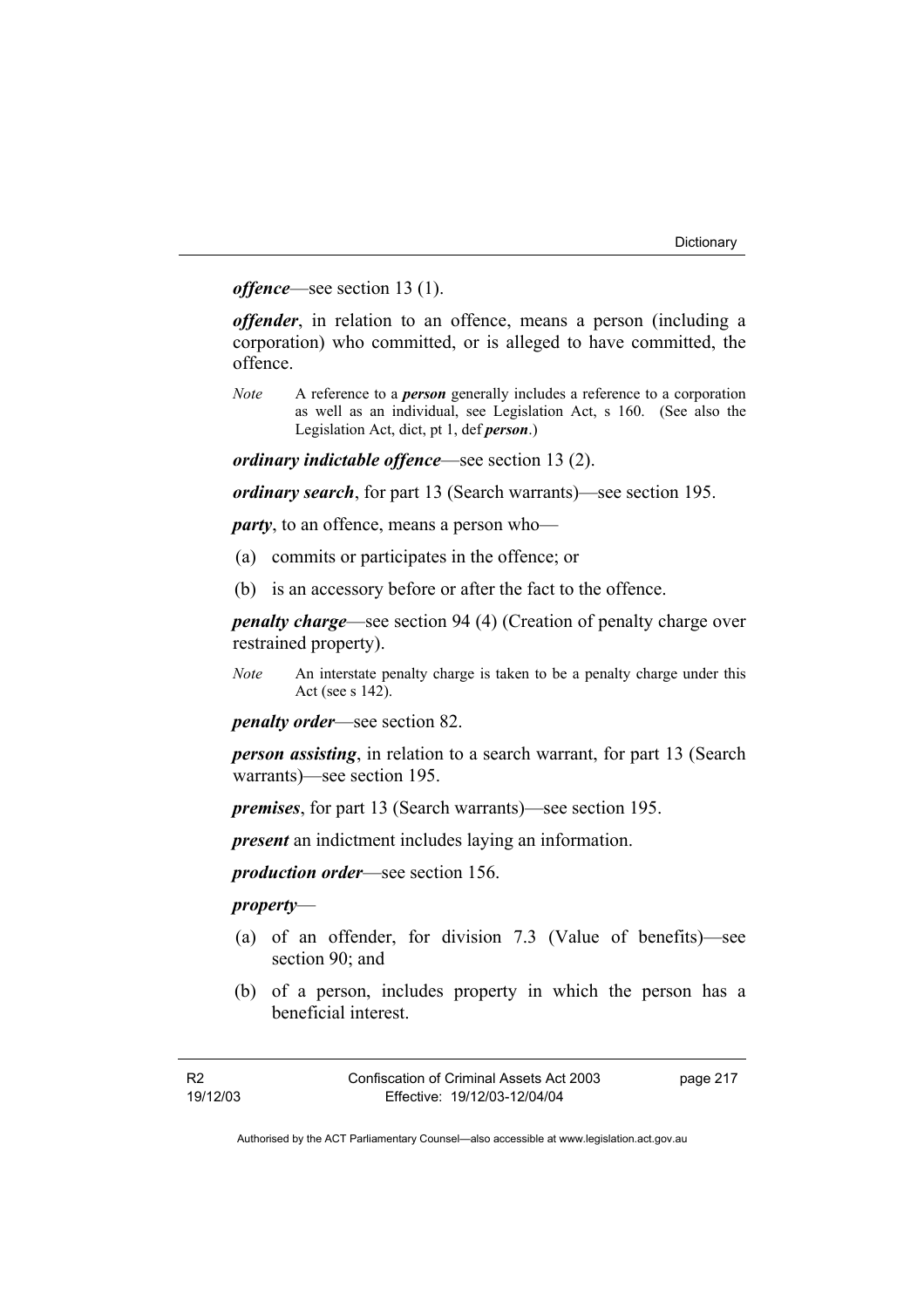***offence***—see section 13 (1).

***offender***, in relation to an offence, means a person (including a corporation) who committed, or is alleged to have committed, the offence.

*Note* A reference to a ***person*** generally includes a reference to a corporation as well as an individual, see Legislation Act, s 160. (See also the Legislation Act, dict, pt 1, def ***person***.)

***ordinary indictable offence***—see section 13 (2).

***ordinary search***, for part 13 (Search warrants)—see section 195.

***party***, to an offence, means a person who—

(a) commits or participates in the offence; or

(b) is an accessory before or after the fact to the offence.

***penalty charge***—see section 94 (4) (Creation of penalty charge over restrained property).

*Note* An interstate penalty charge is taken to be a penalty charge under this Act (see s 142).

***penalty order***—see section 82.

***person assisting***, in relation to a search warrant, for part 13 (Search warrants)—see section 195.

***premises***, for part 13 (Search warrants)—see section 195.

***present*** an indictment includes laying an information.

***production order***—see section 156.

***property***—

(a) of an offender, for division 7.3 (Value of benefits)—see section 90; and

(b) of a person, includes property in which the person has a beneficial interest.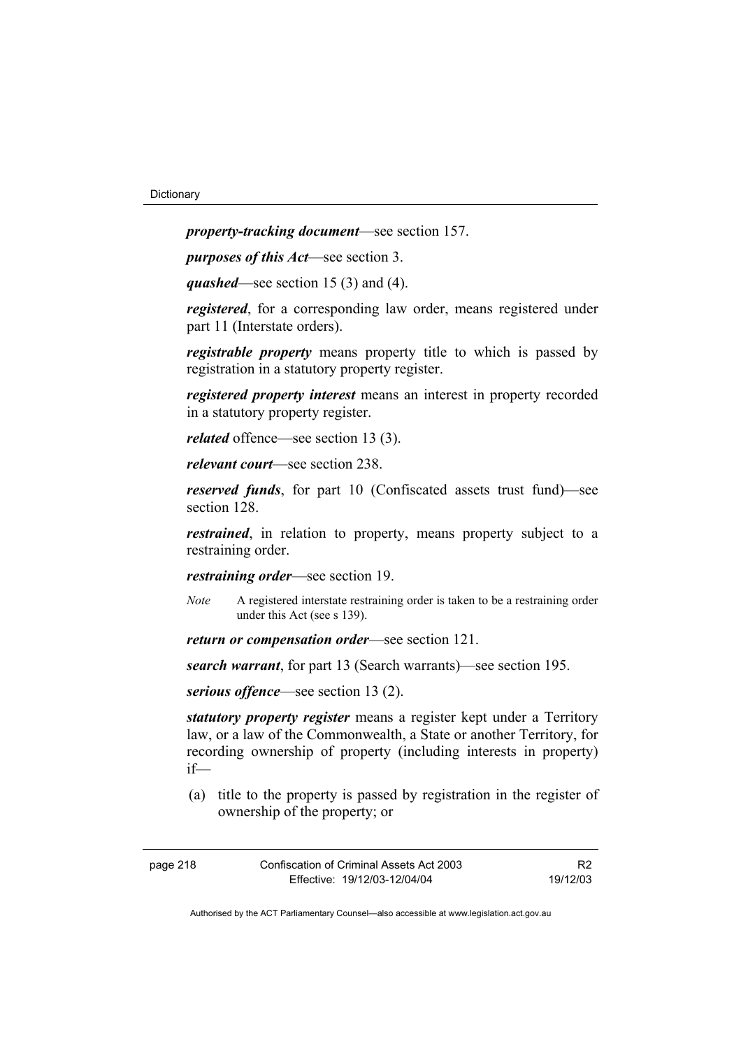***property-tracking document***—see section 157.

***purposes of this Act***—see section 3.

***quashed***—see section 15 (3) and (4).

***registered***, for a corresponding law order, means registered under part 11 (Interstate orders).

***registrable property*** means property title to which is passed by registration in a statutory property register.

***registered property interest*** means an interest in property recorded in a statutory property register.

***related*** offence—see section 13 (3).

***relevant court***—see section 238.

***reserved funds***, for part 10 (Confiscated assets trust fund)—see section 128.

***restrained***, in relation to property, means property subject to a restraining order.

***restraining order***—see section 19.

*Note* A registered interstate restraining order is taken to be a restraining order under this Act (see s 139).

***return or compensation order***—see section 121.

***search warrant***, for part 13 (Search warrants)—see section 195.

***serious offence***—see section 13 (2).

***statutory property register*** means a register kept under a Territory law, or a law of the Commonwealth, a State or another Territory, for recording ownership of property (including interests in property) if—

(a) title to the property is passed by registration in the register of ownership of the property; or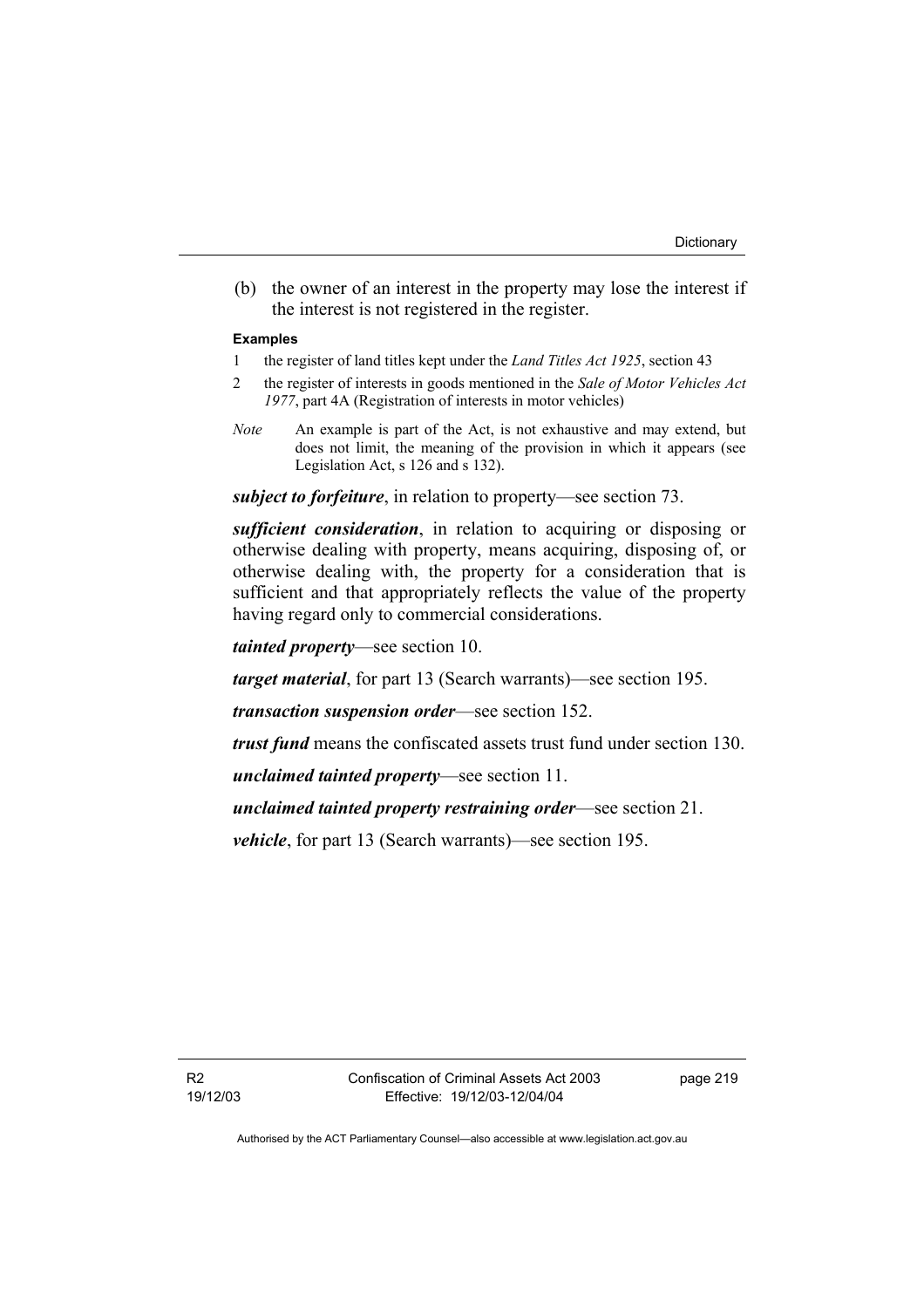(b) the owner of an interest in the property may lose the interest if the interest is not registered in the register.

**Examples**

1 the register of land titles kept under the *Land Titles Act 1925*, section 43

2 the register of interests in goods mentioned in the *Sale of Motor Vehicles Act 1977*, part 4A (Registration of interests in motor vehicles)

*Note* An example is part of the Act, is not exhaustive and may extend, but does not limit, the meaning of the provision in which it appears (see Legislation Act, s 126 and s 132).

***subject to forfeiture***, in relation to property—see section 73.

***sufficient consideration***, in relation to acquiring or disposing or otherwise dealing with property, means acquiring, disposing of, or otherwise dealing with, the property for a consideration that is sufficient and that appropriately reflects the value of the property having regard only to commercial considerations.

***tainted property***—see section 10.

***target material***, for part 13 (Search warrants)—see section 195.

***transaction suspension order***—see section 152.

***trust fund*** means the confiscated assets trust fund under section 130.

***unclaimed tainted property***—see section 11.

***unclaimed tainted property restraining order***—see section 21.

***vehicle***, for part 13 (Search warrants)—see section 195.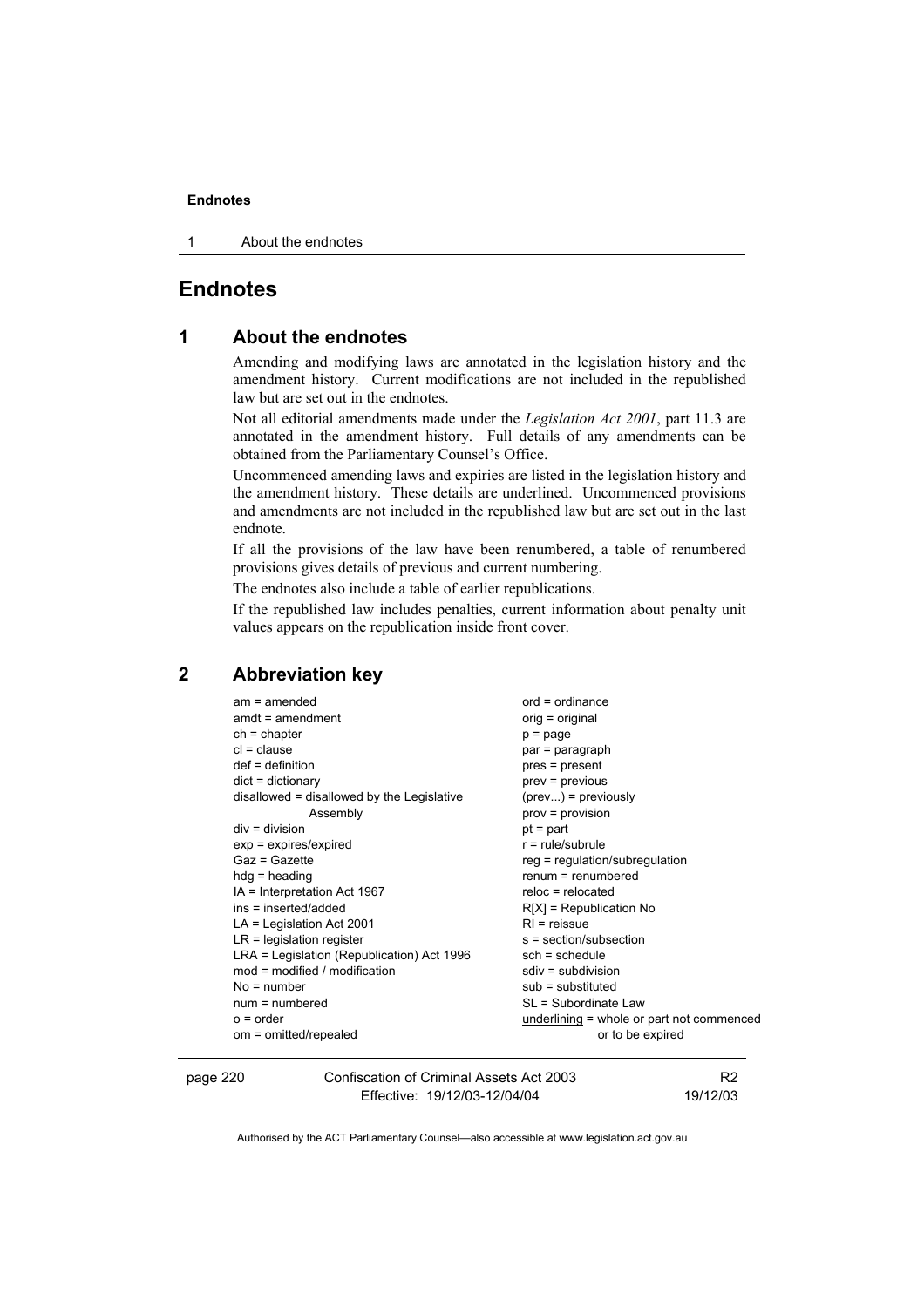# Endnotes

## 1 About the endnotes

Amending and modifying laws are annotated in the legislation history and the amendment history. Current modifications are not included in the republished law but are set out in the endnotes.

Not all editorial amendments made under the *Legislation Act 2001*, part 11.3 are annotated in the amendment history. Full details of any amendments can be obtained from the Parliamentary Counsel's Office.

Uncommenced amending laws and expiries are listed in the legislation history and the amendment history. These details are underlined. Uncommenced provisions and amendments are not included in the republished law but are set out in the last endnote.

If all the provisions of the law have been renumbered, a table of renumbered provisions gives details of previous and current numbering.

The endnotes also include a table of earlier republications.

If the republished law includes penalties, current information about penalty unit values appears on the republication inside front cover.

## 2 Abbreviation key

am = amended
amdt = amendment
ch = chapter
cl = clause
def = definition
dict = dictionary
disallowed = disallowed by the Legislative Assembly
div = division
exp = expires/expired
Gaz = Gazette
hdg = heading
IA = Interpretation Act 1967
ins = inserted/added
LA = Legislation Act 2001
LR = legislation register
LRA = Legislation (Republication) Act 1996
mod = modified / modification
No = number
num = numbered
o = order
om = omitted/repealed
ord = ordinance
orig = original
p = page
par = paragraph
pres = present
prev = previous
(prev...) = previously
prov = provision
pt = part
r = rule/subrule
reg = regulation/subregulation
renum = renumbered
reloc = relocated
R[X] = Republication No
RI = reissue
s = section/subsection
sch = schedule
sdiv = subdivision
sub = substituted
SL = Subordinate Law
<u>underlining</u> = whole or part not commenced or to be expired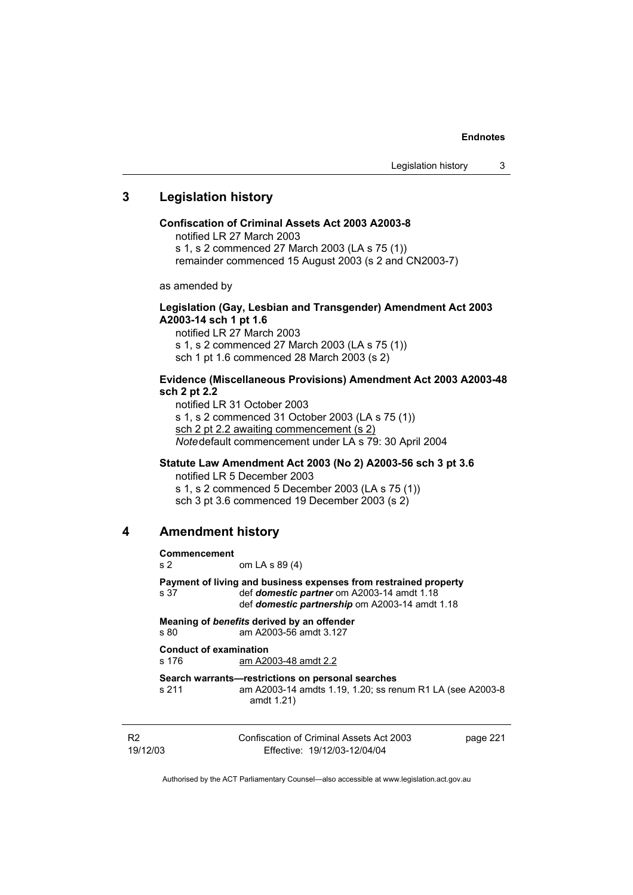## 3 Legislation history

**Confiscation of Criminal Assets Act 2003 A2003-8**

notified LR 27 March 2003
s 1, s 2 commenced 27 March 2003 (LA s 75 (1))
remainder commenced 15 August 2003 (s 2 and CN2003-7)

as amended by

**Legislation (Gay, Lesbian and Transgender) Amendment Act 2003 A2003-14 sch 1 pt 1.6**

notified LR 27 March 2003
s 1, s 2 commenced 27 March 2003 (LA s 75 (1))
sch 1 pt 1.6 commenced 28 March 2003 (s 2)

**Evidence (Miscellaneous Provisions) Amendment Act 2003 A2003-48 sch 2 pt 2.2**

notified LR 31 October 2003
s 1, s 2 commenced 31 October 2003 (LA s 75 (1))
sch 2 pt 2.2 awaiting commencement (s 2)
*Note* default commencement under LA s 79: 30 April 2004

**Statute Law Amendment Act 2003 (No 2) A2003-56 sch 3 pt 3.6**

notified LR 5 December 2003
s 1, s 2 commenced 5 December 2003 (LA s 75 (1))
sch 3 pt 3.6 commenced 19 December 2003 (s 2)

## 4 Amendment history

**Commencement**
s 2 om LA s 89 (4)

**Payment of living and business expenses from restrained property**
s 37 def ***domestic partner*** om A2003-14 amdt 1.18
def ***domestic partnership*** om A2003-14 amdt 1.18

**Meaning of *benefits* derived by an offender**
s 80 am A2003-56 amdt 3.127

**Conduct of examination**
s 176 am A2003-48 amdt 2.2

**Search warrants—restrictions on personal searches**
s 211 am A2003-14 amdts 1.19, 1.20; ss renum R1 LA (see A2003-8 amdt 1.21)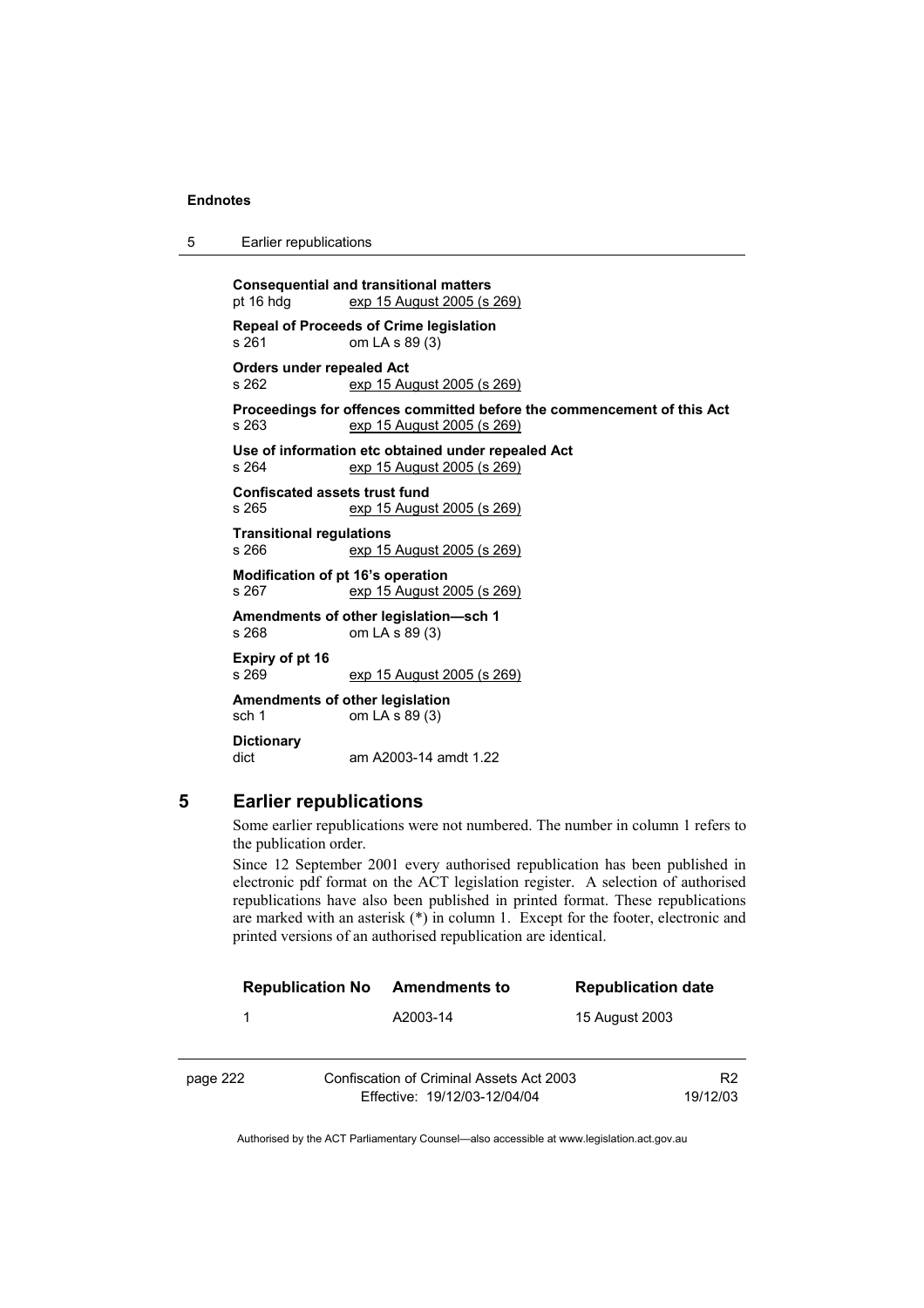**Consequential and transitional matters**
pt 16 hdg exp 15 August 2005 (s 269)

**Repeal of Proceeds of Crime legislation**
s 261 om LA s 89 (3)

**Orders under repealed Act**
s 262 exp 15 August 2005 (s 269)

**Proceedings for offences committed before the commencement of this Act**
s 263 exp 15 August 2005 (s 269)

**Use of information etc obtained under repealed Act**
s 264 exp 15 August 2005 (s 269)

**Confiscated assets trust fund**
s 265 exp 15 August 2005 (s 269)

**Transitional regulations**
s 266 exp 15 August 2005 (s 269)

**Modification of pt 16's operation**
s 267 exp 15 August 2005 (s 269)

**Amendments of other legislation—sch 1**
s 268 om LA s 89 (3)

**Expiry of pt 16**
s 269 exp 15 August 2005 (s 269)

**Amendments of other legislation**
sch 1 om LA s 89 (3)

**Dictionary**
dict am A2003-14 amdt 1.22

## 5 Earlier republications

Some earlier republications were not numbered. The number in column 1 refers to the publication order.

Since 12 September 2001 every authorised republication has been published in electronic pdf format on the ACT legislation register. A selection of authorised republications have also been published in printed format. These republications are marked with an asterisk (*) in column 1. Except for the footer, electronic and printed versions of an authorised republication are identical.

| Republication No | Amendments to | Republication date |
|---|---|---|
| 1 | A2003-14 | 15 August 2003 |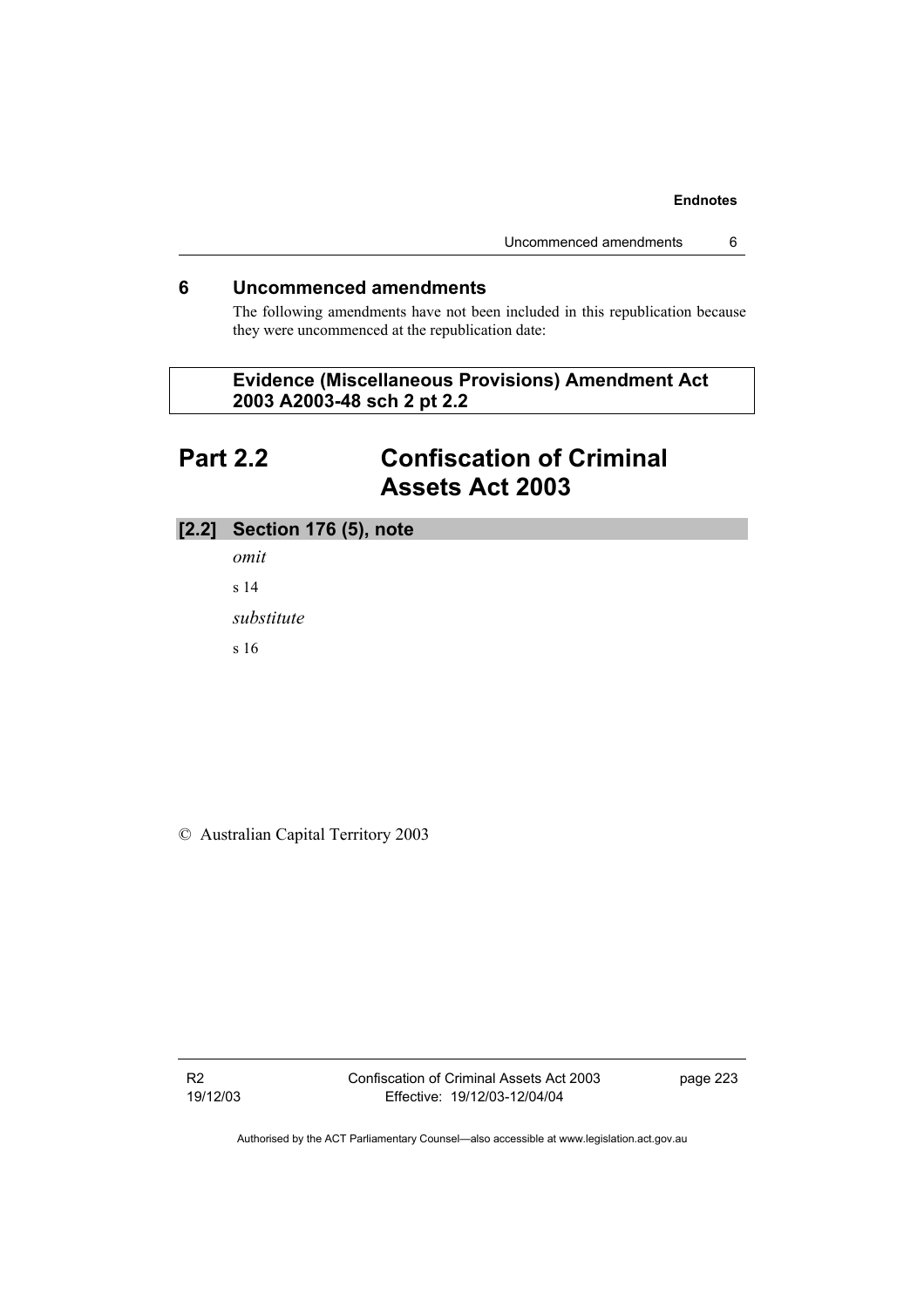## 6 Uncommenced amendments

The following amendments have not been included in this republication because they were uncommenced at the republication date:

**Evidence (Miscellaneous Provisions) Amendment Act 2003 A2003-48 sch 2 pt 2.2**

# Part 2.2 Confiscation of Criminal Assets Act 2003

### [2.2] Section 176 (5), note

*omit*

s 14

*substitute*

s 16

© Australian Capital Territory 2003